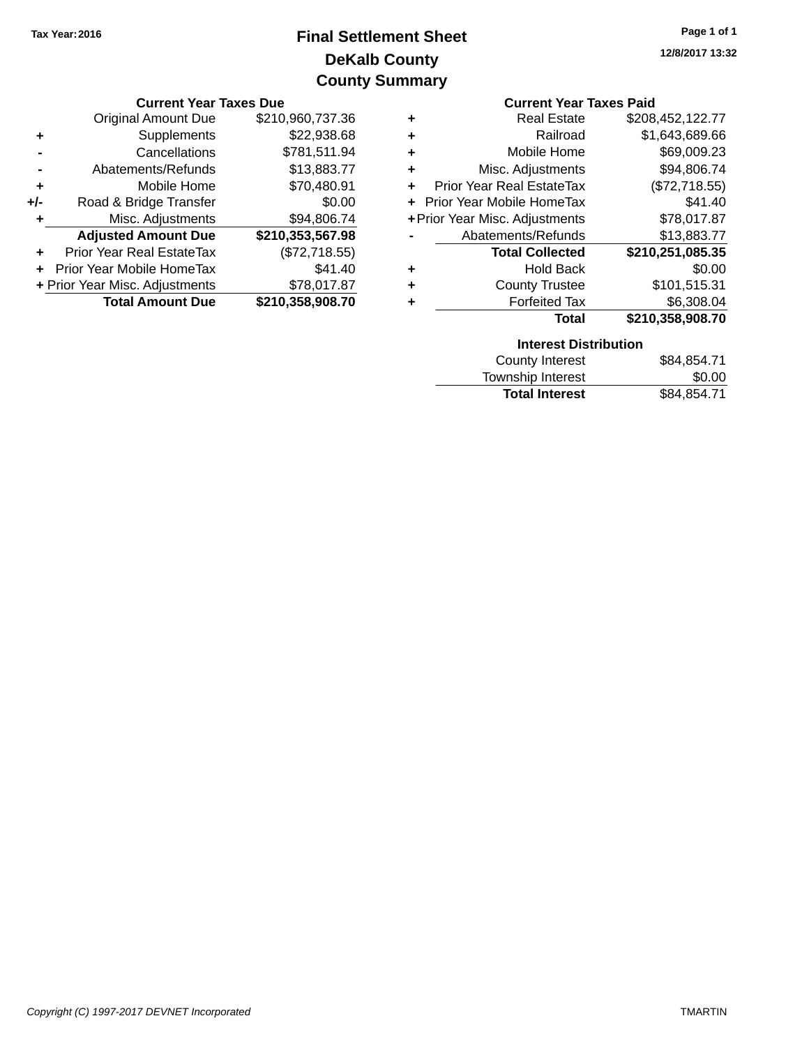Tax Year: 2016

# Final Settlement Sheet

# DeKalb County

## County Summary

12/8/2017 13:32

### Current Year Taxes Due

| | | |
|---|---|---|
| | Original Amount Due | $210,960,737.36 |
| + | Supplements | $22,938.68 |
| - | Cancellations | $781,511.94 |
| - | Abatements/Refunds | $13,883.77 |
| + | Mobile Home | $70,480.91 |
| +/- | Road & Bridge Transfer | $0.00 |
| + | Misc. Adjustments | $94,806.74 |
| | **Adjusted Amount Due** | **$210,353,567.98** |
| + | Prior Year Real EstateTax | ($72,718.55) |
| + | Prior Year Mobile HomeTax | $41.40 |
| + | Prior Year Misc. Adjustments | $78,017.87 |
| | **Total Amount Due** | **$210,358,908.70** |

### Current Year Taxes Paid

| | | |
|---|---|---|
| + | Real Estate | $208,452,122.77 |
| + | Railroad | $1,643,689.66 |
| + | Mobile Home | $69,009.23 |
| + | Misc. Adjustments | $94,806.74 |
| + | Prior Year Real EstateTax | ($72,718.55) |
| + | Prior Year Mobile HomeTax | $41.40 |
| + | Prior Year Misc. Adjustments | $78,017.87 |
| - | Abatements/Refunds | $13,883.77 |
| | **Total Collected** | **$210,251,085.35** |
| + | Hold Back | $0.00 |
| + | County Trustee | $101,515.31 |
| + | Forfeited Tax | $6,308.04 |
| | **Total** | **$210,358,908.70** |

### Interest Distribution

| | |
|---|---|
| County Interest | $84,854.71 |
| Township Interest | $0.00 |
| **Total Interest** | $84,854.71 |

*Copyright (C) 1997-2017 DEVNET Incorporated*

TMARTIN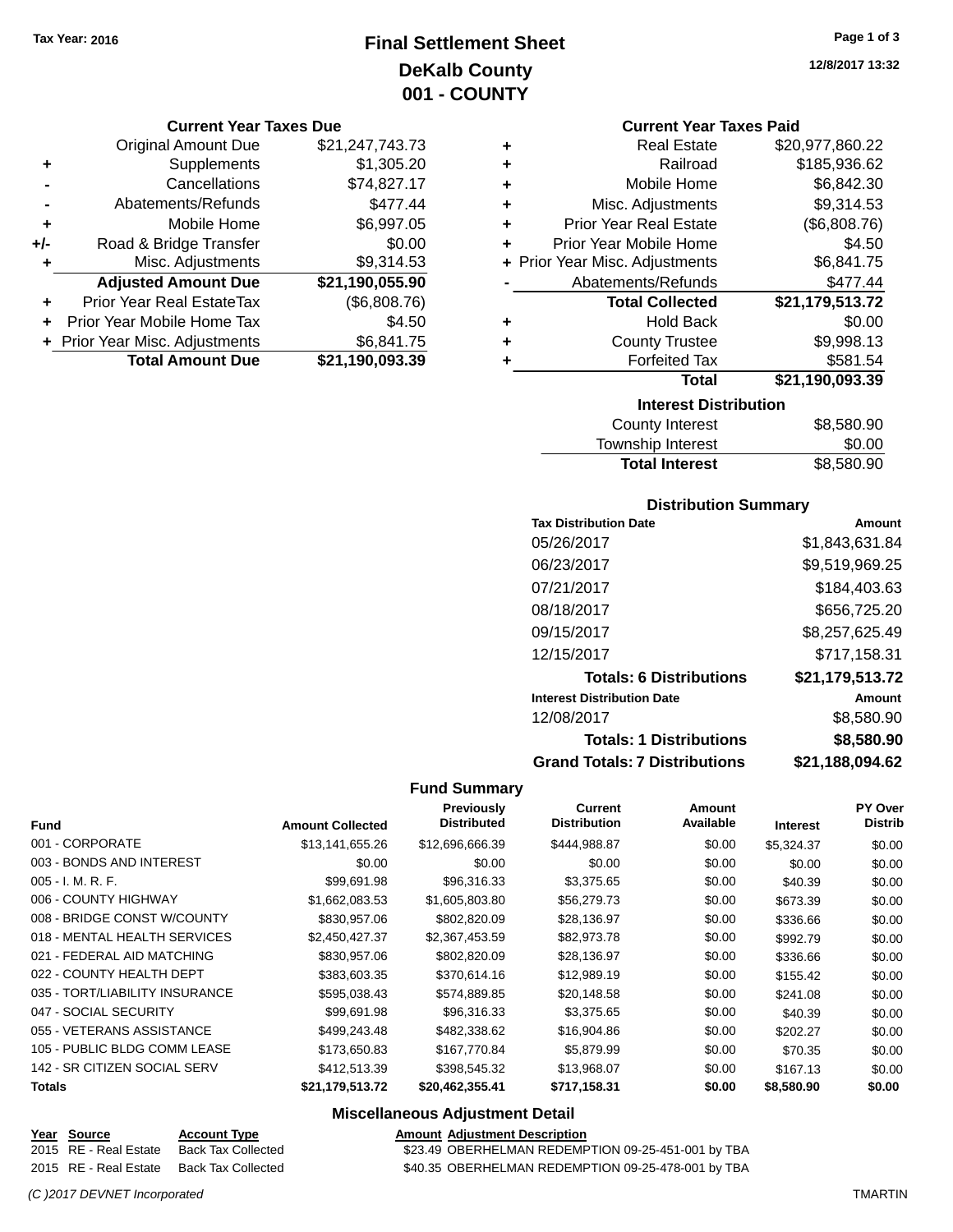**Tax Year: 2016**

# Final Settlement Sheet
## DeKalb County
## 001 - COUNTY

12/8/2017 13:32

### Current Year Taxes Due

| | | |
|---|---|---|
| | Original Amount Due | $21,247,743.73 |
| + | Supplements | $1,305.20 |
| - | Cancellations | $74,827.17 |
| - | Abatements/Refunds | $477.44 |
| + | Mobile Home | $6,997.05 |
| +/- | Road & Bridge Transfer | $0.00 |
| + | Misc. Adjustments | $9,314.53 |
| | **Adjusted Amount Due** | **$21,190,055.90** |
| + | Prior Year Real EstateTax | ($6,808.76) |
| + | Prior Year Mobile Home Tax | $4.50 |
| + | Prior Year Misc. Adjustments | $6,841.75 |
| | **Total Amount Due** | **$21,190,093.39** |

### Current Year Taxes Paid

| | | |
|---|---|---|
| + | Real Estate | $20,977,860.22 |
| + | Railroad | $185,936.62 |
| + | Mobile Home | $6,842.30 |
| + | Misc. Adjustments | $9,314.53 |
| + | Prior Year Real Estate | ($6,808.76) |
| + | Prior Year Mobile Home | $4.50 |
| + | Prior Year Misc. Adjustments | $6,841.75 |
| - | Abatements/Refunds | $477.44 |
| | **Total Collected** | **$21,179,513.72** |
| + | Hold Back | $0.00 |
| + | County Trustee | $9,998.13 |
| + | Forfeited Tax | $581.54 |
| | **Total** | **$21,190,093.39** |

### Interest Distribution

| | |
|---|---|
| County Interest | $8,580.90 |
| Township Interest | $0.00 |
| **Total Interest** | $8,580.90 |

### Distribution Summary

| Tax Distribution Date | Amount |
|---|---|
| 05/26/2017 | $1,843,631.84 |
| 06/23/2017 | $9,519,969.25 |
| 07/21/2017 | $184,403.63 |
| 08/18/2017 | $656,725.20 |
| 09/15/2017 | $8,257,625.49 |
| 12/15/2017 | $717,158.31 |
| **Totals: 6 Distributions** | **$21,179,513.72** |
| **Interest Distribution Date** | **Amount** |
| 12/08/2017 | $8,580.90 |
| **Totals: 1 Distributions** | **$8,580.90** |
| **Grand Totals: 7 Distributions** | **$21,188,094.62** |

### Fund Summary

| Fund | Amount Collected | Previously Distributed | Current Distribution | Amount Available | Interest | PY Over Distrib |
|---|---|---|---|---|---|---|
| 001 - CORPORATE | $13,141,655.26 | $12,696,666.39 | $444,988.87 | $0.00 | $5,324.37 | $0.00 |
| 003 - BONDS AND INTEREST | $0.00 | $0.00 | $0.00 | $0.00 | $0.00 | $0.00 |
| 005 - I. M. R. F. | $99,691.98 | $96,316.33 | $3,375.65 | $0.00 | $40.39 | $0.00 |
| 006 - COUNTY HIGHWAY | $1,662,083.53 | $1,605,803.80 | $56,279.73 | $0.00 | $673.39 | $0.00 |
| 008 - BRIDGE CONST W/COUNTY | $830,957.06 | $802,820.09 | $28,136.97 | $0.00 | $336.66 | $0.00 |
| 018 - MENTAL HEALTH SERVICES | $2,450,427.37 | $2,367,453.59 | $82,973.78 | $0.00 | $992.79 | $0.00 |
| 021 - FEDERAL AID MATCHING | $830,957.06 | $802,820.09 | $28,136.97 | $0.00 | $336.66 | $0.00 |
| 022 - COUNTY HEALTH DEPT | $383,603.35 | $370,614.16 | $12,989.19 | $0.00 | $155.42 | $0.00 |
| 035 - TORT/LIABILITY INSURANCE | $595,038.43 | $574,889.85 | $20,148.58 | $0.00 | $241.08 | $0.00 |
| 047 - SOCIAL SECURITY | $99,691.98 | $96,316.33 | $3,375.65 | $0.00 | $40.39 | $0.00 |
| 055 - VETERANS ASSISTANCE | $499,243.48 | $482,338.62 | $16,904.86 | $0.00 | $202.27 | $0.00 |
| 105 - PUBLIC BLDG COMM LEASE | $173,650.83 | $167,770.84 | $5,879.99 | $0.00 | $70.35 | $0.00 |
| 142 - SR CITIZEN SOCIAL SERV | $412,513.39 | $398,545.32 | $13,968.07 | $0.00 | $167.13 | $0.00 |
| **Totals** | **$21,179,513.72** | **$20,462,355.41** | **$717,158.31** | **$0.00** | **$8,580.90** | **$0.00** |

### Miscellaneous Adjustment Detail

| Year | Source | Account Type | Amount | Adjustment Description |
|---|---|---|---|---|
| 2015 | RE - Real Estate | Back Tax Collected | $23.49 | OBERHELMAN REDEMPTION 09-25-451-001 by TBA |
| 2015 | RE - Real Estate | Back Tax Collected | $40.35 | OBERHELMAN REDEMPTION 09-25-478-001 by TBA |

*(C )2017 DEVNET Incorporated* TMARTIN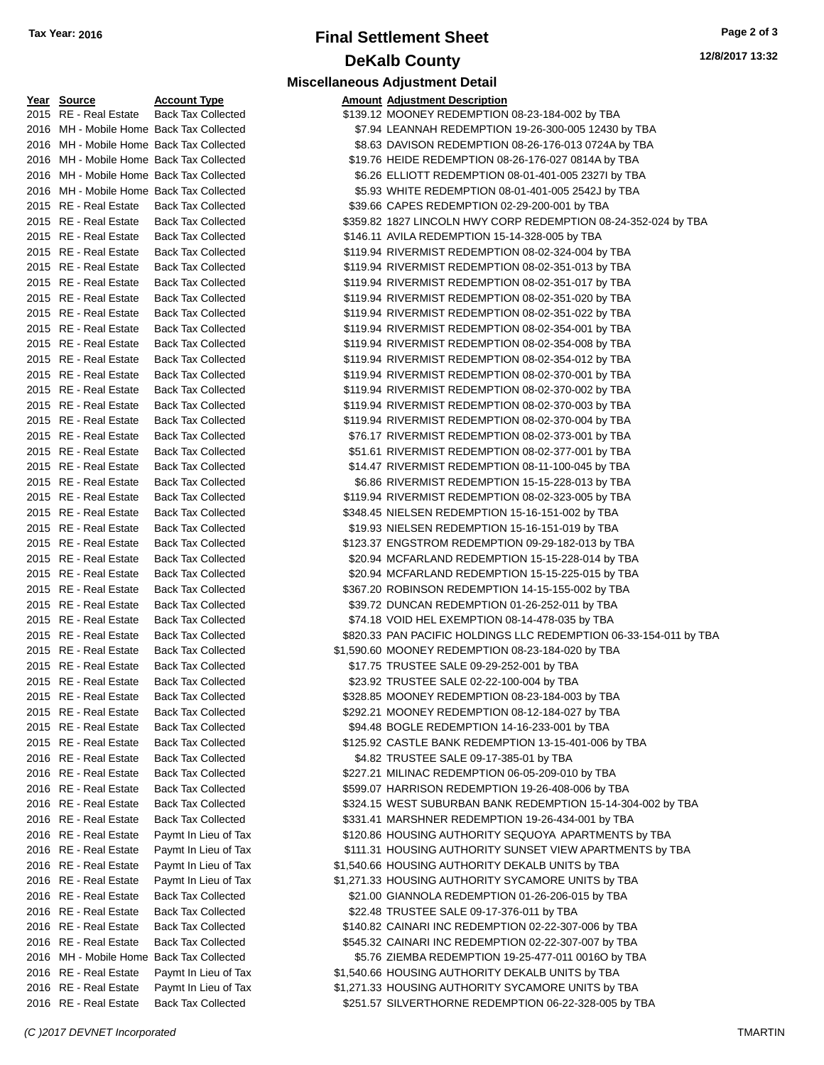# Final Settlement Sheet

## DeKalb County

### Miscellaneous Adjustment Detail

| Year | Source | Account Type | Amount | Adjustment Description |
|---|---|---|---|---|
| 2015 | RE - Real Estate | Back Tax Collected | $139.12 | MOONEY REDEMPTION 08-23-184-002 by TBA |
| 2016 | MH - Mobile Home | Back Tax Collected | $7.94 | LEANNAH REDEMPTION 19-26-300-005 12430 by TBA |
| 2016 | MH - Mobile Home | Back Tax Collected | $8.63 | DAVISON REDEMPTION 08-26-176-013 0724A by TBA |
| 2016 | MH - Mobile Home | Back Tax Collected | $19.76 | HEIDE REDEMPTION 08-26-176-027 0814A by TBA |
| 2016 | MH - Mobile Home | Back Tax Collected | $6.26 | ELLIOTT REDEMPTION 08-01-401-005 2327I by TBA |
| 2016 | MH - Mobile Home | Back Tax Collected | $5.93 | WHITE REDEMPTION 08-01-401-005 2542J by TBA |
| 2015 | RE - Real Estate | Back Tax Collected | $39.66 | CAPES REDEMPTION 02-29-200-001 by TBA |
| 2015 | RE - Real Estate | Back Tax Collected | $359.82 | 1827 LINCOLN HWY CORP REDEMPTION 08-24-352-024 by TBA |
| 2015 | RE - Real Estate | Back Tax Collected | $146.11 | AVILA REDEMPTION 15-14-328-005 by TBA |
| 2015 | RE - Real Estate | Back Tax Collected | $119.94 | RIVERMIST REDEMPTION 08-02-324-004 by TBA |
| 2015 | RE - Real Estate | Back Tax Collected | $119.94 | RIVERMIST REDEMPTION 08-02-351-013 by TBA |
| 2015 | RE - Real Estate | Back Tax Collected | $119.94 | RIVERMIST REDEMPTION 08-02-351-017 by TBA |
| 2015 | RE - Real Estate | Back Tax Collected | $119.94 | RIVERMIST REDEMPTION 08-02-351-020 by TBA |
| 2015 | RE - Real Estate | Back Tax Collected | $119.94 | RIVERMIST REDEMPTION 08-02-351-022 by TBA |
| 2015 | RE - Real Estate | Back Tax Collected | $119.94 | RIVERMIST REDEMPTION 08-02-354-001 by TBA |
| 2015 | RE - Real Estate | Back Tax Collected | $119.94 | RIVERMIST REDEMPTION 08-02-354-008 by TBA |
| 2015 | RE - Real Estate | Back Tax Collected | $119.94 | RIVERMIST REDEMPTION 08-02-354-012 by TBA |
| 2015 | RE - Real Estate | Back Tax Collected | $119.94 | RIVERMIST REDEMPTION 08-02-370-001 by TBA |
| 2015 | RE - Real Estate | Back Tax Collected | $119.94 | RIVERMIST REDEMPTION 08-02-370-002 by TBA |
| 2015 | RE - Real Estate | Back Tax Collected | $119.94 | RIVERMIST REDEMPTION 08-02-370-003 by TBA |
| 2015 | RE - Real Estate | Back Tax Collected | $119.94 | RIVERMIST REDEMPTION 08-02-370-004 by TBA |
| 2015 | RE - Real Estate | Back Tax Collected | $76.17 | RIVERMIST REDEMPTION 08-02-373-001 by TBA |
| 2015 | RE - Real Estate | Back Tax Collected | $51.61 | RIVERMIST REDEMPTION 08-02-377-001 by TBA |
| 2015 | RE - Real Estate | Back Tax Collected | $14.47 | RIVERMIST REDEMPTION 08-11-100-045 by TBA |
| 2015 | RE - Real Estate | Back Tax Collected | $6.86 | RIVERMIST REDEMPTION 15-15-228-013 by TBA |
| 2015 | RE - Real Estate | Back Tax Collected | $119.94 | RIVERMIST REDEMPTION 08-02-323-005 by TBA |
| 2015 | RE - Real Estate | Back Tax Collected | $348.45 | NIELSEN REDEMPTION 15-16-151-002 by TBA |
| 2015 | RE - Real Estate | Back Tax Collected | $19.93 | NIELSEN REDEMPTION 15-16-151-019 by TBA |
| 2015 | RE - Real Estate | Back Tax Collected | $123.37 | ENGSTROM REDEMPTION 09-29-182-013 by TBA |
| 2015 | RE - Real Estate | Back Tax Collected | $20.94 | MCFARLAND REDEMPTION 15-15-228-014 by TBA |
| 2015 | RE - Real Estate | Back Tax Collected | $20.94 | MCFARLAND REDEMPTION 15-15-225-015 by TBA |
| 2015 | RE - Real Estate | Back Tax Collected | $367.20 | ROBINSON REDEMPTION 14-15-155-002 by TBA |
| 2015 | RE - Real Estate | Back Tax Collected | $39.72 | DUNCAN REDEMPTION 01-26-252-011 by TBA |
| 2015 | RE - Real Estate | Back Tax Collected | $74.18 | VOID HEL EXEMPTION 08-14-478-035 by TBA |
| 2015 | RE - Real Estate | Back Tax Collected | $820.33 | PAN PACIFIC HOLDINGS LLC REDEMPTION 06-33-154-011 by TBA |
| 2015 | RE - Real Estate | Back Tax Collected | $1,590.60 | MOONEY REDEMPTION 08-23-184-020 by TBA |
| 2015 | RE - Real Estate | Back Tax Collected | $17.75 | TRUSTEE SALE 09-29-252-001 by TBA |
| 2015 | RE - Real Estate | Back Tax Collected | $23.92 | TRUSTEE SALE 02-22-100-004 by TBA |
| 2015 | RE - Real Estate | Back Tax Collected | $328.85 | MOONEY REDEMPTION 08-23-184-003 by TBA |
| 2015 | RE - Real Estate | Back Tax Collected | $292.21 | MOONEY REDEMPTION 08-12-184-027 by TBA |
| 2015 | RE - Real Estate | Back Tax Collected | $94.48 | BOGLE REDEMPTION 14-16-233-001 by TBA |
| 2015 | RE - Real Estate | Back Tax Collected | $125.92 | CASTLE BANK REDEMPTION 13-15-401-006 by TBA |
| 2016 | RE - Real Estate | Back Tax Collected | $4.82 | TRUSTEE SALE 09-17-385-01 by TBA |
| 2016 | RE - Real Estate | Back Tax Collected | $227.21 | MILINAC REDEMPTION 06-05-209-010 by TBA |
| 2016 | RE - Real Estate | Back Tax Collected | $599.07 | HARRISON REDEMPTION 19-26-408-006 by TBA |
| 2016 | RE - Real Estate | Back Tax Collected | $324.15 | WEST SUBURBAN BANK REDEMPTION 15-14-304-002 by TBA |
| 2016 | RE - Real Estate | Back Tax Collected | $331.41 | MARSHNER REDEMPTION 19-26-434-001 by TBA |
| 2016 | RE - Real Estate | Paymt In Lieu of Tax | $120.86 | HOUSING AUTHORITY SEQUOYA APARTMENTS by TBA |
| 2016 | RE - Real Estate | Paymt In Lieu of Tax | $111.31 | HOUSING AUTHORITY SUNSET VIEW APARTMENTS by TBA |
| 2016 | RE - Real Estate | Paymt In Lieu of Tax | $1,540.66 | HOUSING AUTHORITY DEKALB UNITS by TBA |
| 2016 | RE - Real Estate | Paymt In Lieu of Tax | $1,271.33 | HOUSING AUTHORITY SYCAMORE UNITS by TBA |
| 2016 | RE - Real Estate | Back Tax Collected | $21.00 | GIANNOLA REDEMPTION 01-26-206-015 by TBA |
| 2016 | RE - Real Estate | Back Tax Collected | $22.48 | TRUSTEE SALE 09-17-376-011 by TBA |
| 2016 | RE - Real Estate | Back Tax Collected | $140.82 | CAINARI INC REDEMPTION 02-22-307-006 by TBA |
| 2016 | RE - Real Estate | Back Tax Collected | $545.32 | CAINARI INC REDEMPTION 02-22-307-007 by TBA |
| 2016 | MH - Mobile Home | Back Tax Collected | $5.76 | ZIEMBA REDEMPTION 19-25-477-011 0016O by TBA |
| 2016 | RE - Real Estate | Paymt In Lieu of Tax | $1,540.66 | HOUSING AUTHORITY DEKALB UNITS by TBA |
| 2016 | RE - Real Estate | Paymt In Lieu of Tax | $1,271.33 | HOUSING AUTHORITY SYCAMORE UNITS by TBA |
| 2016 | RE - Real Estate | Back Tax Collected | $251.57 | SILVERTHORNE REDEMPTION 06-22-328-005 by TBA |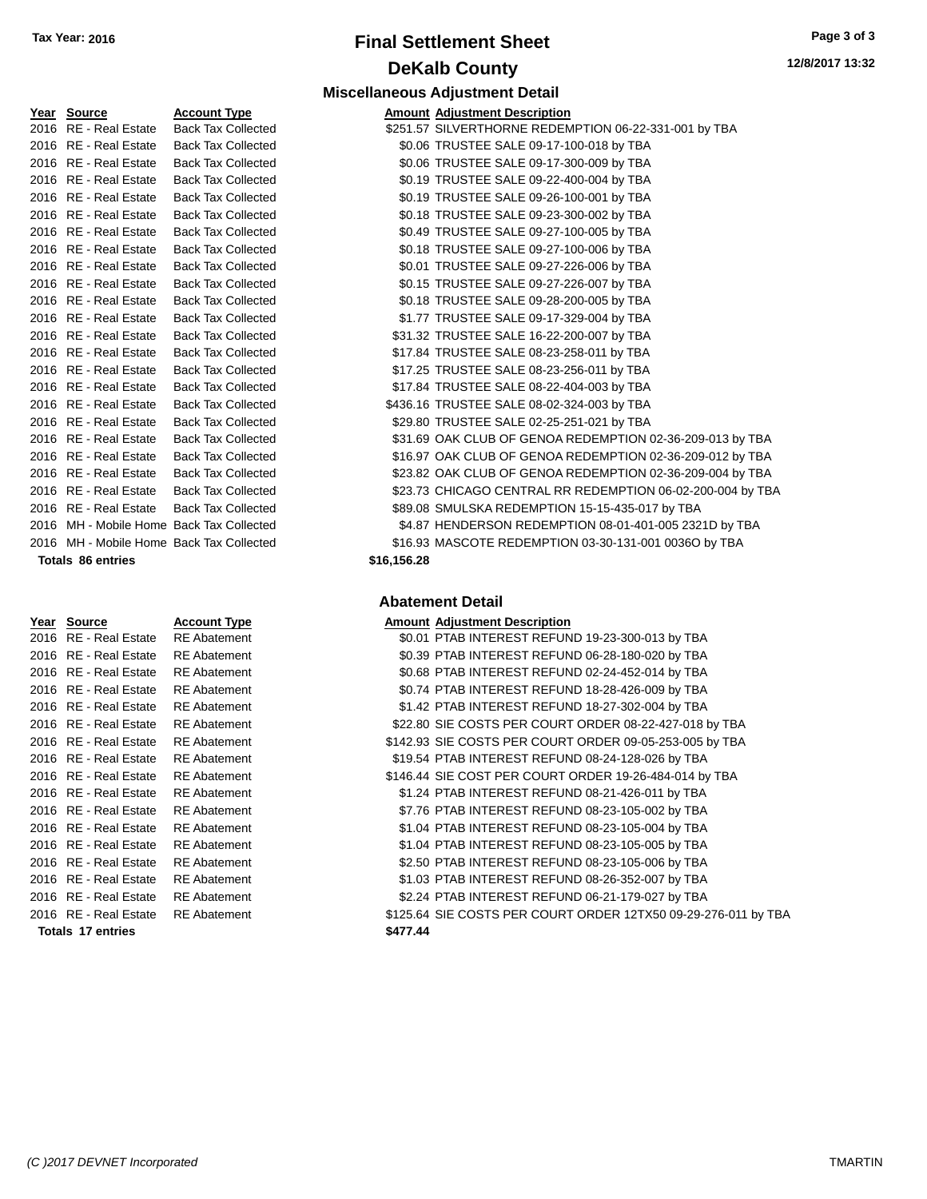Tax Year: 2016

# Final Settlement Sheet

## DeKalb County

### Miscellaneous Adjustment Detail

| Year | Source | Account Type | Amount | Adjustment Description |
|---|---|---|---|---|
| 2016 | RE - Real Estate | Back Tax Collected | $251.57 | SILVERTHORNE REDEMPTION 06-22-331-001 by TBA |
| 2016 | RE - Real Estate | Back Tax Collected | $0.06 | TRUSTEE SALE 09-17-100-018 by TBA |
| 2016 | RE - Real Estate | Back Tax Collected | $0.06 | TRUSTEE SALE 09-17-300-009 by TBA |
| 2016 | RE - Real Estate | Back Tax Collected | $0.19 | TRUSTEE SALE 09-22-400-004 by TBA |
| 2016 | RE - Real Estate | Back Tax Collected | $0.19 | TRUSTEE SALE 09-26-100-001 by TBA |
| 2016 | RE - Real Estate | Back Tax Collected | $0.18 | TRUSTEE SALE 09-23-300-002 by TBA |
| 2016 | RE - Real Estate | Back Tax Collected | $0.49 | TRUSTEE SALE 09-27-100-005 by TBA |
| 2016 | RE - Real Estate | Back Tax Collected | $0.18 | TRUSTEE SALE 09-27-100-006 by TBA |
| 2016 | RE - Real Estate | Back Tax Collected | $0.01 | TRUSTEE SALE 09-27-226-006 by TBA |
| 2016 | RE - Real Estate | Back Tax Collected | $0.15 | TRUSTEE SALE 09-27-226-007 by TBA |
| 2016 | RE - Real Estate | Back Tax Collected | $0.18 | TRUSTEE SALE 09-28-200-005 by TBA |
| 2016 | RE - Real Estate | Back Tax Collected | $1.77 | TRUSTEE SALE 09-17-329-004 by TBA |
| 2016 | RE - Real Estate | Back Tax Collected | $31.32 | TRUSTEE SALE 16-22-200-007 by TBA |
| 2016 | RE - Real Estate | Back Tax Collected | $17.84 | TRUSTEE SALE 08-23-258-011 by TBA |
| 2016 | RE - Real Estate | Back Tax Collected | $17.25 | TRUSTEE SALE 08-23-256-011 by TBA |
| 2016 | RE - Real Estate | Back Tax Collected | $17.84 | TRUSTEE SALE 08-22-404-003 by TBA |
| 2016 | RE - Real Estate | Back Tax Collected | $436.16 | TRUSTEE SALE 08-02-324-003 by TBA |
| 2016 | RE - Real Estate | Back Tax Collected | $29.80 | TRUSTEE SALE 02-25-251-021 by TBA |
| 2016 | RE - Real Estate | Back Tax Collected | $31.69 | OAK CLUB OF GENOA REDEMPTION 02-36-209-013 by TBA |
| 2016 | RE - Real Estate | Back Tax Collected | $16.97 | OAK CLUB OF GENOA REDEMPTION 02-36-209-012 by TBA |
| 2016 | RE - Real Estate | Back Tax Collected | $23.82 | OAK CLUB OF GENOA REDEMPTION 02-36-209-004 by TBA |
| 2016 | RE - Real Estate | Back Tax Collected | $23.73 | CHICAGO CENTRAL RR REDEMPTION 06-02-200-004 by TBA |
| 2016 | RE - Real Estate | Back Tax Collected | $89.08 | SMULSKA REDEMPTION 15-15-435-017 by TBA |
| 2016 | MH - Mobile Home | Back Tax Collected | $4.87 | HENDERSON REDEMPTION 08-01-401-005 2321D by TBA |
| 2016 | MH - Mobile Home | Back Tax Collected | $16.93 | MASCOTE REDEMPTION 03-30-131-001 0036O by TBA |
| **Totals 86 entries** | | | **$16,156.28** | |

### Abatement Detail

| Year | Source | Account Type | Amount | Adjustment Description |
|---|---|---|---|---|
| 2016 | RE - Real Estate | RE Abatement | $0.01 | PTAB INTEREST REFUND 19-23-300-013 by TBA |
| 2016 | RE - Real Estate | RE Abatement | $0.39 | PTAB INTEREST REFUND 06-28-180-020 by TBA |
| 2016 | RE - Real Estate | RE Abatement | $0.68 | PTAB INTEREST REFUND 02-24-452-014 by TBA |
| 2016 | RE - Real Estate | RE Abatement | $0.74 | PTAB INTEREST REFUND 18-28-426-009 by TBA |
| 2016 | RE - Real Estate | RE Abatement | $1.42 | PTAB INTEREST REFUND 18-27-302-004 by TBA |
| 2016 | RE - Real Estate | RE Abatement | $22.80 | SIE COSTS PER COURT ORDER 08-22-427-018 by TBA |
| 2016 | RE - Real Estate | RE Abatement | $142.93 | SIE COSTS PER COURT ORDER 09-05-253-005 by TBA |
| 2016 | RE - Real Estate | RE Abatement | $19.54 | PTAB INTEREST REFUND 08-24-128-026 by TBA |
| 2016 | RE - Real Estate | RE Abatement | $146.44 | SIE COST PER COURT ORDER 19-26-484-014 by TBA |
| 2016 | RE - Real Estate | RE Abatement | $1.24 | PTAB INTEREST REFUND 08-21-426-011 by TBA |
| 2016 | RE - Real Estate | RE Abatement | $7.76 | PTAB INTEREST REFUND 08-23-105-002 by TBA |
| 2016 | RE - Real Estate | RE Abatement | $1.04 | PTAB INTEREST REFUND 08-23-105-004 by TBA |
| 2016 | RE - Real Estate | RE Abatement | $1.04 | PTAB INTEREST REFUND 08-23-105-005 by TBA |
| 2016 | RE - Real Estate | RE Abatement | $2.50 | PTAB INTEREST REFUND 08-23-105-006 by TBA |
| 2016 | RE - Real Estate | RE Abatement | $1.03 | PTAB INTEREST REFUND 08-26-352-007 by TBA |
| 2016 | RE - Real Estate | RE Abatement | $2.24 | PTAB INTEREST REFUND 06-21-179-027 by TBA |
| 2016 | RE - Real Estate | RE Abatement | $125.64 | SIE COSTS PER COURT ORDER 12TX50 09-29-276-011 by TBA |
| **Totals 17 entries** | | | **$477.44** | |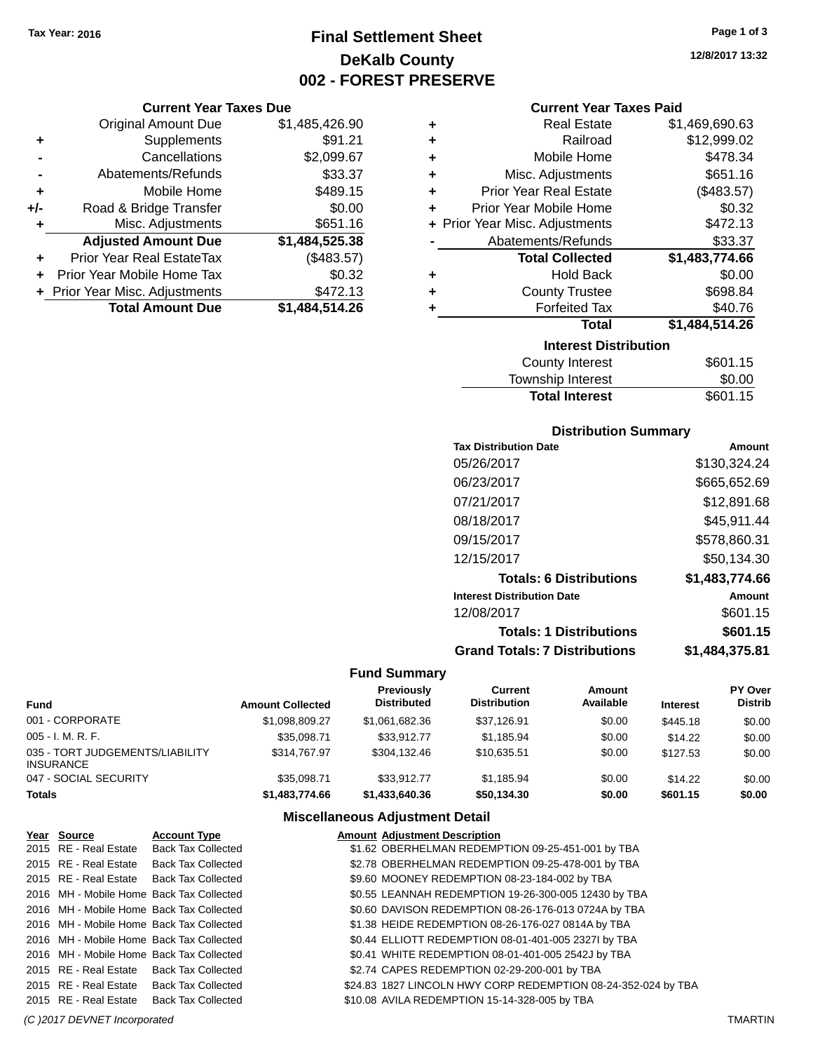Tax Year: 2016

# Final Settlement Sheet

## DeKalb County

## 002 - FOREST PRESERVE

12/8/2017 13:32

### Current Year Taxes Due

| | | |
|---|---|---|
| | Original Amount Due | $1,485,426.90 |
| + | Supplements | $91.21 |
| - | Cancellations | $2,099.67 |
| - | Abatements/Refunds | $33.37 |
| + | Mobile Home | $489.15 |
| +/- | Road & Bridge Transfer | $0.00 |
| + | Misc. Adjustments | $651.16 |
| | **Adjusted Amount Due** | **$1,484,525.38** |
| + | Prior Year Real EstateTax | ($483.57) |
| + | Prior Year Mobile Home Tax | $0.32 |
| + | Prior Year Misc. Adjustments | $472.13 |
| | **Total Amount Due** | **$1,484,514.26** |

### Current Year Taxes Paid

| | | |
|---|---|---|
| + | Real Estate | $1,469,690.63 |
| + | Railroad | $12,999.02 |
| + | Mobile Home | $478.34 |
| + | Misc. Adjustments | $651.16 |
| + | Prior Year Real Estate | ($483.57) |
| + | Prior Year Mobile Home | $0.32 |
| + | Prior Year Misc. Adjustments | $472.13 |
| - | Abatements/Refunds | $33.37 |
| | **Total Collected** | **$1,483,774.66** |
| + | Hold Back | $0.00 |
| + | County Trustee | $698.84 |
| + | Forfeited Tax | $40.76 |
| | **Total** | **$1,484,514.26** |

### Interest Distribution

| | |
|---|---|
| County Interest | $601.15 |
| Township Interest | $0.00 |
| **Total Interest** | $601.15 |

### Distribution Summary

| Tax Distribution Date | Amount |
|---|---|
| 05/26/2017 | $130,324.24 |
| 06/23/2017 | $665,652.69 |
| 07/21/2017 | $12,891.68 |
| 08/18/2017 | $45,911.44 |
| 09/15/2017 | $578,860.31 |
| 12/15/2017 | $50,134.30 |
| **Totals: 6 Distributions** | **$1,483,774.66** |
| **Interest Distribution Date** | **Amount** |
| 12/08/2017 | $601.15 |
| **Totals: 1 Distributions** | **$601.15** |
| **Grand Totals: 7 Distributions** | **$1,484,375.81** |

### Fund Summary

| Fund | Amount Collected | Previously Distributed | Current Distribution | Amount Available | Interest | PY Over Distrib |
|---|---|---|---|---|---|---|
| 001 - CORPORATE | $1,098,809.27 | $1,061,682.36 | $37,126.91 | $0.00 | $445.18 | $0.00 |
| 005 - I. M. R. F. | $35,098.71 | $33,912.77 | $1,185.94 | $0.00 | $14.22 | $0.00 |
| 035 - TORT JUDGEMENTS/LIABILITY INSURANCE | $314,767.97 | $304,132.46 | $10,635.51 | $0.00 | $127.53 | $0.00 |
| 047 - SOCIAL SECURITY | $35,098.71 | $33,912.77 | $1,185.94 | $0.00 | $14.22 | $0.00 |
| **Totals** | **$1,483,774.66** | **$1,433,640.36** | **$50,134.30** | **$0.00** | **$601.15** | **$0.00** |

### Miscellaneous Adjustment Detail

| Year | Source | Account Type | Amount | Adjustment Description |
|---|---|---|---|---|
| 2015 | RE - Real Estate | Back Tax Collected | $1.62 | OBERHELMAN REDEMPTION 09-25-451-001 by TBA |
| 2015 | RE - Real Estate | Back Tax Collected | $2.78 | OBERHELMAN REDEMPTION 09-25-478-001 by TBA |
| 2015 | RE - Real Estate | Back Tax Collected | $9.60 | MOONEY REDEMPTION 08-23-184-002 by TBA |
| 2016 | MH - Mobile Home | Back Tax Collected | $0.55 | LEANNAH REDEMPTION 19-26-300-005 12430 by TBA |
| 2016 | MH - Mobile Home | Back Tax Collected | $0.60 | DAVISON REDEMPTION 08-26-176-013 0724A by TBA |
| 2016 | MH - Mobile Home | Back Tax Collected | $1.38 | HEIDE REDEMPTION 08-26-176-027 0814A by TBA |
| 2016 | MH - Mobile Home | Back Tax Collected | $0.44 | ELLIOTT REDEMPTION 08-01-401-005 2327I by TBA |
| 2016 | MH - Mobile Home | Back Tax Collected | $0.41 | WHITE REDEMPTION 08-01-401-005 2542J by TBA |
| 2015 | RE - Real Estate | Back Tax Collected | $2.74 | CAPES REDEMPTION 02-29-200-001 by TBA |
| 2015 | RE - Real Estate | Back Tax Collected | $24.83 | 1827 LINCOLN HWY CORP REDEMPTION 08-24-352-024 by TBA |
| 2015 | RE - Real Estate | Back Tax Collected | $10.08 | AVILA REDEMPTION 15-14-328-005 by TBA |

(C )2017 DEVNET Incorporated TMARTIN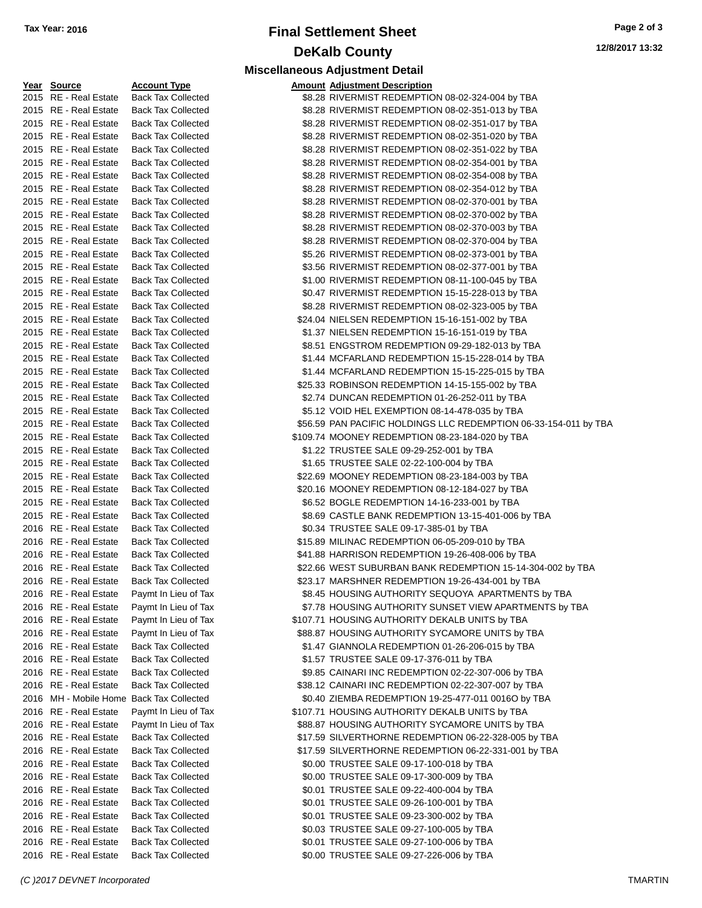# Final Settlement Sheet

## DeKalb County

### Miscellaneous Adjustment Detail

Tax Year: 2016

12/8/2017 13:32

| Year | Source | Account Type | Amount | Adjustment Description |
|---|---|---|---|---|
| 2015 | RE - Real Estate | Back Tax Collected | $8.28 | RIVERMIST REDEMPTION 08-02-324-004 by TBA |
| 2015 | RE - Real Estate | Back Tax Collected | $8.28 | RIVERMIST REDEMPTION 08-02-351-013 by TBA |
| 2015 | RE - Real Estate | Back Tax Collected | $8.28 | RIVERMIST REDEMPTION 08-02-351-017 by TBA |
| 2015 | RE - Real Estate | Back Tax Collected | $8.28 | RIVERMIST REDEMPTION 08-02-351-020 by TBA |
| 2015 | RE - Real Estate | Back Tax Collected | $8.28 | RIVERMIST REDEMPTION 08-02-351-022 by TBA |
| 2015 | RE - Real Estate | Back Tax Collected | $8.28 | RIVERMIST REDEMPTION 08-02-354-001 by TBA |
| 2015 | RE - Real Estate | Back Tax Collected | $8.28 | RIVERMIST REDEMPTION 08-02-354-008 by TBA |
| 2015 | RE - Real Estate | Back Tax Collected | $8.28 | RIVERMIST REDEMPTION 08-02-354-012 by TBA |
| 2015 | RE - Real Estate | Back Tax Collected | $8.28 | RIVERMIST REDEMPTION 08-02-370-001 by TBA |
| 2015 | RE - Real Estate | Back Tax Collected | $8.28 | RIVERMIST REDEMPTION 08-02-370-002 by TBA |
| 2015 | RE - Real Estate | Back Tax Collected | $8.28 | RIVERMIST REDEMPTION 08-02-370-003 by TBA |
| 2015 | RE - Real Estate | Back Tax Collected | $8.28 | RIVERMIST REDEMPTION 08-02-370-004 by TBA |
| 2015 | RE - Real Estate | Back Tax Collected | $5.26 | RIVERMIST REDEMPTION 08-02-373-001 by TBA |
| 2015 | RE - Real Estate | Back Tax Collected | $3.56 | RIVERMIST REDEMPTION 08-02-377-001 by TBA |
| 2015 | RE - Real Estate | Back Tax Collected | $1.00 | RIVERMIST REDEMPTION 08-11-100-045 by TBA |
| 2015 | RE - Real Estate | Back Tax Collected | $0.47 | RIVERMIST REDEMPTION 15-15-228-013 by TBA |
| 2015 | RE - Real Estate | Back Tax Collected | $8.28 | RIVERMIST REDEMPTION 08-02-323-005 by TBA |
| 2015 | RE - Real Estate | Back Tax Collected | $24.04 | NIELSEN REDEMPTION 15-16-151-002 by TBA |
| 2015 | RE - Real Estate | Back Tax Collected | $1.37 | NIELSEN REDEMPTION 15-16-151-019 by TBA |
| 2015 | RE - Real Estate | Back Tax Collected | $8.51 | ENGSTROM REDEMPTION 09-29-182-013 by TBA |
| 2015 | RE - Real Estate | Back Tax Collected | $1.44 | MCFARLAND REDEMPTION 15-15-228-014 by TBA |
| 2015 | RE - Real Estate | Back Tax Collected | $1.44 | MCFARLAND REDEMPTION 15-15-225-015 by TBA |
| 2015 | RE - Real Estate | Back Tax Collected | $25.33 | ROBINSON REDEMPTION 14-15-155-002 by TBA |
| 2015 | RE - Real Estate | Back Tax Collected | $2.74 | DUNCAN REDEMPTION 01-26-252-011 by TBA |
| 2015 | RE - Real Estate | Back Tax Collected | $5.12 | VOID HEL EXEMPTION 08-14-478-035 by TBA |
| 2015 | RE - Real Estate | Back Tax Collected | $56.59 | PAN PACIFIC HOLDINGS LLC REDEMPTION 06-33-154-011 by TBA |
| 2015 | RE - Real Estate | Back Tax Collected | $109.74 | MOONEY REDEMPTION 08-23-184-020 by TBA |
| 2015 | RE - Real Estate | Back Tax Collected | $1.22 | TRUSTEE SALE 09-29-252-001 by TBA |
| 2015 | RE - Real Estate | Back Tax Collected | $1.65 | TRUSTEE SALE 02-22-100-004 by TBA |
| 2015 | RE - Real Estate | Back Tax Collected | $22.69 | MOONEY REDEMPTION 08-23-184-003 by TBA |
| 2015 | RE - Real Estate | Back Tax Collected | $20.16 | MOONEY REDEMPTION 08-12-184-027 by TBA |
| 2015 | RE - Real Estate | Back Tax Collected | $6.52 | BOGLE REDEMPTION 14-16-233-001 by TBA |
| 2015 | RE - Real Estate | Back Tax Collected | $8.69 | CASTLE BANK REDEMPTION 13-15-401-006 by TBA |
| 2016 | RE - Real Estate | Back Tax Collected | $0.34 | TRUSTEE SALE 09-17-385-01 by TBA |
| 2016 | RE - Real Estate | Back Tax Collected | $15.89 | MILINAC REDEMPTION 06-05-209-010 by TBA |
| 2016 | RE - Real Estate | Back Tax Collected | $41.88 | HARRISON REDEMPTION 19-26-408-006 by TBA |
| 2016 | RE - Real Estate | Back Tax Collected | $22.66 | WEST SUBURBAN BANK REDEMPTION 15-14-304-002 by TBA |
| 2016 | RE - Real Estate | Back Tax Collected | $23.17 | MARSHNER REDEMPTION 19-26-434-001 by TBA |
| 2016 | RE - Real Estate | Paymt In Lieu of Tax | $8.45 | HOUSING AUTHORITY SEQUOYA APARTMENTS by TBA |
| 2016 | RE - Real Estate | Paymt In Lieu of Tax | $7.78 | HOUSING AUTHORITY SUNSET VIEW APARTMENTS by TBA |
| 2016 | RE - Real Estate | Paymt In Lieu of Tax | $107.71 | HOUSING AUTHORITY DEKALB UNITS by TBA |
| 2016 | RE - Real Estate | Paymt In Lieu of Tax | $88.87 | HOUSING AUTHORITY SYCAMORE UNITS by TBA |
| 2016 | RE - Real Estate | Back Tax Collected | $1.47 | GIANNOLA REDEMPTION 01-26-206-015 by TBA |
| 2016 | RE - Real Estate | Back Tax Collected | $1.57 | TRUSTEE SALE 09-17-376-011 by TBA |
| 2016 | RE - Real Estate | Back Tax Collected | $9.85 | CAINARI INC REDEMPTION 02-22-307-006 by TBA |
| 2016 | RE - Real Estate | Back Tax Collected | $38.12 | CAINARI INC REDEMPTION 02-22-307-007 by TBA |
| 2016 | MH - Mobile Home | Back Tax Collected | $0.40 | ZIEMBA REDEMPTION 19-25-477-011 0016O by TBA |
| 2016 | RE - Real Estate | Paymt In Lieu of Tax | $107.71 | HOUSING AUTHORITY DEKALB UNITS by TBA |
| 2016 | RE - Real Estate | Paymt In Lieu of Tax | $88.87 | HOUSING AUTHORITY SYCAMORE UNITS by TBA |
| 2016 | RE - Real Estate | Back Tax Collected | $17.59 | SILVERTHORNE REDEMPTION 06-22-328-005 by TBA |
| 2016 | RE - Real Estate | Back Tax Collected | $17.59 | SILVERTHORNE REDEMPTION 06-22-331-001 by TBA |
| 2016 | RE - Real Estate | Back Tax Collected | $0.00 | TRUSTEE SALE 09-17-100-018 by TBA |
| 2016 | RE - Real Estate | Back Tax Collected | $0.00 | TRUSTEE SALE 09-17-300-009 by TBA |
| 2016 | RE - Real Estate | Back Tax Collected | $0.01 | TRUSTEE SALE 09-22-400-004 by TBA |
| 2016 | RE - Real Estate | Back Tax Collected | $0.01 | TRUSTEE SALE 09-26-100-001 by TBA |
| 2016 | RE - Real Estate | Back Tax Collected | $0.01 | TRUSTEE SALE 09-23-300-002 by TBA |
| 2016 | RE - Real Estate | Back Tax Collected | $0.03 | TRUSTEE SALE 09-27-100-005 by TBA |
| 2016 | RE - Real Estate | Back Tax Collected | $0.01 | TRUSTEE SALE 09-27-100-006 by TBA |
| 2016 | RE - Real Estate | Back Tax Collected | $0.00 | TRUSTEE SALE 09-27-226-006 by TBA |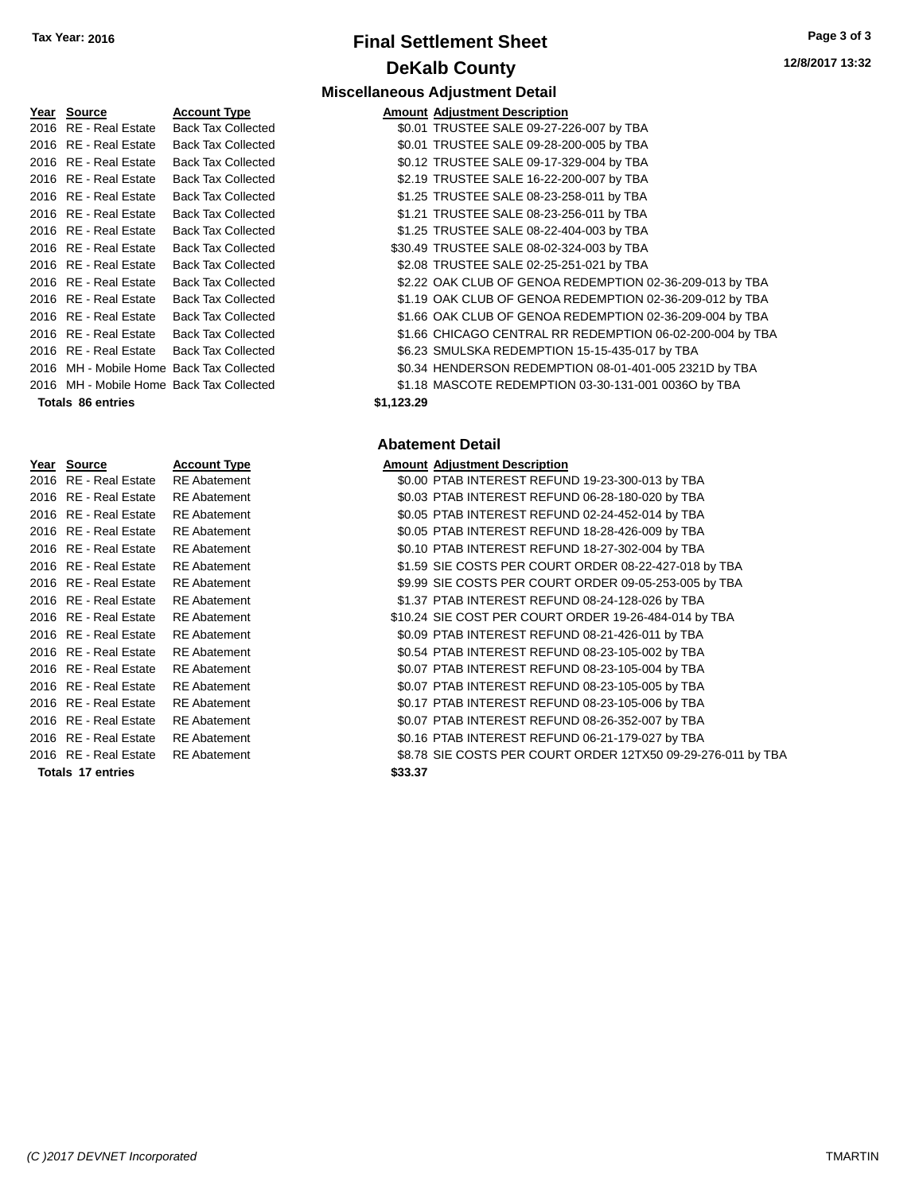**Tax Year: 2016**

# Final Settlement Sheet

## DeKalb County

**12/8/2017 13:32**

### Miscellaneous Adjustment Detail

| Year | Source | Account Type | Amount | Adjustment Description |
|---|---|---|---|---|
| 2016 | RE - Real Estate | Back Tax Collected | $0.01 | TRUSTEE SALE 09-27-226-007 by TBA |
| 2016 | RE - Real Estate | Back Tax Collected | $0.01 | TRUSTEE SALE 09-28-200-005 by TBA |
| 2016 | RE - Real Estate | Back Tax Collected | $0.12 | TRUSTEE SALE 09-17-329-004 by TBA |
| 2016 | RE - Real Estate | Back Tax Collected | $2.19 | TRUSTEE SALE 16-22-200-007 by TBA |
| 2016 | RE - Real Estate | Back Tax Collected | $1.25 | TRUSTEE SALE 08-23-258-011 by TBA |
| 2016 | RE - Real Estate | Back Tax Collected | $1.21 | TRUSTEE SALE 08-23-256-011 by TBA |
| 2016 | RE - Real Estate | Back Tax Collected | $1.25 | TRUSTEE SALE 08-22-404-003 by TBA |
| 2016 | RE - Real Estate | Back Tax Collected | $30.49 | TRUSTEE SALE 08-02-324-003 by TBA |
| 2016 | RE - Real Estate | Back Tax Collected | $2.08 | TRUSTEE SALE 02-25-251-021 by TBA |
| 2016 | RE - Real Estate | Back Tax Collected | $2.22 | OAK CLUB OF GENOA REDEMPTION 02-36-209-013 by TBA |
| 2016 | RE - Real Estate | Back Tax Collected | $1.19 | OAK CLUB OF GENOA REDEMPTION 02-36-209-012 by TBA |
| 2016 | RE - Real Estate | Back Tax Collected | $1.66 | OAK CLUB OF GENOA REDEMPTION 02-36-209-004 by TBA |
| 2016 | RE - Real Estate | Back Tax Collected | $1.66 | CHICAGO CENTRAL RR REDEMPTION 06-02-200-004 by TBA |
| 2016 | RE - Real Estate | Back Tax Collected | $6.23 | SMULSKA REDEMPTION 15-15-435-017 by TBA |
| 2016 | MH - Mobile Home | Back Tax Collected | $0.34 | HENDERSON REDEMPTION 08-01-401-005 2321D by TBA |
| 2016 | MH - Mobile Home | Back Tax Collected | $1.18 | MASCOTE REDEMPTION 03-30-131-001 0036O by TBA |
| **Totals 86 entries** | | | **$1,123.29** | |

### Abatement Detail

| Year | Source | Account Type | Amount | Adjustment Description |
|---|---|---|---|---|
| 2016 | RE - Real Estate | RE Abatement | $0.00 | PTAB INTEREST REFUND 19-23-300-013 by TBA |
| 2016 | RE - Real Estate | RE Abatement | $0.03 | PTAB INTEREST REFUND 06-28-180-020 by TBA |
| 2016 | RE - Real Estate | RE Abatement | $0.05 | PTAB INTEREST REFUND 02-24-452-014 by TBA |
| 2016 | RE - Real Estate | RE Abatement | $0.05 | PTAB INTEREST REFUND 18-28-426-009 by TBA |
| 2016 | RE - Real Estate | RE Abatement | $0.10 | PTAB INTEREST REFUND 18-27-302-004 by TBA |
| 2016 | RE - Real Estate | RE Abatement | $1.59 | SIE COSTS PER COURT ORDER 08-22-427-018 by TBA |
| 2016 | RE - Real Estate | RE Abatement | $9.99 | SIE COSTS PER COURT ORDER 09-05-253-005 by TBA |
| 2016 | RE - Real Estate | RE Abatement | $1.37 | PTAB INTEREST REFUND 08-24-128-026 by TBA |
| 2016 | RE - Real Estate | RE Abatement | $10.24 | SIE COST PER COURT ORDER 19-26-484-014 by TBA |
| 2016 | RE - Real Estate | RE Abatement | $0.09 | PTAB INTEREST REFUND 08-21-426-011 by TBA |
| 2016 | RE - Real Estate | RE Abatement | $0.54 | PTAB INTEREST REFUND 08-23-105-002 by TBA |
| 2016 | RE - Real Estate | RE Abatement | $0.07 | PTAB INTEREST REFUND 08-23-105-004 by TBA |
| 2016 | RE - Real Estate | RE Abatement | $0.07 | PTAB INTEREST REFUND 08-23-105-005 by TBA |
| 2016 | RE - Real Estate | RE Abatement | $0.17 | PTAB INTEREST REFUND 08-23-105-006 by TBA |
| 2016 | RE - Real Estate | RE Abatement | $0.07 | PTAB INTEREST REFUND 08-26-352-007 by TBA |
| 2016 | RE - Real Estate | RE Abatement | $0.16 | PTAB INTEREST REFUND 06-21-179-027 by TBA |
| 2016 | RE - Real Estate | RE Abatement | $8.78 | SIE COSTS PER COURT ORDER 12TX50 09-29-276-011 by TBA |
| **Totals 17 entries** | | | **$33.37** | |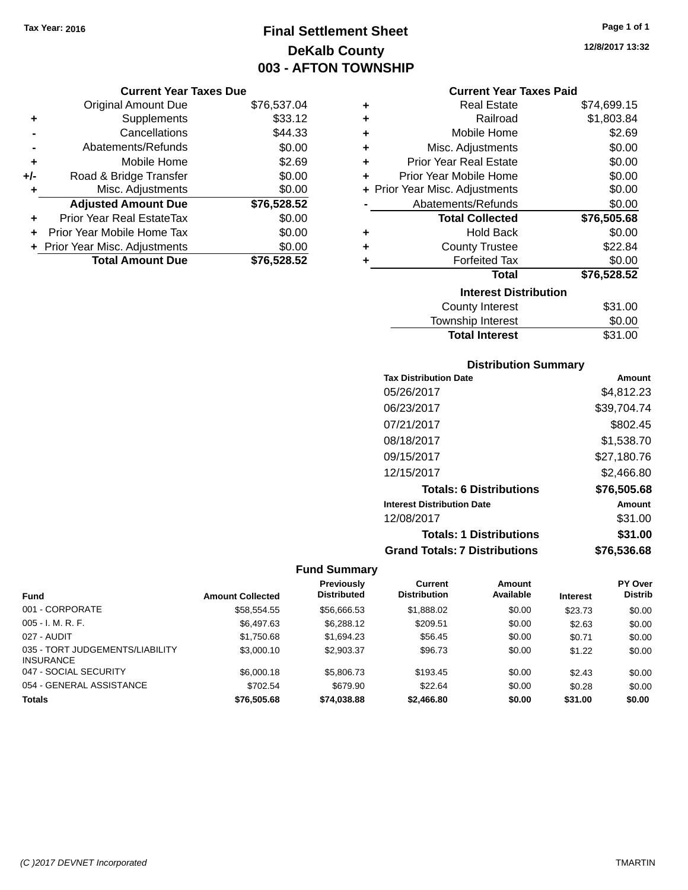Tax Year: 2016

# Final Settlement Sheet
## DeKalb County
## 003 - AFTON TOWNSHIP

12/8/2017 13:32

### Current Year Taxes Due

| | | |
|---|---|---|
| | Original Amount Due | $76,537.04 |
| + | Supplements | $33.12 |
| - | Cancellations | $44.33 |
| - | Abatements/Refunds | $0.00 |
| + | Mobile Home | $2.69 |
| +/- | Road & Bridge Transfer | $0.00 |
| + | Misc. Adjustments | $0.00 |
| | **Adjusted Amount Due** | **$76,528.52** |
| + | Prior Year Real EstateTax | $0.00 |
| + | Prior Year Mobile Home Tax | $0.00 |
| + | Prior Year Misc. Adjustments | $0.00 |
| | **Total Amount Due** | **$76,528.52** |

### Current Year Taxes Paid

| | | |
|---|---|---|
| + | Real Estate | $74,699.15 |
| + | Railroad | $1,803.84 |
| + | Mobile Home | $2.69 |
| + | Misc. Adjustments | $0.00 |
| + | Prior Year Real Estate | $0.00 |
| + | Prior Year Mobile Home | $0.00 |
| + | Prior Year Misc. Adjustments | $0.00 |
| - | Abatements/Refunds | $0.00 |
| | **Total Collected** | **$76,505.68** |
| + | Hold Back | $0.00 |
| + | County Trustee | $22.84 |
| + | Forfeited Tax | $0.00 |
| | **Total** | **$76,528.52** |

### Interest Distribution

| | |
|---|---|
| County Interest | $31.00 |
| Township Interest | $0.00 |
| **Total Interest** | $31.00 |

### Distribution Summary

| Tax Distribution Date | Amount |
|---|---|
| 05/26/2017 | $4,812.23 |
| 06/23/2017 | $39,704.74 |
| 07/21/2017 | $802.45 |
| 08/18/2017 | $1,538.70 |
| 09/15/2017 | $27,180.76 |
| 12/15/2017 | $2,466.80 |
| **Totals: 6 Distributions** | **$76,505.68** |
| **Interest Distribution Date** | **Amount** |
| 12/08/2017 | $31.00 |
| **Totals: 1 Distributions** | **$31.00** |
| **Grand Totals: 7 Distributions** | **$76,536.68** |

### Fund Summary

| Fund | Amount Collected | Previously Distributed | Current Distribution | Amount Available | Interest | PY Over Distrib |
|---|---|---|---|---|---|---|
| 001 - CORPORATE | $58,554.55 | $56,666.53 | $1,888.02 | $0.00 | $23.73 | $0.00 |
| 005 - I. M. R. F. | $6,497.63 | $6,288.12 | $209.51 | $0.00 | $2.63 | $0.00 |
| 027 - AUDIT | $1,750.68 | $1,694.23 | $56.45 | $0.00 | $0.71 | $0.00 |
| 035 - TORT JUDGEMENTS/LIABILITY INSURANCE | $3,000.10 | $2,903.37 | $96.73 | $0.00 | $1.22 | $0.00 |
| 047 - SOCIAL SECURITY | $6,000.18 | $5,806.73 | $193.45 | $0.00 | $2.43 | $0.00 |
| 054 - GENERAL ASSISTANCE | $702.54 | $679.90 | $22.64 | $0.00 | $0.28 | $0.00 |
| **Totals** | **$76,505.68** | **$74,038.88** | **$2,466.80** | **$0.00** | **$31.00** | **$0.00** |

(C )2017 DEVNET Incorporated TMARTIN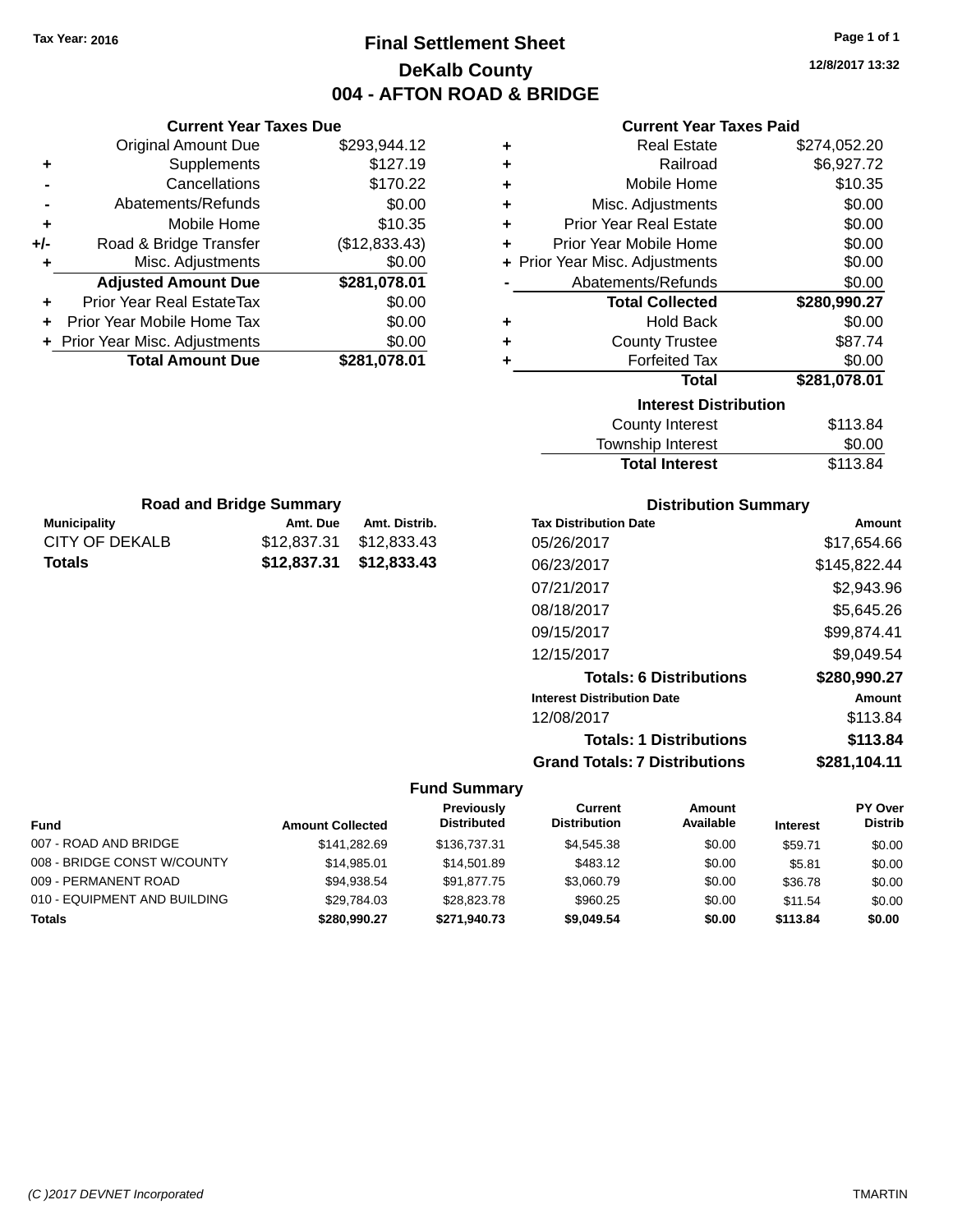Tax Year: 2016

# Final Settlement Sheet
## DeKalb County
## 004 - AFTON ROAD & BRIDGE

12/8/2017 13:32

### Current Year Taxes Due

| | | |
|---|---|---|
| | Original Amount Due | $293,944.12 |
| + | Supplements | $127.19 |
| - | Cancellations | $170.22 |
| - | Abatements/Refunds | $0.00 |
| + | Mobile Home | $10.35 |
| +/- | Road & Bridge Transfer | ($12,833.43) |
| + | Misc. Adjustments | $0.00 |
| | **Adjusted Amount Due** | **$281,078.01** |
| + | Prior Year Real EstateTax | $0.00 |
| + | Prior Year Mobile Home Tax | $0.00 |
| + | Prior Year Misc. Adjustments | $0.00 |
| | **Total Amount Due** | **$281,078.01** |

### Current Year Taxes Paid

| | | |
|---|---|---|
| + | Real Estate | $274,052.20 |
| + | Railroad | $6,927.72 |
| + | Mobile Home | $10.35 |
| + | Misc. Adjustments | $0.00 |
| + | Prior Year Real Estate | $0.00 |
| + | Prior Year Mobile Home | $0.00 |
| + | Prior Year Misc. Adjustments | $0.00 |
| - | Abatements/Refunds | $0.00 |
| | **Total Collected** | **$280,990.27** |
| + | Hold Back | $0.00 |
| + | County Trustee | $87.74 |
| + | Forfeited Tax | $0.00 |
| | **Total** | **$281,078.01** |

### Interest Distribution

| | |
|---|---|
| County Interest | $113.84 |
| Township Interest | $0.00 |
| **Total Interest** | $113.84 |

### Road and Bridge Summary

| Municipality | Amt. Due | Amt. Distrib. |
|---|---|---|
| CITY OF DEKALB | $12,837.31 | $12,833.43 |
| **Totals** | **$12,837.31** | **$12,833.43** |

### Distribution Summary

| Tax Distribution Date | Amount |
|---|---|
| 05/26/2017 | $17,654.66 |
| 06/23/2017 | $145,822.44 |
| 07/21/2017 | $2,943.96 |
| 08/18/2017 | $5,645.26 |
| 09/15/2017 | $99,874.41 |
| 12/15/2017 | $9,049.54 |
| **Totals: 6 Distributions** | **$280,990.27** |
| **Interest Distribution Date** | **Amount** |
| 12/08/2017 | $113.84 |
| **Totals: 1 Distributions** | **$113.84** |
| **Grand Totals: 7 Distributions** | **$281,104.11** |

### Fund Summary

| Fund | Amount Collected | Previously Distributed | Current Distribution | Amount Available | Interest | PY Over Distrib |
|---|---|---|---|---|---|---|
| 007 - ROAD AND BRIDGE | $141,282.69 | $136,737.31 | $4,545.38 | $0.00 | $59.71 | $0.00 |
| 008 - BRIDGE CONST W/COUNTY | $14,985.01 | $14,501.89 | $483.12 | $0.00 | $5.81 | $0.00 |
| 009 - PERMANENT ROAD | $94,938.54 | $91,877.75 | $3,060.79 | $0.00 | $36.78 | $0.00 |
| 010 - EQUIPMENT AND BUILDING | $29,784.03 | $28,823.78 | $960.25 | $0.00 | $11.54 | $0.00 |
| **Totals** | **$280,990.27** | **$271,940.73** | **$9,049.54** | **$0.00** | **$113.84** | **$0.00** |

(C )2017 DEVNET Incorporated — TMARTIN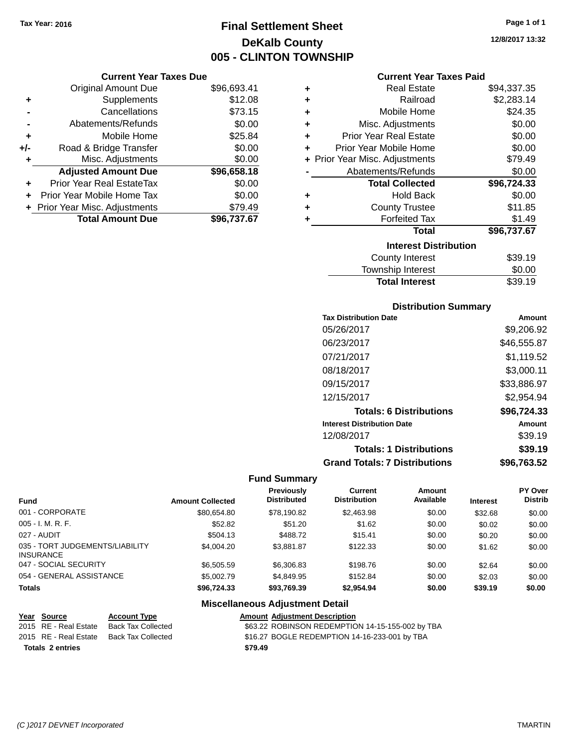Tax Year: 2016

# Final Settlement Sheet
## DeKalb County
## 005 - CLINTON TOWNSHIP

12/8/2017 13:32

### Current Year Taxes Due

| | | |
|---|---|---|
| | Original Amount Due | $96,693.41 |
| + | Supplements | $12.08 |
| - | Cancellations | $73.15 |
| - | Abatements/Refunds | $0.00 |
| + | Mobile Home | $25.84 |
| +/- | Road & Bridge Transfer | $0.00 |
| + | Misc. Adjustments | $0.00 |
| | **Adjusted Amount Due** | **$96,658.18** |
| + | Prior Year Real EstateTax | $0.00 |
| + | Prior Year Mobile Home Tax | $0.00 |
| + | Prior Year Misc. Adjustments | $79.49 |
| | **Total Amount Due** | **$96,737.67** |

### Current Year Taxes Paid

| | | |
|---|---|---|
| + | Real Estate | $94,337.35 |
| + | Railroad | $2,283.14 |
| + | Mobile Home | $24.35 |
| + | Misc. Adjustments | $0.00 |
| + | Prior Year Real Estate | $0.00 |
| + | Prior Year Mobile Home | $0.00 |
| + | Prior Year Misc. Adjustments | $79.49 |
| - | Abatements/Refunds | $0.00 |
| | **Total Collected** | **$96,724.33** |
| + | Hold Back | $0.00 |
| + | County Trustee | $11.85 |
| + | Forfeited Tax | $1.49 |
| | **Total** | **$96,737.67** |

### Interest Distribution

| | |
|---|---|
| County Interest | $39.19 |
| Township Interest | $0.00 |
| **Total Interest** | $39.19 |

### Distribution Summary

| Tax Distribution Date | Amount |
|---|---|
| 05/26/2017 | $9,206.92 |
| 06/23/2017 | $46,555.87 |
| 07/21/2017 | $1,119.52 |
| 08/18/2017 | $3,000.11 |
| 09/15/2017 | $33,886.97 |
| 12/15/2017 | $2,954.94 |
| **Totals: 6 Distributions** | **$96,724.33** |
| **Interest Distribution Date** | **Amount** |
| 12/08/2017 | $39.19 |
| **Totals: 1 Distributions** | **$39.19** |
| **Grand Totals: 7 Distributions** | **$96,763.52** |

### Fund Summary

| Fund | Amount Collected | Previously Distributed | Current Distribution | Amount Available | Interest | PY Over Distrib |
|---|---|---|---|---|---|---|
| 001 - CORPORATE | $80,654.80 | $78,190.82 | $2,463.98 | $0.00 | $32.68 | $0.00 |
| 005 - I. M. R. F. | $52.82 | $51.20 | $1.62 | $0.00 | $0.02 | $0.00 |
| 027 - AUDIT | $504.13 | $488.72 | $15.41 | $0.00 | $0.20 | $0.00 |
| 035 - TORT JUDGEMENTS/LIABILITY INSURANCE | $4,004.20 | $3,881.87 | $122.33 | $0.00 | $1.62 | $0.00 |
| 047 - SOCIAL SECURITY | $6,505.59 | $6,306.83 | $198.76 | $0.00 | $2.64 | $0.00 |
| 054 - GENERAL ASSISTANCE | $5,002.79 | $4,849.95 | $152.84 | $0.00 | $2.03 | $0.00 |
| **Totals** | **$96,724.33** | **$93,769.39** | **$2,954.94** | **$0.00** | **$39.19** | **$0.00** |

### Miscellaneous Adjustment Detail

| Year | Source | Account Type | Amount | Adjustment Description |
|---|---|---|---|---|
| 2015 | RE - Real Estate | Back Tax Collected | $63.22 | ROBINSON REDEMPTION 14-15-155-002 by TBA |
| 2015 | RE - Real Estate | Back Tax Collected | $16.27 | BOGLE REDEMPTION 14-16-233-001 by TBA |
| **Totals 2 entries** | | | **$79.49** | |

(C )2017 DEVNET Incorporated — TMARTIN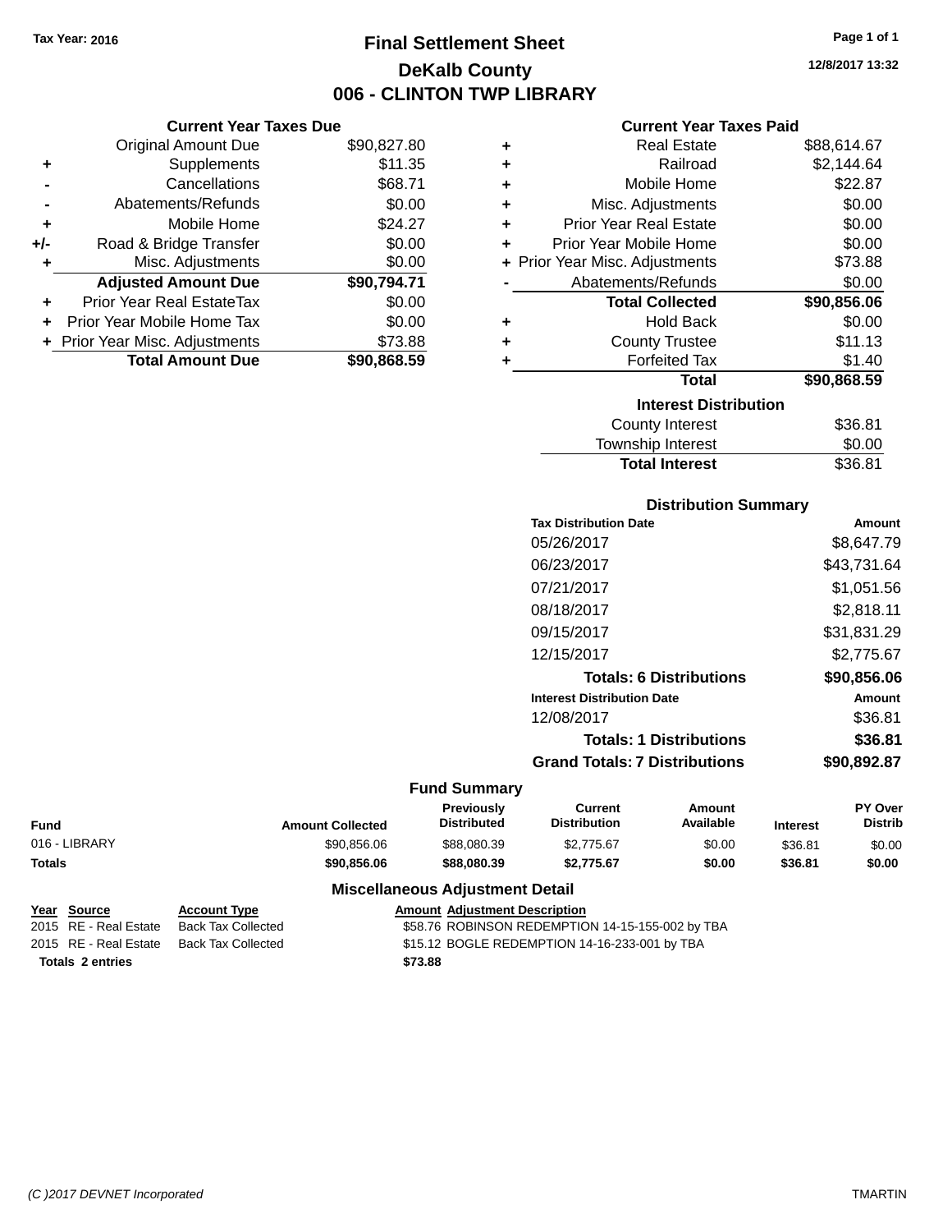Tax Year: 2016

# Final Settlement Sheet

## DeKalb County

## 006 - CLINTON TWP LIBRARY

12/8/2017 13:32

### Current Year Taxes Due

| | | |
|---|---|---|
| | Original Amount Due | $90,827.80 |
| + | Supplements | $11.35 |
| - | Cancellations | $68.71 |
| - | Abatements/Refunds | $0.00 |
| + | Mobile Home | $24.27 |
| +/- | Road & Bridge Transfer | $0.00 |
| + | Misc. Adjustments | $0.00 |
| | **Adjusted Amount Due** | **$90,794.71** |
| + | Prior Year Real EstateTax | $0.00 |
| + | Prior Year Mobile Home Tax | $0.00 |
| + | Prior Year Misc. Adjustments | $73.88 |
| | **Total Amount Due** | **$90,868.59** |

### Current Year Taxes Paid

| | | |
|---|---|---|
| + | Real Estate | $88,614.67 |
| + | Railroad | $2,144.64 |
| + | Mobile Home | $22.87 |
| + | Misc. Adjustments | $0.00 |
| + | Prior Year Real Estate | $0.00 |
| + | Prior Year Mobile Home | $0.00 |
| + | Prior Year Misc. Adjustments | $73.88 |
| - | Abatements/Refunds | $0.00 |
| | **Total Collected** | **$90,856.06** |
| + | Hold Back | $0.00 |
| + | County Trustee | $11.13 |
| + | Forfeited Tax | $1.40 |
| | **Total** | **$90,868.59** |

### Interest Distribution

| | |
|---|---|
| County Interest | $36.81 |
| Township Interest | $0.00 |
| **Total Interest** | $36.81 |

### Distribution Summary

| Tax Distribution Date | Amount |
|---|---|
| 05/26/2017 | $8,647.79 |
| 06/23/2017 | $43,731.64 |
| 07/21/2017 | $1,051.56 |
| 08/18/2017 | $2,818.11 |
| 09/15/2017 | $31,831.29 |
| 12/15/2017 | $2,775.67 |
| **Totals: 6 Distributions** | **$90,856.06** |
| **Interest Distribution Date** | **Amount** |
| 12/08/2017 | $36.81 |
| **Totals: 1 Distributions** | **$36.81** |
| **Grand Totals: 7 Distributions** | **$90,892.87** |

### Fund Summary

| Fund | Amount Collected | Previously Distributed | Current Distribution | Amount Available | Interest | PY Over Distrib |
|---|---|---|---|---|---|---|
| 016 - LIBRARY | $90,856.06 | $88,080.39 | $2,775.67 | $0.00 | $36.81 | $0.00 |
| **Totals** | **$90,856.06** | **$88,080.39** | **$2,775.67** | **$0.00** | **$36.81** | **$0.00** |

### Miscellaneous Adjustment Detail

| Year | Source | Account Type | Amount | Adjustment Description |
|---|---|---|---|---|
| 2015 | RE - Real Estate | Back Tax Collected | $58.76 | ROBINSON REDEMPTION 14-15-155-002 by TBA |
| 2015 | RE - Real Estate | Back Tax Collected | $15.12 | BOGLE REDEMPTION 14-16-233-001 by TBA |
| **Totals** | **2 entries** | | **$73.88** | |

(C )2017 DEVNET Incorporated    TMARTIN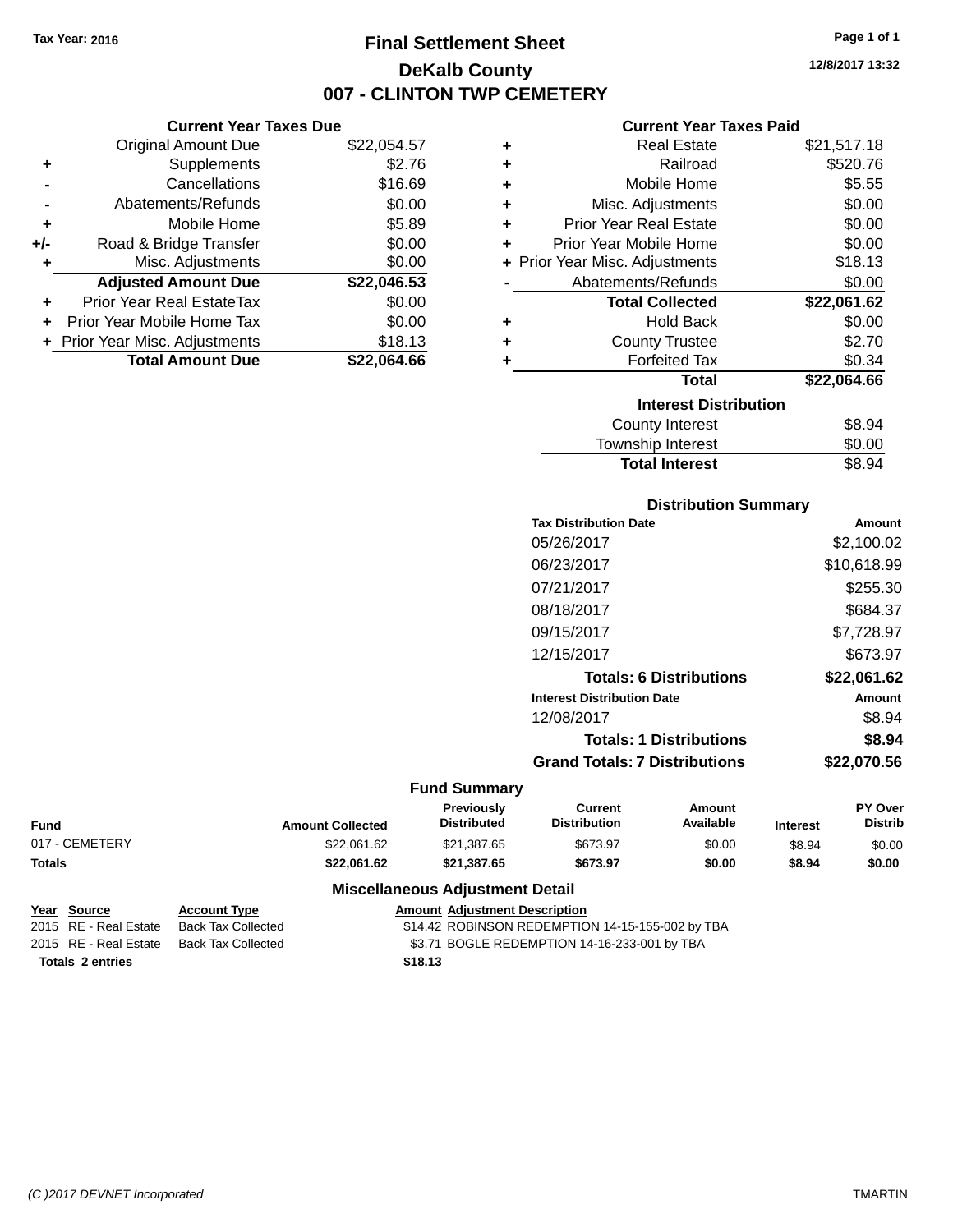Tax Year: 2016

# Final Settlement Sheet
## DeKalb County
## 007 - CLINTON TWP CEMETERY

12/8/2017 13:32

### Current Year Taxes Due

| | | |
|---|---|---|
| | Original Amount Due | $22,054.57 |
| + | Supplements | $2.76 |
| - | Cancellations | $16.69 |
| - | Abatements/Refunds | $0.00 |
| + | Mobile Home | $5.89 |
| +/- | Road & Bridge Transfer | $0.00 |
| + | Misc. Adjustments | $0.00 |
| | **Adjusted Amount Due** | **$22,046.53** |
| + | Prior Year Real EstateTax | $0.00 |
| + | Prior Year Mobile Home Tax | $0.00 |
| + | Prior Year Misc. Adjustments | $18.13 |
| | **Total Amount Due** | **$22,064.66** |

### Current Year Taxes Paid

| | | |
|---|---|---|
| + | Real Estate | $21,517.18 |
| + | Railroad | $520.76 |
| + | Mobile Home | $5.55 |
| + | Misc. Adjustments | $0.00 |
| + | Prior Year Real Estate | $0.00 |
| + | Prior Year Mobile Home | $0.00 |
| + | Prior Year Misc. Adjustments | $18.13 |
| - | Abatements/Refunds | $0.00 |
| | **Total Collected** | **$22,061.62** |
| + | Hold Back | $0.00 |
| + | County Trustee | $2.70 |
| + | Forfeited Tax | $0.34 |
| | **Total** | **$22,064.66** |

### Interest Distribution

| | |
|---|---|
| County Interest | $8.94 |
| Township Interest | $0.00 |
| **Total Interest** | $8.94 |

### Distribution Summary

| Tax Distribution Date | Amount |
|---|---|
| 05/26/2017 | $2,100.02 |
| 06/23/2017 | $10,618.99 |
| 07/21/2017 | $255.30 |
| 08/18/2017 | $684.37 |
| 09/15/2017 | $7,728.97 |
| 12/15/2017 | $673.97 |
| **Totals: 6 Distributions** | **$22,061.62** |
| **Interest Distribution Date** | **Amount** |
| 12/08/2017 | $8.94 |
| **Totals: 1 Distributions** | **$8.94** |
| **Grand Totals: 7 Distributions** | **$22,070.56** |

### Fund Summary

| Fund | Amount Collected | Previously Distributed | Current Distribution | Amount Available | Interest | PY Over Distrib |
|---|---|---|---|---|---|---|
| 017 - CEMETERY | $22,061.62 | $21,387.65 | $673.97 | $0.00 | $8.94 | $0.00 |
| **Totals** | **$22,061.62** | **$21,387.65** | **$673.97** | **$0.00** | **$8.94** | **$0.00** |

### Miscellaneous Adjustment Detail

| Year | Source | Account Type | Amount | Adjustment Description |
|---|---|---|---|---|
| 2015 | RE - Real Estate | Back Tax Collected | $14.42 | ROBINSON REDEMPTION 14-15-155-002 by TBA |
| 2015 | RE - Real Estate | Back Tax Collected | $3.71 | BOGLE REDEMPTION 14-16-233-001 by TBA |
| **Totals** | **2 entries** | | **$18.13** | |

(C )2017 DEVNET Incorporated TMARTIN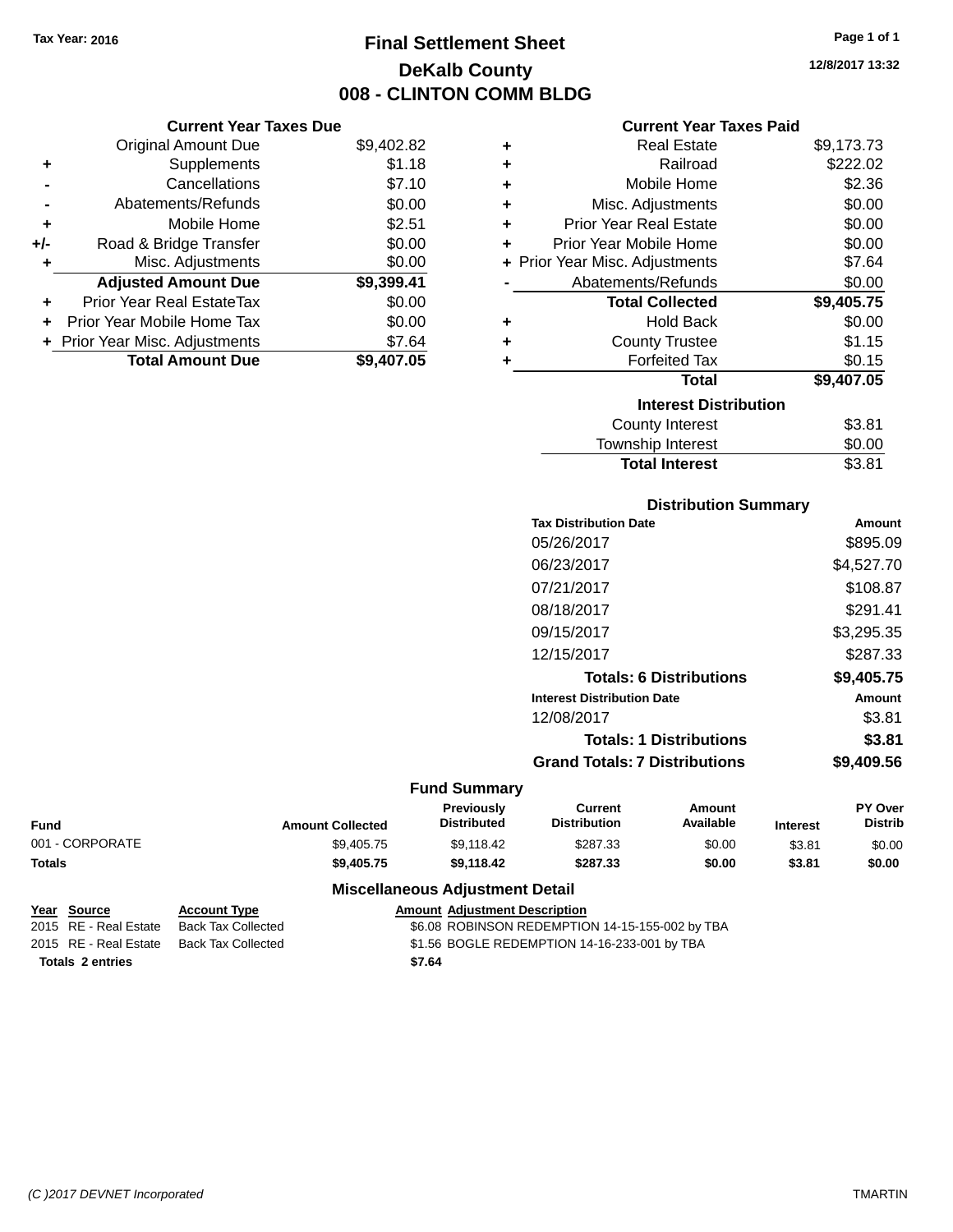Tax Year: 2016

# Final Settlement Sheet
## DeKalb County
## 008 - CLINTON COMM BLDG

12/8/2017 13:32

### Current Year Taxes Due

| | | |
|---|---|---|
| | Original Amount Due | $9,402.82 |
| + | Supplements | $1.18 |
| - | Cancellations | $7.10 |
| - | Abatements/Refunds | $0.00 |
| + | Mobile Home | $2.51 |
| +/- | Road & Bridge Transfer | $0.00 |
| + | Misc. Adjustments | $0.00 |
| | **Adjusted Amount Due** | **$9,399.41** |
| + | Prior Year Real EstateTax | $0.00 |
| + | Prior Year Mobile Home Tax | $0.00 |
| + | Prior Year Misc. Adjustments | $7.64 |
| | **Total Amount Due** | **$9,407.05** |

### Current Year Taxes Paid

| | | |
|---|---|---|
| + | Real Estate | $9,173.73 |
| + | Railroad | $222.02 |
| + | Mobile Home | $2.36 |
| + | Misc. Adjustments | $0.00 |
| + | Prior Year Real Estate | $0.00 |
| + | Prior Year Mobile Home | $0.00 |
| + | Prior Year Misc. Adjustments | $7.64 |
| - | Abatements/Refunds | $0.00 |
| | **Total Collected** | **$9,405.75** |
| + | Hold Back | $0.00 |
| + | County Trustee | $1.15 |
| + | Forfeited Tax | $0.15 |
| | **Total** | **$9,407.05** |

### Interest Distribution

| | |
|---|---|
| County Interest | $3.81 |
| Township Interest | $0.00 |
| **Total Interest** | $3.81 |

### Distribution Summary

| Tax Distribution Date | Amount |
|---|---|
| 05/26/2017 | $895.09 |
| 06/23/2017 | $4,527.70 |
| 07/21/2017 | $108.87 |
| 08/18/2017 | $291.41 |
| 09/15/2017 | $3,295.35 |
| 12/15/2017 | $287.33 |
| **Totals: 6 Distributions** | **$9,405.75** |
| **Interest Distribution Date** | **Amount** |
| 12/08/2017 | $3.81 |
| **Totals: 1 Distributions** | **$3.81** |
| **Grand Totals: 7 Distributions** | **$9,409.56** |

### Fund Summary

| Fund | Amount Collected | Previously Distributed | Current Distribution | Amount Available | Interest | PY Over Distrib |
|---|---|---|---|---|---|---|
| 001 - CORPORATE | $9,405.75 | $9,118.42 | $287.33 | $0.00 | $3.81 | $0.00 |
| **Totals** | **$9,405.75** | **$9,118.42** | **$287.33** | **$0.00** | **$3.81** | **$0.00** |

### Miscellaneous Adjustment Detail

| Year | Source | Account Type | Amount | Adjustment Description |
|---|---|---|---|---|
| 2015 | RE - Real Estate | Back Tax Collected | $6.08 | ROBINSON REDEMPTION 14-15-155-002 by TBA |
| 2015 | RE - Real Estate | Back Tax Collected | $1.56 | BOGLE REDEMPTION 14-16-233-001 by TBA |
| **Totals 2 entries** | | | **$7.64** | |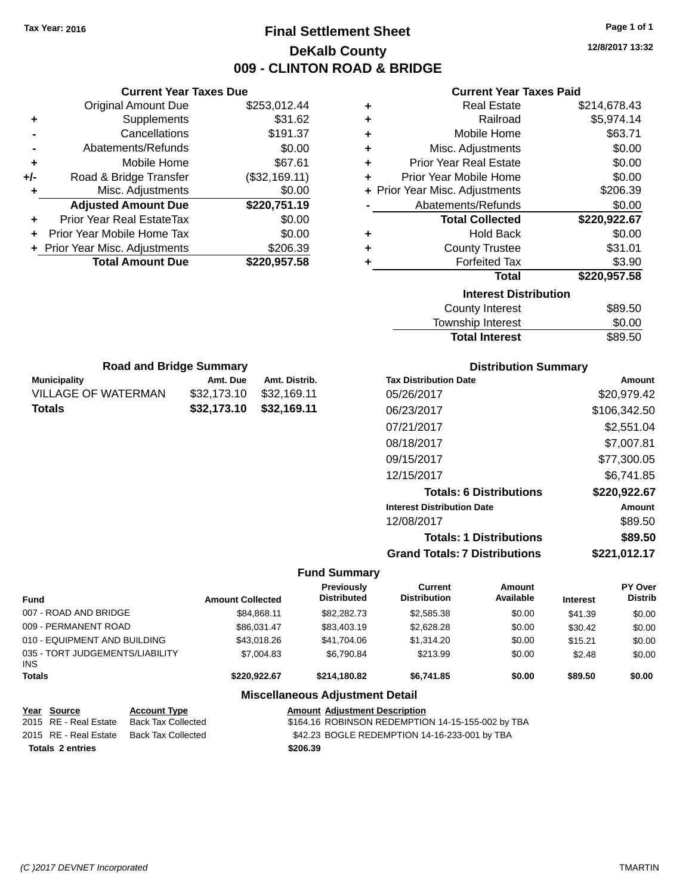Tax Year: 2016

# Final Settlement Sheet

## DeKalb County

## 009 - CLINTON ROAD & BRIDGE

12/8/2017 13:32

### Current Year Taxes Due

| | | |
|---|---|---|
| | Original Amount Due | $253,012.44 |
| + | Supplements | $31.62 |
| - | Cancellations | $191.37 |
| - | Abatements/Refunds | $0.00 |
| + | Mobile Home | $67.61 |
| +/- | Road & Bridge Transfer | ($32,169.11) |
| + | Misc. Adjustments | $0.00 |
| | **Adjusted Amount Due** | **$220,751.19** |
| + | Prior Year Real EstateTax | $0.00 |
| + | Prior Year Mobile Home Tax | $0.00 |
| + | Prior Year Misc. Adjustments | $206.39 |
| | **Total Amount Due** | **$220,957.58** |

### Current Year Taxes Paid

| | | |
|---|---|---|
| + | Real Estate | $214,678.43 |
| + | Railroad | $5,974.14 |
| + | Mobile Home | $63.71 |
| + | Misc. Adjustments | $0.00 |
| + | Prior Year Real Estate | $0.00 |
| + | Prior Year Mobile Home | $0.00 |
| + | Prior Year Misc. Adjustments | $206.39 |
| - | Abatements/Refunds | $0.00 |
| | **Total Collected** | **$220,922.67** |
| + | Hold Back | $0.00 |
| + | County Trustee | $31.01 |
| + | Forfeited Tax | $3.90 |
| | **Total** | **$220,957.58** |

### Interest Distribution

| | |
|---|---|
| County Interest | $89.50 |
| Township Interest | $0.00 |
| **Total Interest** | $89.50 |

### Road and Bridge Summary

| Municipality | Amt. Due | Amt. Distrib. |
|---|---|---|
| VILLAGE OF WATERMAN | $32,173.10 | $32,169.11 |
| **Totals** | **$32,173.10** | **$32,169.11** |

### Distribution Summary

| Tax Distribution Date | Amount |
|---|---|
| 05/26/2017 | $20,979.42 |
| 06/23/2017 | $106,342.50 |
| 07/21/2017 | $2,551.04 |
| 08/18/2017 | $7,007.81 |
| 09/15/2017 | $77,300.05 |
| 12/15/2017 | $6,741.85 |
| **Totals: 6 Distributions** | **$220,922.67** |
| **Interest Distribution Date** | **Amount** |
| 12/08/2017 | $89.50 |
| **Totals: 1 Distributions** | **$89.50** |
| **Grand Totals: 7 Distributions** | **$221,012.17** |

### Fund Summary

| Fund | Amount Collected | Previously Distributed | Current Distribution | Amount Available | Interest | PY Over Distrib |
|---|---|---|---|---|---|---|
| 007 - ROAD AND BRIDGE | $84,868.11 | $82,282.73 | $2,585.38 | $0.00 | $41.39 | $0.00 |
| 009 - PERMANENT ROAD | $86,031.47 | $83,403.19 | $2,628.28 | $0.00 | $30.42 | $0.00 |
| 010 - EQUIPMENT AND BUILDING | $43,018.26 | $41,704.06 | $1,314.20 | $0.00 | $15.21 | $0.00 |
| 035 - TORT JUDGEMENTS/LIABILITY INS | $7,004.83 | $6,790.84 | $213.99 | $0.00 | $2.48 | $0.00 |
| **Totals** | **$220,922.67** | **$214,180.82** | **$6,741.85** | **$0.00** | **$89.50** | **$0.00** |

### Miscellaneous Adjustment Detail

| Year | Source | Account Type | Amount | Adjustment Description |
|---|---|---|---|---|
| 2015 | RE - Real Estate | Back Tax Collected | $164.16 | ROBINSON REDEMPTION 14-15-155-002 by TBA |
| 2015 | RE - Real Estate | Back Tax Collected | $42.23 | BOGLE REDEMPTION 14-16-233-001 by TBA |
| **Totals** | **2 entries** | | **$206.39** | |

(C )2017 DEVNET Incorporated TMARTIN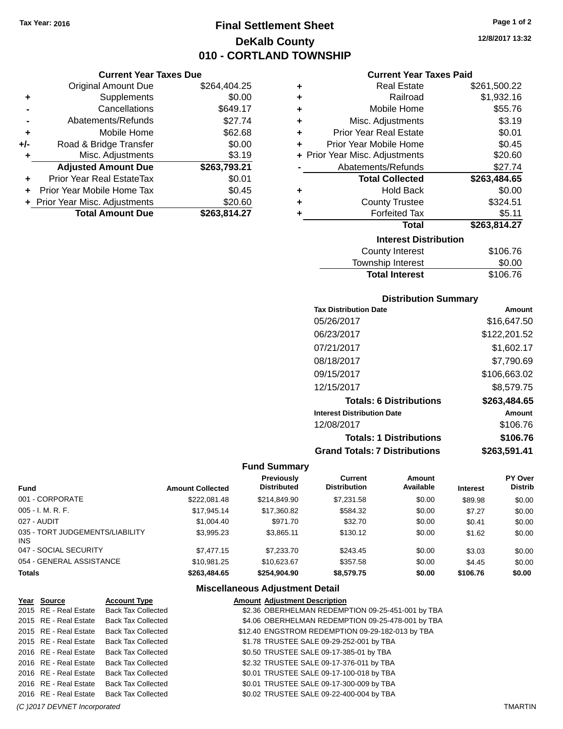Tax Year: 2016

# Final Settlement Sheet
## DeKalb County
## 010 - CORTLAND TOWNSHIP

12/8/2017 13:32

### Current Year Taxes Due

| | | |
|---|---|---|
| | Original Amount Due | $264,404.25 |
| + | Supplements | $0.00 |
| - | Cancellations | $649.17 |
| - | Abatements/Refunds | $27.74 |
| + | Mobile Home | $62.68 |
| +/- | Road & Bridge Transfer | $0.00 |
| + | Misc. Adjustments | $3.19 |
| | **Adjusted Amount Due** | **$263,793.21** |
| + | Prior Year Real EstateTax | $0.01 |
| + | Prior Year Mobile Home Tax | $0.45 |
| + | Prior Year Misc. Adjustments | $20.60 |
| | **Total Amount Due** | **$263,814.27** |

### Current Year Taxes Paid

| | | |
|---|---|---|
| + | Real Estate | $261,500.22 |
| + | Railroad | $1,932.16 |
| + | Mobile Home | $55.76 |
| + | Misc. Adjustments | $3.19 |
| + | Prior Year Real Estate | $0.01 |
| + | Prior Year Mobile Home | $0.45 |
| + | Prior Year Misc. Adjustments | $20.60 |
| - | Abatements/Refunds | $27.74 |
| | **Total Collected** | **$263,484.65** |
| + | Hold Back | $0.00 |
| + | County Trustee | $324.51 |
| + | Forfeited Tax | $5.11 |
| | **Total** | **$263,814.27** |

### Interest Distribution

| | |
|---|---|
| County Interest | $106.76 |
| Township Interest | $0.00 |
| **Total Interest** | $106.76 |

### Distribution Summary

| Tax Distribution Date | Amount |
|---|---|
| 05/26/2017 | $16,647.50 |
| 06/23/2017 | $122,201.52 |
| 07/21/2017 | $1,602.17 |
| 08/18/2017 | $7,790.69 |
| 09/15/2017 | $106,663.02 |
| 12/15/2017 | $8,579.75 |
| **Totals: 6 Distributions** | **$263,484.65** |
| **Interest Distribution Date** | **Amount** |
| 12/08/2017 | $106.76 |
| **Totals: 1 Distributions** | **$106.76** |
| **Grand Totals: 7 Distributions** | **$263,591.41** |

### Fund Summary

| Fund | Amount Collected | Previously Distributed | Current Distribution | Amount Available | Interest | PY Over Distrib |
|---|---|---|---|---|---|---|
| 001 - CORPORATE | $222,081.48 | $214,849.90 | $7,231.58 | $0.00 | $89.98 | $0.00 |
| 005 - I. M. R. F. | $17,945.14 | $17,360.82 | $584.32 | $0.00 | $7.27 | $0.00 |
| 027 - AUDIT | $1,004.40 | $971.70 | $32.70 | $0.00 | $0.41 | $0.00 |
| 035 - TORT JUDGEMENTS/LIABILITY INS | $3,995.23 | $3,865.11 | $130.12 | $0.00 | $1.62 | $0.00 |
| 047 - SOCIAL SECURITY | $7,477.15 | $7,233.70 | $243.45 | $0.00 | $3.03 | $0.00 |
| 054 - GENERAL ASSISTANCE | $10,981.25 | $10,623.67 | $357.58 | $0.00 | $4.45 | $0.00 |
| **Totals** | **$263,484.65** | **$254,904.90** | **$8,579.75** | **$0.00** | **$106.76** | **$0.00** |

### Miscellaneous Adjustment Detail

| Year | Source | Account Type | Amount | Adjustment Description |
|---|---|---|---|---|
| 2015 | RE - Real Estate | Back Tax Collected | $2.36 | OBERHELMAN REDEMPTION 09-25-451-001 by TBA |
| 2015 | RE - Real Estate | Back Tax Collected | $4.06 | OBERHELMAN REDEMPTION 09-25-478-001 by TBA |
| 2015 | RE - Real Estate | Back Tax Collected | $12.40 | ENGSTROM REDEMPTION 09-29-182-013 by TBA |
| 2015 | RE - Real Estate | Back Tax Collected | $1.78 | TRUSTEE SALE 09-29-252-001 by TBA |
| 2016 | RE - Real Estate | Back Tax Collected | $0.50 | TRUSTEE SALE 09-17-385-01 by TBA |
| 2016 | RE - Real Estate | Back Tax Collected | $2.32 | TRUSTEE SALE 09-17-376-011 by TBA |
| 2016 | RE - Real Estate | Back Tax Collected | $0.01 | TRUSTEE SALE 09-17-100-018 by TBA |
| 2016 | RE - Real Estate | Back Tax Collected | $0.01 | TRUSTEE SALE 09-17-300-009 by TBA |
| 2016 | RE - Real Estate | Back Tax Collected | $0.02 | TRUSTEE SALE 09-22-400-004 by TBA |

(C )2017 DEVNET Incorporated TMARTIN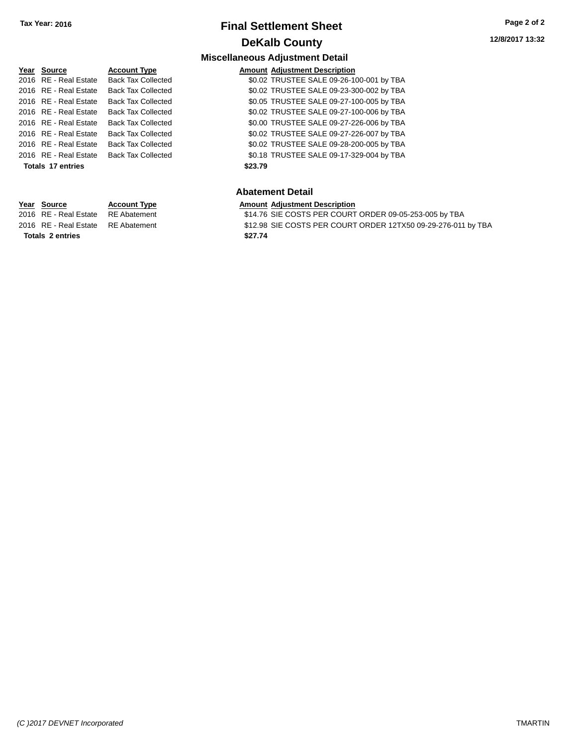**Tax Year: 2016**

# Final Settlement Sheet

## DeKalb County

### Miscellaneous Adjustment Detail

| Year | Source | Account Type | Amount | Adjustment Description |
|---|---|---|---|---|
| 2016 | RE - Real Estate | Back Tax Collected | $0.02 | TRUSTEE SALE 09-26-100-001 by TBA |
| 2016 | RE - Real Estate | Back Tax Collected | $0.02 | TRUSTEE SALE 09-23-300-002 by TBA |
| 2016 | RE - Real Estate | Back Tax Collected | $0.05 | TRUSTEE SALE 09-27-100-005 by TBA |
| 2016 | RE - Real Estate | Back Tax Collected | $0.02 | TRUSTEE SALE 09-27-100-006 by TBA |
| 2016 | RE - Real Estate | Back Tax Collected | $0.00 | TRUSTEE SALE 09-27-226-006 by TBA |
| 2016 | RE - Real Estate | Back Tax Collected | $0.02 | TRUSTEE SALE 09-27-226-007 by TBA |
| 2016 | RE - Real Estate | Back Tax Collected | $0.02 | TRUSTEE SALE 09-28-200-005 by TBA |
| 2016 | RE - Real Estate | Back Tax Collected | $0.18 | TRUSTEE SALE 09-17-329-004 by TBA |
| **Totals 17 entries** | | | **$23.79** | |

### Abatement Detail

| Year | Source | Account Type | Amount | Adjustment Description |
|---|---|---|---|---|
| 2016 | RE - Real Estate | RE Abatement | $14.76 | SIE COSTS PER COURT ORDER 09-05-253-005 by TBA |
| 2016 | RE - Real Estate | RE Abatement | $12.98 | SIE COSTS PER COURT ORDER 12TX50 09-29-276-011 by TBA |
| **Totals 2 entries** | | | **$27.74** | |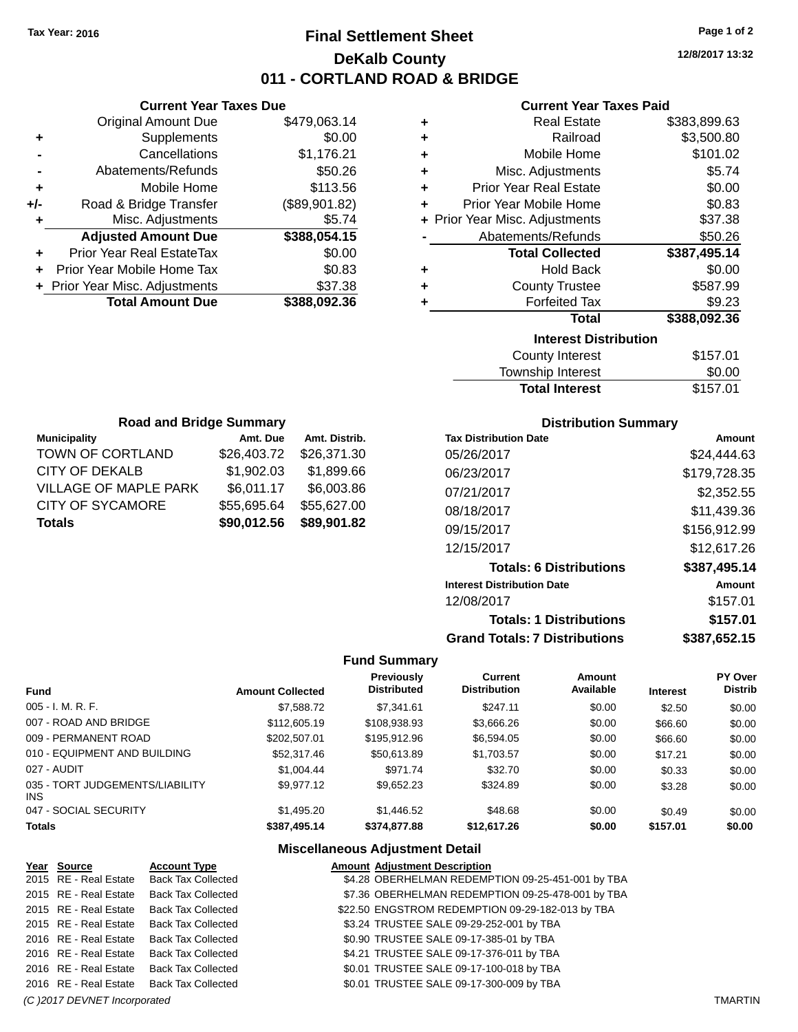Tax Year: 2016

# Final Settlement Sheet

## DeKalb County

## 011 - CORTLAND ROAD & BRIDGE

12/8/2017 13:32

### Current Year Taxes Due

| | | |
|---|---|---|
| | Original Amount Due | $479,063.14 |
| + | Supplements | $0.00 |
| - | Cancellations | $1,176.21 |
| - | Abatements/Refunds | $50.26 |
| + | Mobile Home | $113.56 |
| +/- | Road & Bridge Transfer | ($89,901.82) |
| + | Misc. Adjustments | $5.74 |
| | **Adjusted Amount Due** | **$388,054.15** |
| + | Prior Year Real EstateTax | $0.00 |
| + | Prior Year Mobile Home Tax | $0.83 |
| + | Prior Year Misc. Adjustments | $37.38 |
| | **Total Amount Due** | **$388,092.36** |

### Current Year Taxes Paid

| | | |
|---|---|---|
| + | Real Estate | $383,899.63 |
| + | Railroad | $3,500.80 |
| + | Mobile Home | $101.02 |
| + | Misc. Adjustments | $5.74 |
| + | Prior Year Real Estate | $0.00 |
| + | Prior Year Mobile Home | $0.83 |
| + | Prior Year Misc. Adjustments | $37.38 |
| - | Abatements/Refunds | $50.26 |
| | **Total Collected** | **$387,495.14** |
| + | Hold Back | $0.00 |
| + | County Trustee | $587.99 |
| + | Forfeited Tax | $9.23 |
| | **Total** | **$388,092.36** |

### Interest Distribution

| | |
|---|---|
| County Interest | $157.01 |
| Township Interest | $0.00 |
| **Total Interest** | $157.01 |

### Road and Bridge Summary

| Municipality | Amt. Due | Amt. Distrib. |
|---|---|---|
| TOWN OF CORTLAND | $26,403.72 | $26,371.30 |
| CITY OF DEKALB | $1,902.03 | $1,899.66 |
| VILLAGE OF MAPLE PARK | $6,011.17 | $6,003.86 |
| CITY OF SYCAMORE | $55,695.64 | $55,627.00 |
| **Totals** | **$90,012.56** | **$89,901.82** |

### Distribution Summary

| Tax Distribution Date | Amount |
|---|---|
| 05/26/2017 | $24,444.63 |
| 06/23/2017 | $179,728.35 |
| 07/21/2017 | $2,352.55 |
| 08/18/2017 | $11,439.36 |
| 09/15/2017 | $156,912.99 |
| 12/15/2017 | $12,617.26 |
| **Totals: 6 Distributions** | **$387,495.14** |
| **Interest Distribution Date** | **Amount** |
| 12/08/2017 | $157.01 |
| **Totals: 1 Distributions** | **$157.01** |
| **Grand Totals: 7 Distributions** | **$387,652.15** |

### Fund Summary

| Fund | Amount Collected | Previously Distributed | Current Distribution | Amount Available | Interest | PY Over Distrib |
|---|---|---|---|---|---|---|
| 005 - I. M. R. F. | $7,588.72 | $7,341.61 | $247.11 | $0.00 | $2.50 | $0.00 |
| 007 - ROAD AND BRIDGE | $112,605.19 | $108,938.93 | $3,666.26 | $0.00 | $66.60 | $0.00 |
| 009 - PERMANENT ROAD | $202,507.01 | $195,912.96 | $6,594.05 | $0.00 | $66.60 | $0.00 |
| 010 - EQUIPMENT AND BUILDING | $52,317.46 | $50,613.89 | $1,703.57 | $0.00 | $17.21 | $0.00 |
| 027 - AUDIT | $1,004.44 | $971.74 | $32.70 | $0.00 | $0.33 | $0.00 |
| 035 - TORT JUDGEMENTS/LIABILITY INS | $9,977.12 | $9,652.23 | $324.89 | $0.00 | $3.28 | $0.00 |
| 047 - SOCIAL SECURITY | $1,495.20 | $1,446.52 | $48.68 | $0.00 | $0.49 | $0.00 |
| **Totals** | **$387,495.14** | **$374,877.88** | **$12,617.26** | **$0.00** | **$157.01** | **$0.00** |

### Miscellaneous Adjustment Detail

| Year | Source | Account Type | Amount | Adjustment Description |
|---|---|---|---|---|
| 2015 | RE - Real Estate | Back Tax Collected | $4.28 | OBERHELMAN REDEMPTION 09-25-451-001 by TBA |
| 2015 | RE - Real Estate | Back Tax Collected | $7.36 | OBERHELMAN REDEMPTION 09-25-478-001 by TBA |
| 2015 | RE - Real Estate | Back Tax Collected | $22.50 | ENGSTROM REDEMPTION 09-29-182-013 by TBA |
| 2015 | RE - Real Estate | Back Tax Collected | $3.24 | TRUSTEE SALE 09-29-252-001 by TBA |
| 2016 | RE - Real Estate | Back Tax Collected | $0.90 | TRUSTEE SALE 09-17-385-01 by TBA |
| 2016 | RE - Real Estate | Back Tax Collected | $4.21 | TRUSTEE SALE 09-17-376-011 by TBA |
| 2016 | RE - Real Estate | Back Tax Collected | $0.01 | TRUSTEE SALE 09-17-100-018 by TBA |
| 2016 | RE - Real Estate | Back Tax Collected | $0.01 | TRUSTEE SALE 09-17-300-009 by TBA |

(C )2017 DEVNET Incorporated TMARTIN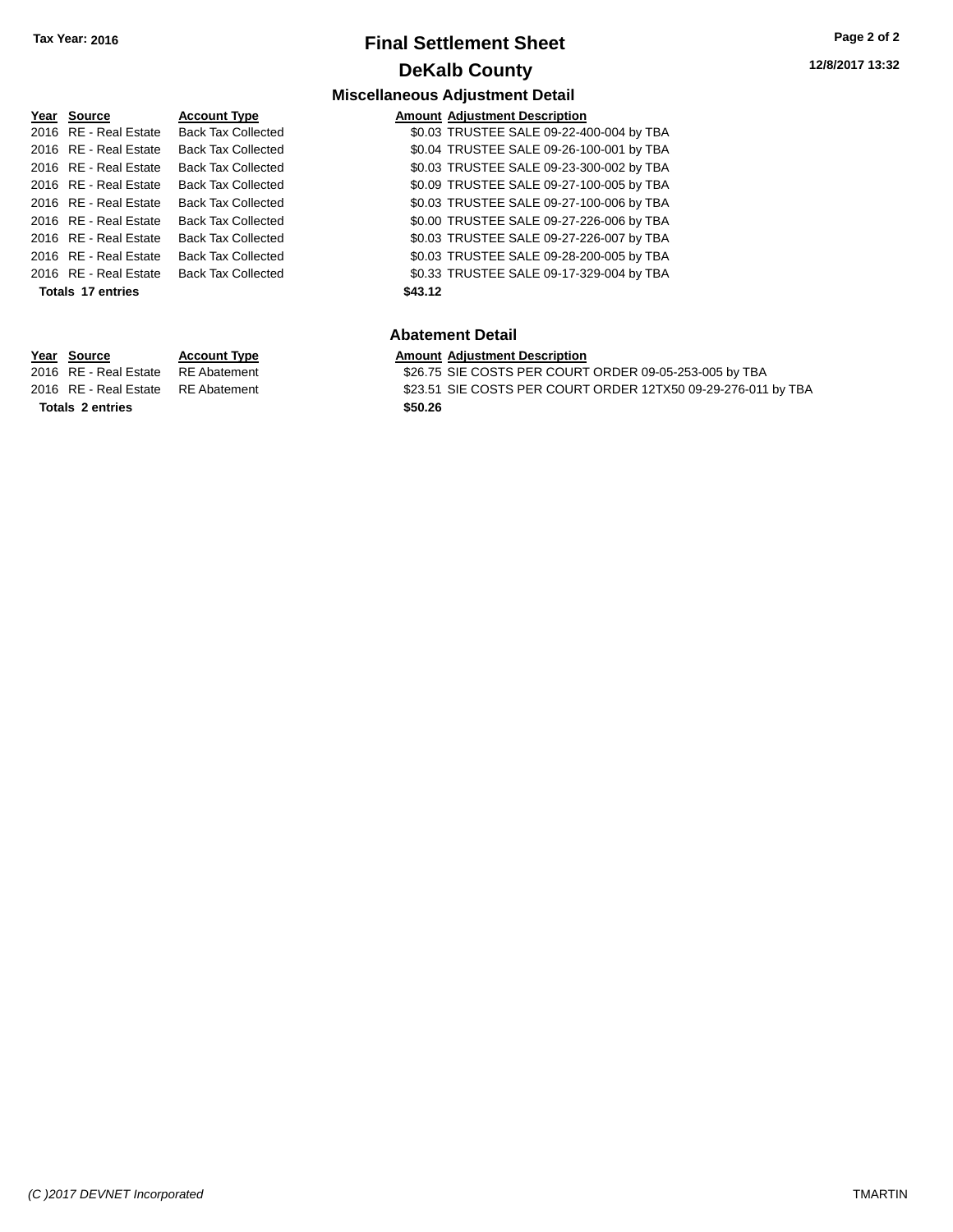# Final Settlement Sheet

## DeKalb County

Tax Year: 2016

12/8/2017 13:32

### Miscellaneous Adjustment Detail

| Year | Source | Account Type | Amount | Adjustment Description |
|---|---|---|---|---|
| 2016 | RE - Real Estate | Back Tax Collected | $0.03 | TRUSTEE SALE 09-22-400-004 by TBA |
| 2016 | RE - Real Estate | Back Tax Collected | $0.04 | TRUSTEE SALE 09-26-100-001 by TBA |
| 2016 | RE - Real Estate | Back Tax Collected | $0.03 | TRUSTEE SALE 09-23-300-002 by TBA |
| 2016 | RE - Real Estate | Back Tax Collected | $0.09 | TRUSTEE SALE 09-27-100-005 by TBA |
| 2016 | RE - Real Estate | Back Tax Collected | $0.03 | TRUSTEE SALE 09-27-100-006 by TBA |
| 2016 | RE - Real Estate | Back Tax Collected | $0.00 | TRUSTEE SALE 09-27-226-006 by TBA |
| 2016 | RE - Real Estate | Back Tax Collected | $0.03 | TRUSTEE SALE 09-27-226-007 by TBA |
| 2016 | RE - Real Estate | Back Tax Collected | $0.03 | TRUSTEE SALE 09-28-200-005 by TBA |
| 2016 | RE - Real Estate | Back Tax Collected | $0.33 | TRUSTEE SALE 09-17-329-004 by TBA |
| **Totals 17 entries** | | | **$43.12** | |

### Abatement Detail

| Year | Source | Account Type | Amount | Adjustment Description |
|---|---|---|---|---|
| 2016 | RE - Real Estate | RE Abatement | $26.75 | SIE COSTS PER COURT ORDER 09-05-253-005 by TBA |
| 2016 | RE - Real Estate | RE Abatement | $23.51 | SIE COSTS PER COURT ORDER 12TX50 09-29-276-011 by TBA |
| **Totals 2 entries** | | | **$50.26** | |

(C )2017 DEVNET Incorporated TMARTIN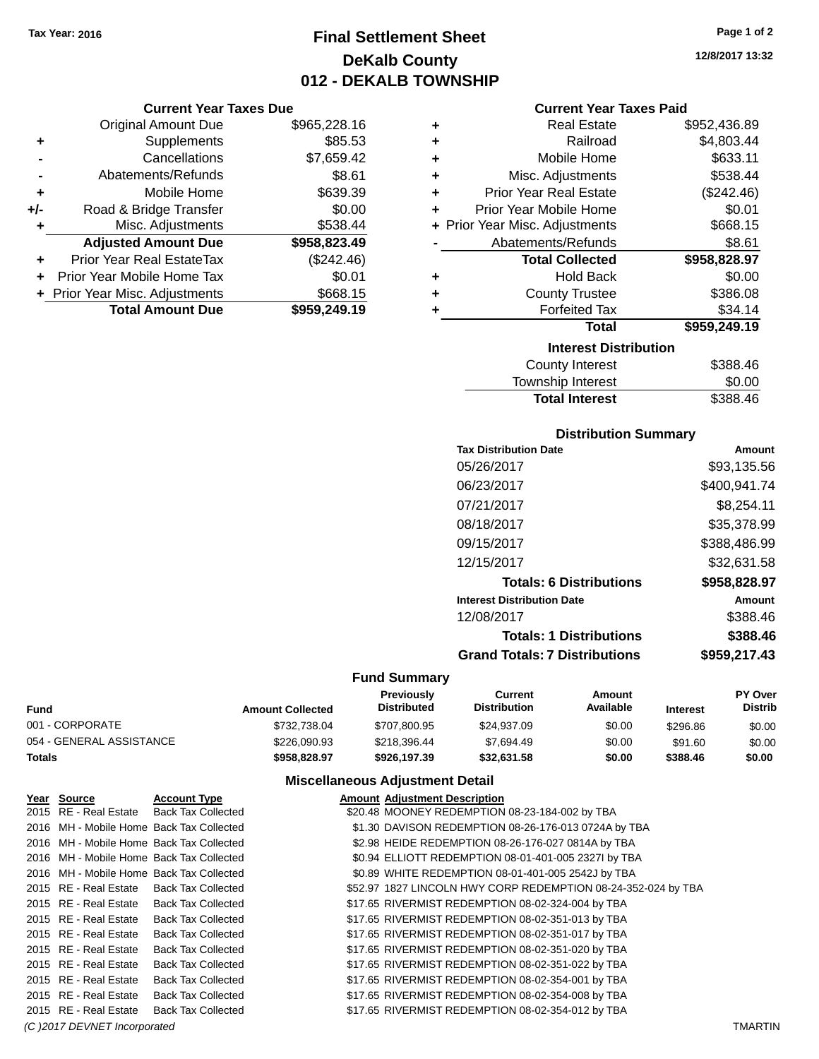**Tax Year: 2016**

# Final Settlement Sheet
## DeKalb County
## 012 - DEKALB TOWNSHIP

12/8/2017 13:32

### Current Year Taxes Due

| | | |
|---|---|---|
| | Original Amount Due | $965,228.16 |
| + | Supplements | $85.53 |
| - | Cancellations | $7,659.42 |
| - | Abatements/Refunds | $8.61 |
| + | Mobile Home | $639.39 |
| +/- | Road & Bridge Transfer | $0.00 |
| + | Misc. Adjustments | $538.44 |
| | **Adjusted Amount Due** | **$958,823.49** |
| + | Prior Year Real EstateTax | ($242.46) |
| + | Prior Year Mobile Home Tax | $0.01 |
| + | Prior Year Misc. Adjustments | $668.15 |
| | **Total Amount Due** | **$959,249.19** |

### Current Year Taxes Paid

| | | |
|---|---|---|
| + | Real Estate | $952,436.89 |
| + | Railroad | $4,803.44 |
| + | Mobile Home | $633.11 |
| + | Misc. Adjustments | $538.44 |
| + | Prior Year Real Estate | ($242.46) |
| + | Prior Year Mobile Home | $0.01 |
| + | Prior Year Misc. Adjustments | $668.15 |
| - | Abatements/Refunds | $8.61 |
| | **Total Collected** | **$958,828.97** |
| + | Hold Back | $0.00 |
| + | County Trustee | $386.08 |
| + | Forfeited Tax | $34.14 |
| | **Total** | **$959,249.19** |

### Interest Distribution

| | |
|---|---|
| County Interest | $388.46 |
| Township Interest | $0.00 |
| **Total Interest** | $388.46 |

### Distribution Summary

| Tax Distribution Date | Amount |
|---|---|
| 05/26/2017 | $93,135.56 |
| 06/23/2017 | $400,941.74 |
| 07/21/2017 | $8,254.11 |
| 08/18/2017 | $35,378.99 |
| 09/15/2017 | $388,486.99 |
| 12/15/2017 | $32,631.58 |
| **Totals: 6 Distributions** | **$958,828.97** |
| **Interest Distribution Date** | **Amount** |
| 12/08/2017 | $388.46 |
| **Totals: 1 Distributions** | **$388.46** |
| **Grand Totals: 7 Distributions** | **$959,217.43** |

### Fund Summary

| Fund | Amount Collected | Previously Distributed | Current Distribution | Amount Available | Interest | PY Over Distrib |
|---|---|---|---|---|---|---|
| 001 - CORPORATE | $732,738.04 | $707,800.95 | $24,937.09 | $0.00 | $296.86 | $0.00 |
| 054 - GENERAL ASSISTANCE | $226,090.93 | $218,396.44 | $7,694.49 | $0.00 | $91.60 | $0.00 |
| **Totals** | **$958,828.97** | **$926,197.39** | **$32,631.58** | **$0.00** | **$388.46** | **$0.00** |

### Miscellaneous Adjustment Detail

| Year | Source | Account Type | Amount | Adjustment Description |
|---|---|---|---|---|
| 2015 | RE - Real Estate | Back Tax Collected | $20.48 | MOONEY REDEMPTION 08-23-184-002 by TBA |
| 2016 | MH - Mobile Home | Back Tax Collected | $1.30 | DAVISON REDEMPTION 08-26-176-013 0724A by TBA |
| 2016 | MH - Mobile Home | Back Tax Collected | $2.98 | HEIDE REDEMPTION 08-26-176-027 0814A by TBA |
| 2016 | MH - Mobile Home | Back Tax Collected | $0.94 | ELLIOTT REDEMPTION 08-01-401-005 2327I by TBA |
| 2016 | MH - Mobile Home | Back Tax Collected | $0.89 | WHITE REDEMPTION 08-01-401-005 2542J by TBA |
| 2015 | RE - Real Estate | Back Tax Collected | $52.97 | 1827 LINCOLN HWY CORP REDEMPTION 08-24-352-024 by TBA |
| 2015 | RE - Real Estate | Back Tax Collected | $17.65 | RIVERMIST REDEMPTION 08-02-324-004 by TBA |
| 2015 | RE - Real Estate | Back Tax Collected | $17.65 | RIVERMIST REDEMPTION 08-02-351-013 by TBA |
| 2015 | RE - Real Estate | Back Tax Collected | $17.65 | RIVERMIST REDEMPTION 08-02-351-017 by TBA |
| 2015 | RE - Real Estate | Back Tax Collected | $17.65 | RIVERMIST REDEMPTION 08-02-351-020 by TBA |
| 2015 | RE - Real Estate | Back Tax Collected | $17.65 | RIVERMIST REDEMPTION 08-02-351-022 by TBA |
| 2015 | RE - Real Estate | Back Tax Collected | $17.65 | RIVERMIST REDEMPTION 08-02-354-001 by TBA |
| 2015 | RE - Real Estate | Back Tax Collected | $17.65 | RIVERMIST REDEMPTION 08-02-354-008 by TBA |
| 2015 | RE - Real Estate | Back Tax Collected | $17.65 | RIVERMIST REDEMPTION 08-02-354-012 by TBA |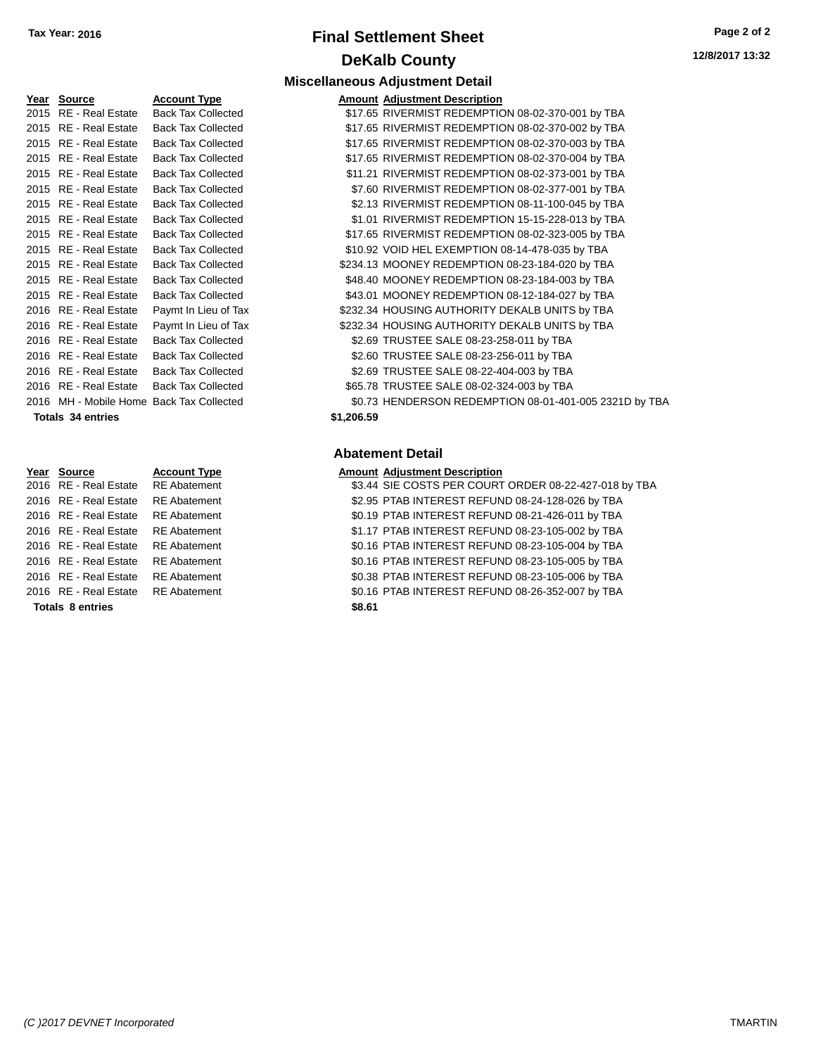# Final Settlement Sheet

## DeKalb County

Tax Year: 2016

12/8/2017 13:32

### Miscellaneous Adjustment Detail

| Year | Source | Account Type | Amount | Adjustment Description |
|---|---|---|---|---|
| 2015 | RE - Real Estate | Back Tax Collected | $17.65 | RIVERMIST REDEMPTION 08-02-370-001 by TBA |
| 2015 | RE - Real Estate | Back Tax Collected | $17.65 | RIVERMIST REDEMPTION 08-02-370-002 by TBA |
| 2015 | RE - Real Estate | Back Tax Collected | $17.65 | RIVERMIST REDEMPTION 08-02-370-003 by TBA |
| 2015 | RE - Real Estate | Back Tax Collected | $17.65 | RIVERMIST REDEMPTION 08-02-370-004 by TBA |
| 2015 | RE - Real Estate | Back Tax Collected | $11.21 | RIVERMIST REDEMPTION 08-02-373-001 by TBA |
| 2015 | RE - Real Estate | Back Tax Collected | $7.60 | RIVERMIST REDEMPTION 08-02-377-001 by TBA |
| 2015 | RE - Real Estate | Back Tax Collected | $2.13 | RIVERMIST REDEMPTION 08-11-100-045 by TBA |
| 2015 | RE - Real Estate | Back Tax Collected | $1.01 | RIVERMIST REDEMPTION 15-15-228-013 by TBA |
| 2015 | RE - Real Estate | Back Tax Collected | $17.65 | RIVERMIST REDEMPTION 08-02-323-005 by TBA |
| 2015 | RE - Real Estate | Back Tax Collected | $10.92 | VOID HEL EXEMPTION 08-14-478-035 by TBA |
| 2015 | RE - Real Estate | Back Tax Collected | $234.13 | MOONEY REDEMPTION 08-23-184-020 by TBA |
| 2015 | RE - Real Estate | Back Tax Collected | $48.40 | MOONEY REDEMPTION 08-23-184-003 by TBA |
| 2015 | RE - Real Estate | Back Tax Collected | $43.01 | MOONEY REDEMPTION 08-12-184-027 by TBA |
| 2016 | RE - Real Estate | Paymt In Lieu of Tax | $232.34 | HOUSING AUTHORITY DEKALB UNITS by TBA |
| 2016 | RE - Real Estate | Paymt In Lieu of Tax | $232.34 | HOUSING AUTHORITY DEKALB UNITS by TBA |
| 2016 | RE - Real Estate | Back Tax Collected | $2.69 | TRUSTEE SALE 08-23-258-011 by TBA |
| 2016 | RE - Real Estate | Back Tax Collected | $2.60 | TRUSTEE SALE 08-23-256-011 by TBA |
| 2016 | RE - Real Estate | Back Tax Collected | $2.69 | TRUSTEE SALE 08-22-404-003 by TBA |
| 2016 | RE - Real Estate | Back Tax Collected | $65.78 | TRUSTEE SALE 08-02-324-003 by TBA |
| 2016 | MH - Mobile Home | Back Tax Collected | $0.73 | HENDERSON REDEMPTION 08-01-401-005 2321D by TBA |
| **Totals 34 entries** | | | **$1,206.59** | |

### Abatement Detail

| Year | Source | Account Type | Amount | Adjustment Description |
|---|---|---|---|---|
| 2016 | RE - Real Estate | RE Abatement | $3.44 | SIE COSTS PER COURT ORDER 08-22-427-018 by TBA |
| 2016 | RE - Real Estate | RE Abatement | $2.95 | PTAB INTEREST REFUND 08-24-128-026 by TBA |
| 2016 | RE - Real Estate | RE Abatement | $0.19 | PTAB INTEREST REFUND 08-21-426-011 by TBA |
| 2016 | RE - Real Estate | RE Abatement | $1.17 | PTAB INTEREST REFUND 08-23-105-002 by TBA |
| 2016 | RE - Real Estate | RE Abatement | $0.16 | PTAB INTEREST REFUND 08-23-105-004 by TBA |
| 2016 | RE - Real Estate | RE Abatement | $0.16 | PTAB INTEREST REFUND 08-23-105-005 by TBA |
| 2016 | RE - Real Estate | RE Abatement | $0.38 | PTAB INTEREST REFUND 08-23-105-006 by TBA |
| 2016 | RE - Real Estate | RE Abatement | $0.16 | PTAB INTEREST REFUND 08-26-352-007 by TBA |
| **Totals 8 entries** | | | **$8.61** | |

(C )2017 DEVNET Incorporated

TMARTIN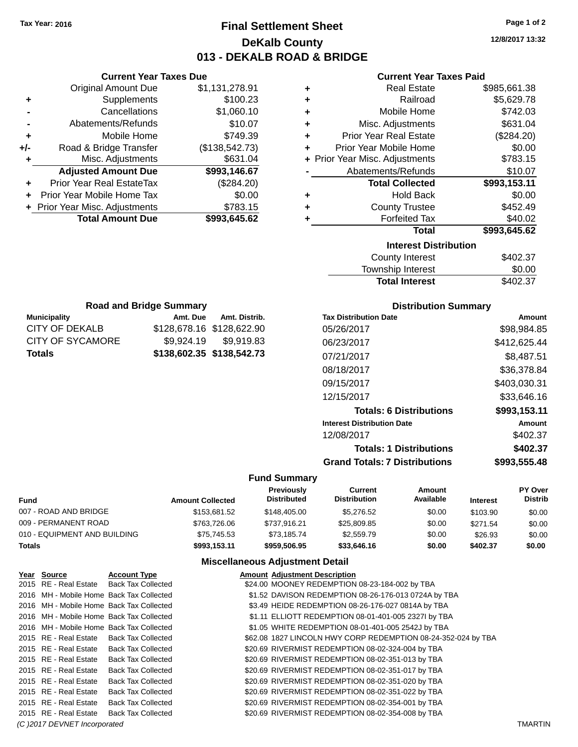**Tax Year: 2016**

# Final Settlement Sheet

## DeKalb County

## 013 - DEKALB ROAD & BRIDGE

12/8/2017 13:32

### Current Year Taxes Due

| | | |
|---|---|---|
| | Original Amount Due | $1,131,278.91 |
| + | Supplements | $100.23 |
| - | Cancellations | $1,060.10 |
| - | Abatements/Refunds | $10.07 |
| + | Mobile Home | $749.39 |
| +/- | Road & Bridge Transfer | ($138,542.73) |
| + | Misc. Adjustments | $631.04 |
| | **Adjusted Amount Due** | **$993,146.67** |
| + | Prior Year Real EstateTax | ($284.20) |
| + | Prior Year Mobile Home Tax | $0.00 |
| + | Prior Year Misc. Adjustments | $783.15 |
| | **Total Amount Due** | **$993,645.62** |

### Current Year Taxes Paid

| | | |
|---|---|---|
| + | Real Estate | $985,661.38 |
| + | Railroad | $5,629.78 |
| + | Mobile Home | $742.03 |
| + | Misc. Adjustments | $631.04 |
| + | Prior Year Real Estate | ($284.20) |
| + | Prior Year Mobile Home | $0.00 |
| + | Prior Year Misc. Adjustments | $783.15 |
| - | Abatements/Refunds | $10.07 |
| | **Total Collected** | **$993,153.11** |
| + | Hold Back | $0.00 |
| + | County Trustee | $452.49 |
| + | Forfeited Tax | $40.02 |
| | **Total** | **$993,645.62** |

### Interest Distribution

| | |
|---|---|
| County Interest | $402.37 |
| Township Interest | $0.00 |
| **Total Interest** | $402.37 |

### Road and Bridge Summary

| Municipality | Amt. Due | Amt. Distrib. |
|---|---|---|
| CITY OF DEKALB | $128,678.16 | $128,622.90 |
| CITY OF SYCAMORE | $9,924.19 | $9,919.83 |
| **Totals** | **$138,602.35** | **$138,542.73** |

### Distribution Summary

| Tax Distribution Date | Amount |
|---|---|
| 05/26/2017 | $98,984.85 |
| 06/23/2017 | $412,625.44 |
| 07/21/2017 | $8,487.51 |
| 08/18/2017 | $36,378.84 |
| 09/15/2017 | $403,030.31 |
| 12/15/2017 | $33,646.16 |
| **Totals: 6 Distributions** | **$993,153.11** |
| **Interest Distribution Date** | **Amount** |
| 12/08/2017 | $402.37 |
| **Totals: 1 Distributions** | **$402.37** |
| **Grand Totals: 7 Distributions** | **$993,555.48** |

### Fund Summary

| Fund | Amount Collected | Previously Distributed | Current Distribution | Amount Available | Interest | PY Over Distrib |
|---|---|---|---|---|---|---|
| 007 - ROAD AND BRIDGE | $153,681.52 | $148,405.00 | $5,276.52 | $0.00 | $103.90 | $0.00 |
| 009 - PERMANENT ROAD | $763,726.06 | $737,916.21 | $25,809.85 | $0.00 | $271.54 | $0.00 |
| 010 - EQUIPMENT AND BUILDING | $75,745.53 | $73,185.74 | $2,559.79 | $0.00 | $26.93 | $0.00 |
| **Totals** | **$993,153.11** | **$959,506.95** | **$33,646.16** | **$0.00** | **$402.37** | **$0.00** |

### Miscellaneous Adjustment Detail

| Year | Source | Account Type | Amount | Adjustment Description |
|---|---|---|---|---|
| 2015 | RE - Real Estate | Back Tax Collected | $24.00 | MOONEY REDEMPTION 08-23-184-002 by TBA |
| 2016 | MH - Mobile Home | Back Tax Collected | $1.52 | DAVISON REDEMPTION 08-26-176-013 0724A by TBA |
| 2016 | MH - Mobile Home | Back Tax Collected | $3.49 | HEIDE REDEMPTION 08-26-176-027 0814A by TBA |
| 2016 | MH - Mobile Home | Back Tax Collected | $1.11 | ELLIOTT REDEMPTION 08-01-401-005 2327I by TBA |
| 2016 | MH - Mobile Home | Back Tax Collected | $1.05 | WHITE REDEMPTION 08-01-401-005 2542J by TBA |
| 2015 | RE - Real Estate | Back Tax Collected | $62.08 | 1827 LINCOLN HWY CORP REDEMPTION 08-24-352-024 by TBA |
| 2015 | RE - Real Estate | Back Tax Collected | $20.69 | RIVERMIST REDEMPTION 08-02-324-004 by TBA |
| 2015 | RE - Real Estate | Back Tax Collected | $20.69 | RIVERMIST REDEMPTION 08-02-351-013 by TBA |
| 2015 | RE - Real Estate | Back Tax Collected | $20.69 | RIVERMIST REDEMPTION 08-02-351-017 by TBA |
| 2015 | RE - Real Estate | Back Tax Collected | $20.69 | RIVERMIST REDEMPTION 08-02-351-020 by TBA |
| 2015 | RE - Real Estate | Back Tax Collected | $20.69 | RIVERMIST REDEMPTION 08-02-351-022 by TBA |
| 2015 | RE - Real Estate | Back Tax Collected | $20.69 | RIVERMIST REDEMPTION 08-02-354-001 by TBA |
| 2015 | RE - Real Estate | Back Tax Collected | $20.69 | RIVERMIST REDEMPTION 08-02-354-008 by TBA |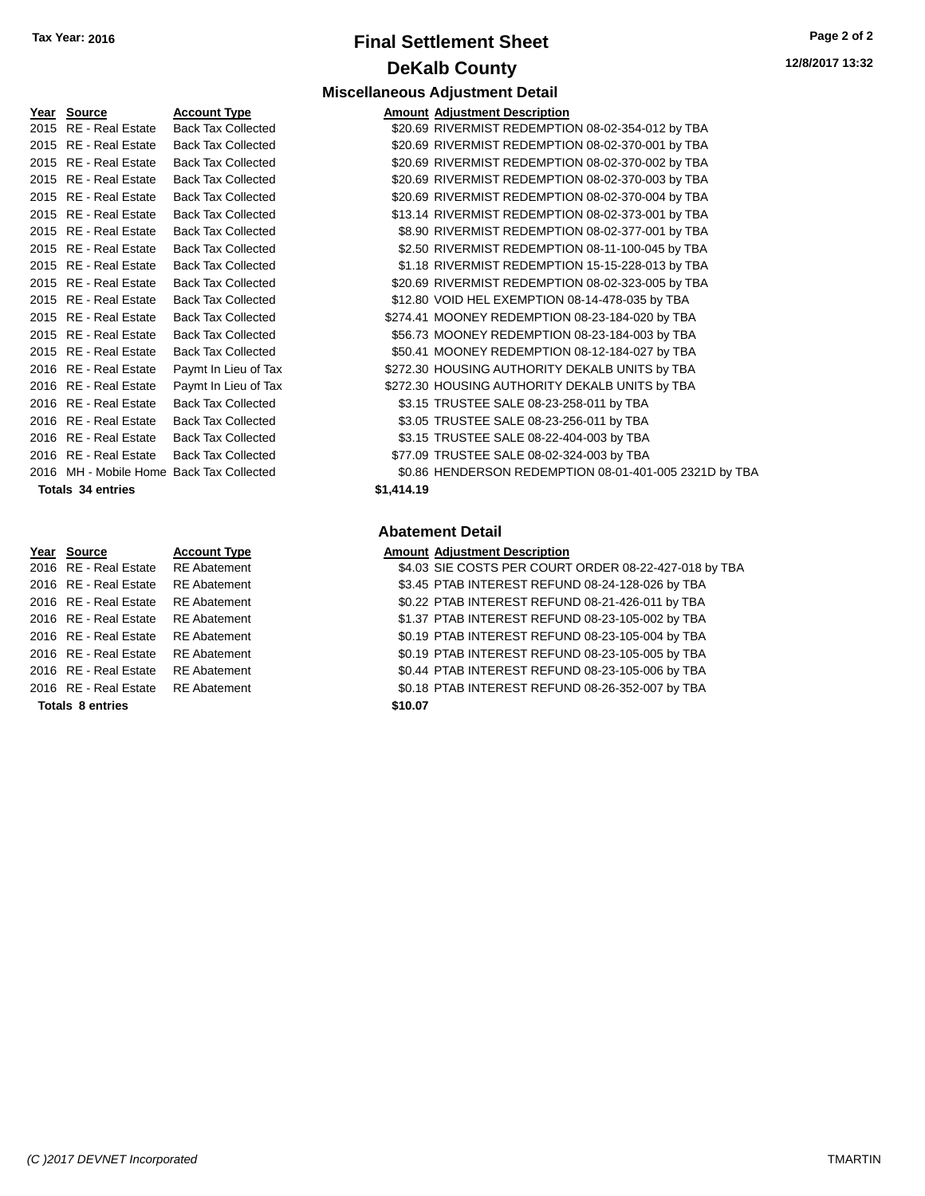Tax Year: 2016

# Final Settlement Sheet

## DeKalb County

12/8/2017 13:32

### Miscellaneous Adjustment Detail

| Year | Source | Account Type | Amount | Adjustment Description |
|---|---|---|---|---|
| 2015 | RE - Real Estate | Back Tax Collected | $20.69 | RIVERMIST REDEMPTION 08-02-354-012 by TBA |
| 2015 | RE - Real Estate | Back Tax Collected | $20.69 | RIVERMIST REDEMPTION 08-02-370-001 by TBA |
| 2015 | RE - Real Estate | Back Tax Collected | $20.69 | RIVERMIST REDEMPTION 08-02-370-002 by TBA |
| 2015 | RE - Real Estate | Back Tax Collected | $20.69 | RIVERMIST REDEMPTION 08-02-370-003 by TBA |
| 2015 | RE - Real Estate | Back Tax Collected | $20.69 | RIVERMIST REDEMPTION 08-02-370-004 by TBA |
| 2015 | RE - Real Estate | Back Tax Collected | $13.14 | RIVERMIST REDEMPTION 08-02-373-001 by TBA |
| 2015 | RE - Real Estate | Back Tax Collected | $8.90 | RIVERMIST REDEMPTION 08-02-377-001 by TBA |
| 2015 | RE - Real Estate | Back Tax Collected | $2.50 | RIVERMIST REDEMPTION 08-11-100-045 by TBA |
| 2015 | RE - Real Estate | Back Tax Collected | $1.18 | RIVERMIST REDEMPTION 15-15-228-013 by TBA |
| 2015 | RE - Real Estate | Back Tax Collected | $20.69 | RIVERMIST REDEMPTION 08-02-323-005 by TBA |
| 2015 | RE - Real Estate | Back Tax Collected | $12.80 | VOID HEL EXEMPTION 08-14-478-035 by TBA |
| 2015 | RE - Real Estate | Back Tax Collected | $274.41 | MOONEY REDEMPTION 08-23-184-020 by TBA |
| 2015 | RE - Real Estate | Back Tax Collected | $56.73 | MOONEY REDEMPTION 08-23-184-003 by TBA |
| 2015 | RE - Real Estate | Back Tax Collected | $50.41 | MOONEY REDEMPTION 08-12-184-027 by TBA |
| 2016 | RE - Real Estate | Paymt In Lieu of Tax | $272.30 | HOUSING AUTHORITY DEKALB UNITS by TBA |
| 2016 | RE - Real Estate | Paymt In Lieu of Tax | $272.30 | HOUSING AUTHORITY DEKALB UNITS by TBA |
| 2016 | RE - Real Estate | Back Tax Collected | $3.15 | TRUSTEE SALE 08-23-258-011 by TBA |
| 2016 | RE - Real Estate | Back Tax Collected | $3.05 | TRUSTEE SALE 08-23-256-011 by TBA |
| 2016 | RE - Real Estate | Back Tax Collected | $3.15 | TRUSTEE SALE 08-22-404-003 by TBA |
| 2016 | RE - Real Estate | Back Tax Collected | $77.09 | TRUSTEE SALE 08-02-324-003 by TBA |
| 2016 | MH - Mobile Home | Back Tax Collected | $0.86 | HENDERSON REDEMPTION 08-01-401-005 2321D by TBA |
| **Totals 34 entries** | | | **$1,414.19** | |

### Abatement Detail

| Year | Source | Account Type | Amount | Adjustment Description |
|---|---|---|---|---|
| 2016 | RE - Real Estate | RE Abatement | $4.03 | SIE COSTS PER COURT ORDER 08-22-427-018 by TBA |
| 2016 | RE - Real Estate | RE Abatement | $3.45 | PTAB INTEREST REFUND 08-24-128-026 by TBA |
| 2016 | RE - Real Estate | RE Abatement | $0.22 | PTAB INTEREST REFUND 08-21-426-011 by TBA |
| 2016 | RE - Real Estate | RE Abatement | $1.37 | PTAB INTEREST REFUND 08-23-105-002 by TBA |
| 2016 | RE - Real Estate | RE Abatement | $0.19 | PTAB INTEREST REFUND 08-23-105-004 by TBA |
| 2016 | RE - Real Estate | RE Abatement | $0.19 | PTAB INTEREST REFUND 08-23-105-005 by TBA |
| 2016 | RE - Real Estate | RE Abatement | $0.44 | PTAB INTEREST REFUND 08-23-105-006 by TBA |
| 2016 | RE - Real Estate | RE Abatement | $0.18 | PTAB INTEREST REFUND 08-26-352-007 by TBA |
| **Totals 8 entries** | | | **$10.07** | |

(C )2017 DEVNET Incorporated TMARTIN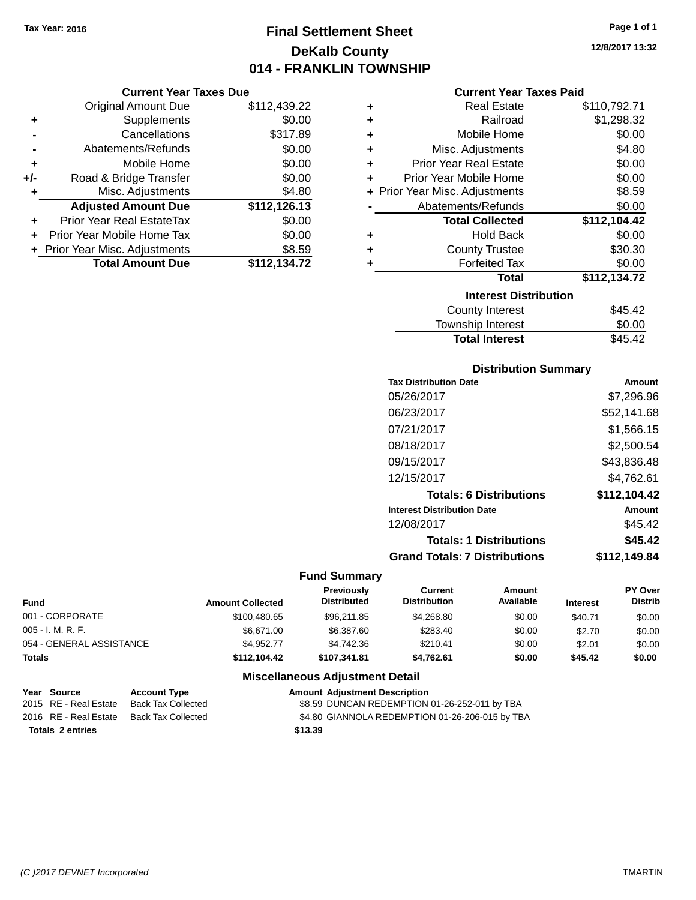Tax Year: 2016

# Final Settlement Sheet
## DeKalb County
## 014 - FRANKLIN TOWNSHIP

12/8/2017 13:32

### Current Year Taxes Due

| | | |
|---|---|---|
| | Original Amount Due | $112,439.22 |
| + | Supplements | $0.00 |
| - | Cancellations | $317.89 |
| - | Abatements/Refunds | $0.00 |
| + | Mobile Home | $0.00 |
| +/- | Road & Bridge Transfer | $0.00 |
| + | Misc. Adjustments | $4.80 |
| | **Adjusted Amount Due** | **$112,126.13** |
| + | Prior Year Real EstateTax | $0.00 |
| + | Prior Year Mobile Home Tax | $0.00 |
| + | Prior Year Misc. Adjustments | $8.59 |
| | **Total Amount Due** | **$112,134.72** |

### Current Year Taxes Paid

| | | |
|---|---|---|
| + | Real Estate | $110,792.71 |
| + | Railroad | $1,298.32 |
| + | Mobile Home | $0.00 |
| + | Misc. Adjustments | $4.80 |
| + | Prior Year Real Estate | $0.00 |
| + | Prior Year Mobile Home | $0.00 |
| + | Prior Year Misc. Adjustments | $8.59 |
| - | Abatements/Refunds | $0.00 |
| | **Total Collected** | **$112,104.42** |
| + | Hold Back | $0.00 |
| + | County Trustee | $30.30 |
| + | Forfeited Tax | $0.00 |
| | **Total** | **$112,134.72** |

### Interest Distribution

| | |
|---|---|
| County Interest | $45.42 |
| Township Interest | $0.00 |
| **Total Interest** | $45.42 |

### Distribution Summary

| Tax Distribution Date | Amount |
|---|---|
| 05/26/2017 | $7,296.96 |
| 06/23/2017 | $52,141.68 |
| 07/21/2017 | $1,566.15 |
| 08/18/2017 | $2,500.54 |
| 09/15/2017 | $43,836.48 |
| 12/15/2017 | $4,762.61 |
| **Totals: 6 Distributions** | **$112,104.42** |
| **Interest Distribution Date** | **Amount** |
| 12/08/2017 | $45.42 |
| **Totals: 1 Distributions** | **$45.42** |
| **Grand Totals: 7 Distributions** | **$112,149.84** |

### Fund Summary

| Fund | Amount Collected | Previously Distributed | Current Distribution | Amount Available | Interest | PY Over Distrib |
|---|---|---|---|---|---|---|
| 001 - CORPORATE | $100,480.65 | $96,211.85 | $4,268.80 | $0.00 | $40.71 | $0.00 |
| 005 - I. M. R. F. | $6,671.00 | $6,387.60 | $283.40 | $0.00 | $2.70 | $0.00 |
| 054 - GENERAL ASSISTANCE | $4,952.77 | $4,742.36 | $210.41 | $0.00 | $2.01 | $0.00 |
| **Totals** | **$112,104.42** | **$107,341.81** | **$4,762.61** | **$0.00** | **$45.42** | **$0.00** |

### Miscellaneous Adjustment Detail

| Year | Source | Account Type | Amount | Adjustment Description |
|---|---|---|---|---|
| 2015 | RE - Real Estate | Back Tax Collected | $8.59 | DUNCAN REDEMPTION 01-26-252-011 by TBA |
| 2016 | RE - Real Estate | Back Tax Collected | $4.80 | GIANNOLA REDEMPTION 01-26-206-015 by TBA |
| **Totals 2 entries** | | | **$13.39** | |

(C )2017 DEVNET Incorporated — TMARTIN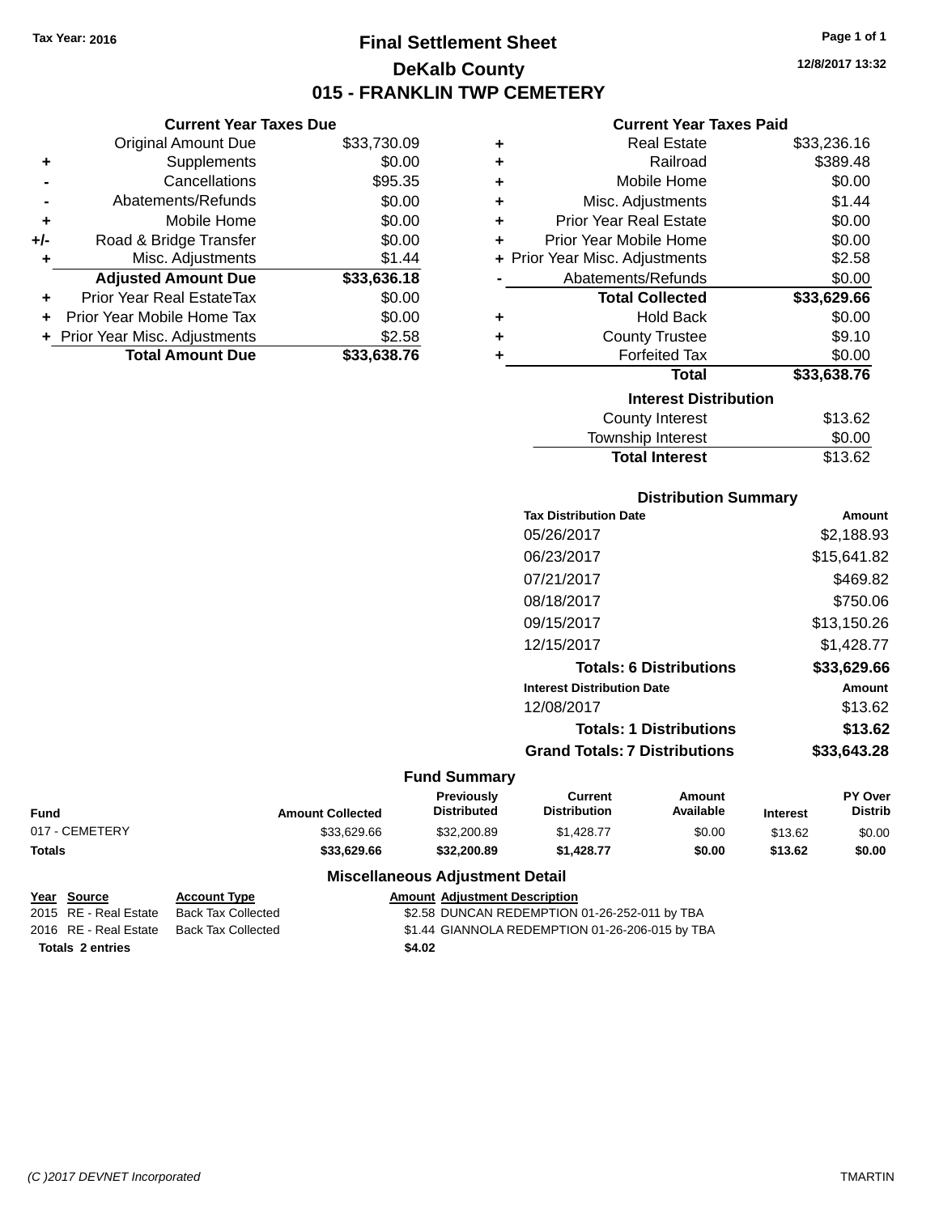Tax Year: 2016

# Final Settlement Sheet
## DeKalb County
## 015 - FRANKLIN TWP CEMETERY

12/8/2017 13:32

### Current Year Taxes Due

| | | |
|---|---|---|
| | Original Amount Due | $33,730.09 |
| + | Supplements | $0.00 |
| - | Cancellations | $95.35 |
| - | Abatements/Refunds | $0.00 |
| + | Mobile Home | $0.00 |
| +/- | Road & Bridge Transfer | $0.00 |
| + | Misc. Adjustments | $1.44 |
| | **Adjusted Amount Due** | **$33,636.18** |
| + | Prior Year Real EstateTax | $0.00 |
| + | Prior Year Mobile Home Tax | $0.00 |
| + | Prior Year Misc. Adjustments | $2.58 |
| | **Total Amount Due** | **$33,638.76** |

### Current Year Taxes Paid

| | | |
|---|---|---|
| + | Real Estate | $33,236.16 |
| + | Railroad | $389.48 |
| + | Mobile Home | $0.00 |
| + | Misc. Adjustments | $1.44 |
| + | Prior Year Real Estate | $0.00 |
| + | Prior Year Mobile Home | $0.00 |
| + | Prior Year Misc. Adjustments | $2.58 |
| - | Abatements/Refunds | $0.00 |
| | **Total Collected** | **$33,629.66** |
| + | Hold Back | $0.00 |
| + | County Trustee | $9.10 |
| + | Forfeited Tax | $0.00 |
| | **Total** | **$33,638.76** |

### Interest Distribution

| | |
|---|---|
| County Interest | $13.62 |
| Township Interest | $0.00 |
| **Total Interest** | $13.62 |

### Distribution Summary

| Tax Distribution Date | Amount |
|---|---|
| 05/26/2017 | $2,188.93 |
| 06/23/2017 | $15,641.82 |
| 07/21/2017 | $469.82 |
| 08/18/2017 | $750.06 |
| 09/15/2017 | $13,150.26 |
| 12/15/2017 | $1,428.77 |
| **Totals: 6 Distributions** | **$33,629.66** |
| **Interest Distribution Date** | **Amount** |
| 12/08/2017 | $13.62 |
| **Totals: 1 Distributions** | **$13.62** |
| **Grand Totals: 7 Distributions** | **$33,643.28** |

### Fund Summary

| Fund | Amount Collected | Previously Distributed | Current Distribution | Amount Available | Interest | PY Over Distrib |
|---|---|---|---|---|---|---|
| 017 - CEMETERY | $33,629.66 | $32,200.89 | $1,428.77 | $0.00 | $13.62 | $0.00 |
| **Totals** | **$33,629.66** | **$32,200.89** | **$1,428.77** | **$0.00** | **$13.62** | **$0.00** |

### Miscellaneous Adjustment Detail

| Year | Source | Account Type | Amount | Adjustment Description |
|---|---|---|---|---|
| 2015 | RE - Real Estate | Back Tax Collected | $2.58 | DUNCAN REDEMPTION 01-26-252-011 by TBA |
| 2016 | RE - Real Estate | Back Tax Collected | $1.44 | GIANNOLA REDEMPTION 01-26-206-015 by TBA |
| **Totals 2 entries** | | | **$4.02** | |

(C )2017 DEVNET Incorporated TMARTIN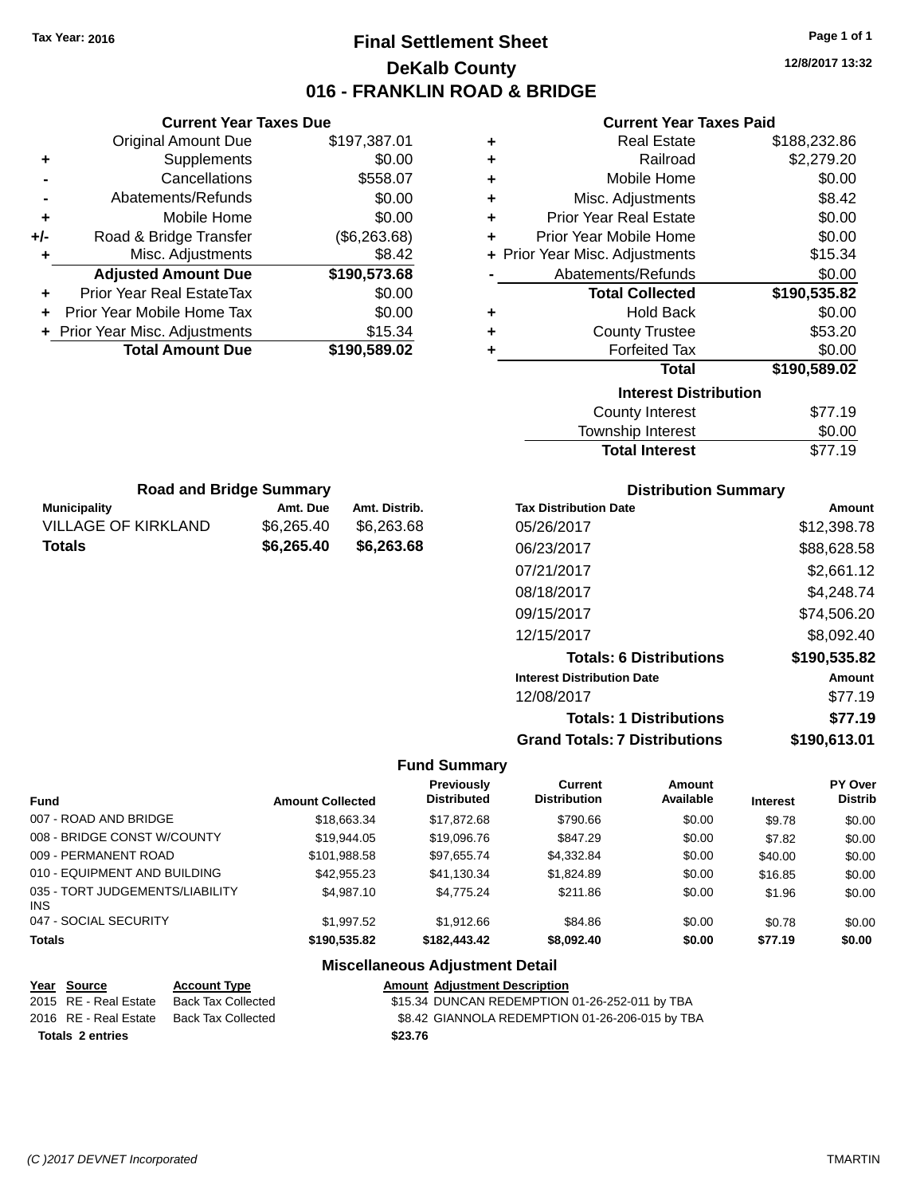Tax Year: 2016

# Final Settlement Sheet
## DeKalb County
## 016 - FRANKLIN ROAD & BRIDGE

12/8/2017 13:32

### Current Year Taxes Due

| | | |
|---|---|---|
| | Original Amount Due | $197,387.01 |
| + | Supplements | $0.00 |
| - | Cancellations | $558.07 |
| - | Abatements/Refunds | $0.00 |
| + | Mobile Home | $0.00 |
| +/- | Road & Bridge Transfer | ($6,263.68) |
| + | Misc. Adjustments | $8.42 |
| | **Adjusted Amount Due** | **$190,573.68** |
| + | Prior Year Real EstateTax | $0.00 |
| + | Prior Year Mobile Home Tax | $0.00 |
| + | Prior Year Misc. Adjustments | $15.34 |
| | **Total Amount Due** | **$190,589.02** |

### Current Year Taxes Paid

| | | |
|---|---|---|
| + | Real Estate | $188,232.86 |
| + | Railroad | $2,279.20 |
| + | Mobile Home | $0.00 |
| + | Misc. Adjustments | $8.42 |
| + | Prior Year Real Estate | $0.00 |
| + | Prior Year Mobile Home | $0.00 |
| + | Prior Year Misc. Adjustments | $15.34 |
| - | Abatements/Refunds | $0.00 |
| | **Total Collected** | **$190,535.82** |
| + | Hold Back | $0.00 |
| + | County Trustee | $53.20 |
| + | Forfeited Tax | $0.00 |
| | **Total** | **$190,589.02** |

### Interest Distribution

| | |
|---|---|
| County Interest | $77.19 |
| Township Interest | $0.00 |
| **Total Interest** | $77.19 |

### Road and Bridge Summary

| Municipality | Amt. Due | Amt. Distrib. |
|---|---|---|
| VILLAGE OF KIRKLAND | $6,265.40 | $6,263.68 |
| **Totals** | **$6,265.40** | **$6,263.68** |

### Distribution Summary

| Tax Distribution Date | Amount |
|---|---|
| 05/26/2017 | $12,398.78 |
| 06/23/2017 | $88,628.58 |
| 07/21/2017 | $2,661.12 |
| 08/18/2017 | $4,248.74 |
| 09/15/2017 | $74,506.20 |
| 12/15/2017 | $8,092.40 |
| **Totals: 6 Distributions** | **$190,535.82** |
| **Interest Distribution Date** | **Amount** |
| 12/08/2017 | $77.19 |
| **Totals: 1 Distributions** | **$77.19** |
| **Grand Totals: 7 Distributions** | **$190,613.01** |

### Fund Summary

| Fund | Amount Collected | Previously Distributed | Current Distribution | Amount Available | Interest | PY Over Distrib |
|---|---|---|---|---|---|---|
| 007 - ROAD AND BRIDGE | $18,663.34 | $17,872.68 | $790.66 | $0.00 | $9.78 | $0.00 |
| 008 - BRIDGE CONST W/COUNTY | $19,944.05 | $19,096.76 | $847.29 | $0.00 | $7.82 | $0.00 |
| 009 - PERMANENT ROAD | $101,988.58 | $97,655.74 | $4,332.84 | $0.00 | $40.00 | $0.00 |
| 010 - EQUIPMENT AND BUILDING | $42,955.23 | $41,130.34 | $1,824.89 | $0.00 | $16.85 | $0.00 |
| 035 - TORT JUDGEMENTS/LIABILITY INS | $4,987.10 | $4,775.24 | $211.86 | $0.00 | $1.96 | $0.00 |
| 047 - SOCIAL SECURITY | $1,997.52 | $1,912.66 | $84.86 | $0.00 | $0.78 | $0.00 |
| **Totals** | **$190,535.82** | **$182,443.42** | **$8,092.40** | **$0.00** | **$77.19** | **$0.00** |

### Miscellaneous Adjustment Detail

| Year | Source | Account Type | Amount | Adjustment Description |
|---|---|---|---|---|
| 2015 | RE - Real Estate | Back Tax Collected | $15.34 | DUNCAN REDEMPTION 01-26-252-011 by TBA |
| 2016 | RE - Real Estate | Back Tax Collected | $8.42 | GIANNOLA REDEMPTION 01-26-206-015 by TBA |
| **Totals** | **2 entries** | | **$23.76** | |

(C )2017 DEVNET Incorporated — TMARTIN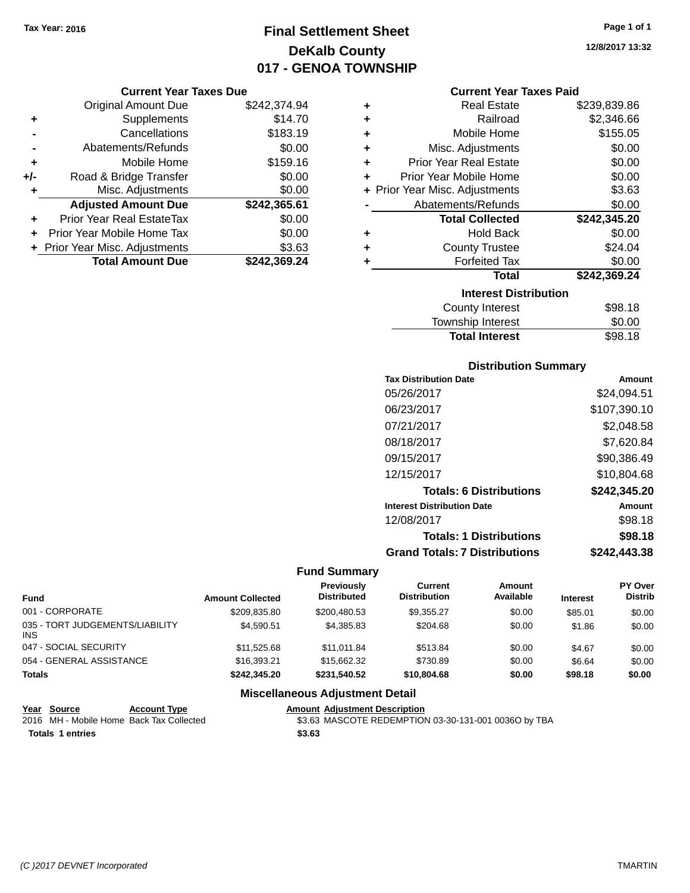Tax Year: 2016

# Final Settlement Sheet
## DeKalb County
## 017 - GENOA TOWNSHIP

12/8/2017 13:32

### Current Year Taxes Due

| | | |
|---|---|---|
| | Original Amount Due | $242,374.94 |
| + | Supplements | $14.70 |
| - | Cancellations | $183.19 |
| - | Abatements/Refunds | $0.00 |
| + | Mobile Home | $159.16 |
| +/- | Road & Bridge Transfer | $0.00 |
| + | Misc. Adjustments | $0.00 |
| | **Adjusted Amount Due** | **$242,365.61** |
| + | Prior Year Real EstateTax | $0.00 |
| + | Prior Year Mobile Home Tax | $0.00 |
| + | Prior Year Misc. Adjustments | $3.63 |
| | **Total Amount Due** | **$242,369.24** |

### Current Year Taxes Paid

| | | |
|---|---|---|
| + | Real Estate | $239,839.86 |
| + | Railroad | $2,346.66 |
| + | Mobile Home | $155.05 |
| + | Misc. Adjustments | $0.00 |
| + | Prior Year Real Estate | $0.00 |
| + | Prior Year Mobile Home | $0.00 |
| + | Prior Year Misc. Adjustments | $3.63 |
| - | Abatements/Refunds | $0.00 |
| | **Total Collected** | **$242,345.20** |
| + | Hold Back | $0.00 |
| + | County Trustee | $24.04 |
| + | Forfeited Tax | $0.00 |
| | **Total** | **$242,369.24** |

### Interest Distribution

| | |
|---|---|
| County Interest | $98.18 |
| Township Interest | $0.00 |
| **Total Interest** | $98.18 |

### Distribution Summary

| Tax Distribution Date | Amount |
|---|---|
| 05/26/2017 | $24,094.51 |
| 06/23/2017 | $107,390.10 |
| 07/21/2017 | $2,048.58 |
| 08/18/2017 | $7,620.84 |
| 09/15/2017 | $90,386.49 |
| 12/15/2017 | $10,804.68 |
| **Totals: 6 Distributions** | **$242,345.20** |
| **Interest Distribution Date** | **Amount** |
| 12/08/2017 | $98.18 |
| **Totals: 1 Distributions** | **$98.18** |
| **Grand Totals: 7 Distributions** | **$242,443.38** |

### Fund Summary

| Fund | Amount Collected | Previously Distributed | Current Distribution | Amount Available | Interest | PY Over Distrib |
|---|---|---|---|---|---|---|
| 001 - CORPORATE | $209,835.80 | $200,480.53 | $9,355.27 | $0.00 | $85.01 | $0.00 |
| 035 - TORT JUDGEMENTS/LIABILITY INS | $4,590.51 | $4,385.83 | $204.68 | $0.00 | $1.86 | $0.00 |
| 047 - SOCIAL SECURITY | $11,525.68 | $11,011.84 | $513.84 | $0.00 | $4.67 | $0.00 |
| 054 - GENERAL ASSISTANCE | $16,393.21 | $15,662.32 | $730.89 | $0.00 | $6.64 | $0.00 |
| **Totals** | **$242,345.20** | **$231,540.52** | **$10,804.68** | **$0.00** | **$98.18** | **$0.00** |

### Miscellaneous Adjustment Detail

| Year | Source | Account Type | Amount | Adjustment Description |
|---|---|---|---|---|
| 2016 | MH - Mobile Home | Back Tax Collected | $3.63 | MASCOTE REDEMPTION 03-30-131-001 0036O by TBA |
| **Totals 1 entries** | | | **$3.63** | |

(C )2017 DEVNET Incorporated TMARTIN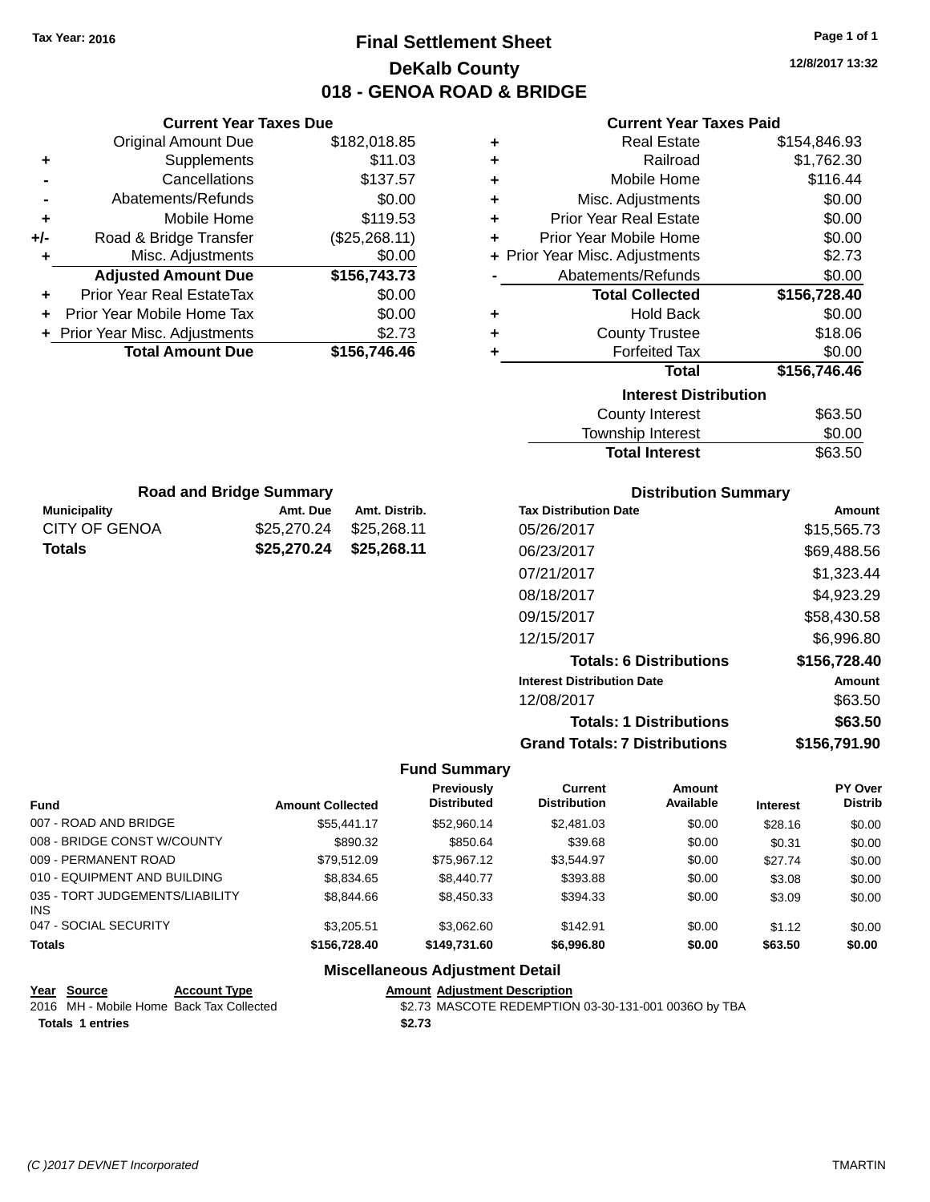Tax Year: 2016

# Final Settlement Sheet
## DeKalb County
## 018 - GENOA ROAD & BRIDGE

12/8/2017 13:32

### Current Year Taxes Due

| | | |
|---|---|---|
| | Original Amount Due | $182,018.85 |
| + | Supplements | $11.03 |
| - | Cancellations | $137.57 |
| - | Abatements/Refunds | $0.00 |
| + | Mobile Home | $119.53 |
| +/- | Road & Bridge Transfer | ($25,268.11) |
| + | Misc. Adjustments | $0.00 |
| | **Adjusted Amount Due** | **$156,743.73** |
| + | Prior Year Real EstateTax | $0.00 |
| + | Prior Year Mobile Home Tax | $0.00 |
| + | Prior Year Misc. Adjustments | $2.73 |
| | **Total Amount Due** | **$156,746.46** |

### Current Year Taxes Paid

| | | |
|---|---|---|
| + | Real Estate | $154,846.93 |
| + | Railroad | $1,762.30 |
| + | Mobile Home | $116.44 |
| + | Misc. Adjustments | $0.00 |
| + | Prior Year Real Estate | $0.00 |
| + | Prior Year Mobile Home | $0.00 |
| + | Prior Year Misc. Adjustments | $2.73 |
| - | Abatements/Refunds | $0.00 |
| | **Total Collected** | **$156,728.40** |
| + | Hold Back | $0.00 |
| + | County Trustee | $18.06 |
| + | Forfeited Tax | $0.00 |
| | **Total** | **$156,746.46** |

### Interest Distribution

| | |
|---|---|
| County Interest | $63.50 |
| Township Interest | $0.00 |
| **Total Interest** | $63.50 |

### Road and Bridge Summary

| Municipality | Amt. Due | Amt. Distrib. |
|---|---|---|
| CITY OF GENOA | $25,270.24 | $25,268.11 |
| **Totals** | **$25,270.24** | **$25,268.11** |

### Distribution Summary

| Tax Distribution Date | Amount |
|---|---|
| 05/26/2017 | $15,565.73 |
| 06/23/2017 | $69,488.56 |
| 07/21/2017 | $1,323.44 |
| 08/18/2017 | $4,923.29 |
| 09/15/2017 | $58,430.58 |
| 12/15/2017 | $6,996.80 |
| **Totals: 6 Distributions** | **$156,728.40** |
| **Interest Distribution Date** | **Amount** |
| 12/08/2017 | $63.50 |
| **Totals: 1 Distributions** | **$63.50** |
| **Grand Totals: 7 Distributions** | **$156,791.90** |

### Fund Summary

| Fund | Amount Collected | Previously Distributed | Current Distribution | Amount Available | Interest | PY Over Distrib |
|---|---|---|---|---|---|---|
| 007 - ROAD AND BRIDGE | $55,441.17 | $52,960.14 | $2,481.03 | $0.00 | $28.16 | $0.00 |
| 008 - BRIDGE CONST W/COUNTY | $890.32 | $850.64 | $39.68 | $0.00 | $0.31 | $0.00 |
| 009 - PERMANENT ROAD | $79,512.09 | $75,967.12 | $3,544.97 | $0.00 | $27.74 | $0.00 |
| 010 - EQUIPMENT AND BUILDING | $8,834.65 | $8,440.77 | $393.88 | $0.00 | $3.08 | $0.00 |
| 035 - TORT JUDGEMENTS/LIABILITY INS | $8,844.66 | $8,450.33 | $394.33 | $0.00 | $3.09 | $0.00 |
| 047 - SOCIAL SECURITY | $3,205.51 | $3,062.60 | $142.91 | $0.00 | $1.12 | $0.00 |
| **Totals** | **$156,728.40** | **$149,731.60** | **$6,996.80** | **$0.00** | **$63.50** | **$0.00** |

### Miscellaneous Adjustment Detail

| Year | Source | Account Type | Amount | Adjustment Description |
|---|---|---|---|---|
| 2016 | MH - Mobile Home | Back Tax Collected | $2.73 | MASCOTE REDEMPTION 03-30-131-001 0036O by TBA |
| **Totals** | **1 entries** | | **$2.73** | |

(C )2017 DEVNET Incorporated — TMARTIN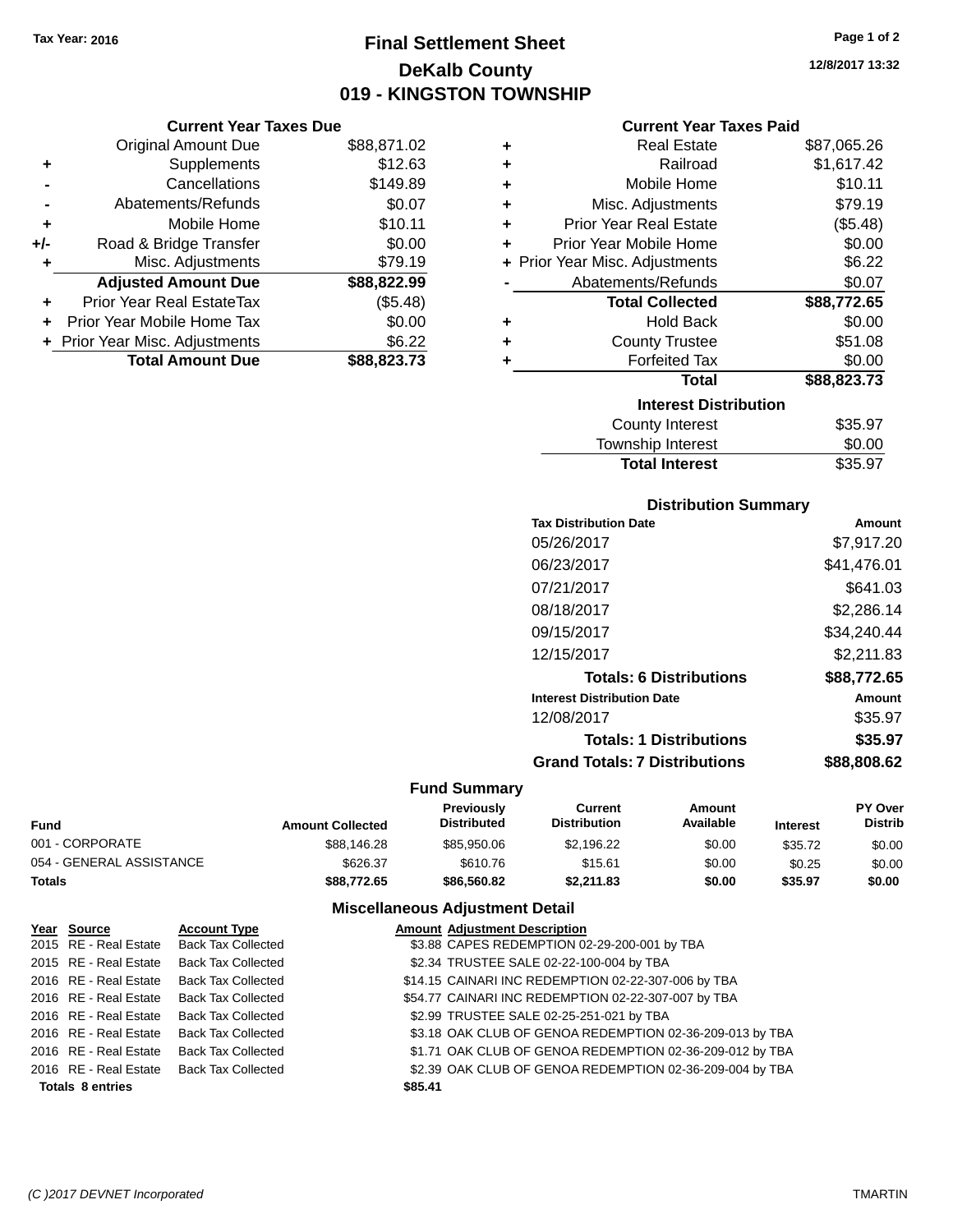Tax Year: 2016

# Final Settlement Sheet
## DeKalb County
## 019 - KINGSTON TOWNSHIP

12/8/2017 13:32

### Current Year Taxes Due

| | | |
|---|---|---|
| | Original Amount Due | $88,871.02 |
| + | Supplements | $12.63 |
| - | Cancellations | $149.89 |
| - | Abatements/Refunds | $0.07 |
| + | Mobile Home | $10.11 |
| +/- | Road & Bridge Transfer | $0.00 |
| + | Misc. Adjustments | $79.19 |
| | **Adjusted Amount Due** | **$88,822.99** |
| + | Prior Year Real EstateTax | ($5.48) |
| + | Prior Year Mobile Home Tax | $0.00 |
| + | Prior Year Misc. Adjustments | $6.22 |
| | **Total Amount Due** | **$88,823.73** |

### Current Year Taxes Paid

| | | |
|---|---|---|
| + | Real Estate | $87,065.26 |
| + | Railroad | $1,617.42 |
| + | Mobile Home | $10.11 |
| + | Misc. Adjustments | $79.19 |
| + | Prior Year Real Estate | ($5.48) |
| + | Prior Year Mobile Home | $0.00 |
| + | Prior Year Misc. Adjustments | $6.22 |
| - | Abatements/Refunds | $0.07 |
| | **Total Collected** | **$88,772.65** |
| + | Hold Back | $0.00 |
| + | County Trustee | $51.08 |
| + | Forfeited Tax | $0.00 |
| | **Total** | **$88,823.73** |

### Interest Distribution

| | |
|---|---|
| County Interest | $35.97 |
| Township Interest | $0.00 |
| **Total Interest** | $35.97 |

### Distribution Summary

| Tax Distribution Date | Amount |
|---|---|
| 05/26/2017 | $7,917.20 |
| 06/23/2017 | $41,476.01 |
| 07/21/2017 | $641.03 |
| 08/18/2017 | $2,286.14 |
| 09/15/2017 | $34,240.44 |
| 12/15/2017 | $2,211.83 |
| **Totals: 6 Distributions** | **$88,772.65** |
| **Interest Distribution Date** | **Amount** |
| 12/08/2017 | $35.97 |
| **Totals: 1 Distributions** | **$35.97** |
| **Grand Totals: 7 Distributions** | **$88,808.62** |

### Fund Summary

| Fund | Amount Collected | Previously Distributed | Current Distribution | Amount Available | Interest | PY Over Distrib |
|---|---|---|---|---|---|---|
| 001 - CORPORATE | $88,146.28 | $85,950.06 | $2,196.22 | $0.00 | $35.72 | $0.00 |
| 054 - GENERAL ASSISTANCE | $626.37 | $610.76 | $15.61 | $0.00 | $0.25 | $0.00 |
| **Totals** | **$88,772.65** | **$86,560.82** | **$2,211.83** | **$0.00** | **$35.97** | **$0.00** |

### Miscellaneous Adjustment Detail

| Year | Source | Account Type | Amount | Adjustment Description |
|---|---|---|---|---|
| 2015 | RE - Real Estate | Back Tax Collected | $3.88 | CAPES REDEMPTION 02-29-200-001 by TBA |
| 2015 | RE - Real Estate | Back Tax Collected | $2.34 | TRUSTEE SALE 02-22-100-004 by TBA |
| 2016 | RE - Real Estate | Back Tax Collected | $14.15 | CAINARI INC REDEMPTION 02-22-307-006 by TBA |
| 2016 | RE - Real Estate | Back Tax Collected | $54.77 | CAINARI INC REDEMPTION 02-22-307-007 by TBA |
| 2016 | RE - Real Estate | Back Tax Collected | $2.99 | TRUSTEE SALE 02-25-251-021 by TBA |
| 2016 | RE - Real Estate | Back Tax Collected | $3.18 | OAK CLUB OF GENOA REDEMPTION 02-36-209-013 by TBA |
| 2016 | RE - Real Estate | Back Tax Collected | $1.71 | OAK CLUB OF GENOA REDEMPTION 02-36-209-012 by TBA |
| 2016 | RE - Real Estate | Back Tax Collected | $2.39 | OAK CLUB OF GENOA REDEMPTION 02-36-209-004 by TBA |
| **Totals 8 entries** | | | **$85.41** | |

(C )2017 DEVNET Incorporated — TMARTIN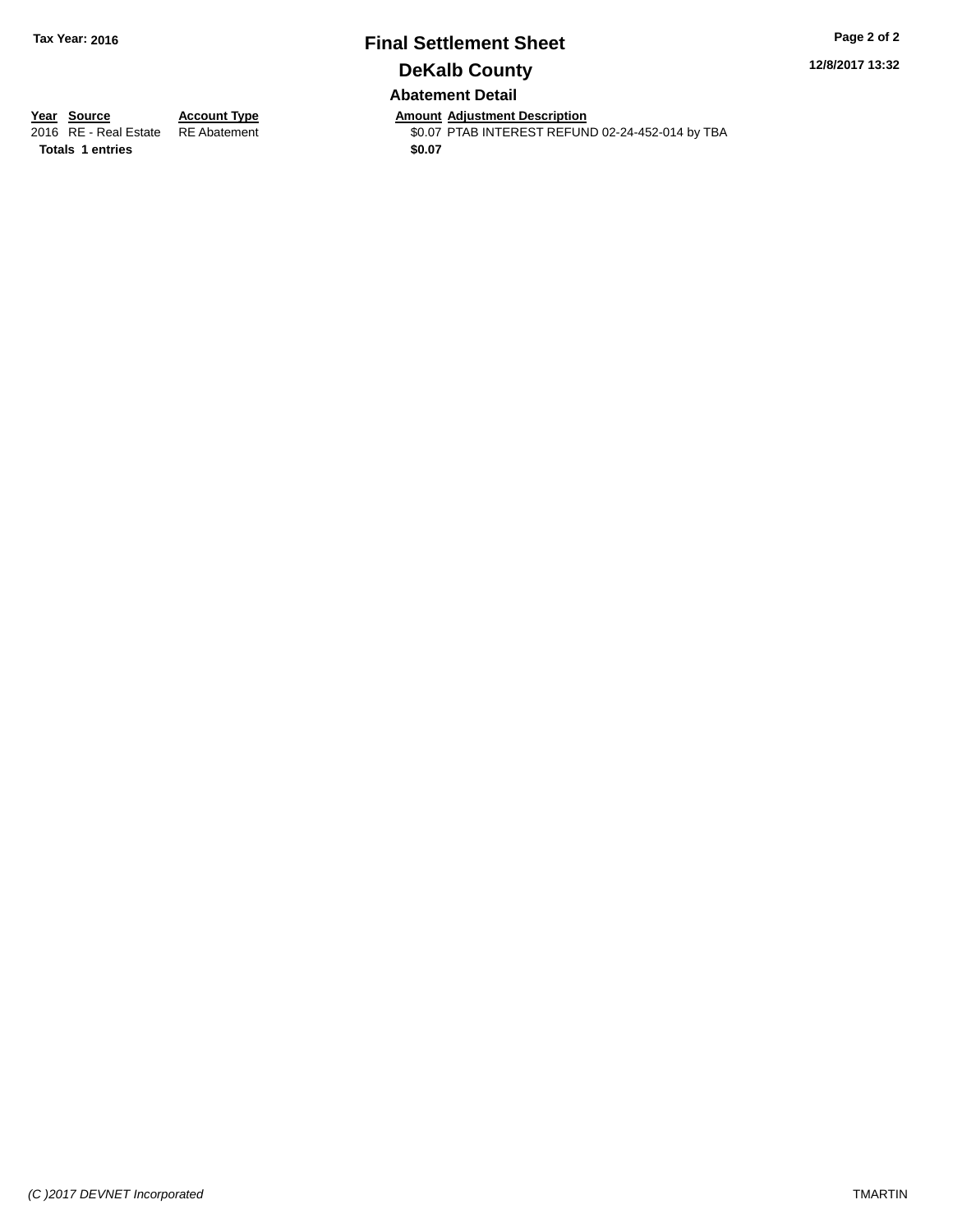**Tax Year: 2016**

# Final Settlement Sheet

## DeKalb County

12/8/2017 13:32

### Abatement Detail

| Year | Source | Account Type | Amount | Adjustment Description |
|---|---|---|---|---|
| 2016 | RE - Real Estate | RE Abatement | $0.07 | PTAB INTEREST REFUND 02-24-452-014 by TBA |
| **Totals** | **1 entries** | | **$0.07** | |

*(C )2017 DEVNET Incorporated*

TMARTIN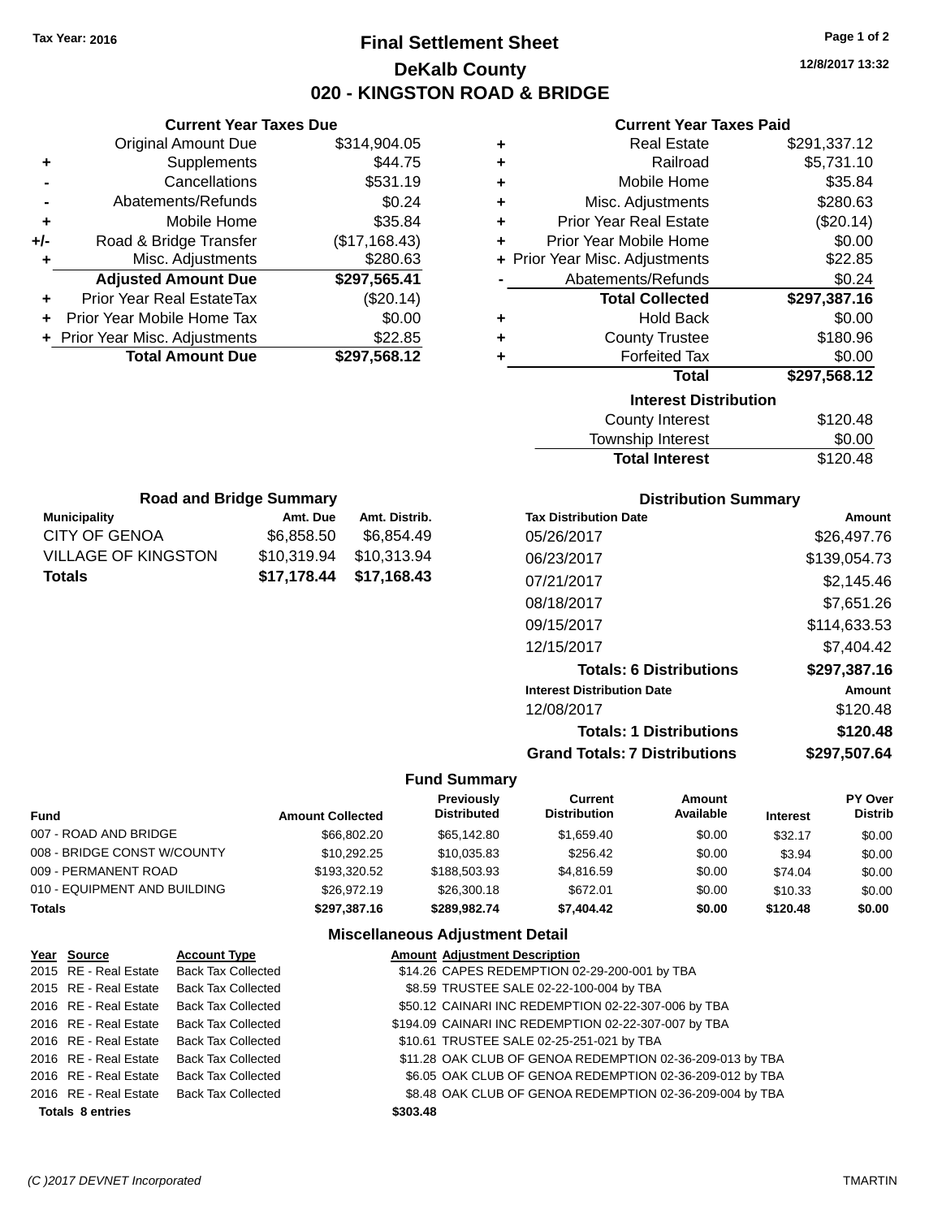Tax Year: 2016

# Final Settlement Sheet

## DeKalb County

## 020 - KINGSTON ROAD & BRIDGE

12/8/2017 13:32

### Current Year Taxes Due

| | | |
|---|---|---|
| | Original Amount Due | $314,904.05 |
| + | Supplements | $44.75 |
| - | Cancellations | $531.19 |
| - | Abatements/Refunds | $0.24 |
| + | Mobile Home | $35.84 |
| +/- | Road & Bridge Transfer | ($17,168.43) |
| + | Misc. Adjustments | $280.63 |
| | **Adjusted Amount Due** | **$297,565.41** |
| + | Prior Year Real EstateTax | ($20.14) |
| + | Prior Year Mobile Home Tax | $0.00 |
| + | Prior Year Misc. Adjustments | $22.85 |
| | **Total Amount Due** | **$297,568.12** |

### Current Year Taxes Paid

| | | |
|---|---|---|
| + | Real Estate | $291,337.12 |
| + | Railroad | $5,731.10 |
| + | Mobile Home | $35.84 |
| + | Misc. Adjustments | $280.63 |
| + | Prior Year Real Estate | ($20.14) |
| + | Prior Year Mobile Home | $0.00 |
| + | Prior Year Misc. Adjustments | $22.85 |
| - | Abatements/Refunds | $0.24 |
| | **Total Collected** | **$297,387.16** |
| + | Hold Back | $0.00 |
| + | County Trustee | $180.96 |
| + | Forfeited Tax | $0.00 |
| | **Total** | **$297,568.12** |

### Interest Distribution

| | |
|---|---|
| County Interest | $120.48 |
| Township Interest | $0.00 |
| **Total Interest** | $120.48 |

### Road and Bridge Summary

| Municipality | Amt. Due | Amt. Distrib. |
|---|---|---|
| CITY OF GENOA | $6,858.50 | $6,854.49 |
| VILLAGE OF KINGSTON | $10,319.94 | $10,313.94 |
| **Totals** | **$17,178.44** | **$17,168.43** |

### Distribution Summary

| Tax Distribution Date | Amount |
|---|---|
| 05/26/2017 | $26,497.76 |
| 06/23/2017 | $139,054.73 |
| 07/21/2017 | $2,145.46 |
| 08/18/2017 | $7,651.26 |
| 09/15/2017 | $114,633.53 |
| 12/15/2017 | $7,404.42 |
| **Totals: 6 Distributions** | **$297,387.16** |
| **Interest Distribution Date** | **Amount** |
| 12/08/2017 | $120.48 |
| **Totals: 1 Distributions** | **$120.48** |
| **Grand Totals: 7 Distributions** | **$297,507.64** |

### Fund Summary

| Fund | Amount Collected | Previously Distributed | Current Distribution | Amount Available | Interest | PY Over Distrib |
|---|---|---|---|---|---|---|
| 007 - ROAD AND BRIDGE | $66,802.20 | $65,142.80 | $1,659.40 | $0.00 | $32.17 | $0.00 |
| 008 - BRIDGE CONST W/COUNTY | $10,292.25 | $10,035.83 | $256.42 | $0.00 | $3.94 | $0.00 |
| 009 - PERMANENT ROAD | $193,320.52 | $188,503.93 | $4,816.59 | $0.00 | $74.04 | $0.00 |
| 010 - EQUIPMENT AND BUILDING | $26,972.19 | $26,300.18 | $672.01 | $0.00 | $10.33 | $0.00 |
| **Totals** | **$297,387.16** | **$289,982.74** | **$7,404.42** | **$0.00** | **$120.48** | **$0.00** |

### Miscellaneous Adjustment Detail

| Year | Source | Account Type | Amount | Adjustment Description |
|---|---|---|---|---|
| 2015 | RE - Real Estate | Back Tax Collected | $14.26 | CAPES REDEMPTION 02-29-200-001 by TBA |
| 2015 | RE - Real Estate | Back Tax Collected | $8.59 | TRUSTEE SALE 02-22-100-004 by TBA |
| 2016 | RE - Real Estate | Back Tax Collected | $50.12 | CAINARI INC REDEMPTION 02-22-307-006 by TBA |
| 2016 | RE - Real Estate | Back Tax Collected | $194.09 | CAINARI INC REDEMPTION 02-22-307-007 by TBA |
| 2016 | RE - Real Estate | Back Tax Collected | $10.61 | TRUSTEE SALE 02-25-251-021 by TBA |
| 2016 | RE - Real Estate | Back Tax Collected | $11.28 | OAK CLUB OF GENOA REDEMPTION 02-36-209-013 by TBA |
| 2016 | RE - Real Estate | Back Tax Collected | $6.05 | OAK CLUB OF GENOA REDEMPTION 02-36-209-012 by TBA |
| 2016 | RE - Real Estate | Back Tax Collected | $8.48 | OAK CLUB OF GENOA REDEMPTION 02-36-209-004 by TBA |
| **Totals 8 entries** | | | **$303.48** | |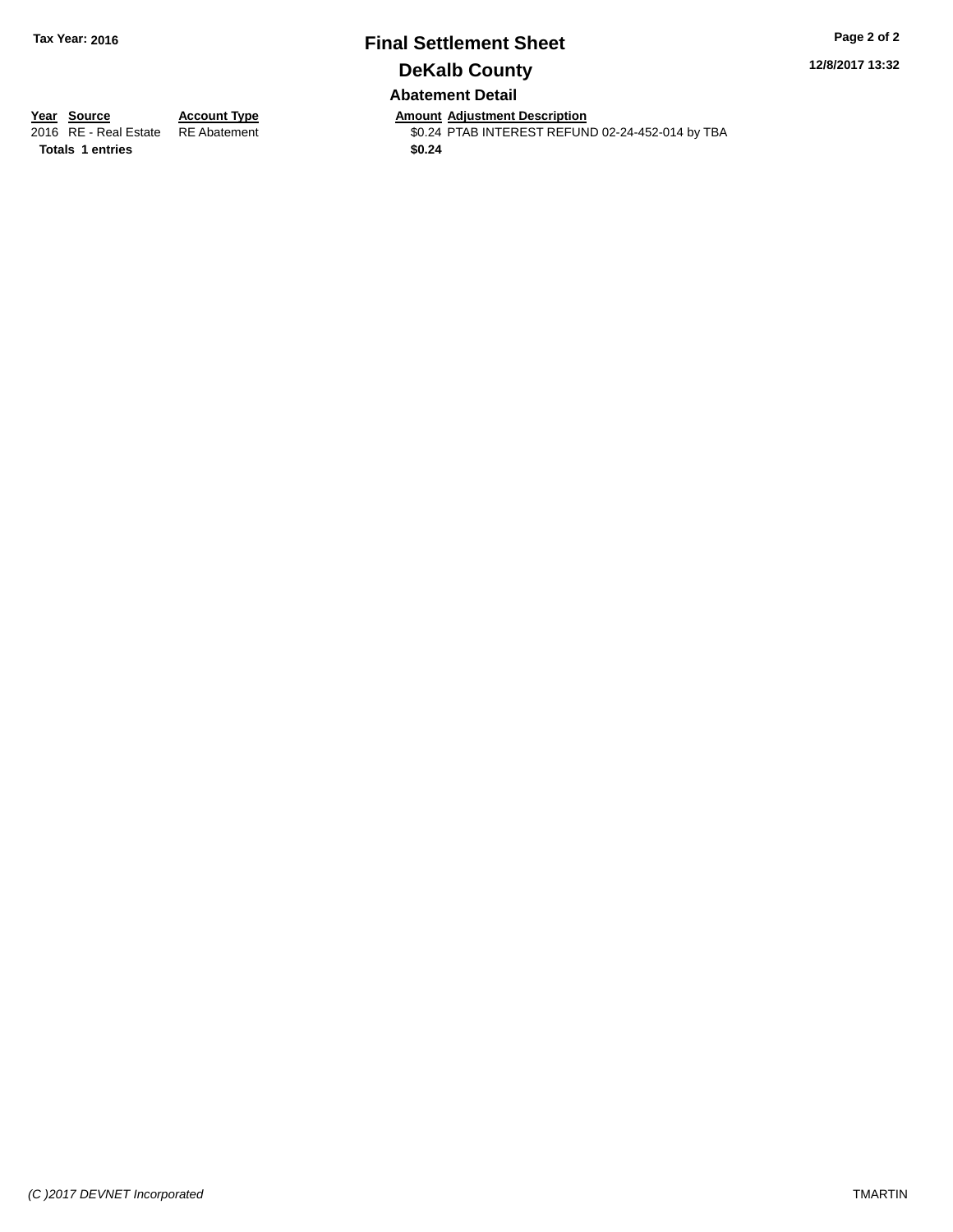**Tax Year: 2016**

# Final Settlement Sheet

## DeKalb County

**12/8/2017 13:32**

### Abatement Detail

| Year | Source | Account Type | Amount | Adjustment Description |
|---|---|---|---|---|
| 2016 | RE - Real Estate | RE Abatement | $0.24 | PTAB INTEREST REFUND 02-24-452-014 by TBA |
| **Totals** | **1 entries** | | **$0.24** | |

*(C )2017 DEVNET Incorporated*

TMARTIN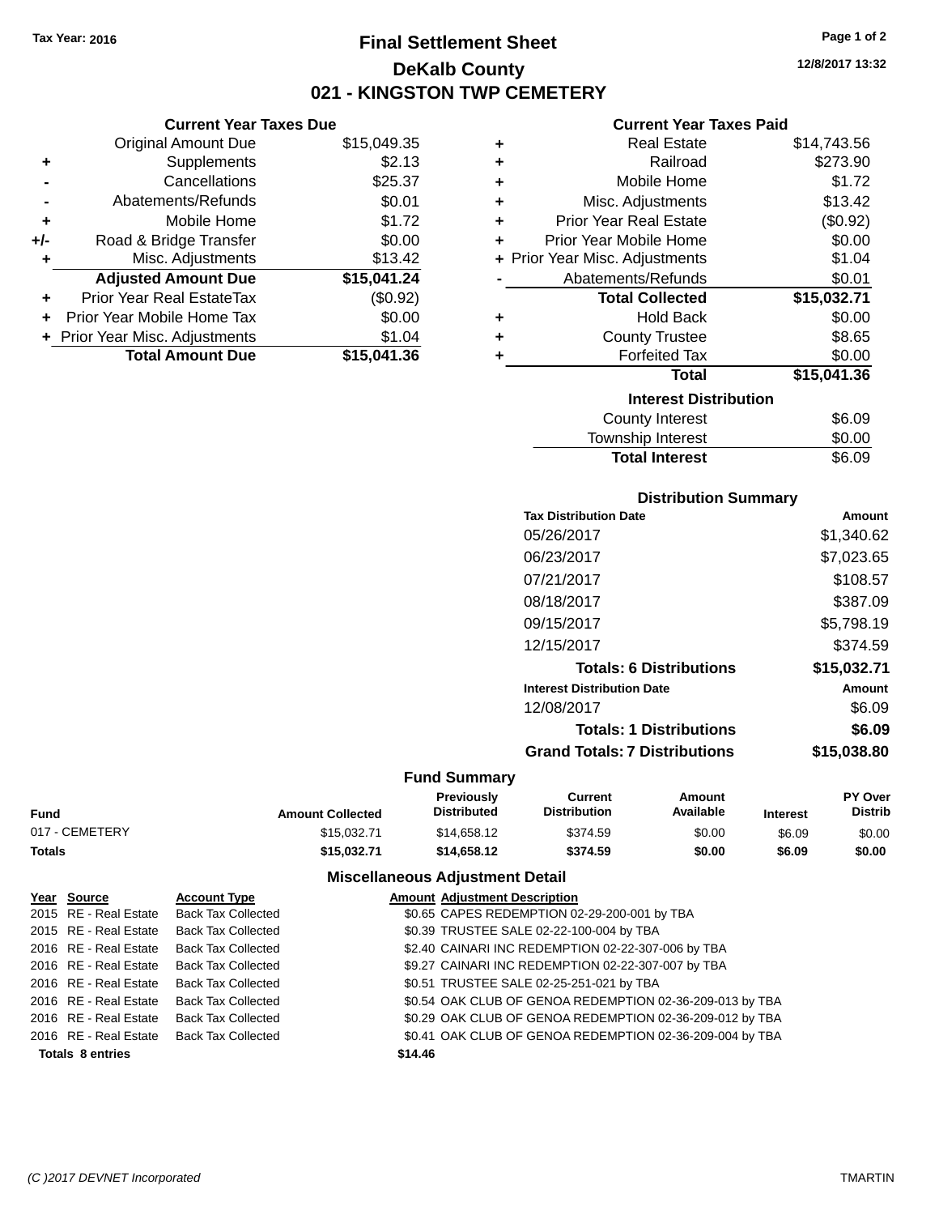Tax Year: 2016

# Final Settlement Sheet

## DeKalb County

## 021 - KINGSTON TWP CEMETERY

12/8/2017 13:32

### Current Year Taxes Due

| | | |
|---|---|---|
| | Original Amount Due | $15,049.35 |
| + | Supplements | $2.13 |
| - | Cancellations | $25.37 |
| - | Abatements/Refunds | $0.01 |
| + | Mobile Home | $1.72 |
| +/- | Road & Bridge Transfer | $0.00 |
| + | Misc. Adjustments | $13.42 |
| | **Adjusted Amount Due** | **$15,041.24** |
| + | Prior Year Real EstateTax | ($0.92) |
| + | Prior Year Mobile Home Tax | $0.00 |
| + | Prior Year Misc. Adjustments | $1.04 |
| | **Total Amount Due** | **$15,041.36** |

### Current Year Taxes Paid

| | | |
|---|---|---|
| + | Real Estate | $14,743.56 |
| + | Railroad | $273.90 |
| + | Mobile Home | $1.72 |
| + | Misc. Adjustments | $13.42 |
| + | Prior Year Real Estate | ($0.92) |
| + | Prior Year Mobile Home | $0.00 |
| + | Prior Year Misc. Adjustments | $1.04 |
| - | Abatements/Refunds | $0.01 |
| | **Total Collected** | **$15,032.71** |
| + | Hold Back | $0.00 |
| + | County Trustee | $8.65 |
| + | Forfeited Tax | $0.00 |
| | **Total** | **$15,041.36** |

### Interest Distribution

| | |
|---|---|
| County Interest | $6.09 |
| Township Interest | $0.00 |
| **Total Interest** | $6.09 |

### Distribution Summary

| Tax Distribution Date | Amount |
|---|---|
| 05/26/2017 | $1,340.62 |
| 06/23/2017 | $7,023.65 |
| 07/21/2017 | $108.57 |
| 08/18/2017 | $387.09 |
| 09/15/2017 | $5,798.19 |
| 12/15/2017 | $374.59 |
| **Totals: 6 Distributions** | **$15,032.71** |
| **Interest Distribution Date** | **Amount** |
| 12/08/2017 | $6.09 |
| **Totals: 1 Distributions** | **$6.09** |
| **Grand Totals: 7 Distributions** | **$15,038.80** |

### Fund Summary

| Fund | Amount Collected | Previously Distributed | Current Distribution | Amount Available | Interest | PY Over Distrib |
|---|---|---|---|---|---|---|
| 017 - CEMETERY | $15,032.71 | $14,658.12 | $374.59 | $0.00 | $6.09 | $0.00 |
| **Totals** | **$15,032.71** | **$14,658.12** | **$374.59** | **$0.00** | **$6.09** | **$0.00** |

### Miscellaneous Adjustment Detail

| Year | Source | Account Type | Amount | Adjustment Description |
|---|---|---|---|---|
| 2015 | RE - Real Estate | Back Tax Collected | $0.65 | CAPES REDEMPTION 02-29-200-001 by TBA |
| 2015 | RE - Real Estate | Back Tax Collected | $0.39 | TRUSTEE SALE 02-22-100-004 by TBA |
| 2016 | RE - Real Estate | Back Tax Collected | $2.40 | CAINARI INC REDEMPTION 02-22-307-006 by TBA |
| 2016 | RE - Real Estate | Back Tax Collected | $9.27 | CAINARI INC REDEMPTION 02-22-307-007 by TBA |
| 2016 | RE - Real Estate | Back Tax Collected | $0.51 | TRUSTEE SALE 02-25-251-021 by TBA |
| 2016 | RE - Real Estate | Back Tax Collected | $0.54 | OAK CLUB OF GENOA REDEMPTION 02-36-209-013 by TBA |
| 2016 | RE - Real Estate | Back Tax Collected | $0.29 | OAK CLUB OF GENOA REDEMPTION 02-36-209-012 by TBA |
| 2016 | RE - Real Estate | Back Tax Collected | $0.41 | OAK CLUB OF GENOA REDEMPTION 02-36-209-004 by TBA |
| **Totals 8 entries** | | | **$14.46** | |

(C )2017 DEVNET Incorporated TMARTIN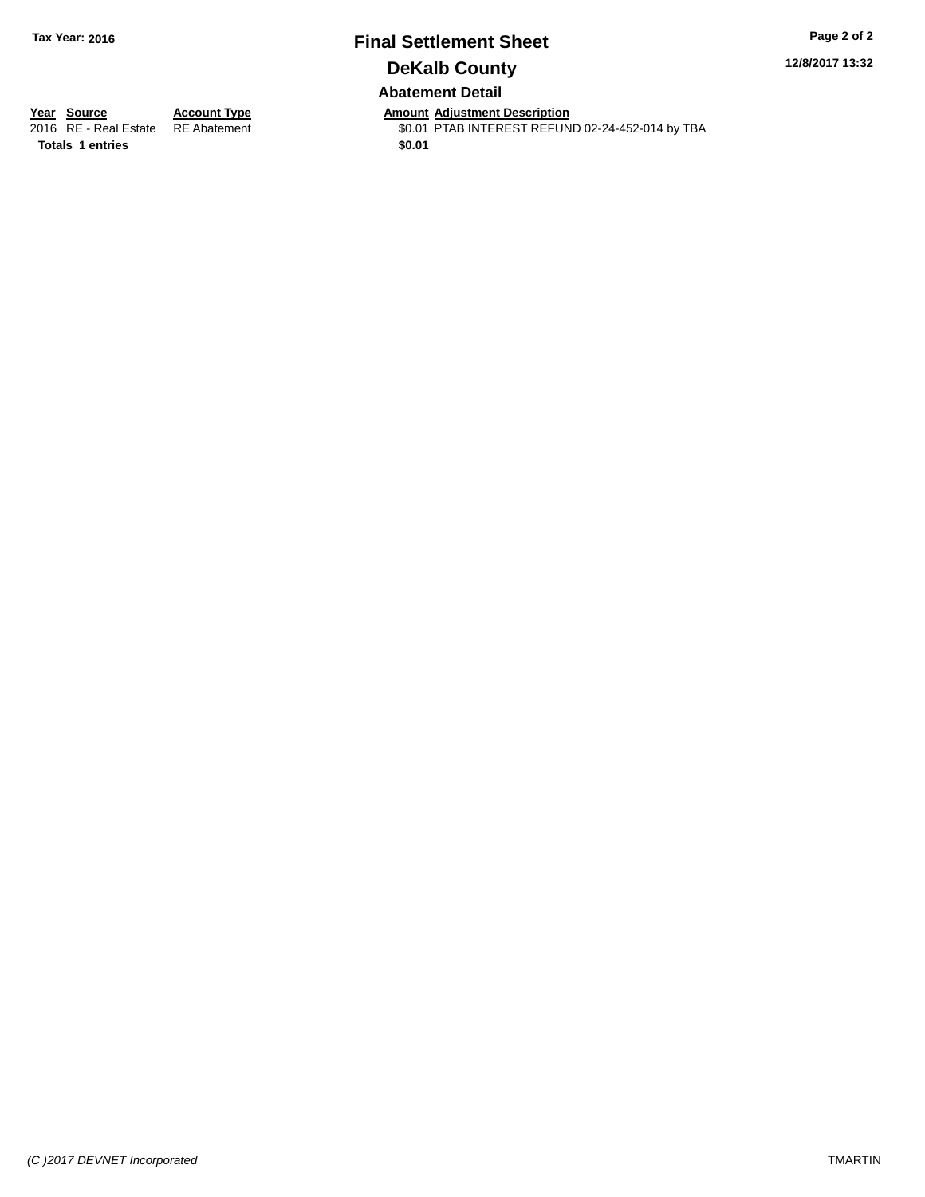# Final Settlement Sheet

## DeKalb County

Tax Year: 2016

12/8/2017 13:32

### Abatement Detail

| Year | Source | Account Type | Amount | Adjustment Description |
|---|---|---|---|---|
| 2016 | RE - Real Estate | RE Abatement | $0.01 | PTAB INTEREST REFUND 02-24-452-014 by TBA |
| **Totals** | **1 entries** | | **$0.01** | |

*(C )2017 DEVNET Incorporated*

TMARTIN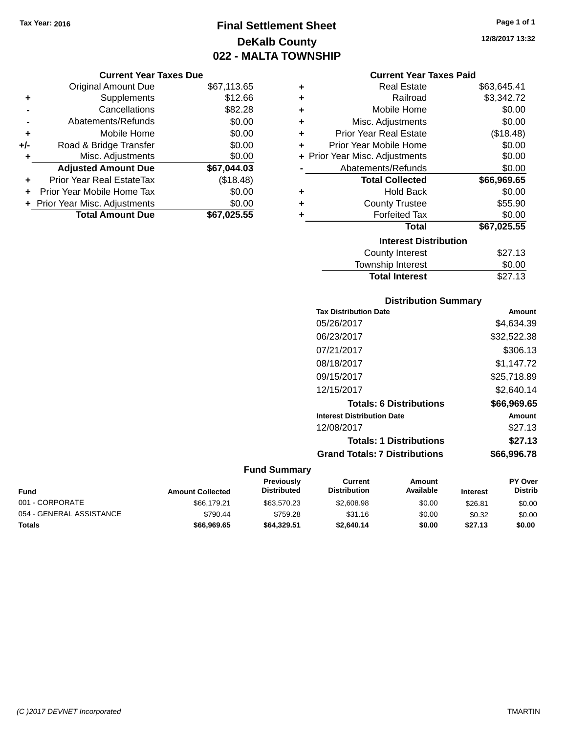Tax Year: 2016

# Final Settlement Sheet
## DeKalb County
## 022 - MALTA TOWNSHIP

12/8/2017 13:32

### Current Year Taxes Due

| | | |
|---|---|---|
| | Original Amount Due | $67,113.65 |
| + | Supplements | $12.66 |
| - | Cancellations | $82.28 |
| - | Abatements/Refunds | $0.00 |
| + | Mobile Home | $0.00 |
| +/- | Road & Bridge Transfer | $0.00 |
| + | Misc. Adjustments | $0.00 |
| | **Adjusted Amount Due** | **$67,044.03** |
| + | Prior Year Real EstateTax | ($18.48) |
| + | Prior Year Mobile Home Tax | $0.00 |
| + | Prior Year Misc. Adjustments | $0.00 |
| | **Total Amount Due** | **$67,025.55** |

### Current Year Taxes Paid

| | | |
|---|---|---|
| + | Real Estate | $63,645.41 |
| + | Railroad | $3,342.72 |
| + | Mobile Home | $0.00 |
| + | Misc. Adjustments | $0.00 |
| + | Prior Year Real Estate | ($18.48) |
| + | Prior Year Mobile Home | $0.00 |
| + | Prior Year Misc. Adjustments | $0.00 |
| - | Abatements/Refunds | $0.00 |
| | **Total Collected** | **$66,969.65** |
| + | Hold Back | $0.00 |
| + | County Trustee | $55.90 |
| + | Forfeited Tax | $0.00 |
| | **Total** | **$67,025.55** |

### Interest Distribution

| | |
|---|---|
| County Interest | $27.13 |
| Township Interest | $0.00 |
| **Total Interest** | $27.13 |

### Distribution Summary

| Tax Distribution Date | Amount |
|---|---|
| 05/26/2017 | $4,634.39 |
| 06/23/2017 | $32,522.38 |
| 07/21/2017 | $306.13 |
| 08/18/2017 | $1,147.72 |
| 09/15/2017 | $25,718.89 |
| 12/15/2017 | $2,640.14 |
| **Totals: 6 Distributions** | **$66,969.65** |
| **Interest Distribution Date** | **Amount** |
| 12/08/2017 | $27.13 |
| **Totals: 1 Distributions** | **$27.13** |
| **Grand Totals: 7 Distributions** | **$66,996.78** |

### Fund Summary

| Fund | Amount Collected | Previously Distributed | Current Distribution | Amount Available | Interest | PY Over Distrib |
|---|---|---|---|---|---|---|
| 001 - CORPORATE | $66,179.21 | $63,570.23 | $2,608.98 | $0.00 | $26.81 | $0.00 |
| 054 - GENERAL ASSISTANCE | $790.44 | $759.28 | $31.16 | $0.00 | $0.32 | $0.00 |
| **Totals** | **$66,969.65** | **$64,329.51** | **$2,640.14** | **$0.00** | **$27.13** | **$0.00** |

(C )2017 DEVNET Incorporated — TMARTIN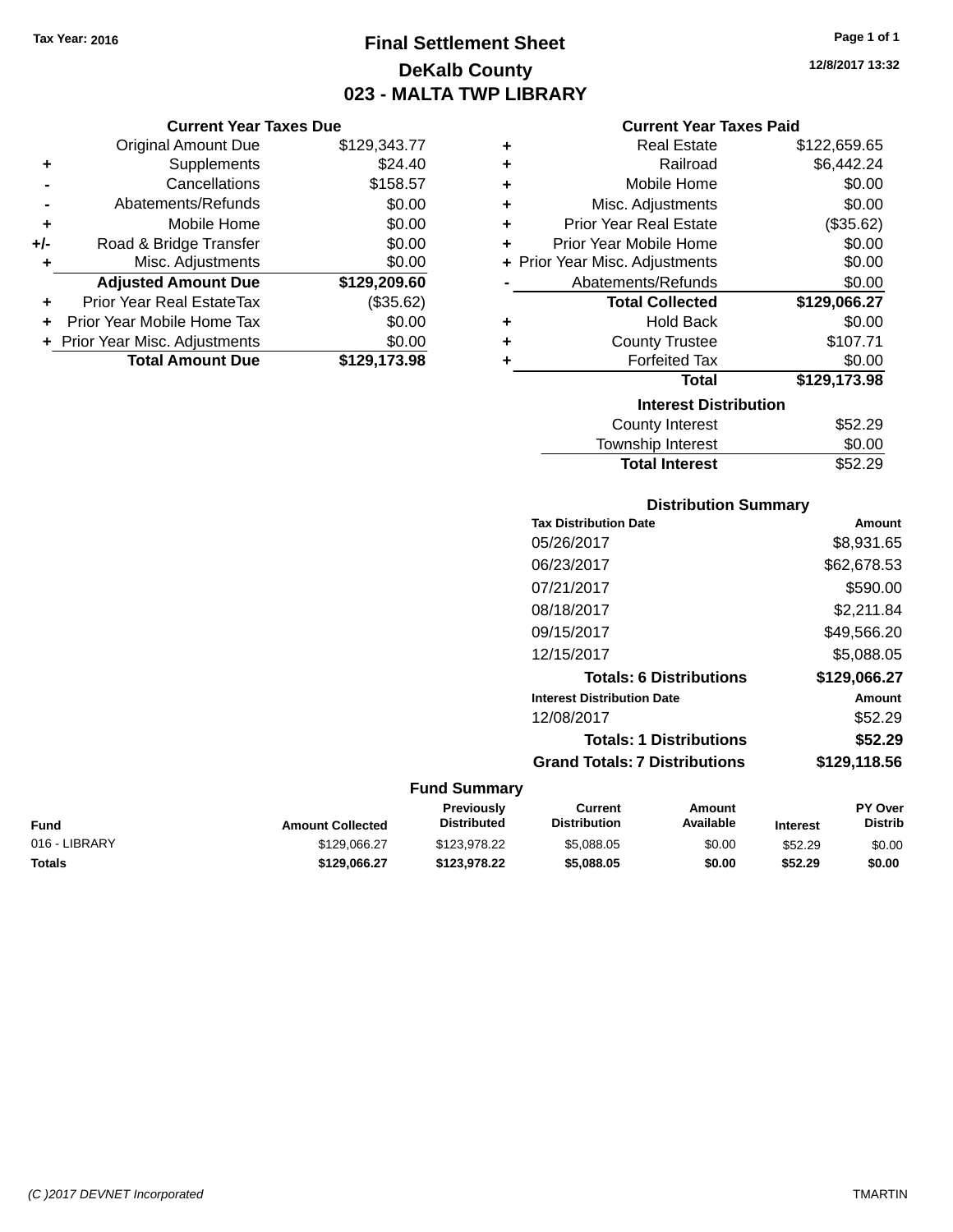Tax Year: 2016

# Final Settlement Sheet

## DeKalb County

## 023 - MALTA TWP LIBRARY

12/8/2017 13:32

### Current Year Taxes Due

| | | |
|---|---|---|
| | Original Amount Due | $129,343.77 |
| + | Supplements | $24.40 |
| - | Cancellations | $158.57 |
| - | Abatements/Refunds | $0.00 |
| + | Mobile Home | $0.00 |
| +/- | Road & Bridge Transfer | $0.00 |
| + | Misc. Adjustments | $0.00 |
| | **Adjusted Amount Due** | **$129,209.60** |
| + | Prior Year Real EstateTax | ($35.62) |
| + | Prior Year Mobile Home Tax | $0.00 |
| + | Prior Year Misc. Adjustments | $0.00 |
| | **Total Amount Due** | **$129,173.98** |

### Current Year Taxes Paid

| | | |
|---|---|---|
| + | Real Estate | $122,659.65 |
| + | Railroad | $6,442.24 |
| + | Mobile Home | $0.00 |
| + | Misc. Adjustments | $0.00 |
| + | Prior Year Real Estate | ($35.62) |
| + | Prior Year Mobile Home | $0.00 |
| + | Prior Year Misc. Adjustments | $0.00 |
| - | Abatements/Refunds | $0.00 |
| | **Total Collected** | **$129,066.27** |
| + | Hold Back | $0.00 |
| + | County Trustee | $107.71 |
| + | Forfeited Tax | $0.00 |
| | **Total** | **$129,173.98** |

### Interest Distribution

| | |
|---|---|
| County Interest | $52.29 |
| Township Interest | $0.00 |
| **Total Interest** | $52.29 |

### Distribution Summary

| Tax Distribution Date | Amount |
|---|---|
| 05/26/2017 | $8,931.65 |
| 06/23/2017 | $62,678.53 |
| 07/21/2017 | $590.00 |
| 08/18/2017 | $2,211.84 |
| 09/15/2017 | $49,566.20 |
| 12/15/2017 | $5,088.05 |
| **Totals: 6 Distributions** | **$129,066.27** |
| **Interest Distribution Date** | **Amount** |
| 12/08/2017 | $52.29 |
| **Totals: 1 Distributions** | **$52.29** |
| **Grand Totals: 7 Distributions** | **$129,118.56** |

### Fund Summary

| Fund | Amount Collected | Previously Distributed | Current Distribution | Amount Available | Interest | PY Over Distrib |
|---|---|---|---|---|---|---|
| 016 - LIBRARY | $129,066.27 | $123,978.22 | $5,088.05 | $0.00 | $52.29 | $0.00 |
| **Totals** | **$129,066.27** | **$123,978.22** | **$5,088.05** | **$0.00** | **$52.29** | **$0.00** |

(C )2017 DEVNET Incorporated TMARTIN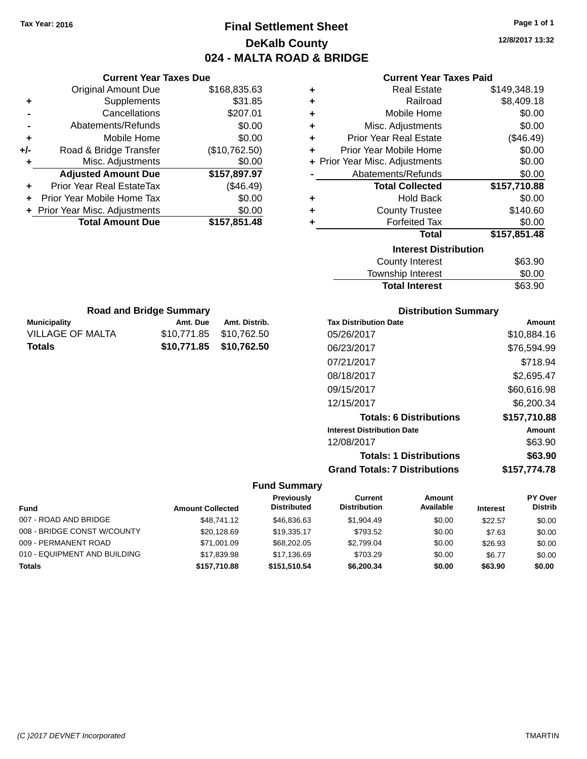Tax Year: 2016

# Final Settlement Sheet
## DeKalb County
## 024 - MALTA ROAD & BRIDGE

12/8/2017 13:32

### Current Year Taxes Due

| | | |
|---|---|---|
| | Original Amount Due | $168,835.63 |
| + | Supplements | $31.85 |
| - | Cancellations | $207.01 |
| - | Abatements/Refunds | $0.00 |
| + | Mobile Home | $0.00 |
| +/- | Road & Bridge Transfer | ($10,762.50) |
| + | Misc. Adjustments | $0.00 |
| | **Adjusted Amount Due** | **$157,897.97** |
| + | Prior Year Real EstateTax | ($46.49) |
| + | Prior Year Mobile Home Tax | $0.00 |
| + | Prior Year Misc. Adjustments | $0.00 |
| | **Total Amount Due** | **$157,851.48** |

### Current Year Taxes Paid

| | | |
|---|---|---|
| + | Real Estate | $149,348.19 |
| + | Railroad | $8,409.18 |
| + | Mobile Home | $0.00 |
| + | Misc. Adjustments | $0.00 |
| + | Prior Year Real Estate | ($46.49) |
| + | Prior Year Mobile Home | $0.00 |
| + | Prior Year Misc. Adjustments | $0.00 |
| - | Abatements/Refunds | $0.00 |
| | **Total Collected** | **$157,710.88** |
| + | Hold Back | $0.00 |
| + | County Trustee | $140.60 |
| + | Forfeited Tax | $0.00 |
| | **Total** | **$157,851.48** |

### Interest Distribution

| | |
|---|---|
| County Interest | $63.90 |
| Township Interest | $0.00 |
| **Total Interest** | $63.90 |

### Road and Bridge Summary

| Municipality | Amt. Due | Amt. Distrib. |
|---|---|---|
| VILLAGE OF MALTA | $10,771.85 | $10,762.50 |
| **Totals** | **$10,771.85** | **$10,762.50** |

### Distribution Summary

| Tax Distribution Date | Amount |
|---|---|
| 05/26/2017 | $10,884.16 |
| 06/23/2017 | $76,594.99 |
| 07/21/2017 | $718.94 |
| 08/18/2017 | $2,695.47 |
| 09/15/2017 | $60,616.98 |
| 12/15/2017 | $6,200.34 |
| **Totals: 6 Distributions** | **$157,710.88** |
| **Interest Distribution Date** | **Amount** |
| 12/08/2017 | $63.90 |
| **Totals: 1 Distributions** | **$63.90** |
| **Grand Totals: 7 Distributions** | **$157,774.78** |

### Fund Summary

| Fund | Amount Collected | Previously Distributed | Current Distribution | Amount Available | Interest | PY Over Distrib |
|---|---|---|---|---|---|---|
| 007 - ROAD AND BRIDGE | $48,741.12 | $46,836.63 | $1,904.49 | $0.00 | $22.57 | $0.00 |
| 008 - BRIDGE CONST W/COUNTY | $20,128.69 | $19,335.17 | $793.52 | $0.00 | $7.63 | $0.00 |
| 009 - PERMANENT ROAD | $71,001.09 | $68,202.05 | $2,799.04 | $0.00 | $26.93 | $0.00 |
| 010 - EQUIPMENT AND BUILDING | $17,839.98 | $17,136.69 | $703.29 | $0.00 | $6.77 | $0.00 |
| **Totals** | **$157,710.88** | **$151,510.54** | **$6,200.34** | **$0.00** | **$63.90** | **$0.00** |

(C )2017 DEVNET Incorporated — TMARTIN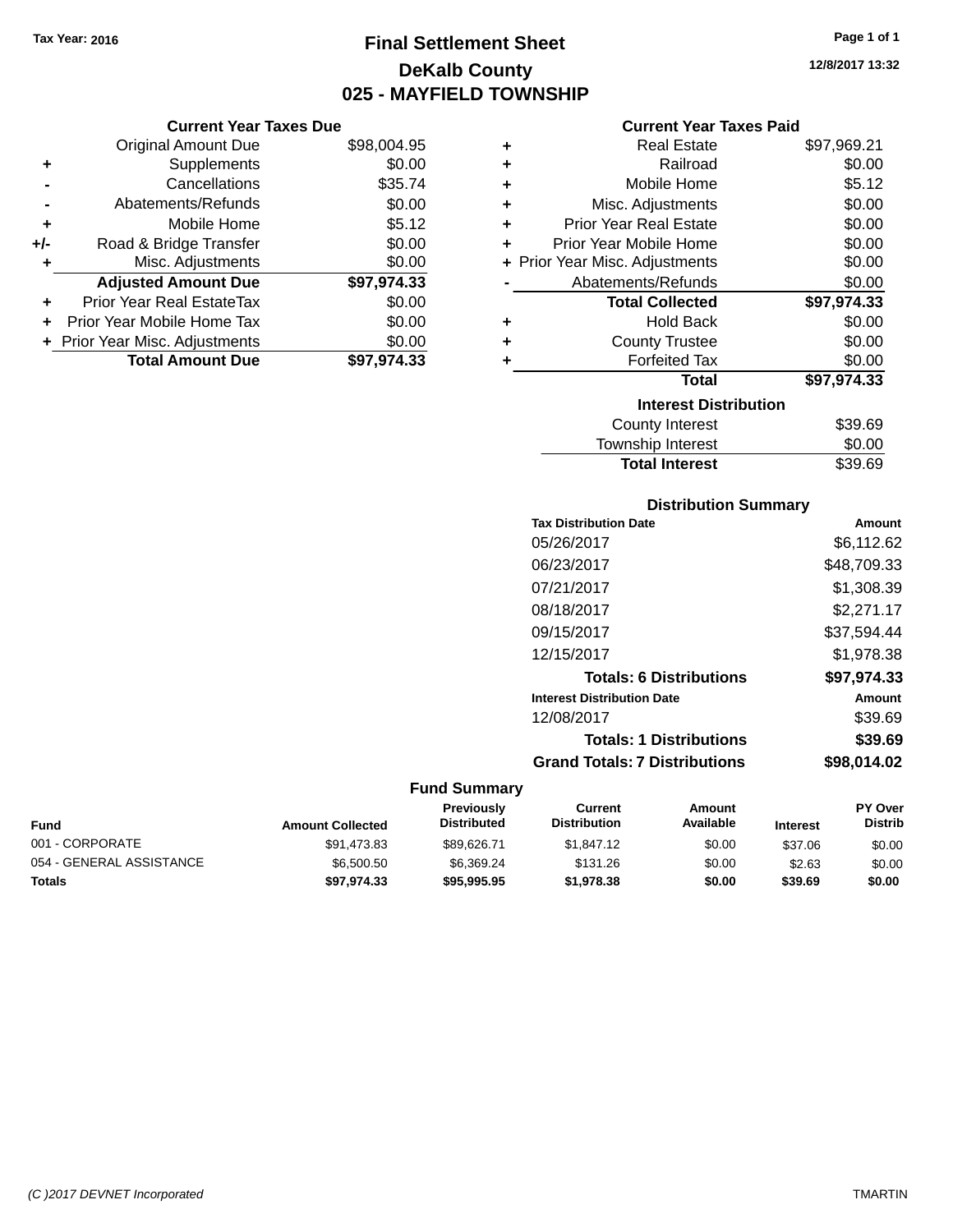Tax Year: 2016

# Final Settlement Sheet

## DeKalb County

## 025 - MAYFIELD TOWNSHIP

12/8/2017 13:32

### Current Year Taxes Due

| | | |
|---|---|---|
| | Original Amount Due | $98,004.95 |
| + | Supplements | $0.00 |
| - | Cancellations | $35.74 |
| - | Abatements/Refunds | $0.00 |
| + | Mobile Home | $5.12 |
| +/- | Road & Bridge Transfer | $0.00 |
| + | Misc. Adjustments | $0.00 |
| | **Adjusted Amount Due** | **$97,974.33** |
| + | Prior Year Real EstateTax | $0.00 |
| + | Prior Year Mobile Home Tax | $0.00 |
| + | Prior Year Misc. Adjustments | $0.00 |
| | **Total Amount Due** | **$97,974.33** |

### Current Year Taxes Paid

| | | |
|---|---|---|
| + | Real Estate | $97,969.21 |
| + | Railroad | $0.00 |
| + | Mobile Home | $5.12 |
| + | Misc. Adjustments | $0.00 |
| + | Prior Year Real Estate | $0.00 |
| + | Prior Year Mobile Home | $0.00 |
| + | Prior Year Misc. Adjustments | $0.00 |
| - | Abatements/Refunds | $0.00 |
| | **Total Collected** | **$97,974.33** |
| + | Hold Back | $0.00 |
| + | County Trustee | $0.00 |
| + | Forfeited Tax | $0.00 |
| | **Total** | **$97,974.33** |

### Interest Distribution

| | |
|---|---|
| County Interest | $39.69 |
| Township Interest | $0.00 |
| **Total Interest** | $39.69 |

### Distribution Summary

| Tax Distribution Date | Amount |
|---|---|
| 05/26/2017 | $6,112.62 |
| 06/23/2017 | $48,709.33 |
| 07/21/2017 | $1,308.39 |
| 08/18/2017 | $2,271.17 |
| 09/15/2017 | $37,594.44 |
| 12/15/2017 | $1,978.38 |
| **Totals: 6 Distributions** | **$97,974.33** |
| **Interest Distribution Date** | **Amount** |
| 12/08/2017 | $39.69 |
| **Totals: 1 Distributions** | **$39.69** |
| **Grand Totals: 7 Distributions** | **$98,014.02** |

### Fund Summary

| Fund | Amount Collected | Previously Distributed | Current Distribution | Amount Available | Interest | PY Over Distrib |
|---|---|---|---|---|---|---|
| 001 - CORPORATE | $91,473.83 | $89,626.71 | $1,847.12 | $0.00 | $37.06 | $0.00 |
| 054 - GENERAL ASSISTANCE | $6,500.50 | $6,369.24 | $131.26 | $0.00 | $2.63 | $0.00 |
| **Totals** | **$97,974.33** | **$95,995.95** | **$1,978.38** | **$0.00** | **$39.69** | **$0.00** |

(C )2017 DEVNET Incorporated TMARTIN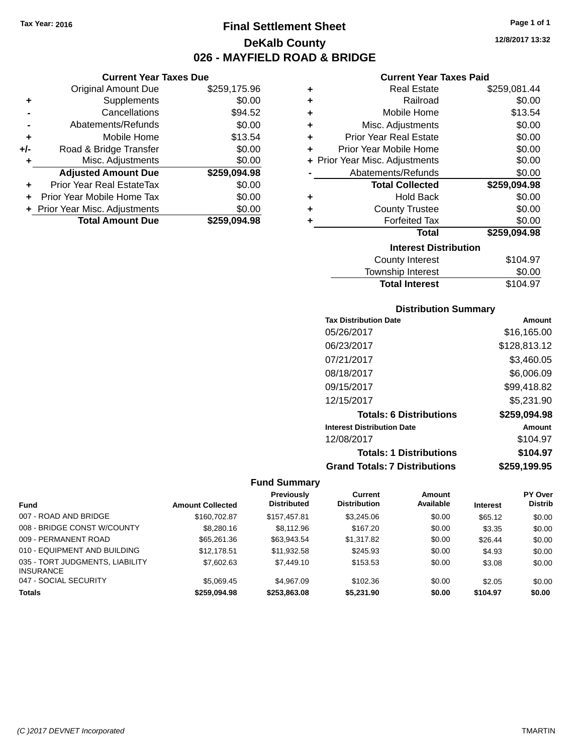Tax Year: 2016

# Final Settlement Sheet
## DeKalb County
## 026 - MAYFIELD ROAD & BRIDGE

12/8/2017 13:32

### Current Year Taxes Due

| | | |
|---|---|---|
| | Original Amount Due | $259,175.96 |
| + | Supplements | $0.00 |
| - | Cancellations | $94.52 |
| - | Abatements/Refunds | $0.00 |
| + | Mobile Home | $13.54 |
| +/- | Road & Bridge Transfer | $0.00 |
| + | Misc. Adjustments | $0.00 |
| | **Adjusted Amount Due** | **$259,094.98** |
| + | Prior Year Real EstateTax | $0.00 |
| + | Prior Year Mobile Home Tax | $0.00 |
| + | Prior Year Misc. Adjustments | $0.00 |
| | **Total Amount Due** | **$259,094.98** |

### Current Year Taxes Paid

| | | |
|---|---|---|
| + | Real Estate | $259,081.44 |
| + | Railroad | $0.00 |
| + | Mobile Home | $13.54 |
| + | Misc. Adjustments | $0.00 |
| + | Prior Year Real Estate | $0.00 |
| + | Prior Year Mobile Home | $0.00 |
| + | Prior Year Misc. Adjustments | $0.00 |
| - | Abatements/Refunds | $0.00 |
| | **Total Collected** | **$259,094.98** |
| + | Hold Back | $0.00 |
| + | County Trustee | $0.00 |
| + | Forfeited Tax | $0.00 |
| | **Total** | **$259,094.98** |

### Interest Distribution

| | |
|---|---|
| County Interest | $104.97 |
| Township Interest | $0.00 |
| **Total Interest** | $104.97 |

### Distribution Summary

| Tax Distribution Date | Amount |
|---|---|
| 05/26/2017 | $16,165.00 |
| 06/23/2017 | $128,813.12 |
| 07/21/2017 | $3,460.05 |
| 08/18/2017 | $6,006.09 |
| 09/15/2017 | $99,418.82 |
| 12/15/2017 | $5,231.90 |
| **Totals: 6 Distributions** | **$259,094.98** |
| **Interest Distribution Date** | **Amount** |
| 12/08/2017 | $104.97 |
| **Totals: 1 Distributions** | **$104.97** |
| **Grand Totals: 7 Distributions** | **$259,199.95** |

### Fund Summary

| Fund | Amount Collected | Previously Distributed | Current Distribution | Amount Available | Interest | PY Over Distrib |
|---|---|---|---|---|---|---|
| 007 - ROAD AND BRIDGE | $160,702.87 | $157,457.81 | $3,245.06 | $0.00 | $65.12 | $0.00 |
| 008 - BRIDGE CONST W/COUNTY | $8,280.16 | $8,112.96 | $167.20 | $0.00 | $3.35 | $0.00 |
| 009 - PERMANENT ROAD | $65,261.36 | $63,943.54 | $1,317.82 | $0.00 | $26.44 | $0.00 |
| 010 - EQUIPMENT AND BUILDING | $12,178.51 | $11,932.58 | $245.93 | $0.00 | $4.93 | $0.00 |
| 035 - TORT JUDGMENTS, LIABILITY INSURANCE | $7,602.63 | $7,449.10 | $153.53 | $0.00 | $3.08 | $0.00 |
| 047 - SOCIAL SECURITY | $5,069.45 | $4,967.09 | $102.36 | $0.00 | $2.05 | $0.00 |
| **Totals** | **$259,094.98** | **$253,863.08** | **$5,231.90** | **$0.00** | **$104.97** | **$0.00** |

(C )2017 DEVNET Incorporated — TMARTIN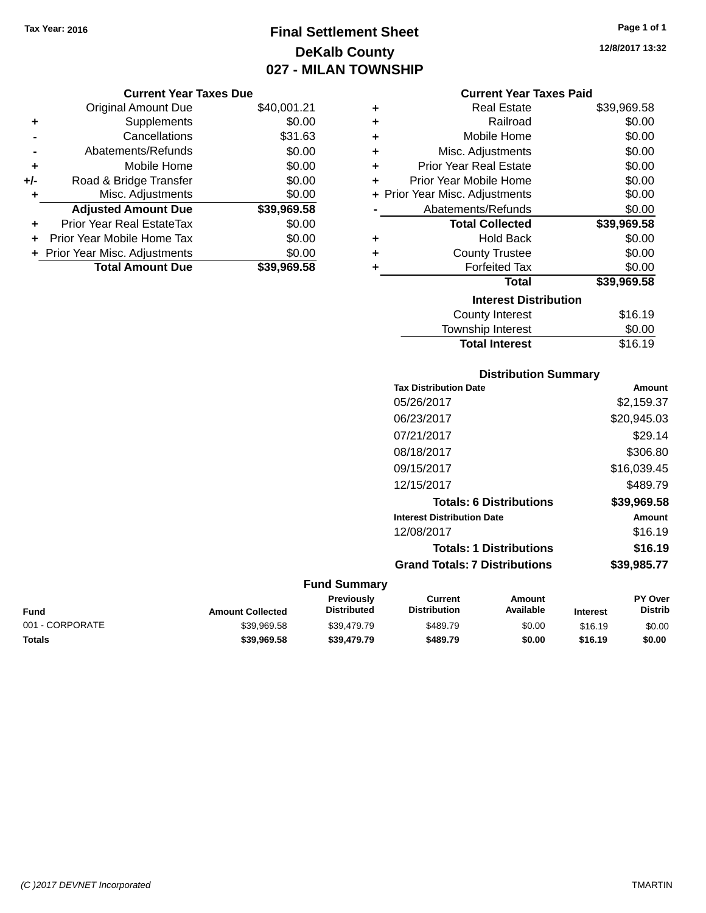Tax Year: 2016

# Final Settlement Sheet
## DeKalb County
## 027 - MILAN TOWNSHIP

12/8/2017 13:32

### Current Year Taxes Due

| | | |
|---|---|---|
| | Original Amount Due | $40,001.21 |
| + | Supplements | $0.00 |
| - | Cancellations | $31.63 |
| - | Abatements/Refunds | $0.00 |
| + | Mobile Home | $0.00 |
| +/- | Road & Bridge Transfer | $0.00 |
| + | Misc. Adjustments | $0.00 |
| | **Adjusted Amount Due** | **$39,969.58** |
| + | Prior Year Real EstateTax | $0.00 |
| + | Prior Year Mobile Home Tax | $0.00 |
| + | Prior Year Misc. Adjustments | $0.00 |
| | **Total Amount Due** | **$39,969.58** |

### Current Year Taxes Paid

| | | |
|---|---|---|
| + | Real Estate | $39,969.58 |
| + | Railroad | $0.00 |
| + | Mobile Home | $0.00 |
| + | Misc. Adjustments | $0.00 |
| + | Prior Year Real Estate | $0.00 |
| + | Prior Year Mobile Home | $0.00 |
| + | Prior Year Misc. Adjustments | $0.00 |
| - | Abatements/Refunds | $0.00 |
| | **Total Collected** | **$39,969.58** |
| + | Hold Back | $0.00 |
| + | County Trustee | $0.00 |
| + | Forfeited Tax | $0.00 |
| | **Total** | **$39,969.58** |

### Interest Distribution

| | |
|---|---|
| County Interest | $16.19 |
| Township Interest | $0.00 |
| **Total Interest** | $16.19 |

### Distribution Summary

| Tax Distribution Date | Amount |
|---|---|
| 05/26/2017 | $2,159.37 |
| 06/23/2017 | $20,945.03 |
| 07/21/2017 | $29.14 |
| 08/18/2017 | $306.80 |
| 09/15/2017 | $16,039.45 |
| 12/15/2017 | $489.79 |
| **Totals: 6 Distributions** | **$39,969.58** |

| Interest Distribution Date | Amount |
|---|---|
| 12/08/2017 | $16.19 |
| **Totals: 1 Distributions** | **$16.19** |
| **Grand Totals: 7 Distributions** | **$39,985.77** |

### Fund Summary

| Fund | Amount Collected | Previously Distributed | Current Distribution | Amount Available | Interest | PY Over Distrib |
|---|---|---|---|---|---|---|
| 001 - CORPORATE | $39,969.58 | $39,479.79 | $489.79 | $0.00 | $16.19 | $0.00 |
| **Totals** | **$39,969.58** | **$39,479.79** | **$489.79** | **$0.00** | **$16.19** | **$0.00** |

(C )2017 DEVNET Incorporated — TMARTIN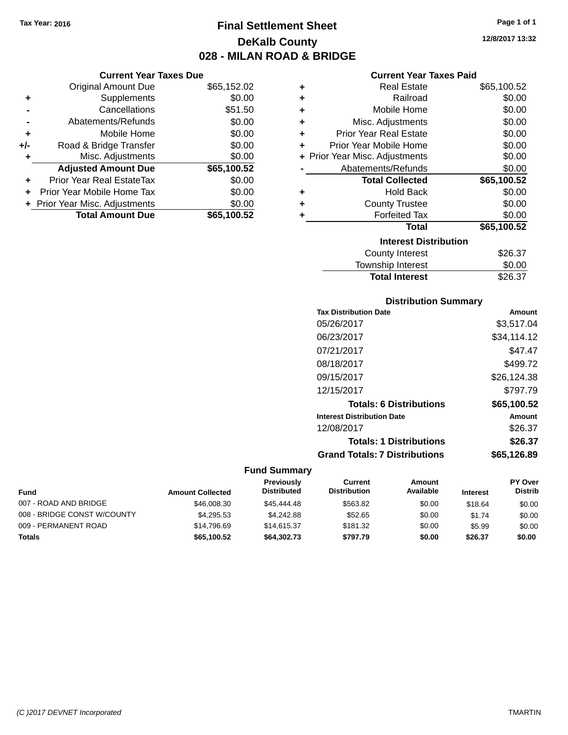**Tax Year: 2016**

# Final Settlement Sheet
## DeKalb County
## 028 - MILAN ROAD & BRIDGE

12/8/2017 13:32

### Current Year Taxes Due

| | | |
|---|---|---|
| | Original Amount Due | $65,152.02 |
| + | Supplements | $0.00 |
| - | Cancellations | $51.50 |
| - | Abatements/Refunds | $0.00 |
| + | Mobile Home | $0.00 |
| +/- | Road & Bridge Transfer | $0.00 |
| + | Misc. Adjustments | $0.00 |
| | **Adjusted Amount Due** | **$65,100.52** |
| + | Prior Year Real EstateTax | $0.00 |
| + | Prior Year Mobile Home Tax | $0.00 |
| + | Prior Year Misc. Adjustments | $0.00 |
| | **Total Amount Due** | **$65,100.52** |

### Current Year Taxes Paid

| | | |
|---|---|---|
| + | Real Estate | $65,100.52 |
| + | Railroad | $0.00 |
| + | Mobile Home | $0.00 |
| + | Misc. Adjustments | $0.00 |
| + | Prior Year Real Estate | $0.00 |
| + | Prior Year Mobile Home | $0.00 |
| + | Prior Year Misc. Adjustments | $0.00 |
| - | Abatements/Refunds | $0.00 |
| | **Total Collected** | **$65,100.52** |
| + | Hold Back | $0.00 |
| + | County Trustee | $0.00 |
| + | Forfeited Tax | $0.00 |
| | **Total** | **$65,100.52** |

### Interest Distribution

| | |
|---|---|
| County Interest | $26.37 |
| Township Interest | $0.00 |
| **Total Interest** | $26.37 |

### Distribution Summary

| Tax Distribution Date | Amount |
|---|---|
| 05/26/2017 | $3,517.04 |
| 06/23/2017 | $34,114.12 |
| 07/21/2017 | $47.47 |
| 08/18/2017 | $499.72 |
| 09/15/2017 | $26,124.38 |
| 12/15/2017 | $797.79 |
| **Totals: 6 Distributions** | **$65,100.52** |
| **Interest Distribution Date** | **Amount** |
| 12/08/2017 | $26.37 |
| **Totals: 1 Distributions** | **$26.37** |
| **Grand Totals: 7 Distributions** | **$65,126.89** |

### Fund Summary

| Fund | Amount Collected | Previously Distributed | Current Distribution | Amount Available | Interest | PY Over Distrib |
|---|---|---|---|---|---|---|
| 007 - ROAD AND BRIDGE | $46,008.30 | $45,444.48 | $563.82 | $0.00 | $18.64 | $0.00 |
| 008 - BRIDGE CONST W/COUNTY | $4,295.53 | $4,242.88 | $52.65 | $0.00 | $1.74 | $0.00 |
| 009 - PERMANENT ROAD | $14,796.69 | $14,615.37 | $181.32 | $0.00 | $5.99 | $0.00 |
| **Totals** | **$65,100.52** | **$64,302.73** | **$797.79** | **$0.00** | **$26.37** | **$0.00** |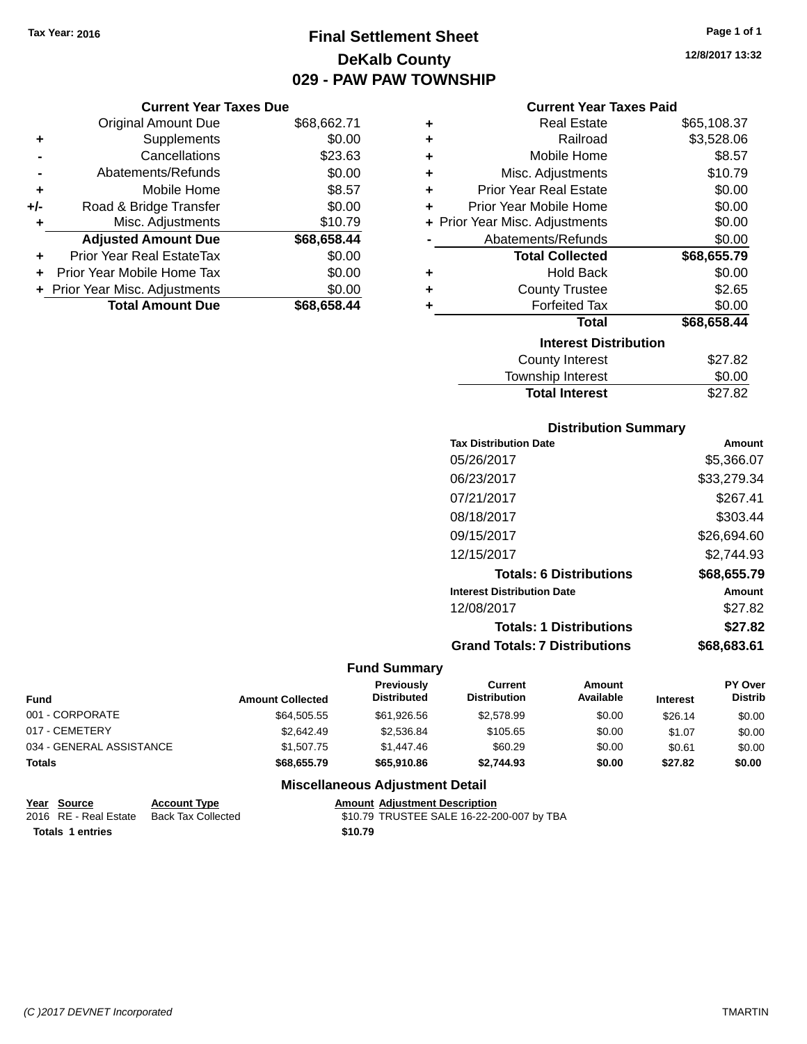Tax Year: 2016

# Final Settlement Sheet
## DeKalb County
## 029 - PAW PAW TOWNSHIP

12/8/2017 13:32

### Current Year Taxes Due

| | | |
|---|---|---|
| | Original Amount Due | $68,662.71 |
| + | Supplements | $0.00 |
| - | Cancellations | $23.63 |
| - | Abatements/Refunds | $0.00 |
| + | Mobile Home | $8.57 |
| +/- | Road & Bridge Transfer | $0.00 |
| + | Misc. Adjustments | $10.79 |
| | **Adjusted Amount Due** | **$68,658.44** |
| + | Prior Year Real EstateTax | $0.00 |
| + | Prior Year Mobile Home Tax | $0.00 |
| + | Prior Year Misc. Adjustments | $0.00 |
| | **Total Amount Due** | **$68,658.44** |

### Current Year Taxes Paid

| | | |
|---|---|---|
| + | Real Estate | $65,108.37 |
| + | Railroad | $3,528.06 |
| + | Mobile Home | $8.57 |
| + | Misc. Adjustments | $10.79 |
| + | Prior Year Real Estate | $0.00 |
| + | Prior Year Mobile Home | $0.00 |
| + | Prior Year Misc. Adjustments | $0.00 |
| - | Abatements/Refunds | $0.00 |
| | **Total Collected** | **$68,655.79** |
| + | Hold Back | $0.00 |
| + | County Trustee | $2.65 |
| + | Forfeited Tax | $0.00 |
| | **Total** | **$68,658.44** |

### Interest Distribution

| | |
|---|---|
| County Interest | $27.82 |
| Township Interest | $0.00 |
| **Total Interest** | $27.82 |

### Distribution Summary

| Tax Distribution Date | Amount |
|---|---|
| 05/26/2017 | $5,366.07 |
| 06/23/2017 | $33,279.34 |
| 07/21/2017 | $267.41 |
| 08/18/2017 | $303.44 |
| 09/15/2017 | $26,694.60 |
| 12/15/2017 | $2,744.93 |
| **Totals: 6 Distributions** | **$68,655.79** |
| **Interest Distribution Date** | **Amount** |
| 12/08/2017 | $27.82 |
| **Totals: 1 Distributions** | **$27.82** |
| **Grand Totals: 7 Distributions** | **$68,683.61** |

### Fund Summary

| Fund | Amount Collected | Previously Distributed | Current Distribution | Amount Available | Interest | PY Over Distrib |
|---|---|---|---|---|---|---|
| 001 - CORPORATE | $64,505.55 | $61,926.56 | $2,578.99 | $0.00 | $26.14 | $0.00 |
| 017 - CEMETERY | $2,642.49 | $2,536.84 | $105.65 | $0.00 | $1.07 | $0.00 |
| 034 - GENERAL ASSISTANCE | $1,507.75 | $1,447.46 | $60.29 | $0.00 | $0.61 | $0.00 |
| **Totals** | **$68,655.79** | **$65,910.86** | **$2,744.93** | **$0.00** | **$27.82** | **$0.00** |

### Miscellaneous Adjustment Detail

| Year | Source | Account Type | Amount | Adjustment Description |
|---|---|---|---|---|
| 2016 | RE - Real Estate | Back Tax Collected | $10.79 | TRUSTEE SALE 16-22-200-007 by TBA |
| **Totals** | **1 entries** | | **$10.79** | |

(C )2017 DEVNET Incorporated — TMARTIN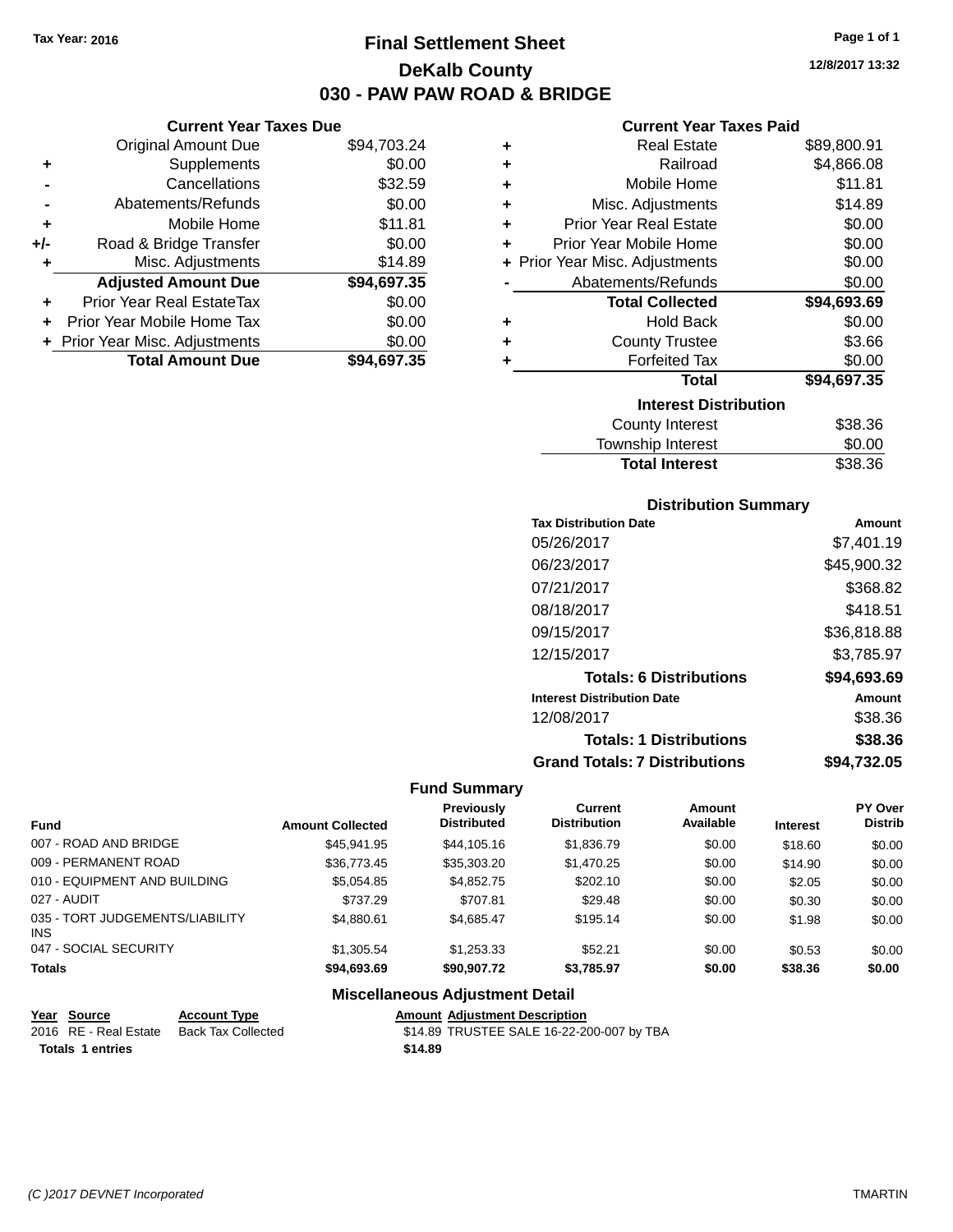Tax Year: 2016

# Final Settlement Sheet

## DeKalb County

## 030 - PAW PAW ROAD & BRIDGE

12/8/2017 13:32

### Current Year Taxes Due

| | | |
|---|---|---|
| | Original Amount Due | $94,703.24 |
| + | Supplements | $0.00 |
| - | Cancellations | $32.59 |
| - | Abatements/Refunds | $0.00 |
| + | Mobile Home | $11.81 |
| +/- | Road & Bridge Transfer | $0.00 |
| + | Misc. Adjustments | $14.89 |
| | **Adjusted Amount Due** | **$94,697.35** |
| + | Prior Year Real EstateTax | $0.00 |
| + | Prior Year Mobile Home Tax | $0.00 |
| + | Prior Year Misc. Adjustments | $0.00 |
| | **Total Amount Due** | **$94,697.35** |

### Current Year Taxes Paid

| | | |
|---|---|---|
| + | Real Estate | $89,800.91 |
| + | Railroad | $4,866.08 |
| + | Mobile Home | $11.81 |
| + | Misc. Adjustments | $14.89 |
| + | Prior Year Real Estate | $0.00 |
| + | Prior Year Mobile Home | $0.00 |
| + | Prior Year Misc. Adjustments | $0.00 |
| - | Abatements/Refunds | $0.00 |
| | **Total Collected** | **$94,693.69** |
| + | Hold Back | $0.00 |
| + | County Trustee | $3.66 |
| + | Forfeited Tax | $0.00 |
| | **Total** | **$94,697.35** |

### Interest Distribution

| | |
|---|---|
| County Interest | $38.36 |
| Township Interest | $0.00 |
| **Total Interest** | $38.36 |

### Distribution Summary

| Tax Distribution Date | Amount |
|---|---|
| 05/26/2017 | $7,401.19 |
| 06/23/2017 | $45,900.32 |
| 07/21/2017 | $368.82 |
| 08/18/2017 | $418.51 |
| 09/15/2017 | $36,818.88 |
| 12/15/2017 | $3,785.97 |
| **Totals: 6 Distributions** | **$94,693.69** |
| **Interest Distribution Date** | **Amount** |
| 12/08/2017 | $38.36 |
| **Totals: 1 Distributions** | **$38.36** |
| **Grand Totals: 7 Distributions** | **$94,732.05** |

### Fund Summary

| Fund | Amount Collected | Previously Distributed | Current Distribution | Amount Available | Interest | PY Over Distrib |
|---|---|---|---|---|---|---|
| 007 - ROAD AND BRIDGE | $45,941.95 | $44,105.16 | $1,836.79 | $0.00 | $18.60 | $0.00 |
| 009 - PERMANENT ROAD | $36,773.45 | $35,303.20 | $1,470.25 | $0.00 | $14.90 | $0.00 |
| 010 - EQUIPMENT AND BUILDING | $5,054.85 | $4,852.75 | $202.10 | $0.00 | $2.05 | $0.00 |
| 027 - AUDIT | $737.29 | $707.81 | $29.48 | $0.00 | $0.30 | $0.00 |
| 035 - TORT JUDGEMENTS/LIABILITY INS | $4,880.61 | $4,685.47 | $195.14 | $0.00 | $1.98 | $0.00 |
| 047 - SOCIAL SECURITY | $1,305.54 | $1,253.33 | $52.21 | $0.00 | $0.53 | $0.00 |
| **Totals** | **$94,693.69** | **$90,907.72** | **$3,785.97** | **$0.00** | **$38.36** | **$0.00** |

### Miscellaneous Adjustment Detail

| Year | Source | Account Type | Amount | Adjustment Description |
|---|---|---|---|---|
| 2016 | RE - Real Estate | Back Tax Collected | $14.89 | TRUSTEE SALE 16-22-200-007 by TBA |
| **Totals** | **1 entries** | | **$14.89** | |

(C )2017 DEVNET Incorporated — TMARTIN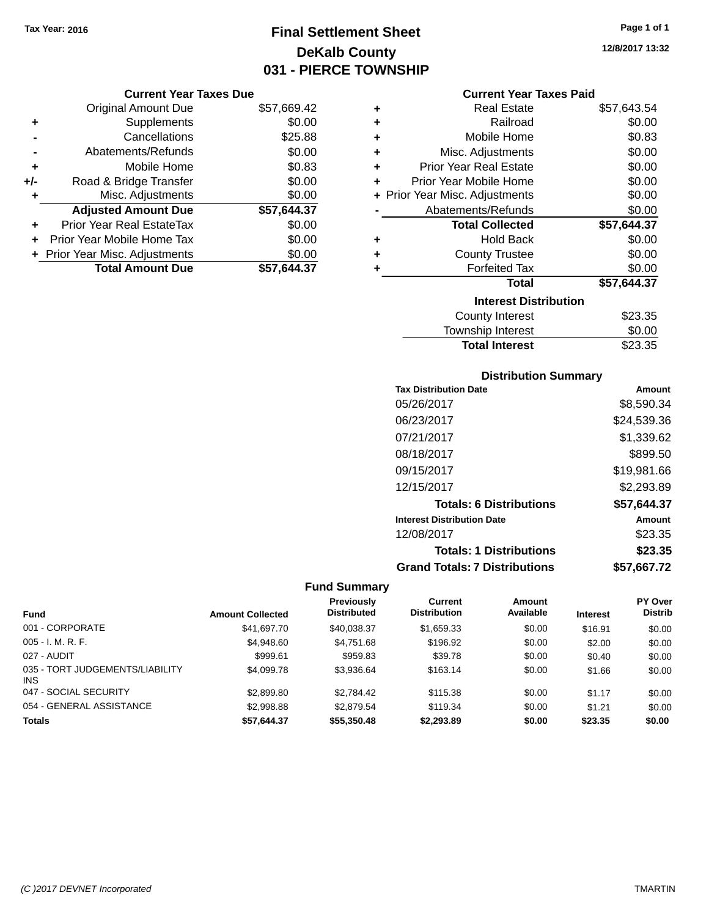Tax Year: 2016

# Final Settlement Sheet
## DeKalb County
## 031 - PIERCE TOWNSHIP

12/8/2017 13:32

### Current Year Taxes Due

| | | |
|---|---|---|
| | Original Amount Due | $57,669.42 |
| + | Supplements | $0.00 |
| - | Cancellations | $25.88 |
| - | Abatements/Refunds | $0.00 |
| + | Mobile Home | $0.83 |
| +/- | Road & Bridge Transfer | $0.00 |
| + | Misc. Adjustments | $0.00 |
| | **Adjusted Amount Due** | **$57,644.37** |
| + | Prior Year Real EstateTax | $0.00 |
| + | Prior Year Mobile Home Tax | $0.00 |
| + | Prior Year Misc. Adjustments | $0.00 |
| | **Total Amount Due** | **$57,644.37** |

### Current Year Taxes Paid

| | | |
|---|---|---|
| + | Real Estate | $57,643.54 |
| + | Railroad | $0.00 |
| + | Mobile Home | $0.83 |
| + | Misc. Adjustments | $0.00 |
| + | Prior Year Real Estate | $0.00 |
| + | Prior Year Mobile Home | $0.00 |
| + | Prior Year Misc. Adjustments | $0.00 |
| - | Abatements/Refunds | $0.00 |
| | **Total Collected** | **$57,644.37** |
| + | Hold Back | $0.00 |
| + | County Trustee | $0.00 |
| + | Forfeited Tax | $0.00 |
| | **Total** | **$57,644.37** |

### Interest Distribution

| | |
|---|---|
| County Interest | $23.35 |
| Township Interest | $0.00 |
| **Total Interest** | $23.35 |

### Distribution Summary

| Tax Distribution Date | Amount |
|---|---|
| 05/26/2017 | $8,590.34 |
| 06/23/2017 | $24,539.36 |
| 07/21/2017 | $1,339.62 |
| 08/18/2017 | $899.50 |
| 09/15/2017 | $19,981.66 |
| 12/15/2017 | $2,293.89 |
| **Totals: 6 Distributions** | **$57,644.37** |
| **Interest Distribution Date** | **Amount** |
| 12/08/2017 | $23.35 |
| **Totals: 1 Distributions** | **$23.35** |
| **Grand Totals: 7 Distributions** | **$57,667.72** |

### Fund Summary

| Fund | Amount Collected | Previously Distributed | Current Distribution | Amount Available | Interest | PY Over Distrib |
|---|---|---|---|---|---|---|
| 001 - CORPORATE | $41,697.70 | $40,038.37 | $1,659.33 | $0.00 | $16.91 | $0.00 |
| 005 - I. M. R. F. | $4,948.60 | $4,751.68 | $196.92 | $0.00 | $2.00 | $0.00 |
| 027 - AUDIT | $999.61 | $959.83 | $39.78 | $0.00 | $0.40 | $0.00 |
| 035 - TORT JUDGEMENTS/LIABILITY INS | $4,099.78 | $3,936.64 | $163.14 | $0.00 | $1.66 | $0.00 |
| 047 - SOCIAL SECURITY | $2,899.80 | $2,784.42 | $115.38 | $0.00 | $1.17 | $0.00 |
| 054 - GENERAL ASSISTANCE | $2,998.88 | $2,879.54 | $119.34 | $0.00 | $1.21 | $0.00 |
| **Totals** | **$57,644.37** | **$55,350.48** | **$2,293.89** | **$0.00** | **$23.35** | **$0.00** |

(C )2017 DEVNET Incorporated TMARTIN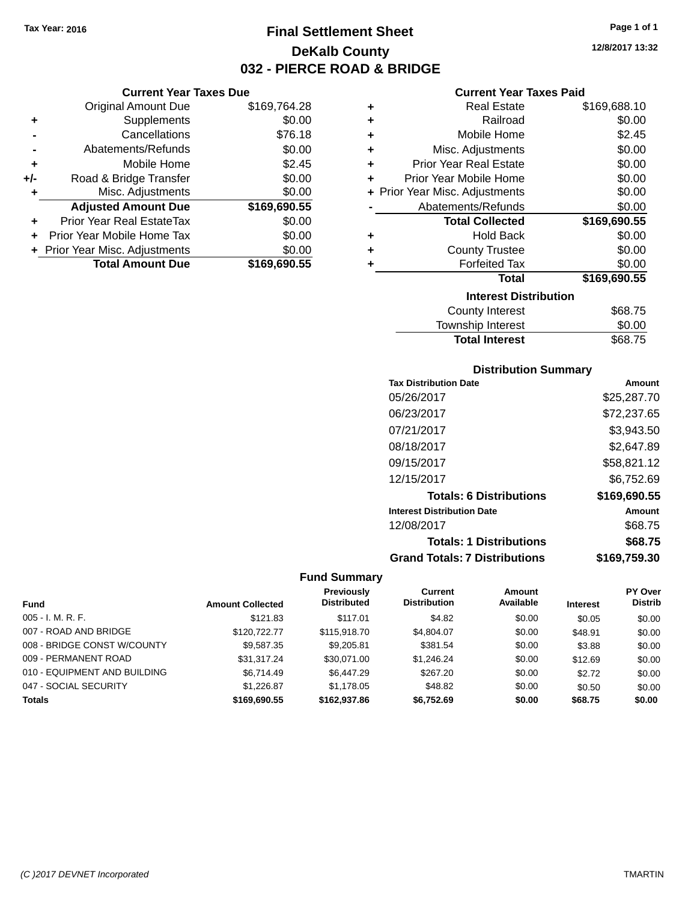Tax Year: 2016

# Final Settlement Sheet
## DeKalb County
## 032 - PIERCE ROAD & BRIDGE

12/8/2017 13:32

### Current Year Taxes Due

| | | |
|---|---|---|
| | Original Amount Due | $169,764.28 |
| + | Supplements | $0.00 |
| - | Cancellations | $76.18 |
| - | Abatements/Refunds | $0.00 |
| + | Mobile Home | $2.45 |
| +/- | Road & Bridge Transfer | $0.00 |
| + | Misc. Adjustments | $0.00 |
| | **Adjusted Amount Due** | **$169,690.55** |
| + | Prior Year Real EstateTax | $0.00 |
| + | Prior Year Mobile Home Tax | $0.00 |
| + | Prior Year Misc. Adjustments | $0.00 |
| | **Total Amount Due** | **$169,690.55** |

### Current Year Taxes Paid

| | | |
|---|---|---|
| + | Real Estate | $169,688.10 |
| + | Railroad | $0.00 |
| + | Mobile Home | $2.45 |
| + | Misc. Adjustments | $0.00 |
| + | Prior Year Real Estate | $0.00 |
| + | Prior Year Mobile Home | $0.00 |
| + | Prior Year Misc. Adjustments | $0.00 |
| - | Abatements/Refunds | $0.00 |
| | **Total Collected** | **$169,690.55** |
| + | Hold Back | $0.00 |
| + | County Trustee | $0.00 |
| + | Forfeited Tax | $0.00 |
| | **Total** | **$169,690.55** |

### Interest Distribution

| | |
|---|---|
| County Interest | $68.75 |
| Township Interest | $0.00 |
| **Total Interest** | $68.75 |

### Distribution Summary

| Tax Distribution Date | Amount |
|---|---|
| 05/26/2017 | $25,287.70 |
| 06/23/2017 | $72,237.65 |
| 07/21/2017 | $3,943.50 |
| 08/18/2017 | $2,647.89 |
| 09/15/2017 | $58,821.12 |
| 12/15/2017 | $6,752.69 |
| **Totals: 6 Distributions** | **$169,690.55** |
| **Interest Distribution Date** | **Amount** |
| 12/08/2017 | $68.75 |
| **Totals: 1 Distributions** | **$68.75** |
| **Grand Totals: 7 Distributions** | **$169,759.30** |

### Fund Summary

| Fund | Amount Collected | Previously Distributed | Current Distribution | Amount Available | Interest | PY Over Distrib |
|---|---|---|---|---|---|---|
| 005 - I. M. R. F. | $121.83 | $117.01 | $4.82 | $0.00 | $0.05 | $0.00 |
| 007 - ROAD AND BRIDGE | $120,722.77 | $115,918.70 | $4,804.07 | $0.00 | $48.91 | $0.00 |
| 008 - BRIDGE CONST W/COUNTY | $9,587.35 | $9,205.81 | $381.54 | $0.00 | $3.88 | $0.00 |
| 009 - PERMANENT ROAD | $31,317.24 | $30,071.00 | $1,246.24 | $0.00 | $12.69 | $0.00 |
| 010 - EQUIPMENT AND BUILDING | $6,714.49 | $6,447.29 | $267.20 | $0.00 | $2.72 | $0.00 |
| 047 - SOCIAL SECURITY | $1,226.87 | $1,178.05 | $48.82 | $0.00 | $0.50 | $0.00 |
| **Totals** | **$169,690.55** | **$162,937.86** | **$6,752.69** | **$0.00** | **$68.75** | **$0.00** |

(C )2017 DEVNET Incorporated TMARTIN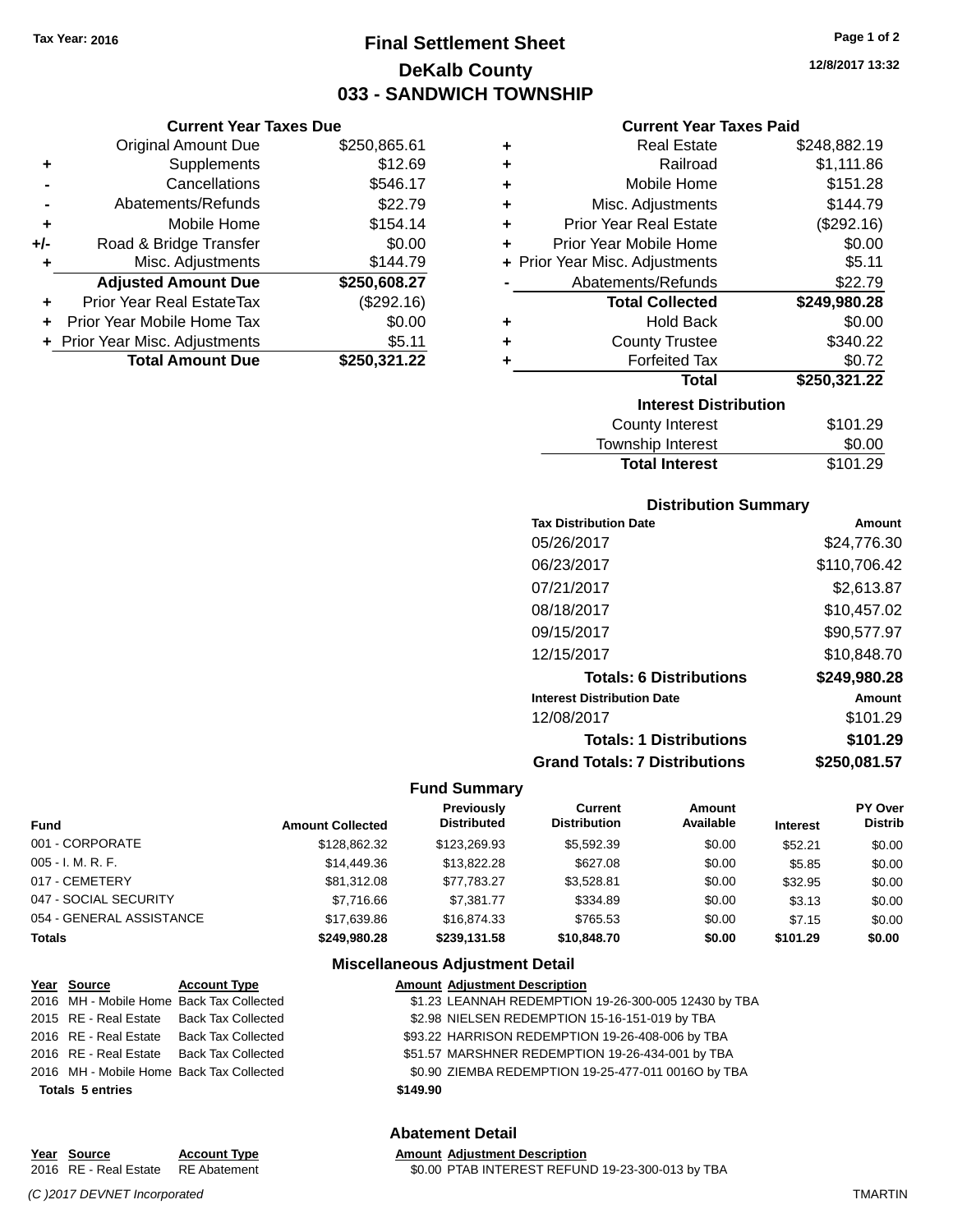Tax Year: 2016

# Final Settlement Sheet
## DeKalb County
## 033 - SANDWICH TOWNSHIP

12/8/2017 13:32

### Current Year Taxes Due

| | | |
|---|---|---|
| | Original Amount Due | $250,865.61 |
| + | Supplements | $12.69 |
| - | Cancellations | $546.17 |
| - | Abatements/Refunds | $22.79 |
| + | Mobile Home | $154.14 |
| +/- | Road & Bridge Transfer | $0.00 |
| + | Misc. Adjustments | $144.79 |
| | **Adjusted Amount Due** | **$250,608.27** |
| + | Prior Year Real EstateTax | ($292.16) |
| + | Prior Year Mobile Home Tax | $0.00 |
| + | Prior Year Misc. Adjustments | $5.11 |
| | **Total Amount Due** | **$250,321.22** |

### Current Year Taxes Paid

| | | |
|---|---|---|
| + | Real Estate | $248,882.19 |
| + | Railroad | $1,111.86 |
| + | Mobile Home | $151.28 |
| + | Misc. Adjustments | $144.79 |
| + | Prior Year Real Estate | ($292.16) |
| + | Prior Year Mobile Home | $0.00 |
| + | Prior Year Misc. Adjustments | $5.11 |
| - | Abatements/Refunds | $22.79 |
| | **Total Collected** | **$249,980.28** |
| + | Hold Back | $0.00 |
| + | County Trustee | $340.22 |
| + | Forfeited Tax | $0.72 |
| | **Total** | **$250,321.22** |

### Interest Distribution

| | |
|---|---|
| County Interest | $101.29 |
| Township Interest | $0.00 |
| **Total Interest** | $101.29 |

### Distribution Summary

| Tax Distribution Date | Amount |
|---|---|
| 05/26/2017 | $24,776.30 |
| 06/23/2017 | $110,706.42 |
| 07/21/2017 | $2,613.87 |
| 08/18/2017 | $10,457.02 |
| 09/15/2017 | $90,577.97 |
| 12/15/2017 | $10,848.70 |
| **Totals: 6 Distributions** | **$249,980.28** |
| **Interest Distribution Date** | **Amount** |
| 12/08/2017 | $101.29 |
| **Totals: 1 Distributions** | **$101.29** |
| **Grand Totals: 7 Distributions** | **$250,081.57** |

### Fund Summary

| Fund | Amount Collected | Previously Distributed | Current Distribution | Amount Available | Interest | PY Over Distrib |
|---|---|---|---|---|---|---|
| 001 - CORPORATE | $128,862.32 | $123,269.93 | $5,592.39 | $0.00 | $52.21 | $0.00 |
| 005 - I. M. R. F. | $14,449.36 | $13,822.28 | $627.08 | $0.00 | $5.85 | $0.00 |
| 017 - CEMETERY | $81,312.08 | $77,783.27 | $3,528.81 | $0.00 | $32.95 | $0.00 |
| 047 - SOCIAL SECURITY | $7,716.66 | $7,381.77 | $334.89 | $0.00 | $3.13 | $0.00 |
| 054 - GENERAL ASSISTANCE | $17,639.86 | $16,874.33 | $765.53 | $0.00 | $7.15 | $0.00 |
| **Totals** | **$249,980.28** | **$239,131.58** | **$10,848.70** | **$0.00** | **$101.29** | **$0.00** |

### Miscellaneous Adjustment Detail

| Year | Source | Account Type | Amount | Adjustment Description |
|---|---|---|---|---|
| 2016 | MH - Mobile Home | Back Tax Collected | $1.23 | LEANNAH REDEMPTION 19-26-300-005 12430 by TBA |
| 2015 | RE - Real Estate | Back Tax Collected | $2.98 | NIELSEN REDEMPTION 15-16-151-019 by TBA |
| 2016 | RE - Real Estate | Back Tax Collected | $93.22 | HARRISON REDEMPTION 19-26-408-006 by TBA |
| 2016 | RE - Real Estate | Back Tax Collected | $51.57 | MARSHNER REDEMPTION 19-26-434-001 by TBA |
| 2016 | MH - Mobile Home | Back Tax Collected | $0.90 | ZIEMBA REDEMPTION 19-25-477-011 0016O by TBA |
| **Totals 5 entries** | | | **$149.90** | |

### Abatement Detail

| Year | Source | Account Type | Amount | Adjustment Description |
|---|---|---|---|---|
| 2016 | RE - Real Estate | RE Abatement | $0.00 | PTAB INTEREST REFUND 19-23-300-013 by TBA |

*(C )2017 DEVNET Incorporated* TMARTIN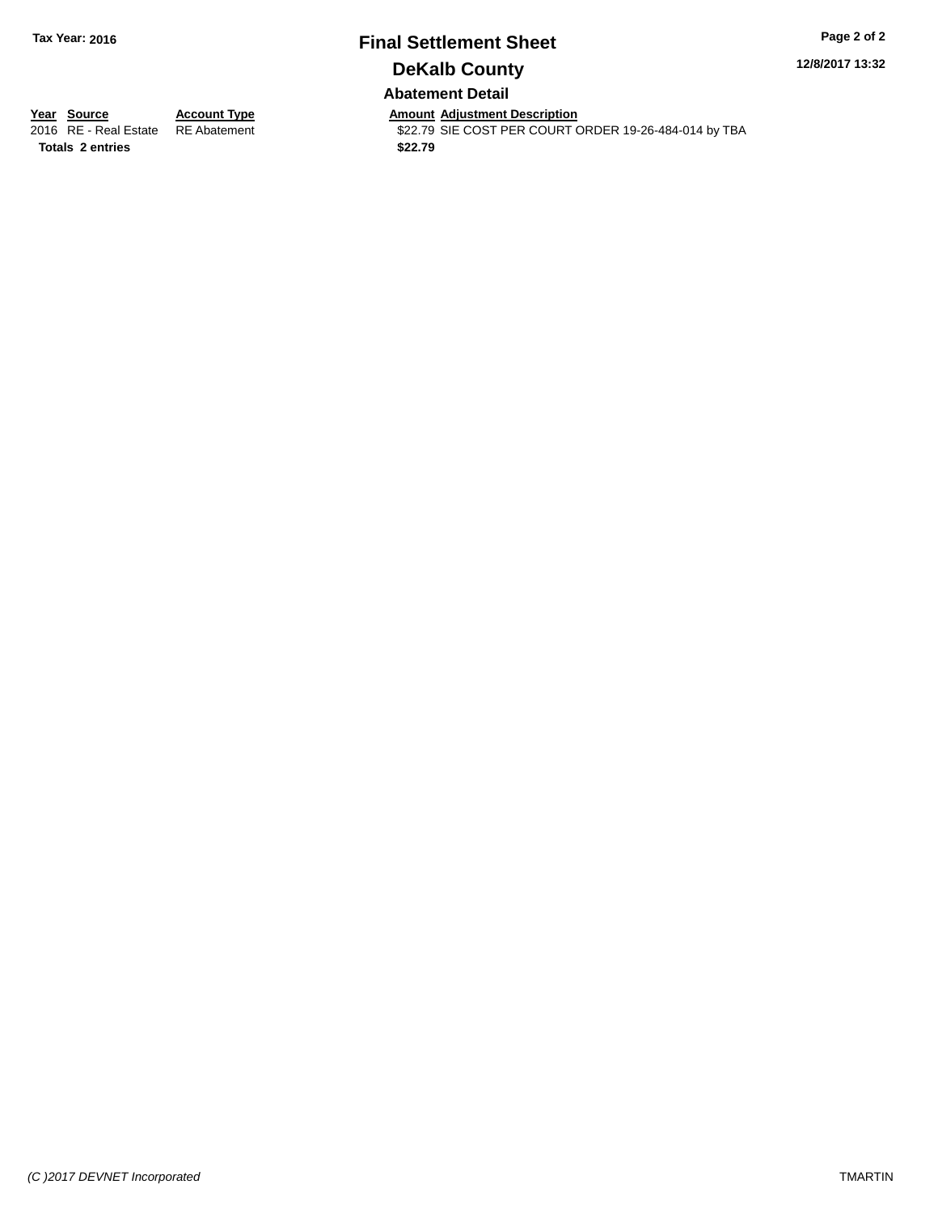**Tax Year: 2016**

# Final Settlement Sheet

## DeKalb County

12/8/2017 13:32

### Abatement Detail

| Year | Source | Account Type | Amount | Adjustment Description |
|---|---|---|---|---|
| 2016 | RE - Real Estate | RE Abatement | $22.79 | SIE COST PER COURT ORDER 19-26-484-014 by TBA |
| **Totals** | **2 entries** | | **$22.79** | |

*(C )2017 DEVNET Incorporated*

TMARTIN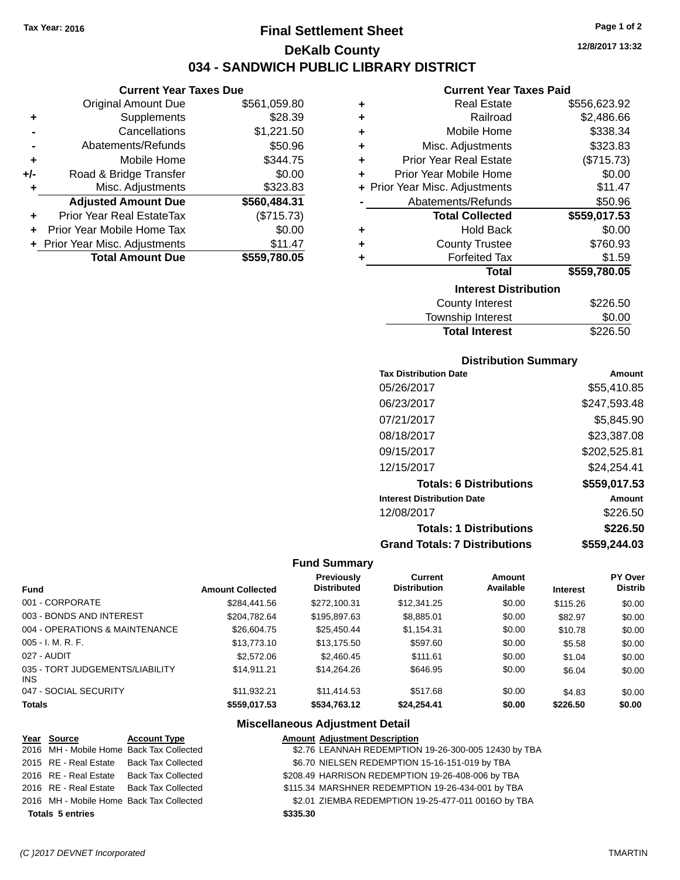Tax Year: 2016

# Final Settlement Sheet

## DeKalb County

## 034 - SANDWICH PUBLIC LIBRARY DISTRICT

12/8/2017 13:32

### Current Year Taxes Due

| | | |
|---|---|---|
| | Original Amount Due | $561,059.80 |
| + | Supplements | $28.39 |
| - | Cancellations | $1,221.50 |
| - | Abatements/Refunds | $50.96 |
| + | Mobile Home | $344.75 |
| +/- | Road & Bridge Transfer | $0.00 |
| + | Misc. Adjustments | $323.83 |
| | **Adjusted Amount Due** | **$560,484.31** |
| + | Prior Year Real EstateTax | ($715.73) |
| + | Prior Year Mobile Home Tax | $0.00 |
| + | Prior Year Misc. Adjustments | $11.47 |
| | **Total Amount Due** | **$559,780.05** |

### Current Year Taxes Paid

| | | |
|---|---|---|
| + | Real Estate | $556,623.92 |
| + | Railroad | $2,486.66 |
| + | Mobile Home | $338.34 |
| + | Misc. Adjustments | $323.83 |
| + | Prior Year Real Estate | ($715.73) |
| + | Prior Year Mobile Home | $0.00 |
| + | Prior Year Misc. Adjustments | $11.47 |
| - | Abatements/Refunds | $50.96 |
| | **Total Collected** | **$559,017.53** |
| + | Hold Back | $0.00 |
| + | County Trustee | $760.93 |
| + | Forfeited Tax | $1.59 |
| | **Total** | **$559,780.05** |

### Interest Distribution

| | |
|---|---|
| County Interest | $226.50 |
| Township Interest | $0.00 |
| **Total Interest** | $226.50 |

### Distribution Summary

| Tax Distribution Date | Amount |
|---|---|
| 05/26/2017 | $55,410.85 |
| 06/23/2017 | $247,593.48 |
| 07/21/2017 | $5,845.90 |
| 08/18/2017 | $23,387.08 |
| 09/15/2017 | $202,525.81 |
| 12/15/2017 | $24,254.41 |
| **Totals: 6 Distributions** | **$559,017.53** |
| **Interest Distribution Date** | **Amount** |
| 12/08/2017 | $226.50 |
| **Totals: 1 Distributions** | **$226.50** |
| **Grand Totals: 7 Distributions** | **$559,244.03** |

### Fund Summary

| Fund | Amount Collected | Previously Distributed | Current Distribution | Amount Available | Interest | PY Over Distrib |
|---|---|---|---|---|---|---|
| 001 - CORPORATE | $284,441.56 | $272,100.31 | $12,341.25 | $0.00 | $115.26 | $0.00 |
| 003 - BONDS AND INTEREST | $204,782.64 | $195,897.63 | $8,885.01 | $0.00 | $82.97 | $0.00 |
| 004 - OPERATIONS & MAINTENANCE | $26,604.75 | $25,450.44 | $1,154.31 | $0.00 | $10.78 | $0.00 |
| 005 - I. M. R. F. | $13,773.10 | $13,175.50 | $597.60 | $0.00 | $5.58 | $0.00 |
| 027 - AUDIT | $2,572.06 | $2,460.45 | $111.61 | $0.00 | $1.04 | $0.00 |
| 035 - TORT JUDGEMENTS/LIABILITY INS | $14,911.21 | $14,264.26 | $646.95 | $0.00 | $6.04 | $0.00 |
| 047 - SOCIAL SECURITY | $11,932.21 | $11,414.53 | $517.68 | $0.00 | $4.83 | $0.00 |
| **Totals** | **$559,017.53** | **$534,763.12** | **$24,254.41** | **$0.00** | **$226.50** | **$0.00** |

### Miscellaneous Adjustment Detail

| Year | Source | Account Type | Amount | Adjustment Description |
|---|---|---|---|---|
| 2016 | MH - Mobile Home | Back Tax Collected | $2.76 | LEANNAH REDEMPTION 19-26-300-005 12430 by TBA |
| 2015 | RE - Real Estate | Back Tax Collected | $6.70 | NIELSEN REDEMPTION 15-16-151-019 by TBA |
| 2016 | RE - Real Estate | Back Tax Collected | $208.49 | HARRISON REDEMPTION 19-26-408-006 by TBA |
| 2016 | RE - Real Estate | Back Tax Collected | $115.34 | MARSHNER REDEMPTION 19-26-434-001 by TBA |
| 2016 | MH - Mobile Home | Back Tax Collected | $2.01 | ZIEMBA REDEMPTION 19-25-477-011 0016O by TBA |
| **Totals 5 entries** | | | **$335.30** | |

(C )2017 DEVNET Incorporated TMARTIN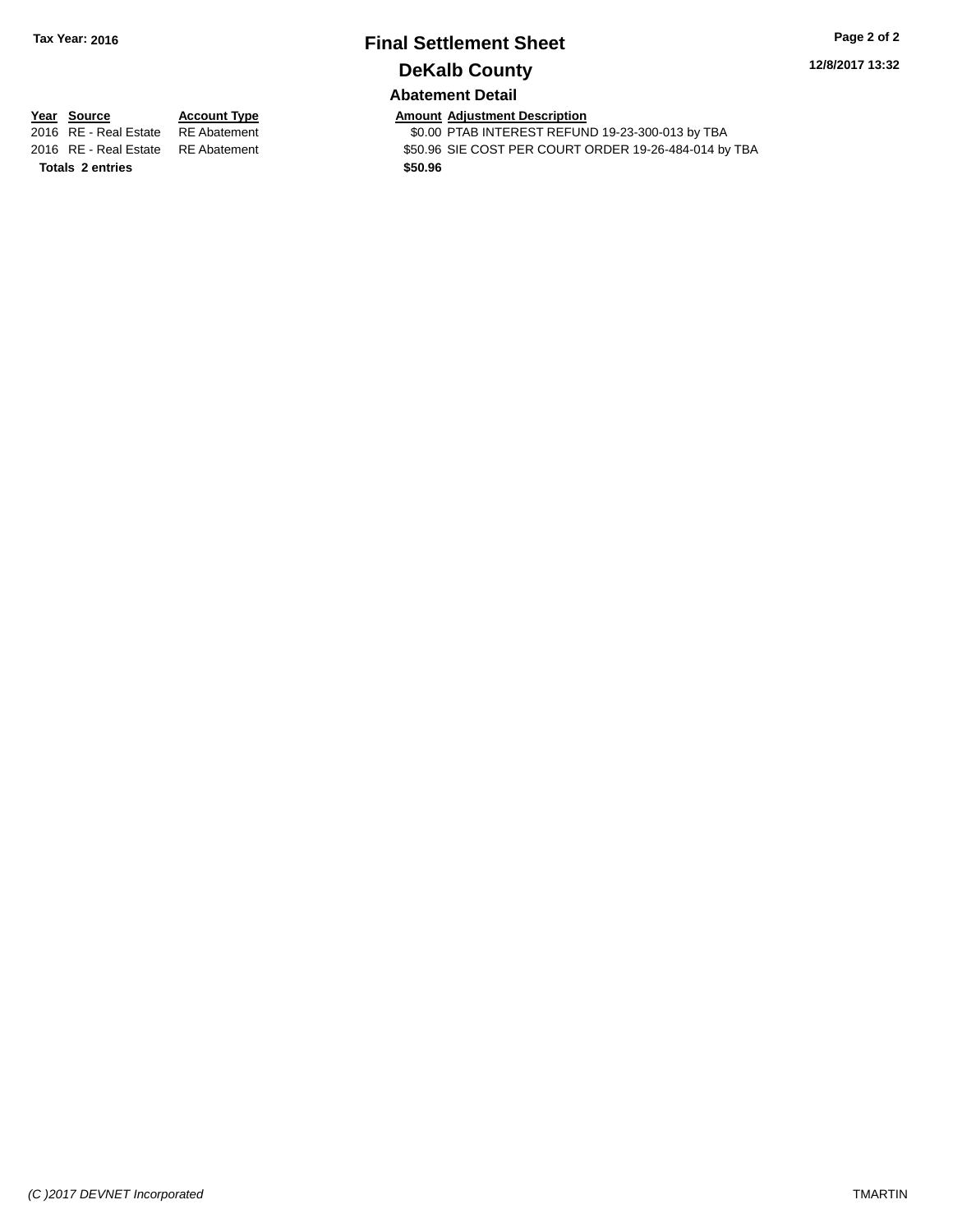Tax Year: 2016

# Final Settlement Sheet

## DeKalb County

12/8/2017 13:32

### Abatement Detail

| Year | Source | Account Type | Amount | Adjustment Description |
|---|---|---|---|---|
| 2016 | RE - Real Estate | RE Abatement | $0.00 | PTAB INTEREST REFUND 19-23-300-013 by TBA |
| 2016 | RE - Real Estate | RE Abatement | $50.96 | SIE COST PER COURT ORDER 19-26-484-014 by TBA |
| **Totals** | **2 entries** | | **$50.96** | |

*(C )2017 DEVNET Incorporated*

TMARTIN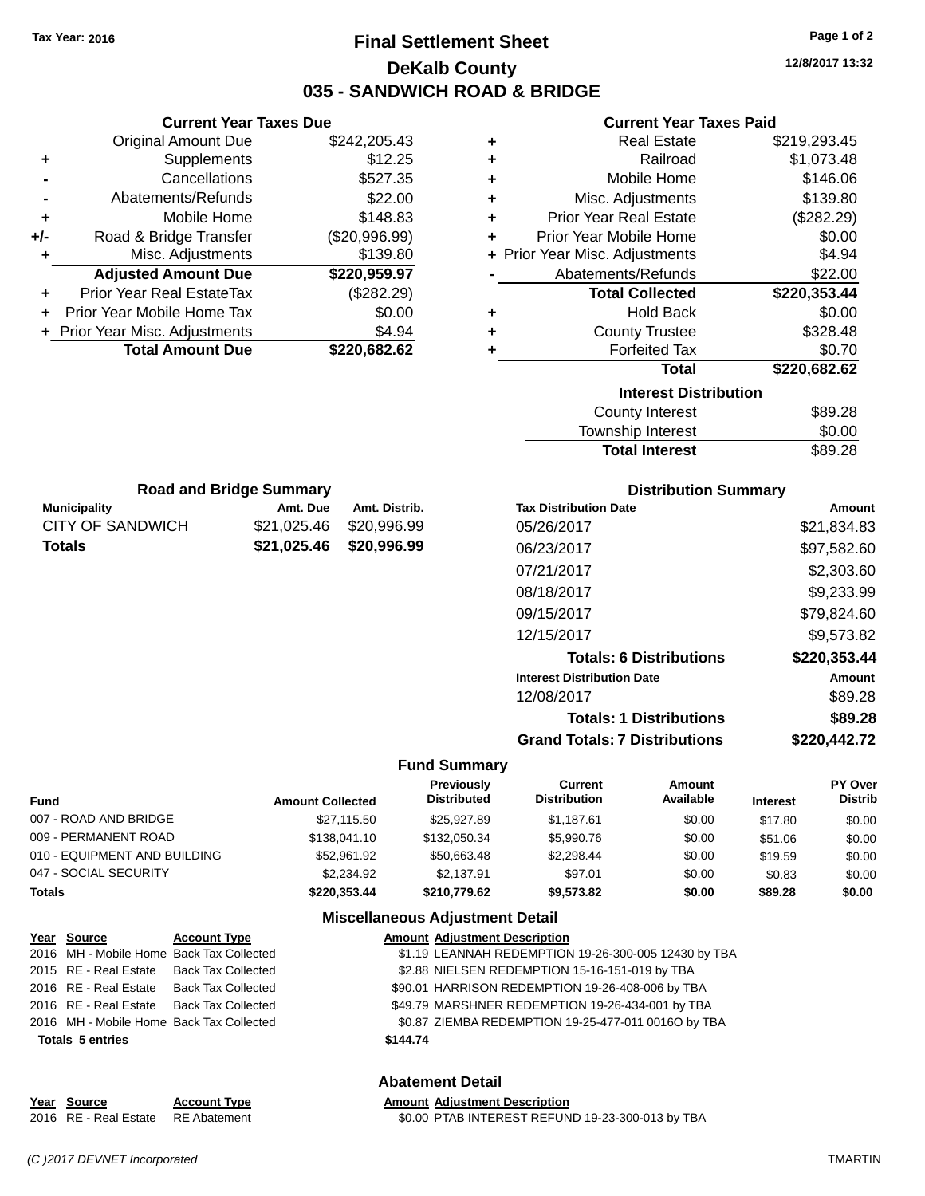Tax Year: 2016

# Final Settlement Sheet

## DeKalb County

## 035 - SANDWICH ROAD & BRIDGE

12/8/2017 13:32

### Current Year Taxes Due

| | | |
|---|---|---|
| | Original Amount Due | $242,205.43 |
| + | Supplements | $12.25 |
| - | Cancellations | $527.35 |
| - | Abatements/Refunds | $22.00 |
| + | Mobile Home | $148.83 |
| +/- | Road & Bridge Transfer | ($20,996.99) |
| + | Misc. Adjustments | $139.80 |
| | **Adjusted Amount Due** | **$220,959.97** |
| + | Prior Year Real EstateTax | ($282.29) |
| + | Prior Year Mobile Home Tax | $0.00 |
| + | Prior Year Misc. Adjustments | $4.94 |
| | **Total Amount Due** | **$220,682.62** |

### Current Year Taxes Paid

| | | |
|---|---|---|
| + | Real Estate | $219,293.45 |
| + | Railroad | $1,073.48 |
| + | Mobile Home | $146.06 |
| + | Misc. Adjustments | $139.80 |
| + | Prior Year Real Estate | ($282.29) |
| + | Prior Year Mobile Home | $0.00 |
| + | Prior Year Misc. Adjustments | $4.94 |
| - | Abatements/Refunds | $22.00 |
| | **Total Collected** | **$220,353.44** |
| + | Hold Back | $0.00 |
| + | County Trustee | $328.48 |
| + | Forfeited Tax | $0.70 |
| | **Total** | **$220,682.62** |

### Interest Distribution

| | |
|---|---|
| County Interest | $89.28 |
| Township Interest | $0.00 |
| **Total Interest** | $89.28 |

### Road and Bridge Summary

| Municipality | Amt. Due | Amt. Distrib. |
|---|---|---|
| CITY OF SANDWICH | $21,025.46 | $20,996.99 |
| **Totals** | **$21,025.46** | **$20,996.99** |

### Distribution Summary

| Tax Distribution Date | Amount |
|---|---|
| 05/26/2017 | $21,834.83 |
| 06/23/2017 | $97,582.60 |
| 07/21/2017 | $2,303.60 |
| 08/18/2017 | $9,233.99 |
| 09/15/2017 | $79,824.60 |
| 12/15/2017 | $9,573.82 |
| **Totals: 6 Distributions** | **$220,353.44** |
| **Interest Distribution Date** | **Amount** |
| 12/08/2017 | $89.28 |
| **Totals: 1 Distributions** | **$89.28** |
| **Grand Totals: 7 Distributions** | **$220,442.72** |

### Fund Summary

| Fund | Amount Collected | Previously Distributed | Current Distribution | Amount Available | Interest | PY Over Distrib |
|---|---|---|---|---|---|---|
| 007 - ROAD AND BRIDGE | $27,115.50 | $25,927.89 | $1,187.61 | $0.00 | $17.80 | $0.00 |
| 009 - PERMANENT ROAD | $138,041.10 | $132,050.34 | $5,990.76 | $0.00 | $51.06 | $0.00 |
| 010 - EQUIPMENT AND BUILDING | $52,961.92 | $50,663.48 | $2,298.44 | $0.00 | $19.59 | $0.00 |
| 047 - SOCIAL SECURITY | $2,234.92 | $2,137.91 | $97.01 | $0.00 | $0.83 | $0.00 |
| **Totals** | **$220,353.44** | **$210,779.62** | **$9,573.82** | **$0.00** | **$89.28** | **$0.00** |

### Miscellaneous Adjustment Detail

| Year | Source | Account Type | Amount | Adjustment Description |
|---|---|---|---|---|
| 2016 | MH - Mobile Home | Back Tax Collected | $1.19 | LEANNAH REDEMPTION 19-26-300-005 12430 by TBA |
| 2015 | RE - Real Estate | Back Tax Collected | $2.88 | NIELSEN REDEMPTION 15-16-151-019 by TBA |
| 2016 | RE - Real Estate | Back Tax Collected | $90.01 | HARRISON REDEMPTION 19-26-408-006 by TBA |
| 2016 | RE - Real Estate | Back Tax Collected | $49.79 | MARSHNER REDEMPTION 19-26-434-001 by TBA |
| 2016 | MH - Mobile Home | Back Tax Collected | $0.87 | ZIEMBA REDEMPTION 19-25-477-011 0016O by TBA |
| **Totals 5 entries** | | | **$144.74** | |

### Abatement Detail

| Year | Source | Account Type | Amount | Adjustment Description |
|---|---|---|---|---|
| 2016 | RE - Real Estate | RE Abatement | $0.00 | PTAB INTEREST REFUND 19-23-300-013 by TBA |

(C )2017 DEVNET Incorporated TMARTIN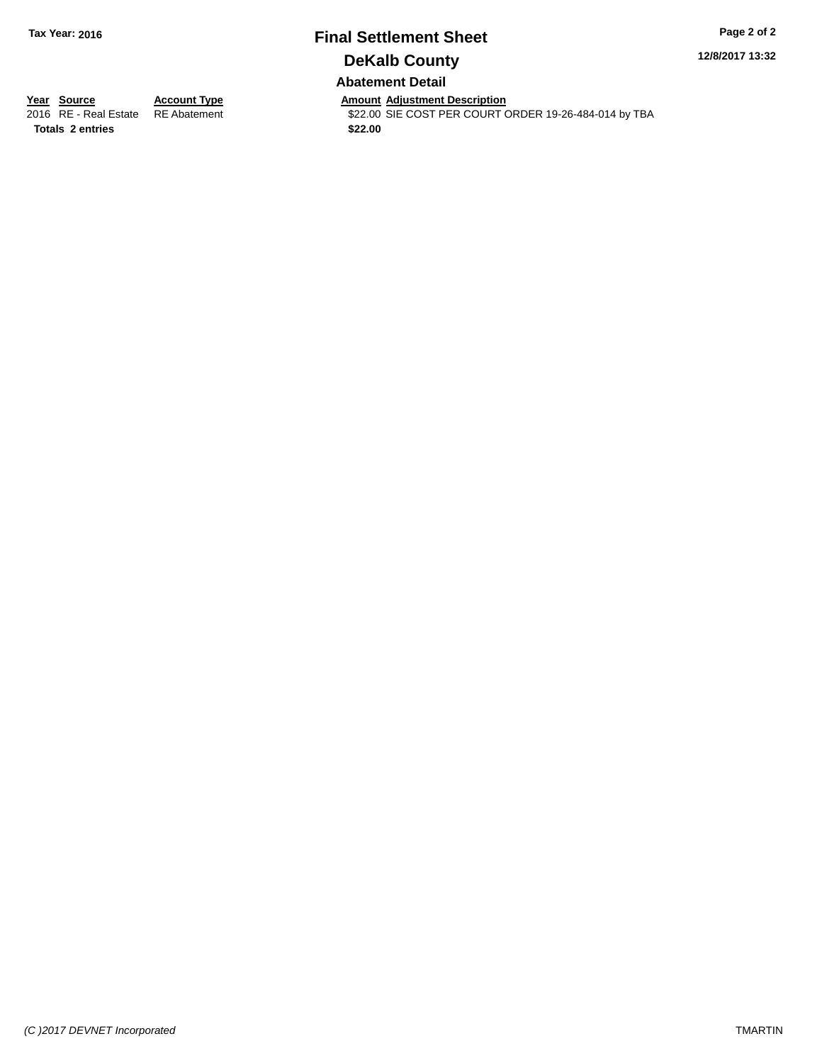Tax Year: 2016

# Final Settlement Sheet

## DeKalb County

12/8/2017 13:32

### Abatement Detail

| Year | Source | Account Type | Amount | Adjustment Description |
|---|---|---|---|---|
| 2016 | RE - Real Estate | RE Abatement | $22.00 | SIE COST PER COURT ORDER 19-26-484-014 by TBA |
| **Totals** | **2 entries** | | **$22.00** | |

*(C )2017 DEVNET Incorporated* TMARTIN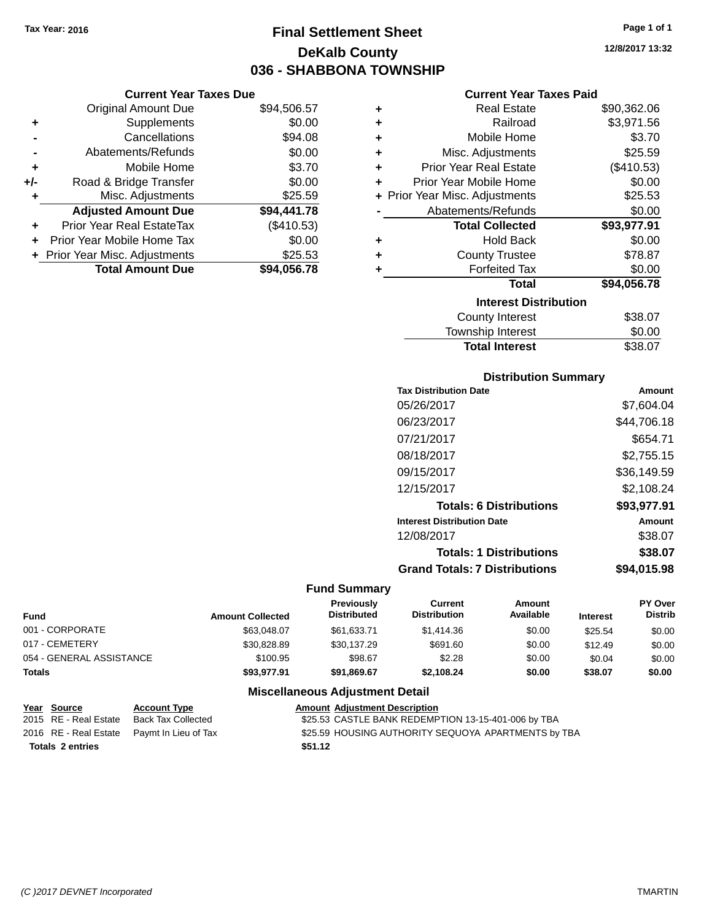Tax Year: 2016

# Final Settlement Sheet

## DeKalb County

## 036 - SHABBONA TOWNSHIP

12/8/2017 13:32

### Current Year Taxes Due

| | | |
|---|---|---|
| | Original Amount Due | $94,506.57 |
| + | Supplements | $0.00 |
| - | Cancellations | $94.08 |
| - | Abatements/Refunds | $0.00 |
| + | Mobile Home | $3.70 |
| +/- | Road & Bridge Transfer | $0.00 |
| + | Misc. Adjustments | $25.59 |
| | **Adjusted Amount Due** | **$94,441.78** |
| + | Prior Year Real EstateTax | ($410.53) |
| + | Prior Year Mobile Home Tax | $0.00 |
| + | Prior Year Misc. Adjustments | $25.53 |
| | **Total Amount Due** | **$94,056.78** |

### Current Year Taxes Paid

| | | |
|---|---|---|
| + | Real Estate | $90,362.06 |
| + | Railroad | $3,971.56 |
| + | Mobile Home | $3.70 |
| + | Misc. Adjustments | $25.59 |
| + | Prior Year Real Estate | ($410.53) |
| + | Prior Year Mobile Home | $0.00 |
| + | Prior Year Misc. Adjustments | $25.53 |
| - | Abatements/Refunds | $0.00 |
| | **Total Collected** | **$93,977.91** |
| + | Hold Back | $0.00 |
| + | County Trustee | $78.87 |
| + | Forfeited Tax | $0.00 |
| | **Total** | **$94,056.78** |

### Interest Distribution

| | |
|---|---|
| County Interest | $38.07 |
| Township Interest | $0.00 |
| **Total Interest** | $38.07 |

### Distribution Summary

| Tax Distribution Date | Amount |
|---|---|
| 05/26/2017 | $7,604.04 |
| 06/23/2017 | $44,706.18 |
| 07/21/2017 | $654.71 |
| 08/18/2017 | $2,755.15 |
| 09/15/2017 | $36,149.59 |
| 12/15/2017 | $2,108.24 |
| **Totals: 6 Distributions** | **$93,977.91** |
| **Interest Distribution Date** | **Amount** |
| 12/08/2017 | $38.07 |
| **Totals: 1 Distributions** | **$38.07** |
| **Grand Totals: 7 Distributions** | **$94,015.98** |

### Fund Summary

| Fund | Amount Collected | Previously Distributed | Current Distribution | Amount Available | Interest | PY Over Distrib |
|---|---|---|---|---|---|---|
| 001 - CORPORATE | $63,048.07 | $61,633.71 | $1,414.36 | $0.00 | $25.54 | $0.00 |
| 017 - CEMETERY | $30,828.89 | $30,137.29 | $691.60 | $0.00 | $12.49 | $0.00 |
| 054 - GENERAL ASSISTANCE | $100.95 | $98.67 | $2.28 | $0.00 | $0.04 | $0.00 |
| **Totals** | **$93,977.91** | **$91,869.67** | **$2,108.24** | **$0.00** | **$38.07** | **$0.00** |

### Miscellaneous Adjustment Detail

| Year | Source | Account Type | Amount | Adjustment Description |
|---|---|---|---|---|
| 2015 | RE - Real Estate | Back Tax Collected | $25.53 | CASTLE BANK REDEMPTION 13-15-401-006 by TBA |
| 2016 | RE - Real Estate | Paymt In Lieu of Tax | $25.59 | HOUSING AUTHORITY SEQUOYA APARTMENTS by TBA |
| **Totals 2 entries** | | | **$51.12** | |

(C )2017 DEVNET Incorporated TMARTIN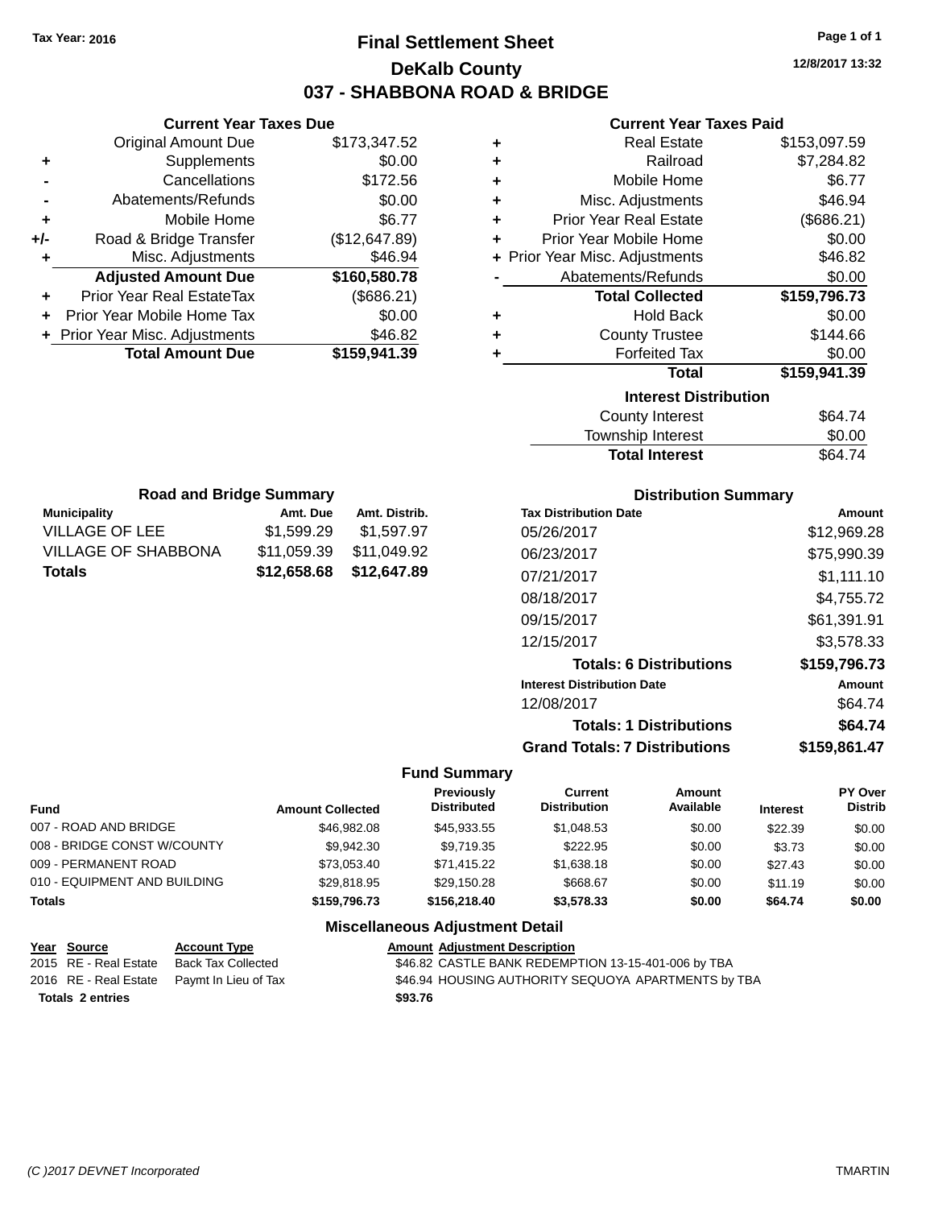Tax Year: 2016

# Final Settlement Sheet

## DeKalb County

## 037 - SHABBONA ROAD & BRIDGE

12/8/2017 13:32

### Current Year Taxes Due

| | | |
|---|---|---|
| | Original Amount Due | $173,347.52 |
| + | Supplements | $0.00 |
| - | Cancellations | $172.56 |
| - | Abatements/Refunds | $0.00 |
| + | Mobile Home | $6.77 |
| +/- | Road & Bridge Transfer | ($12,647.89) |
| + | Misc. Adjustments | $46.94 |
| | **Adjusted Amount Due** | **$160,580.78** |
| + | Prior Year Real EstateTax | ($686.21) |
| + | Prior Year Mobile Home Tax | $0.00 |
| + | Prior Year Misc. Adjustments | $46.82 |
| | **Total Amount Due** | **$159,941.39** |

### Current Year Taxes Paid

| | | |
|---|---|---|
| + | Real Estate | $153,097.59 |
| + | Railroad | $7,284.82 |
| + | Mobile Home | $6.77 |
| + | Misc. Adjustments | $46.94 |
| + | Prior Year Real Estate | ($686.21) |
| + | Prior Year Mobile Home | $0.00 |
| + | Prior Year Misc. Adjustments | $46.82 |
| - | Abatements/Refunds | $0.00 |
| | **Total Collected** | **$159,796.73** |
| + | Hold Back | $0.00 |
| + | County Trustee | $144.66 |
| + | Forfeited Tax | $0.00 |
| | **Total** | **$159,941.39** |

### Interest Distribution

| | |
|---|---|
| County Interest | $64.74 |
| Township Interest | $0.00 |
| **Total Interest** | $64.74 |

### Road and Bridge Summary

| Municipality | Amt. Due | Amt. Distrib. |
|---|---|---|
| VILLAGE OF LEE | $1,599.29 | $1,597.97 |
| VILLAGE OF SHABBONA | $11,059.39 | $11,049.92 |
| **Totals** | **$12,658.68** | **$12,647.89** |

### Distribution Summary

| Tax Distribution Date | Amount |
|---|---|
| 05/26/2017 | $12,969.28 |
| 06/23/2017 | $75,990.39 |
| 07/21/2017 | $1,111.10 |
| 08/18/2017 | $4,755.72 |
| 09/15/2017 | $61,391.91 |
| 12/15/2017 | $3,578.33 |
| **Totals: 6 Distributions** | **$159,796.73** |
| **Interest Distribution Date** | **Amount** |
| 12/08/2017 | $64.74 |
| **Totals: 1 Distributions** | **$64.74** |
| **Grand Totals: 7 Distributions** | **$159,861.47** |

### Fund Summary

| Fund | Amount Collected | Previously Distributed | Current Distribution | Amount Available | Interest | PY Over Distrib |
|---|---|---|---|---|---|---|
| 007 - ROAD AND BRIDGE | $46,982.08 | $45,933.55 | $1,048.53 | $0.00 | $22.39 | $0.00 |
| 008 - BRIDGE CONST W/COUNTY | $9,942.30 | $9,719.35 | $222.95 | $0.00 | $3.73 | $0.00 |
| 009 - PERMANENT ROAD | $73,053.40 | $71,415.22 | $1,638.18 | $0.00 | $27.43 | $0.00 |
| 010 - EQUIPMENT AND BUILDING | $29,818.95 | $29,150.28 | $668.67 | $0.00 | $11.19 | $0.00 |
| **Totals** | **$159,796.73** | **$156,218.40** | **$3,578.33** | **$0.00** | **$64.74** | **$0.00** |

### Miscellaneous Adjustment Detail

| Year | Source | Account Type | Amount | Adjustment Description |
|---|---|---|---|---|
| 2015 | RE - Real Estate | Back Tax Collected | $46.82 | CASTLE BANK REDEMPTION 13-15-401-006 by TBA |
| 2016 | RE - Real Estate | Paymt In Lieu of Tax | $46.94 | HOUSING AUTHORITY SEQUOYA APARTMENTS by TBA |
| **Totals 2 entries** | | | **$93.76** | |

(C )2017 DEVNET Incorporated TMARTIN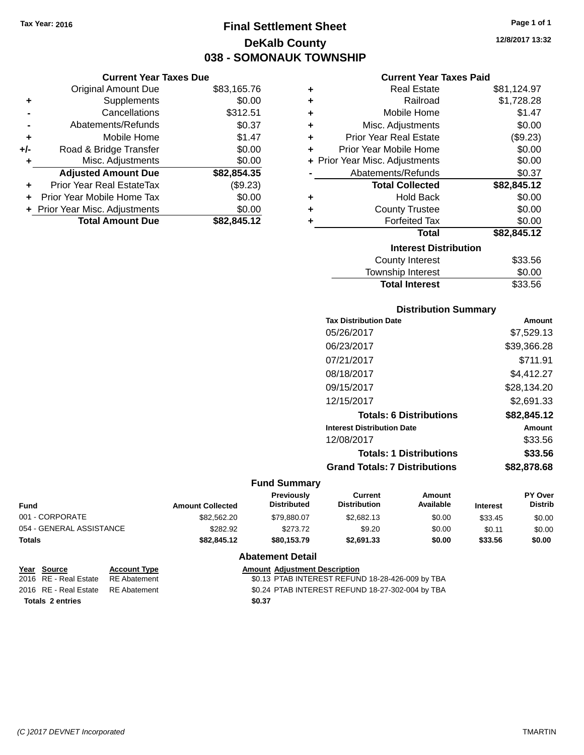Tax Year: 2016

# Final Settlement Sheet

## DeKalb County

## 038 - SOMONAUK TOWNSHIP

12/8/2017 13:32

### Current Year Taxes Due

| | | |
|---|---|---|
| | Original Amount Due | $83,165.76 |
| + | Supplements | $0.00 |
| - | Cancellations | $312.51 |
| - | Abatements/Refunds | $0.37 |
| + | Mobile Home | $1.47 |
| +/- | Road & Bridge Transfer | $0.00 |
| + | Misc. Adjustments | $0.00 |
| | **Adjusted Amount Due** | **$82,854.35** |
| + | Prior Year Real EstateTax | ($9.23) |
| + | Prior Year Mobile Home Tax | $0.00 |
| + | Prior Year Misc. Adjustments | $0.00 |
| | **Total Amount Due** | **$82,845.12** |

### Current Year Taxes Paid

| | | |
|---|---|---|
| + | Real Estate | $81,124.97 |
| + | Railroad | $1,728.28 |
| + | Mobile Home | $1.47 |
| + | Misc. Adjustments | $0.00 |
| + | Prior Year Real Estate | ($9.23) |
| + | Prior Year Mobile Home | $0.00 |
| + | Prior Year Misc. Adjustments | $0.00 |
| - | Abatements/Refunds | $0.37 |
| | **Total Collected** | **$82,845.12** |
| + | Hold Back | $0.00 |
| + | County Trustee | $0.00 |
| + | Forfeited Tax | $0.00 |
| | **Total** | **$82,845.12** |

### Interest Distribution

| | |
|---|---|
| County Interest | $33.56 |
| Township Interest | $0.00 |
| **Total Interest** | $33.56 |

### Distribution Summary

| Tax Distribution Date | Amount |
|---|---|
| 05/26/2017 | $7,529.13 |
| 06/23/2017 | $39,366.28 |
| 07/21/2017 | $711.91 |
| 08/18/2017 | $4,412.27 |
| 09/15/2017 | $28,134.20 |
| 12/15/2017 | $2,691.33 |
| **Totals: 6 Distributions** | **$82,845.12** |
| **Interest Distribution Date** | **Amount** |
| 12/08/2017 | $33.56 |
| **Totals: 1 Distributions** | **$33.56** |
| **Grand Totals: 7 Distributions** | **$82,878.68** |

### Fund Summary

| Fund | Amount Collected | Previously Distributed | Current Distribution | Amount Available | Interest | PY Over Distrib |
|---|---|---|---|---|---|---|
| 001 - CORPORATE | $82,562.20 | $79,880.07 | $2,682.13 | $0.00 | $33.45 | $0.00 |
| 054 - GENERAL ASSISTANCE | $282.92 | $273.72 | $9.20 | $0.00 | $0.11 | $0.00 |
| **Totals** | **$82,845.12** | **$80,153.79** | **$2,691.33** | **$0.00** | **$33.56** | **$0.00** |

### Abatement Detail

| Year | Source | Account Type | Amount | Adjustment Description |
|---|---|---|---|---|
| 2016 | RE - Real Estate | RE Abatement | $0.13 | PTAB INTEREST REFUND 18-28-426-009 by TBA |
| 2016 | RE - Real Estate | RE Abatement | $0.24 | PTAB INTEREST REFUND 18-27-302-004 by TBA |
| **Totals 2 entries** | | | **$0.37** | |

(C )2017 DEVNET Incorporated TMARTIN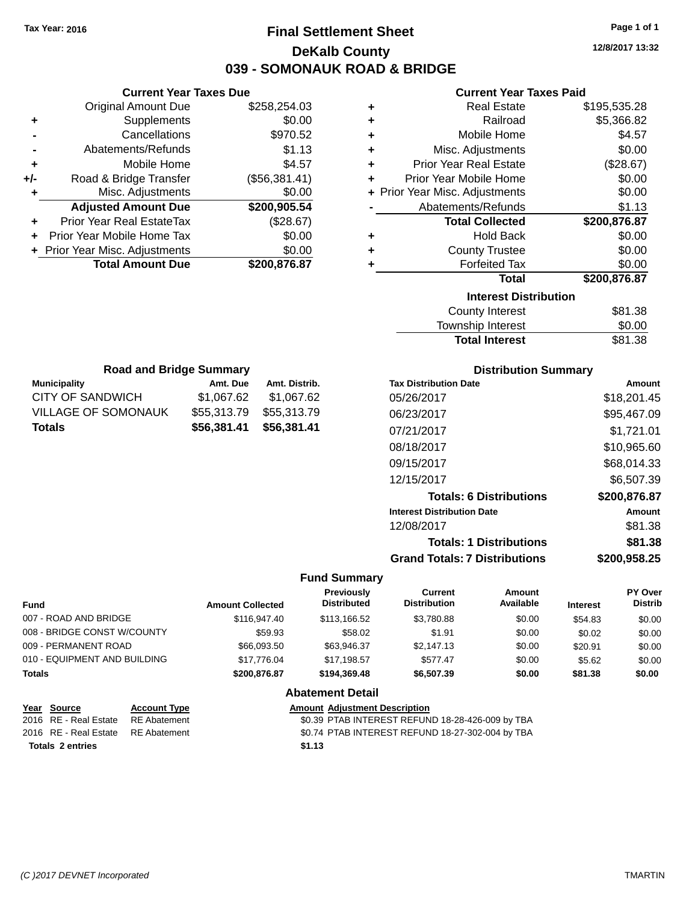Tax Year: 2016

# Final Settlement Sheet
## DeKalb County
## 039 - SOMONAUK ROAD & BRIDGE

12/8/2017 13:32

### Current Year Taxes Due

| | | |
|---|---|---|
| | Original Amount Due | $258,254.03 |
| + | Supplements | $0.00 |
| - | Cancellations | $970.52 |
| - | Abatements/Refunds | $1.13 |
| + | Mobile Home | $4.57 |
| +/- | Road & Bridge Transfer | ($56,381.41) |
| + | Misc. Adjustments | $0.00 |
| | **Adjusted Amount Due** | **$200,905.54** |
| + | Prior Year Real EstateTax | ($28.67) |
| + | Prior Year Mobile Home Tax | $0.00 |
| + | Prior Year Misc. Adjustments | $0.00 |
| | **Total Amount Due** | **$200,876.87** |

### Current Year Taxes Paid

| | | |
|---|---|---|
| + | Real Estate | $195,535.28 |
| + | Railroad | $5,366.82 |
| + | Mobile Home | $4.57 |
| + | Misc. Adjustments | $0.00 |
| + | Prior Year Real Estate | ($28.67) |
| + | Prior Year Mobile Home | $0.00 |
| + | Prior Year Misc. Adjustments | $0.00 |
| - | Abatements/Refunds | $1.13 |
| | **Total Collected** | **$200,876.87** |
| + | Hold Back | $0.00 |
| + | County Trustee | $0.00 |
| + | Forfeited Tax | $0.00 |
| | **Total** | **$200,876.87** |

### Interest Distribution

| | |
|---|---|
| County Interest | $81.38 |
| Township Interest | $0.00 |
| **Total Interest** | $81.38 |

### Road and Bridge Summary

| Municipality | Amt. Due | Amt. Distrib. |
|---|---|---|
| CITY OF SANDWICH | $1,067.62 | $1,067.62 |
| VILLAGE OF SOMONAUK | $55,313.79 | $55,313.79 |
| **Totals** | **$56,381.41** | **$56,381.41** |

### Distribution Summary

| Tax Distribution Date | Amount |
|---|---|
| 05/26/2017 | $18,201.45 |
| 06/23/2017 | $95,467.09 |
| 07/21/2017 | $1,721.01 |
| 08/18/2017 | $10,965.60 |
| 09/15/2017 | $68,014.33 |
| 12/15/2017 | $6,507.39 |
| **Totals: 6 Distributions** | **$200,876.87** |
| **Interest Distribution Date** | **Amount** |
| 12/08/2017 | $81.38 |
| **Totals: 1 Distributions** | **$81.38** |
| **Grand Totals: 7 Distributions** | **$200,958.25** |

### Fund Summary

| Fund | Amount Collected | Previously Distributed | Current Distribution | Amount Available | Interest | PY Over Distrib |
|---|---|---|---|---|---|---|
| 007 - ROAD AND BRIDGE | $116,947.40 | $113,166.52 | $3,780.88 | $0.00 | $54.83 | $0.00 |
| 008 - BRIDGE CONST W/COUNTY | $59.93 | $58.02 | $1.91 | $0.00 | $0.02 | $0.00 |
| 009 - PERMANENT ROAD | $66,093.50 | $63,946.37 | $2,147.13 | $0.00 | $20.91 | $0.00 |
| 010 - EQUIPMENT AND BUILDING | $17,776.04 | $17,198.57 | $577.47 | $0.00 | $5.62 | $0.00 |
| **Totals** | **$200,876.87** | **$194,369.48** | **$6,507.39** | **$0.00** | **$81.38** | **$0.00** |

### Abatement Detail

| Year | Source | Account Type | Amount | Adjustment Description |
|---|---|---|---|---|
| 2016 | RE - Real Estate | RE Abatement | $0.39 | PTAB INTEREST REFUND 18-28-426-009 by TBA |
| 2016 | RE - Real Estate | RE Abatement | $0.74 | PTAB INTEREST REFUND 18-27-302-004 by TBA |
| **Totals** | **2 entries** | | **$1.13** | |

(C )2017 DEVNET Incorporated — TMARTIN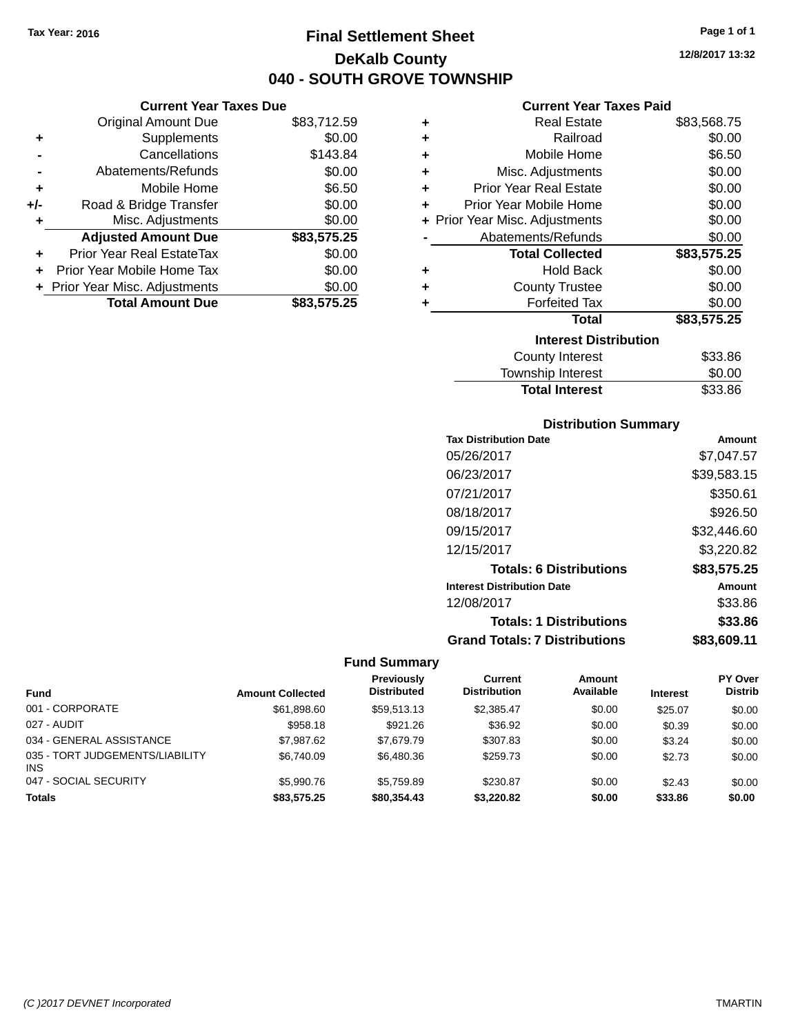Tax Year: 2016

# Final Settlement Sheet

## DeKalb County

## 040 - SOUTH GROVE TOWNSHIP

12/8/2017 13:32

### Current Year Taxes Due

| | | |
|---|---|---|
| | Original Amount Due | $83,712.59 |
| + | Supplements | $0.00 |
| - | Cancellations | $143.84 |
| - | Abatements/Refunds | $0.00 |
| + | Mobile Home | $6.50 |
| +/- | Road & Bridge Transfer | $0.00 |
| + | Misc. Adjustments | $0.00 |
| | **Adjusted Amount Due** | **$83,575.25** |
| + | Prior Year Real EstateTax | $0.00 |
| + | Prior Year Mobile Home Tax | $0.00 |
| + | Prior Year Misc. Adjustments | $0.00 |
| | **Total Amount Due** | **$83,575.25** |

### Current Year Taxes Paid

| | | |
|---|---|---|
| + | Real Estate | $83,568.75 |
| + | Railroad | $0.00 |
| + | Mobile Home | $6.50 |
| + | Misc. Adjustments | $0.00 |
| + | Prior Year Real Estate | $0.00 |
| + | Prior Year Mobile Home | $0.00 |
| + | Prior Year Misc. Adjustments | $0.00 |
| - | Abatements/Refunds | $0.00 |
| | **Total Collected** | **$83,575.25** |
| + | Hold Back | $0.00 |
| + | County Trustee | $0.00 |
| + | Forfeited Tax | $0.00 |
| | **Total** | **$83,575.25** |

### Interest Distribution

| | |
|---|---|
| County Interest | $33.86 |
| Township Interest | $0.00 |
| **Total Interest** | $33.86 |

### Distribution Summary

| Tax Distribution Date | Amount |
|---|---|
| 05/26/2017 | $7,047.57 |
| 06/23/2017 | $39,583.15 |
| 07/21/2017 | $350.61 |
| 08/18/2017 | $926.50 |
| 09/15/2017 | $32,446.60 |
| 12/15/2017 | $3,220.82 |
| **Totals: 6 Distributions** | **$83,575.25** |
| **Interest Distribution Date** | **Amount** |
| 12/08/2017 | $33.86 |
| **Totals: 1 Distributions** | **$33.86** |
| **Grand Totals: 7 Distributions** | **$83,609.11** |

### Fund Summary

| Fund | Amount Collected | Previously Distributed | Current Distribution | Amount Available | Interest | PY Over Distrib |
|---|---|---|---|---|---|---|
| 001 - CORPORATE | $61,898.60 | $59,513.13 | $2,385.47 | $0.00 | $25.07 | $0.00 |
| 027 - AUDIT | $958.18 | $921.26 | $36.92 | $0.00 | $0.39 | $0.00 |
| 034 - GENERAL ASSISTANCE | $7,987.62 | $7,679.79 | $307.83 | $0.00 | $3.24 | $0.00 |
| 035 - TORT JUDGEMENTS/LIABILITY INS | $6,740.09 | $6,480.36 | $259.73 | $0.00 | $2.73 | $0.00 |
| 047 - SOCIAL SECURITY | $5,990.76 | $5,759.89 | $230.87 | $0.00 | $2.43 | $0.00 |
| **Totals** | **$83,575.25** | **$80,354.43** | **$3,220.82** | **$0.00** | **$33.86** | **$0.00** |

(C )2017 DEVNET Incorporated — TMARTIN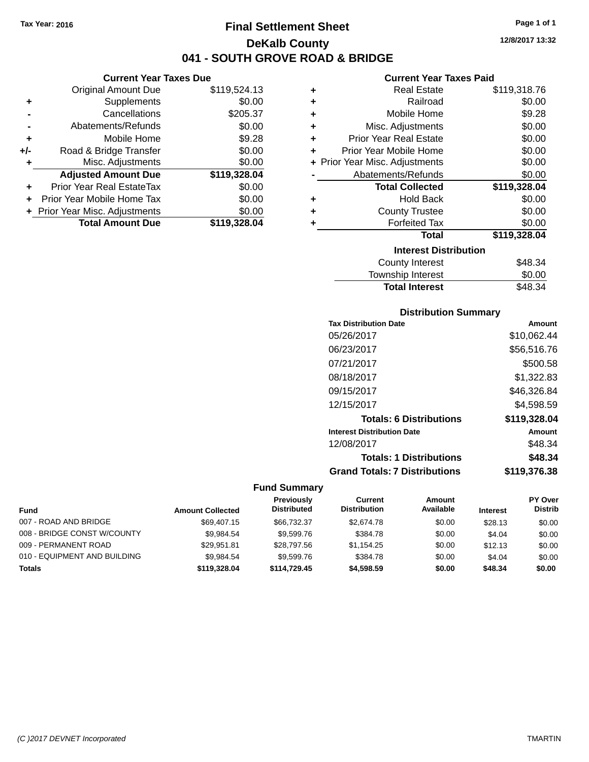Tax Year: 2016

# Final Settlement Sheet

## DeKalb County

## 041 - SOUTH GROVE ROAD & BRIDGE

12/8/2017 13:32

### Current Year Taxes Due

| | | |
|---|---|---|
| | Original Amount Due | $119,524.13 |
| + | Supplements | $0.00 |
| - | Cancellations | $205.37 |
| - | Abatements/Refunds | $0.00 |
| + | Mobile Home | $9.28 |
| +/- | Road & Bridge Transfer | $0.00 |
| + | Misc. Adjustments | $0.00 |
| | **Adjusted Amount Due** | **$119,328.04** |
| + | Prior Year Real EstateTax | $0.00 |
| + | Prior Year Mobile Home Tax | $0.00 |
| + | Prior Year Misc. Adjustments | $0.00 |
| | **Total Amount Due** | **$119,328.04** |

### Current Year Taxes Paid

| | | |
|---|---|---|
| + | Real Estate | $119,318.76 |
| + | Railroad | $0.00 |
| + | Mobile Home | $9.28 |
| + | Misc. Adjustments | $0.00 |
| + | Prior Year Real Estate | $0.00 |
| + | Prior Year Mobile Home | $0.00 |
| + | Prior Year Misc. Adjustments | $0.00 |
| - | Abatements/Refunds | $0.00 |
| | **Total Collected** | **$119,328.04** |
| + | Hold Back | $0.00 |
| + | County Trustee | $0.00 |
| + | Forfeited Tax | $0.00 |
| | **Total** | **$119,328.04** |

### Interest Distribution

| | |
|---|---|
| County Interest | $48.34 |
| Township Interest | $0.00 |
| **Total Interest** | $48.34 |

### Distribution Summary

| Tax Distribution Date | Amount |
|---|---|
| 05/26/2017 | $10,062.44 |
| 06/23/2017 | $56,516.76 |
| 07/21/2017 | $500.58 |
| 08/18/2017 | $1,322.83 |
| 09/15/2017 | $46,326.84 |
| 12/15/2017 | $4,598.59 |
| **Totals: 6 Distributions** | **$119,328.04** |
| **Interest Distribution Date** | **Amount** |
| 12/08/2017 | $48.34 |
| **Totals: 1 Distributions** | **$48.34** |
| **Grand Totals: 7 Distributions** | **$119,376.38** |

### Fund Summary

| Fund | Amount Collected | Previously Distributed | Current Distribution | Amount Available | Interest | PY Over Distrib |
|---|---|---|---|---|---|---|
| 007 - ROAD AND BRIDGE | $69,407.15 | $66,732.37 | $2,674.78 | $0.00 | $28.13 | $0.00 |
| 008 - BRIDGE CONST W/COUNTY | $9,984.54 | $9,599.76 | $384.78 | $0.00 | $4.04 | $0.00 |
| 009 - PERMANENT ROAD | $29,951.81 | $28,797.56 | $1,154.25 | $0.00 | $12.13 | $0.00 |
| 010 - EQUIPMENT AND BUILDING | $9,984.54 | $9,599.76 | $384.78 | $0.00 | $4.04 | $0.00 |
| **Totals** | **$119,328.04** | **$114,729.45** | **$4,598.59** | **$0.00** | **$48.34** | **$0.00** |

(C )2017 DEVNET Incorporated TMARTIN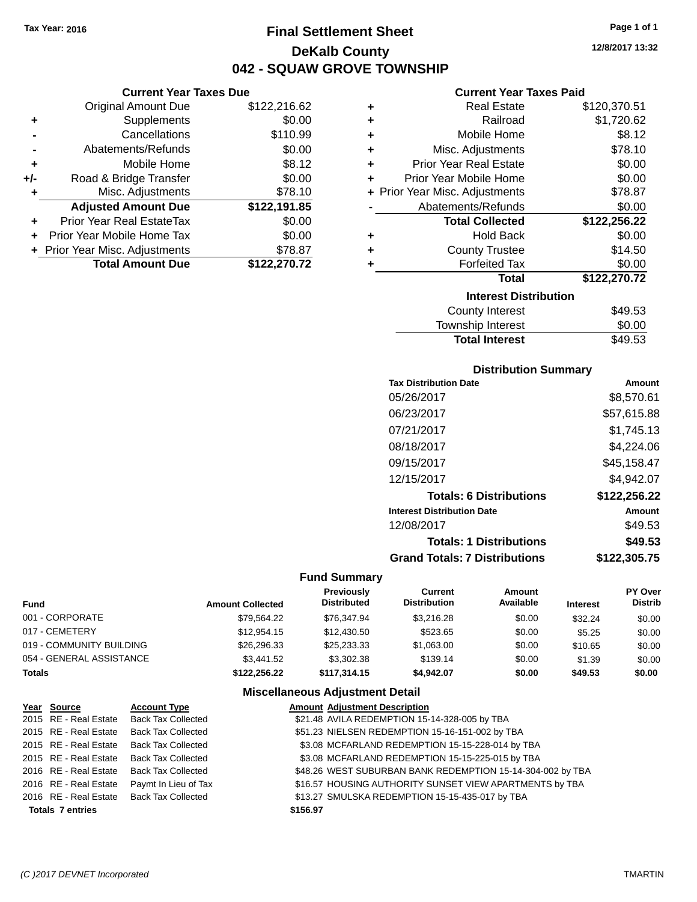Tax Year: 2016

# Final Settlement Sheet
## DeKalb County
## 042 - SQUAW GROVE TOWNSHIP

12/8/2017 13:32

### Current Year Taxes Due

| | | |
|---|---|---|
| | Original Amount Due | $122,216.62 |
| + | Supplements | $0.00 |
| - | Cancellations | $110.99 |
| - | Abatements/Refunds | $0.00 |
| + | Mobile Home | $8.12 |
| +/- | Road & Bridge Transfer | $0.00 |
| + | Misc. Adjustments | $78.10 |
| | **Adjusted Amount Due** | **$122,191.85** |
| + | Prior Year Real EstateTax | $0.00 |
| + | Prior Year Mobile Home Tax | $0.00 |
| + | Prior Year Misc. Adjustments | $78.87 |
| | **Total Amount Due** | **$122,270.72** |

### Current Year Taxes Paid

| | | |
|---|---|---|
| + | Real Estate | $120,370.51 |
| + | Railroad | $1,720.62 |
| + | Mobile Home | $8.12 |
| + | Misc. Adjustments | $78.10 |
| + | Prior Year Real Estate | $0.00 |
| + | Prior Year Mobile Home | $0.00 |
| + | Prior Year Misc. Adjustments | $78.87 |
| - | Abatements/Refunds | $0.00 |
| | **Total Collected** | **$122,256.22** |
| + | Hold Back | $0.00 |
| + | County Trustee | $14.50 |
| + | Forfeited Tax | $0.00 |
| | **Total** | **$122,270.72** |

### Interest Distribution

| | |
|---|---|
| County Interest | $49.53 |
| Township Interest | $0.00 |
| **Total Interest** | $49.53 |

### Distribution Summary

| Tax Distribution Date | Amount |
|---|---|
| 05/26/2017 | $8,570.61 |
| 06/23/2017 | $57,615.88 |
| 07/21/2017 | $1,745.13 |
| 08/18/2017 | $4,224.06 |
| 09/15/2017 | $45,158.47 |
| 12/15/2017 | $4,942.07 |
| **Totals: 6 Distributions** | **$122,256.22** |
| **Interest Distribution Date** | **Amount** |
| 12/08/2017 | $49.53 |
| **Totals: 1 Distributions** | **$49.53** |
| **Grand Totals: 7 Distributions** | **$122,305.75** |

### Fund Summary

| Fund | Amount Collected | Previously Distributed | Current Distribution | Amount Available | Interest | PY Over Distrib |
|---|---|---|---|---|---|---|
| 001 - CORPORATE | $79,564.22 | $76,347.94 | $3,216.28 | $0.00 | $32.24 | $0.00 |
| 017 - CEMETERY | $12,954.15 | $12,430.50 | $523.65 | $0.00 | $5.25 | $0.00 |
| 019 - COMMUNITY BUILDING | $26,296.33 | $25,233.33 | $1,063.00 | $0.00 | $10.65 | $0.00 |
| 054 - GENERAL ASSISTANCE | $3,441.52 | $3,302.38 | $139.14 | $0.00 | $1.39 | $0.00 |
| **Totals** | **$122,256.22** | **$117,314.15** | **$4,942.07** | **$0.00** | **$49.53** | **$0.00** |

### Miscellaneous Adjustment Detail

| Year | Source | Account Type | Amount | Adjustment Description |
|---|---|---|---|---|
| 2015 | RE - Real Estate | Back Tax Collected | $21.48 | AVILA REDEMPTION 15-14-328-005 by TBA |
| 2015 | RE - Real Estate | Back Tax Collected | $51.23 | NIELSEN REDEMPTION 15-16-151-002 by TBA |
| 2015 | RE - Real Estate | Back Tax Collected | $3.08 | MCFARLAND REDEMPTION 15-15-228-014 by TBA |
| 2015 | RE - Real Estate | Back Tax Collected | $3.08 | MCFARLAND REDEMPTION 15-15-225-015 by TBA |
| 2016 | RE - Real Estate | Back Tax Collected | $48.26 | WEST SUBURBAN BANK REDEMPTION 15-14-304-002 by TBA |
| 2016 | RE - Real Estate | Paymt In Lieu of Tax | $16.57 | HOUSING AUTHORITY SUNSET VIEW APARTMENTS by TBA |
| 2016 | RE - Real Estate | Back Tax Collected | $13.27 | SMULSKA REDEMPTION 15-15-435-017 by TBA |
| **Totals 7 entries** | | | **$156.97** | |

(C )2017 DEVNET Incorporated — TMARTIN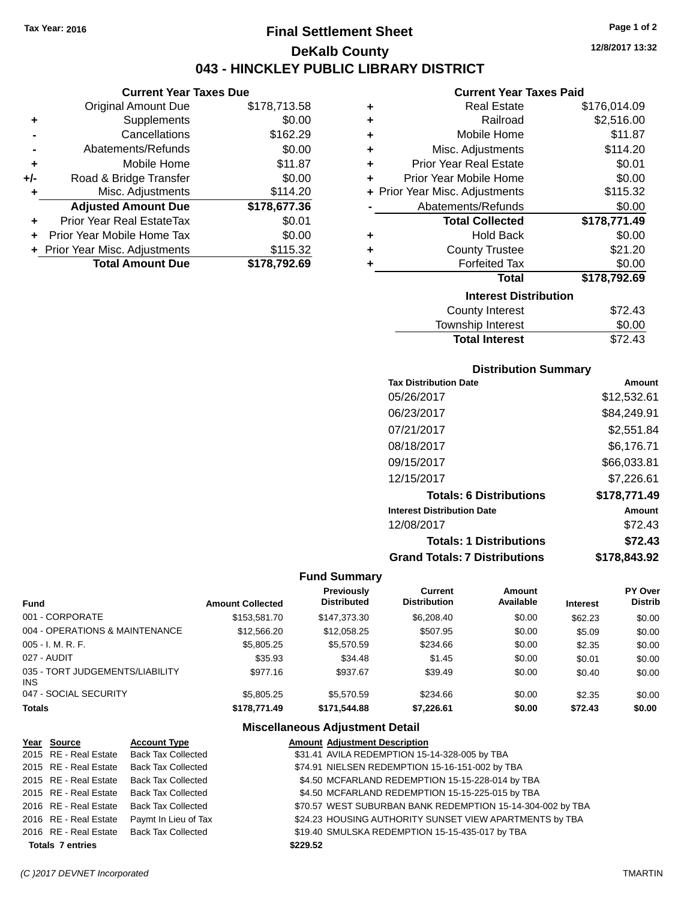Tax Year: 2016

# Final Settlement Sheet

## DeKalb County

## 043 - HINCKLEY PUBLIC LIBRARY DISTRICT

12/8/2017 13:32

### Current Year Taxes Due

| | | |
|---|---|---|
| | Original Amount Due | $178,713.58 |
| + | Supplements | $0.00 |
| - | Cancellations | $162.29 |
| - | Abatements/Refunds | $0.00 |
| + | Mobile Home | $11.87 |
| +/- | Road & Bridge Transfer | $0.00 |
| + | Misc. Adjustments | $114.20 |
| | **Adjusted Amount Due** | **$178,677.36** |
| + | Prior Year Real EstateTax | $0.01 |
| + | Prior Year Mobile Home Tax | $0.00 |
| + | Prior Year Misc. Adjustments | $115.32 |
| | **Total Amount Due** | **$178,792.69** |

### Current Year Taxes Paid

| | | |
|---|---|---|
| + | Real Estate | $176,014.09 |
| + | Railroad | $2,516.00 |
| + | Mobile Home | $11.87 |
| + | Misc. Adjustments | $114.20 |
| + | Prior Year Real Estate | $0.01 |
| + | Prior Year Mobile Home | $0.00 |
| + | Prior Year Misc. Adjustments | $115.32 |
| - | Abatements/Refunds | $0.00 |
| | **Total Collected** | **$178,771.49** |
| + | Hold Back | $0.00 |
| + | County Trustee | $21.20 |
| + | Forfeited Tax | $0.00 |
| | **Total** | **$178,792.69** |

### Interest Distribution

| | |
|---|---|
| County Interest | $72.43 |
| Township Interest | $0.00 |
| **Total Interest** | $72.43 |

### Distribution Summary

| Tax Distribution Date | Amount |
|---|---|
| 05/26/2017 | $12,532.61 |
| 06/23/2017 | $84,249.91 |
| 07/21/2017 | $2,551.84 |
| 08/18/2017 | $6,176.71 |
| 09/15/2017 | $66,033.81 |
| 12/15/2017 | $7,226.61 |
| **Totals: 6 Distributions** | **$178,771.49** |
| **Interest Distribution Date** | **Amount** |
| 12/08/2017 | $72.43 |
| **Totals: 1 Distributions** | **$72.43** |
| **Grand Totals: 7 Distributions** | **$178,843.92** |

### Fund Summary

| Fund | Amount Collected | Previously Distributed | Current Distribution | Amount Available | Interest | PY Over Distrib |
|---|---|---|---|---|---|---|
| 001 - CORPORATE | $153,581.70 | $147,373.30 | $6,208.40 | $0.00 | $62.23 | $0.00 |
| 004 - OPERATIONS & MAINTENANCE | $12,566.20 | $12,058.25 | $507.95 | $0.00 | $5.09 | $0.00 |
| 005 - I. M. R. F. | $5,805.25 | $5,570.59 | $234.66 | $0.00 | $2.35 | $0.00 |
| 027 - AUDIT | $35.93 | $34.48 | $1.45 | $0.00 | $0.01 | $0.00 |
| 035 - TORT JUDGEMENTS/LIABILITY INS | $977.16 | $937.67 | $39.49 | $0.00 | $0.40 | $0.00 |
| 047 - SOCIAL SECURITY | $5,805.25 | $5,570.59 | $234.66 | $0.00 | $2.35 | $0.00 |
| **Totals** | **$178,771.49** | **$171,544.88** | **$7,226.61** | **$0.00** | **$72.43** | **$0.00** |

### Miscellaneous Adjustment Detail

| Year | Source | Account Type | Amount | Adjustment Description |
|---|---|---|---|---|
| 2015 | RE - Real Estate | Back Tax Collected | $31.41 | AVILA REDEMPTION 15-14-328-005 by TBA |
| 2015 | RE - Real Estate | Back Tax Collected | $74.91 | NIELSEN REDEMPTION 15-16-151-002 by TBA |
| 2015 | RE - Real Estate | Back Tax Collected | $4.50 | MCFARLAND REDEMPTION 15-15-228-014 by TBA |
| 2015 | RE - Real Estate | Back Tax Collected | $4.50 | MCFARLAND REDEMPTION 15-15-225-015 by TBA |
| 2016 | RE - Real Estate | Back Tax Collected | $70.57 | WEST SUBURBAN BANK REDEMPTION 15-14-304-002 by TBA |
| 2016 | RE - Real Estate | Paymt In Lieu of Tax | $24.23 | HOUSING AUTHORITY SUNSET VIEW APARTMENTS by TBA |
| 2016 | RE - Real Estate | Back Tax Collected | $19.40 | SMULSKA REDEMPTION 15-15-435-017 by TBA |
| **Totals 7 entries** | | | **$229.52** | |

(C )2017 DEVNET Incorporated TMARTIN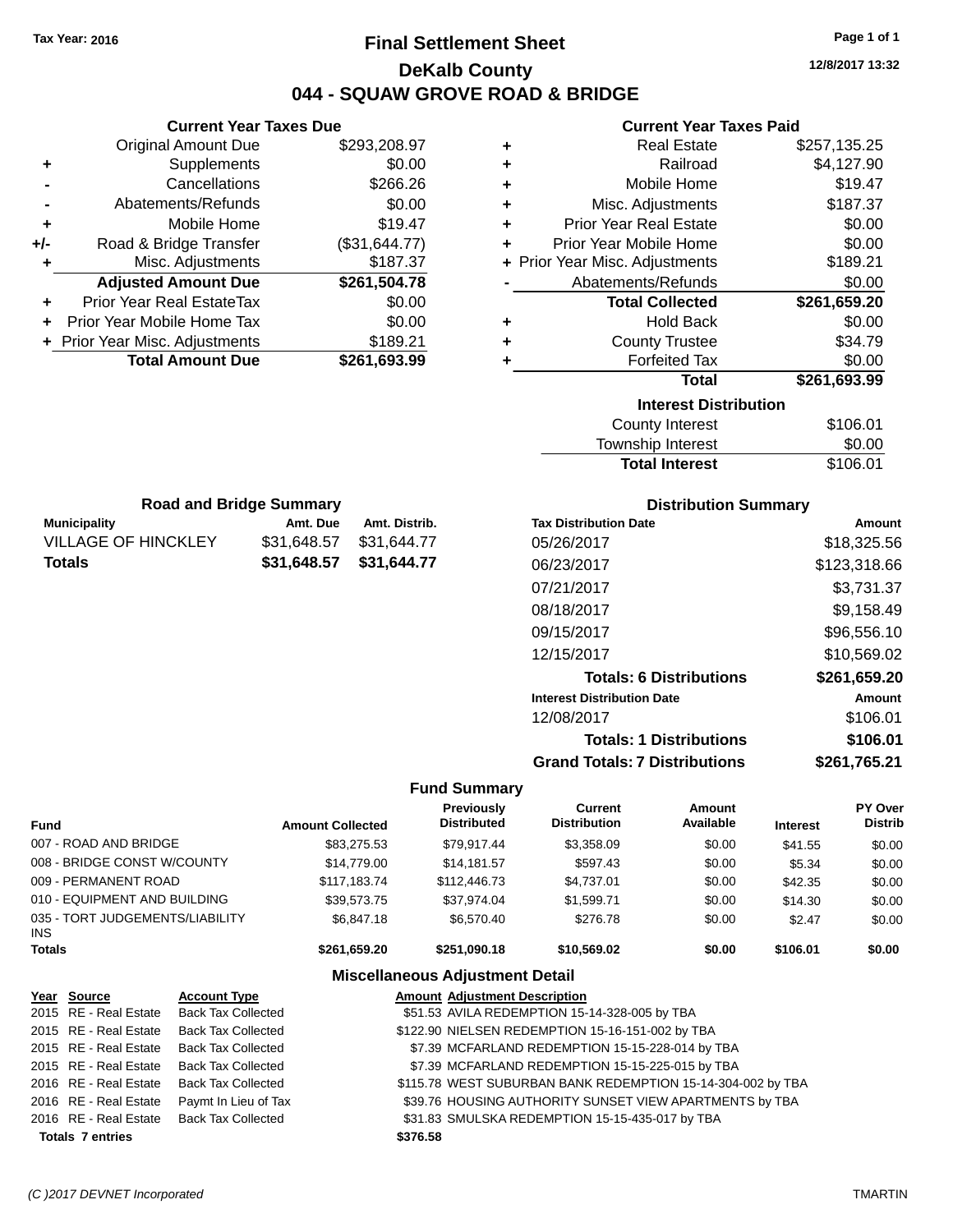Tax Year: 2016

# Final Settlement Sheet

## DeKalb County

## 044 - SQUAW GROVE ROAD & BRIDGE

12/8/2017 13:32

### Current Year Taxes Due

| | | |
|---|---|---|
| | Original Amount Due | $293,208.97 |
| + | Supplements | $0.00 |
| - | Cancellations | $266.26 |
| - | Abatements/Refunds | $0.00 |
| + | Mobile Home | $19.47 |
| +/- | Road & Bridge Transfer | ($31,644.77) |
| + | Misc. Adjustments | $187.37 |
| | **Adjusted Amount Due** | **$261,504.78** |
| + | Prior Year Real EstateTax | $0.00 |
| + | Prior Year Mobile Home Tax | $0.00 |
| + | Prior Year Misc. Adjustments | $189.21 |
| | **Total Amount Due** | **$261,693.99** |

### Current Year Taxes Paid

| | | |
|---|---|---|
| + | Real Estate | $257,135.25 |
| + | Railroad | $4,127.90 |
| + | Mobile Home | $19.47 |
| + | Misc. Adjustments | $187.37 |
| + | Prior Year Real Estate | $0.00 |
| + | Prior Year Mobile Home | $0.00 |
| + | Prior Year Misc. Adjustments | $189.21 |
| - | Abatements/Refunds | $0.00 |
| | **Total Collected** | **$261,659.20** |
| + | Hold Back | $0.00 |
| + | County Trustee | $34.79 |
| + | Forfeited Tax | $0.00 |
| | **Total** | **$261,693.99** |

### Interest Distribution

| | |
|---|---|
| County Interest | $106.01 |
| Township Interest | $0.00 |
| **Total Interest** | $106.01 |

### Road and Bridge Summary

| Municipality | Amt. Due | Amt. Distrib. |
|---|---|---|
| VILLAGE OF HINCKLEY | $31,648.57 | $31,644.77 |
| **Totals** | **$31,648.57** | **$31,644.77** |

### Distribution Summary

| Tax Distribution Date | Amount |
|---|---|
| 05/26/2017 | $18,325.56 |
| 06/23/2017 | $123,318.66 |
| 07/21/2017 | $3,731.37 |
| 08/18/2017 | $9,158.49 |
| 09/15/2017 | $96,556.10 |
| 12/15/2017 | $10,569.02 |
| **Totals: 6 Distributions** | **$261,659.20** |
| **Interest Distribution Date** | **Amount** |
| 12/08/2017 | $106.01 |
| **Totals: 1 Distributions** | **$106.01** |
| **Grand Totals: 7 Distributions** | **$261,765.21** |

### Fund Summary

| Fund | Amount Collected | Previously Distributed | Current Distribution | Amount Available | Interest | PY Over Distrib |
|---|---|---|---|---|---|---|
| 007 - ROAD AND BRIDGE | $83,275.53 | $79,917.44 | $3,358.09 | $0.00 | $41.55 | $0.00 |
| 008 - BRIDGE CONST W/COUNTY | $14,779.00 | $14,181.57 | $597.43 | $0.00 | $5.34 | $0.00 |
| 009 - PERMANENT ROAD | $117,183.74 | $112,446.73 | $4,737.01 | $0.00 | $42.35 | $0.00 |
| 010 - EQUIPMENT AND BUILDING | $39,573.75 | $37,974.04 | $1,599.71 | $0.00 | $14.30 | $0.00 |
| 035 - TORT JUDGEMENTS/LIABILITY INS | $6,847.18 | $6,570.40 | $276.78 | $0.00 | $2.47 | $0.00 |
| **Totals** | **$261,659.20** | **$251,090.18** | **$10,569.02** | **$0.00** | **$106.01** | **$0.00** |

### Miscellaneous Adjustment Detail

| Year | Source | Account Type | Amount | Adjustment Description |
|---|---|---|---|---|
| 2015 | RE - Real Estate | Back Tax Collected | $51.53 | AVILA REDEMPTION 15-14-328-005 by TBA |
| 2015 | RE - Real Estate | Back Tax Collected | $122.90 | NIELSEN REDEMPTION 15-16-151-002 by TBA |
| 2015 | RE - Real Estate | Back Tax Collected | $7.39 | MCFARLAND REDEMPTION 15-15-228-014 by TBA |
| 2015 | RE - Real Estate | Back Tax Collected | $7.39 | MCFARLAND REDEMPTION 15-15-225-015 by TBA |
| 2016 | RE - Real Estate | Back Tax Collected | $115.78 | WEST SUBURBAN BANK REDEMPTION 15-14-304-002 by TBA |
| 2016 | RE - Real Estate | Paymt In Lieu of Tax | $39.76 | HOUSING AUTHORITY SUNSET VIEW APARTMENTS by TBA |
| 2016 | RE - Real Estate | Back Tax Collected | $31.83 | SMULSKA REDEMPTION 15-15-435-017 by TBA |
| **Totals 7 entries** | | | **$376.58** | |

(C )2017 DEVNET Incorporated TMARTIN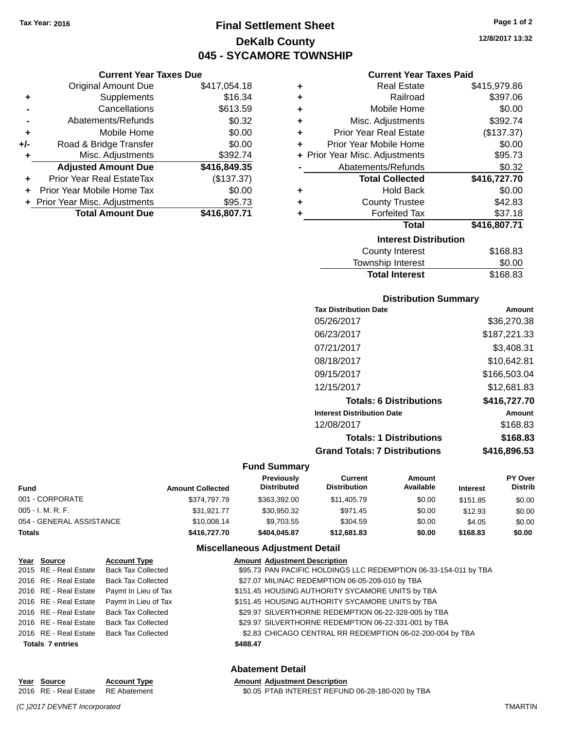Tax Year: 2016

# Final Settlement Sheet
## DeKalb County
## 045 - SYCAMORE TOWNSHIP

12/8/2017 13:32

### Current Year Taxes Due

| | | |
|---|---|---|
| | Original Amount Due | $417,054.18 |
| + | Supplements | $16.34 |
| - | Cancellations | $613.59 |
| - | Abatements/Refunds | $0.32 |
| + | Mobile Home | $0.00 |
| +/- | Road & Bridge Transfer | $0.00 |
| + | Misc. Adjustments | $392.74 |
| | **Adjusted Amount Due** | **$416,849.35** |
| + | Prior Year Real EstateTax | ($137.37) |
| + | Prior Year Mobile Home Tax | $0.00 |
| + | Prior Year Misc. Adjustments | $95.73 |
| | **Total Amount Due** | **$416,807.71** |

### Current Year Taxes Paid

| | | |
|---|---|---|
| + | Real Estate | $415,979.86 |
| + | Railroad | $397.06 |
| + | Mobile Home | $0.00 |
| + | Misc. Adjustments | $392.74 |
| + | Prior Year Real Estate | ($137.37) |
| + | Prior Year Mobile Home | $0.00 |
| + | Prior Year Misc. Adjustments | $95.73 |
| - | Abatements/Refunds | $0.32 |
| | **Total Collected** | **$416,727.70** |
| + | Hold Back | $0.00 |
| + | County Trustee | $42.83 |
| + | Forfeited Tax | $37.18 |
| | **Total** | **$416,807.71** |

### Interest Distribution

| | |
|---|---|
| County Interest | $168.83 |
| Township Interest | $0.00 |
| **Total Interest** | $168.83 |

### Distribution Summary

| Tax Distribution Date | Amount |
|---|---|
| 05/26/2017 | $36,270.38 |
| 06/23/2017 | $187,221.33 |
| 07/21/2017 | $3,408.31 |
| 08/18/2017 | $10,642.81 |
| 09/15/2017 | $166,503.04 |
| 12/15/2017 | $12,681.83 |
| **Totals: 6 Distributions** | **$416,727.70** |
| **Interest Distribution Date** | **Amount** |
| 12/08/2017 | $168.83 |
| **Totals: 1 Distributions** | **$168.83** |
| **Grand Totals: 7 Distributions** | **$416,896.53** |

### Fund Summary

| Fund | Amount Collected | Previously Distributed | Current Distribution | Amount Available | Interest | PY Over Distrib |
|---|---|---|---|---|---|---|
| 001 - CORPORATE | $374,797.79 | $363,392.00 | $11,405.79 | $0.00 | $151.85 | $0.00 |
| 005 - I. M. R. F. | $31,921.77 | $30,950.32 | $971.45 | $0.00 | $12.93 | $0.00 |
| 054 - GENERAL ASSISTANCE | $10,008.14 | $9,703.55 | $304.59 | $0.00 | $4.05 | $0.00 |
| **Totals** | **$416,727.70** | **$404,045.87** | **$12,681.83** | **$0.00** | **$168.83** | **$0.00** |

### Miscellaneous Adjustment Detail

| Year | Source | Account Type | Amount | Adjustment Description |
|---|---|---|---|---|
| 2015 | RE - Real Estate | Back Tax Collected | $95.73 | PAN PACIFIC HOLDINGS LLC REDEMPTION 06-33-154-011 by TBA |
| 2016 | RE - Real Estate | Back Tax Collected | $27.07 | MILINAC REDEMPTION 06-05-209-010 by TBA |
| 2016 | RE - Real Estate | Paymt In Lieu of Tax | $151.45 | HOUSING AUTHORITY SYCAMORE UNITS by TBA |
| 2016 | RE - Real Estate | Paymt In Lieu of Tax | $151.45 | HOUSING AUTHORITY SYCAMORE UNITS by TBA |
| 2016 | RE - Real Estate | Back Tax Collected | $29.97 | SILVERTHORNE REDEMPTION 06-22-328-005 by TBA |
| 2016 | RE - Real Estate | Back Tax Collected | $29.97 | SILVERTHORNE REDEMPTION 06-22-331-001 by TBA |
| 2016 | RE - Real Estate | Back Tax Collected | $2.83 | CHICAGO CENTRAL RR REDEMPTION 06-02-200-004 by TBA |
| **Totals** | **7 entries** | | **$488.47** | |

### Abatement Detail

| Year | Source | Account Type | Amount | Adjustment Description |
|---|---|---|---|---|
| 2016 | RE - Real Estate | RE Abatement | $0.05 | PTAB INTEREST REFUND 06-28-180-020 by TBA |

(C )2017 DEVNET Incorporated TMARTIN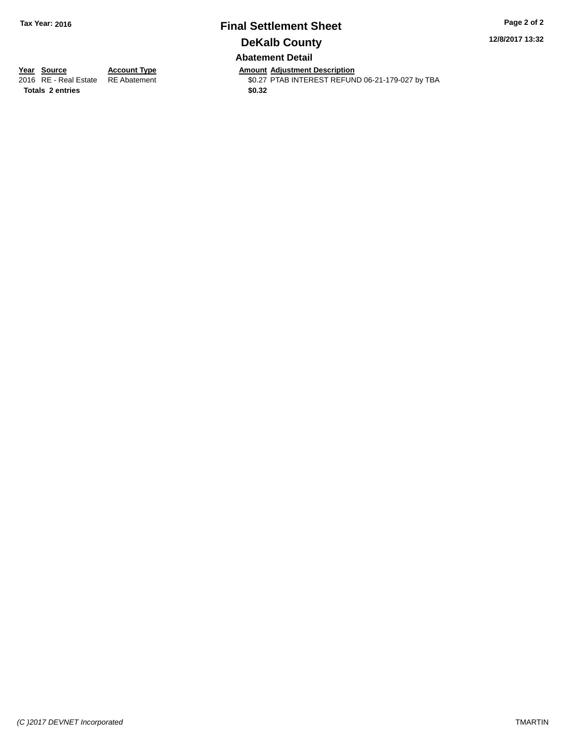**Tax Year: 2016**

# Final Settlement Sheet

## DeKalb County

### Abatement Detail

12/8/2017 13:32

| Year | Source | Account Type | Amount | Adjustment Description |
|---|---|---|---|---|
| 2016 | RE - Real Estate | RE Abatement | $0.27 | PTAB INTEREST REFUND 06-21-179-027 by TBA |
| **Totals** | **2 entries** | | **$0.32** | |

*(C )2017 DEVNET Incorporated*

TMARTIN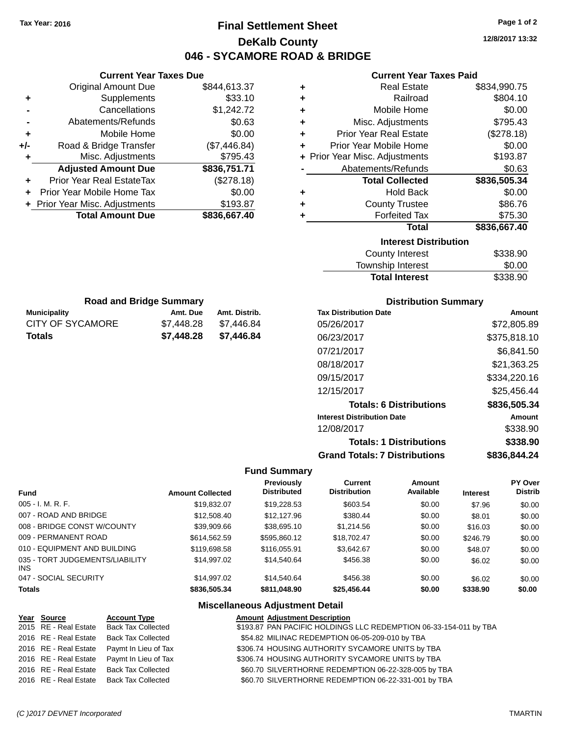Tax Year: 2016

# Final Settlement Sheet
## DeKalb County
## 046 - SYCAMORE ROAD & BRIDGE

12/8/2017 13:32

### Current Year Taxes Due

| | | |
|---|---|---|
| | Original Amount Due | $844,613.37 |
| + | Supplements | $33.10 |
| - | Cancellations | $1,242.72 |
| - | Abatements/Refunds | $0.63 |
| + | Mobile Home | $0.00 |
| +/- | Road & Bridge Transfer | ($7,446.84) |
| + | Misc. Adjustments | $795.43 |
| | **Adjusted Amount Due** | **$836,751.71** |
| + | Prior Year Real EstateTax | ($278.18) |
| + | Prior Year Mobile Home Tax | $0.00 |
| + | Prior Year Misc. Adjustments | $193.87 |
| | **Total Amount Due** | **$836,667.40** |

### Current Year Taxes Paid

| | | |
|---|---|---|
| + | Real Estate | $834,990.75 |
| + | Railroad | $804.10 |
| + | Mobile Home | $0.00 |
| + | Misc. Adjustments | $795.43 |
| + | Prior Year Real Estate | ($278.18) |
| + | Prior Year Mobile Home | $0.00 |
| + | Prior Year Misc. Adjustments | $193.87 |
| - | Abatements/Refunds | $0.63 |
| | **Total Collected** | **$836,505.34** |
| + | Hold Back | $0.00 |
| + | County Trustee | $86.76 |
| + | Forfeited Tax | $75.30 |
| | **Total** | **$836,667.40** |

### Interest Distribution

| | |
|---|---|
| County Interest | $338.90 |
| Township Interest | $0.00 |
| **Total Interest** | $338.90 |

### Road and Bridge Summary

| Municipality | Amt. Due | Amt. Distrib. |
|---|---|---|
| CITY OF SYCAMORE | $7,448.28 | $7,446.84 |
| **Totals** | **$7,448.28** | **$7,446.84** |

### Distribution Summary

| Tax Distribution Date | Amount |
|---|---|
| 05/26/2017 | $72,805.89 |
| 06/23/2017 | $375,818.10 |
| 07/21/2017 | $6,841.50 |
| 08/18/2017 | $21,363.25 |
| 09/15/2017 | $334,220.16 |
| 12/15/2017 | $25,456.44 |
| **Totals: 6 Distributions** | **$836,505.34** |
| **Interest Distribution Date** | **Amount** |
| 12/08/2017 | $338.90 |
| **Totals: 1 Distributions** | **$338.90** |
| **Grand Totals: 7 Distributions** | **$836,844.24** |

### Fund Summary

| Fund | Amount Collected | Previously Distributed | Current Distribution | Amount Available | Interest | PY Over Distrib |
|---|---|---|---|---|---|---|
| 005 - I. M. R. F. | $19,832.07 | $19,228.53 | $603.54 | $0.00 | $7.96 | $0.00 |
| 007 - ROAD AND BRIDGE | $12,508.40 | $12,127.96 | $380.44 | $0.00 | $8.01 | $0.00 |
| 008 - BRIDGE CONST W/COUNTY | $39,909.66 | $38,695.10 | $1,214.56 | $0.00 | $16.03 | $0.00 |
| 009 - PERMANENT ROAD | $614,562.59 | $595,860.12 | $18,702.47 | $0.00 | $246.79 | $0.00 |
| 010 - EQUIPMENT AND BUILDING | $119,698.58 | $116,055.91 | $3,642.67 | $0.00 | $48.07 | $0.00 |
| 035 - TORT JUDGEMENTS/LIABILITY INS | $14,997.02 | $14,540.64 | $456.38 | $0.00 | $6.02 | $0.00 |
| 047 - SOCIAL SECURITY | $14,997.02 | $14,540.64 | $456.38 | $0.00 | $6.02 | $0.00 |
| **Totals** | **$836,505.34** | **$811,048.90** | **$25,456.44** | **$0.00** | **$338.90** | **$0.00** |

### Miscellaneous Adjustment Detail

| Year | Source | Account Type | Amount | Adjustment Description |
|---|---|---|---|---|
| 2015 | RE - Real Estate | Back Tax Collected | $193.87 | PAN PACIFIC HOLDINGS LLC REDEMPTION 06-33-154-011 by TBA |
| 2016 | RE - Real Estate | Back Tax Collected | $54.82 | MILINAC REDEMPTION 06-05-209-010 by TBA |
| 2016 | RE - Real Estate | Paymt In Lieu of Tax | $306.74 | HOUSING AUTHORITY SYCAMORE UNITS by TBA |
| 2016 | RE - Real Estate | Paymt In Lieu of Tax | $306.74 | HOUSING AUTHORITY SYCAMORE UNITS by TBA |
| 2016 | RE - Real Estate | Back Tax Collected | $60.70 | SILVERTHORNE REDEMPTION 06-22-328-005 by TBA |
| 2016 | RE - Real Estate | Back Tax Collected | $60.70 | SILVERTHORNE REDEMPTION 06-22-331-001 by TBA |

(C )2017 DEVNET Incorporated TMARTIN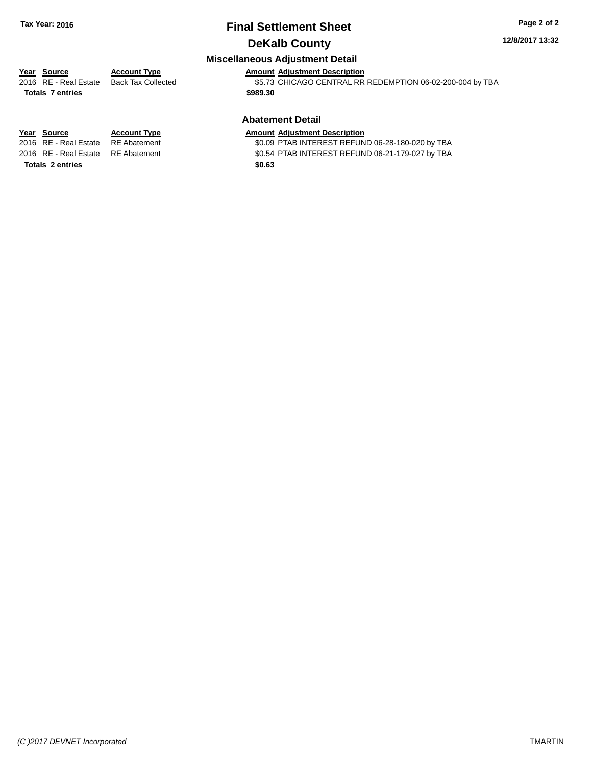# Final Settlement Sheet

**Tax Year: 2016**

## DeKalb County

**12/8/2017 13:32**

### Miscellaneous Adjustment Detail

| Year | Source | Account Type | Amount | Adjustment Description |
|---|---|---|---|---|
| 2016 | RE - Real Estate | Back Tax Collected | $5.73 | CHICAGO CENTRAL RR REDEMPTION 06-02-200-004 by TBA |
| **Totals** | **7 entries** | | **$989.30** | |

### Abatement Detail

| Year | Source | Account Type | Amount | Adjustment Description |
|---|---|---|---|---|
| 2016 | RE - Real Estate | RE Abatement | $0.09 | PTAB INTEREST REFUND 06-28-180-020 by TBA |
| 2016 | RE - Real Estate | RE Abatement | $0.54 | PTAB INTEREST REFUND 06-21-179-027 by TBA |
| **Totals** | **2 entries** | | **$0.63** | |

*(C )2017 DEVNET Incorporated* TMARTIN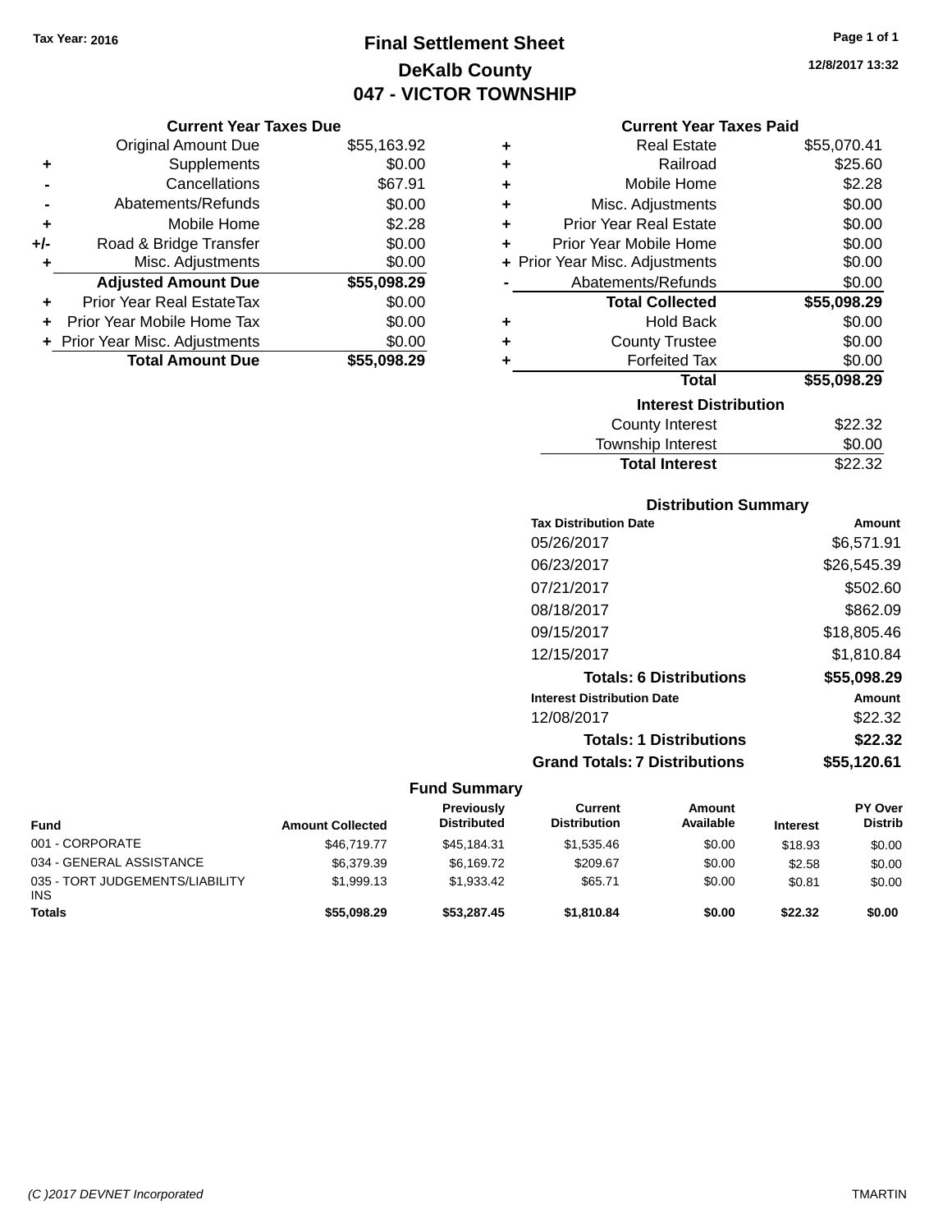Tax Year: 2016

# Final Settlement Sheet
## DeKalb County
## 047 - VICTOR TOWNSHIP

12/8/2017 13:32

### Current Year Taxes Due

| | | |
|---|---|---|
| | Original Amount Due | $55,163.92 |
| + | Supplements | $0.00 |
| - | Cancellations | $67.91 |
| - | Abatements/Refunds | $0.00 |
| + | Mobile Home | $2.28 |
| +/- | Road & Bridge Transfer | $0.00 |
| + | Misc. Adjustments | $0.00 |
| | **Adjusted Amount Due** | **$55,098.29** |
| + | Prior Year Real EstateTax | $0.00 |
| + | Prior Year Mobile Home Tax | $0.00 |
| + | Prior Year Misc. Adjustments | $0.00 |
| | **Total Amount Due** | **$55,098.29** |

### Current Year Taxes Paid

| | | |
|---|---|---|
| + | Real Estate | $55,070.41 |
| + | Railroad | $25.60 |
| + | Mobile Home | $2.28 |
| + | Misc. Adjustments | $0.00 |
| + | Prior Year Real Estate | $0.00 |
| + | Prior Year Mobile Home | $0.00 |
| + | Prior Year Misc. Adjustments | $0.00 |
| - | Abatements/Refunds | $0.00 |
| | **Total Collected** | **$55,098.29** |
| + | Hold Back | $0.00 |
| + | County Trustee | $0.00 |
| + | Forfeited Tax | $0.00 |
| | **Total** | **$55,098.29** |

### Interest Distribution

| | |
|---|---|
| County Interest | $22.32 |
| Township Interest | $0.00 |
| **Total Interest** | $22.32 |

### Distribution Summary

| Tax Distribution Date | Amount |
|---|---|
| 05/26/2017 | $6,571.91 |
| 06/23/2017 | $26,545.39 |
| 07/21/2017 | $502.60 |
| 08/18/2017 | $862.09 |
| 09/15/2017 | $18,805.46 |
| 12/15/2017 | $1,810.84 |
| **Totals: 6 Distributions** | **$55,098.29** |
| **Interest Distribution Date** | **Amount** |
| 12/08/2017 | $22.32 |
| **Totals: 1 Distributions** | **$22.32** |
| **Grand Totals: 7 Distributions** | **$55,120.61** |

### Fund Summary

| Fund | Amount Collected | Previously Distributed | Current Distribution | Amount Available | Interest | PY Over Distrib |
|---|---|---|---|---|---|---|
| 001 - CORPORATE | $46,719.77 | $45,184.31 | $1,535.46 | $0.00 | $18.93 | $0.00 |
| 034 - GENERAL ASSISTANCE | $6,379.39 | $6,169.72 | $209.67 | $0.00 | $2.58 | $0.00 |
| 035 - TORT JUDGEMENTS/LIABILITY INS | $1,999.13 | $1,933.42 | $65.71 | $0.00 | $0.81 | $0.00 |
| **Totals** | **$55,098.29** | **$53,287.45** | **$1,810.84** | **$0.00** | **$22.32** | **$0.00** |

(C )2017 DEVNET Incorporated    TMARTIN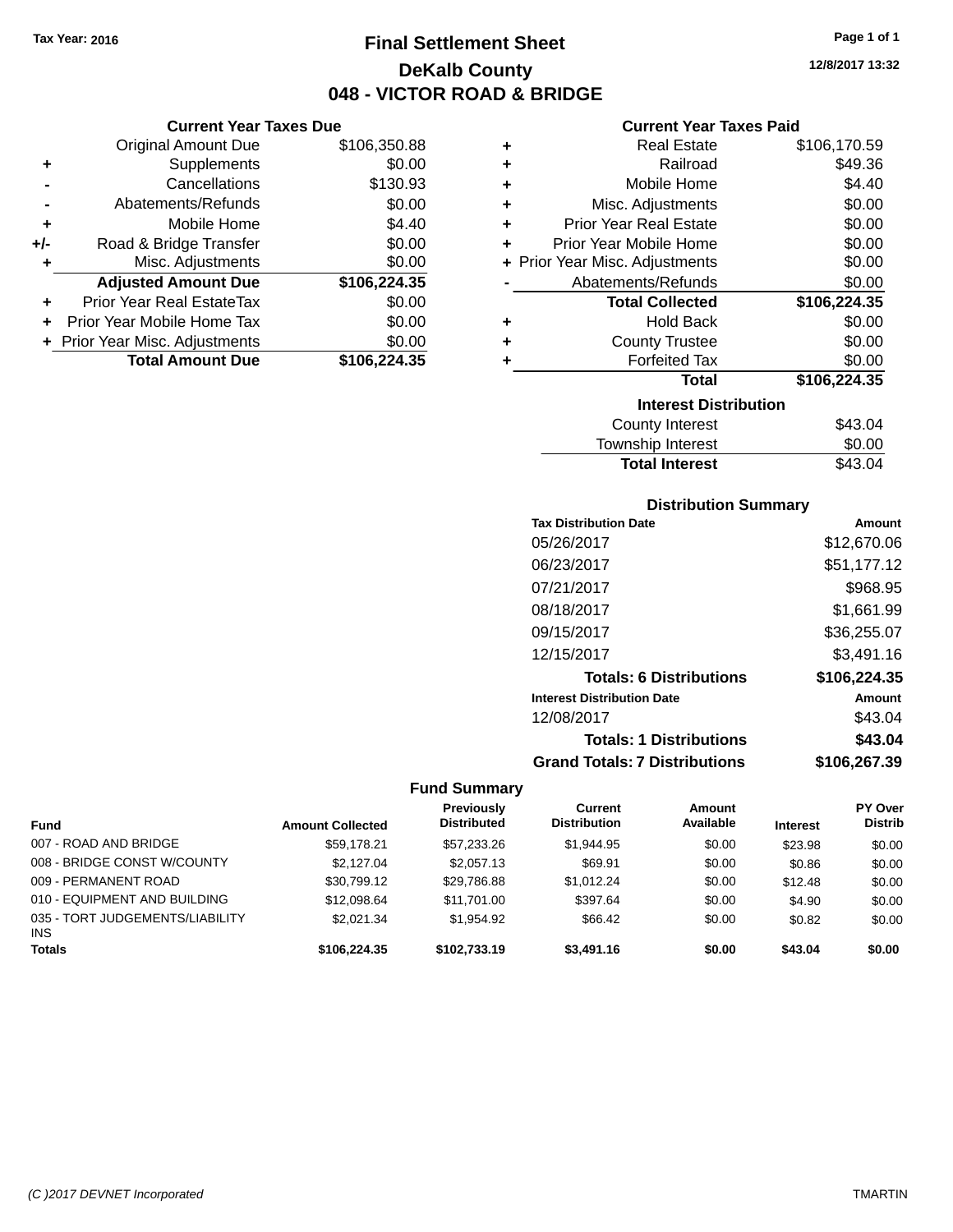Tax Year: 2016

# Final Settlement Sheet

## DeKalb County

## 048 - VICTOR ROAD & BRIDGE

12/8/2017 13:32

### Current Year Taxes Due

| | | |
|---|---|---|
| | Original Amount Due | $106,350.88 |
| + | Supplements | $0.00 |
| - | Cancellations | $130.93 |
| - | Abatements/Refunds | $0.00 |
| + | Mobile Home | $4.40 |
| +/- | Road & Bridge Transfer | $0.00 |
| + | Misc. Adjustments | $0.00 |
| | **Adjusted Amount Due** | **$106,224.35** |
| + | Prior Year Real EstateTax | $0.00 |
| + | Prior Year Mobile Home Tax | $0.00 |
| + | Prior Year Misc. Adjustments | $0.00 |
| | **Total Amount Due** | **$106,224.35** |

### Current Year Taxes Paid

| | | |
|---|---|---|
| + | Real Estate | $106,170.59 |
| + | Railroad | $49.36 |
| + | Mobile Home | $4.40 |
| + | Misc. Adjustments | $0.00 |
| + | Prior Year Real Estate | $0.00 |
| + | Prior Year Mobile Home | $0.00 |
| + | Prior Year Misc. Adjustments | $0.00 |
| - | Abatements/Refunds | $0.00 |
| | **Total Collected** | **$106,224.35** |
| + | Hold Back | $0.00 |
| + | County Trustee | $0.00 |
| + | Forfeited Tax | $0.00 |
| | **Total** | **$106,224.35** |

### Interest Distribution

| | |
|---|---|
| County Interest | $43.04 |
| Township Interest | $0.00 |
| **Total Interest** | $43.04 |

### Distribution Summary

| Tax Distribution Date | Amount |
|---|---|
| 05/26/2017 | $12,670.06 |
| 06/23/2017 | $51,177.12 |
| 07/21/2017 | $968.95 |
| 08/18/2017 | $1,661.99 |
| 09/15/2017 | $36,255.07 |
| 12/15/2017 | $3,491.16 |
| **Totals: 6 Distributions** | **$106,224.35** |
| **Interest Distribution Date** | **Amount** |
| 12/08/2017 | $43.04 |
| **Totals: 1 Distributions** | **$43.04** |
| **Grand Totals: 7 Distributions** | **$106,267.39** |

### Fund Summary

| Fund | Amount Collected | Previously Distributed | Current Distribution | Amount Available | Interest | PY Over Distrib |
|---|---|---|---|---|---|---|
| 007 - ROAD AND BRIDGE | $59,178.21 | $57,233.26 | $1,944.95 | $0.00 | $23.98 | $0.00 |
| 008 - BRIDGE CONST W/COUNTY | $2,127.04 | $2,057.13 | $69.91 | $0.00 | $0.86 | $0.00 |
| 009 - PERMANENT ROAD | $30,799.12 | $29,786.88 | $1,012.24 | $0.00 | $12.48 | $0.00 |
| 010 - EQUIPMENT AND BUILDING | $12,098.64 | $11,701.00 | $397.64 | $0.00 | $4.90 | $0.00 |
| 035 - TORT JUDGEMENTS/LIABILITY INS | $2,021.34 | $1,954.92 | $66.42 | $0.00 | $0.82 | $0.00 |
| **Totals** | **$106,224.35** | **$102,733.19** | **$3,491.16** | **$0.00** | **$43.04** | **$0.00** |

(C )2017 DEVNET Incorporated TMARTIN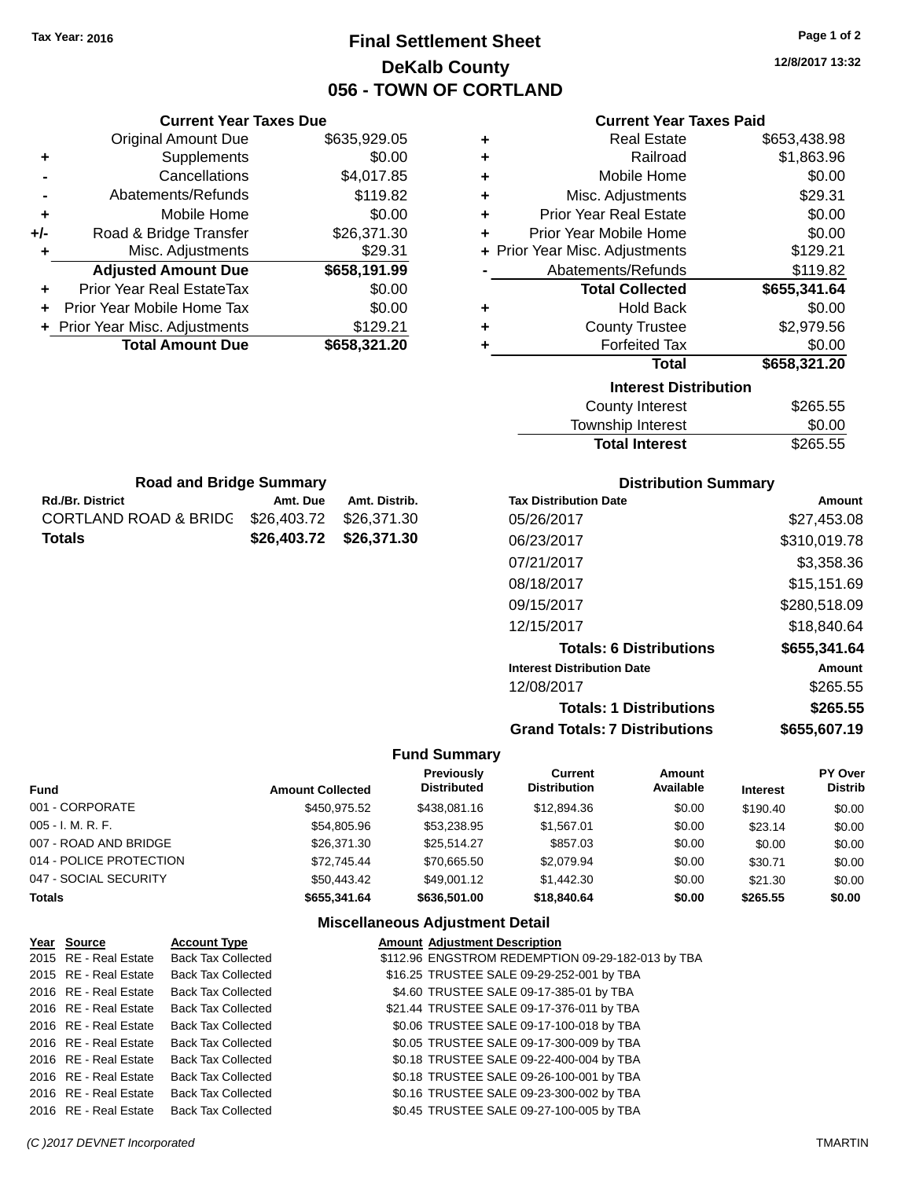Tax Year: 2016

# Final Settlement Sheet
## DeKalb County
## 056 - TOWN OF CORTLAND

12/8/2017 13:32

### Current Year Taxes Due

| | | |
|---|---|---|
| | Original Amount Due | $635,929.05 |
| + | Supplements | $0.00 |
| - | Cancellations | $4,017.85 |
| - | Abatements/Refunds | $119.82 |
| + | Mobile Home | $0.00 |
| +/- | Road & Bridge Transfer | $26,371.30 |
| + | Misc. Adjustments | $29.31 |
| | **Adjusted Amount Due** | **$658,191.99** |
| + | Prior Year Real EstateTax | $0.00 |
| + | Prior Year Mobile Home Tax | $0.00 |
| + | Prior Year Misc. Adjustments | $129.21 |
| | **Total Amount Due** | **$658,321.20** |

### Current Year Taxes Paid

| | | |
|---|---|---|
| + | Real Estate | $653,438.98 |
| + | Railroad | $1,863.96 |
| + | Mobile Home | $0.00 |
| + | Misc. Adjustments | $29.31 |
| + | Prior Year Real Estate | $0.00 |
| + | Prior Year Mobile Home | $0.00 |
| + | Prior Year Misc. Adjustments | $129.21 |
| - | Abatements/Refunds | $119.82 |
| | **Total Collected** | **$655,341.64** |
| + | Hold Back | $0.00 |
| + | County Trustee | $2,979.56 |
| + | Forfeited Tax | $0.00 |
| | **Total** | **$658,321.20** |

### Interest Distribution

| | |
|---|---|
| County Interest | $265.55 |
| Township Interest | $0.00 |
| **Total Interest** | $265.55 |

### Road and Bridge Summary

| Rd./Br. District | Amt. Due | Amt. Distrib. |
|---|---|---|
| CORTLAND ROAD & BRIDG | $26,403.72 | $26,371.30 |
| **Totals** | **$26,403.72** | **$26,371.30** |

### Distribution Summary

| Tax Distribution Date | Amount |
|---|---|
| 05/26/2017 | $27,453.08 |
| 06/23/2017 | $310,019.78 |
| 07/21/2017 | $3,358.36 |
| 08/18/2017 | $15,151.69 |
| 09/15/2017 | $280,518.09 |
| 12/15/2017 | $18,840.64 |
| **Totals: 6 Distributions** | **$655,341.64** |
| **Interest Distribution Date** | **Amount** |
| 12/08/2017 | $265.55 |
| **Totals: 1 Distributions** | **$265.55** |
| **Grand Totals: 7 Distributions** | **$655,607.19** |

### Fund Summary

| Fund | Amount Collected | Previously Distributed | Current Distribution | Amount Available | Interest | PY Over Distrib |
|---|---|---|---|---|---|---|
| 001 - CORPORATE | $450,975.52 | $438,081.16 | $12,894.36 | $0.00 | $190.40 | $0.00 |
| 005 - I. M. R. F. | $54,805.96 | $53,238.95 | $1,567.01 | $0.00 | $23.14 | $0.00 |
| 007 - ROAD AND BRIDGE | $26,371.30 | $25,514.27 | $857.03 | $0.00 | $0.00 | $0.00 |
| 014 - POLICE PROTECTION | $72,745.44 | $70,665.50 | $2,079.94 | $0.00 | $30.71 | $0.00 |
| 047 - SOCIAL SECURITY | $50,443.42 | $49,001.12 | $1,442.30 | $0.00 | $21.30 | $0.00 |
| **Totals** | **$655,341.64** | **$636,501.00** | **$18,840.64** | **$0.00** | **$265.55** | **$0.00** |

### Miscellaneous Adjustment Detail

| Year | Source | Account Type | Amount | Adjustment Description |
|---|---|---|---|---|
| 2015 | RE - Real Estate | Back Tax Collected | $112.96 | ENGSTROM REDEMPTION 09-29-182-013 by TBA |
| 2015 | RE - Real Estate | Back Tax Collected | $16.25 | TRUSTEE SALE 09-29-252-001 by TBA |
| 2016 | RE - Real Estate | Back Tax Collected | $4.60 | TRUSTEE SALE 09-17-385-01 by TBA |
| 2016 | RE - Real Estate | Back Tax Collected | $21.44 | TRUSTEE SALE 09-17-376-011 by TBA |
| 2016 | RE - Real Estate | Back Tax Collected | $0.06 | TRUSTEE SALE 09-17-100-018 by TBA |
| 2016 | RE - Real Estate | Back Tax Collected | $0.05 | TRUSTEE SALE 09-17-300-009 by TBA |
| 2016 | RE - Real Estate | Back Tax Collected | $0.18 | TRUSTEE SALE 09-22-400-004 by TBA |
| 2016 | RE - Real Estate | Back Tax Collected | $0.18 | TRUSTEE SALE 09-26-100-001 by TBA |
| 2016 | RE - Real Estate | Back Tax Collected | $0.16 | TRUSTEE SALE 09-23-300-002 by TBA |
| 2016 | RE - Real Estate | Back Tax Collected | $0.45 | TRUSTEE SALE 09-27-100-005 by TBA |

(C )2017 DEVNET Incorporated — TMARTIN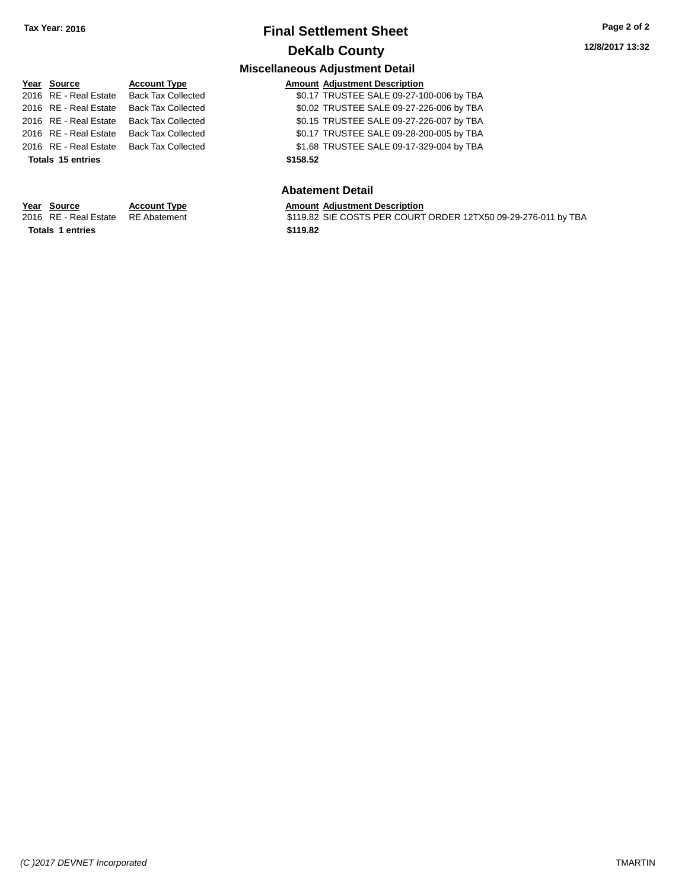# Final Settlement Sheet

## DeKalb County

Tax Year: 2016

### Miscellaneous Adjustment Detail

| Year | Source | Account Type | Amount | Adjustment Description |
|---|---|---|---|---|
| 2016 | RE - Real Estate | Back Tax Collected | $0.17 | TRUSTEE SALE 09-27-100-006 by TBA |
| 2016 | RE - Real Estate | Back Tax Collected | $0.02 | TRUSTEE SALE 09-27-226-006 by TBA |
| 2016 | RE - Real Estate | Back Tax Collected | $0.15 | TRUSTEE SALE 09-27-226-007 by TBA |
| 2016 | RE - Real Estate | Back Tax Collected | $0.17 | TRUSTEE SALE 09-28-200-005 by TBA |
| 2016 | RE - Real Estate | Back Tax Collected | $1.68 | TRUSTEE SALE 09-17-329-004 by TBA |
| **Totals 15 entries** | | | **$158.52** | |

### Abatement Detail

| Year | Source | Account Type | Amount | Adjustment Description |
|---|---|---|---|---|
| 2016 | RE - Real Estate | RE Abatement | $119.82 | SIE COSTS PER COURT ORDER 12TX50 09-29-276-011 by TBA |
| **Totals 1 entries** | | | **$119.82** | |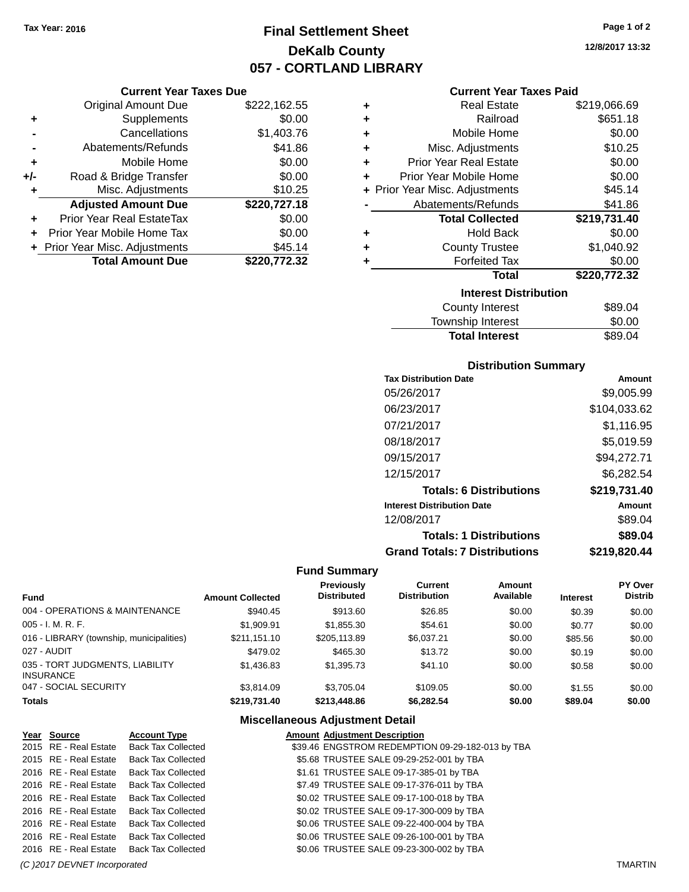Tax Year: 2016

# Final Settlement Sheet
## DeKalb County
## 057 - CORTLAND LIBRARY

12/8/2017 13:32

### Current Year Taxes Due

| | | |
|---|---|---|
| | Original Amount Due | $222,162.55 |
| + | Supplements | $0.00 |
| - | Cancellations | $1,403.76 |
| - | Abatements/Refunds | $41.86 |
| + | Mobile Home | $0.00 |
| +/- | Road & Bridge Transfer | $0.00 |
| + | Misc. Adjustments | $10.25 |
| | **Adjusted Amount Due** | **$220,727.18** |
| + | Prior Year Real EstateTax | $0.00 |
| + | Prior Year Mobile Home Tax | $0.00 |
| + | Prior Year Misc. Adjustments | $45.14 |
| | **Total Amount Due** | **$220,772.32** |

### Current Year Taxes Paid

| | | |
|---|---|---|
| + | Real Estate | $219,066.69 |
| + | Railroad | $651.18 |
| + | Mobile Home | $0.00 |
| + | Misc. Adjustments | $10.25 |
| + | Prior Year Real Estate | $0.00 |
| + | Prior Year Mobile Home | $0.00 |
| + | Prior Year Misc. Adjustments | $45.14 |
| - | Abatements/Refunds | $41.86 |
| | **Total Collected** | **$219,731.40** |
| + | Hold Back | $0.00 |
| + | County Trustee | $1,040.92 |
| + | Forfeited Tax | $0.00 |
| | **Total** | **$220,772.32** |

### Interest Distribution

| | |
|---|---|
| County Interest | $89.04 |
| Township Interest | $0.00 |
| **Total Interest** | $89.04 |

### Distribution Summary

| Tax Distribution Date | Amount |
|---|---|
| 05/26/2017 | $9,005.99 |
| 06/23/2017 | $104,033.62 |
| 07/21/2017 | $1,116.95 |
| 08/18/2017 | $5,019.59 |
| 09/15/2017 | $94,272.71 |
| 12/15/2017 | $6,282.54 |
| **Totals: 6 Distributions** | **$219,731.40** |
| **Interest Distribution Date** | **Amount** |
| 12/08/2017 | $89.04 |
| **Totals: 1 Distributions** | **$89.04** |
| **Grand Totals: 7 Distributions** | **$219,820.44** |

### Fund Summary

| Fund | Amount Collected | Previously Distributed | Current Distribution | Amount Available | Interest | PY Over Distrib |
|---|---|---|---|---|---|---|
| 004 - OPERATIONS & MAINTENANCE | $940.45 | $913.60 | $26.85 | $0.00 | $0.39 | $0.00 |
| 005 - I. M. R. F. | $1,909.91 | $1,855.30 | $54.61 | $0.00 | $0.77 | $0.00 |
| 016 - LIBRARY (township, municipalities) | $211,151.10 | $205,113.89 | $6,037.21 | $0.00 | $85.56 | $0.00 |
| 027 - AUDIT | $479.02 | $465.30 | $13.72 | $0.00 | $0.19 | $0.00 |
| 035 - TORT JUDGMENTS, LIABILITY INSURANCE | $1,436.83 | $1,395.73 | $41.10 | $0.00 | $0.58 | $0.00 |
| 047 - SOCIAL SECURITY | $3,814.09 | $3,705.04 | $109.05 | $0.00 | $1.55 | $0.00 |
| **Totals** | **$219,731.40** | **$213,448.86** | **$6,282.54** | **$0.00** | **$89.04** | **$0.00** |

### Miscellaneous Adjustment Detail

| Year | Source | Account Type | Amount | Adjustment Description |
|---|---|---|---|---|
| 2015 | RE - Real Estate | Back Tax Collected | $39.46 | ENGSTROM REDEMPTION 09-29-182-013 by TBA |
| 2015 | RE - Real Estate | Back Tax Collected | $5.68 | TRUSTEE SALE 09-29-252-001 by TBA |
| 2016 | RE - Real Estate | Back Tax Collected | $1.61 | TRUSTEE SALE 09-17-385-01 by TBA |
| 2016 | RE - Real Estate | Back Tax Collected | $7.49 | TRUSTEE SALE 09-17-376-011 by TBA |
| 2016 | RE - Real Estate | Back Tax Collected | $0.02 | TRUSTEE SALE 09-17-100-018 by TBA |
| 2016 | RE - Real Estate | Back Tax Collected | $0.02 | TRUSTEE SALE 09-17-300-009 by TBA |
| 2016 | RE - Real Estate | Back Tax Collected | $0.06 | TRUSTEE SALE 09-22-400-004 by TBA |
| 2016 | RE - Real Estate | Back Tax Collected | $0.06 | TRUSTEE SALE 09-26-100-001 by TBA |
| 2016 | RE - Real Estate | Back Tax Collected | $0.06 | TRUSTEE SALE 09-23-300-002 by TBA |

(C )2017 DEVNET Incorporated — TMARTIN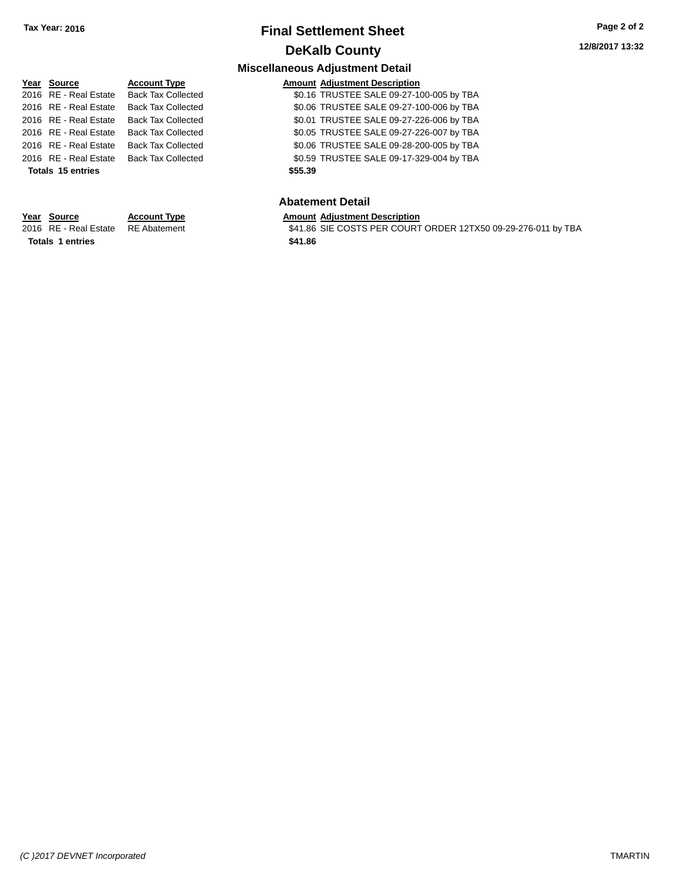Tax Year: 2016

# Final Settlement Sheet

## DeKalb County

12/8/2017 13:32

### Miscellaneous Adjustment Detail

| Year | Source | Account Type | Amount | Adjustment Description |
|---|---|---|---|---|
| 2016 | RE - Real Estate | Back Tax Collected | $0.16 | TRUSTEE SALE 09-27-100-005 by TBA |
| 2016 | RE - Real Estate | Back Tax Collected | $0.06 | TRUSTEE SALE 09-27-100-006 by TBA |
| 2016 | RE - Real Estate | Back Tax Collected | $0.01 | TRUSTEE SALE 09-27-226-006 by TBA |
| 2016 | RE - Real Estate | Back Tax Collected | $0.05 | TRUSTEE SALE 09-27-226-007 by TBA |
| 2016 | RE - Real Estate | Back Tax Collected | $0.06 | TRUSTEE SALE 09-28-200-005 by TBA |
| 2016 | RE - Real Estate | Back Tax Collected | $0.59 | TRUSTEE SALE 09-17-329-004 by TBA |
| **Totals** | **15 entries** | | **$55.39** | |

### Abatement Detail

| Year | Source | Account Type | Amount | Adjustment Description |
|---|---|---|---|---|
| 2016 | RE - Real Estate | RE Abatement | $41.86 | SIE COSTS PER COURT ORDER 12TX50 09-29-276-011 by TBA |
| **Totals** | **1 entries** | | **$41.86** | |

*(C )2017 DEVNET Incorporated* TMARTIN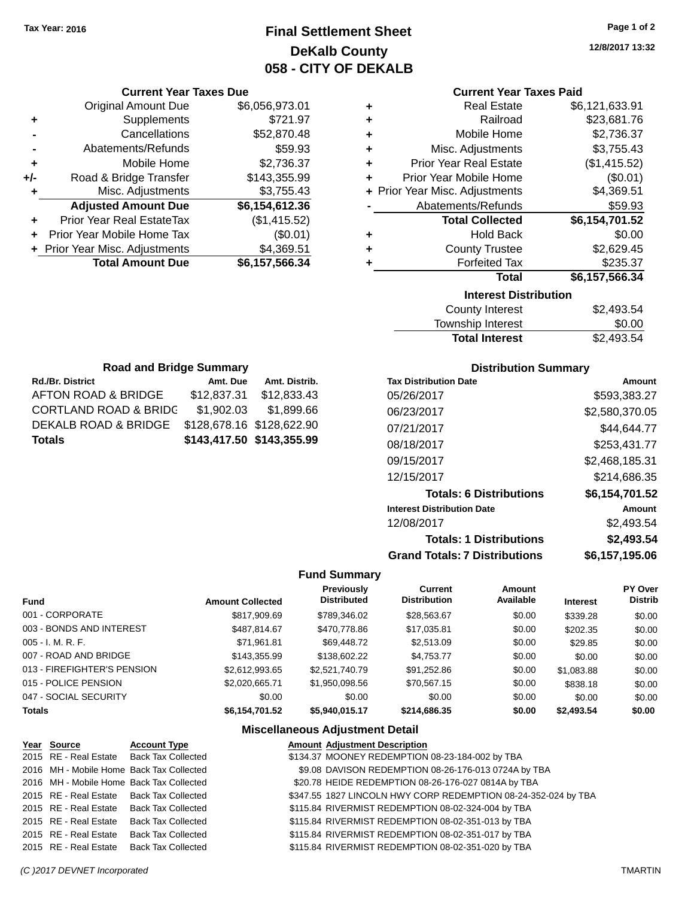Tax Year: 2016

# Final Settlement Sheet
## DeKalb County
## 058 - CITY OF DEKALB

12/8/2017 13:32

### Current Year Taxes Due

| | | |
|---|---|---|
| | Original Amount Due | $6,056,973.01 |
| + | Supplements | $721.97 |
| - | Cancellations | $52,870.48 |
| - | Abatements/Refunds | $59.93 |
| + | Mobile Home | $2,736.37 |
| +/- | Road & Bridge Transfer | $143,355.99 |
| + | Misc. Adjustments | $3,755.43 |
| | **Adjusted Amount Due** | **$6,154,612.36** |
| + | Prior Year Real EstateTax | ($1,415.52) |
| + | Prior Year Mobile Home Tax | ($0.01) |
| + | Prior Year Misc. Adjustments | $4,369.51 |
| | **Total Amount Due** | **$6,157,566.34** |

### Current Year Taxes Paid

| | | |
|---|---|---|
| + | Real Estate | $6,121,633.91 |
| + | Railroad | $23,681.76 |
| + | Mobile Home | $2,736.37 |
| + | Misc. Adjustments | $3,755.43 |
| + | Prior Year Real Estate | ($1,415.52) |
| + | Prior Year Mobile Home | ($0.01) |
| + | Prior Year Misc. Adjustments | $4,369.51 |
| - | Abatements/Refunds | $59.93 |
| | **Total Collected** | **$6,154,701.52** |
| + | Hold Back | $0.00 |
| + | County Trustee | $2,629.45 |
| + | Forfeited Tax | $235.37 |
| | **Total** | **$6,157,566.34** |

### Interest Distribution

| | |
|---|---|
| County Interest | $2,493.54 |
| Township Interest | $0.00 |
| **Total Interest** | $2,493.54 |

### Road and Bridge Summary

| Rd./Br. District | Amt. Due | Amt. Distrib. |
|---|---|---|
| AFTON ROAD & BRIDGE | $12,837.31 | $12,833.43 |
| CORTLAND ROAD & BRIDG | $1,902.03 | $1,899.66 |
| DEKALB ROAD & BRIDGE | $128,678.16 | $128,622.90 |
| **Totals** | **$143,417.50** | **$143,355.99** |

### Distribution Summary

| Tax Distribution Date | Amount |
|---|---|
| 05/26/2017 | $593,383.27 |
| 06/23/2017 | $2,580,370.05 |
| 07/21/2017 | $44,644.77 |
| 08/18/2017 | $253,431.77 |
| 09/15/2017 | $2,468,185.31 |
| 12/15/2017 | $214,686.35 |
| **Totals: 6 Distributions** | **$6,154,701.52** |
| **Interest Distribution Date** | **Amount** |
| 12/08/2017 | $2,493.54 |
| **Totals: 1 Distributions** | **$2,493.54** |
| **Grand Totals: 7 Distributions** | **$6,157,195.06** |

### Fund Summary

| Fund | Amount Collected | Previously Distributed | Current Distribution | Amount Available | Interest | PY Over Distrib |
|---|---|---|---|---|---|---|
| 001 - CORPORATE | $817,909.69 | $789,346.02 | $28,563.67 | $0.00 | $339.28 | $0.00 |
| 003 - BONDS AND INTEREST | $487,814.67 | $470,778.86 | $17,035.81 | $0.00 | $202.35 | $0.00 |
| 005 - I. M. R. F. | $71,961.81 | $69,448.72 | $2,513.09 | $0.00 | $29.85 | $0.00 |
| 007 - ROAD AND BRIDGE | $143,355.99 | $138,602.22 | $4,753.77 | $0.00 | $0.00 | $0.00 |
| 013 - FIREFIGHTER'S PENSION | $2,612,993.65 | $2,521,740.79 | $91,252.86 | $0.00 | $1,083.88 | $0.00 |
| 015 - POLICE PENSION | $2,020,665.71 | $1,950,098.56 | $70,567.15 | $0.00 | $838.18 | $0.00 |
| 047 - SOCIAL SECURITY | $0.00 | $0.00 | $0.00 | $0.00 | $0.00 | $0.00 |
| **Totals** | **$6,154,701.52** | **$5,940,015.17** | **$214,686.35** | **$0.00** | **$2,493.54** | **$0.00** |

### Miscellaneous Adjustment Detail

| Year | Source | Account Type | Amount | Adjustment Description |
|---|---|---|---|---|
| 2015 | RE - Real Estate | Back Tax Collected | $134.37 | MOONEY REDEMPTION 08-23-184-002 by TBA |
| 2016 | MH - Mobile Home | Back Tax Collected | $9.08 | DAVISON REDEMPTION 08-26-176-013 0724A by TBA |
| 2016 | MH - Mobile Home | Back Tax Collected | $20.78 | HEIDE REDEMPTION 08-26-176-027 0814A by TBA |
| 2015 | RE - Real Estate | Back Tax Collected | $347.55 | 1827 LINCOLN HWY CORP REDEMPTION 08-24-352-024 by TBA |
| 2015 | RE - Real Estate | Back Tax Collected | $115.84 | RIVERMIST REDEMPTION 08-02-324-004 by TBA |
| 2015 | RE - Real Estate | Back Tax Collected | $115.84 | RIVERMIST REDEMPTION 08-02-351-013 by TBA |
| 2015 | RE - Real Estate | Back Tax Collected | $115.84 | RIVERMIST REDEMPTION 08-02-351-017 by TBA |
| 2015 | RE - Real Estate | Back Tax Collected | $115.84 | RIVERMIST REDEMPTION 08-02-351-020 by TBA |

(C )2017 DEVNET Incorporated TMARTIN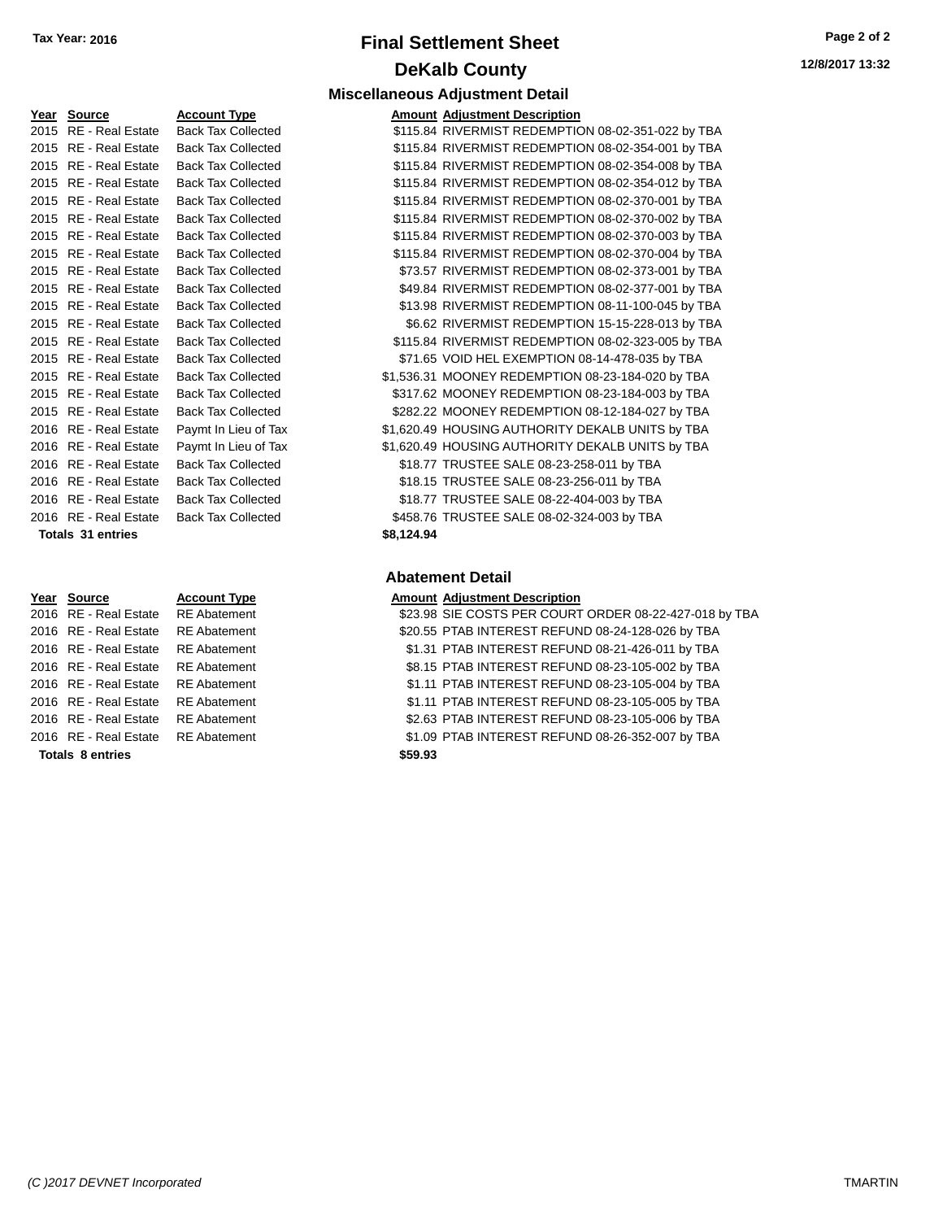**Tax Year: 2016**

# Final Settlement Sheet

## DeKalb County

12/8/2017 13:32

### Miscellaneous Adjustment Detail

| Year | Source | Account Type | Amount | Adjustment Description |
|---|---|---|---|---|
| 2015 | RE - Real Estate | Back Tax Collected | $115.84 | RIVERMIST REDEMPTION 08-02-351-022 by TBA |
| 2015 | RE - Real Estate | Back Tax Collected | $115.84 | RIVERMIST REDEMPTION 08-02-354-001 by TBA |
| 2015 | RE - Real Estate | Back Tax Collected | $115.84 | RIVERMIST REDEMPTION 08-02-354-008 by TBA |
| 2015 | RE - Real Estate | Back Tax Collected | $115.84 | RIVERMIST REDEMPTION 08-02-354-012 by TBA |
| 2015 | RE - Real Estate | Back Tax Collected | $115.84 | RIVERMIST REDEMPTION 08-02-370-001 by TBA |
| 2015 | RE - Real Estate | Back Tax Collected | $115.84 | RIVERMIST REDEMPTION 08-02-370-002 by TBA |
| 2015 | RE - Real Estate | Back Tax Collected | $115.84 | RIVERMIST REDEMPTION 08-02-370-003 by TBA |
| 2015 | RE - Real Estate | Back Tax Collected | $115.84 | RIVERMIST REDEMPTION 08-02-370-004 by TBA |
| 2015 | RE - Real Estate | Back Tax Collected | $73.57 | RIVERMIST REDEMPTION 08-02-373-001 by TBA |
| 2015 | RE - Real Estate | Back Tax Collected | $49.84 | RIVERMIST REDEMPTION 08-02-377-001 by TBA |
| 2015 | RE - Real Estate | Back Tax Collected | $13.98 | RIVERMIST REDEMPTION 08-11-100-045 by TBA |
| 2015 | RE - Real Estate | Back Tax Collected | $6.62 | RIVERMIST REDEMPTION 15-15-228-013 by TBA |
| 2015 | RE - Real Estate | Back Tax Collected | $115.84 | RIVERMIST REDEMPTION 08-02-323-005 by TBA |
| 2015 | RE - Real Estate | Back Tax Collected | $71.65 | VOID HEL EXEMPTION 08-14-478-035 by TBA |
| 2015 | RE - Real Estate | Back Tax Collected | $1,536.31 | MOONEY REDEMPTION 08-23-184-020 by TBA |
| 2015 | RE - Real Estate | Back Tax Collected | $317.62 | MOONEY REDEMPTION 08-23-184-003 by TBA |
| 2015 | RE - Real Estate | Back Tax Collected | $282.22 | MOONEY REDEMPTION 08-12-184-027 by TBA |
| 2016 | RE - Real Estate | Paymt In Lieu of Tax | $1,620.49 | HOUSING AUTHORITY DEKALB UNITS by TBA |
| 2016 | RE - Real Estate | Paymt In Lieu of Tax | $1,620.49 | HOUSING AUTHORITY DEKALB UNITS by TBA |
| 2016 | RE - Real Estate | Back Tax Collected | $18.77 | TRUSTEE SALE 08-23-258-011 by TBA |
| 2016 | RE - Real Estate | Back Tax Collected | $18.15 | TRUSTEE SALE 08-23-256-011 by TBA |
| 2016 | RE - Real Estate | Back Tax Collected | $18.77 | TRUSTEE SALE 08-22-404-003 by TBA |
| 2016 | RE - Real Estate | Back Tax Collected | $458.76 | TRUSTEE SALE 08-02-324-003 by TBA |
| **Totals 31 entries** | | | **$8,124.94** | |

### Abatement Detail

| Year | Source | Account Type | Amount | Adjustment Description |
|---|---|---|---|---|
| 2016 | RE - Real Estate | RE Abatement | $23.98 | SIE COSTS PER COURT ORDER 08-22-427-018 by TBA |
| 2016 | RE - Real Estate | RE Abatement | $20.55 | PTAB INTEREST REFUND 08-24-128-026 by TBA |
| 2016 | RE - Real Estate | RE Abatement | $1.31 | PTAB INTEREST REFUND 08-21-426-011 by TBA |
| 2016 | RE - Real Estate | RE Abatement | $8.15 | PTAB INTEREST REFUND 08-23-105-002 by TBA |
| 2016 | RE - Real Estate | RE Abatement | $1.11 | PTAB INTEREST REFUND 08-23-105-004 by TBA |
| 2016 | RE - Real Estate | RE Abatement | $1.11 | PTAB INTEREST REFUND 08-23-105-005 by TBA |
| 2016 | RE - Real Estate | RE Abatement | $2.63 | PTAB INTEREST REFUND 08-23-105-006 by TBA |
| 2016 | RE - Real Estate | RE Abatement | $1.09 | PTAB INTEREST REFUND 08-26-352-007 by TBA |
| **Totals 8 entries** | | | **$59.93** | |

*(C )2017 DEVNET Incorporated* TMARTIN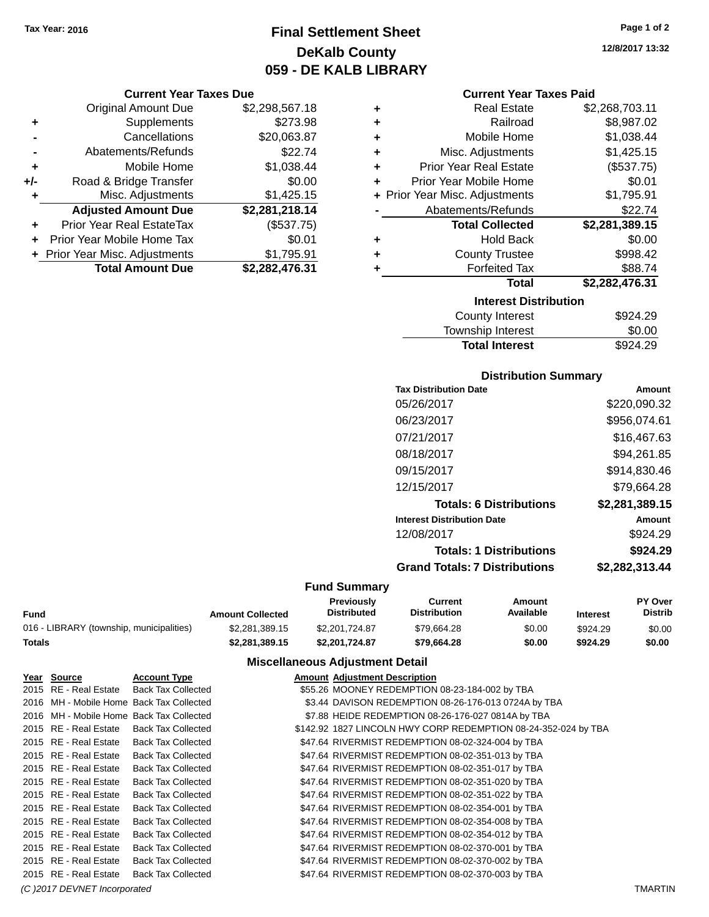Tax Year: 2016

# Final Settlement Sheet
## DeKalb County
## 059 - DE KALB LIBRARY

12/8/2017 13:32

### Current Year Taxes Due

| | | |
|---|---|---|
| | Original Amount Due | $2,298,567.18 |
| + | Supplements | $273.98 |
| - | Cancellations | $20,063.87 |
| - | Abatements/Refunds | $22.74 |
| + | Mobile Home | $1,038.44 |
| +/- | Road & Bridge Transfer | $0.00 |
| + | Misc. Adjustments | $1,425.15 |
| | **Adjusted Amount Due** | **$2,281,218.14** |
| + | Prior Year Real EstateTax | ($537.75) |
| + | Prior Year Mobile Home Tax | $0.01 |
| + | Prior Year Misc. Adjustments | $1,795.91 |
| | **Total Amount Due** | **$2,282,476.31** |

### Current Year Taxes Paid

| | | |
|---|---|---|
| + | Real Estate | $2,268,703.11 |
| + | Railroad | $8,987.02 |
| + | Mobile Home | $1,038.44 |
| + | Misc. Adjustments | $1,425.15 |
| + | Prior Year Real Estate | ($537.75) |
| + | Prior Year Mobile Home | $0.01 |
| + | Prior Year Misc. Adjustments | $1,795.91 |
| - | Abatements/Refunds | $22.74 |
| | **Total Collected** | **$2,281,389.15** |
| + | Hold Back | $0.00 |
| + | County Trustee | $998.42 |
| + | Forfeited Tax | $88.74 |
| | **Total** | **$2,282,476.31** |

### Interest Distribution

| | |
|---|---|
| County Interest | $924.29 |
| Township Interest | $0.00 |
| **Total Interest** | $924.29 |

### Distribution Summary

| Tax Distribution Date | Amount |
|---|---|
| 05/26/2017 | $220,090.32 |
| 06/23/2017 | $956,074.61 |
| 07/21/2017 | $16,467.63 |
| 08/18/2017 | $94,261.85 |
| 09/15/2017 | $914,830.46 |
| 12/15/2017 | $79,664.28 |
| **Totals: 6 Distributions** | **$2,281,389.15** |
| **Interest Distribution Date** | **Amount** |
| 12/08/2017 | $924.29 |
| **Totals: 1 Distributions** | **$924.29** |
| **Grand Totals: 7 Distributions** | **$2,282,313.44** |

### Fund Summary

| Fund | Amount Collected | Previously Distributed | Current Distribution | Amount Available | Interest | PY Over Distrib |
|---|---|---|---|---|---|---|
| 016 - LIBRARY (township, municipalities) | $2,281,389.15 | $2,201,724.87 | $79,664.28 | $0.00 | $924.29 | $0.00 |
| **Totals** | **$2,281,389.15** | **$2,201,724.87** | **$79,664.28** | **$0.00** | **$924.29** | **$0.00** |

### Miscellaneous Adjustment Detail

| Year | Source | Account Type | Amount | Adjustment Description |
|---|---|---|---|---|
| 2015 | RE - Real Estate | Back Tax Collected | $55.26 | MOONEY REDEMPTION 08-23-184-002 by TBA |
| 2016 | MH - Mobile Home | Back Tax Collected | $3.44 | DAVISON REDEMPTION 08-26-176-013 0724A by TBA |
| 2016 | MH - Mobile Home | Back Tax Collected | $7.88 | HEIDE REDEMPTION 08-26-176-027 0814A by TBA |
| 2015 | RE - Real Estate | Back Tax Collected | $142.92 | 1827 LINCOLN HWY CORP REDEMPTION 08-24-352-024 by TBA |
| 2015 | RE - Real Estate | Back Tax Collected | $47.64 | RIVERMIST REDEMPTION 08-02-324-004 by TBA |
| 2015 | RE - Real Estate | Back Tax Collected | $47.64 | RIVERMIST REDEMPTION 08-02-351-013 by TBA |
| 2015 | RE - Real Estate | Back Tax Collected | $47.64 | RIVERMIST REDEMPTION 08-02-351-017 by TBA |
| 2015 | RE - Real Estate | Back Tax Collected | $47.64 | RIVERMIST REDEMPTION 08-02-351-020 by TBA |
| 2015 | RE - Real Estate | Back Tax Collected | $47.64 | RIVERMIST REDEMPTION 08-02-351-022 by TBA |
| 2015 | RE - Real Estate | Back Tax Collected | $47.64 | RIVERMIST REDEMPTION 08-02-354-001 by TBA |
| 2015 | RE - Real Estate | Back Tax Collected | $47.64 | RIVERMIST REDEMPTION 08-02-354-008 by TBA |
| 2015 | RE - Real Estate | Back Tax Collected | $47.64 | RIVERMIST REDEMPTION 08-02-354-012 by TBA |
| 2015 | RE - Real Estate | Back Tax Collected | $47.64 | RIVERMIST REDEMPTION 08-02-370-001 by TBA |
| 2015 | RE - Real Estate | Back Tax Collected | $47.64 | RIVERMIST REDEMPTION 08-02-370-002 by TBA |
| 2015 | RE - Real Estate | Back Tax Collected | $47.64 | RIVERMIST REDEMPTION 08-02-370-003 by TBA |

(C )2017 DEVNET Incorporated TMARTIN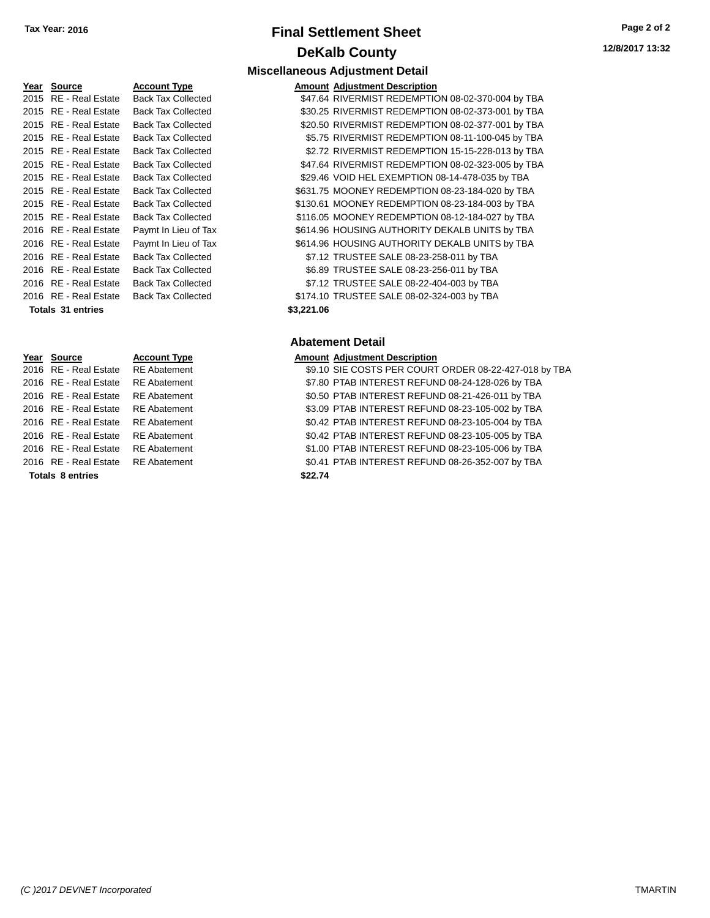# Final Settlement Sheet

## DeKalb County

Tax Year: 2016

12/8/2017 13:32

### Miscellaneous Adjustment Detail

| Year | Source | Account Type | Amount | Adjustment Description |
|---|---|---|---|---|
| 2015 | RE - Real Estate | Back Tax Collected | $47.64 | RIVERMIST REDEMPTION 08-02-370-004 by TBA |
| 2015 | RE - Real Estate | Back Tax Collected | $30.25 | RIVERMIST REDEMPTION 08-02-373-001 by TBA |
| 2015 | RE - Real Estate | Back Tax Collected | $20.50 | RIVERMIST REDEMPTION 08-02-377-001 by TBA |
| 2015 | RE - Real Estate | Back Tax Collected | $5.75 | RIVERMIST REDEMPTION 08-11-100-045 by TBA |
| 2015 | RE - Real Estate | Back Tax Collected | $2.72 | RIVERMIST REDEMPTION 15-15-228-013 by TBA |
| 2015 | RE - Real Estate | Back Tax Collected | $47.64 | RIVERMIST REDEMPTION 08-02-323-005 by TBA |
| 2015 | RE - Real Estate | Back Tax Collected | $29.46 | VOID HEL EXEMPTION 08-14-478-035 by TBA |
| 2015 | RE - Real Estate | Back Tax Collected | $631.75 | MOONEY REDEMPTION 08-23-184-020 by TBA |
| 2015 | RE - Real Estate | Back Tax Collected | $130.61 | MOONEY REDEMPTION 08-23-184-003 by TBA |
| 2015 | RE - Real Estate | Back Tax Collected | $116.05 | MOONEY REDEMPTION 08-12-184-027 by TBA |
| 2016 | RE - Real Estate | Paymt In Lieu of Tax | $614.96 | HOUSING AUTHORITY DEKALB UNITS by TBA |
| 2016 | RE - Real Estate | Paymt In Lieu of Tax | $614.96 | HOUSING AUTHORITY DEKALB UNITS by TBA |
| 2016 | RE - Real Estate | Back Tax Collected | $7.12 | TRUSTEE SALE 08-23-258-011 by TBA |
| 2016 | RE - Real Estate | Back Tax Collected | $6.89 | TRUSTEE SALE 08-23-256-011 by TBA |
| 2016 | RE - Real Estate | Back Tax Collected | $7.12 | TRUSTEE SALE 08-22-404-003 by TBA |
| 2016 | RE - Real Estate | Back Tax Collected | $174.10 | TRUSTEE SALE 08-02-324-003 by TBA |
| **Totals 31 entries** | | | **$3,221.06** | |

### Abatement Detail

| Year | Source | Account Type | Amount | Adjustment Description |
|---|---|---|---|---|
| 2016 | RE - Real Estate | RE Abatement | $9.10 | SIE COSTS PER COURT ORDER 08-22-427-018 by TBA |
| 2016 | RE - Real Estate | RE Abatement | $7.80 | PTAB INTEREST REFUND 08-24-128-026 by TBA |
| 2016 | RE - Real Estate | RE Abatement | $0.50 | PTAB INTEREST REFUND 08-21-426-011 by TBA |
| 2016 | RE - Real Estate | RE Abatement | $3.09 | PTAB INTEREST REFUND 08-23-105-002 by TBA |
| 2016 | RE - Real Estate | RE Abatement | $0.42 | PTAB INTEREST REFUND 08-23-105-004 by TBA |
| 2016 | RE - Real Estate | RE Abatement | $0.42 | PTAB INTEREST REFUND 08-23-105-005 by TBA |
| 2016 | RE - Real Estate | RE Abatement | $1.00 | PTAB INTEREST REFUND 08-23-105-006 by TBA |
| 2016 | RE - Real Estate | RE Abatement | $0.41 | PTAB INTEREST REFUND 08-26-352-007 by TBA |
| **Totals 8 entries** | | | **$22.74** | |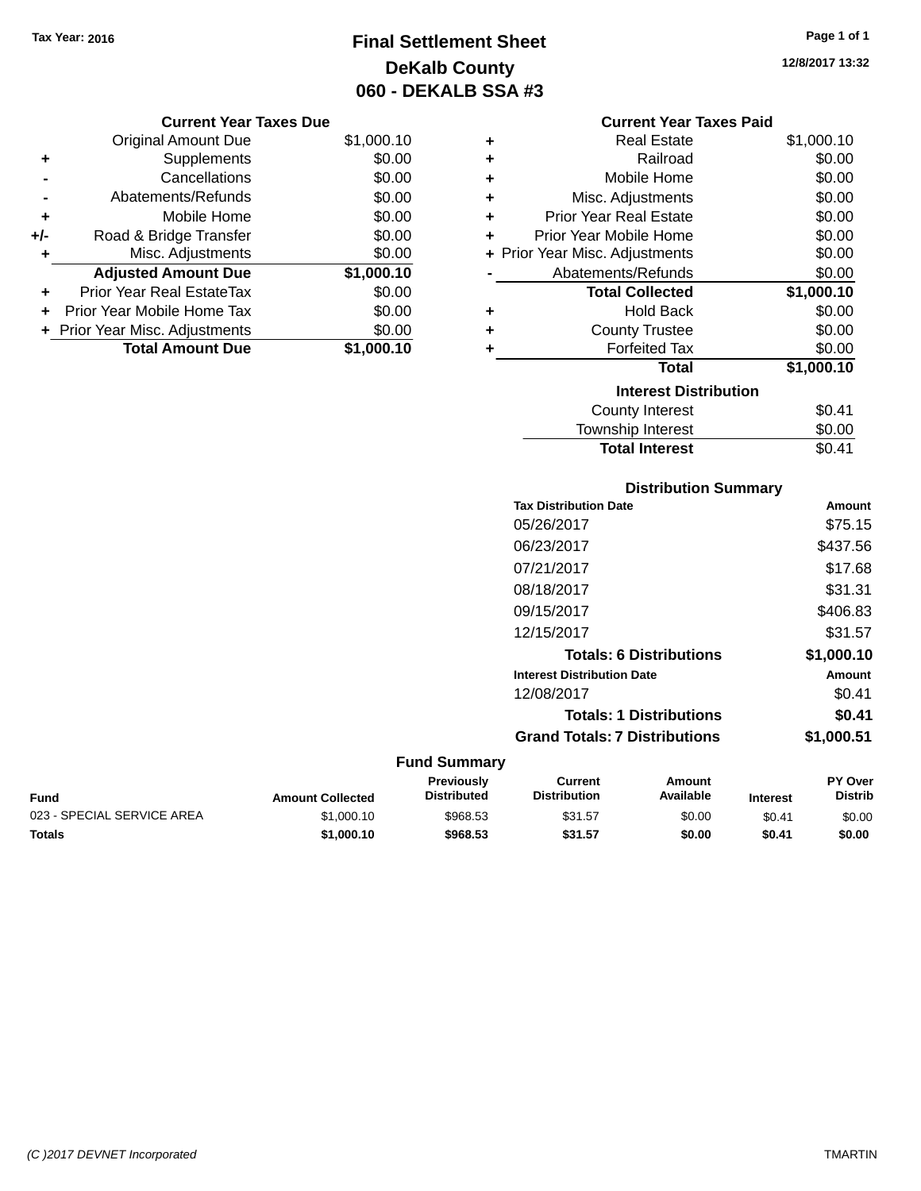Tax Year: 2016

# Final Settlement Sheet
## DeKalb County
## 060 - DEKALB SSA #3

12/8/2017 13:32

### Current Year Taxes Due

| | | |
|---|---|---|
| | Original Amount Due | $1,000.10 |
| + | Supplements | $0.00 |
| - | Cancellations | $0.00 |
| - | Abatements/Refunds | $0.00 |
| + | Mobile Home | $0.00 |
| +/- | Road & Bridge Transfer | $0.00 |
| + | Misc. Adjustments | $0.00 |
| | **Adjusted Amount Due** | **$1,000.10** |
| + | Prior Year Real EstateTax | $0.00 |
| + | Prior Year Mobile Home Tax | $0.00 |
| + | Prior Year Misc. Adjustments | $0.00 |
| | **Total Amount Due** | **$1,000.10** |

### Current Year Taxes Paid

| | | |
|---|---|---|
| + | Real Estate | $1,000.10 |
| + | Railroad | $0.00 |
| + | Mobile Home | $0.00 |
| + | Misc. Adjustments | $0.00 |
| + | Prior Year Real Estate | $0.00 |
| + | Prior Year Mobile Home | $0.00 |
| + | Prior Year Misc. Adjustments | $0.00 |
| - | Abatements/Refunds | $0.00 |
| | **Total Collected** | **$1,000.10** |
| + | Hold Back | $0.00 |
| + | County Trustee | $0.00 |
| + | Forfeited Tax | $0.00 |
| | **Total** | **$1,000.10** |

### Interest Distribution

| | |
|---|---|
| County Interest | $0.41 |
| Township Interest | $0.00 |
| **Total Interest** | $0.41 |

### Distribution Summary

| Tax Distribution Date | Amount |
|---|---|
| 05/26/2017 | $75.15 |
| 06/23/2017 | $437.56 |
| 07/21/2017 | $17.68 |
| 08/18/2017 | $31.31 |
| 09/15/2017 | $406.83 |
| 12/15/2017 | $31.57 |
| **Totals: 6 Distributions** | **$1,000.10** |

| Interest Distribution Date | Amount |
|---|---|
| 12/08/2017 | $0.41 |
| **Totals: 1 Distributions** | **$0.41** |
| **Grand Totals: 7 Distributions** | **$1,000.51** |

### Fund Summary

| Fund | Amount Collected | Previously Distributed | Current Distribution | Amount Available | Interest | PY Over Distrib |
|---|---|---|---|---|---|---|
| 023 - SPECIAL SERVICE AREA | $1,000.10 | $968.53 | $31.57 | $0.00 | $0.41 | $0.00 |
| **Totals** | **$1,000.10** | **$968.53** | **$31.57** | **$0.00** | **$0.41** | **$0.00** |

(C )2017 DEVNET Incorporated TMARTIN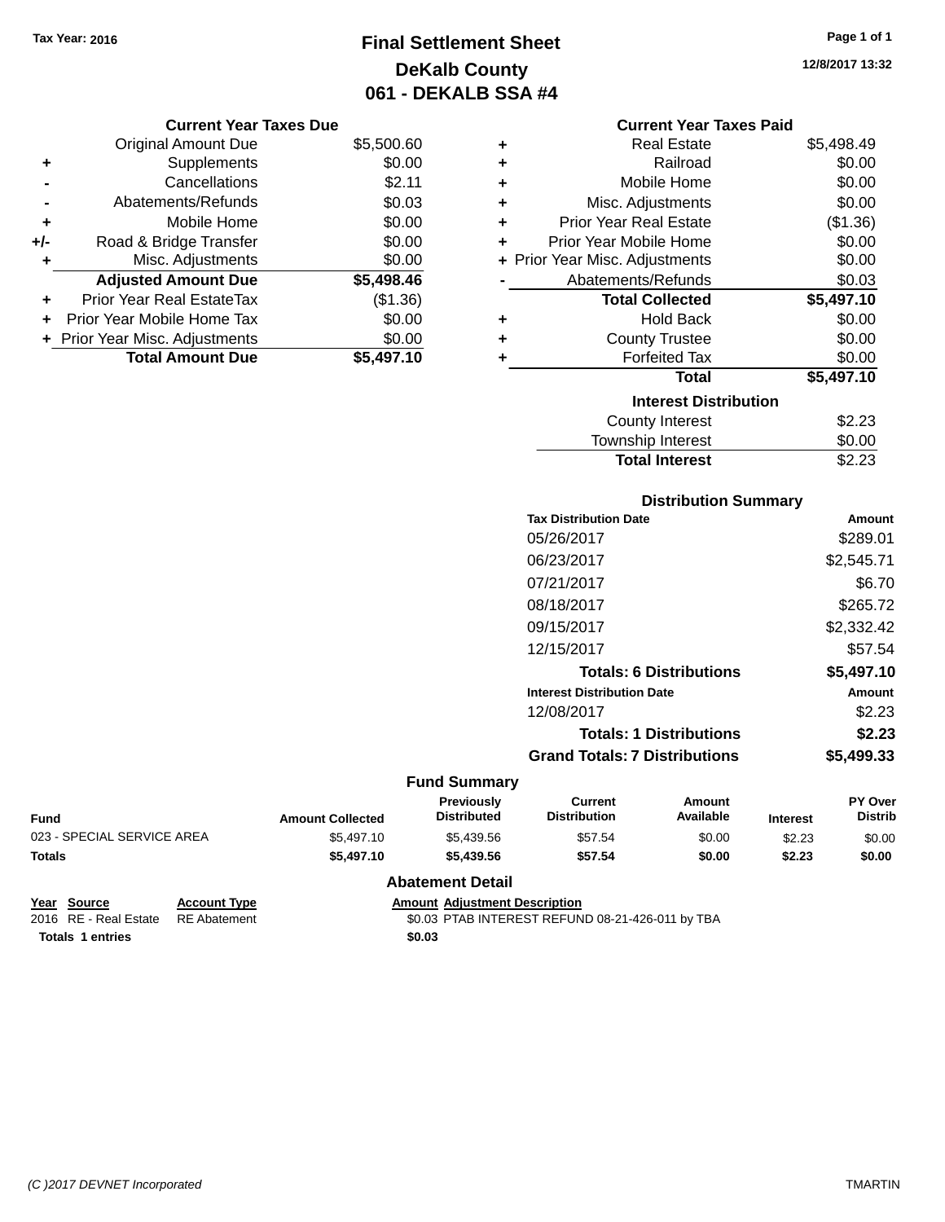Tax Year: 2016

# Final Settlement Sheet
## DeKalb County
## 061 - DEKALB SSA #4

12/8/2017 13:32

### Current Year Taxes Due

| | | |
|---|---|---|
| | Original Amount Due | $5,500.60 |
| + | Supplements | $0.00 |
| - | Cancellations | $2.11 |
| - | Abatements/Refunds | $0.03 |
| + | Mobile Home | $0.00 |
| +/- | Road & Bridge Transfer | $0.00 |
| + | Misc. Adjustments | $0.00 |
| | **Adjusted Amount Due** | **$5,498.46** |
| + | Prior Year Real EstateTax | ($1.36) |
| + | Prior Year Mobile Home Tax | $0.00 |
| + | Prior Year Misc. Adjustments | $0.00 |
| | **Total Amount Due** | **$5,497.10** |

### Current Year Taxes Paid

| | | |
|---|---|---|
| + | Real Estate | $5,498.49 |
| + | Railroad | $0.00 |
| + | Mobile Home | $0.00 |
| + | Misc. Adjustments | $0.00 |
| + | Prior Year Real Estate | ($1.36) |
| + | Prior Year Mobile Home | $0.00 |
| + | Prior Year Misc. Adjustments | $0.00 |
| - | Abatements/Refunds | $0.03 |
| | **Total Collected** | **$5,497.10** |
| + | Hold Back | $0.00 |
| + | County Trustee | $0.00 |
| + | Forfeited Tax | $0.00 |
| | **Total** | **$5,497.10** |

### Interest Distribution

| | |
|---|---|
| County Interest | $2.23 |
| Township Interest | $0.00 |
| **Total Interest** | $2.23 |

### Distribution Summary

| Tax Distribution Date | Amount |
|---|---|
| 05/26/2017 | $289.01 |
| 06/23/2017 | $2,545.71 |
| 07/21/2017 | $6.70 |
| 08/18/2017 | $265.72 |
| 09/15/2017 | $2,332.42 |
| 12/15/2017 | $57.54 |
| **Totals: 6 Distributions** | **$5,497.10** |
| **Interest Distribution Date** | **Amount** |
| 12/08/2017 | $2.23 |
| **Totals: 1 Distributions** | **$2.23** |
| **Grand Totals: 7 Distributions** | **$5,499.33** |

### Fund Summary

| Fund | Amount Collected | Previously Distributed | Current Distribution | Amount Available | Interest | PY Over Distrib |
|---|---|---|---|---|---|---|
| 023 - SPECIAL SERVICE AREA | $5,497.10 | $5,439.56 | $57.54 | $0.00 | $2.23 | $0.00 |
| **Totals** | **$5,497.10** | **$5,439.56** | **$57.54** | **$0.00** | **$2.23** | **$0.00** |

### Abatement Detail

| Year | Source | Account Type | Amount | Adjustment Description |
|---|---|---|---|---|
| 2016 | RE - Real Estate | RE Abatement | $0.03 | PTAB INTEREST REFUND 08-21-426-011 by TBA |
| **Totals** | **1 entries** | | **$0.03** | |

(C )2017 DEVNET Incorporated — TMARTIN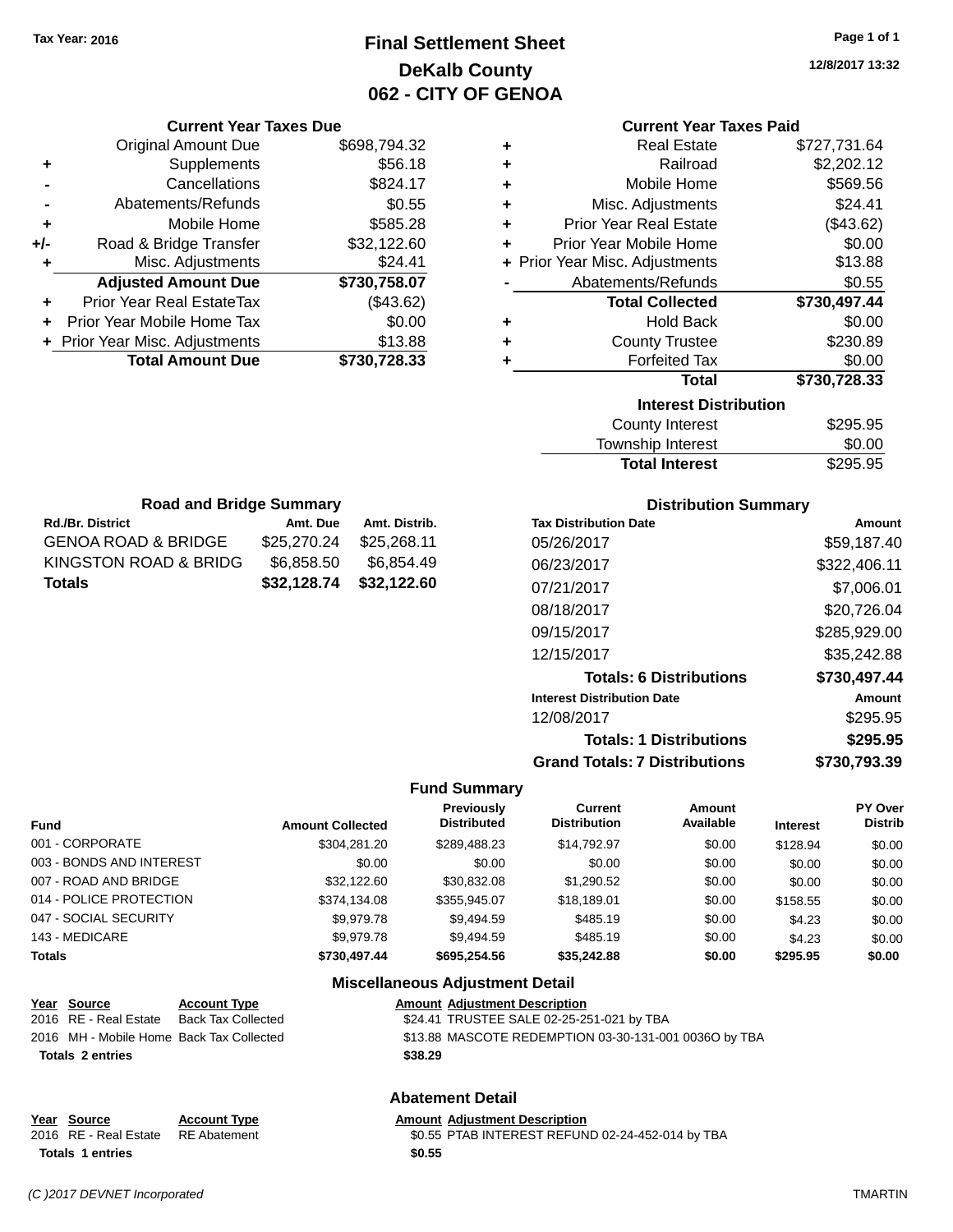Tax Year: 2016

# Final Settlement Sheet
## DeKalb County
## 062 - CITY OF GENOA

12/8/2017 13:32

### Current Year Taxes Due

| | | |
|---|---|---|
| | Original Amount Due | $698,794.32 |
| + | Supplements | $56.18 |
| - | Cancellations | $824.17 |
| - | Abatements/Refunds | $0.55 |
| + | Mobile Home | $585.28 |
| +/- | Road & Bridge Transfer | $32,122.60 |
| + | Misc. Adjustments | $24.41 |
| | **Adjusted Amount Due** | **$730,758.07** |
| + | Prior Year Real EstateTax | ($43.62) |
| + | Prior Year Mobile Home Tax | $0.00 |
| + | Prior Year Misc. Adjustments | $13.88 |
| | **Total Amount Due** | **$730,728.33** |

### Current Year Taxes Paid

| | | |
|---|---|---|
| + | Real Estate | $727,731.64 |
| + | Railroad | $2,202.12 |
| + | Mobile Home | $569.56 |
| + | Misc. Adjustments | $24.41 |
| + | Prior Year Real Estate | ($43.62) |
| + | Prior Year Mobile Home | $0.00 |
| + | Prior Year Misc. Adjustments | $13.88 |
| - | Abatements/Refunds | $0.55 |
| | **Total Collected** | **$730,497.44** |
| + | Hold Back | $0.00 |
| + | County Trustee | $230.89 |
| + | Forfeited Tax | $0.00 |
| | **Total** | **$730,728.33** |

### Interest Distribution

| | |
|---|---|
| County Interest | $295.95 |
| Township Interest | $0.00 |
| **Total Interest** | $295.95 |

### Road and Bridge Summary

| Rd./Br. District | Amt. Due | Amt. Distrib. |
|---|---|---|
| GENOA ROAD & BRIDGE | $25,270.24 | $25,268.11 |
| KINGSTON ROAD & BRIDG | $6,858.50 | $6,854.49 |
| **Totals** | **$32,128.74** | **$32,122.60** |

### Distribution Summary

| Tax Distribution Date | Amount |
|---|---|
| 05/26/2017 | $59,187.40 |
| 06/23/2017 | $322,406.11 |
| 07/21/2017 | $7,006.01 |
| 08/18/2017 | $20,726.04 |
| 09/15/2017 | $285,929.00 |
| 12/15/2017 | $35,242.88 |
| **Totals: 6 Distributions** | **$730,497.44** |
| **Interest Distribution Date** | **Amount** |
| 12/08/2017 | $295.95 |
| **Totals: 1 Distributions** | **$295.95** |
| **Grand Totals: 7 Distributions** | **$730,793.39** |

### Fund Summary

| Fund | Amount Collected | Previously Distributed | Current Distribution | Amount Available | Interest | PY Over Distrib |
|---|---|---|---|---|---|---|
| 001 - CORPORATE | $304,281.20 | $289,488.23 | $14,792.97 | $0.00 | $128.94 | $0.00 |
| 003 - BONDS AND INTEREST | $0.00 | $0.00 | $0.00 | $0.00 | $0.00 | $0.00 |
| 007 - ROAD AND BRIDGE | $32,122.60 | $30,832.08 | $1,290.52 | $0.00 | $0.00 | $0.00 |
| 014 - POLICE PROTECTION | $374,134.08 | $355,945.07 | $18,189.01 | $0.00 | $158.55 | $0.00 |
| 047 - SOCIAL SECURITY | $9,979.78 | $9,494.59 | $485.19 | $0.00 | $4.23 | $0.00 |
| 143 - MEDICARE | $9,979.78 | $9,494.59 | $485.19 | $0.00 | $4.23 | $0.00 |
| **Totals** | **$730,497.44** | **$695,254.56** | **$35,242.88** | **$0.00** | **$295.95** | **$0.00** |

### Miscellaneous Adjustment Detail

| Year | Source | Account Type | Amount | Adjustment Description |
|---|---|---|---|---|
| 2016 | RE - Real Estate | Back Tax Collected | $24.41 | TRUSTEE SALE 02-25-251-021 by TBA |
| 2016 | MH - Mobile Home | Back Tax Collected | $13.88 | MASCOTE REDEMPTION 03-30-131-001 0036O by TBA |
| **Totals 2 entries** | | | **$38.29** | |

### Abatement Detail

| Year | Source | Account Type | Amount | Adjustment Description |
|---|---|---|---|---|
| 2016 | RE - Real Estate | RE Abatement | $0.55 | PTAB INTEREST REFUND 02-24-452-014 by TBA |
| **Totals 1 entries** | | | **$0.55** | |

(C )2017 DEVNET Incorporated — TMARTIN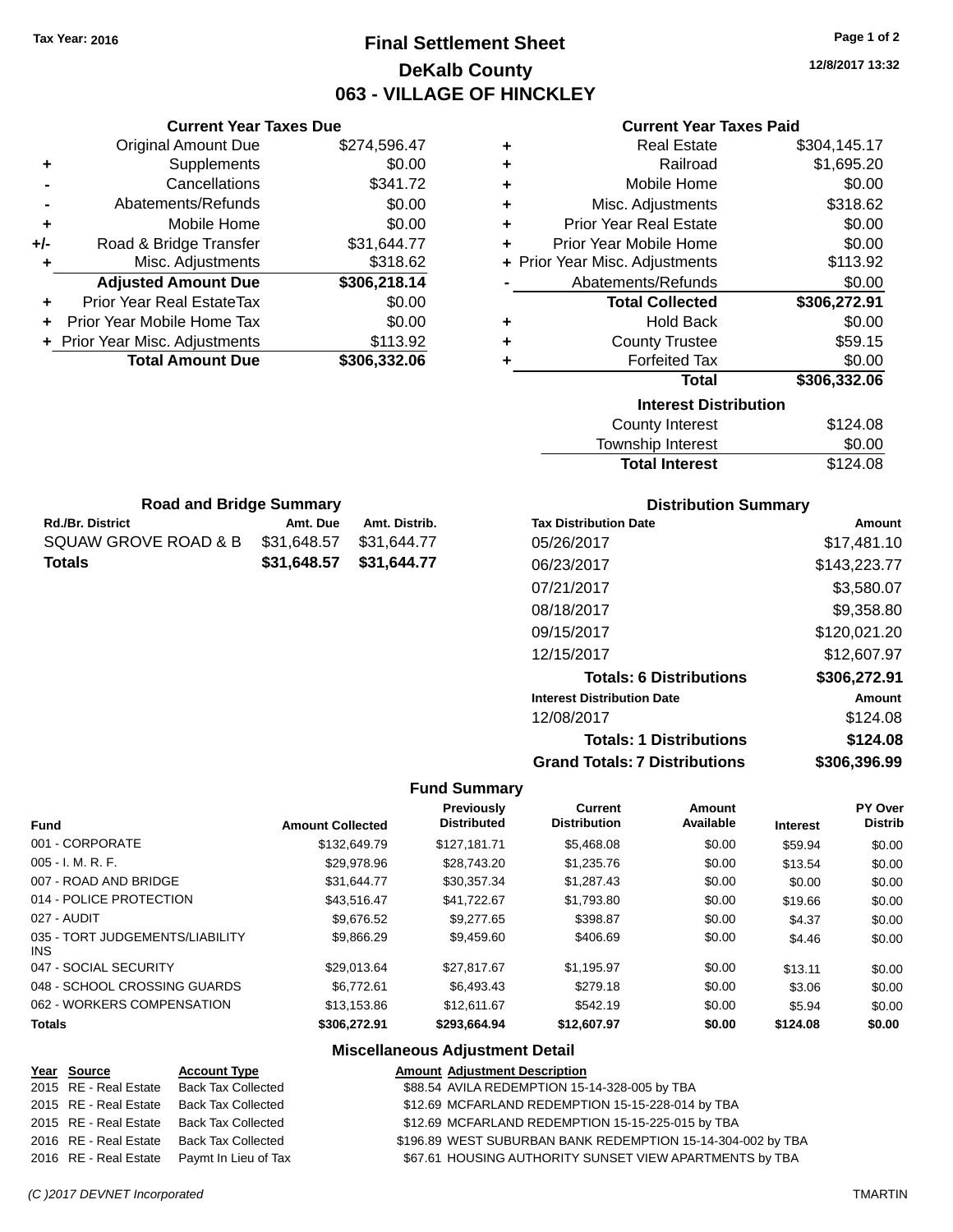Tax Year: 2016

# Final Settlement Sheet
## DeKalb County
## 063 - VILLAGE OF HINCKLEY

12/8/2017 13:32

### Current Year Taxes Due

| | | |
|---|---|---|
| | Original Amount Due | $274,596.47 |
| + | Supplements | $0.00 |
| - | Cancellations | $341.72 |
| - | Abatements/Refunds | $0.00 |
| + | Mobile Home | $0.00 |
| +/- | Road & Bridge Transfer | $31,644.77 |
| + | Misc. Adjustments | $318.62 |
| | **Adjusted Amount Due** | **$306,218.14** |
| + | Prior Year Real EstateTax | $0.00 |
| + | Prior Year Mobile Home Tax | $0.00 |
| + | Prior Year Misc. Adjustments | $113.92 |
| | **Total Amount Due** | **$306,332.06** |

### Current Year Taxes Paid

| | | |
|---|---|---|
| + | Real Estate | $304,145.17 |
| + | Railroad | $1,695.20 |
| + | Mobile Home | $0.00 |
| + | Misc. Adjustments | $318.62 |
| + | Prior Year Real Estate | $0.00 |
| + | Prior Year Mobile Home | $0.00 |
| + | Prior Year Misc. Adjustments | $113.92 |
| - | Abatements/Refunds | $0.00 |
| | **Total Collected** | **$306,272.91** |
| + | Hold Back | $0.00 |
| + | County Trustee | $59.15 |
| + | Forfeited Tax | $0.00 |
| | **Total** | **$306,332.06** |

### Interest Distribution

| | |
|---|---|
| County Interest | $124.08 |
| Township Interest | $0.00 |
| **Total Interest** | $124.08 |

### Road and Bridge Summary

| Rd./Br. District | Amt. Due | Amt. Distrib. |
|---|---|---|
| SQUAW GROVE ROAD & B | $31,648.57 | $31,644.77 |
| **Totals** | **$31,648.57** | **$31,644.77** |

### Distribution Summary

| Tax Distribution Date | Amount |
|---|---|
| 05/26/2017 | $17,481.10 |
| 06/23/2017 | $143,223.77 |
| 07/21/2017 | $3,580.07 |
| 08/18/2017 | $9,358.80 |
| 09/15/2017 | $120,021.20 |
| 12/15/2017 | $12,607.97 |
| **Totals: 6 Distributions** | **$306,272.91** |
| **Interest Distribution Date** | **Amount** |
| 12/08/2017 | $124.08 |
| **Totals: 1 Distributions** | **$124.08** |
| **Grand Totals: 7 Distributions** | **$306,396.99** |

### Fund Summary

| Fund | Amount Collected | Previously Distributed | Current Distribution | Amount Available | Interest | PY Over Distrib |
|---|---|---|---|---|---|---|
| 001 - CORPORATE | $132,649.79 | $127,181.71 | $5,468.08 | $0.00 | $59.94 | $0.00 |
| 005 - I. M. R. F. | $29,978.96 | $28,743.20 | $1,235.76 | $0.00 | $13.54 | $0.00 |
| 007 - ROAD AND BRIDGE | $31,644.77 | $30,357.34 | $1,287.43 | $0.00 | $0.00 | $0.00 |
| 014 - POLICE PROTECTION | $43,516.47 | $41,722.67 | $1,793.80 | $0.00 | $19.66 | $0.00 |
| 027 - AUDIT | $9,676.52 | $9,277.65 | $398.87 | $0.00 | $4.37 | $0.00 |
| 035 - TORT JUDGEMENTS/LIABILITY INS | $9,866.29 | $9,459.60 | $406.69 | $0.00 | $4.46 | $0.00 |
| 047 - SOCIAL SECURITY | $29,013.64 | $27,817.67 | $1,195.97 | $0.00 | $13.11 | $0.00 |
| 048 - SCHOOL CROSSING GUARDS | $6,772.61 | $6,493.43 | $279.18 | $0.00 | $3.06 | $0.00 |
| 062 - WORKERS COMPENSATION | $13,153.86 | $12,611.67 | $542.19 | $0.00 | $5.94 | $0.00 |
| **Totals** | **$306,272.91** | **$293,664.94** | **$12,607.97** | **$0.00** | **$124.08** | **$0.00** |

### Miscellaneous Adjustment Detail

| Year | Source | Account Type | Amount | Adjustment Description |
|---|---|---|---|---|
| 2015 | RE - Real Estate | Back Tax Collected | $88.54 | AVILA REDEMPTION 15-14-328-005 by TBA |
| 2015 | RE - Real Estate | Back Tax Collected | $12.69 | MCFARLAND REDEMPTION 15-15-228-014 by TBA |
| 2015 | RE - Real Estate | Back Tax Collected | $12.69 | MCFARLAND REDEMPTION 15-15-225-015 by TBA |
| 2016 | RE - Real Estate | Back Tax Collected | $196.89 | WEST SUBURBAN BANK REDEMPTION 15-14-304-002 by TBA |
| 2016 | RE - Real Estate | Paymt In Lieu of Tax | $67.61 | HOUSING AUTHORITY SUNSET VIEW APARTMENTS by TBA |

(C )2017 DEVNET Incorporated TMARTIN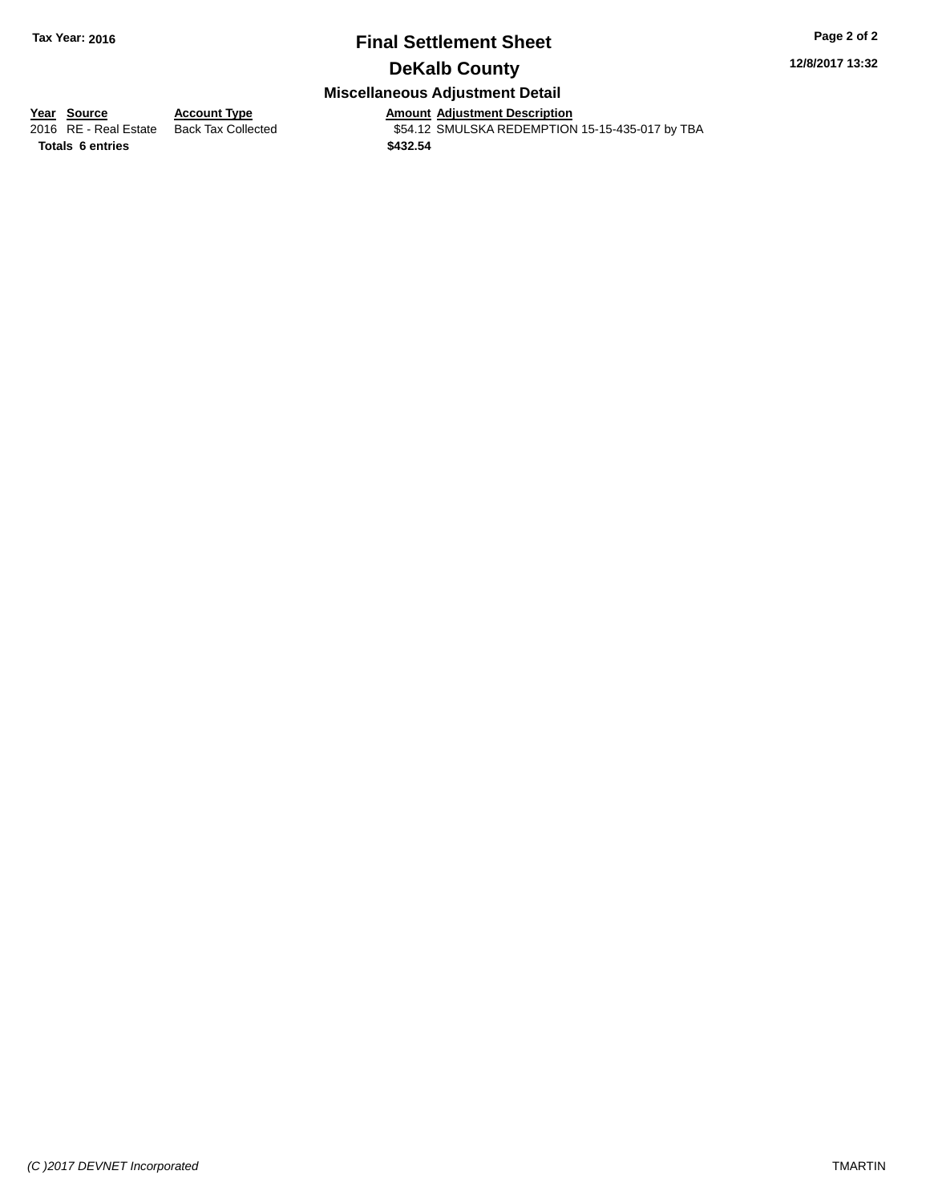## Final Settlement Sheet

**Tax Year: 2016**

**DeKalb County**

**12/8/2017 13:32**

### Miscellaneous Adjustment Detail

| Year | Source | Account Type | Amount | Adjustment Description |
|---|---|---|---|---|
| 2016 | RE - Real Estate | Back Tax Collected | $54.12 | SMULSKA REDEMPTION 15-15-435-017 by TBA |
| **Totals** | **6 entries** | | **$432.54** | |

*(C )2017 DEVNET Incorporated*

TMARTIN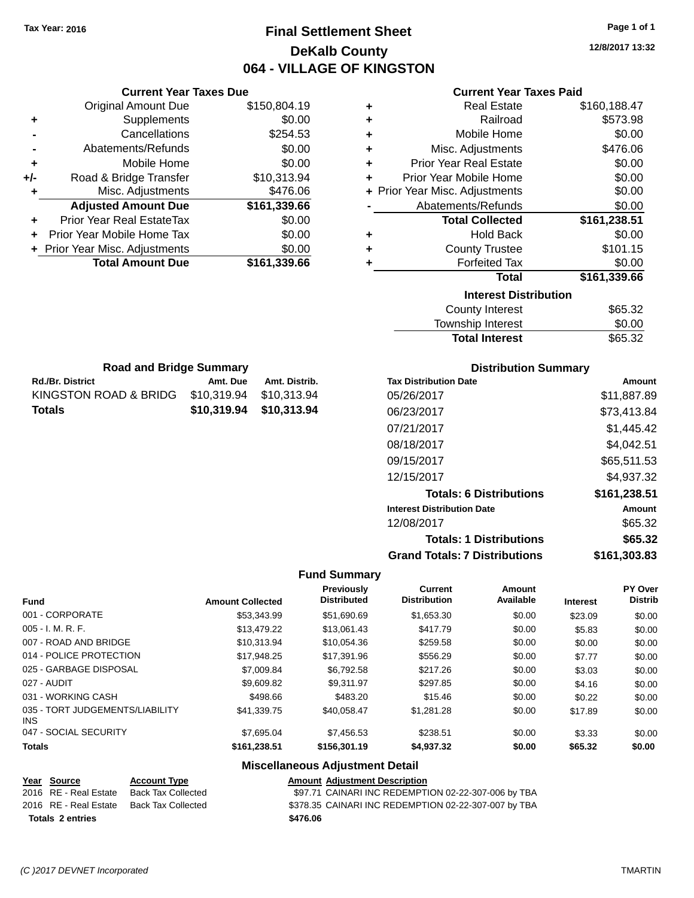Tax Year: 2016

# Final Settlement Sheet
## DeKalb County
## 064 - VILLAGE OF KINGSTON

12/8/2017 13:32

### Current Year Taxes Due

| | | |
|---|---|---|
| | Original Amount Due | $150,804.19 |
| + | Supplements | $0.00 |
| - | Cancellations | $254.53 |
| - | Abatements/Refunds | $0.00 |
| + | Mobile Home | $0.00 |
| +/- | Road & Bridge Transfer | $10,313.94 |
| + | Misc. Adjustments | $476.06 |
| | **Adjusted Amount Due** | **$161,339.66** |
| + | Prior Year Real EstateTax | $0.00 |
| + | Prior Year Mobile Home Tax | $0.00 |
| + | Prior Year Misc. Adjustments | $0.00 |
| | **Total Amount Due** | **$161,339.66** |

### Current Year Taxes Paid

| | | |
|---|---|---|
| + | Real Estate | $160,188.47 |
| + | Railroad | $573.98 |
| + | Mobile Home | $0.00 |
| + | Misc. Adjustments | $476.06 |
| + | Prior Year Real Estate | $0.00 |
| + | Prior Year Mobile Home | $0.00 |
| + | Prior Year Misc. Adjustments | $0.00 |
| - | Abatements/Refunds | $0.00 |
| | **Total Collected** | **$161,238.51** |
| + | Hold Back | $0.00 |
| + | County Trustee | $101.15 |
| + | Forfeited Tax | $0.00 |
| | **Total** | **$161,339.66** |

### Interest Distribution

| | |
|---|---|
| County Interest | $65.32 |
| Township Interest | $0.00 |
| **Total Interest** | $65.32 |

### Road and Bridge Summary

| Rd./Br. District | Amt. Due | Amt. Distrib. |
|---|---|---|
| KINGSTON ROAD & BRIDG | $10,319.94 | $10,313.94 |
| **Totals** | **$10,319.94** | **$10,313.94** |

### Distribution Summary

| Tax Distribution Date | Amount |
|---|---|
| 05/26/2017 | $11,887.89 |
| 06/23/2017 | $73,413.84 |
| 07/21/2017 | $1,445.42 |
| 08/18/2017 | $4,042.51 |
| 09/15/2017 | $65,511.53 |
| 12/15/2017 | $4,937.32 |
| **Totals: 6 Distributions** | **$161,238.51** |
| **Interest Distribution Date** | **Amount** |
| 12/08/2017 | $65.32 |
| **Totals: 1 Distributions** | **$65.32** |
| **Grand Totals: 7 Distributions** | **$161,303.83** |

### Fund Summary

| Fund | Amount Collected | Previously Distributed | Current Distribution | Amount Available | Interest | PY Over Distrib |
|---|---|---|---|---|---|---|
| 001 - CORPORATE | $53,343.99 | $51,690.69 | $1,653.30 | $0.00 | $23.09 | $0.00 |
| 005 - I. M. R. F. | $13,479.22 | $13,061.43 | $417.79 | $0.00 | $5.83 | $0.00 |
| 007 - ROAD AND BRIDGE | $10,313.94 | $10,054.36 | $259.58 | $0.00 | $0.00 | $0.00 |
| 014 - POLICE PROTECTION | $17,948.25 | $17,391.96 | $556.29 | $0.00 | $7.77 | $0.00 |
| 025 - GARBAGE DISPOSAL | $7,009.84 | $6,792.58 | $217.26 | $0.00 | $3.03 | $0.00 |
| 027 - AUDIT | $9,609.82 | $9,311.97 | $297.85 | $0.00 | $4.16 | $0.00 |
| 031 - WORKING CASH | $498.66 | $483.20 | $15.46 | $0.00 | $0.22 | $0.00 |
| 035 - TORT JUDGEMENTS/LIABILITY INS | $41,339.75 | $40,058.47 | $1,281.28 | $0.00 | $17.89 | $0.00 |
| 047 - SOCIAL SECURITY | $7,695.04 | $7,456.53 | $238.51 | $0.00 | $3.33 | $0.00 |
| **Totals** | **$161,238.51** | **$156,301.19** | **$4,937.32** | **$0.00** | **$65.32** | **$0.00** |

### Miscellaneous Adjustment Detail

| Year | Source | Account Type | Amount | Adjustment Description |
|---|---|---|---|---|
| 2016 | RE - Real Estate | Back Tax Collected | $97.71 | CAINARI INC REDEMPTION 02-22-307-006 by TBA |
| 2016 | RE - Real Estate | Back Tax Collected | $378.35 | CAINARI INC REDEMPTION 02-22-307-007 by TBA |
| **Totals 2 entries** | | | **$476.06** | |

(C )2017 DEVNET Incorporated — TMARTIN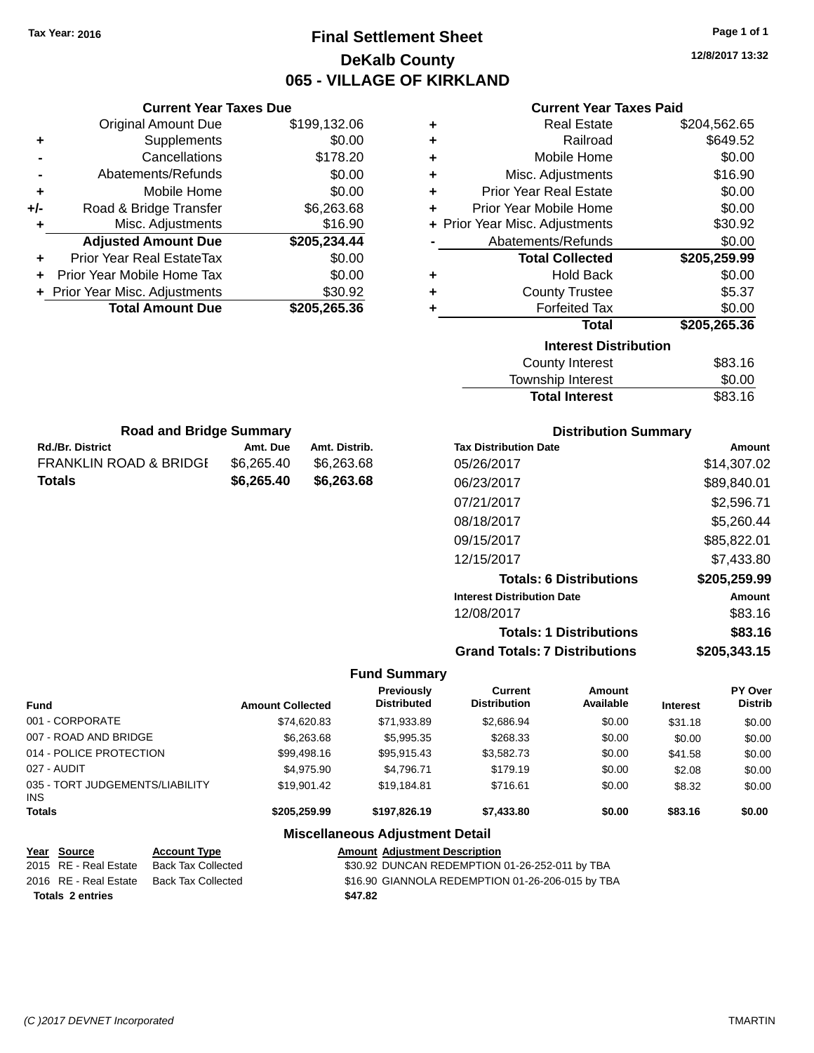Tax Year: 2016

# Final Settlement Sheet

## DeKalb County

## 065 - VILLAGE OF KIRKLAND

12/8/2017 13:32

### Current Year Taxes Due

| | | |
|---|---|---|
| | Original Amount Due | $199,132.06 |
| + | Supplements | $0.00 |
| - | Cancellations | $178.20 |
| - | Abatements/Refunds | $0.00 |
| + | Mobile Home | $0.00 |
| +/- | Road & Bridge Transfer | $6,263.68 |
| + | Misc. Adjustments | $16.90 |
| | **Adjusted Amount Due** | **$205,234.44** |
| + | Prior Year Real EstateTax | $0.00 |
| + | Prior Year Mobile Home Tax | $0.00 |
| + | Prior Year Misc. Adjustments | $30.92 |
| | **Total Amount Due** | **$205,265.36** |

### Current Year Taxes Paid

| | | |
|---|---|---|
| + | Real Estate | $204,562.65 |
| + | Railroad | $649.52 |
| + | Mobile Home | $0.00 |
| + | Misc. Adjustments | $16.90 |
| + | Prior Year Real Estate | $0.00 |
| + | Prior Year Mobile Home | $0.00 |
| + | Prior Year Misc. Adjustments | $30.92 |
| - | Abatements/Refunds | $0.00 |
| | **Total Collected** | **$205,259.99** |
| + | Hold Back | $0.00 |
| + | County Trustee | $5.37 |
| + | Forfeited Tax | $0.00 |
| | **Total** | **$205,265.36** |

### Interest Distribution

| | |
|---|---|
| County Interest | $83.16 |
| Township Interest | $0.00 |
| **Total Interest** | $83.16 |

### Road and Bridge Summary

| Rd./Br. District | Amt. Due | Amt. Distrib. |
|---|---|---|
| FRANKLIN ROAD & BRIDGE | $6,265.40 | $6,263.68 |
| **Totals** | **$6,265.40** | **$6,263.68** |

### Distribution Summary

| Tax Distribution Date | Amount |
|---|---|
| 05/26/2017 | $14,307.02 |
| 06/23/2017 | $89,840.01 |
| 07/21/2017 | $2,596.71 |
| 08/18/2017 | $5,260.44 |
| 09/15/2017 | $85,822.01 |
| 12/15/2017 | $7,433.80 |
| **Totals: 6 Distributions** | **$205,259.99** |
| **Interest Distribution Date** | **Amount** |
| 12/08/2017 | $83.16 |
| **Totals: 1 Distributions** | **$83.16** |
| **Grand Totals: 7 Distributions** | **$205,343.15** |

### Fund Summary

| Fund | Amount Collected | Previously Distributed | Current Distribution | Amount Available | Interest | PY Over Distrib |
|---|---|---|---|---|---|---|
| 001 - CORPORATE | $74,620.83 | $71,933.89 | $2,686.94 | $0.00 | $31.18 | $0.00 |
| 007 - ROAD AND BRIDGE | $6,263.68 | $5,995.35 | $268.33 | $0.00 | $0.00 | $0.00 |
| 014 - POLICE PROTECTION | $99,498.16 | $95,915.43 | $3,582.73 | $0.00 | $41.58 | $0.00 |
| 027 - AUDIT | $4,975.90 | $4,796.71 | $179.19 | $0.00 | $2.08 | $0.00 |
| 035 - TORT JUDGEMENTS/LIABILITY INS | $19,901.42 | $19,184.81 | $716.61 | $0.00 | $8.32 | $0.00 |
| **Totals** | **$205,259.99** | **$197,826.19** | **$7,433.80** | **$0.00** | **$83.16** | **$0.00** |

### Miscellaneous Adjustment Detail

| Year | Source | Account Type | Amount | Adjustment Description |
|---|---|---|---|---|
| 2015 | RE - Real Estate | Back Tax Collected | $30.92 | DUNCAN REDEMPTION 01-26-252-011 by TBA |
| 2016 | RE - Real Estate | Back Tax Collected | $16.90 | GIANNOLA REDEMPTION 01-26-206-015 by TBA |
| **Totals** | **2 entries** | | **$47.82** | |

(C )2017 DEVNET Incorporated TMARTIN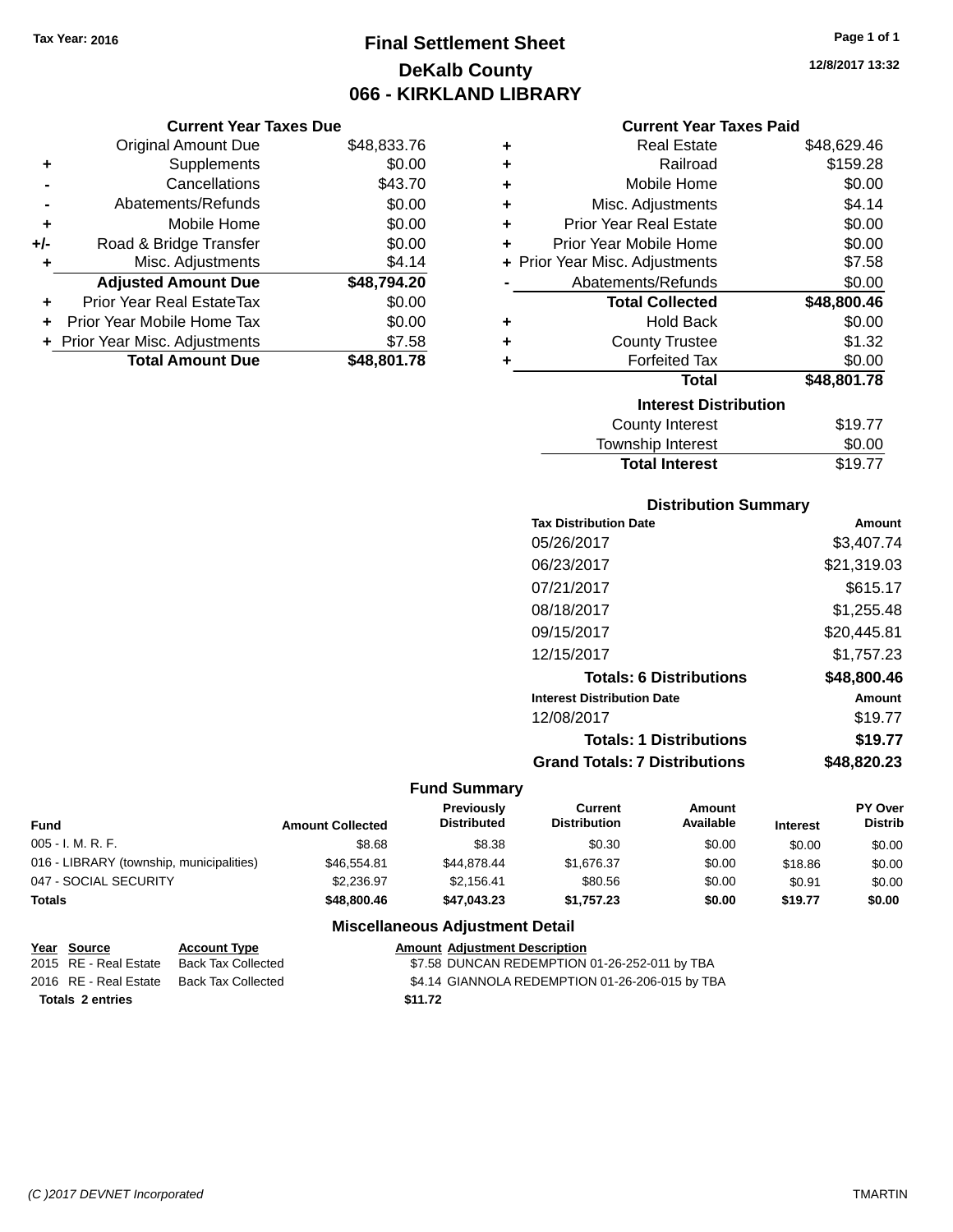Tax Year: 2016

# Final Settlement Sheet
## DeKalb County
## 066 - KIRKLAND LIBRARY

12/8/2017 13:32

### Current Year Taxes Due

| | | |
|---|---|---|
| | Original Amount Due | $48,833.76 |
| + | Supplements | $0.00 |
| - | Cancellations | $43.70 |
| - | Abatements/Refunds | $0.00 |
| + | Mobile Home | $0.00 |
| +/- | Road & Bridge Transfer | $0.00 |
| + | Misc. Adjustments | $4.14 |
| | **Adjusted Amount Due** | **$48,794.20** |
| + | Prior Year Real EstateTax | $0.00 |
| + | Prior Year Mobile Home Tax | $0.00 |
| + | Prior Year Misc. Adjustments | $7.58 |
| | **Total Amount Due** | **$48,801.78** |

### Current Year Taxes Paid

| | | |
|---|---|---|
| + | Real Estate | $48,629.46 |
| + | Railroad | $159.28 |
| + | Mobile Home | $0.00 |
| + | Misc. Adjustments | $4.14 |
| + | Prior Year Real Estate | $0.00 |
| + | Prior Year Mobile Home | $0.00 |
| + | Prior Year Misc. Adjustments | $7.58 |
| - | Abatements/Refunds | $0.00 |
| | **Total Collected** | **$48,800.46** |
| + | Hold Back | $0.00 |
| + | County Trustee | $1.32 |
| + | Forfeited Tax | $0.00 |
| | **Total** | **$48,801.78** |

### Interest Distribution

| | |
|---|---|
| County Interest | $19.77 |
| Township Interest | $0.00 |
| **Total Interest** | $19.77 |

### Distribution Summary

| Tax Distribution Date | Amount |
|---|---|
| 05/26/2017 | $3,407.74 |
| 06/23/2017 | $21,319.03 |
| 07/21/2017 | $615.17 |
| 08/18/2017 | $1,255.48 |
| 09/15/2017 | $20,445.81 |
| 12/15/2017 | $1,757.23 |
| **Totals: 6 Distributions** | **$48,800.46** |
| **Interest Distribution Date** | **Amount** |
| 12/08/2017 | $19.77 |
| **Totals: 1 Distributions** | **$19.77** |
| **Grand Totals: 7 Distributions** | **$48,820.23** |

### Fund Summary

| Fund | Amount Collected | Previously Distributed | Current Distribution | Amount Available | Interest | PY Over Distrib |
|---|---|---|---|---|---|---|
| 005 - I. M. R. F. | $8.68 | $8.38 | $0.30 | $0.00 | $0.00 | $0.00 |
| 016 - LIBRARY (township, municipalities) | $46,554.81 | $44,878.44 | $1,676.37 | $0.00 | $18.86 | $0.00 |
| 047 - SOCIAL SECURITY | $2,236.97 | $2,156.41 | $80.56 | $0.00 | $0.91 | $0.00 |
| **Totals** | **$48,800.46** | **$47,043.23** | **$1,757.23** | **$0.00** | **$19.77** | **$0.00** |

### Miscellaneous Adjustment Detail

| Year | Source | Account Type | Amount | Adjustment Description |
|---|---|---|---|---|
| 2015 | RE - Real Estate | Back Tax Collected | $7.58 | DUNCAN REDEMPTION 01-26-252-011 by TBA |
| 2016 | RE - Real Estate | Back Tax Collected | $4.14 | GIANNOLA REDEMPTION 01-26-206-015 by TBA |
| **Totals** | **2 entries** | | **$11.72** | |

(C )2017 DEVNET Incorporated — TMARTIN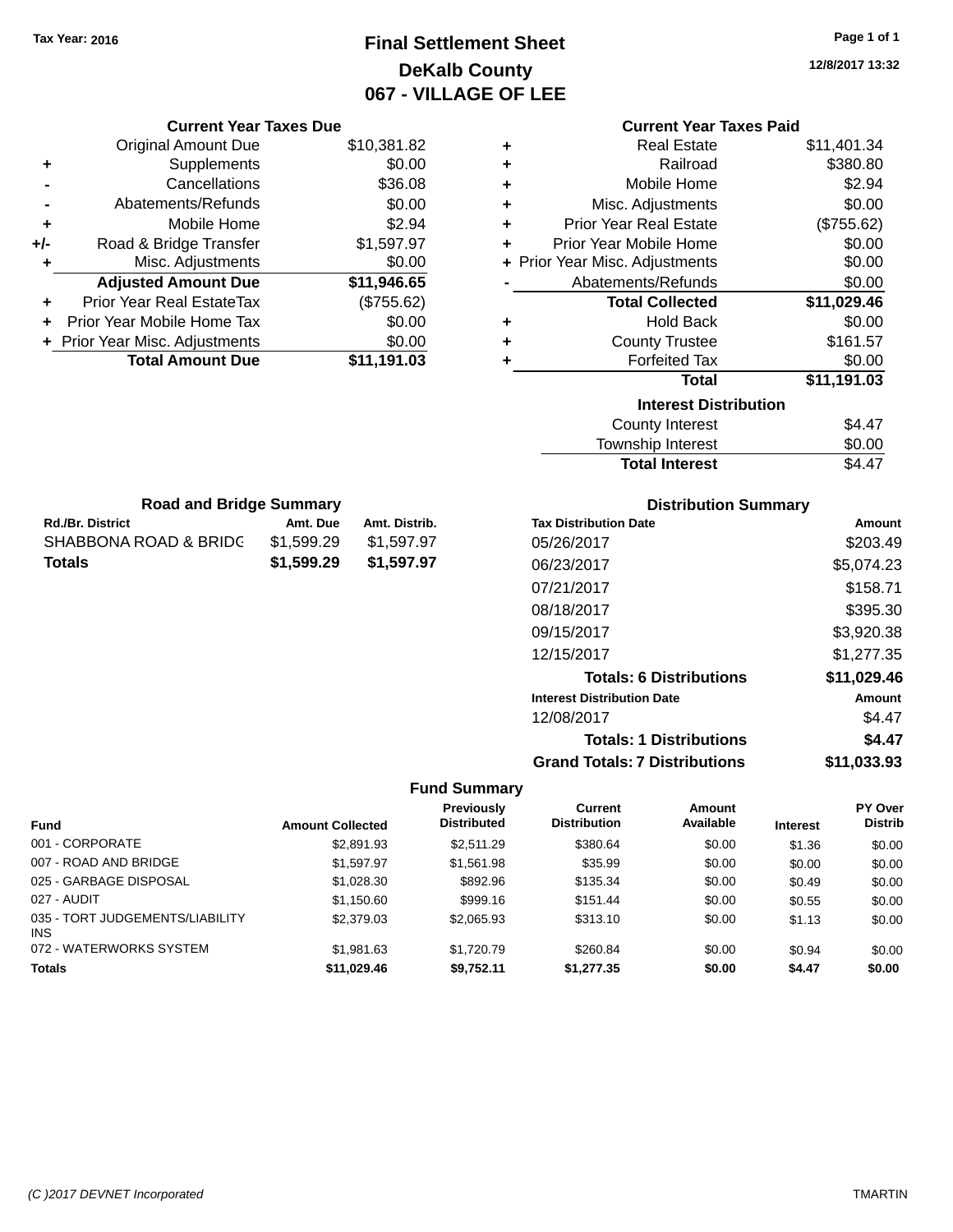Tax Year: 2016

# Final Settlement Sheet
## DeKalb County
## 067 - VILLAGE OF LEE

12/8/2017 13:32

### Current Year Taxes Due

| | | |
|---|---|---|
| | Original Amount Due | $10,381.82 |
| + | Supplements | $0.00 |
| - | Cancellations | $36.08 |
| - | Abatements/Refunds | $0.00 |
| + | Mobile Home | $2.94 |
| +/- | Road & Bridge Transfer | $1,597.97 |
| + | Misc. Adjustments | $0.00 |
| | **Adjusted Amount Due** | **$11,946.65** |
| + | Prior Year Real EstateTax | ($755.62) |
| + | Prior Year Mobile Home Tax | $0.00 |
| + | Prior Year Misc. Adjustments | $0.00 |
| | **Total Amount Due** | **$11,191.03** |

### Current Year Taxes Paid

| | | |
|---|---|---|
| + | Real Estate | $11,401.34 |
| + | Railroad | $380.80 |
| + | Mobile Home | $2.94 |
| + | Misc. Adjustments | $0.00 |
| + | Prior Year Real Estate | ($755.62) |
| + | Prior Year Mobile Home | $0.00 |
| + | Prior Year Misc. Adjustments | $0.00 |
| - | Abatements/Refunds | $0.00 |
| | **Total Collected** | **$11,029.46** |
| + | Hold Back | $0.00 |
| + | County Trustee | $161.57 |
| + | Forfeited Tax | $0.00 |
| | **Total** | **$11,191.03** |

### Interest Distribution

| | |
|---|---|
| County Interest | $4.47 |
| Township Interest | $0.00 |
| **Total Interest** | $4.47 |

### Road and Bridge Summary

| Rd./Br. District | Amt. Due | Amt. Distrib. |
|---|---|---|
| SHABBONA ROAD & BRIDG | $1,599.29 | $1,597.97 |
| **Totals** | **$1,599.29** | **$1,597.97** |

### Distribution Summary

| Tax Distribution Date | Amount |
|---|---|
| 05/26/2017 | $203.49 |
| 06/23/2017 | $5,074.23 |
| 07/21/2017 | $158.71 |
| 08/18/2017 | $395.30 |
| 09/15/2017 | $3,920.38 |
| 12/15/2017 | $1,277.35 |
| **Totals: 6 Distributions** | **$11,029.46** |
| **Interest Distribution Date** | **Amount** |
| 12/08/2017 | $4.47 |
| **Totals: 1 Distributions** | **$4.47** |
| **Grand Totals: 7 Distributions** | **$11,033.93** |

### Fund Summary

| Fund | Amount Collected | Previously Distributed | Current Distribution | Amount Available | Interest | PY Over Distrib |
|---|---|---|---|---|---|---|
| 001 - CORPORATE | $2,891.93 | $2,511.29 | $380.64 | $0.00 | $1.36 | $0.00 |
| 007 - ROAD AND BRIDGE | $1,597.97 | $1,561.98 | $35.99 | $0.00 | $0.00 | $0.00 |
| 025 - GARBAGE DISPOSAL | $1,028.30 | $892.96 | $135.34 | $0.00 | $0.49 | $0.00 |
| 027 - AUDIT | $1,150.60 | $999.16 | $151.44 | $0.00 | $0.55 | $0.00 |
| 035 - TORT JUDGEMENTS/LIABILITY INS | $2,379.03 | $2,065.93 | $313.10 | $0.00 | $1.13 | $0.00 |
| 072 - WATERWORKS SYSTEM | $1,981.63 | $1,720.79 | $260.84 | $0.00 | $0.94 | $0.00 |
| **Totals** | **$11,029.46** | **$9,752.11** | **$1,277.35** | **$0.00** | **$4.47** | **$0.00** |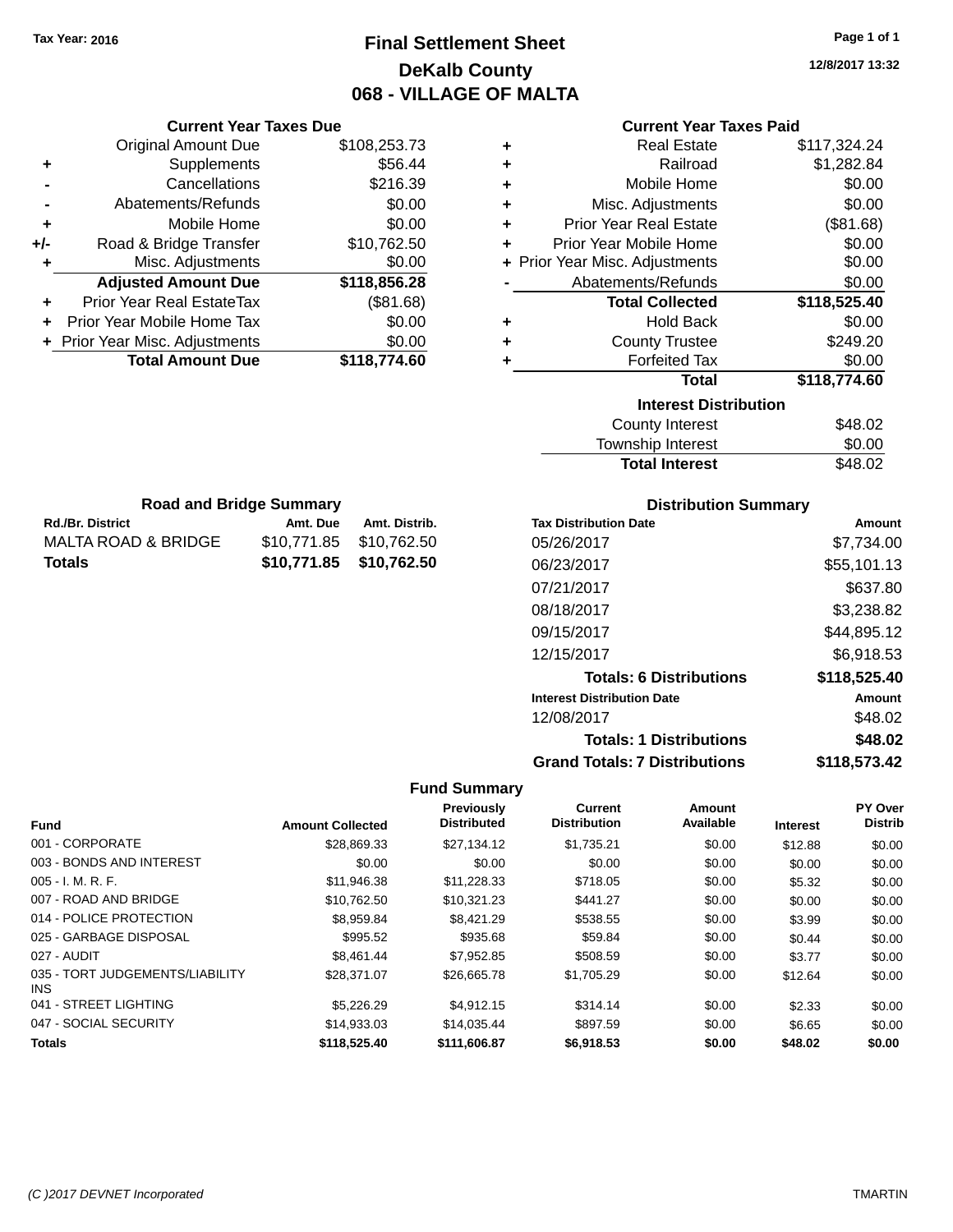Tax Year: 2016

# Final Settlement Sheet

## DeKalb County

## 068 - VILLAGE OF MALTA

12/8/2017 13:32

### Current Year Taxes Due

| | | |
|---|---|---|
| | Original Amount Due | $108,253.73 |
| + | Supplements | $56.44 |
| - | Cancellations | $216.39 |
| - | Abatements/Refunds | $0.00 |
| + | Mobile Home | $0.00 |
| +/- | Road & Bridge Transfer | $10,762.50 |
| + | Misc. Adjustments | $0.00 |
| | **Adjusted Amount Due** | **$118,856.28** |
| + | Prior Year Real EstateTax | ($81.68) |
| + | Prior Year Mobile Home Tax | $0.00 |
| + | Prior Year Misc. Adjustments | $0.00 |
| | **Total Amount Due** | **$118,774.60** |

### Current Year Taxes Paid

| | | |
|---|---|---|
| + | Real Estate | $117,324.24 |
| + | Railroad | $1,282.84 |
| + | Mobile Home | $0.00 |
| + | Misc. Adjustments | $0.00 |
| + | Prior Year Real Estate | ($81.68) |
| + | Prior Year Mobile Home | $0.00 |
| + | Prior Year Misc. Adjustments | $0.00 |
| - | Abatements/Refunds | $0.00 |
| | **Total Collected** | **$118,525.40** |
| + | Hold Back | $0.00 |
| + | County Trustee | $249.20 |
| + | Forfeited Tax | $0.00 |
| | **Total** | **$118,774.60** |

### Interest Distribution

| | |
|---|---|
| County Interest | $48.02 |
| Township Interest | $0.00 |
| **Total Interest** | $48.02 |

### Road and Bridge Summary

| Rd./Br. District | Amt. Due | Amt. Distrib. |
|---|---|---|
| MALTA ROAD & BRIDGE | $10,771.85 | $10,762.50 |
| **Totals** | **$10,771.85** | **$10,762.50** |

### Distribution Summary

| Tax Distribution Date | Amount |
|---|---|
| 05/26/2017 | $7,734.00 |
| 06/23/2017 | $55,101.13 |
| 07/21/2017 | $637.80 |
| 08/18/2017 | $3,238.82 |
| 09/15/2017 | $44,895.12 |
| 12/15/2017 | $6,918.53 |
| **Totals: 6 Distributions** | **$118,525.40** |
| **Interest Distribution Date** | **Amount** |
| 12/08/2017 | $48.02 |
| **Totals: 1 Distributions** | **$48.02** |
| **Grand Totals: 7 Distributions** | **$118,573.42** |

### Fund Summary

| Fund | Amount Collected | Previously Distributed | Current Distribution | Amount Available | Interest | PY Over Distrib |
|---|---|---|---|---|---|---|
| 001 - CORPORATE | $28,869.33 | $27,134.12 | $1,735.21 | $0.00 | $12.88 | $0.00 |
| 003 - BONDS AND INTEREST | $0.00 | $0.00 | $0.00 | $0.00 | $0.00 | $0.00 |
| 005 - I. M. R. F. | $11,946.38 | $11,228.33 | $718.05 | $0.00 | $5.32 | $0.00 |
| 007 - ROAD AND BRIDGE | $10,762.50 | $10,321.23 | $441.27 | $0.00 | $0.00 | $0.00 |
| 014 - POLICE PROTECTION | $8,959.84 | $8,421.29 | $538.55 | $0.00 | $3.99 | $0.00 |
| 025 - GARBAGE DISPOSAL | $995.52 | $935.68 | $59.84 | $0.00 | $0.44 | $0.00 |
| 027 - AUDIT | $8,461.44 | $7,952.85 | $508.59 | $0.00 | $3.77 | $0.00 |
| 035 - TORT JUDGEMENTS/LIABILITY INS | $28,371.07 | $26,665.78 | $1,705.29 | $0.00 | $12.64 | $0.00 |
| 041 - STREET LIGHTING | $5,226.29 | $4,912.15 | $314.14 | $0.00 | $2.33 | $0.00 |
| 047 - SOCIAL SECURITY | $14,933.03 | $14,035.44 | $897.59 | $0.00 | $6.65 | $0.00 |
| **Totals** | **$118,525.40** | **$111,606.87** | **$6,918.53** | **$0.00** | **$48.02** | **$0.00** |

(C )2017 DEVNET Incorporated TMARTIN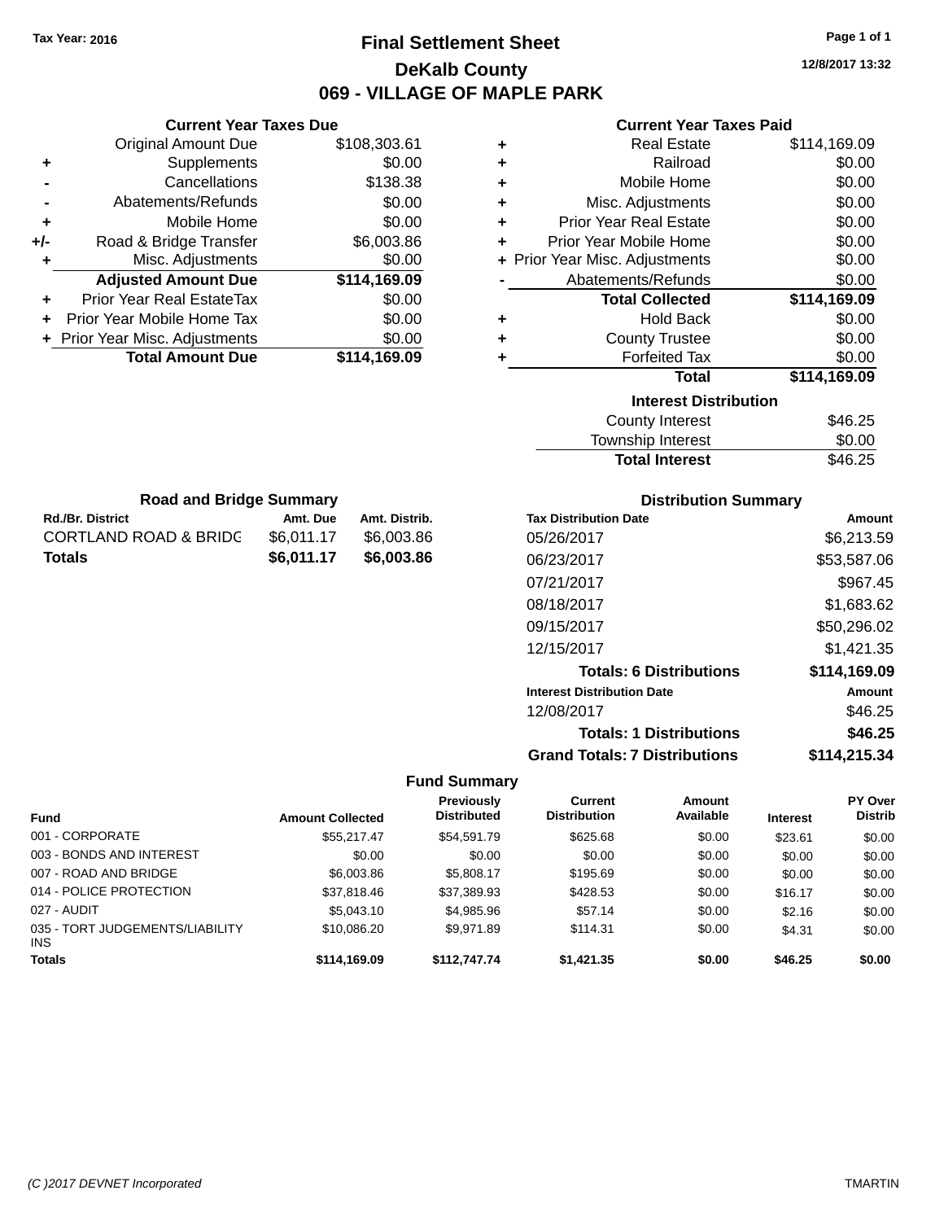Tax Year: 2016

# Final Settlement Sheet

## DeKalb County

## 069 - VILLAGE OF MAPLE PARK

12/8/2017 13:32

### Current Year Taxes Due

| | | |
|---|---|---|
| | Original Amount Due | $108,303.61 |
| + | Supplements | $0.00 |
| - | Cancellations | $138.38 |
| - | Abatements/Refunds | $0.00 |
| + | Mobile Home | $0.00 |
| +/- | Road & Bridge Transfer | $6,003.86 |
| + | Misc. Adjustments | $0.00 |
| | **Adjusted Amount Due** | **$114,169.09** |
| + | Prior Year Real EstateTax | $0.00 |
| + | Prior Year Mobile Home Tax | $0.00 |
| + | Prior Year Misc. Adjustments | $0.00 |
| | **Total Amount Due** | **$114,169.09** |

### Current Year Taxes Paid

| | | |
|---|---|---|
| + | Real Estate | $114,169.09 |
| + | Railroad | $0.00 |
| + | Mobile Home | $0.00 |
| + | Misc. Adjustments | $0.00 |
| + | Prior Year Real Estate | $0.00 |
| + | Prior Year Mobile Home | $0.00 |
| + | Prior Year Misc. Adjustments | $0.00 |
| - | Abatements/Refunds | $0.00 |
| | **Total Collected** | **$114,169.09** |
| + | Hold Back | $0.00 |
| + | County Trustee | $0.00 |
| + | Forfeited Tax | $0.00 |
| | **Total** | **$114,169.09** |

### Interest Distribution

| | |
|---|---|
| County Interest | $46.25 |
| Township Interest | $0.00 |
| **Total Interest** | $46.25 |

### Road and Bridge Summary

| Rd./Br. District | Amt. Due | Amt. Distrib. |
|---|---|---|
| CORTLAND ROAD & BRIDG | $6,011.17 | $6,003.86 |
| **Totals** | **$6,011.17** | **$6,003.86** |

### Distribution Summary

| Tax Distribution Date | Amount |
|---|---|
| 05/26/2017 | $6,213.59 |
| 06/23/2017 | $53,587.06 |
| 07/21/2017 | $967.45 |
| 08/18/2017 | $1,683.62 |
| 09/15/2017 | $50,296.02 |
| 12/15/2017 | $1,421.35 |
| **Totals: 6 Distributions** | **$114,169.09** |
| **Interest Distribution Date** | **Amount** |
| 12/08/2017 | $46.25 |
| **Totals: 1 Distributions** | **$46.25** |
| **Grand Totals: 7 Distributions** | **$114,215.34** |

### Fund Summary

| Fund | Amount Collected | Previously Distributed | Current Distribution | Amount Available | Interest | PY Over Distrib |
|---|---|---|---|---|---|---|
| 001 - CORPORATE | $55,217.47 | $54,591.79 | $625.68 | $0.00 | $23.61 | $0.00 |
| 003 - BONDS AND INTEREST | $0.00 | $0.00 | $0.00 | $0.00 | $0.00 | $0.00 |
| 007 - ROAD AND BRIDGE | $6,003.86 | $5,808.17 | $195.69 | $0.00 | $0.00 | $0.00 |
| 014 - POLICE PROTECTION | $37,818.46 | $37,389.93 | $428.53 | $0.00 | $16.17 | $0.00 |
| 027 - AUDIT | $5,043.10 | $4,985.96 | $57.14 | $0.00 | $2.16 | $0.00 |
| 035 - TORT JUDGEMENTS/LIABILITY INS | $10,086.20 | $9,971.89 | $114.31 | $0.00 | $4.31 | $0.00 |
| **Totals** | **$114,169.09** | **$112,747.74** | **$1,421.35** | **$0.00** | **$46.25** | **$0.00** |

(C )2017 DEVNET Incorporated TMARTIN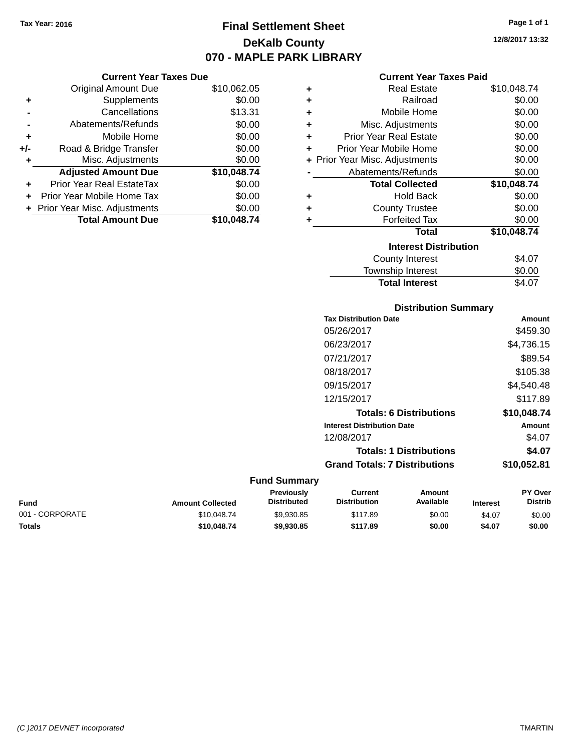Tax Year: 2016

# Final Settlement Sheet
## DeKalb County
## 070 - MAPLE PARK LIBRARY

12/8/2017 13:32

### Current Year Taxes Due

| | | |
|---|---|---|
| | Original Amount Due | $10,062.05 |
| + | Supplements | $0.00 |
| - | Cancellations | $13.31 |
| - | Abatements/Refunds | $0.00 |
| + | Mobile Home | $0.00 |
| +/- | Road & Bridge Transfer | $0.00 |
| + | Misc. Adjustments | $0.00 |
| | **Adjusted Amount Due** | **$10,048.74** |
| + | Prior Year Real EstateTax | $0.00 |
| + | Prior Year Mobile Home Tax | $0.00 |
| + | Prior Year Misc. Adjustments | $0.00 |
| | **Total Amount Due** | **$10,048.74** |

### Current Year Taxes Paid

| | | |
|---|---|---|
| + | Real Estate | $10,048.74 |
| + | Railroad | $0.00 |
| + | Mobile Home | $0.00 |
| + | Misc. Adjustments | $0.00 |
| + | Prior Year Real Estate | $0.00 |
| + | Prior Year Mobile Home | $0.00 |
| + | Prior Year Misc. Adjustments | $0.00 |
| - | Abatements/Refunds | $0.00 |
| | **Total Collected** | **$10,048.74** |
| + | Hold Back | $0.00 |
| + | County Trustee | $0.00 |
| + | Forfeited Tax | $0.00 |
| | **Total** | **$10,048.74** |

### Interest Distribution

| | |
|---|---|
| County Interest | $4.07 |
| Township Interest | $0.00 |
| **Total Interest** | $4.07 |

### Distribution Summary

| Tax Distribution Date | Amount |
|---|---|
| 05/26/2017 | $459.30 |
| 06/23/2017 | $4,736.15 |
| 07/21/2017 | $89.54 |
| 08/18/2017 | $105.38 |
| 09/15/2017 | $4,540.48 |
| 12/15/2017 | $117.89 |
| **Totals: 6 Distributions** | **$10,048.74** |
| **Interest Distribution Date** | **Amount** |
| 12/08/2017 | $4.07 |
| **Totals: 1 Distributions** | **$4.07** |
| **Grand Totals: 7 Distributions** | **$10,052.81** |

### Fund Summary

| Fund | Amount Collected | Previously Distributed | Current Distribution | Amount Available | Interest | PY Over Distrib |
|---|---|---|---|---|---|---|
| 001 - CORPORATE | $10,048.74 | $9,930.85 | $117.89 | $0.00 | $4.07 | $0.00 |
| **Totals** | **$10,048.74** | **$9,930.85** | **$117.89** | **$0.00** | **$4.07** | **$0.00** |

(C )2017 DEVNET Incorporated TMARTIN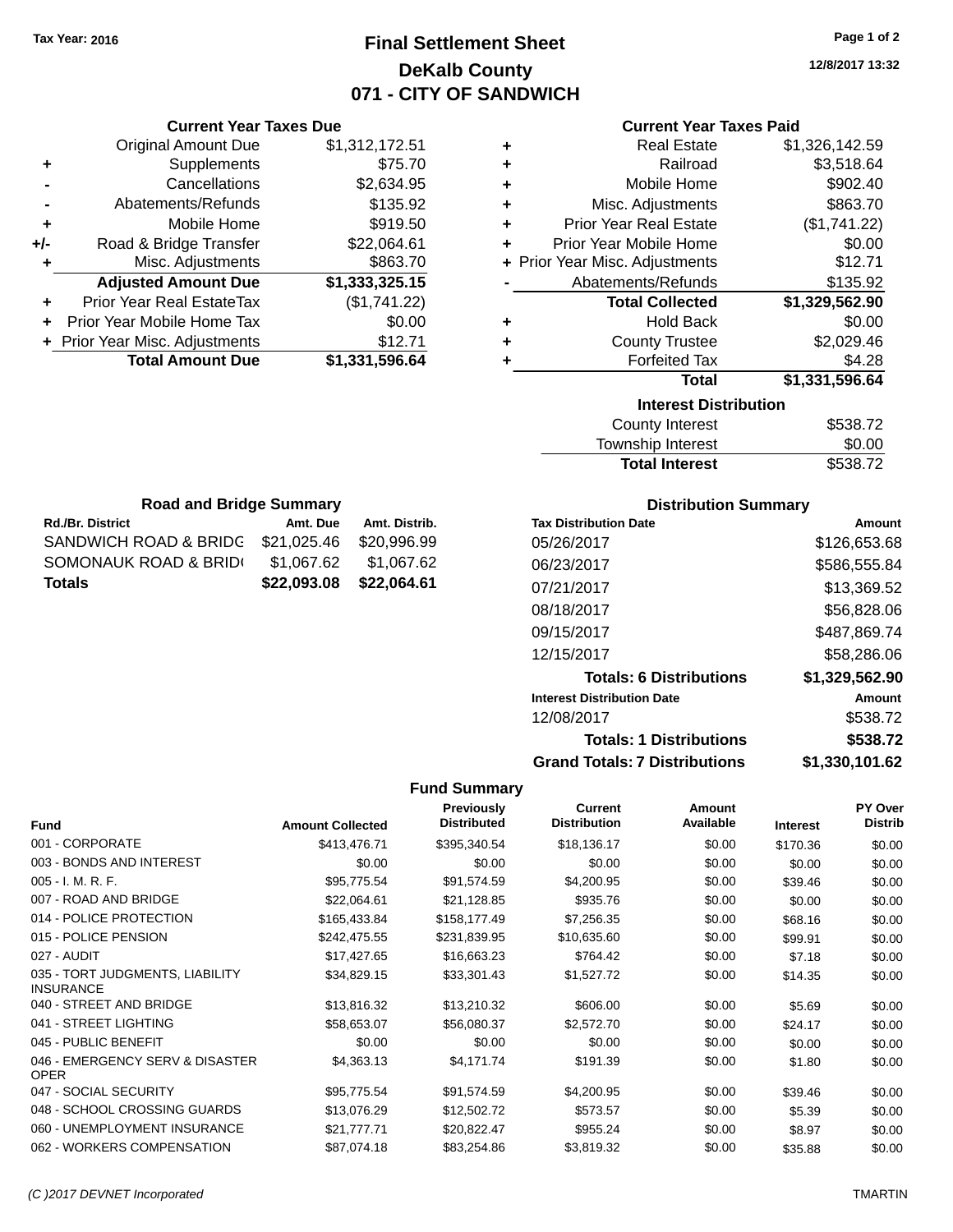Tax Year: 2016

# Final Settlement Sheet

## DeKalb County

## 071 - CITY OF SANDWICH

12/8/2017 13:32

### Current Year Taxes Due

| | | |
|---|---|---|
| | Original Amount Due | $1,312,172.51 |
| + | Supplements | $75.70 |
| - | Cancellations | $2,634.95 |
| - | Abatements/Refunds | $135.92 |
| + | Mobile Home | $919.50 |
| +/- | Road & Bridge Transfer | $22,064.61 |
| + | Misc. Adjustments | $863.70 |
| | **Adjusted Amount Due** | **$1,333,325.15** |
| + | Prior Year Real EstateTax | ($1,741.22) |
| + | Prior Year Mobile Home Tax | $0.00 |
| + | Prior Year Misc. Adjustments | $12.71 |
| | **Total Amount Due** | **$1,331,596.64** |

### Current Year Taxes Paid

| | | |
|---|---|---|
| + | Real Estate | $1,326,142.59 |
| + | Railroad | $3,518.64 |
| + | Mobile Home | $902.40 |
| + | Misc. Adjustments | $863.70 |
| + | Prior Year Real Estate | ($1,741.22) |
| + | Prior Year Mobile Home | $0.00 |
| + | Prior Year Misc. Adjustments | $12.71 |
| - | Abatements/Refunds | $135.92 |
| | **Total Collected** | **$1,329,562.90** |
| + | Hold Back | $0.00 |
| + | County Trustee | $2,029.46 |
| + | Forfeited Tax | $4.28 |
| | **Total** | **$1,331,596.64** |

### Interest Distribution

| | |
|---|---|
| County Interest | $538.72 |
| Township Interest | $0.00 |
| **Total Interest** | $538.72 |

### Road and Bridge Summary

| Rd./Br. District | Amt. Due | Amt. Distrib. |
|---|---|---|
| SANDWICH ROAD & BRIDG | $21,025.46 | $20,996.99 |
| SOMONAUK ROAD & BRID( | $1,067.62 | $1,067.62 |
| **Totals** | **$22,093.08** | **$22,064.61** |

### Distribution Summary

| Tax Distribution Date | Amount |
|---|---|
| 05/26/2017 | $126,653.68 |
| 06/23/2017 | $586,555.84 |
| 07/21/2017 | $13,369.52 |
| 08/18/2017 | $56,828.06 |
| 09/15/2017 | $487,869.74 |
| 12/15/2017 | $58,286.06 |
| **Totals: 6 Distributions** | **$1,329,562.90** |
| **Interest Distribution Date** | **Amount** |
| 12/08/2017 | $538.72 |
| **Totals: 1 Distributions** | **$538.72** |
| **Grand Totals: 7 Distributions** | **$1,330,101.62** |

### Fund Summary

| Fund | Amount Collected | Previously Distributed | Current Distribution | Amount Available | Interest | PY Over Distrib |
|---|---|---|---|---|---|---|
| 001 - CORPORATE | $413,476.71 | $395,340.54 | $18,136.17 | $0.00 | $170.36 | $0.00 |
| 003 - BONDS AND INTEREST | $0.00 | $0.00 | $0.00 | $0.00 | $0.00 | $0.00 |
| 005 - I. M. R. F. | $95,775.54 | $91,574.59 | $4,200.95 | $0.00 | $39.46 | $0.00 |
| 007 - ROAD AND BRIDGE | $22,064.61 | $21,128.85 | $935.76 | $0.00 | $0.00 | $0.00 |
| 014 - POLICE PROTECTION | $165,433.84 | $158,177.49 | $7,256.35 | $0.00 | $68.16 | $0.00 |
| 015 - POLICE PENSION | $242,475.55 | $231,839.95 | $10,635.60 | $0.00 | $99.91 | $0.00 |
| 027 - AUDIT | $17,427.65 | $16,663.23 | $764.42 | $0.00 | $7.18 | $0.00 |
| 035 - TORT JUDGMENTS, LIABILITY INSURANCE | $34,829.15 | $33,301.43 | $1,527.72 | $0.00 | $14.35 | $0.00 |
| 040 - STREET AND BRIDGE | $13,816.32 | $13,210.32 | $606.00 | $0.00 | $5.69 | $0.00 |
| 041 - STREET LIGHTING | $58,653.07 | $56,080.37 | $2,572.70 | $0.00 | $24.17 | $0.00 |
| 045 - PUBLIC BENEFIT | $0.00 | $0.00 | $0.00 | $0.00 | $0.00 | $0.00 |
| 046 - EMERGENCY SERV & DISASTER OPER | $4,363.13 | $4,171.74 | $191.39 | $0.00 | $1.80 | $0.00 |
| 047 - SOCIAL SECURITY | $95,775.54 | $91,574.59 | $4,200.95 | $0.00 | $39.46 | $0.00 |
| 048 - SCHOOL CROSSING GUARDS | $13,076.29 | $12,502.72 | $573.57 | $0.00 | $5.39 | $0.00 |
| 060 - UNEMPLOYMENT INSURANCE | $21,777.71 | $20,822.47 | $955.24 | $0.00 | $8.97 | $0.00 |
| 062 - WORKERS COMPENSATION | $87,074.18 | $83,254.86 | $3,819.32 | $0.00 | $35.88 | $0.00 |

(C )2017 DEVNET Incorporated — TMARTIN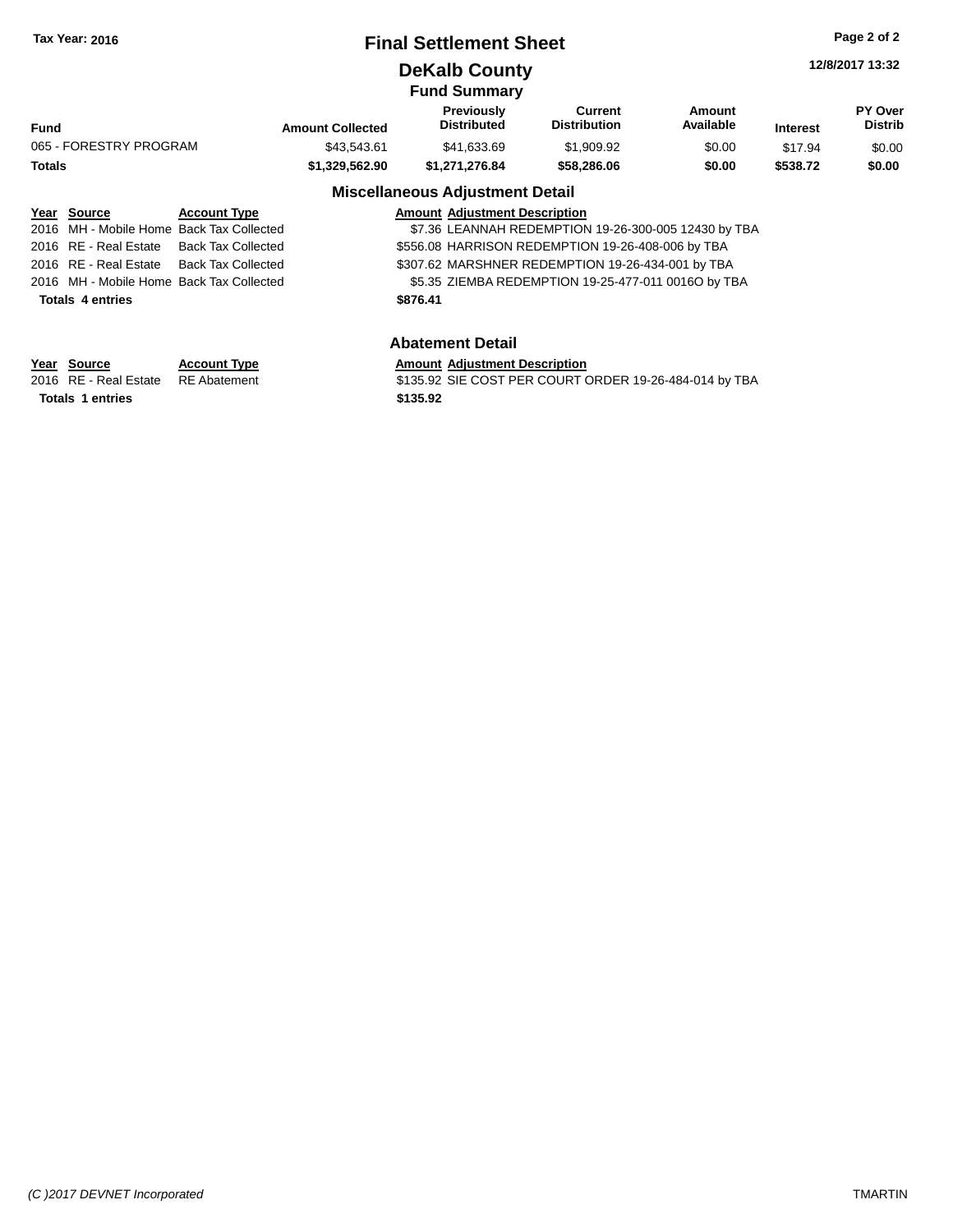Tax Year: 2016

# Final Settlement Sheet

## DeKalb County

12/8/2017 13:32

### Fund Summary

| Fund | Amount Collected | Previously Distributed | Current Distribution | Amount Available | Interest | PY Over Distrib |
|---|---|---|---|---|---|---|
| 065 - FORESTRY PROGRAM | $43,543.61 | $41,633.69 | $1,909.92 | $0.00 | $17.94 | $0.00 |
| **Totals** | **$1,329,562.90** | **$1,271,276.84** | **$58,286.06** | **$0.00** | **$538.72** | **$0.00** |

### Miscellaneous Adjustment Detail

| Year | Source | Account Type | Amount | Adjustment Description |
|---|---|---|---|---|
| 2016 | MH - Mobile Home | Back Tax Collected | $7.36 | LEANNAH REDEMPTION 19-26-300-005 12430 by TBA |
| 2016 | RE - Real Estate | Back Tax Collected | $556.08 | HARRISON REDEMPTION 19-26-408-006 by TBA |
| 2016 | RE - Real Estate | Back Tax Collected | $307.62 | MARSHNER REDEMPTION 19-26-434-001 by TBA |
| 2016 | MH - Mobile Home | Back Tax Collected | $5.35 | ZIEMBA REDEMPTION 19-25-477-011 0016O by TBA |
| **Totals 4 entries** | | | **$876.41** | |

### Abatement Detail

| Year | Source | Account Type | Amount | Adjustment Description |
|---|---|---|---|---|
| 2016 | RE - Real Estate | RE Abatement | $135.92 | SIE COST PER COURT ORDER 19-26-484-014 by TBA |
| **Totals 1 entries** | | | **$135.92** | |

*(C )2017 DEVNET Incorporated* TMARTIN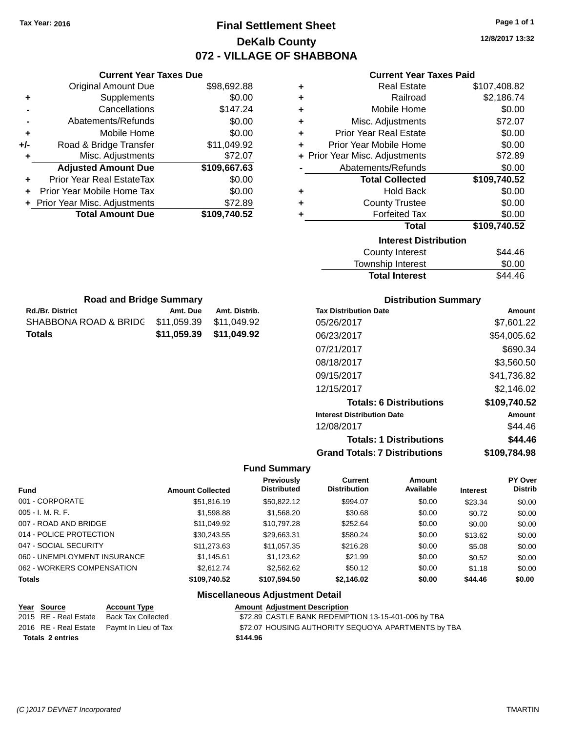Tax Year: 2016

# Final Settlement Sheet
## DeKalb County
## 072 - VILLAGE OF SHABBONA

12/8/2017 13:32

### Current Year Taxes Due

| | | |
|---|---|---|
| | Original Amount Due | $98,692.88 |
| + | Supplements | $0.00 |
| - | Cancellations | $147.24 |
| - | Abatements/Refunds | $0.00 |
| + | Mobile Home | $0.00 |
| +/- | Road & Bridge Transfer | $11,049.92 |
| + | Misc. Adjustments | $72.07 |
| | **Adjusted Amount Due** | **$109,667.63** |
| + | Prior Year Real EstateTax | $0.00 |
| + | Prior Year Mobile Home Tax | $0.00 |
| + | Prior Year Misc. Adjustments | $72.89 |
| | **Total Amount Due** | **$109,740.52** |

### Current Year Taxes Paid

| | | |
|---|---|---|
| + | Real Estate | $107,408.82 |
| + | Railroad | $2,186.74 |
| + | Mobile Home | $0.00 |
| + | Misc. Adjustments | $72.07 |
| + | Prior Year Real Estate | $0.00 |
| + | Prior Year Mobile Home | $0.00 |
| + | Prior Year Misc. Adjustments | $72.89 |
| - | Abatements/Refunds | $0.00 |
| | **Total Collected** | **$109,740.52** |
| + | Hold Back | $0.00 |
| + | County Trustee | $0.00 |
| + | Forfeited Tax | $0.00 |
| | **Total** | **$109,740.52** |

### Interest Distribution

| | |
|---|---|
| County Interest | $44.46 |
| Township Interest | $0.00 |
| **Total Interest** | $44.46 |

### Road and Bridge Summary

| Rd./Br. District | Amt. Due | Amt. Distrib. |
|---|---|---|
| SHABBONA ROAD & BRIDG | $11,059.39 | $11,049.92 |
| **Totals** | **$11,059.39** | **$11,049.92** |

### Distribution Summary

| Tax Distribution Date | Amount |
|---|---|
| 05/26/2017 | $7,601.22 |
| 06/23/2017 | $54,005.62 |
| 07/21/2017 | $690.34 |
| 08/18/2017 | $3,560.50 |
| 09/15/2017 | $41,736.82 |
| 12/15/2017 | $2,146.02 |
| **Totals: 6 Distributions** | **$109,740.52** |
| **Interest Distribution Date** | **Amount** |
| 12/08/2017 | $44.46 |
| **Totals: 1 Distributions** | **$44.46** |
| **Grand Totals: 7 Distributions** | **$109,784.98** |

### Fund Summary

| Fund | Amount Collected | Previously Distributed | Current Distribution | Amount Available | Interest | PY Over Distrib |
|---|---|---|---|---|---|---|
| 001 - CORPORATE | $51,816.19 | $50,822.12 | $994.07 | $0.00 | $23.34 | $0.00 |
| 005 - I. M. R. F. | $1,598.88 | $1,568.20 | $30.68 | $0.00 | $0.72 | $0.00 |
| 007 - ROAD AND BRIDGE | $11,049.92 | $10,797.28 | $252.64 | $0.00 | $0.00 | $0.00 |
| 014 - POLICE PROTECTION | $30,243.55 | $29,663.31 | $580.24 | $0.00 | $13.62 | $0.00 |
| 047 - SOCIAL SECURITY | $11,273.63 | $11,057.35 | $216.28 | $0.00 | $5.08 | $0.00 |
| 060 - UNEMPLOYMENT INSURANCE | $1,145.61 | $1,123.62 | $21.99 | $0.00 | $0.52 | $0.00 |
| 062 - WORKERS COMPENSATION | $2,612.74 | $2,562.62 | $50.12 | $0.00 | $1.18 | $0.00 |
| **Totals** | **$109,740.52** | **$107,594.50** | **$2,146.02** | **$0.00** | **$44.46** | **$0.00** |

### Miscellaneous Adjustment Detail

| Year | Source | Account Type | Amount | Adjustment Description |
|---|---|---|---|---|
| 2015 | RE - Real Estate | Back Tax Collected | $72.89 | CASTLE BANK REDEMPTION 13-15-401-006 by TBA |
| 2016 | RE - Real Estate | Paymt In Lieu of Tax | $72.07 | HOUSING AUTHORITY SEQUOYA APARTMENTS by TBA |
| **Totals 2 entries** | | | **$144.96** | |

(C )2017 DEVNET Incorporated — TMARTIN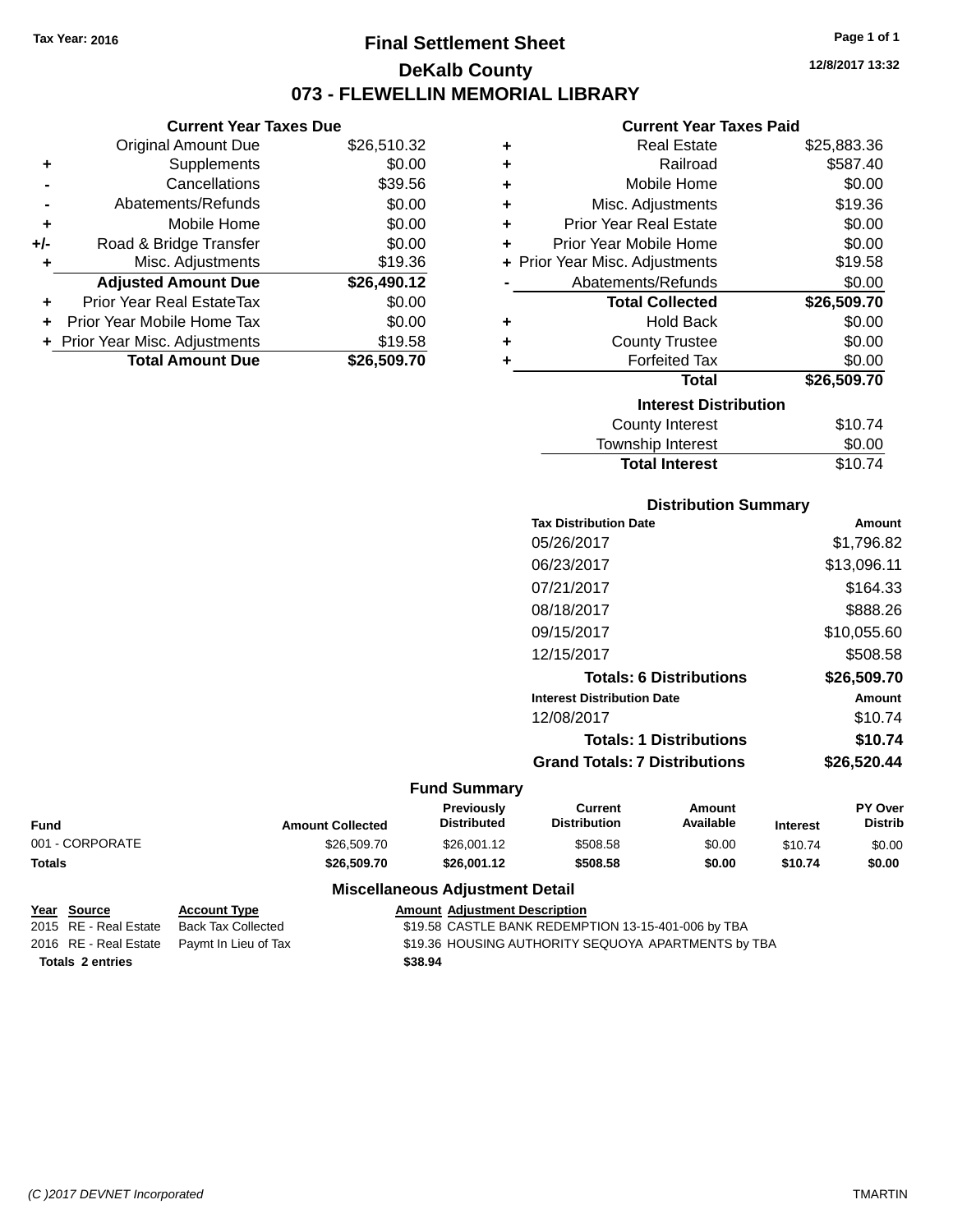Tax Year: 2016

# Final Settlement Sheet

## DeKalb County

## 073 - FLEWELLIN MEMORIAL LIBRARY

12/8/2017 13:32

### Current Year Taxes Due

| | | |
|---|---|---|
| | Original Amount Due | $26,510.32 |
| + | Supplements | $0.00 |
| - | Cancellations | $39.56 |
| - | Abatements/Refunds | $0.00 |
| + | Mobile Home | $0.00 |
| +/- | Road & Bridge Transfer | $0.00 |
| + | Misc. Adjustments | $19.36 |
| | **Adjusted Amount Due** | **$26,490.12** |
| + | Prior Year Real EstateTax | $0.00 |
| + | Prior Year Mobile Home Tax | $0.00 |
| + | Prior Year Misc. Adjustments | $19.58 |
| | **Total Amount Due** | **$26,509.70** |

### Current Year Taxes Paid

| | | |
|---|---|---|
| + | Real Estate | $25,883.36 |
| + | Railroad | $587.40 |
| + | Mobile Home | $0.00 |
| + | Misc. Adjustments | $19.36 |
| + | Prior Year Real Estate | $0.00 |
| + | Prior Year Mobile Home | $0.00 |
| + | Prior Year Misc. Adjustments | $19.58 |
| - | Abatements/Refunds | $0.00 |
| | **Total Collected** | **$26,509.70** |
| + | Hold Back | $0.00 |
| + | County Trustee | $0.00 |
| + | Forfeited Tax | $0.00 |
| | **Total** | **$26,509.70** |

### Interest Distribution

| | |
|---|---|
| County Interest | $10.74 |
| Township Interest | $0.00 |
| **Total Interest** | $10.74 |

### Distribution Summary

| Tax Distribution Date | Amount |
|---|---|
| 05/26/2017 | $1,796.82 |
| 06/23/2017 | $13,096.11 |
| 07/21/2017 | $164.33 |
| 08/18/2017 | $888.26 |
| 09/15/2017 | $10,055.60 |
| 12/15/2017 | $508.58 |
| **Totals: 6 Distributions** | **$26,509.70** |
| **Interest Distribution Date** | **Amount** |
| 12/08/2017 | $10.74 |
| **Totals: 1 Distributions** | **$10.74** |
| **Grand Totals: 7 Distributions** | **$26,520.44** |

### Fund Summary

| Fund | Amount Collected | Previously Distributed | Current Distribution | Amount Available | Interest | PY Over Distrib |
|---|---|---|---|---|---|---|
| 001 - CORPORATE | $26,509.70 | $26,001.12 | $508.58 | $0.00 | $10.74 | $0.00 |
| **Totals** | **$26,509.70** | **$26,001.12** | **$508.58** | **$0.00** | **$10.74** | **$0.00** |

### Miscellaneous Adjustment Detail

| Year | Source | Account Type | Amount | Adjustment Description |
|---|---|---|---|---|
| 2015 | RE - Real Estate | Back Tax Collected | $19.58 | CASTLE BANK REDEMPTION 13-15-401-006 by TBA |
| 2016 | RE - Real Estate | Paymt In Lieu of Tax | $19.36 | HOUSING AUTHORITY SEQUOYA APARTMENTS by TBA |
| **Totals 2 entries** | | | **$38.94** | |

(C )2017 DEVNET Incorporated TMARTIN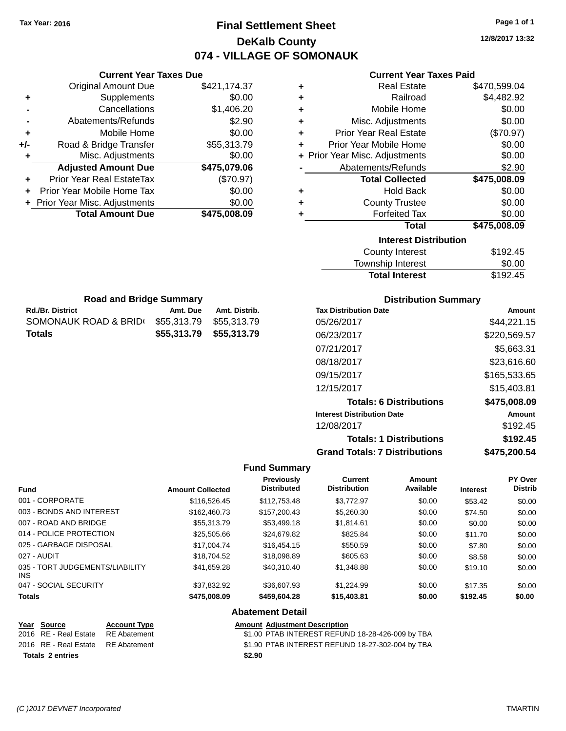Tax Year: 2016

# Final Settlement Sheet

## DeKalb County

## 074 - VILLAGE OF SOMONAUK

12/8/2017 13:32

### Current Year Taxes Due

| | | |
|---|---|---|
| | Original Amount Due | $421,174.37 |
| + | Supplements | $0.00 |
| - | Cancellations | $1,406.20 |
| - | Abatements/Refunds | $2.90 |
| + | Mobile Home | $0.00 |
| +/- | Road & Bridge Transfer | $55,313.79 |
| + | Misc. Adjustments | $0.00 |
| | **Adjusted Amount Due** | **$475,079.06** |
| + | Prior Year Real EstateTax | ($70.97) |
| + | Prior Year Mobile Home Tax | $0.00 |
| + | Prior Year Misc. Adjustments | $0.00 |
| | **Total Amount Due** | **$475,008.09** |

### Current Year Taxes Paid

| | | |
|---|---|---|
| + | Real Estate | $470,599.04 |
| + | Railroad | $4,482.92 |
| + | Mobile Home | $0.00 |
| + | Misc. Adjustments | $0.00 |
| + | Prior Year Real Estate | ($70.97) |
| + | Prior Year Mobile Home | $0.00 |
| + | Prior Year Misc. Adjustments | $0.00 |
| - | Abatements/Refunds | $2.90 |
| | **Total Collected** | **$475,008.09** |
| + | Hold Back | $0.00 |
| + | County Trustee | $0.00 |
| + | Forfeited Tax | $0.00 |
| | **Total** | **$475,008.09** |

### Interest Distribution

| | |
|---|---|
| County Interest | $192.45 |
| Township Interest | $0.00 |
| **Total Interest** | $192.45 |

### Road and Bridge Summary

| Rd./Br. District | Amt. Due | Amt. Distrib. |
|---|---|---|
| SOMONAUK ROAD & BRID( | $55,313.79 | $55,313.79 |
| **Totals** | **$55,313.79** | **$55,313.79** |

### Distribution Summary

| Tax Distribution Date | Amount |
|---|---|
| 05/26/2017 | $44,221.15 |
| 06/23/2017 | $220,569.57 |
| 07/21/2017 | $5,663.31 |
| 08/18/2017 | $23,616.60 |
| 09/15/2017 | $165,533.65 |
| 12/15/2017 | $15,403.81 |
| **Totals: 6 Distributions** | **$475,008.09** |
| **Interest Distribution Date** | **Amount** |
| 12/08/2017 | $192.45 |
| **Totals: 1 Distributions** | **$192.45** |
| **Grand Totals: 7 Distributions** | **$475,200.54** |

### Fund Summary

| Fund | Amount Collected | Previously Distributed | Current Distribution | Amount Available | Interest | PY Over Distrib |
|---|---|---|---|---|---|---|
| 001 - CORPORATE | $116,526.45 | $112,753.48 | $3,772.97 | $0.00 | $53.42 | $0.00 |
| 003 - BONDS AND INTEREST | $162,460.73 | $157,200.43 | $5,260.30 | $0.00 | $74.50 | $0.00 |
| 007 - ROAD AND BRIDGE | $55,313.79 | $53,499.18 | $1,814.61 | $0.00 | $0.00 | $0.00 |
| 014 - POLICE PROTECTION | $25,505.66 | $24,679.82 | $825.84 | $0.00 | $11.70 | $0.00 |
| 025 - GARBAGE DISPOSAL | $17,004.74 | $16,454.15 | $550.59 | $0.00 | $7.80 | $0.00 |
| 027 - AUDIT | $18,704.52 | $18,098.89 | $605.63 | $0.00 | $8.58 | $0.00 |
| 035 - TORT JUDGEMENTS/LIABILITY INS | $41,659.28 | $40,310.40 | $1,348.88 | $0.00 | $19.10 | $0.00 |
| 047 - SOCIAL SECURITY | $37,832.92 | $36,607.93 | $1,224.99 | $0.00 | $17.35 | $0.00 |
| **Totals** | **$475,008.09** | **$459,604.28** | **$15,403.81** | **$0.00** | **$192.45** | **$0.00** |

### Abatement Detail

| Year | Source | Account Type | Amount | Adjustment Description |
|---|---|---|---|---|
| 2016 | RE - Real Estate | RE Abatement | $1.00 | PTAB INTEREST REFUND 18-28-426-009 by TBA |
| 2016 | RE - Real Estate | RE Abatement | $1.90 | PTAB INTEREST REFUND 18-27-302-004 by TBA |
| **Totals** | **2 entries** | | **$2.90** | |

(C )2017 DEVNET Incorporated TMARTIN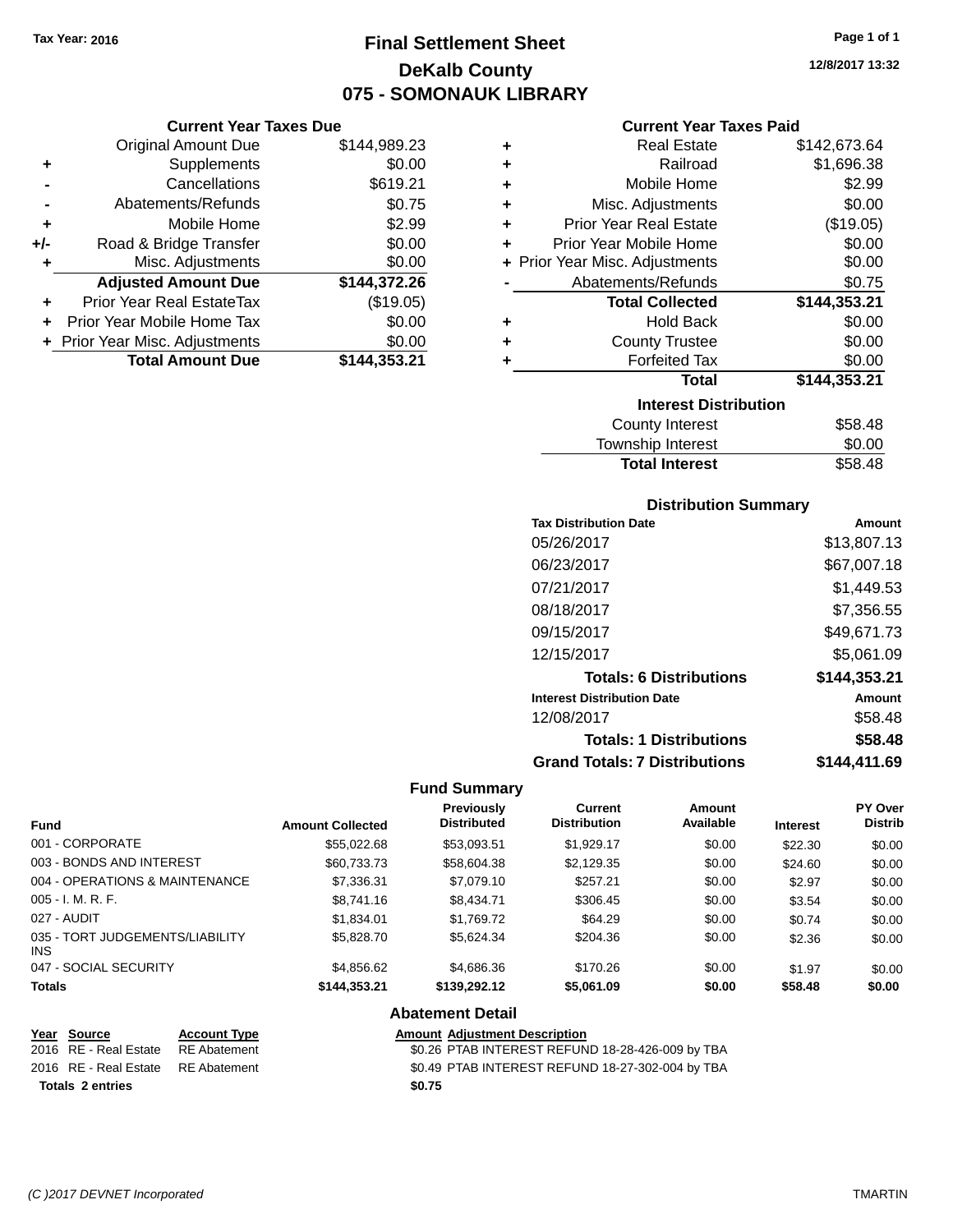Tax Year: 2016

# Final Settlement Sheet
## DeKalb County
## 075 - SOMONAUK LIBRARY

12/8/2017 13:32

### Current Year Taxes Due

| | | |
|---|---|---|
| | Original Amount Due | $144,989.23 |
| + | Supplements | $0.00 |
| - | Cancellations | $619.21 |
| - | Abatements/Refunds | $0.75 |
| + | Mobile Home | $2.99 |
| +/- | Road & Bridge Transfer | $0.00 |
| + | Misc. Adjustments | $0.00 |
| | **Adjusted Amount Due** | **$144,372.26** |
| + | Prior Year Real EstateTax | ($19.05) |
| + | Prior Year Mobile Home Tax | $0.00 |
| + | Prior Year Misc. Adjustments | $0.00 |
| | **Total Amount Due** | **$144,353.21** |

### Current Year Taxes Paid

| | | |
|---|---|---|
| + | Real Estate | $142,673.64 |
| + | Railroad | $1,696.38 |
| + | Mobile Home | $2.99 |
| + | Misc. Adjustments | $0.00 |
| + | Prior Year Real Estate | ($19.05) |
| + | Prior Year Mobile Home | $0.00 |
| + | Prior Year Misc. Adjustments | $0.00 |
| - | Abatements/Refunds | $0.75 |
| | **Total Collected** | **$144,353.21** |
| + | Hold Back | $0.00 |
| + | County Trustee | $0.00 |
| + | Forfeited Tax | $0.00 |
| | **Total** | **$144,353.21** |

### Interest Distribution

| | |
|---|---|
| County Interest | $58.48 |
| Township Interest | $0.00 |
| **Total Interest** | $58.48 |

### Distribution Summary

| Tax Distribution Date | Amount |
|---|---|
| 05/26/2017 | $13,807.13 |
| 06/23/2017 | $67,007.18 |
| 07/21/2017 | $1,449.53 |
| 08/18/2017 | $7,356.55 |
| 09/15/2017 | $49,671.73 |
| 12/15/2017 | $5,061.09 |
| **Totals: 6 Distributions** | **$144,353.21** |
| **Interest Distribution Date** | **Amount** |
| 12/08/2017 | $58.48 |
| **Totals: 1 Distributions** | **$58.48** |
| **Grand Totals: 7 Distributions** | **$144,411.69** |

### Fund Summary

| Fund | Amount Collected | Previously Distributed | Current Distribution | Amount Available | Interest | PY Over Distrib |
|---|---|---|---|---|---|---|
| 001 - CORPORATE | $55,022.68 | $53,093.51 | $1,929.17 | $0.00 | $22.30 | $0.00 |
| 003 - BONDS AND INTEREST | $60,733.73 | $58,604.38 | $2,129.35 | $0.00 | $24.60 | $0.00 |
| 004 - OPERATIONS & MAINTENANCE | $7,336.31 | $7,079.10 | $257.21 | $0.00 | $2.97 | $0.00 |
| 005 - I. M. R. F. | $8,741.16 | $8,434.71 | $306.45 | $0.00 | $3.54 | $0.00 |
| 027 - AUDIT | $1,834.01 | $1,769.72 | $64.29 | $0.00 | $0.74 | $0.00 |
| 035 - TORT JUDGEMENTS/LIABILITY INS | $5,828.70 | $5,624.34 | $204.36 | $0.00 | $2.36 | $0.00 |
| 047 - SOCIAL SECURITY | $4,856.62 | $4,686.36 | $170.26 | $0.00 | $1.97 | $0.00 |
| **Totals** | **$144,353.21** | **$139,292.12** | **$5,061.09** | **$0.00** | **$58.48** | **$0.00** |

### Abatement Detail

| Year | Source | Account Type | Amount | Adjustment Description |
|---|---|---|---|---|
| 2016 | RE - Real Estate | RE Abatement | $0.26 | PTAB INTEREST REFUND 18-28-426-009 by TBA |
| 2016 | RE - Real Estate | RE Abatement | $0.49 | PTAB INTEREST REFUND 18-27-302-004 by TBA |
| **Totals 2 entries** | | | **$0.75** | |

(C )2017 DEVNET Incorporated TMARTIN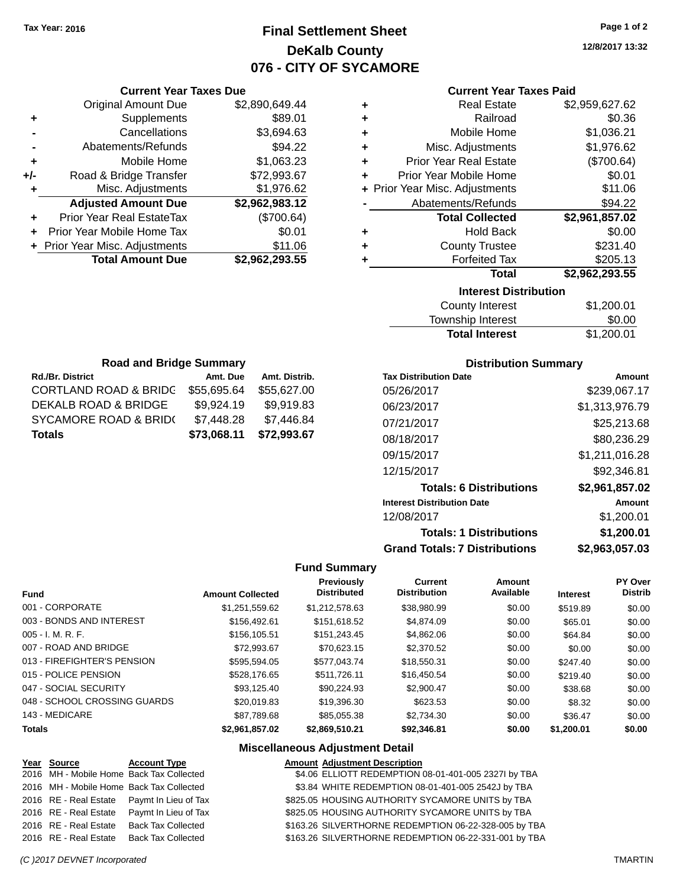Tax Year: 2016

# Final Settlement Sheet
## DeKalb County
## 076 - CITY OF SYCAMORE

12/8/2017 13:32

### Current Year Taxes Due

| | | |
|---|---|---|
| | Original Amount Due | $2,890,649.44 |
| + | Supplements | $89.01 |
| - | Cancellations | $3,694.63 |
| - | Abatements/Refunds | $94.22 |
| + | Mobile Home | $1,063.23 |
| +/- | Road & Bridge Transfer | $72,993.67 |
| + | Misc. Adjustments | $1,976.62 |
| | **Adjusted Amount Due** | **$2,962,983.12** |
| + | Prior Year Real EstateTax | ($700.64) |
| + | Prior Year Mobile Home Tax | $0.01 |
| + | Prior Year Misc. Adjustments | $11.06 |
| | **Total Amount Due** | **$2,962,293.55** |

### Current Year Taxes Paid

| | | |
|---|---|---|
| + | Real Estate | $2,959,627.62 |
| + | Railroad | $0.36 |
| + | Mobile Home | $1,036.21 |
| + | Misc. Adjustments | $1,976.62 |
| + | Prior Year Real Estate | ($700.64) |
| + | Prior Year Mobile Home | $0.01 |
| + | Prior Year Misc. Adjustments | $11.06 |
| - | Abatements/Refunds | $94.22 |
| | **Total Collected** | **$2,961,857.02** |
| + | Hold Back | $0.00 |
| + | County Trustee | $231.40 |
| + | Forfeited Tax | $205.13 |
| | **Total** | **$2,962,293.55** |

### Interest Distribution

| | |
|---|---|
| County Interest | $1,200.01 |
| Township Interest | $0.00 |
| **Total Interest** | $1,200.01 |

### Road and Bridge Summary

| Rd./Br. District | Amt. Due | Amt. Distrib. |
|---|---|---|
| CORTLAND ROAD & BRIDG | $55,695.64 | $55,627.00 |
| DEKALB ROAD & BRIDGE | $9,924.19 | $9,919.83 |
| SYCAMORE ROAD & BRID( | $7,448.28 | $7,446.84 |
| **Totals** | **$73,068.11** | **$72,993.67** |

### Distribution Summary

| Tax Distribution Date | Amount |
|---|---|
| 05/26/2017 | $239,067.17 |
| 06/23/2017 | $1,313,976.79 |
| 07/21/2017 | $25,213.68 |
| 08/18/2017 | $80,236.29 |
| 09/15/2017 | $1,211,016.28 |
| 12/15/2017 | $92,346.81 |
| **Totals: 6 Distributions** | **$2,961,857.02** |
| **Interest Distribution Date** | **Amount** |
| 12/08/2017 | $1,200.01 |
| **Totals: 1 Distributions** | **$1,200.01** |
| **Grand Totals: 7 Distributions** | **$2,963,057.03** |

### Fund Summary

| Fund | Amount Collected | Previously Distributed | Current Distribution | Amount Available | Interest | PY Over Distrib |
|---|---|---|---|---|---|---|
| 001 - CORPORATE | $1,251,559.62 | $1,212,578.63 | $38,980.99 | $0.00 | $519.89 | $0.00 |
| 003 - BONDS AND INTEREST | $156,492.61 | $151,618.52 | $4,874.09 | $0.00 | $65.01 | $0.00 |
| 005 - I. M. R. F. | $156,105.51 | $151,243.45 | $4,862.06 | $0.00 | $64.84 | $0.00 |
| 007 - ROAD AND BRIDGE | $72,993.67 | $70,623.15 | $2,370.52 | $0.00 | $0.00 | $0.00 |
| 013 - FIREFIGHTER'S PENSION | $595,594.05 | $577,043.74 | $18,550.31 | $0.00 | $247.40 | $0.00 |
| 015 - POLICE PENSION | $528,176.65 | $511,726.11 | $16,450.54 | $0.00 | $219.40 | $0.00 |
| 047 - SOCIAL SECURITY | $93,125.40 | $90,224.93 | $2,900.47 | $0.00 | $38.68 | $0.00 |
| 048 - SCHOOL CROSSING GUARDS | $20,019.83 | $19,396.30 | $623.53 | $0.00 | $8.32 | $0.00 |
| 143 - MEDICARE | $87,789.68 | $85,055.38 | $2,734.30 | $0.00 | $36.47 | $0.00 |
| **Totals** | **$2,961,857.02** | **$2,869,510.21** | **$92,346.81** | **$0.00** | **$1,200.01** | **$0.00** |

### Miscellaneous Adjustment Detail

| Year | Source | Account Type | Amount | Adjustment Description |
|---|---|---|---|---|
| 2016 | MH - Mobile Home | Back Tax Collected | $4.06 | ELLIOTT REDEMPTION 08-01-401-005 2327I by TBA |
| 2016 | MH - Mobile Home | Back Tax Collected | $3.84 | WHITE REDEMPTION 08-01-401-005 2542J by TBA |
| 2016 | RE - Real Estate | Paymt In Lieu of Tax | $825.05 | HOUSING AUTHORITY SYCAMORE UNITS by TBA |
| 2016 | RE - Real Estate | Paymt In Lieu of Tax | $825.05 | HOUSING AUTHORITY SYCAMORE UNITS by TBA |
| 2016 | RE - Real Estate | Back Tax Collected | $163.26 | SILVERTHORNE REDEMPTION 06-22-328-005 by TBA |
| 2016 | RE - Real Estate | Back Tax Collected | $163.26 | SILVERTHORNE REDEMPTION 06-22-331-001 by TBA |

(C )2017 DEVNET Incorporated — TMARTIN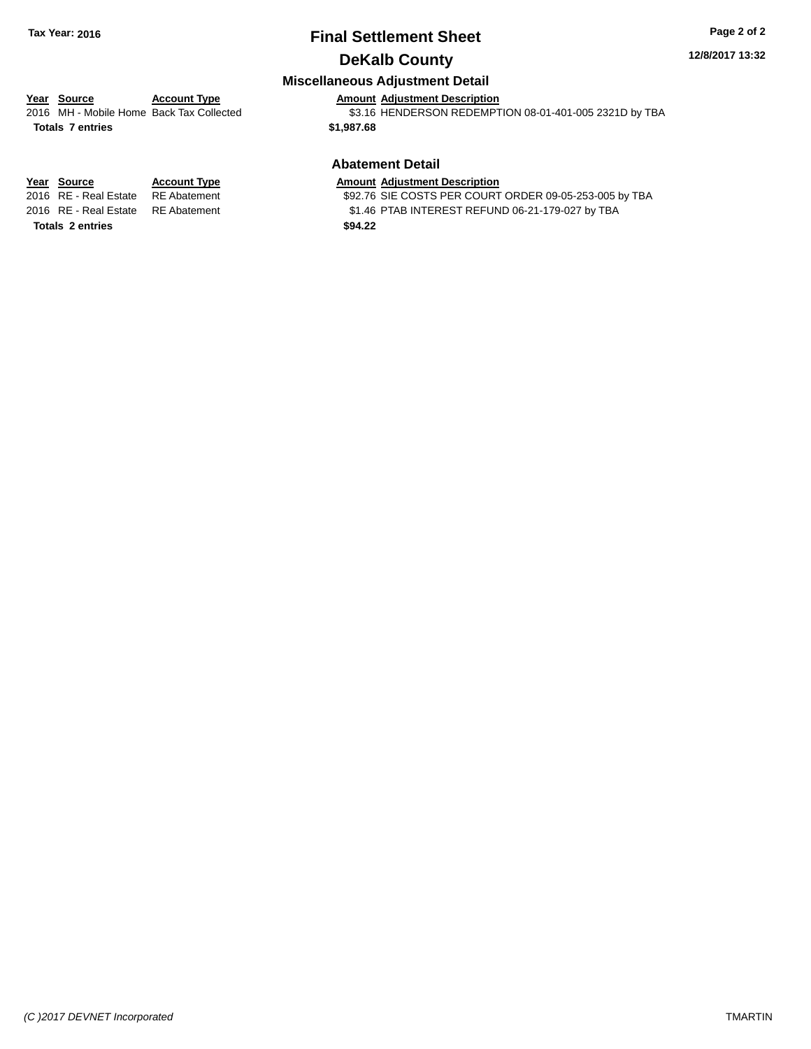**Tax Year: 2016**

# Final Settlement Sheet

## DeKalb County

12/8/2017 13:32

### Miscellaneous Adjustment Detail

| Year | Source | Account Type | Amount | Adjustment Description |
|---|---|---|---|---|
| 2016 | MH - Mobile Home | Back Tax Collected | $3.16 | HENDERSON REDEMPTION 08-01-401-005 2321D by TBA |
| **Totals** | **7 entries** | | **$1,987.68** | |

### Abatement Detail

| Year | Source | Account Type | Amount | Adjustment Description |
|---|---|---|---|---|
| 2016 | RE - Real Estate | RE Abatement | $92.76 | SIE COSTS PER COURT ORDER 09-05-253-005 by TBA |
| 2016 | RE - Real Estate | RE Abatement | $1.46 | PTAB INTEREST REFUND 06-21-179-027 by TBA |
| **Totals** | **2 entries** | | **$94.22** | |

*(C )2017 DEVNET Incorporated* TMARTIN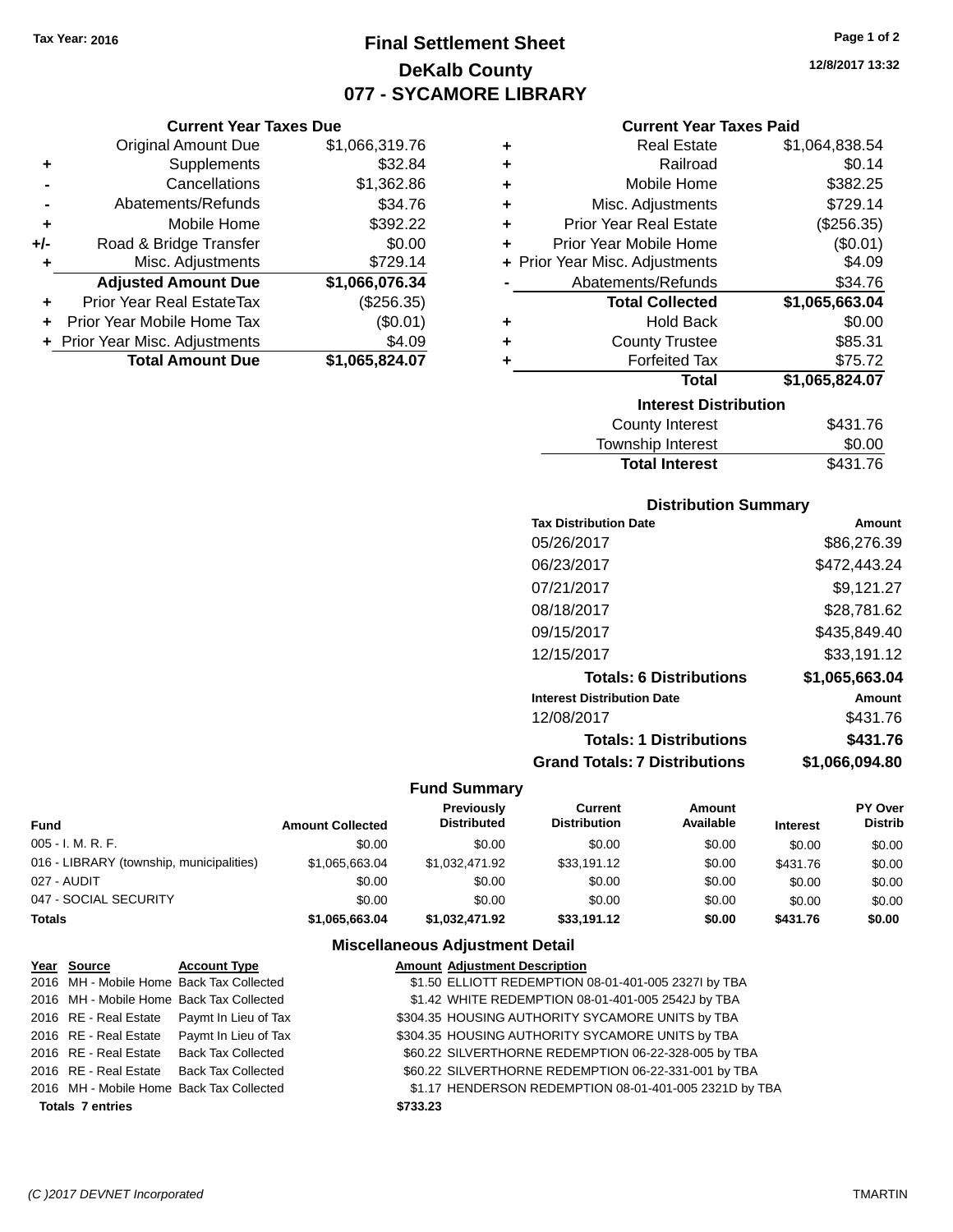Tax Year: 2016

# Final Settlement Sheet
## DeKalb County
## 077 - SYCAMORE LIBRARY

12/8/2017 13:32

### Current Year Taxes Due

| | | |
|---|---|---|
| | Original Amount Due | $1,066,319.76 |
| + | Supplements | $32.84 |
| - | Cancellations | $1,362.86 |
| - | Abatements/Refunds | $34.76 |
| + | Mobile Home | $392.22 |
| +/- | Road & Bridge Transfer | $0.00 |
| + | Misc. Adjustments | $729.14 |
| | **Adjusted Amount Due** | **$1,066,076.34** |
| + | Prior Year Real EstateTax | ($256.35) |
| + | Prior Year Mobile Home Tax | ($0.01) |
| + | Prior Year Misc. Adjustments | $4.09 |
| | **Total Amount Due** | **$1,065,824.07** |

### Current Year Taxes Paid

| | | |
|---|---|---|
| + | Real Estate | $1,064,838.54 |
| + | Railroad | $0.14 |
| + | Mobile Home | $382.25 |
| + | Misc. Adjustments | $729.14 |
| + | Prior Year Real Estate | ($256.35) |
| + | Prior Year Mobile Home | ($0.01) |
| + | Prior Year Misc. Adjustments | $4.09 |
| - | Abatements/Refunds | $34.76 |
| | **Total Collected** | **$1,065,663.04** |
| + | Hold Back | $0.00 |
| + | County Trustee | $85.31 |
| + | Forfeited Tax | $75.72 |
| | **Total** | **$1,065,824.07** |

### Interest Distribution

| | |
|---|---|
| County Interest | $431.76 |
| Township Interest | $0.00 |
| **Total Interest** | $431.76 |

### Distribution Summary

| Tax Distribution Date | Amount |
|---|---|
| 05/26/2017 | $86,276.39 |
| 06/23/2017 | $472,443.24 |
| 07/21/2017 | $9,121.27 |
| 08/18/2017 | $28,781.62 |
| 09/15/2017 | $435,849.40 |
| 12/15/2017 | $33,191.12 |
| **Totals: 6 Distributions** | **$1,065,663.04** |
| **Interest Distribution Date** | **Amount** |
| 12/08/2017 | $431.76 |
| **Totals: 1 Distributions** | **$431.76** |
| **Grand Totals: 7 Distributions** | **$1,066,094.80** |

### Fund Summary

| Fund | Amount Collected | Previously Distributed | Current Distribution | Amount Available | Interest | PY Over Distrib |
|---|---|---|---|---|---|---|
| 005 - I. M. R. F. | $0.00 | $0.00 | $0.00 | $0.00 | $0.00 | $0.00 |
| 016 - LIBRARY (township, municipalities) | $1,065,663.04 | $1,032,471.92 | $33,191.12 | $0.00 | $431.76 | $0.00 |
| 027 - AUDIT | $0.00 | $0.00 | $0.00 | $0.00 | $0.00 | $0.00 |
| 047 - SOCIAL SECURITY | $0.00 | $0.00 | $0.00 | $0.00 | $0.00 | $0.00 |
| **Totals** | **$1,065,663.04** | **$1,032,471.92** | **$33,191.12** | **$0.00** | **$431.76** | **$0.00** |

### Miscellaneous Adjustment Detail

| Year | Source | Account Type | Amount | Adjustment Description |
|---|---|---|---|---|
| 2016 | MH - Mobile Home | Back Tax Collected | $1.50 | ELLIOTT REDEMPTION 08-01-401-005 2327I by TBA |
| 2016 | MH - Mobile Home | Back Tax Collected | $1.42 | WHITE REDEMPTION 08-01-401-005 2542J by TBA |
| 2016 | RE - Real Estate | Paymt In Lieu of Tax | $304.35 | HOUSING AUTHORITY SYCAMORE UNITS by TBA |
| 2016 | RE - Real Estate | Paymt In Lieu of Tax | $304.35 | HOUSING AUTHORITY SYCAMORE UNITS by TBA |
| 2016 | RE - Real Estate | Back Tax Collected | $60.22 | SILVERTHORNE REDEMPTION 06-22-328-005 by TBA |
| 2016 | RE - Real Estate | Back Tax Collected | $60.22 | SILVERTHORNE REDEMPTION 06-22-331-001 by TBA |
| 2016 | MH - Mobile Home | Back Tax Collected | $1.17 | HENDERSON REDEMPTION 08-01-401-005 2321D by TBA |
| **Totals 7 entries** | | | **$733.23** | |

(C )2017 DEVNET Incorporated TMARTIN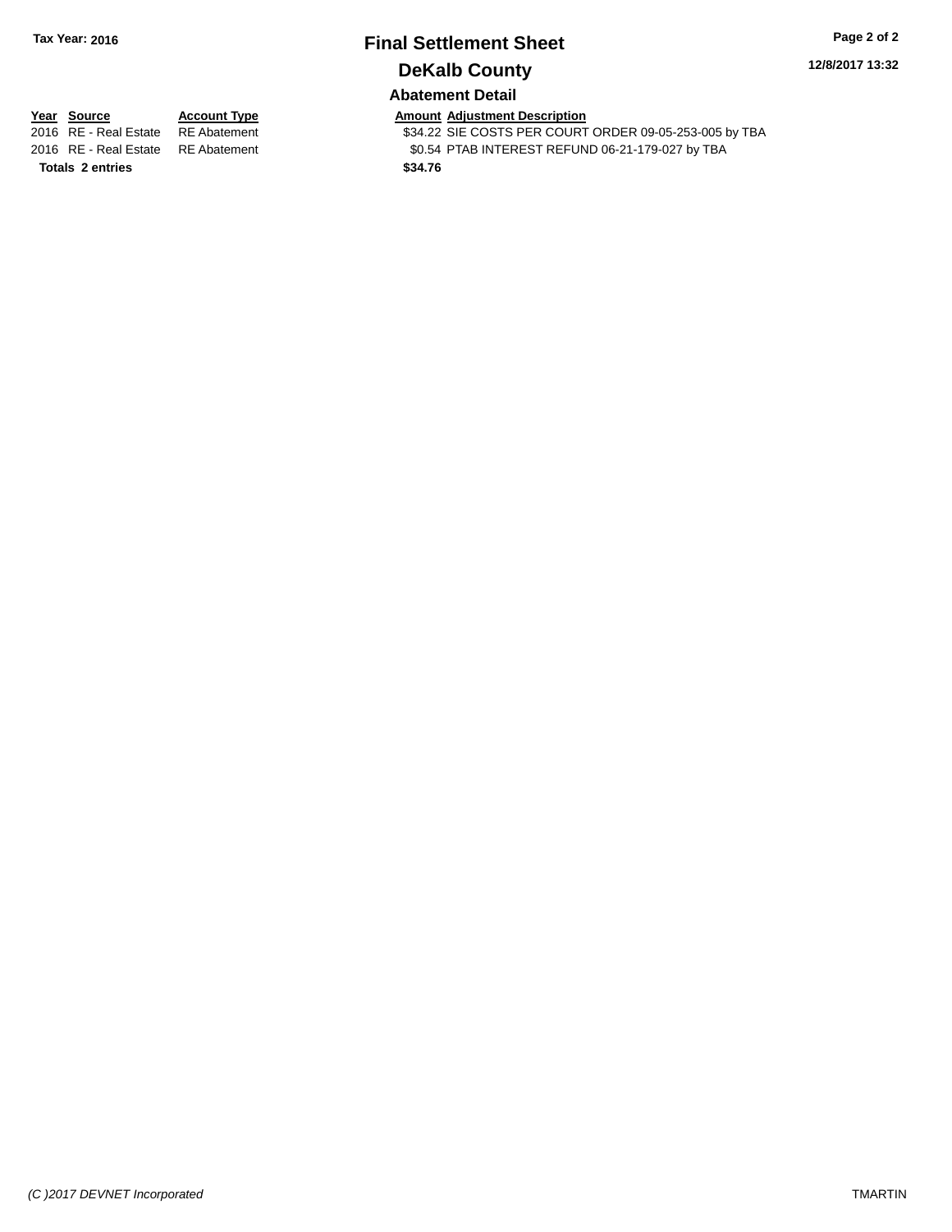**Tax Year: 2016**

# Final Settlement Sheet

## DeKalb County

**12/8/2017 13:32**

### Abatement Detail

| Year | Source | Account Type | Amount | Adjustment Description |
|---|---|---|---|---|
| 2016 | RE - Real Estate | RE Abatement | $34.22 | SIE COSTS PER COURT ORDER 09-05-253-005 by TBA |
| 2016 | RE - Real Estate | RE Abatement | $0.54 | PTAB INTEREST REFUND 06-21-179-027 by TBA |
| **Totals** | **2 entries** | | **$34.76** | |

*(C )2017 DEVNET Incorporated* TMARTIN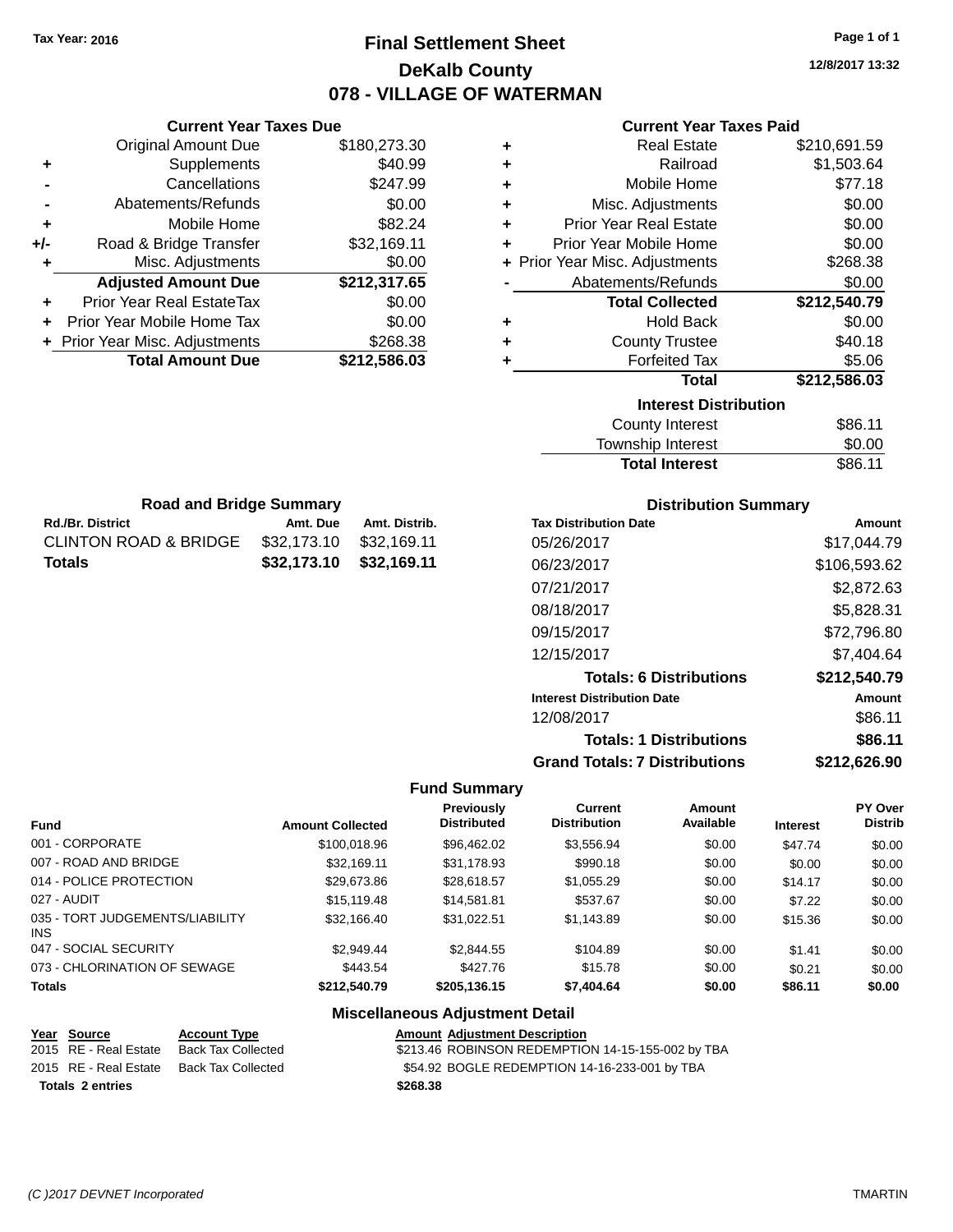Tax Year: 2016

# Final Settlement Sheet
## DeKalb County
## 078 - VILLAGE OF WATERMAN

12/8/2017 13:32

### Current Year Taxes Due

| | | |
|---|---|---|
| | Original Amount Due | $180,273.30 |
| + | Supplements | $40.99 |
| - | Cancellations | $247.99 |
| - | Abatements/Refunds | $0.00 |
| + | Mobile Home | $82.24 |
| +/- | Road & Bridge Transfer | $32,169.11 |
| + | Misc. Adjustments | $0.00 |
| | **Adjusted Amount Due** | **$212,317.65** |
| + | Prior Year Real EstateTax | $0.00 |
| + | Prior Year Mobile Home Tax | $0.00 |
| + | Prior Year Misc. Adjustments | $268.38 |
| | **Total Amount Due** | **$212,586.03** |

### Current Year Taxes Paid

| | | |
|---|---|---|
| + | Real Estate | $210,691.59 |
| + | Railroad | $1,503.64 |
| + | Mobile Home | $77.18 |
| + | Misc. Adjustments | $0.00 |
| + | Prior Year Real Estate | $0.00 |
| + | Prior Year Mobile Home | $0.00 |
| + | Prior Year Misc. Adjustments | $268.38 |
| - | Abatements/Refunds | $0.00 |
| | **Total Collected** | **$212,540.79** |
| + | Hold Back | $0.00 |
| + | County Trustee | $40.18 |
| + | Forfeited Tax | $5.06 |
| | **Total** | **$212,586.03** |

### Interest Distribution

| | |
|---|---|
| County Interest | $86.11 |
| Township Interest | $0.00 |
| **Total Interest** | $86.11 |

### Road and Bridge Summary

| Rd./Br. District | Amt. Due | Amt. Distrib. |
|---|---|---|
| CLINTON ROAD & BRIDGE | $32,173.10 | $32,169.11 |
| **Totals** | **$32,173.10** | **$32,169.11** |

### Distribution Summary

| Tax Distribution Date | Amount |
|---|---|
| 05/26/2017 | $17,044.79 |
| 06/23/2017 | $106,593.62 |
| 07/21/2017 | $2,872.63 |
| 08/18/2017 | $5,828.31 |
| 09/15/2017 | $72,796.80 |
| 12/15/2017 | $7,404.64 |
| **Totals: 6 Distributions** | **$212,540.79** |
| **Interest Distribution Date** | **Amount** |
| 12/08/2017 | $86.11 |
| **Totals: 1 Distributions** | **$86.11** |
| **Grand Totals: 7 Distributions** | **$212,626.90** |

### Fund Summary

| Fund | Amount Collected | Previously Distributed | Current Distribution | Amount Available | Interest | PY Over Distrib |
|---|---|---|---|---|---|---|
| 001 - CORPORATE | $100,018.96 | $96,462.02 | $3,556.94 | $0.00 | $47.74 | $0.00 |
| 007 - ROAD AND BRIDGE | $32,169.11 | $31,178.93 | $990.18 | $0.00 | $0.00 | $0.00 |
| 014 - POLICE PROTECTION | $29,673.86 | $28,618.57 | $1,055.29 | $0.00 | $14.17 | $0.00 |
| 027 - AUDIT | $15,119.48 | $14,581.81 | $537.67 | $0.00 | $7.22 | $0.00 |
| 035 - TORT JUDGEMENTS/LIABILITY INS | $32,166.40 | $31,022.51 | $1,143.89 | $0.00 | $15.36 | $0.00 |
| 047 - SOCIAL SECURITY | $2,949.44 | $2,844.55 | $104.89 | $0.00 | $1.41 | $0.00 |
| 073 - CHLORINATION OF SEWAGE | $443.54 | $427.76 | $15.78 | $0.00 | $0.21 | $0.00 |
| **Totals** | **$212,540.79** | **$205,136.15** | **$7,404.64** | **$0.00** | **$86.11** | **$0.00** |

### Miscellaneous Adjustment Detail

| Year | Source | Account Type | Amount | Adjustment Description |
|---|---|---|---|---|
| 2015 | RE - Real Estate | Back Tax Collected | $213.46 | ROBINSON REDEMPTION 14-15-155-002 by TBA |
| 2015 | RE - Real Estate | Back Tax Collected | $54.92 | BOGLE REDEMPTION 14-16-233-001 by TBA |
| **Totals 2 entries** | | | **$268.38** | |

(C )2017 DEVNET Incorporated — TMARTIN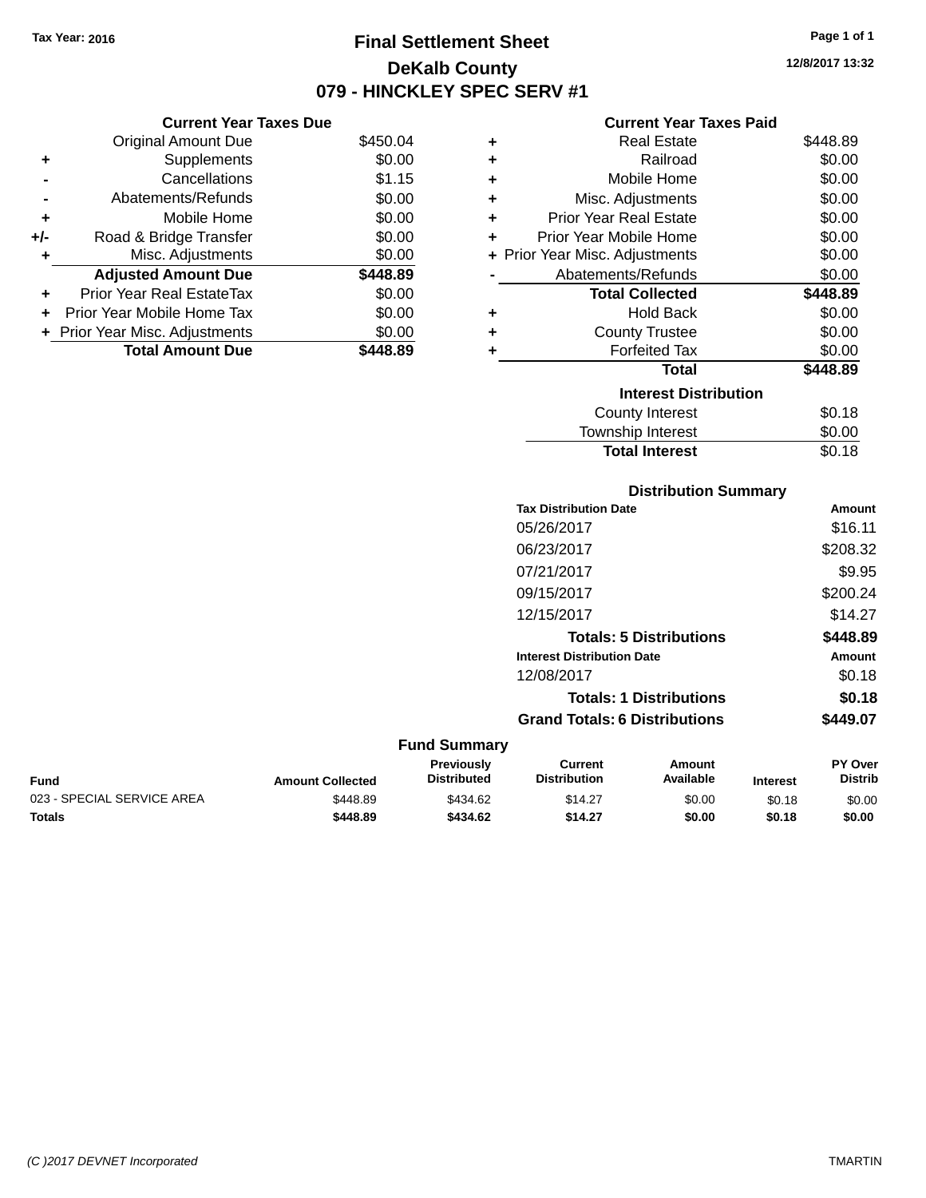Tax Year: 2016

# Final Settlement Sheet
## DeKalb County
## 079 - HINCKLEY SPEC SERV #1

12/8/2017 13:32

### Current Year Taxes Due

| | | |
|---|---|---|
| | Original Amount Due | $450.04 |
| + | Supplements | $0.00 |
| - | Cancellations | $1.15 |
| - | Abatements/Refunds | $0.00 |
| + | Mobile Home | $0.00 |
| +/- | Road & Bridge Transfer | $0.00 |
| + | Misc. Adjustments | $0.00 |
| | **Adjusted Amount Due** | **$448.89** |
| + | Prior Year Real EstateTax | $0.00 |
| + | Prior Year Mobile Home Tax | $0.00 |
| + | Prior Year Misc. Adjustments | $0.00 |
| | **Total Amount Due** | **$448.89** |

### Current Year Taxes Paid

| | | |
|---|---|---|
| + | Real Estate | $448.89 |
| + | Railroad | $0.00 |
| + | Mobile Home | $0.00 |
| + | Misc. Adjustments | $0.00 |
| + | Prior Year Real Estate | $0.00 |
| + | Prior Year Mobile Home | $0.00 |
| + | Prior Year Misc. Adjustments | $0.00 |
| - | Abatements/Refunds | $0.00 |
| | **Total Collected** | **$448.89** |
| + | Hold Back | $0.00 |
| + | County Trustee | $0.00 |
| + | Forfeited Tax | $0.00 |
| | **Total** | **$448.89** |

### Interest Distribution

| | |
|---|---|
| County Interest | $0.18 |
| Township Interest | $0.00 |
| **Total Interest** | $0.18 |

### Distribution Summary

| Tax Distribution Date | Amount |
|---|---|
| 05/26/2017 | $16.11 |
| 06/23/2017 | $208.32 |
| 07/21/2017 | $9.95 |
| 09/15/2017 | $200.24 |
| 12/15/2017 | $14.27 |
| **Totals: 5 Distributions** | **$448.89** |
| **Interest Distribution Date** | **Amount** |
| 12/08/2017 | $0.18 |
| **Totals: 1 Distributions** | **$0.18** |
| **Grand Totals: 6 Distributions** | **$449.07** |

### Fund Summary

| Fund | Amount Collected | Previously Distributed | Current Distribution | Amount Available | Interest | PY Over Distrib |
|---|---|---|---|---|---|---|
| 023 - SPECIAL SERVICE AREA | $448.89 | $434.62 | $14.27 | $0.00 | $0.18 | $0.00 |
| **Totals** | **$448.89** | **$434.62** | **$14.27** | **$0.00** | **$0.18** | **$0.00** |

(C )2017 DEVNET Incorporated TMARTIN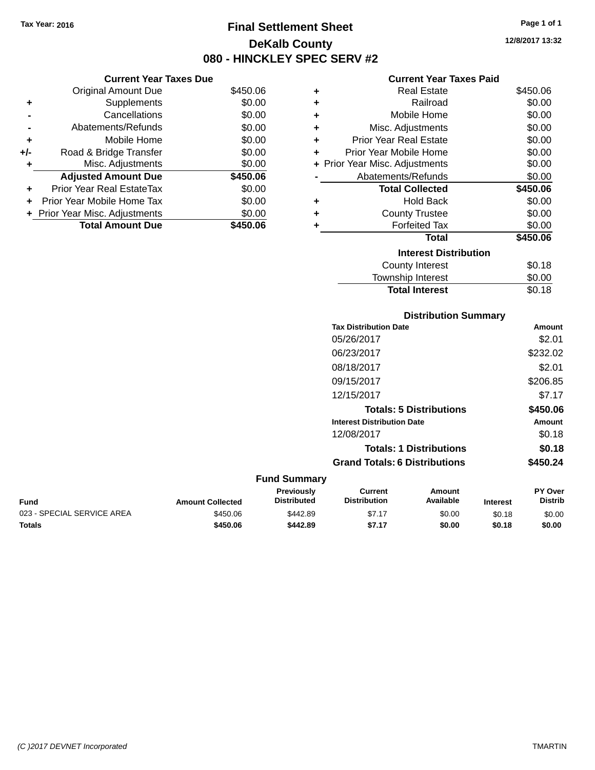Tax Year: 2016

# Final Settlement Sheet

## DeKalb County

## 080 - HINCKLEY SPEC SERV #2

12/8/2017 13:32

### Current Year Taxes Due

| | | |
|---|---|---|
| | Original Amount Due | $450.06 |
| + | Supplements | $0.00 |
| - | Cancellations | $0.00 |
| - | Abatements/Refunds | $0.00 |
| + | Mobile Home | $0.00 |
| +/- | Road & Bridge Transfer | $0.00 |
| + | Misc. Adjustments | $0.00 |
| | **Adjusted Amount Due** | **$450.06** |
| + | Prior Year Real EstateTax | $0.00 |
| + | Prior Year Mobile Home Tax | $0.00 |
| + | Prior Year Misc. Adjustments | $0.00 |
| | **Total Amount Due** | **$450.06** |

### Current Year Taxes Paid

| | | |
|---|---|---|
| + | Real Estate | $450.06 |
| + | Railroad | $0.00 |
| + | Mobile Home | $0.00 |
| + | Misc. Adjustments | $0.00 |
| + | Prior Year Real Estate | $0.00 |
| + | Prior Year Mobile Home | $0.00 |
| + | Prior Year Misc. Adjustments | $0.00 |
| - | Abatements/Refunds | $0.00 |
| | **Total Collected** | **$450.06** |
| + | Hold Back | $0.00 |
| + | County Trustee | $0.00 |
| + | Forfeited Tax | $0.00 |
| | **Total** | **$450.06** |

### Interest Distribution

| | |
|---|---|
| County Interest | $0.18 |
| Township Interest | $0.00 |
| **Total Interest** | $0.18 |

### Distribution Summary

| Tax Distribution Date | Amount |
|---|---|
| 05/26/2017 | $2.01 |
| 06/23/2017 | $232.02 |
| 08/18/2017 | $2.01 |
| 09/15/2017 | $206.85 |
| 12/15/2017 | $7.17 |
| **Totals: 5 Distributions** | **$450.06** |

| Interest Distribution Date | Amount |
|---|---|
| 12/08/2017 | $0.18 |
| **Totals: 1 Distributions** | **$0.18** |
| **Grand Totals: 6 Distributions** | **$450.24** |

### Fund Summary

| Fund | Amount Collected | Previously Distributed | Current Distribution | Amount Available | Interest | PY Over Distrib |
|---|---|---|---|---|---|---|
| 023 - SPECIAL SERVICE AREA | $450.06 | $442.89 | $7.17 | $0.00 | $0.18 | $0.00 |
| **Totals** | **$450.06** | **$442.89** | **$7.17** | **$0.00** | **$0.18** | **$0.00** |

(C )2017 DEVNET Incorporated TMARTIN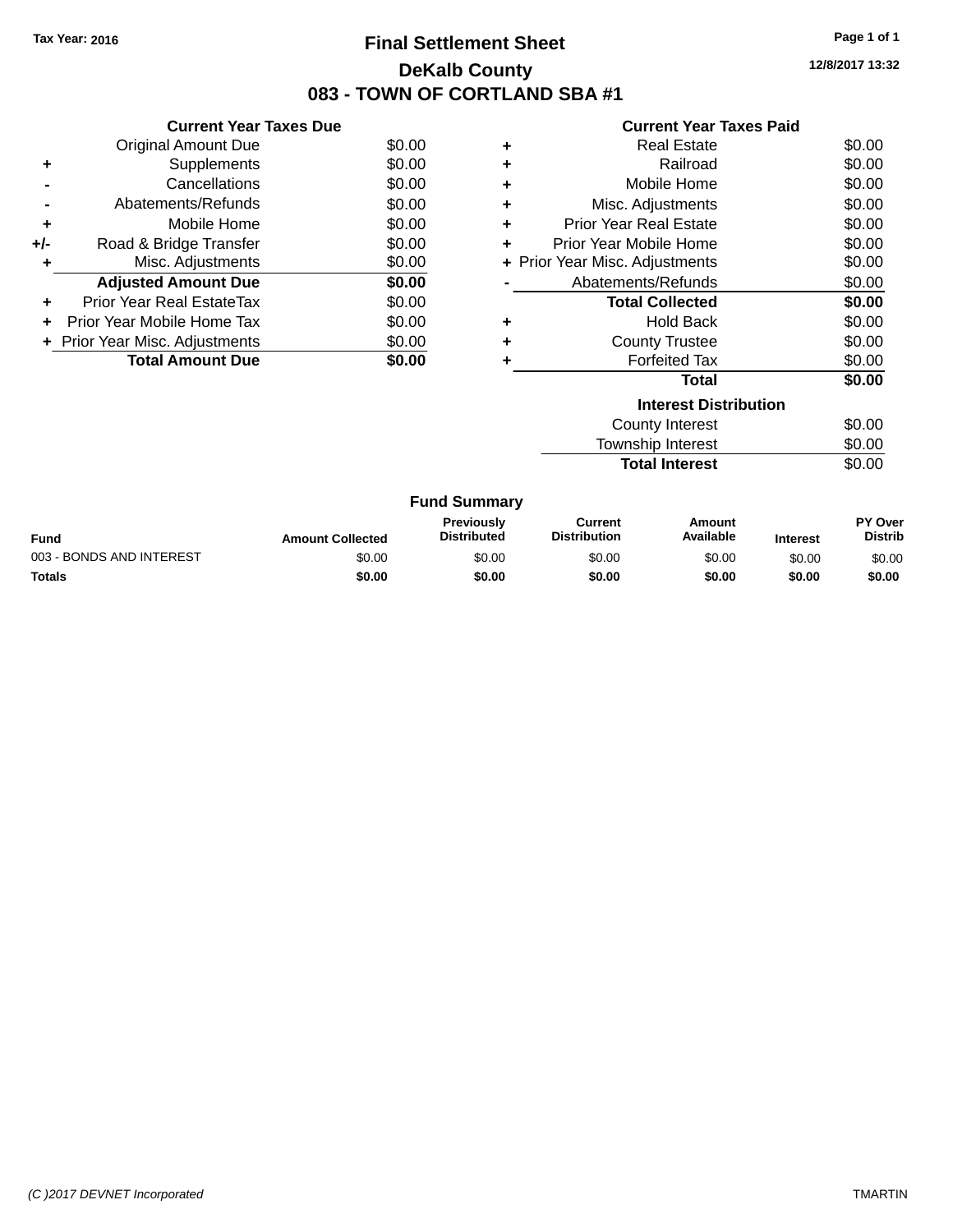Tax Year: 2016

# Final Settlement Sheet

## DeKalb County

## 083 - TOWN OF CORTLAND SBA #1

12/8/2017 13:32

### Current Year Taxes Due

| | | |
|---|---|---|
| | Original Amount Due | $0.00 |
| + | Supplements | $0.00 |
| - | Cancellations | $0.00 |
| - | Abatements/Refunds | $0.00 |
| + | Mobile Home | $0.00 |
| +/- | Road & Bridge Transfer | $0.00 |
| + | Misc. Adjustments | $0.00 |
| | **Adjusted Amount Due** | **$0.00** |
| + | Prior Year Real EstateTax | $0.00 |
| + | Prior Year Mobile Home Tax | $0.00 |
| + | Prior Year Misc. Adjustments | $0.00 |
| | **Total Amount Due** | **$0.00** |

### Current Year Taxes Paid

| | | |
|---|---|---|
| + | Real Estate | $0.00 |
| + | Railroad | $0.00 |
| + | Mobile Home | $0.00 |
| + | Misc. Adjustments | $0.00 |
| + | Prior Year Real Estate | $0.00 |
| + | Prior Year Mobile Home | $0.00 |
| + | Prior Year Misc. Adjustments | $0.00 |
| - | Abatements/Refunds | $0.00 |
| | **Total Collected** | **$0.00** |
| + | Hold Back | $0.00 |
| + | County Trustee | $0.00 |
| + | Forfeited Tax | $0.00 |
| | **Total** | **$0.00** |

### Interest Distribution

| | |
|---|---|
| County Interest | $0.00 |
| Township Interest | $0.00 |
| **Total Interest** | $0.00 |

### Fund Summary

| Fund | Amount Collected | Previously Distributed | Current Distribution | Amount Available | Interest | PY Over Distrib |
|---|---|---|---|---|---|---|
| 003 - BONDS AND INTEREST | $0.00 | $0.00 | $0.00 | $0.00 | $0.00 | $0.00 |
| **Totals** | **$0.00** | **$0.00** | **$0.00** | **$0.00** | **$0.00** | **$0.00** |

(C )2017 DEVNET Incorporated TMARTIN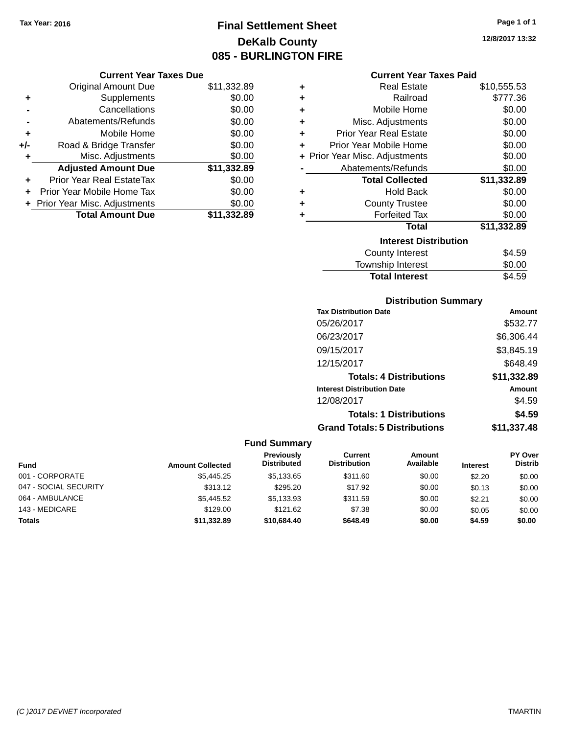Tax Year: 2016

# Final Settlement Sheet
## DeKalb County
## 085 - BURLINGTON FIRE

12/8/2017 13:32

### Current Year Taxes Due

| | | |
|---|---|---|
| | Original Amount Due | $11,332.89 |
| + | Supplements | $0.00 |
| - | Cancellations | $0.00 |
| - | Abatements/Refunds | $0.00 |
| + | Mobile Home | $0.00 |
| +/- | Road & Bridge Transfer | $0.00 |
| + | Misc. Adjustments | $0.00 |
| | **Adjusted Amount Due** | **$11,332.89** |
| + | Prior Year Real EstateTax | $0.00 |
| + | Prior Year Mobile Home Tax | $0.00 |
| + | Prior Year Misc. Adjustments | $0.00 |
| | **Total Amount Due** | **$11,332.89** |

### Current Year Taxes Paid

| | | |
|---|---|---|
| + | Real Estate | $10,555.53 |
| + | Railroad | $777.36 |
| + | Mobile Home | $0.00 |
| + | Misc. Adjustments | $0.00 |
| + | Prior Year Real Estate | $0.00 |
| + | Prior Year Mobile Home | $0.00 |
| + | Prior Year Misc. Adjustments | $0.00 |
| - | Abatements/Refunds | $0.00 |
| | **Total Collected** | **$11,332.89** |
| + | Hold Back | $0.00 |
| + | County Trustee | $0.00 |
| + | Forfeited Tax | $0.00 |
| | **Total** | **$11,332.89** |

### Interest Distribution

| | |
|---|---|
| County Interest | $4.59 |
| Township Interest | $0.00 |
| **Total Interest** | $4.59 |

### Distribution Summary

| Tax Distribution Date | Amount |
|---|---|
| 05/26/2017 | $532.77 |
| 06/23/2017 | $6,306.44 |
| 09/15/2017 | $3,845.19 |
| 12/15/2017 | $648.49 |
| **Totals: 4 Distributions** | **$11,332.89** |
| **Interest Distribution Date** | **Amount** |
| 12/08/2017 | $4.59 |
| **Totals: 1 Distributions** | **$4.59** |
| **Grand Totals: 5 Distributions** | **$11,337.48** |

### Fund Summary

| Fund | Amount Collected | Previously Distributed | Current Distribution | Amount Available | Interest | PY Over Distrib |
|---|---|---|---|---|---|---|
| 001 - CORPORATE | $5,445.25 | $5,133.65 | $311.60 | $0.00 | $2.20 | $0.00 |
| 047 - SOCIAL SECURITY | $313.12 | $295.20 | $17.92 | $0.00 | $0.13 | $0.00 |
| 064 - AMBULANCE | $5,445.52 | $5,133.93 | $311.59 | $0.00 | $2.21 | $0.00 |
| 143 - MEDICARE | $129.00 | $121.62 | $7.38 | $0.00 | $0.05 | $0.00 |
| **Totals** | **$11,332.89** | **$10,684.40** | **$648.49** | **$0.00** | **$4.59** | **$0.00** |

(C )2017 DEVNET Incorporated TMARTIN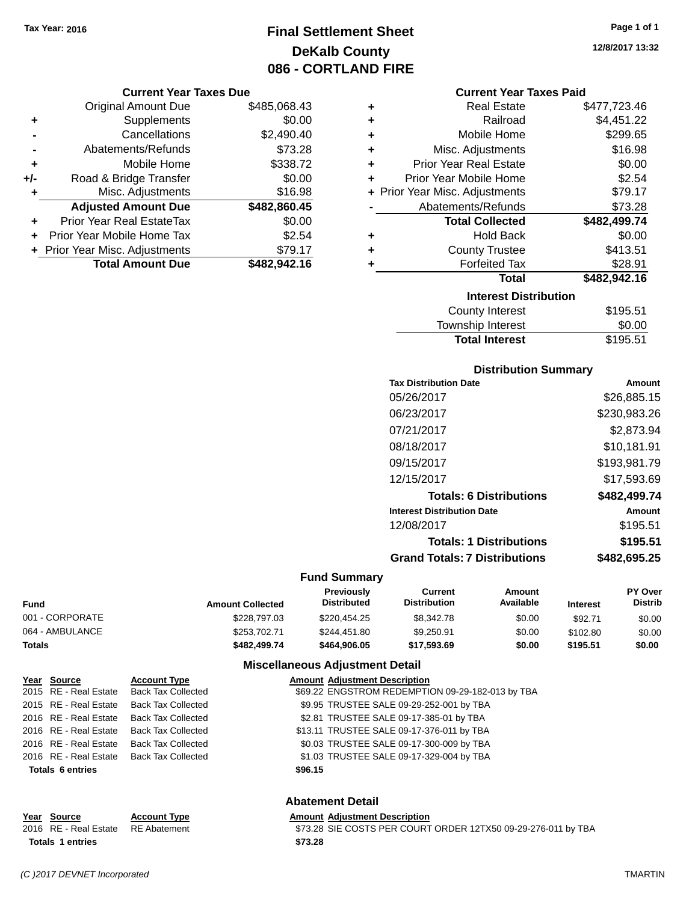Tax Year: 2016

# Final Settlement Sheet
## DeKalb County
## 086 - CORTLAND FIRE

12/8/2017 13:32

### Current Year Taxes Due

| | | |
|---|---|---|
| | Original Amount Due | $485,068.43 |
| + | Supplements | $0.00 |
| - | Cancellations | $2,490.40 |
| - | Abatements/Refunds | $73.28 |
| + | Mobile Home | $338.72 |
| +/- | Road & Bridge Transfer | $0.00 |
| + | Misc. Adjustments | $16.98 |
| | **Adjusted Amount Due** | **$482,860.45** |
| + | Prior Year Real EstateTax | $0.00 |
| + | Prior Year Mobile Home Tax | $2.54 |
| + | Prior Year Misc. Adjustments | $79.17 |
| | **Total Amount Due** | **$482,942.16** |

### Current Year Taxes Paid

| | | |
|---|---|---|
| + | Real Estate | $477,723.46 |
| + | Railroad | $4,451.22 |
| + | Mobile Home | $299.65 |
| + | Misc. Adjustments | $16.98 |
| + | Prior Year Real Estate | $0.00 |
| + | Prior Year Mobile Home | $2.54 |
| + | Prior Year Misc. Adjustments | $79.17 |
| - | Abatements/Refunds | $73.28 |
| | **Total Collected** | **$482,499.74** |
| + | Hold Back | $0.00 |
| + | County Trustee | $413.51 |
| + | Forfeited Tax | $28.91 |
| | **Total** | **$482,942.16** |

### Interest Distribution

| | |
|---|---|
| County Interest | $195.51 |
| Township Interest | $0.00 |
| **Total Interest** | $195.51 |

### Distribution Summary

| Tax Distribution Date | Amount |
|---|---|
| 05/26/2017 | $26,885.15 |
| 06/23/2017 | $230,983.26 |
| 07/21/2017 | $2,873.94 |
| 08/18/2017 | $10,181.91 |
| 09/15/2017 | $193,981.79 |
| 12/15/2017 | $17,593.69 |
| **Totals: 6 Distributions** | **$482,499.74** |
| **Interest Distribution Date** | **Amount** |
| 12/08/2017 | $195.51 |
| **Totals: 1 Distributions** | **$195.51** |
| **Grand Totals: 7 Distributions** | **$482,695.25** |

### Fund Summary

| Fund | Amount Collected | Previously Distributed | Current Distribution | Amount Available | Interest | PY Over Distrib |
|---|---|---|---|---|---|---|
| 001 - CORPORATE | $228,797.03 | $220,454.25 | $8,342.78 | $0.00 | $92.71 | $0.00 |
| 064 - AMBULANCE | $253,702.71 | $244,451.80 | $9,250.91 | $0.00 | $102.80 | $0.00 |
| **Totals** | **$482,499.74** | **$464,906.05** | **$17,593.69** | **$0.00** | **$195.51** | **$0.00** |

### Miscellaneous Adjustment Detail

| Year | Source | Account Type | Amount | Adjustment Description |
|---|---|---|---|---|
| 2015 | RE - Real Estate | Back Tax Collected | $69.22 | ENGSTROM REDEMPTION 09-29-182-013 by TBA |
| 2015 | RE - Real Estate | Back Tax Collected | $9.95 | TRUSTEE SALE 09-29-252-001 by TBA |
| 2016 | RE - Real Estate | Back Tax Collected | $2.81 | TRUSTEE SALE 09-17-385-01 by TBA |
| 2016 | RE - Real Estate | Back Tax Collected | $13.11 | TRUSTEE SALE 09-17-376-011 by TBA |
| 2016 | RE - Real Estate | Back Tax Collected | $0.03 | TRUSTEE SALE 09-17-300-009 by TBA |
| 2016 | RE - Real Estate | Back Tax Collected | $1.03 | TRUSTEE SALE 09-17-329-004 by TBA |
| **Totals 6 entries** | | | **$96.15** | |

### Abatement Detail

| Year | Source | Account Type | Amount | Adjustment Description |
|---|---|---|---|---|
| 2016 | RE - Real Estate | RE Abatement | $73.28 | SIE COSTS PER COURT ORDER 12TX50 09-29-276-011 by TBA |
| **Totals 1 entries** | | | **$73.28** | |

*(C )2017 DEVNET Incorporated* TMARTIN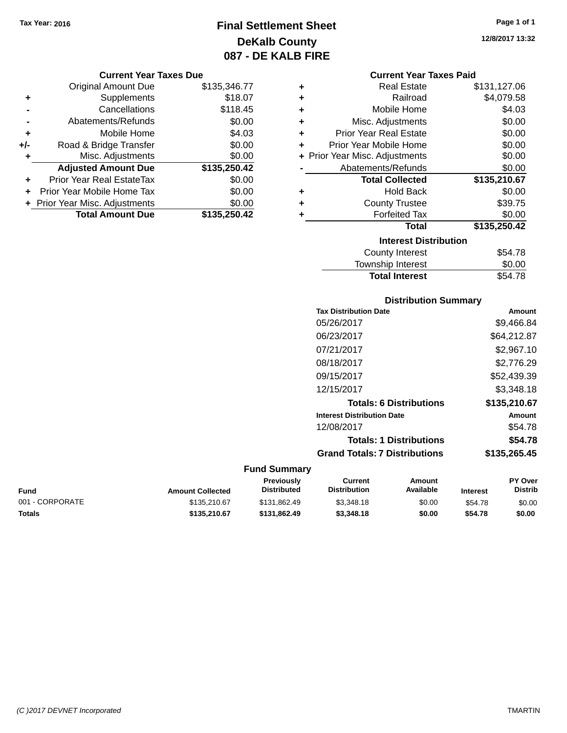Tax Year: 2016

# Final Settlement Sheet
## DeKalb County
## 087 - DE KALB FIRE

12/8/2017 13:32

### Current Year Taxes Due

| | | |
|---|---|---|
| | Original Amount Due | $135,346.77 |
| + | Supplements | $18.07 |
| - | Cancellations | $118.45 |
| - | Abatements/Refunds | $0.00 |
| + | Mobile Home | $4.03 |
| +/- | Road & Bridge Transfer | $0.00 |
| + | Misc. Adjustments | $0.00 |
| | **Adjusted Amount Due** | **$135,250.42** |
| + | Prior Year Real EstateTax | $0.00 |
| + | Prior Year Mobile Home Tax | $0.00 |
| + | Prior Year Misc. Adjustments | $0.00 |
| | **Total Amount Due** | **$135,250.42** |

### Current Year Taxes Paid

| | | |
|---|---|---|
| + | Real Estate | $131,127.06 |
| + | Railroad | $4,079.58 |
| + | Mobile Home | $4.03 |
| + | Misc. Adjustments | $0.00 |
| + | Prior Year Real Estate | $0.00 |
| + | Prior Year Mobile Home | $0.00 |
| + | Prior Year Misc. Adjustments | $0.00 |
| - | Abatements/Refunds | $0.00 |
| | **Total Collected** | **$135,210.67** |
| + | Hold Back | $0.00 |
| + | County Trustee | $39.75 |
| + | Forfeited Tax | $0.00 |
| | **Total** | **$135,250.42** |

### Interest Distribution

| | |
|---|---|
| County Interest | $54.78 |
| Township Interest | $0.00 |
| **Total Interest** | $54.78 |

### Distribution Summary

| Tax Distribution Date | Amount |
|---|---|
| 05/26/2017 | $9,466.84 |
| 06/23/2017 | $64,212.87 |
| 07/21/2017 | $2,967.10 |
| 08/18/2017 | $2,776.29 |
| 09/15/2017 | $52,439.39 |
| 12/15/2017 | $3,348.18 |
| **Totals: 6 Distributions** | **$135,210.67** |
| **Interest Distribution Date** | **Amount** |
| 12/08/2017 | $54.78 |
| **Totals: 1 Distributions** | **$54.78** |
| **Grand Totals: 7 Distributions** | **$135,265.45** |

### Fund Summary

| Fund | Amount Collected | Previously Distributed | Current Distribution | Amount Available | Interest | PY Over Distrib |
|---|---|---|---|---|---|---|
| 001 - CORPORATE | $135,210.67 | $131,862.49 | $3,348.18 | $0.00 | $54.78 | $0.00 |
| **Totals** | **$135,210.67** | **$131,862.49** | **$3,348.18** | **$0.00** | **$54.78** | **$0.00** |

(C )2017 DEVNET Incorporated TMARTIN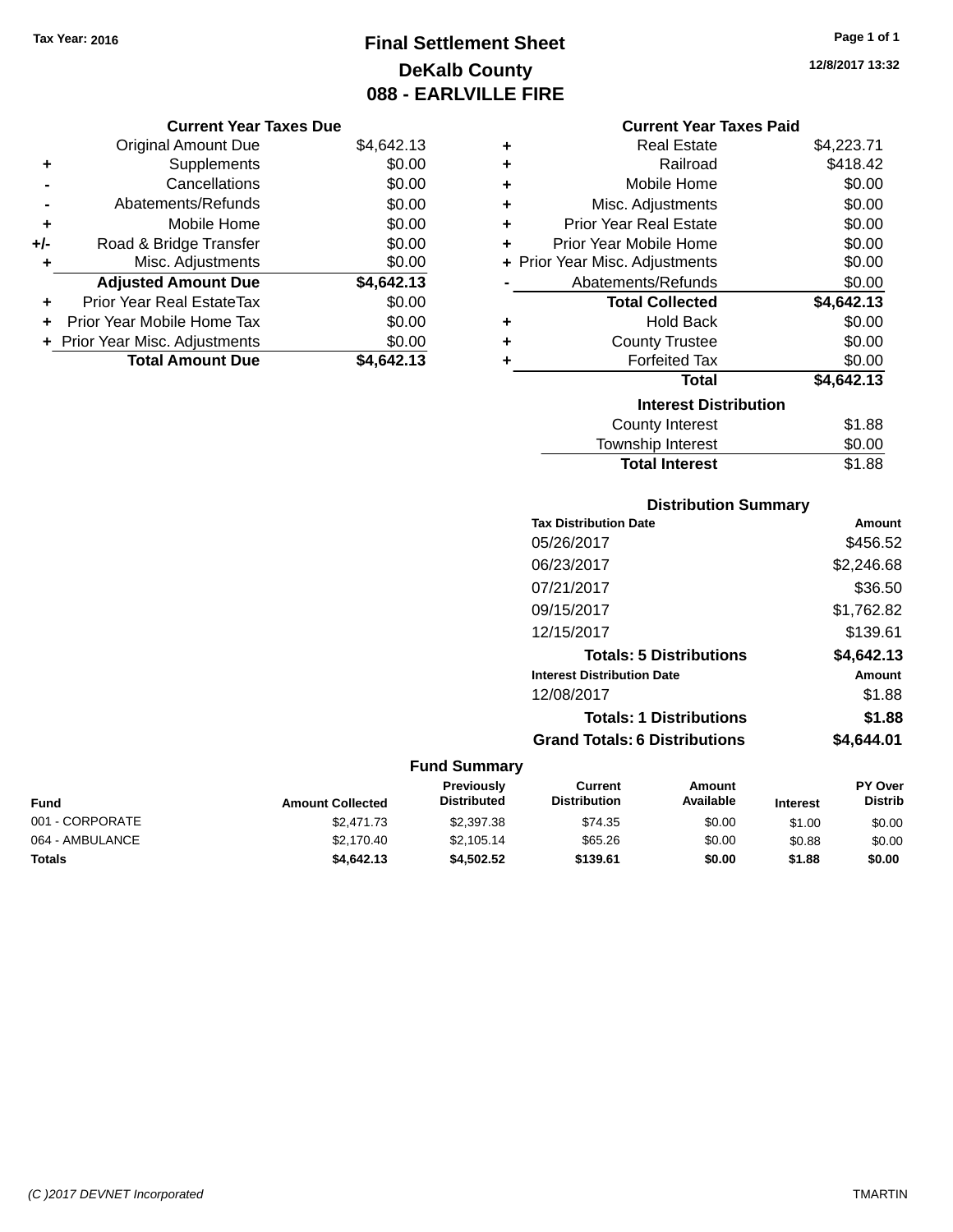Tax Year: 2016

# Final Settlement Sheet
## DeKalb County
## 088 - EARLVILLE FIRE

12/8/2017 13:32

### Current Year Taxes Due

| | | |
|---|---|---|
| | Original Amount Due | $4,642.13 |
| + | Supplements | $0.00 |
| - | Cancellations | $0.00 |
| - | Abatements/Refunds | $0.00 |
| + | Mobile Home | $0.00 |
| +/- | Road & Bridge Transfer | $0.00 |
| + | Misc. Adjustments | $0.00 |
| | **Adjusted Amount Due** | **$4,642.13** |
| + | Prior Year Real EstateTax | $0.00 |
| + | Prior Year Mobile Home Tax | $0.00 |
| + | Prior Year Misc. Adjustments | $0.00 |
| | **Total Amount Due** | **$4,642.13** |

### Current Year Taxes Paid

| | | |
|---|---|---|
| + | Real Estate | $4,223.71 |
| + | Railroad | $418.42 |
| + | Mobile Home | $0.00 |
| + | Misc. Adjustments | $0.00 |
| + | Prior Year Real Estate | $0.00 |
| + | Prior Year Mobile Home | $0.00 |
| + | Prior Year Misc. Adjustments | $0.00 |
| - | Abatements/Refunds | $0.00 |
| | **Total Collected** | **$4,642.13** |
| + | Hold Back | $0.00 |
| + | County Trustee | $0.00 |
| + | Forfeited Tax | $0.00 |
| | **Total** | **$4,642.13** |

### Interest Distribution

| | |
|---|---|
| County Interest | $1.88 |
| Township Interest | $0.00 |
| **Total Interest** | $1.88 |

### Distribution Summary

| Tax Distribution Date | Amount |
|---|---|
| 05/26/2017 | $456.52 |
| 06/23/2017 | $2,246.68 |
| 07/21/2017 | $36.50 |
| 09/15/2017 | $1,762.82 |
| 12/15/2017 | $139.61 |
| **Totals: 5 Distributions** | **$4,642.13** |

| Interest Distribution Date | Amount |
|---|---|
| 12/08/2017 | $1.88 |
| **Totals: 1 Distributions** | **$1.88** |
| **Grand Totals: 6 Distributions** | **$4,644.01** |

### Fund Summary

| Fund | Amount Collected | Previously Distributed | Current Distribution | Amount Available | Interest | PY Over Distrib |
|---|---|---|---|---|---|---|
| 001 - CORPORATE | $2,471.73 | $2,397.38 | $74.35 | $0.00 | $1.00 | $0.00 |
| 064 - AMBULANCE | $2,170.40 | $2,105.14 | $65.26 | $0.00 | $0.88 | $0.00 |
| **Totals** | **$4,642.13** | **$4,502.52** | **$139.61** | **$0.00** | **$1.88** | **$0.00** |

(C )2017 DEVNET Incorporated TMARTIN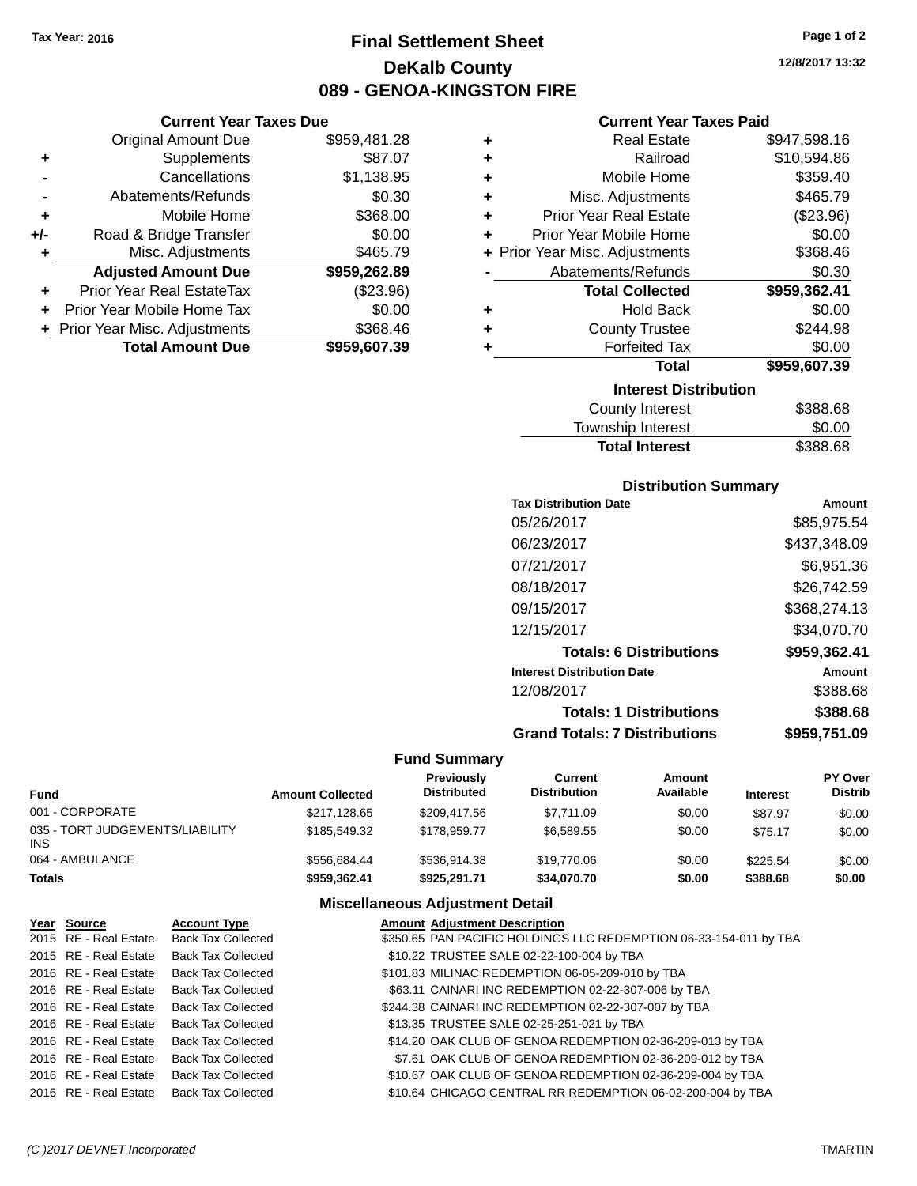Tax Year: 2016

# Final Settlement Sheet

## DeKalb County

## 089 - GENOA-KINGSTON FIRE

12/8/2017 13:32

### Current Year Taxes Due

| | | |
|---|---|---|
| | Original Amount Due | $959,481.28 |
| + | Supplements | $87.07 |
| - | Cancellations | $1,138.95 |
| - | Abatements/Refunds | $0.30 |
| + | Mobile Home | $368.00 |
| +/- | Road & Bridge Transfer | $0.00 |
| + | Misc. Adjustments | $465.79 |
| | **Adjusted Amount Due** | **$959,262.89** |
| + | Prior Year Real EstateTax | ($23.96) |
| + | Prior Year Mobile Home Tax | $0.00 |
| + | Prior Year Misc. Adjustments | $368.46 |
| | **Total Amount Due** | **$959,607.39** |

### Current Year Taxes Paid

| | | |
|---|---|---|
| + | Real Estate | $947,598.16 |
| + | Railroad | $10,594.86 |
| + | Mobile Home | $359.40 |
| + | Misc. Adjustments | $465.79 |
| + | Prior Year Real Estate | ($23.96) |
| + | Prior Year Mobile Home | $0.00 |
| + | Prior Year Misc. Adjustments | $368.46 |
| - | Abatements/Refunds | $0.30 |
| | **Total Collected** | **$959,362.41** |
| + | Hold Back | $0.00 |
| + | County Trustee | $244.98 |
| + | Forfeited Tax | $0.00 |
| | **Total** | **$959,607.39** |

### Interest Distribution

| | |
|---|---|
| County Interest | $388.68 |
| Township Interest | $0.00 |
| **Total Interest** | $388.68 |

### Distribution Summary

| Tax Distribution Date | Amount |
|---|---|
| 05/26/2017 | $85,975.54 |
| 06/23/2017 | $437,348.09 |
| 07/21/2017 | $6,951.36 |
| 08/18/2017 | $26,742.59 |
| 09/15/2017 | $368,274.13 |
| 12/15/2017 | $34,070.70 |
| **Totals: 6 Distributions** | **$959,362.41** |
| **Interest Distribution Date** | **Amount** |
| 12/08/2017 | $388.68 |
| **Totals: 1 Distributions** | **$388.68** |
| **Grand Totals: 7 Distributions** | **$959,751.09** |

### Fund Summary

| Fund | Amount Collected | Previously Distributed | Current Distribution | Amount Available | Interest | PY Over Distrib |
|---|---|---|---|---|---|---|
| 001 - CORPORATE | $217,128.65 | $209,417.56 | $7,711.09 | $0.00 | $87.97 | $0.00 |
| 035 - TORT JUDGEMENTS/LIABILITY INS | $185,549.32 | $178,959.77 | $6,589.55 | $0.00 | $75.17 | $0.00 |
| 064 - AMBULANCE | $556,684.44 | $536,914.38 | $19,770.06 | $0.00 | $225.54 | $0.00 |
| **Totals** | **$959,362.41** | **$925,291.71** | **$34,070.70** | **$0.00** | **$388.68** | **$0.00** |

### Miscellaneous Adjustment Detail

| Year | Source | Account Type | Amount | Adjustment Description |
|---|---|---|---|---|
| 2015 | RE - Real Estate | Back Tax Collected | $350.65 | PAN PACIFIC HOLDINGS LLC REDEMPTION 06-33-154-011 by TBA |
| 2015 | RE - Real Estate | Back Tax Collected | $10.22 | TRUSTEE SALE 02-22-100-004 by TBA |
| 2016 | RE - Real Estate | Back Tax Collected | $101.83 | MILINAC REDEMPTION 06-05-209-010 by TBA |
| 2016 | RE - Real Estate | Back Tax Collected | $63.11 | CAINARI INC REDEMPTION 02-22-307-006 by TBA |
| 2016 | RE - Real Estate | Back Tax Collected | $244.38 | CAINARI INC REDEMPTION 02-22-307-007 by TBA |
| 2016 | RE - Real Estate | Back Tax Collected | $13.35 | TRUSTEE SALE 02-25-251-021 by TBA |
| 2016 | RE - Real Estate | Back Tax Collected | $14.20 | OAK CLUB OF GENOA REDEMPTION 02-36-209-013 by TBA |
| 2016 | RE - Real Estate | Back Tax Collected | $7.61 | OAK CLUB OF GENOA REDEMPTION 02-36-209-012 by TBA |
| 2016 | RE - Real Estate | Back Tax Collected | $10.67 | OAK CLUB OF GENOA REDEMPTION 02-36-209-004 by TBA |
| 2016 | RE - Real Estate | Back Tax Collected | $10.64 | CHICAGO CENTRAL RR REDEMPTION 06-02-200-004 by TBA |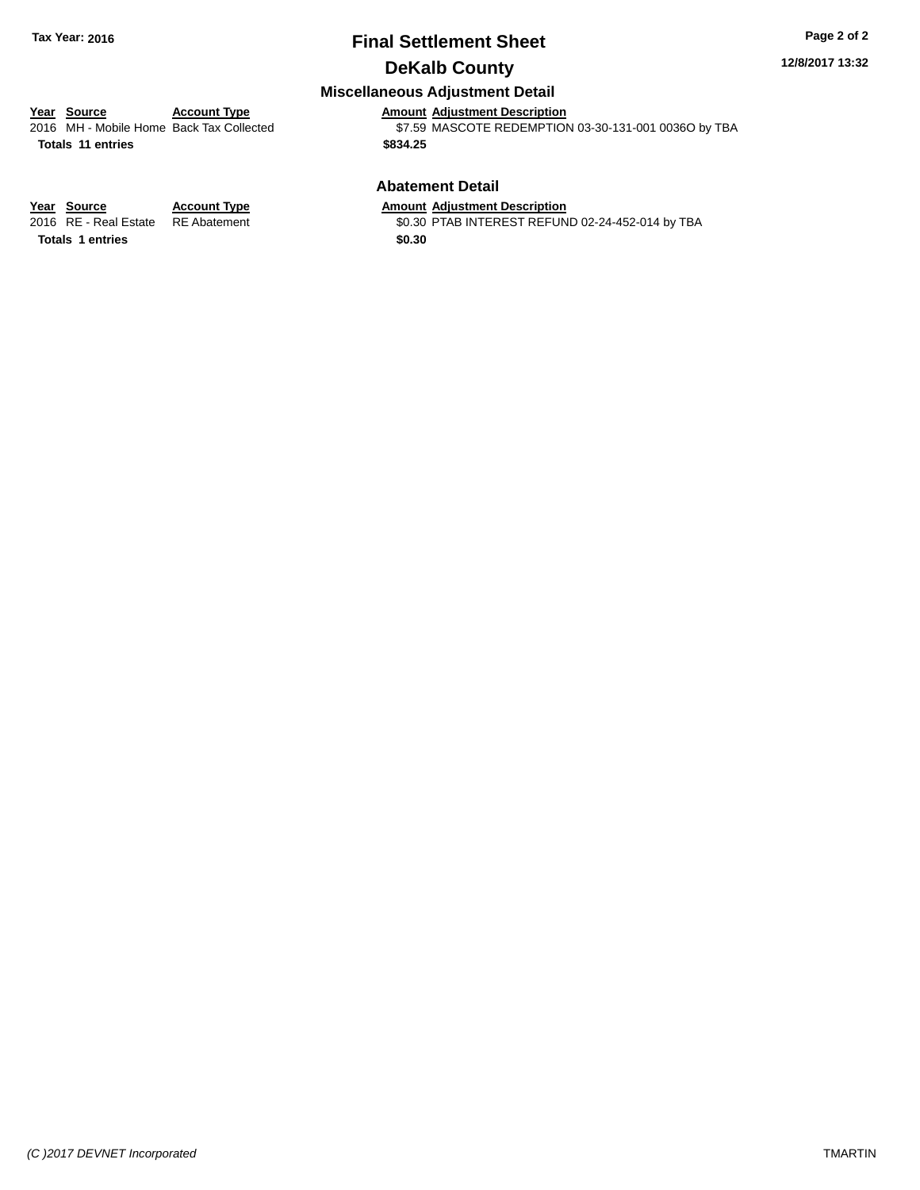## Final Settlement Sheet

## DeKalb County

Tax Year: 2016

12/8/2017 13:32

### Miscellaneous Adjustment Detail

| Year | Source | Account Type | Amount | Adjustment Description |
|---|---|---|---|---|
| 2016 | MH - Mobile Home | Back Tax Collected | $7.59 | MASCOTE REDEMPTION 03-30-131-001 0036O by TBA |
| **Totals** | **11 entries** | | **$834.25** | |

### Abatement Detail

| Year | Source | Account Type | Amount | Adjustment Description |
|---|---|---|---|---|
| 2016 | RE - Real Estate | RE Abatement | $0.30 | PTAB INTEREST REFUND 02-24-452-014 by TBA |
| **Totals** | **1 entries** | | **$0.30** | |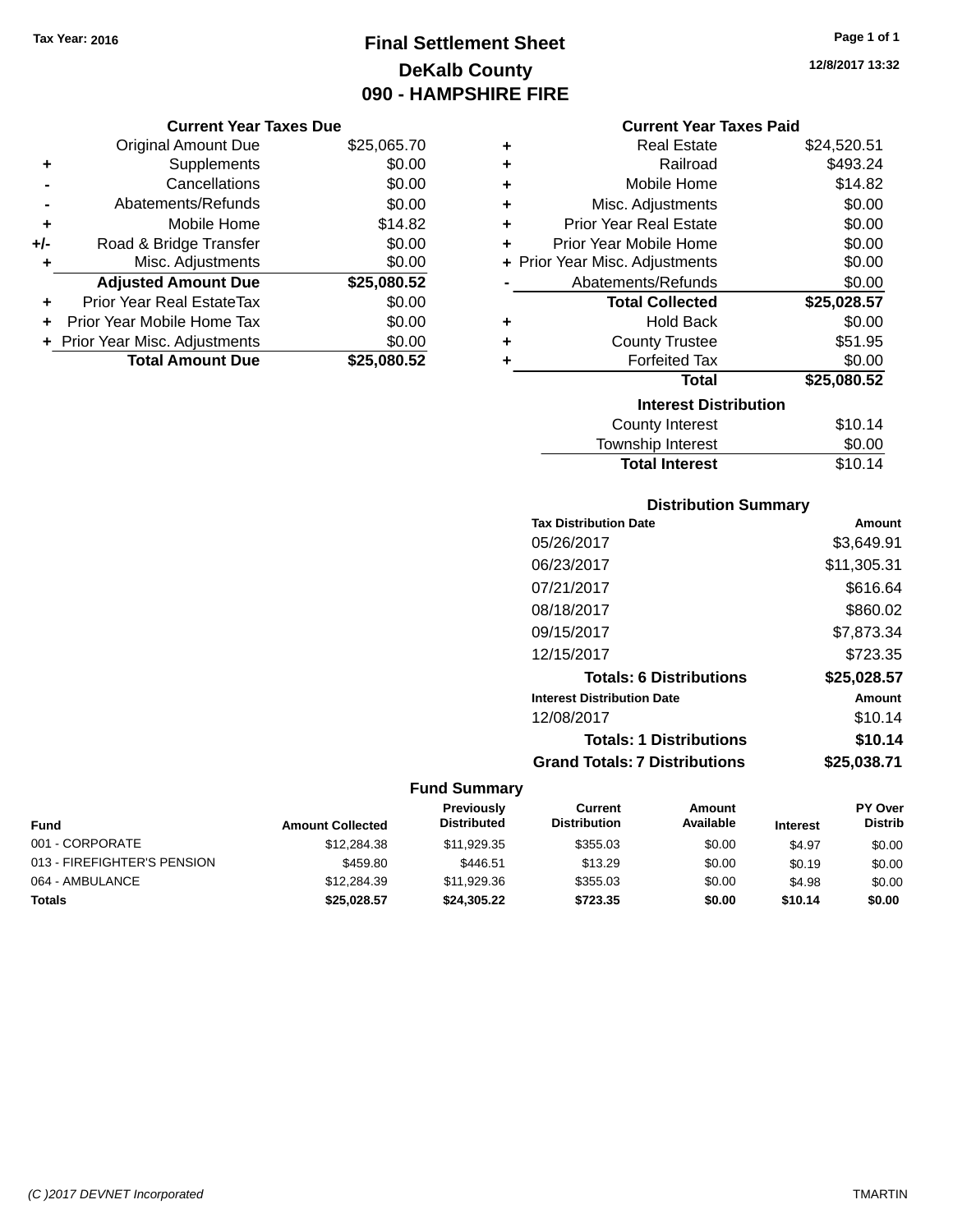Tax Year: 2016

# Final Settlement Sheet
# DeKalb County
# 090 - HAMPSHIRE FIRE

12/8/2017 13:32

### Current Year Taxes Due

| | | |
|---|---|---|
| | Original Amount Due | $25,065.70 |
| + | Supplements | $0.00 |
| - | Cancellations | $0.00 |
| - | Abatements/Refunds | $0.00 |
| + | Mobile Home | $14.82 |
| +/- | Road & Bridge Transfer | $0.00 |
| + | Misc. Adjustments | $0.00 |
| | **Adjusted Amount Due** | **$25,080.52** |
| + | Prior Year Real EstateTax | $0.00 |
| + | Prior Year Mobile Home Tax | $0.00 |
| + | Prior Year Misc. Adjustments | $0.00 |
| | **Total Amount Due** | **$25,080.52** |

### Current Year Taxes Paid

| | | |
|---|---|---|
| + | Real Estate | $24,520.51 |
| + | Railroad | $493.24 |
| + | Mobile Home | $14.82 |
| + | Misc. Adjustments | $0.00 |
| + | Prior Year Real Estate | $0.00 |
| + | Prior Year Mobile Home | $0.00 |
| + | Prior Year Misc. Adjustments | $0.00 |
| - | Abatements/Refunds | $0.00 |
| | **Total Collected** | **$25,028.57** |
| + | Hold Back | $0.00 |
| + | County Trustee | $51.95 |
| + | Forfeited Tax | $0.00 |
| | **Total** | **$25,080.52** |

### Interest Distribution

| | |
|---|---|
| County Interest | $10.14 |
| Township Interest | $0.00 |
| **Total Interest** | $10.14 |

### Distribution Summary

| Tax Distribution Date | Amount |
|---|---|
| 05/26/2017 | $3,649.91 |
| 06/23/2017 | $11,305.31 |
| 07/21/2017 | $616.64 |
| 08/18/2017 | $860.02 |
| 09/15/2017 | $7,873.34 |
| 12/15/2017 | $723.35 |
| **Totals: 6 Distributions** | **$25,028.57** |
| **Interest Distribution Date** | **Amount** |
| 12/08/2017 | $10.14 |
| **Totals: 1 Distributions** | **$10.14** |
| **Grand Totals: 7 Distributions** | **$25,038.71** |

### Fund Summary

| Fund | Amount Collected | Previously Distributed | Current Distribution | Amount Available | Interest | PY Over Distrib |
|---|---|---|---|---|---|---|
| 001 - CORPORATE | $12,284.38 | $11,929.35 | $355.03 | $0.00 | $4.97 | $0.00 |
| 013 - FIREFIGHTER'S PENSION | $459.80 | $446.51 | $13.29 | $0.00 | $0.19 | $0.00 |
| 064 - AMBULANCE | $12,284.39 | $11,929.36 | $355.03 | $0.00 | $4.98 | $0.00 |
| **Totals** | **$25,028.57** | **$24,305.22** | **$723.35** | **$0.00** | **$10.14** | **$0.00** |

(C )2017 DEVNET Incorporated TMARTIN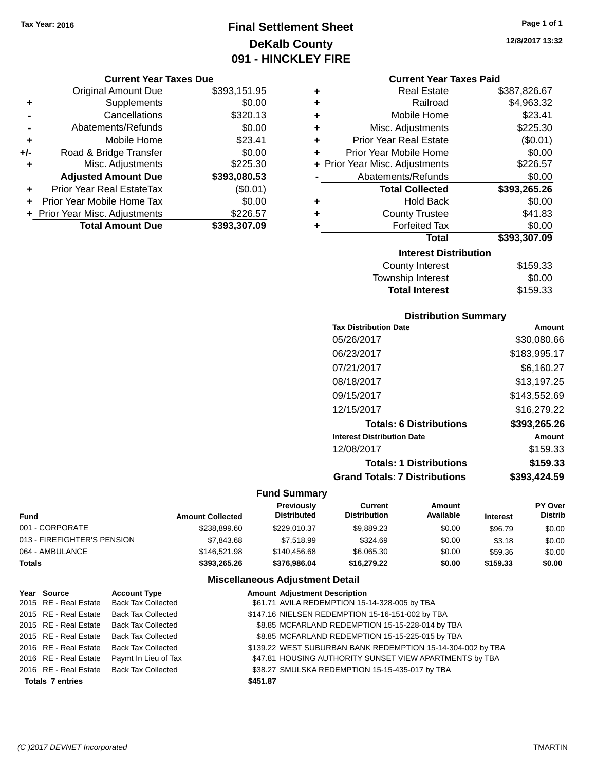**Tax Year: 2016**

# Final Settlement Sheet
## DeKalb County
## 091 - HINCKLEY FIRE

12/8/2017 13:32

### Current Year Taxes Due

| | | |
|---|---|---|
| | Original Amount Due | $393,151.95 |
| + | Supplements | $0.00 |
| - | Cancellations | $320.13 |
| - | Abatements/Refunds | $0.00 |
| + | Mobile Home | $23.41 |
| +/- | Road & Bridge Transfer | $0.00 |
| + | Misc. Adjustments | $225.30 |
| | **Adjusted Amount Due** | **$393,080.53** |
| + | Prior Year Real EstateTax | ($0.01) |
| + | Prior Year Mobile Home Tax | $0.00 |
| + | Prior Year Misc. Adjustments | $226.57 |
| | **Total Amount Due** | **$393,307.09** |

### Current Year Taxes Paid

| | | |
|---|---|---|
| + | Real Estate | $387,826.67 |
| + | Railroad | $4,963.32 |
| + | Mobile Home | $23.41 |
| + | Misc. Adjustments | $225.30 |
| + | Prior Year Real Estate | ($0.01) |
| + | Prior Year Mobile Home | $0.00 |
| + | Prior Year Misc. Adjustments | $226.57 |
| - | Abatements/Refunds | $0.00 |
| | **Total Collected** | **$393,265.26** |
| + | Hold Back | $0.00 |
| + | County Trustee | $41.83 |
| + | Forfeited Tax | $0.00 |
| | **Total** | **$393,307.09** |

### Interest Distribution

| | |
|---|---|
| County Interest | $159.33 |
| Township Interest | $0.00 |
| **Total Interest** | $159.33 |

### Distribution Summary

| Tax Distribution Date | Amount |
|---|---|
| 05/26/2017 | $30,080.66 |
| 06/23/2017 | $183,995.17 |
| 07/21/2017 | $6,160.27 |
| 08/18/2017 | $13,197.25 |
| 09/15/2017 | $143,552.69 |
| 12/15/2017 | $16,279.22 |
| **Totals: 6 Distributions** | **$393,265.26** |
| **Interest Distribution Date** | **Amount** |
| 12/08/2017 | $159.33 |
| **Totals: 1 Distributions** | **$159.33** |
| **Grand Totals: 7 Distributions** | **$393,424.59** |

### Fund Summary

| Fund | Amount Collected | Previously Distributed | Current Distribution | Amount Available | Interest | PY Over Distrib |
|---|---|---|---|---|---|---|
| 001 - CORPORATE | $238,899.60 | $229,010.37 | $9,889.23 | $0.00 | $96.79 | $0.00 |
| 013 - FIREFIGHTER'S PENSION | $7,843.68 | $7,518.99 | $324.69 | $0.00 | $3.18 | $0.00 |
| 064 - AMBULANCE | $146,521.98 | $140,456.68 | $6,065.30 | $0.00 | $59.36 | $0.00 |
| **Totals** | **$393,265.26** | **$376,986.04** | **$16,279.22** | **$0.00** | **$159.33** | **$0.00** |

### Miscellaneous Adjustment Detail

| Year | Source | Account Type | Amount | Adjustment Description |
|---|---|---|---|---|
| 2015 | RE - Real Estate | Back Tax Collected | $61.71 | AVILA REDEMPTION 15-14-328-005 by TBA |
| 2015 | RE - Real Estate | Back Tax Collected | $147.16 | NIELSEN REDEMPTION 15-16-151-002 by TBA |
| 2015 | RE - Real Estate | Back Tax Collected | $8.85 | MCFARLAND REDEMPTION 15-15-228-014 by TBA |
| 2015 | RE - Real Estate | Back Tax Collected | $8.85 | MCFARLAND REDEMPTION 15-15-225-015 by TBA |
| 2016 | RE - Real Estate | Back Tax Collected | $139.22 | WEST SUBURBAN BANK REDEMPTION 15-14-304-002 by TBA |
| 2016 | RE - Real Estate | Paymt In Lieu of Tax | $47.81 | HOUSING AUTHORITY SUNSET VIEW APARTMENTS by TBA |
| 2016 | RE - Real Estate | Back Tax Collected | $38.27 | SMULSKA REDEMPTION 15-15-435-017 by TBA |
| **Totals** | **7 entries** | | **$451.87** | |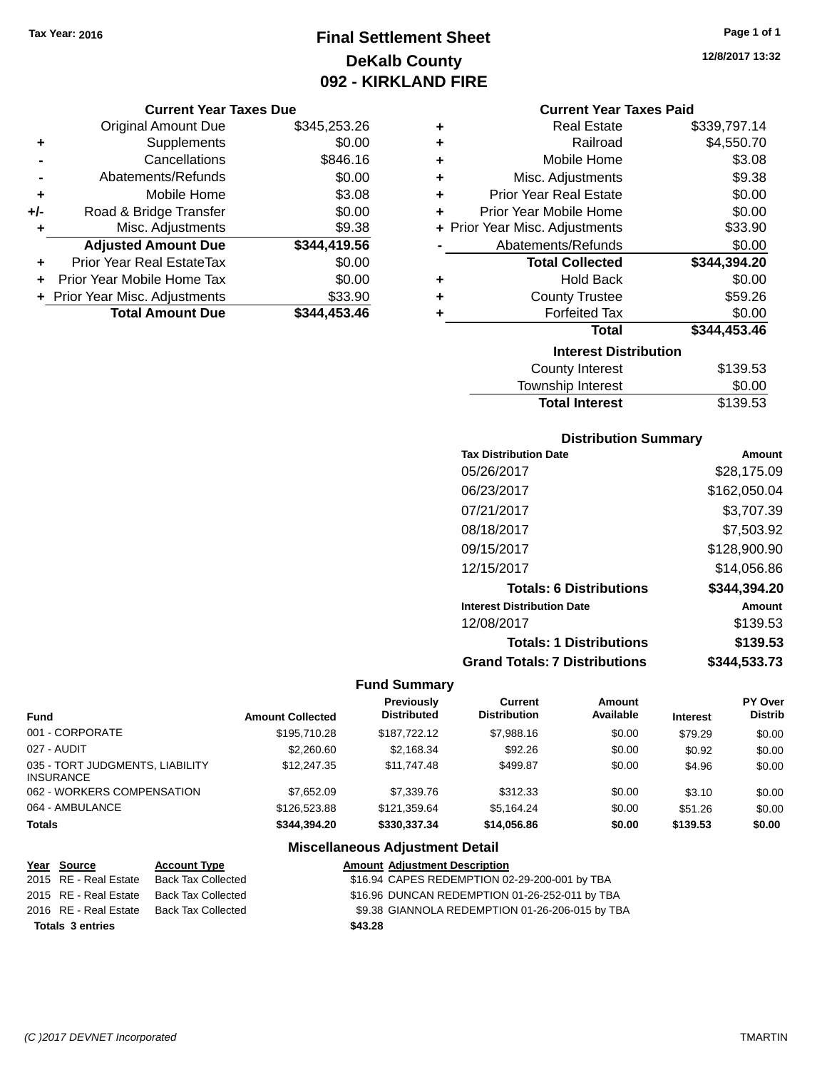Tax Year: 2016

# Final Settlement Sheet
## DeKalb County
## 092 - KIRKLAND FIRE

12/8/2017 13:32

### Current Year Taxes Due

| | | |
|---|---|---|
| | Original Amount Due | $345,253.26 |
| + | Supplements | $0.00 |
| - | Cancellations | $846.16 |
| - | Abatements/Refunds | $0.00 |
| + | Mobile Home | $3.08 |
| +/- | Road & Bridge Transfer | $0.00 |
| + | Misc. Adjustments | $9.38 |
| | **Adjusted Amount Due** | **$344,419.56** |
| + | Prior Year Real EstateTax | $0.00 |
| + | Prior Year Mobile Home Tax | $0.00 |
| + | Prior Year Misc. Adjustments | $33.90 |
| | **Total Amount Due** | **$344,453.46** |

### Current Year Taxes Paid

| | | |
|---|---|---|
| + | Real Estate | $339,797.14 |
| + | Railroad | $4,550.70 |
| + | Mobile Home | $3.08 |
| + | Misc. Adjustments | $9.38 |
| + | Prior Year Real Estate | $0.00 |
| + | Prior Year Mobile Home | $0.00 |
| + | Prior Year Misc. Adjustments | $33.90 |
| - | Abatements/Refunds | $0.00 |
| | **Total Collected** | **$344,394.20** |
| + | Hold Back | $0.00 |
| + | County Trustee | $59.26 |
| + | Forfeited Tax | $0.00 |
| | **Total** | **$344,453.46** |

### Interest Distribution

| | |
|---|---|
| County Interest | $139.53 |
| Township Interest | $0.00 |
| **Total Interest** | $139.53 |

### Distribution Summary

| Tax Distribution Date | Amount |
|---|---|
| 05/26/2017 | $28,175.09 |
| 06/23/2017 | $162,050.04 |
| 07/21/2017 | $3,707.39 |
| 08/18/2017 | $7,503.92 |
| 09/15/2017 | $128,900.90 |
| 12/15/2017 | $14,056.86 |
| **Totals: 6 Distributions** | **$344,394.20** |
| **Interest Distribution Date** | **Amount** |
| 12/08/2017 | $139.53 |
| **Totals: 1 Distributions** | **$139.53** |
| **Grand Totals: 7 Distributions** | **$344,533.73** |

### Fund Summary

| Fund | Amount Collected | Previously Distributed | Current Distribution | Amount Available | Interest | PY Over Distrib |
|---|---|---|---|---|---|---|
| 001 - CORPORATE | $195,710.28 | $187,722.12 | $7,988.16 | $0.00 | $79.29 | $0.00 |
| 027 - AUDIT | $2,260.60 | $2,168.34 | $92.26 | $0.00 | $0.92 | $0.00 |
| 035 - TORT JUDGMENTS, LIABILITY INSURANCE | $12,247.35 | $11,747.48 | $499.87 | $0.00 | $4.96 | $0.00 |
| 062 - WORKERS COMPENSATION | $7,652.09 | $7,339.76 | $312.33 | $0.00 | $3.10 | $0.00 |
| 064 - AMBULANCE | $126,523.88 | $121,359.64 | $5,164.24 | $0.00 | $51.26 | $0.00 |
| **Totals** | **$344,394.20** | **$330,337.34** | **$14,056.86** | **$0.00** | **$139.53** | **$0.00** |

### Miscellaneous Adjustment Detail

| Year | Source | Account Type | Amount | Adjustment Description |
|---|---|---|---|---|
| 2015 | RE - Real Estate | Back Tax Collected | $16.94 | CAPES REDEMPTION 02-29-200-001 by TBA |
| 2015 | RE - Real Estate | Back Tax Collected | $16.96 | DUNCAN REDEMPTION 01-26-252-011 by TBA |
| 2016 | RE - Real Estate | Back Tax Collected | $9.38 | GIANNOLA REDEMPTION 01-26-206-015 by TBA |
| **Totals 3 entries** | | | **$43.28** | |

(C )2017 DEVNET Incorporated — TMARTIN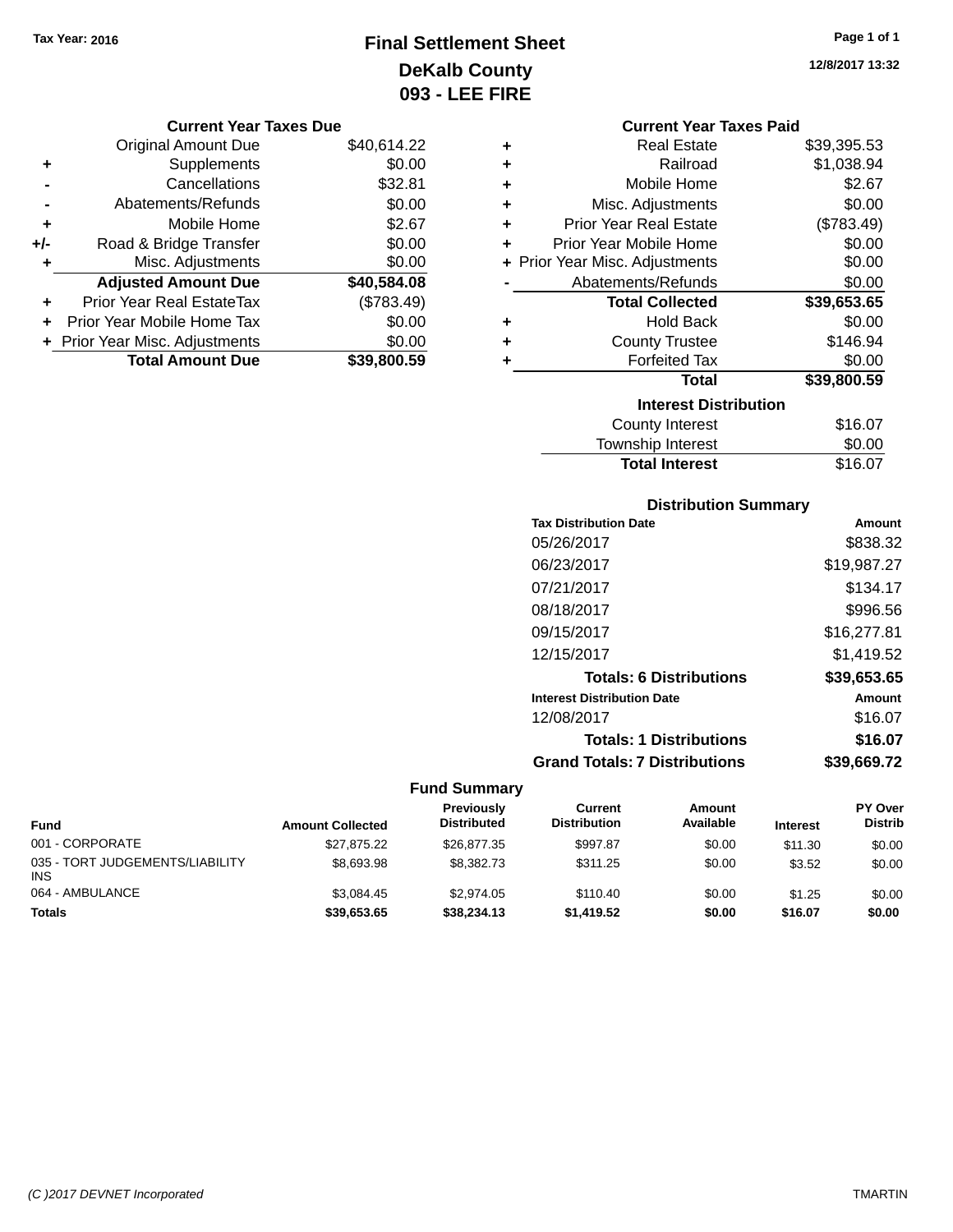Tax Year: 2016

# Final Settlement Sheet
# DeKalb County
# 093 - LEE FIRE

12/8/2017 13:32

### Current Year Taxes Due

| | | |
|---|---|---|
| | Original Amount Due | $40,614.22 |
| + | Supplements | $0.00 |
| - | Cancellations | $32.81 |
| - | Abatements/Refunds | $0.00 |
| + | Mobile Home | $2.67 |
| +/- | Road & Bridge Transfer | $0.00 |
| + | Misc. Adjustments | $0.00 |
| | **Adjusted Amount Due** | **$40,584.08** |
| + | Prior Year Real EstateTax | ($783.49) |
| + | Prior Year Mobile Home Tax | $0.00 |
| + | Prior Year Misc. Adjustments | $0.00 |
| | **Total Amount Due** | **$39,800.59** |

### Current Year Taxes Paid

| | | |
|---|---|---|
| + | Real Estate | $39,395.53 |
| + | Railroad | $1,038.94 |
| + | Mobile Home | $2.67 |
| + | Misc. Adjustments | $0.00 |
| + | Prior Year Real Estate | ($783.49) |
| + | Prior Year Mobile Home | $0.00 |
| + | Prior Year Misc. Adjustments | $0.00 |
| - | Abatements/Refunds | $0.00 |
| | **Total Collected** | **$39,653.65** |
| + | Hold Back | $0.00 |
| + | County Trustee | $146.94 |
| + | Forfeited Tax | $0.00 |
| | **Total** | **$39,800.59** |

### Interest Distribution

| | |
|---|---|
| County Interest | $16.07 |
| Township Interest | $0.00 |
| **Total Interest** | $16.07 |

### Distribution Summary

| Tax Distribution Date | Amount |
|---|---|
| 05/26/2017 | $838.32 |
| 06/23/2017 | $19,987.27 |
| 07/21/2017 | $134.17 |
| 08/18/2017 | $996.56 |
| 09/15/2017 | $16,277.81 |
| 12/15/2017 | $1,419.52 |
| **Totals: 6 Distributions** | **$39,653.65** |
| **Interest Distribution Date** | **Amount** |
| 12/08/2017 | $16.07 |
| **Totals: 1 Distributions** | **$16.07** |
| **Grand Totals: 7 Distributions** | **$39,669.72** |

### Fund Summary

| Fund | Amount Collected | Previously Distributed | Current Distribution | Amount Available | Interest | PY Over Distrib |
|---|---|---|---|---|---|---|
| 001 - CORPORATE | $27,875.22 | $26,877.35 | $997.87 | $0.00 | $11.30 | $0.00 |
| 035 - TORT JUDGEMENTS/LIABILITY INS | $8,693.98 | $8,382.73 | $311.25 | $0.00 | $3.52 | $0.00 |
| 064 - AMBULANCE | $3,084.45 | $2,974.05 | $110.40 | $0.00 | $1.25 | $0.00 |
| **Totals** | **$39,653.65** | **$38,234.13** | **$1,419.52** | **$0.00** | **$16.07** | **$0.00** |

(C )2017 DEVNET Incorporated TMARTIN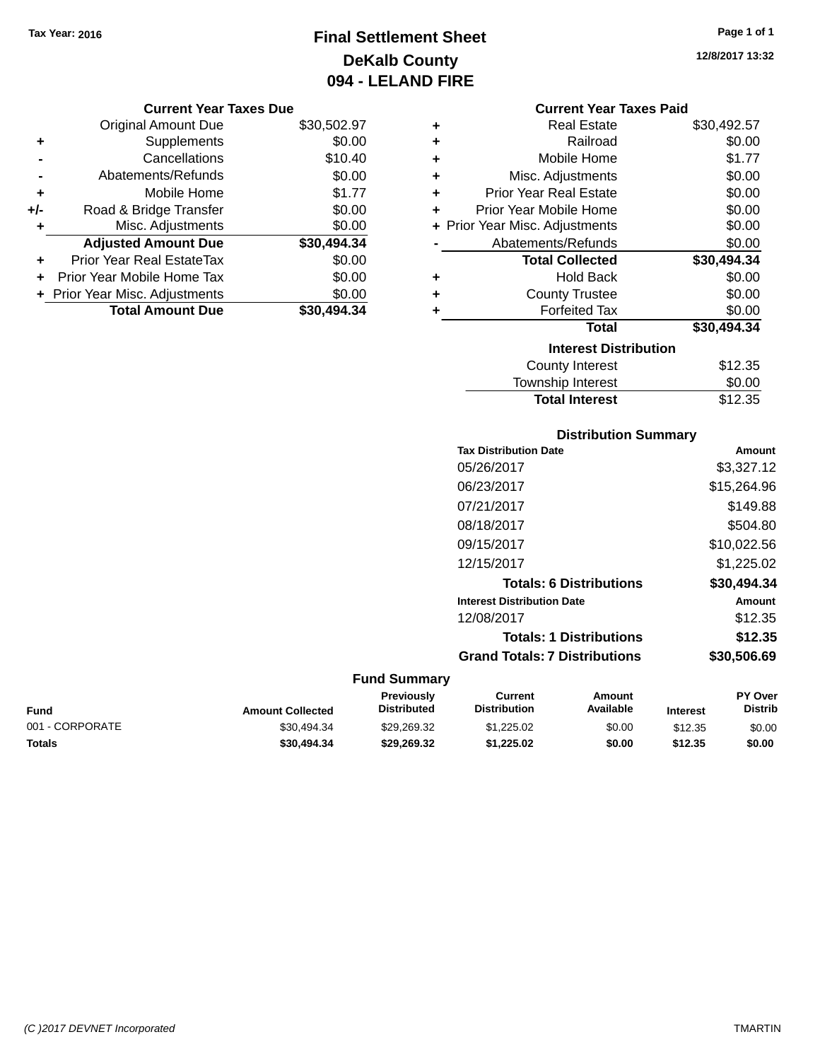Tax Year: 2016

# Final Settlement Sheet
## DeKalb County
## 094 - LELAND FIRE

12/8/2017 13:32

### Current Year Taxes Due

| | | |
|---|---|---|
| | Original Amount Due | $30,502.97 |
| + | Supplements | $0.00 |
| - | Cancellations | $10.40 |
| - | Abatements/Refunds | $0.00 |
| + | Mobile Home | $1.77 |
| +/- | Road & Bridge Transfer | $0.00 |
| + | Misc. Adjustments | $0.00 |
| | **Adjusted Amount Due** | **$30,494.34** |
| + | Prior Year Real EstateTax | $0.00 |
| + | Prior Year Mobile Home Tax | $0.00 |
| + | Prior Year Misc. Adjustments | $0.00 |
| | **Total Amount Due** | **$30,494.34** |

### Current Year Taxes Paid

| | | |
|---|---|---|
| + | Real Estate | $30,492.57 |
| + | Railroad | $0.00 |
| + | Mobile Home | $1.77 |
| + | Misc. Adjustments | $0.00 |
| + | Prior Year Real Estate | $0.00 |
| + | Prior Year Mobile Home | $0.00 |
| + | Prior Year Misc. Adjustments | $0.00 |
| - | Abatements/Refunds | $0.00 |
| | **Total Collected** | **$30,494.34** |
| + | Hold Back | $0.00 |
| + | County Trustee | $0.00 |
| + | Forfeited Tax | $0.00 |
| | **Total** | **$30,494.34** |

### Interest Distribution

| | |
|---|---|
| County Interest | $12.35 |
| Township Interest | $0.00 |
| **Total Interest** | $12.35 |

### Distribution Summary

| Tax Distribution Date | Amount |
|---|---|
| 05/26/2017 | $3,327.12 |
| 06/23/2017 | $15,264.96 |
| 07/21/2017 | $149.88 |
| 08/18/2017 | $504.80 |
| 09/15/2017 | $10,022.56 |
| 12/15/2017 | $1,225.02 |
| **Totals: 6 Distributions** | **$30,494.34** |
| **Interest Distribution Date** | **Amount** |
| 12/08/2017 | $12.35 |
| **Totals: 1 Distributions** | **$12.35** |
| **Grand Totals: 7 Distributions** | **$30,506.69** |

### Fund Summary

| Fund | Amount Collected | Previously Distributed | Current Distribution | Amount Available | Interest | PY Over Distrib |
|---|---|---|---|---|---|---|
| 001 - CORPORATE | $30,494.34 | $29,269.32 | $1,225.02 | $0.00 | $12.35 | $0.00 |
| **Totals** | **$30,494.34** | **$29,269.32** | **$1,225.02** | **$0.00** | **$12.35** | **$0.00** |

(C )2017 DEVNET Incorporated — TMARTIN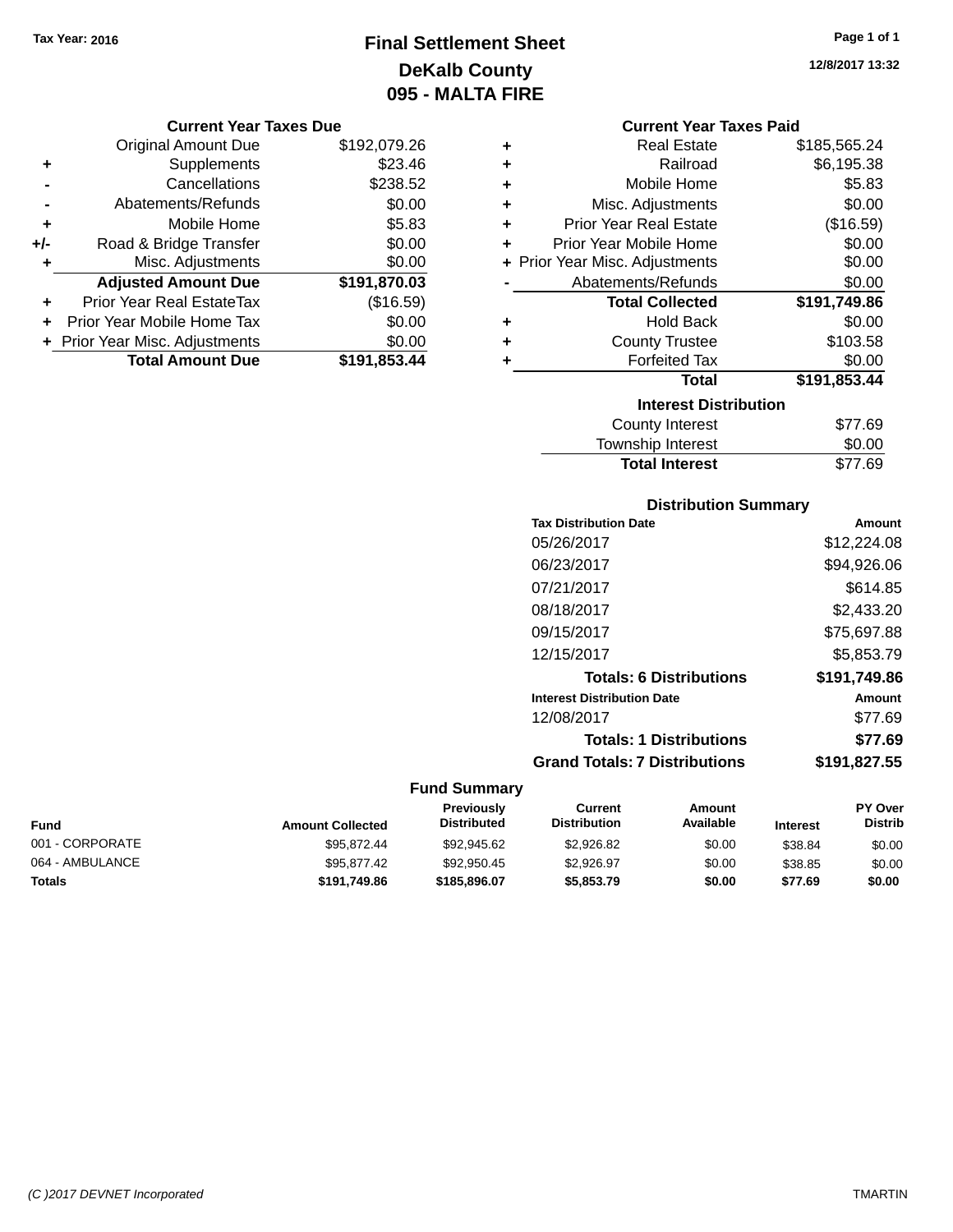Tax Year: 2016

# Final Settlement Sheet
## DeKalb County
## 095 - MALTA FIRE

12/8/2017 13:32

### Current Year Taxes Due

| | | |
|---|---|---|
| | Original Amount Due | $192,079.26 |
| + | Supplements | $23.46 |
| - | Cancellations | $238.52 |
| - | Abatements/Refunds | $0.00 |
| + | Mobile Home | $5.83 |
| +/- | Road & Bridge Transfer | $0.00 |
| + | Misc. Adjustments | $0.00 |
| | **Adjusted Amount Due** | **$191,870.03** |
| + | Prior Year Real EstateTax | ($16.59) |
| + | Prior Year Mobile Home Tax | $0.00 |
| + | Prior Year Misc. Adjustments | $0.00 |
| | **Total Amount Due** | **$191,853.44** |

### Current Year Taxes Paid

| | | |
|---|---|---|
| + | Real Estate | $185,565.24 |
| + | Railroad | $6,195.38 |
| + | Mobile Home | $5.83 |
| + | Misc. Adjustments | $0.00 |
| + | Prior Year Real Estate | ($16.59) |
| + | Prior Year Mobile Home | $0.00 |
| + | Prior Year Misc. Adjustments | $0.00 |
| - | Abatements/Refunds | $0.00 |
| | **Total Collected** | **$191,749.86** |
| + | Hold Back | $0.00 |
| + | County Trustee | $103.58 |
| + | Forfeited Tax | $0.00 |
| | **Total** | **$191,853.44** |

### Interest Distribution

| | |
|---|---|
| County Interest | $77.69 |
| Township Interest | $0.00 |
| **Total Interest** | $77.69 |

### Distribution Summary

| Tax Distribution Date | Amount |
|---|---|
| 05/26/2017 | $12,224.08 |
| 06/23/2017 | $94,926.06 |
| 07/21/2017 | $614.85 |
| 08/18/2017 | $2,433.20 |
| 09/15/2017 | $75,697.88 |
| 12/15/2017 | $5,853.79 |
| **Totals: 6 Distributions** | **$191,749.86** |

| Interest Distribution Date | Amount |
|---|---|
| 12/08/2017 | $77.69 |
| **Totals: 1 Distributions** | **$77.69** |
| **Grand Totals: 7 Distributions** | **$191,827.55** |

### Fund Summary

| Fund | Amount Collected | Previously Distributed | Current Distribution | Amount Available | Interest | PY Over Distrib |
|---|---|---|---|---|---|---|
| 001 - CORPORATE | $95,872.44 | $92,945.62 | $2,926.82 | $0.00 | $38.84 | $0.00 |
| 064 - AMBULANCE | $95,877.42 | $92,950.45 | $2,926.97 | $0.00 | $38.85 | $0.00 |
| **Totals** | **$191,749.86** | **$185,896.07** | **$5,853.79** | **$0.00** | **$77.69** | **$0.00** |

(C )2017 DEVNET Incorporated TMARTIN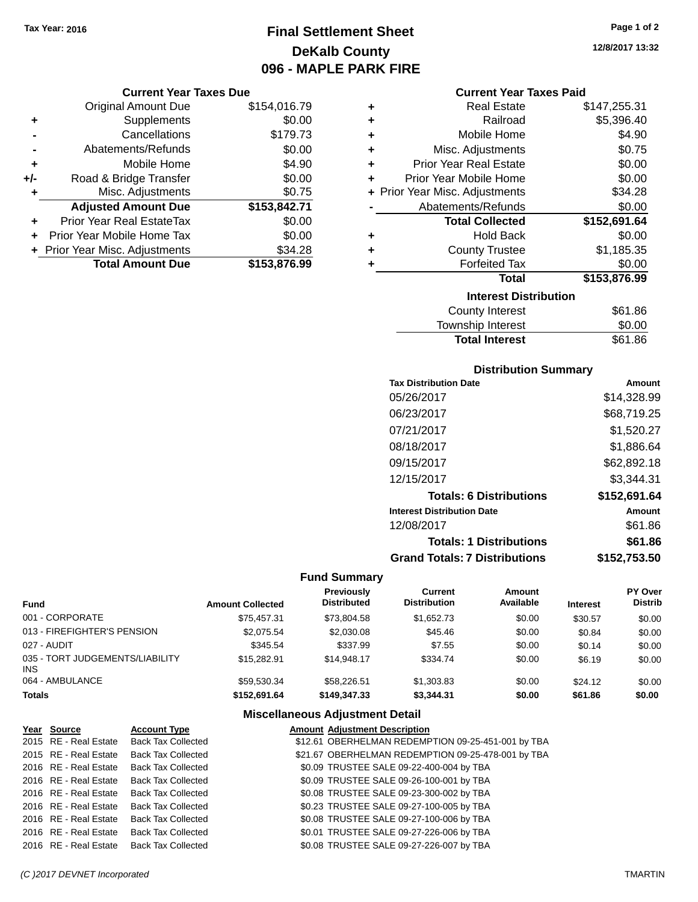**Tax Year: 2016**

# Final Settlement Sheet
## DeKalb County
## 096 - MAPLE PARK FIRE

12/8/2017 13:32

### Current Year Taxes Due

| | | |
|---|---|---|
| | Original Amount Due | $154,016.79 |
| + | Supplements | $0.00 |
| - | Cancellations | $179.73 |
| - | Abatements/Refunds | $0.00 |
| + | Mobile Home | $4.90 |
| +/- | Road & Bridge Transfer | $0.00 |
| + | Misc. Adjustments | $0.75 |
| | **Adjusted Amount Due** | **$153,842.71** |
| + | Prior Year Real EstateTax | $0.00 |
| + | Prior Year Mobile Home Tax | $0.00 |
| + | Prior Year Misc. Adjustments | $34.28 |
| | **Total Amount Due** | **$153,876.99** |

### Current Year Taxes Paid

| | | |
|---|---|---|
| + | Real Estate | $147,255.31 |
| + | Railroad | $5,396.40 |
| + | Mobile Home | $4.90 |
| + | Misc. Adjustments | $0.75 |
| + | Prior Year Real Estate | $0.00 |
| + | Prior Year Mobile Home | $0.00 |
| + | Prior Year Misc. Adjustments | $34.28 |
| - | Abatements/Refunds | $0.00 |
| | **Total Collected** | **$152,691.64** |
| + | Hold Back | $0.00 |
| + | County Trustee | $1,185.35 |
| + | Forfeited Tax | $0.00 |
| | **Total** | **$153,876.99** |

### Interest Distribution

| | |
|---|---|
| County Interest | $61.86 |
| Township Interest | $0.00 |
| **Total Interest** | $61.86 |

### Distribution Summary

| Tax Distribution Date | Amount |
|---|---|
| 05/26/2017 | $14,328.99 |
| 06/23/2017 | $68,719.25 |
| 07/21/2017 | $1,520.27 |
| 08/18/2017 | $1,886.64 |
| 09/15/2017 | $62,892.18 |
| 12/15/2017 | $3,344.31 |
| **Totals: 6 Distributions** | **$152,691.64** |
| **Interest Distribution Date** | **Amount** |
| 12/08/2017 | $61.86 |
| **Totals: 1 Distributions** | **$61.86** |
| **Grand Totals: 7 Distributions** | **$152,753.50** |

### Fund Summary

| Fund | Amount Collected | Previously Distributed | Current Distribution | Amount Available | Interest | PY Over Distrib |
|---|---|---|---|---|---|---|
| 001 - CORPORATE | $75,457.31 | $73,804.58 | $1,652.73 | $0.00 | $30.57 | $0.00 |
| 013 - FIREFIGHTER'S PENSION | $2,075.54 | $2,030.08 | $45.46 | $0.00 | $0.84 | $0.00 |
| 027 - AUDIT | $345.54 | $337.99 | $7.55 | $0.00 | $0.14 | $0.00 |
| 035 - TORT JUDGEMENTS/LIABILITY INS | $15,282.91 | $14,948.17 | $334.74 | $0.00 | $6.19 | $0.00 |
| 064 - AMBULANCE | $59,530.34 | $58,226.51 | $1,303.83 | $0.00 | $24.12 | $0.00 |
| **Totals** | **$152,691.64** | **$149,347.33** | **$3,344.31** | **$0.00** | **$61.86** | **$0.00** |

### Miscellaneous Adjustment Detail

| Year | Source | Account Type | Amount | Adjustment Description |
|---|---|---|---|---|
| 2015 | RE - Real Estate | Back Tax Collected | $12.61 | OBERHELMAN REDEMPTION 09-25-451-001 by TBA |
| 2015 | RE - Real Estate | Back Tax Collected | $21.67 | OBERHELMAN REDEMPTION 09-25-478-001 by TBA |
| 2016 | RE - Real Estate | Back Tax Collected | $0.09 | TRUSTEE SALE 09-22-400-004 by TBA |
| 2016 | RE - Real Estate | Back Tax Collected | $0.09 | TRUSTEE SALE 09-26-100-001 by TBA |
| 2016 | RE - Real Estate | Back Tax Collected | $0.08 | TRUSTEE SALE 09-23-300-002 by TBA |
| 2016 | RE - Real Estate | Back Tax Collected | $0.23 | TRUSTEE SALE 09-27-100-005 by TBA |
| 2016 | RE - Real Estate | Back Tax Collected | $0.08 | TRUSTEE SALE 09-27-100-006 by TBA |
| 2016 | RE - Real Estate | Back Tax Collected | $0.01 | TRUSTEE SALE 09-27-226-006 by TBA |
| 2016 | RE - Real Estate | Back Tax Collected | $0.08 | TRUSTEE SALE 09-27-226-007 by TBA |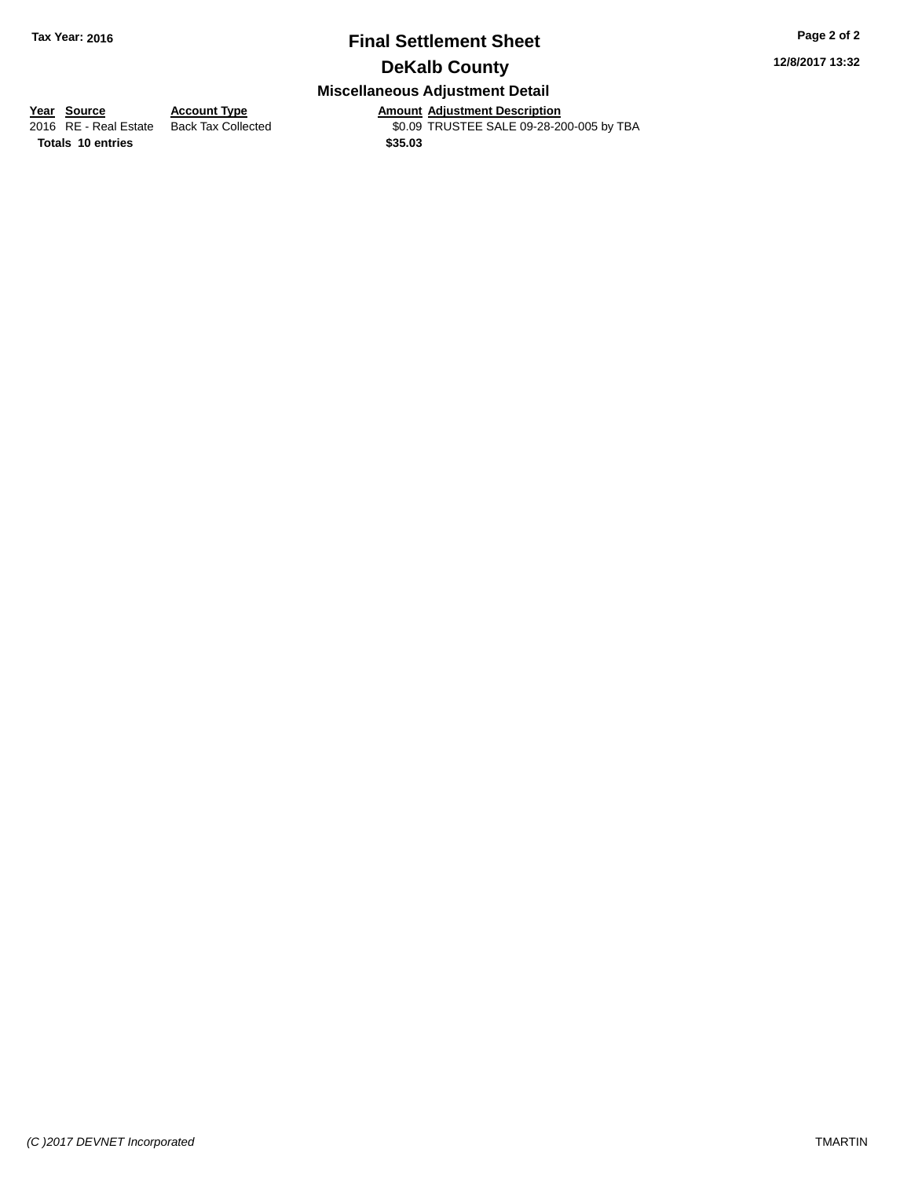# Final Settlement Sheet

**Tax Year: 2016**

**12/8/2017 13:32**

## DeKalb County

### Miscellaneous Adjustment Detail

| Year | Source | Account Type | Amount | Adjustment Description |
|---|---|---|---|---|
| 2016 | RE - Real Estate | Back Tax Collected | $0.09 | TRUSTEE SALE 09-28-200-005 by TBA |
| **Totals** | **10 entries** | | **$35.03** | |

*(C )2017 DEVNET Incorporated*

TMARTIN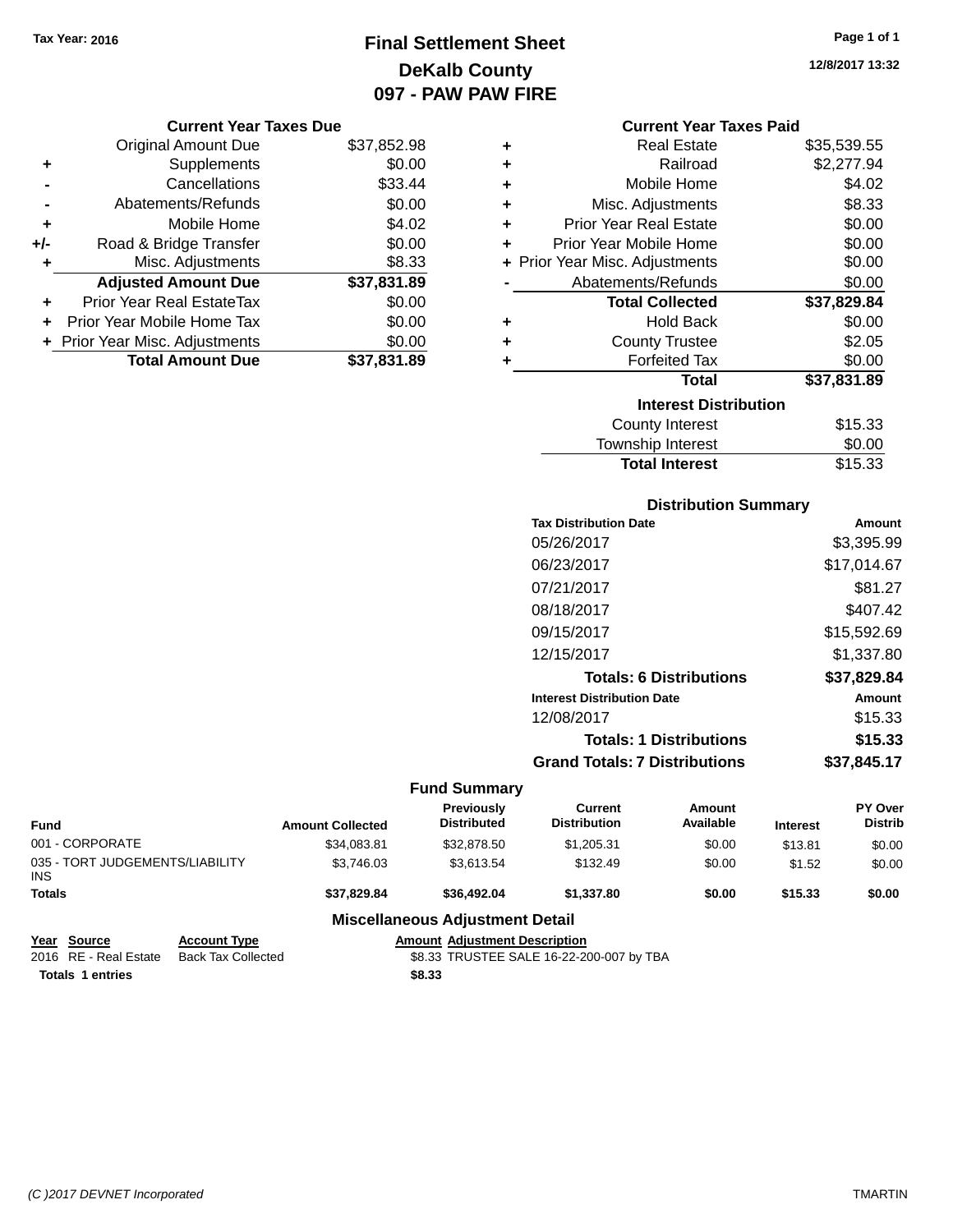Tax Year: 2016

# Final Settlement Sheet
## DeKalb County
## 097 - PAW PAW FIRE

12/8/2017 13:32

### Current Year Taxes Due

| | | |
|---|---|---|
| | Original Amount Due | $37,852.98 |
| + | Supplements | $0.00 |
| - | Cancellations | $33.44 |
| - | Abatements/Refunds | $0.00 |
| + | Mobile Home | $4.02 |
| +/- | Road & Bridge Transfer | $0.00 |
| + | Misc. Adjustments | $8.33 |
| | **Adjusted Amount Due** | **$37,831.89** |
| + | Prior Year Real EstateTax | $0.00 |
| + | Prior Year Mobile Home Tax | $0.00 |
| + | Prior Year Misc. Adjustments | $0.00 |
| | **Total Amount Due** | **$37,831.89** |

### Current Year Taxes Paid

| | | |
|---|---|---|
| + | Real Estate | $35,539.55 |
| + | Railroad | $2,277.94 |
| + | Mobile Home | $4.02 |
| + | Misc. Adjustments | $8.33 |
| + | Prior Year Real Estate | $0.00 |
| + | Prior Year Mobile Home | $0.00 |
| + | Prior Year Misc. Adjustments | $0.00 |
| - | Abatements/Refunds | $0.00 |
| | **Total Collected** | **$37,829.84** |
| + | Hold Back | $0.00 |
| + | County Trustee | $2.05 |
| + | Forfeited Tax | $0.00 |
| | **Total** | **$37,831.89** |

### Interest Distribution

| | |
|---|---|
| County Interest | $15.33 |
| Township Interest | $0.00 |
| **Total Interest** | $15.33 |

### Distribution Summary

| Tax Distribution Date | Amount |
|---|---|
| 05/26/2017 | $3,395.99 |
| 06/23/2017 | $17,014.67 |
| 07/21/2017 | $81.27 |
| 08/18/2017 | $407.42 |
| 09/15/2017 | $15,592.69 |
| 12/15/2017 | $1,337.80 |
| **Totals: 6 Distributions** | **$37,829.84** |
| **Interest Distribution Date** | **Amount** |
| 12/08/2017 | $15.33 |
| **Totals: 1 Distributions** | **$15.33** |
| **Grand Totals: 7 Distributions** | **$37,845.17** |

### Fund Summary

| Fund | Amount Collected | Previously Distributed | Current Distribution | Amount Available | Interest | PY Over Distrib |
|---|---|---|---|---|---|---|
| 001 - CORPORATE | $34,083.81 | $32,878.50 | $1,205.31 | $0.00 | $13.81 | $0.00 |
| 035 - TORT JUDGEMENTS/LIABILITY INS | $3,746.03 | $3,613.54 | $132.49 | $0.00 | $1.52 | $0.00 |
| **Totals** | **$37,829.84** | **$36,492.04** | **$1,337.80** | **$0.00** | **$15.33** | **$0.00** |

### Miscellaneous Adjustment Detail

| Year | Source | Account Type | Amount | Adjustment Description |
|---|---|---|---|---|
| 2016 | RE - Real Estate | Back Tax Collected | $8.33 | TRUSTEE SALE 16-22-200-007 by TBA |
| **Totals 1 entries** | | | **$8.33** | |

(C )2017 DEVNET Incorporated TMARTIN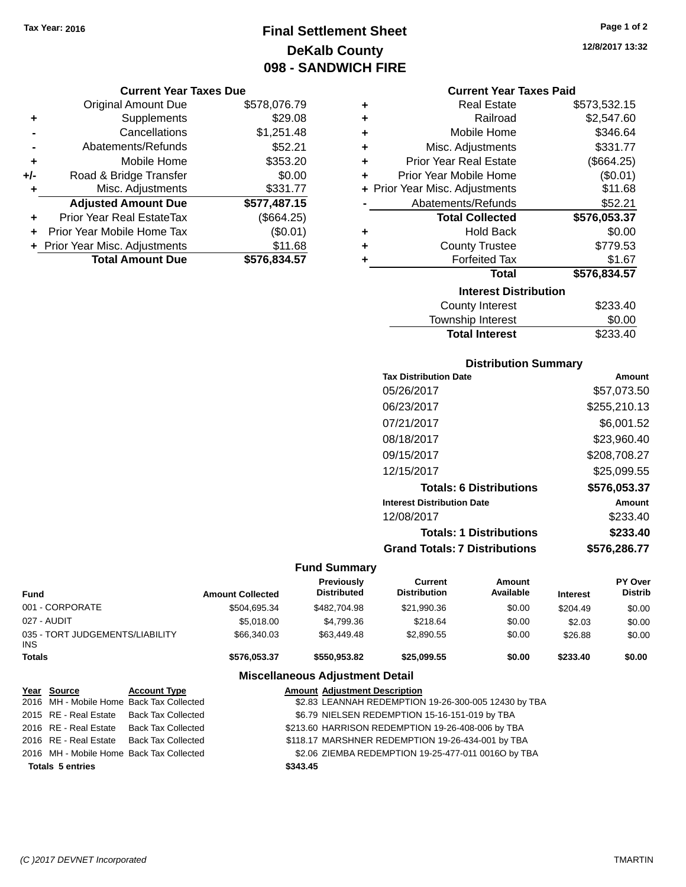Tax Year: 2016

# Final Settlement Sheet
## DeKalb County
## 098 - SANDWICH FIRE

12/8/2017 13:32

### Current Year Taxes Due

| | | |
|---|---|---|
| | Original Amount Due | $578,076.79 |
| + | Supplements | $29.08 |
| - | Cancellations | $1,251.48 |
| - | Abatements/Refunds | $52.21 |
| + | Mobile Home | $353.20 |
| +/- | Road & Bridge Transfer | $0.00 |
| + | Misc. Adjustments | $331.77 |
| | **Adjusted Amount Due** | **$577,487.15** |
| + | Prior Year Real EstateTax | ($664.25) |
| + | Prior Year Mobile Home Tax | ($0.01) |
| + | Prior Year Misc. Adjustments | $11.68 |
| | **Total Amount Due** | **$576,834.57** |

### Current Year Taxes Paid

| | | |
|---|---|---|
| + | Real Estate | $573,532.15 |
| + | Railroad | $2,547.60 |
| + | Mobile Home | $346.64 |
| + | Misc. Adjustments | $331.77 |
| + | Prior Year Real Estate | ($664.25) |
| + | Prior Year Mobile Home | ($0.01) |
| + | Prior Year Misc. Adjustments | $11.68 |
| - | Abatements/Refunds | $52.21 |
| | **Total Collected** | **$576,053.37** |
| + | Hold Back | $0.00 |
| + | County Trustee | $779.53 |
| + | Forfeited Tax | $1.67 |
| | **Total** | **$576,834.57** |

### Interest Distribution

| | |
|---|---|
| County Interest | $233.40 |
| Township Interest | $0.00 |
| **Total Interest** | $233.40 |

### Distribution Summary

| Tax Distribution Date | Amount |
|---|---|
| 05/26/2017 | $57,073.50 |
| 06/23/2017 | $255,210.13 |
| 07/21/2017 | $6,001.52 |
| 08/18/2017 | $23,960.40 |
| 09/15/2017 | $208,708.27 |
| 12/15/2017 | $25,099.55 |
| **Totals: 6 Distributions** | **$576,053.37** |
| **Interest Distribution Date** | **Amount** |
| 12/08/2017 | $233.40 |
| **Totals: 1 Distributions** | **$233.40** |
| **Grand Totals: 7 Distributions** | **$576,286.77** |

### Fund Summary

| Fund | Amount Collected | Previously Distributed | Current Distribution | Amount Available | Interest | PY Over Distrib |
|---|---|---|---|---|---|---|
| 001 - CORPORATE | $504,695.34 | $482,704.98 | $21,990.36 | $0.00 | $204.49 | $0.00 |
| 027 - AUDIT | $5,018.00 | $4,799.36 | $218.64 | $0.00 | $2.03 | $0.00 |
| 035 - TORT JUDGEMENTS/LIABILITY INS | $66,340.03 | $63,449.48 | $2,890.55 | $0.00 | $26.88 | $0.00 |
| **Totals** | **$576,053.37** | **$550,953.82** | **$25,099.55** | **$0.00** | **$233.40** | **$0.00** |

### Miscellaneous Adjustment Detail

| Year | Source | Account Type | Amount | Adjustment Description |
|---|---|---|---|---|
| 2016 | MH - Mobile Home | Back Tax Collected | $2.83 | LEANNAH REDEMPTION 19-26-300-005 12430 by TBA |
| 2015 | RE - Real Estate | Back Tax Collected | $6.79 | NIELSEN REDEMPTION 15-16-151-019 by TBA |
| 2016 | RE - Real Estate | Back Tax Collected | $213.60 | HARRISON REDEMPTION 19-26-408-006 by TBA |
| 2016 | RE - Real Estate | Back Tax Collected | $118.17 | MARSHNER REDEMPTION 19-26-434-001 by TBA |
| 2016 | MH - Mobile Home | Back Tax Collected | $2.06 | ZIEMBA REDEMPTION 19-25-477-011 0016O by TBA |
| **Totals 5 entries** | | | **$343.45** | |

(C )2017 DEVNET Incorporated

TMARTIN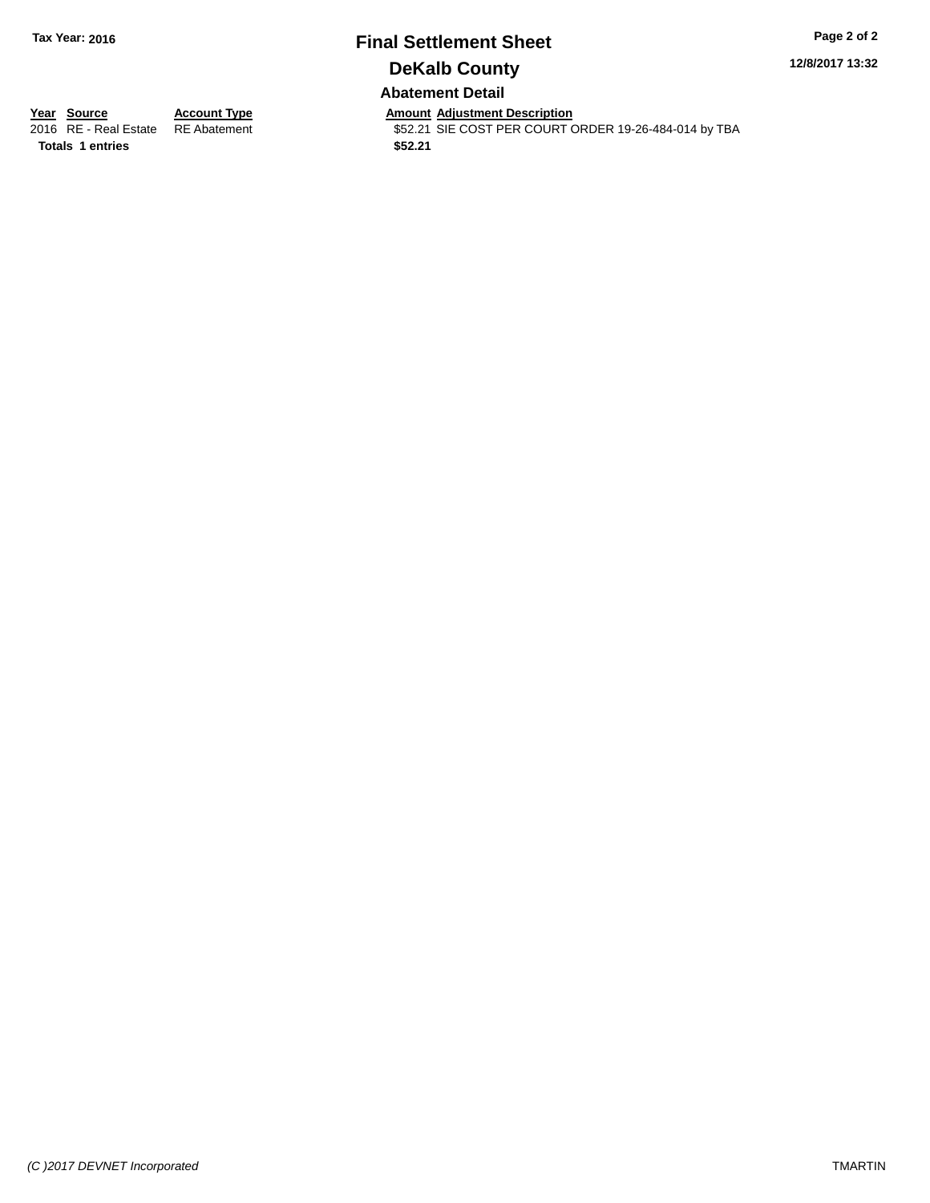**Tax Year: 2016**

# Final Settlement Sheet

## DeKalb County

### Abatement Detail

**12/8/2017 13:32**

| Year | Source | Account Type | Amount | Adjustment Description |
|---|---|---|---|---|
| 2016 | RE - Real Estate | RE Abatement | $52.21 | SIE COST PER COURT ORDER 19-26-484-014 by TBA |
| **Totals** | **1 entries** | | **$52.21** | |

*(C )2017 DEVNET Incorporated* TMARTIN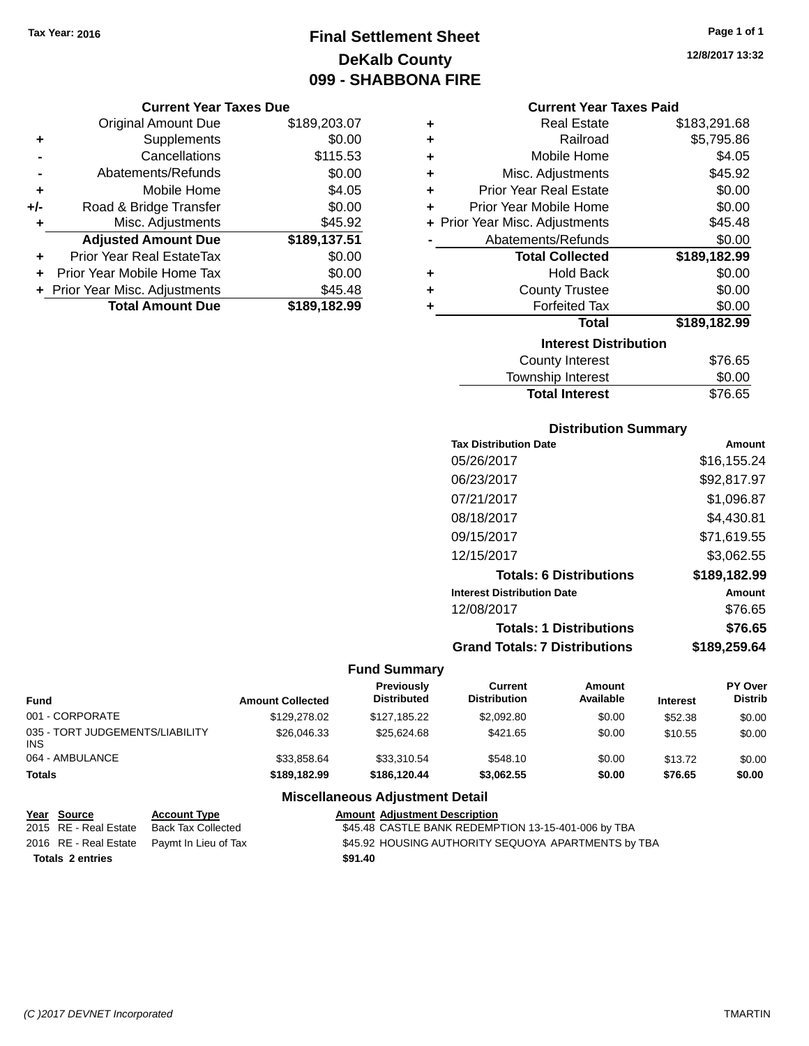Tax Year: 2016

# Final Settlement Sheet
## DeKalb County
## 099 - SHABBONA FIRE

12/8/2017 13:32

### Current Year Taxes Due

| | | |
|---|---|---|
| | Original Amount Due | $189,203.07 |
| + | Supplements | $0.00 |
| - | Cancellations | $115.53 |
| - | Abatements/Refunds | $0.00 |
| + | Mobile Home | $4.05 |
| +/- | Road & Bridge Transfer | $0.00 |
| + | Misc. Adjustments | $45.92 |
| | **Adjusted Amount Due** | **$189,137.51** |
| + | Prior Year Real EstateTax | $0.00 |
| + | Prior Year Mobile Home Tax | $0.00 |
| + | Prior Year Misc. Adjustments | $45.48 |
| | **Total Amount Due** | **$189,182.99** |

### Current Year Taxes Paid

| | | |
|---|---|---|
| + | Real Estate | $183,291.68 |
| + | Railroad | $5,795.86 |
| + | Mobile Home | $4.05 |
| + | Misc. Adjustments | $45.92 |
| + | Prior Year Real Estate | $0.00 |
| + | Prior Year Mobile Home | $0.00 |
| + | Prior Year Misc. Adjustments | $45.48 |
| - | Abatements/Refunds | $0.00 |
| | **Total Collected** | **$189,182.99** |
| + | Hold Back | $0.00 |
| + | County Trustee | $0.00 |
| + | Forfeited Tax | $0.00 |
| | **Total** | **$189,182.99** |

### Interest Distribution

| | |
|---|---|
| County Interest | $76.65 |
| Township Interest | $0.00 |
| **Total Interest** | $76.65 |

### Distribution Summary

| Tax Distribution Date | Amount |
|---|---|
| 05/26/2017 | $16,155.24 |
| 06/23/2017 | $92,817.97 |
| 07/21/2017 | $1,096.87 |
| 08/18/2017 | $4,430.81 |
| 09/15/2017 | $71,619.55 |
| 12/15/2017 | $3,062.55 |
| **Totals: 6 Distributions** | **$189,182.99** |
| **Interest Distribution Date** | **Amount** |
| 12/08/2017 | $76.65 |
| **Totals: 1 Distributions** | **$76.65** |
| **Grand Totals: 7 Distributions** | **$189,259.64** |

### Fund Summary

| Fund | Amount Collected | Previously Distributed | Current Distribution | Amount Available | Interest | PY Over Distrib |
|---|---|---|---|---|---|---|
| 001 - CORPORATE | $129,278.02 | $127,185.22 | $2,092.80 | $0.00 | $52.38 | $0.00 |
| 035 - TORT JUDGEMENTS/LIABILITY INS | $26,046.33 | $25,624.68 | $421.65 | $0.00 | $10.55 | $0.00 |
| 064 - AMBULANCE | $33,858.64 | $33,310.54 | $548.10 | $0.00 | $13.72 | $0.00 |
| **Totals** | **$189,182.99** | **$186,120.44** | **$3,062.55** | **$0.00** | **$76.65** | **$0.00** |

### Miscellaneous Adjustment Detail

| Year | Source | Account Type | Amount | Adjustment Description |
|---|---|---|---|---|
| 2015 | RE - Real Estate | Back Tax Collected | $45.48 | CASTLE BANK REDEMPTION 13-15-401-006 by TBA |
| 2016 | RE - Real Estate | Paymt In Lieu of Tax | $45.92 | HOUSING AUTHORITY SEQUOYA APARTMENTS by TBA |
| **Totals 2 entries** | | | **$91.40** | |

(C )2017 DEVNET Incorporated TMARTIN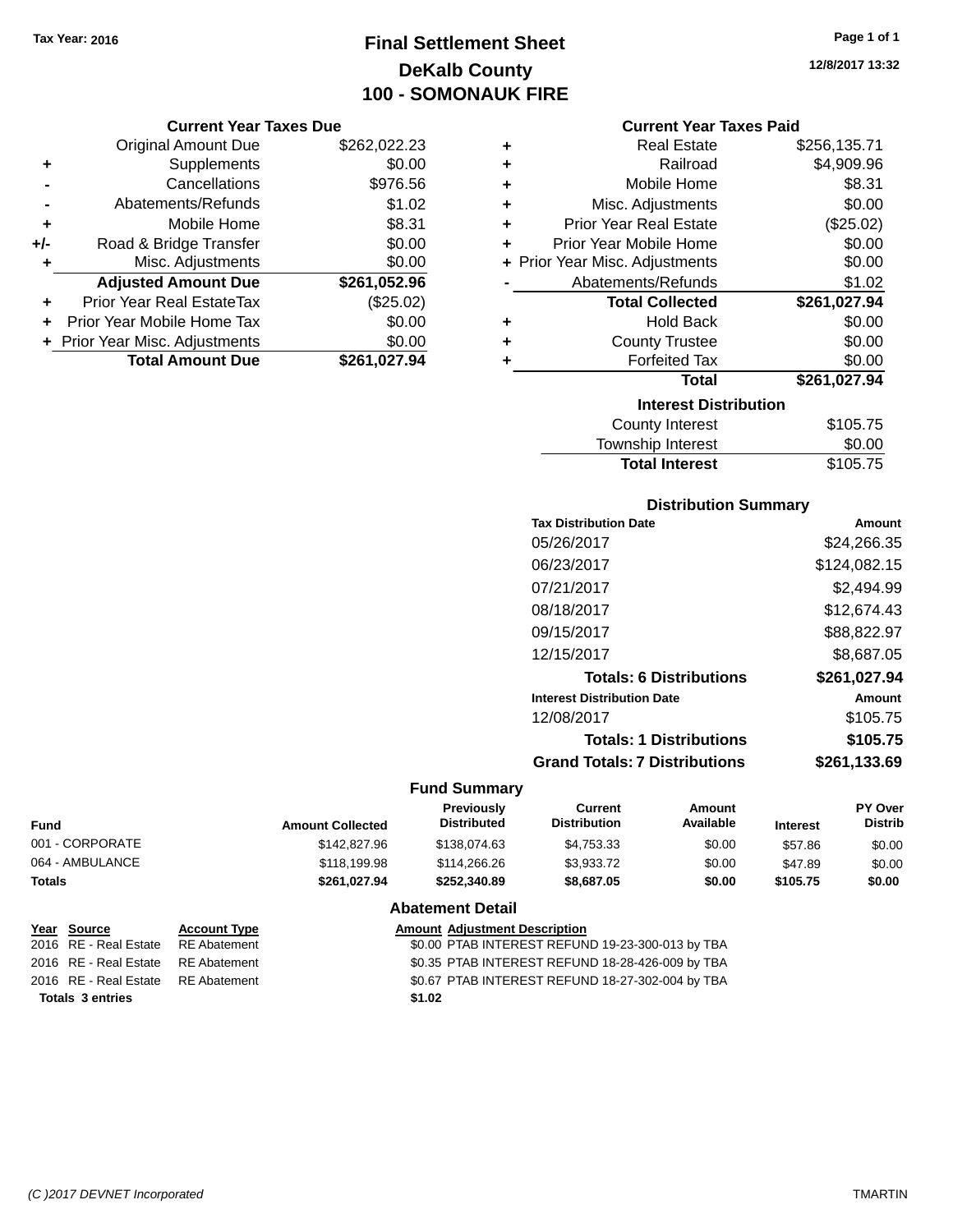**Tax Year: 2016**

# Final Settlement Sheet
## DeKalb County
## 100 - SOMONAUK FIRE

12/8/2017 13:32

### Current Year Taxes Due

| | | |
|---|---|---|
| | Original Amount Due | $262,022.23 |
| + | Supplements | $0.00 |
| - | Cancellations | $976.56 |
| - | Abatements/Refunds | $1.02 |
| + | Mobile Home | $8.31 |
| +/- | Road & Bridge Transfer | $0.00 |
| + | Misc. Adjustments | $0.00 |
| | **Adjusted Amount Due** | **$261,052.96** |
| + | Prior Year Real EstateTax | ($25.02) |
| + | Prior Year Mobile Home Tax | $0.00 |
| + | Prior Year Misc. Adjustments | $0.00 |
| | **Total Amount Due** | **$261,027.94** |

### Current Year Taxes Paid

| | | |
|---|---|---|
| + | Real Estate | $256,135.71 |
| + | Railroad | $4,909.96 |
| + | Mobile Home | $8.31 |
| + | Misc. Adjustments | $0.00 |
| + | Prior Year Real Estate | ($25.02) |
| + | Prior Year Mobile Home | $0.00 |
| + | Prior Year Misc. Adjustments | $0.00 |
| - | Abatements/Refunds | $1.02 |
| | **Total Collected** | **$261,027.94** |
| + | Hold Back | $0.00 |
| + | County Trustee | $0.00 |
| + | Forfeited Tax | $0.00 |
| | **Total** | **$261,027.94** |

### Interest Distribution

| | |
|---|---|
| County Interest | $105.75 |
| Township Interest | $0.00 |
| **Total Interest** | $105.75 |

### Distribution Summary

| Tax Distribution Date | Amount |
|---|---|
| 05/26/2017 | $24,266.35 |
| 06/23/2017 | $124,082.15 |
| 07/21/2017 | $2,494.99 |
| 08/18/2017 | $12,674.43 |
| 09/15/2017 | $88,822.97 |
| 12/15/2017 | $8,687.05 |
| **Totals: 6 Distributions** | **$261,027.94** |
| **Interest Distribution Date** | **Amount** |
| 12/08/2017 | $105.75 |
| **Totals: 1 Distributions** | **$105.75** |
| **Grand Totals: 7 Distributions** | **$261,133.69** |

### Fund Summary

| Fund | Amount Collected | Previously Distributed | Current Distribution | Amount Available | Interest | PY Over Distrib |
|---|---|---|---|---|---|---|
| 001 - CORPORATE | $142,827.96 | $138,074.63 | $4,753.33 | $0.00 | $57.86 | $0.00 |
| 064 - AMBULANCE | $118,199.98 | $114,266.26 | $3,933.72 | $0.00 | $47.89 | $0.00 |
| **Totals** | **$261,027.94** | **$252,340.89** | **$8,687.05** | **$0.00** | **$105.75** | **$0.00** |

### Abatement Detail

| Year | Source | Account Type | Amount | Adjustment Description |
|---|---|---|---|---|
| 2016 | RE - Real Estate | RE Abatement | $0.00 | PTAB INTEREST REFUND 19-23-300-013 by TBA |
| 2016 | RE - Real Estate | RE Abatement | $0.35 | PTAB INTEREST REFUND 18-28-426-009 by TBA |
| 2016 | RE - Real Estate | RE Abatement | $0.67 | PTAB INTEREST REFUND 18-27-302-004 by TBA |
| **Totals 3 entries** | | | **$1.02** | |

(C )2017 DEVNET Incorporated — TMARTIN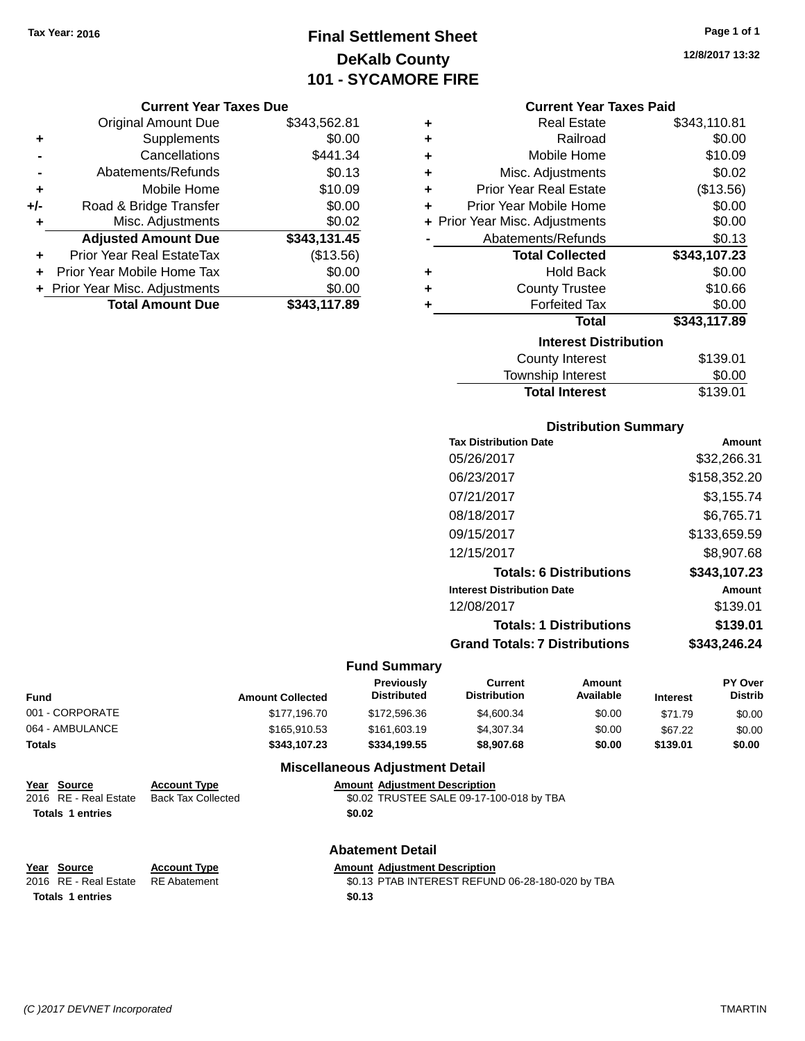Tax Year: 2016

# Final Settlement Sheet
## DeKalb County
## 101 - SYCAMORE FIRE

12/8/2017 13:32

### Current Year Taxes Due

| | | |
|---|---|---|
| | Original Amount Due | $343,562.81 |
| + | Supplements | $0.00 |
| - | Cancellations | $441.34 |
| - | Abatements/Refunds | $0.13 |
| + | Mobile Home | $10.09 |
| +/- | Road & Bridge Transfer | $0.00 |
| + | Misc. Adjustments | $0.02 |
| | **Adjusted Amount Due** | **$343,131.45** |
| + | Prior Year Real EstateTax | ($13.56) |
| + | Prior Year Mobile Home Tax | $0.00 |
| + | Prior Year Misc. Adjustments | $0.00 |
| | **Total Amount Due** | **$343,117.89** |

### Current Year Taxes Paid

| | | |
|---|---|---|
| + | Real Estate | $343,110.81 |
| + | Railroad | $0.00 |
| + | Mobile Home | $10.09 |
| + | Misc. Adjustments | $0.02 |
| + | Prior Year Real Estate | ($13.56) |
| + | Prior Year Mobile Home | $0.00 |
| + | Prior Year Misc. Adjustments | $0.00 |
| - | Abatements/Refunds | $0.13 |
| | **Total Collected** | **$343,107.23** |
| + | Hold Back | $0.00 |
| + | County Trustee | $10.66 |
| + | Forfeited Tax | $0.00 |
| | **Total** | **$343,117.89** |

### Interest Distribution

| | |
|---|---|
| County Interest | $139.01 |
| Township Interest | $0.00 |
| **Total Interest** | $139.01 |

### Distribution Summary

| Tax Distribution Date | Amount |
|---|---|
| 05/26/2017 | $32,266.31 |
| 06/23/2017 | $158,352.20 |
| 07/21/2017 | $3,155.74 |
| 08/18/2017 | $6,765.71 |
| 09/15/2017 | $133,659.59 |
| 12/15/2017 | $8,907.68 |
| **Totals: 6 Distributions** | **$343,107.23** |

| Interest Distribution Date | Amount |
|---|---|
| 12/08/2017 | $139.01 |
| **Totals: 1 Distributions** | **$139.01** |
| **Grand Totals: 7 Distributions** | **$343,246.24** |

### Fund Summary

| Fund | Amount Collected | Previously Distributed | Current Distribution | Amount Available | Interest | PY Over Distrib |
|---|---|---|---|---|---|---|
| 001 - CORPORATE | $177,196.70 | $172,596.36 | $4,600.34 | $0.00 | $71.79 | $0.00 |
| 064 - AMBULANCE | $165,910.53 | $161,603.19 | $4,307.34 | $0.00 | $67.22 | $0.00 |
| **Totals** | **$343,107.23** | **$334,199.55** | **$8,907.68** | **$0.00** | **$139.01** | **$0.00** |

### Miscellaneous Adjustment Detail

| Year | Source | Account Type | Amount | Adjustment Description |
|---|---|---|---|---|
| 2016 | RE - Real Estate | Back Tax Collected | $0.02 | TRUSTEE SALE 09-17-100-018 by TBA |
| **Totals 1 entries** | | | **$0.02** | |

### Abatement Detail

| Year | Source | Account Type | Amount | Adjustment Description |
|---|---|---|---|---|
| 2016 | RE - Real Estate | RE Abatement | $0.13 | PTAB INTEREST REFUND 06-28-180-020 by TBA |
| **Totals 1 entries** | | | **$0.13** | |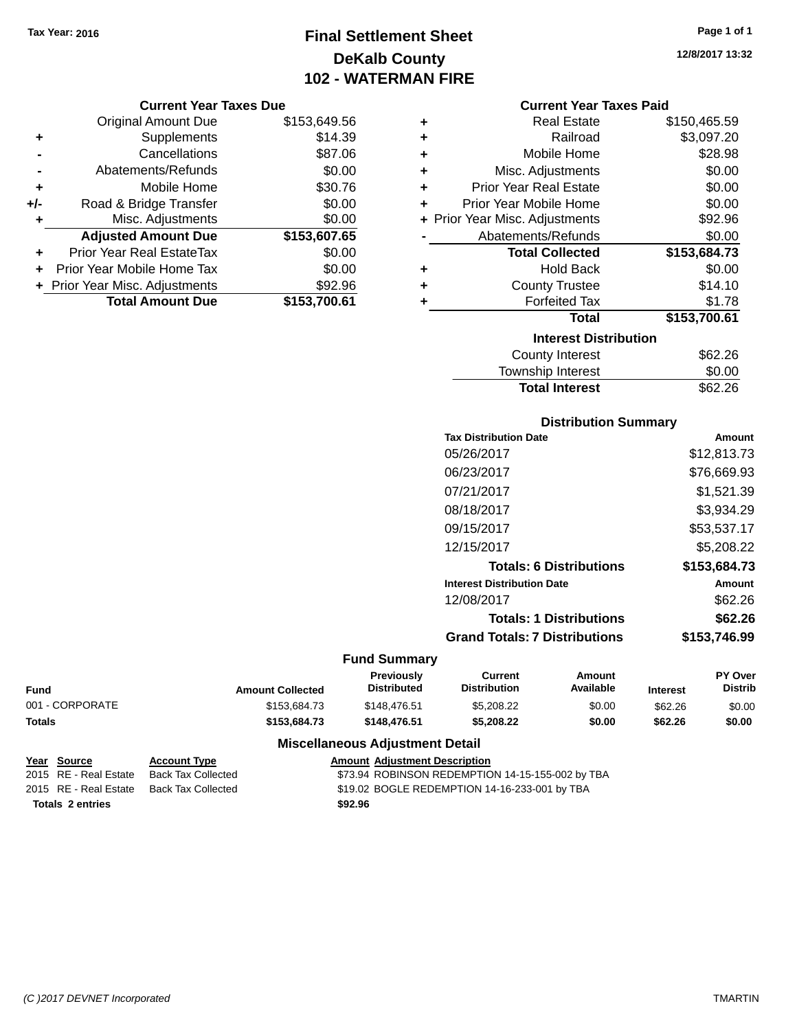Tax Year: 2016

# Final Settlement Sheet

## DeKalb County

## 102 - WATERMAN FIRE

12/8/2017 13:32

### Current Year Taxes Due

| | | |
|---|---|---|
| | Original Amount Due | $153,649.56 |
| + | Supplements | $14.39 |
| - | Cancellations | $87.06 |
| - | Abatements/Refunds | $0.00 |
| + | Mobile Home | $30.76 |
| +/- | Road & Bridge Transfer | $0.00 |
| + | Misc. Adjustments | $0.00 |
| | **Adjusted Amount Due** | **$153,607.65** |
| + | Prior Year Real EstateTax | $0.00 |
| + | Prior Year Mobile Home Tax | $0.00 |
| + | Prior Year Misc. Adjustments | $92.96 |
| | **Total Amount Due** | **$153,700.61** |

### Current Year Taxes Paid

| | | |
|---|---|---|
| + | Real Estate | $150,465.59 |
| + | Railroad | $3,097.20 |
| + | Mobile Home | $28.98 |
| + | Misc. Adjustments | $0.00 |
| + | Prior Year Real Estate | $0.00 |
| + | Prior Year Mobile Home | $0.00 |
| + | Prior Year Misc. Adjustments | $92.96 |
| - | Abatements/Refunds | $0.00 |
| | **Total Collected** | **$153,684.73** |
| + | Hold Back | $0.00 |
| + | County Trustee | $14.10 |
| + | Forfeited Tax | $1.78 |
| | **Total** | **$153,700.61** |

### Interest Distribution

| | |
|---|---|
| County Interest | $62.26 |
| Township Interest | $0.00 |
| **Total Interest** | $62.26 |

### Distribution Summary

| Tax Distribution Date | Amount |
|---|---|
| 05/26/2017 | $12,813.73 |
| 06/23/2017 | $76,669.93 |
| 07/21/2017 | $1,521.39 |
| 08/18/2017 | $3,934.29 |
| 09/15/2017 | $53,537.17 |
| 12/15/2017 | $5,208.22 |
| **Totals: 6 Distributions** | **$153,684.73** |
| **Interest Distribution Date** | **Amount** |
| 12/08/2017 | $62.26 |
| **Totals: 1 Distributions** | **$62.26** |
| **Grand Totals: 7 Distributions** | **$153,746.99** |

### Fund Summary

| Fund | Amount Collected | Previously Distributed | Current Distribution | Amount Available | Interest | PY Over Distrib |
|---|---|---|---|---|---|---|
| 001 - CORPORATE | $153,684.73 | $148,476.51 | $5,208.22 | $0.00 | $62.26 | $0.00 |
| **Totals** | **$153,684.73** | **$148,476.51** | **$5,208.22** | **$0.00** | **$62.26** | **$0.00** |

### Miscellaneous Adjustment Detail

| Year | Source | Account Type | Amount | Adjustment Description |
|---|---|---|---|---|
| 2015 | RE - Real Estate | Back Tax Collected | $73.94 | ROBINSON REDEMPTION 14-15-155-002 by TBA |
| 2015 | RE - Real Estate | Back Tax Collected | $19.02 | BOGLE REDEMPTION 14-16-233-001 by TBA |
| **Totals 2 entries** | | | **$92.96** | |

(C )2017 DEVNET Incorporated TMARTIN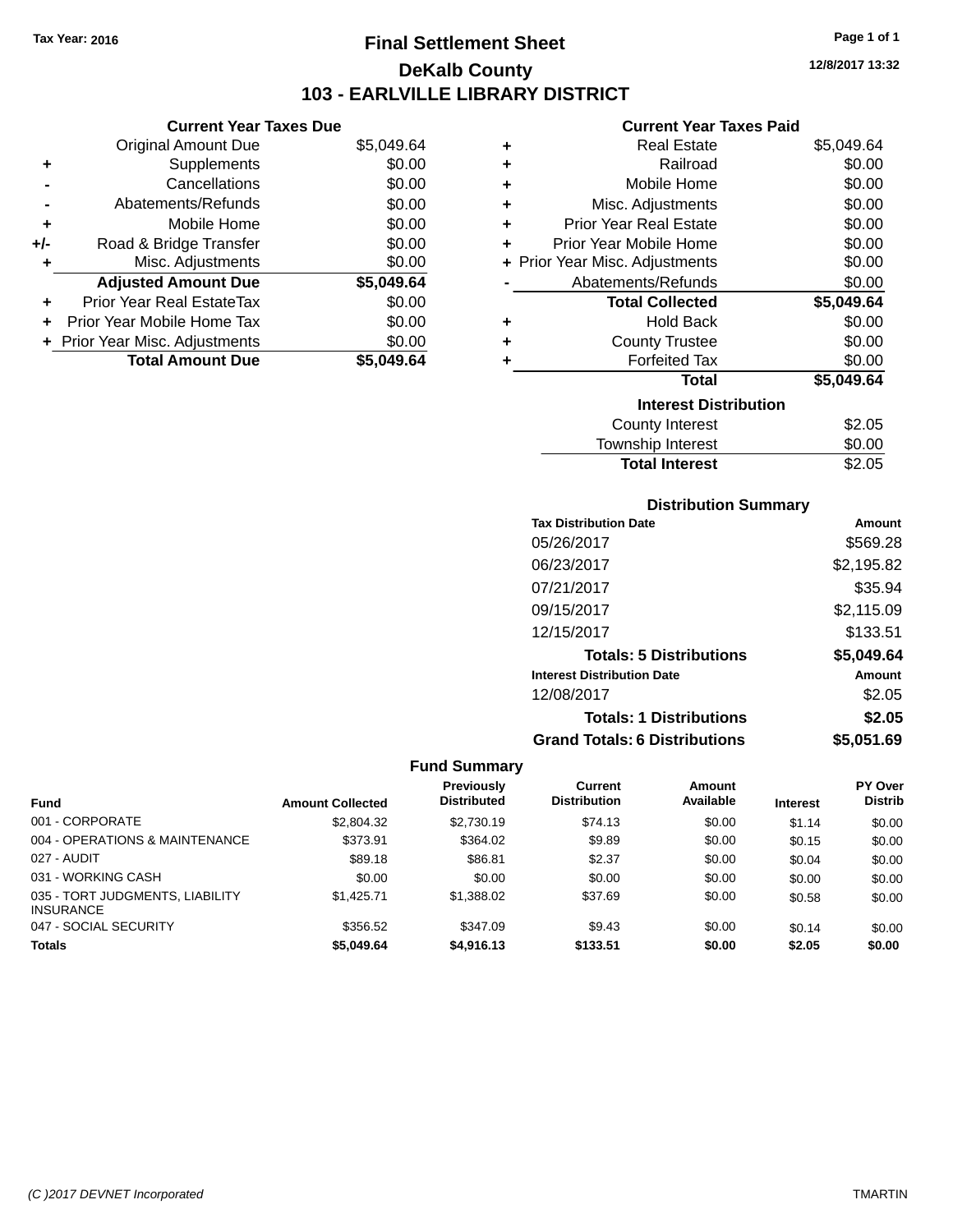Tax Year: 2016

# Final Settlement Sheet

## DeKalb County

## 103 - EARLVILLE LIBRARY DISTRICT

12/8/2017 13:32

### Current Year Taxes Due

| | | |
|---|---|---|
| | Original Amount Due | $5,049.64 |
| + | Supplements | $0.00 |
| - | Cancellations | $0.00 |
| - | Abatements/Refunds | $0.00 |
| + | Mobile Home | $0.00 |
| +/- | Road & Bridge Transfer | $0.00 |
| + | Misc. Adjustments | $0.00 |
| | **Adjusted Amount Due** | **$5,049.64** |
| + | Prior Year Real EstateTax | $0.00 |
| + | Prior Year Mobile Home Tax | $0.00 |
| + | Prior Year Misc. Adjustments | $0.00 |
| | **Total Amount Due** | **$5,049.64** |

### Current Year Taxes Paid

| | | |
|---|---|---|
| + | Real Estate | $5,049.64 |
| + | Railroad | $0.00 |
| + | Mobile Home | $0.00 |
| + | Misc. Adjustments | $0.00 |
| + | Prior Year Real Estate | $0.00 |
| + | Prior Year Mobile Home | $0.00 |
| + | Prior Year Misc. Adjustments | $0.00 |
| - | Abatements/Refunds | $0.00 |
| | **Total Collected** | **$5,049.64** |
| + | Hold Back | $0.00 |
| + | County Trustee | $0.00 |
| + | Forfeited Tax | $0.00 |
| | **Total** | **$5,049.64** |

### Interest Distribution

| | |
|---|---|
| County Interest | $2.05 |
| Township Interest | $0.00 |
| **Total Interest** | $2.05 |

### Distribution Summary

| Tax Distribution Date | Amount |
|---|---|
| 05/26/2017 | $569.28 |
| 06/23/2017 | $2,195.82 |
| 07/21/2017 | $35.94 |
| 09/15/2017 | $2,115.09 |
| 12/15/2017 | $133.51 |
| **Totals: 5 Distributions** | **$5,049.64** |
| **Interest Distribution Date** | **Amount** |
| 12/08/2017 | $2.05 |
| **Totals: 1 Distributions** | **$2.05** |
| **Grand Totals: 6 Distributions** | **$5,051.69** |

### Fund Summary

| Fund | Amount Collected | Previously Distributed | Current Distribution | Amount Available | Interest | PY Over Distrib |
|---|---|---|---|---|---|---|
| 001 - CORPORATE | $2,804.32 | $2,730.19 | $74.13 | $0.00 | $1.14 | $0.00 |
| 004 - OPERATIONS & MAINTENANCE | $373.91 | $364.02 | $9.89 | $0.00 | $0.15 | $0.00 |
| 027 - AUDIT | $89.18 | $86.81 | $2.37 | $0.00 | $0.04 | $0.00 |
| 031 - WORKING CASH | $0.00 | $0.00 | $0.00 | $0.00 | $0.00 | $0.00 |
| 035 - TORT JUDGMENTS, LIABILITY INSURANCE | $1,425.71 | $1,388.02 | $37.69 | $0.00 | $0.58 | $0.00 |
| 047 - SOCIAL SECURITY | $356.52 | $347.09 | $9.43 | $0.00 | $0.14 | $0.00 |
| **Totals** | **$5,049.64** | **$4,916.13** | **$133.51** | **$0.00** | **$2.05** | **$0.00** |

(C )2017 DEVNET Incorporated TMARTIN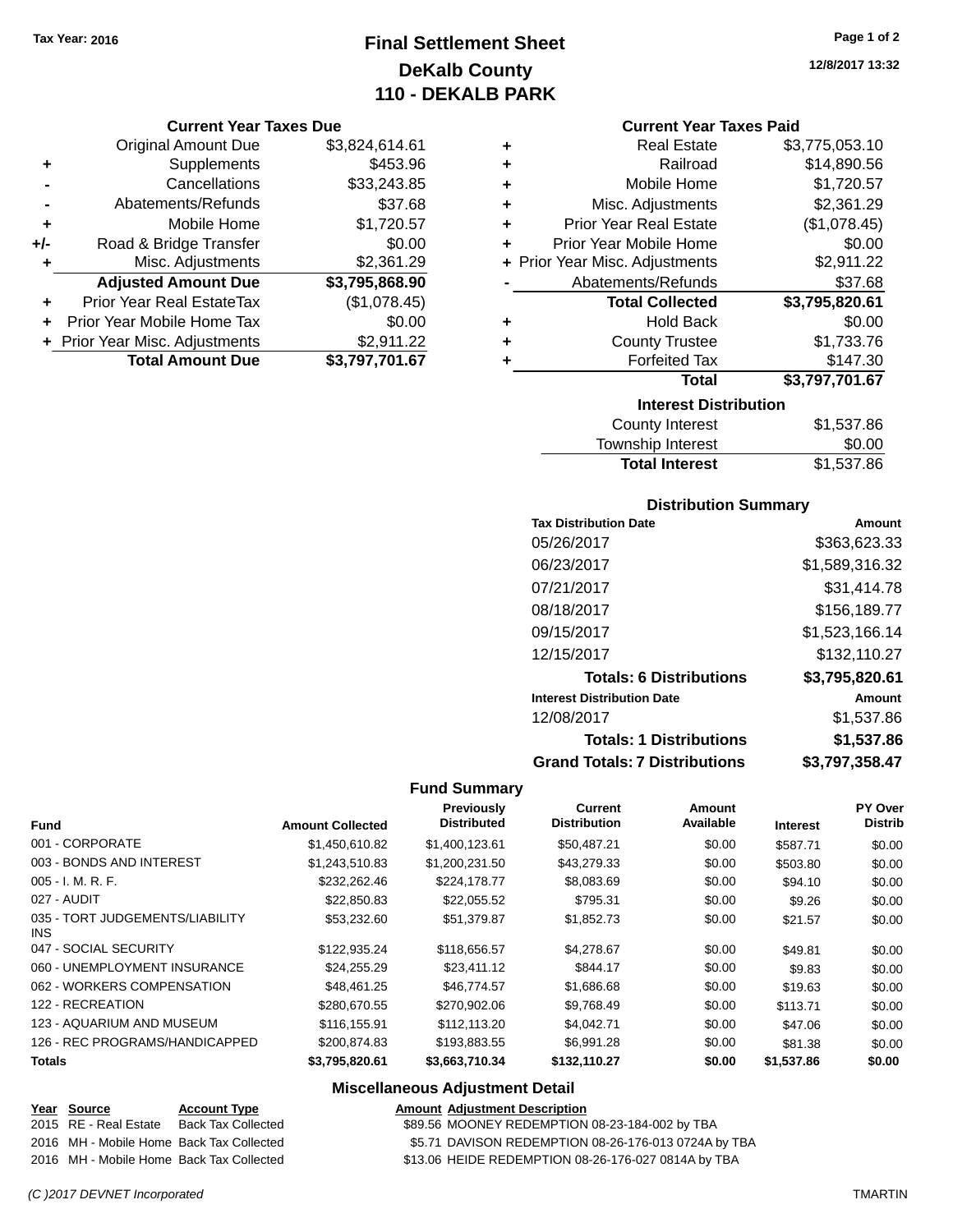**Tax Year: 2016**

# Final Settlement Sheet
## DeKalb County
## 110 - DEKALB PARK

12/8/2017 13:32

### Current Year Taxes Due

| | | |
|---|---|---|
| | Original Amount Due | $3,824,614.61 |
| + | Supplements | $453.96 |
| - | Cancellations | $33,243.85 |
| - | Abatements/Refunds | $37.68 |
| + | Mobile Home | $1,720.57 |
| +/- | Road & Bridge Transfer | $0.00 |
| + | Misc. Adjustments | $2,361.29 |
| | **Adjusted Amount Due** | **$3,795,868.90** |
| + | Prior Year Real EstateTax | ($1,078.45) |
| + | Prior Year Mobile Home Tax | $0.00 |
| + | Prior Year Misc. Adjustments | $2,911.22 |
| | **Total Amount Due** | **$3,797,701.67** |

### Current Year Taxes Paid

| | | |
|---|---|---|
| + | Real Estate | $3,775,053.10 |
| + | Railroad | $14,890.56 |
| + | Mobile Home | $1,720.57 |
| + | Misc. Adjustments | $2,361.29 |
| + | Prior Year Real Estate | ($1,078.45) |
| + | Prior Year Mobile Home | $0.00 |
| + | Prior Year Misc. Adjustments | $2,911.22 |
| - | Abatements/Refunds | $37.68 |
| | **Total Collected** | **$3,795,820.61** |
| + | Hold Back | $0.00 |
| + | County Trustee | $1,733.76 |
| + | Forfeited Tax | $147.30 |
| | **Total** | **$3,797,701.67** |

### Interest Distribution

| | |
|---|---|
| County Interest | $1,537.86 |
| Township Interest | $0.00 |
| **Total Interest** | $1,537.86 |

### Distribution Summary

| Tax Distribution Date | Amount |
|---|---|
| 05/26/2017 | $363,623.33 |
| 06/23/2017 | $1,589,316.32 |
| 07/21/2017 | $31,414.78 |
| 08/18/2017 | $156,189.77 |
| 09/15/2017 | $1,523,166.14 |
| 12/15/2017 | $132,110.27 |
| **Totals: 6 Distributions** | **$3,795,820.61** |
| **Interest Distribution Date** | **Amount** |
| 12/08/2017 | $1,537.86 |
| **Totals: 1 Distributions** | **$1,537.86** |
| **Grand Totals: 7 Distributions** | **$3,797,358.47** |

### Fund Summary

| Fund | Amount Collected | Previously Distributed | Current Distribution | Amount Available | Interest | PY Over Distrib |
|---|---|---|---|---|---|---|
| 001 - CORPORATE | $1,450,610.82 | $1,400,123.61 | $50,487.21 | $0.00 | $587.71 | $0.00 |
| 003 - BONDS AND INTEREST | $1,243,510.83 | $1,200,231.50 | $43,279.33 | $0.00 | $503.80 | $0.00 |
| 005 - I. M. R. F. | $232,262.46 | $224,178.77 | $8,083.69 | $0.00 | $94.10 | $0.00 |
| 027 - AUDIT | $22,850.83 | $22,055.52 | $795.31 | $0.00 | $9.26 | $0.00 |
| 035 - TORT JUDGEMENTS/LIABILITY INS | $53,232.60 | $51,379.87 | $1,852.73 | $0.00 | $21.57 | $0.00 |
| 047 - SOCIAL SECURITY | $122,935.24 | $118,656.57 | $4,278.67 | $0.00 | $49.81 | $0.00 |
| 060 - UNEMPLOYMENT INSURANCE | $24,255.29 | $23,411.12 | $844.17 | $0.00 | $9.83 | $0.00 |
| 062 - WORKERS COMPENSATION | $48,461.25 | $46,774.57 | $1,686.68 | $0.00 | $19.63 | $0.00 |
| 122 - RECREATION | $280,670.55 | $270,902.06 | $9,768.49 | $0.00 | $113.71 | $0.00 |
| 123 - AQUARIUM AND MUSEUM | $116,155.91 | $112,113.20 | $4,042.71 | $0.00 | $47.06 | $0.00 |
| 126 - REC PROGRAMS/HANDICAPPED | $200,874.83 | $193,883.55 | $6,991.28 | $0.00 | $81.38 | $0.00 |
| **Totals** | **$3,795,820.61** | **$3,663,710.34** | **$132,110.27** | **$0.00** | **$1,537.86** | **$0.00** |

### Miscellaneous Adjustment Detail

| Year | Source | Account Type | Amount | Adjustment Description |
|---|---|---|---|---|
| 2015 | RE - Real Estate | Back Tax Collected | $89.56 | MOONEY REDEMPTION 08-23-184-002 by TBA |
| 2016 | MH - Mobile Home | Back Tax Collected | $5.71 | DAVISON REDEMPTION 08-26-176-013 0724A by TBA |
| 2016 | MH - Mobile Home | Back Tax Collected | $13.06 | HEIDE REDEMPTION 08-26-176-027 0814A by TBA |

(C )2017 DEVNET Incorporated TMARTIN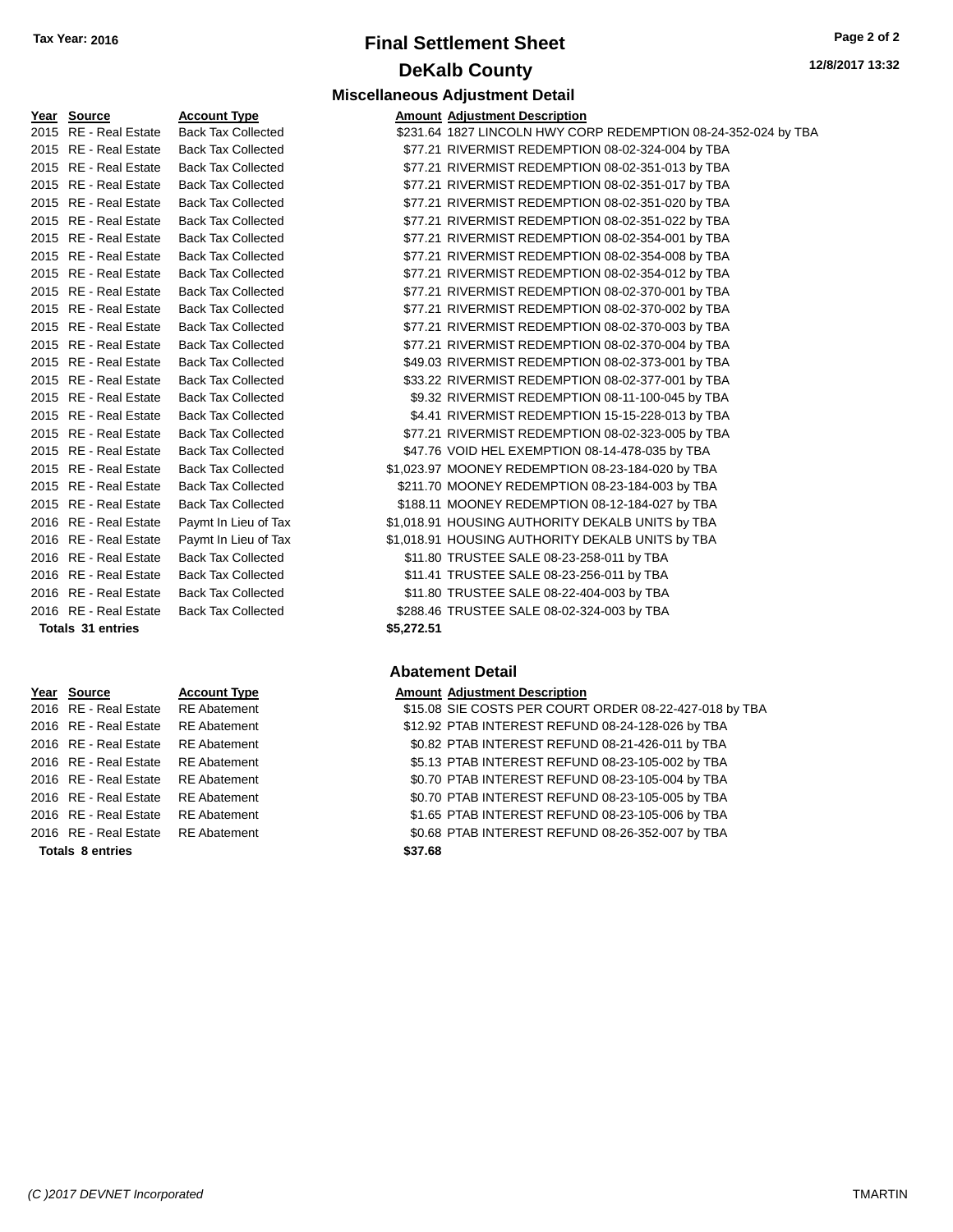Tax Year: 2016

# Final Settlement Sheet

## DeKalb County

12/8/2017 13:32

### Miscellaneous Adjustment Detail

| Year | Source | Account Type | Amount | Adjustment Description |
|---|---|---|---|---|
| 2015 | RE - Real Estate | Back Tax Collected | $231.64 | 1827 LINCOLN HWY CORP REDEMPTION 08-24-352-024 by TBA |
| 2015 | RE - Real Estate | Back Tax Collected | $77.21 | RIVERMIST REDEMPTION 08-02-324-004 by TBA |
| 2015 | RE - Real Estate | Back Tax Collected | $77.21 | RIVERMIST REDEMPTION 08-02-351-013 by TBA |
| 2015 | RE - Real Estate | Back Tax Collected | $77.21 | RIVERMIST REDEMPTION 08-02-351-017 by TBA |
| 2015 | RE - Real Estate | Back Tax Collected | $77.21 | RIVERMIST REDEMPTION 08-02-351-020 by TBA |
| 2015 | RE - Real Estate | Back Tax Collected | $77.21 | RIVERMIST REDEMPTION 08-02-351-022 by TBA |
| 2015 | RE - Real Estate | Back Tax Collected | $77.21 | RIVERMIST REDEMPTION 08-02-354-001 by TBA |
| 2015 | RE - Real Estate | Back Tax Collected | $77.21 | RIVERMIST REDEMPTION 08-02-354-008 by TBA |
| 2015 | RE - Real Estate | Back Tax Collected | $77.21 | RIVERMIST REDEMPTION 08-02-354-012 by TBA |
| 2015 | RE - Real Estate | Back Tax Collected | $77.21 | RIVERMIST REDEMPTION 08-02-370-001 by TBA |
| 2015 | RE - Real Estate | Back Tax Collected | $77.21 | RIVERMIST REDEMPTION 08-02-370-002 by TBA |
| 2015 | RE - Real Estate | Back Tax Collected | $77.21 | RIVERMIST REDEMPTION 08-02-370-003 by TBA |
| 2015 | RE - Real Estate | Back Tax Collected | $77.21 | RIVERMIST REDEMPTION 08-02-370-004 by TBA |
| 2015 | RE - Real Estate | Back Tax Collected | $49.03 | RIVERMIST REDEMPTION 08-02-373-001 by TBA |
| 2015 | RE - Real Estate | Back Tax Collected | $33.22 | RIVERMIST REDEMPTION 08-02-377-001 by TBA |
| 2015 | RE - Real Estate | Back Tax Collected | $9.32 | RIVERMIST REDEMPTION 08-11-100-045 by TBA |
| 2015 | RE - Real Estate | Back Tax Collected | $4.41 | RIVERMIST REDEMPTION 15-15-228-013 by TBA |
| 2015 | RE - Real Estate | Back Tax Collected | $77.21 | RIVERMIST REDEMPTION 08-02-323-005 by TBA |
| 2015 | RE - Real Estate | Back Tax Collected | $47.76 | VOID HEL EXEMPTION 08-14-478-035 by TBA |
| 2015 | RE - Real Estate | Back Tax Collected | $1,023.97 | MOONEY REDEMPTION 08-23-184-020 by TBA |
| 2015 | RE - Real Estate | Back Tax Collected | $211.70 | MOONEY REDEMPTION 08-23-184-003 by TBA |
| 2015 | RE - Real Estate | Back Tax Collected | $188.11 | MOONEY REDEMPTION 08-12-184-027 by TBA |
| 2016 | RE - Real Estate | Paymt In Lieu of Tax | $1,018.91 | HOUSING AUTHORITY DEKALB UNITS by TBA |
| 2016 | RE - Real Estate | Paymt In Lieu of Tax | $1,018.91 | HOUSING AUTHORITY DEKALB UNITS by TBA |
| 2016 | RE - Real Estate | Back Tax Collected | $11.80 | TRUSTEE SALE 08-23-258-011 by TBA |
| 2016 | RE - Real Estate | Back Tax Collected | $11.41 | TRUSTEE SALE 08-23-256-011 by TBA |
| 2016 | RE - Real Estate | Back Tax Collected | $11.80 | TRUSTEE SALE 08-22-404-003 by TBA |
| 2016 | RE - Real Estate | Back Tax Collected | $288.46 | TRUSTEE SALE 08-02-324-003 by TBA |
| **Totals 31 entries** | | | **$5,272.51** | |

### Abatement Detail

| Year | Source | Account Type | Amount | Adjustment Description |
|---|---|---|---|---|
| 2016 | RE - Real Estate | RE Abatement | $15.08 | SIE COSTS PER COURT ORDER 08-22-427-018 by TBA |
| 2016 | RE - Real Estate | RE Abatement | $12.92 | PTAB INTEREST REFUND 08-24-128-026 by TBA |
| 2016 | RE - Real Estate | RE Abatement | $0.82 | PTAB INTEREST REFUND 08-21-426-011 by TBA |
| 2016 | RE - Real Estate | RE Abatement | $5.13 | PTAB INTEREST REFUND 08-23-105-002 by TBA |
| 2016 | RE - Real Estate | RE Abatement | $0.70 | PTAB INTEREST REFUND 08-23-105-004 by TBA |
| 2016 | RE - Real Estate | RE Abatement | $0.70 | PTAB INTEREST REFUND 08-23-105-005 by TBA |
| 2016 | RE - Real Estate | RE Abatement | $1.65 | PTAB INTEREST REFUND 08-23-105-006 by TBA |
| 2016 | RE - Real Estate | RE Abatement | $0.68 | PTAB INTEREST REFUND 08-26-352-007 by TBA |
| **Totals 8 entries** | | | **$37.68** | |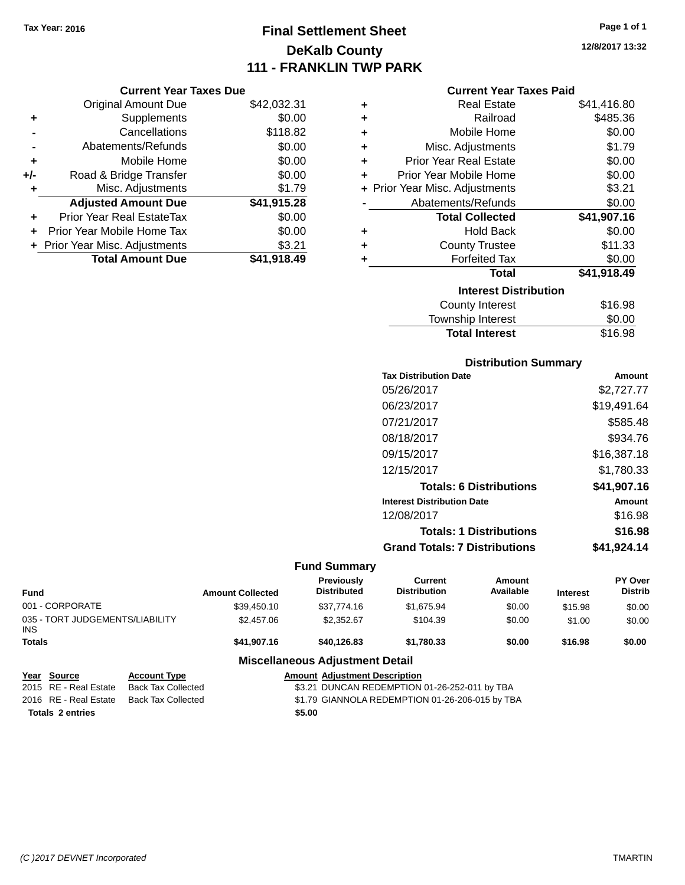Tax Year: 2016

# Final Settlement Sheet
## DeKalb County
## 111 - FRANKLIN TWP PARK

12/8/2017 13:32

### Current Year Taxes Due

| | | |
|---|---|---|
| | Original Amount Due | $42,032.31 |
| + | Supplements | $0.00 |
| - | Cancellations | $118.82 |
| - | Abatements/Refunds | $0.00 |
| + | Mobile Home | $0.00 |
| +/- | Road & Bridge Transfer | $0.00 |
| + | Misc. Adjustments | $1.79 |
| | **Adjusted Amount Due** | **$41,915.28** |
| + | Prior Year Real EstateTax | $0.00 |
| + | Prior Year Mobile Home Tax | $0.00 |
| + | Prior Year Misc. Adjustments | $3.21 |
| | **Total Amount Due** | **$41,918.49** |

### Current Year Taxes Paid

| | | |
|---|---|---|
| + | Real Estate | $41,416.80 |
| + | Railroad | $485.36 |
| + | Mobile Home | $0.00 |
| + | Misc. Adjustments | $1.79 |
| + | Prior Year Real Estate | $0.00 |
| + | Prior Year Mobile Home | $0.00 |
| + | Prior Year Misc. Adjustments | $3.21 |
| - | Abatements/Refunds | $0.00 |
| | **Total Collected** | **$41,907.16** |
| + | Hold Back | $0.00 |
| + | County Trustee | $11.33 |
| + | Forfeited Tax | $0.00 |
| | **Total** | **$41,918.49** |

### Interest Distribution

| | |
|---|---|
| County Interest | $16.98 |
| Township Interest | $0.00 |
| **Total Interest** | $16.98 |

### Distribution Summary

| Tax Distribution Date | Amount |
|---|---|
| 05/26/2017 | $2,727.77 |
| 06/23/2017 | $19,491.64 |
| 07/21/2017 | $585.48 |
| 08/18/2017 | $934.76 |
| 09/15/2017 | $16,387.18 |
| 12/15/2017 | $1,780.33 |
| **Totals: 6 Distributions** | **$41,907.16** |
| **Interest Distribution Date** | **Amount** |
| 12/08/2017 | $16.98 |
| **Totals: 1 Distributions** | **$16.98** |
| **Grand Totals: 7 Distributions** | **$41,924.14** |

### Fund Summary

| Fund | Amount Collected | Previously Distributed | Current Distribution | Amount Available | Interest | PY Over Distrib |
|---|---|---|---|---|---|---|
| 001 - CORPORATE | $39,450.10 | $37,774.16 | $1,675.94 | $0.00 | $15.98 | $0.00 |
| 035 - TORT JUDGEMENTS/LIABILITY INS | $2,457.06 | $2,352.67 | $104.39 | $0.00 | $1.00 | $0.00 |
| **Totals** | **$41,907.16** | **$40,126.83** | **$1,780.33** | **$0.00** | **$16.98** | **$0.00** |

### Miscellaneous Adjustment Detail

| Year | Source | Account Type | Amount | Adjustment Description |
|---|---|---|---|---|
| 2015 | RE - Real Estate | Back Tax Collected | $3.21 | DUNCAN REDEMPTION 01-26-252-011 by TBA |
| 2016 | RE - Real Estate | Back Tax Collected | $1.79 | GIANNOLA REDEMPTION 01-26-206-015 by TBA |
| **Totals 2 entries** | | | **$5.00** | |

(C )2017 DEVNET Incorporated TMARTIN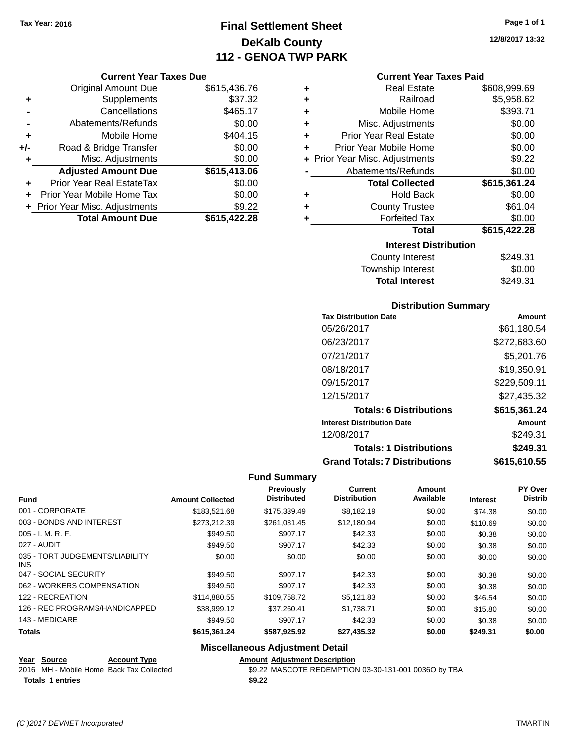Tax Year: 2016

# Final Settlement Sheet
## DeKalb County
## 112 - GENOA TWP PARK

12/8/2017 13:32

### Current Year Taxes Due

| | | |
|---|---|---|
| | Original Amount Due | $615,436.76 |
| + | Supplements | $37.32 |
| - | Cancellations | $465.17 |
| - | Abatements/Refunds | $0.00 |
| + | Mobile Home | $404.15 |
| +/- | Road & Bridge Transfer | $0.00 |
| + | Misc. Adjustments | $0.00 |
| | **Adjusted Amount Due** | **$615,413.06** |
| + | Prior Year Real EstateTax | $0.00 |
| + | Prior Year Mobile Home Tax | $0.00 |
| + | Prior Year Misc. Adjustments | $9.22 |
| | **Total Amount Due** | **$615,422.28** |

### Current Year Taxes Paid

| | | |
|---|---|---|
| + | Real Estate | $608,999.69 |
| + | Railroad | $5,958.62 |
| + | Mobile Home | $393.71 |
| + | Misc. Adjustments | $0.00 |
| + | Prior Year Real Estate | $0.00 |
| + | Prior Year Mobile Home | $0.00 |
| + | Prior Year Misc. Adjustments | $9.22 |
| - | Abatements/Refunds | $0.00 |
| | **Total Collected** | **$615,361.24** |
| + | Hold Back | $0.00 |
| + | County Trustee | $61.04 |
| + | Forfeited Tax | $0.00 |
| | **Total** | **$615,422.28** |

### Interest Distribution

| | |
|---|---|
| County Interest | $249.31 |
| Township Interest | $0.00 |
| **Total Interest** | $249.31 |

### Distribution Summary

| Tax Distribution Date | Amount |
|---|---|
| 05/26/2017 | $61,180.54 |
| 06/23/2017 | $272,683.60 |
| 07/21/2017 | $5,201.76 |
| 08/18/2017 | $19,350.91 |
| 09/15/2017 | $229,509.11 |
| 12/15/2017 | $27,435.32 |
| **Totals: 6 Distributions** | **$615,361.24** |
| **Interest Distribution Date** | **Amount** |
| 12/08/2017 | $249.31 |
| **Totals: 1 Distributions** | **$249.31** |
| **Grand Totals: 7 Distributions** | **$615,610.55** |

### Fund Summary

| Fund | Amount Collected | Previously Distributed | Current Distribution | Amount Available | Interest | PY Over Distrib |
|---|---|---|---|---|---|---|
| 001 - CORPORATE | $183,521.68 | $175,339.49 | $8,182.19 | $0.00 | $74.38 | $0.00 |
| 003 - BONDS AND INTEREST | $273,212.39 | $261,031.45 | $12,180.94 | $0.00 | $110.69 | $0.00 |
| 005 - I. M. R. F. | $949.50 | $907.17 | $42.33 | $0.00 | $0.38 | $0.00 |
| 027 - AUDIT | $949.50 | $907.17 | $42.33 | $0.00 | $0.38 | $0.00 |
| 035 - TORT JUDGEMENTS/LIABILITY INS | $0.00 | $0.00 | $0.00 | $0.00 | $0.00 | $0.00 |
| 047 - SOCIAL SECURITY | $949.50 | $907.17 | $42.33 | $0.00 | $0.38 | $0.00 |
| 062 - WORKERS COMPENSATION | $949.50 | $907.17 | $42.33 | $0.00 | $0.38 | $0.00 |
| 122 - RECREATION | $114,880.55 | $109,758.72 | $5,121.83 | $0.00 | $46.54 | $0.00 |
| 126 - REC PROGRAMS/HANDICAPPED | $38,999.12 | $37,260.41 | $1,738.71 | $0.00 | $15.80 | $0.00 |
| 143 - MEDICARE | $949.50 | $907.17 | $42.33 | $0.00 | $0.38 | $0.00 |
| **Totals** | **$615,361.24** | **$587,925.92** | **$27,435.32** | **$0.00** | **$249.31** | **$0.00** |

### Miscellaneous Adjustment Detail

| Year | Source | Account Type | Amount | Adjustment Description |
|---|---|---|---|---|
| 2016 | MH - Mobile Home | Back Tax Collected | $9.22 | MASCOTE REDEMPTION 03-30-131-001 0036O by TBA |
| **Totals** | **1 entries** | | **$9.22** | |

(C )2017 DEVNET Incorporated — TMARTIN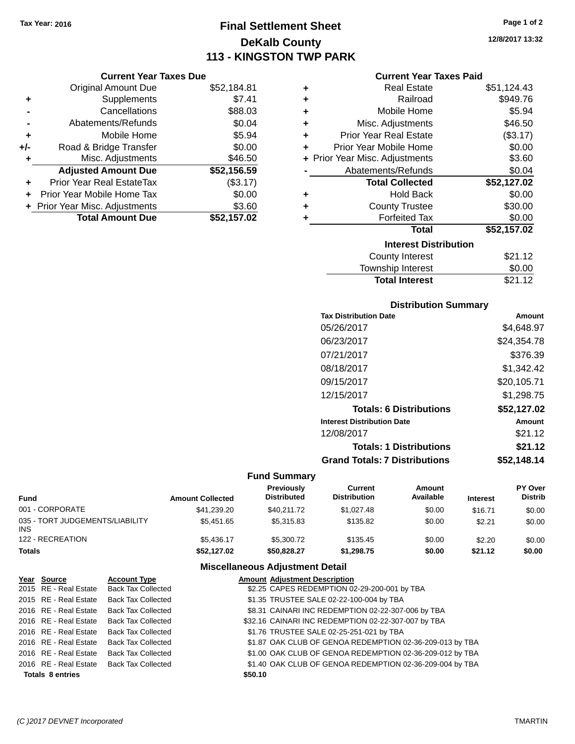Tax Year: 2016

# Final Settlement Sheet
## DeKalb County
## 113 - KINGSTON TWP PARK

12/8/2017 13:32

### Current Year Taxes Due

| | | |
|---|---|---|
| | Original Amount Due | $52,184.81 |
| + | Supplements | $7.41 |
| - | Cancellations | $88.03 |
| - | Abatements/Refunds | $0.04 |
| + | Mobile Home | $5.94 |
| +/- | Road & Bridge Transfer | $0.00 |
| + | Misc. Adjustments | $46.50 |
| | **Adjusted Amount Due** | **$52,156.59** |
| + | Prior Year Real EstateTax | ($3.17) |
| + | Prior Year Mobile Home Tax | $0.00 |
| + | Prior Year Misc. Adjustments | $3.60 |
| | **Total Amount Due** | **$52,157.02** |

### Current Year Taxes Paid

| | | |
|---|---|---|
| + | Real Estate | $51,124.43 |
| + | Railroad | $949.76 |
| + | Mobile Home | $5.94 |
| + | Misc. Adjustments | $46.50 |
| + | Prior Year Real Estate | ($3.17) |
| + | Prior Year Mobile Home | $0.00 |
| + | Prior Year Misc. Adjustments | $3.60 |
| - | Abatements/Refunds | $0.04 |
| | **Total Collected** | **$52,127.02** |
| + | Hold Back | $0.00 |
| + | County Trustee | $30.00 |
| + | Forfeited Tax | $0.00 |
| | **Total** | **$52,157.02** |

### Interest Distribution

| | |
|---|---|
| County Interest | $21.12 |
| Township Interest | $0.00 |
| **Total Interest** | $21.12 |

### Distribution Summary

| Tax Distribution Date | Amount |
|---|---|
| 05/26/2017 | $4,648.97 |
| 06/23/2017 | $24,354.78 |
| 07/21/2017 | $376.39 |
| 08/18/2017 | $1,342.42 |
| 09/15/2017 | $20,105.71 |
| 12/15/2017 | $1,298.75 |
| **Totals: 6 Distributions** | **$52,127.02** |
| **Interest Distribution Date** | **Amount** |
| 12/08/2017 | $21.12 |
| **Totals: 1 Distributions** | **$21.12** |
| **Grand Totals: 7 Distributions** | **$52,148.14** |

### Fund Summary

| Fund | Amount Collected | Previously Distributed | Current Distribution | Amount Available | Interest | PY Over Distrib |
|---|---|---|---|---|---|---|
| 001 - CORPORATE | $41,239.20 | $40,211.72 | $1,027.48 | $0.00 | $16.71 | $0.00 |
| 035 - TORT JUDGEMENTS/LIABILITY INS | $5,451.65 | $5,315.83 | $135.82 | $0.00 | $2.21 | $0.00 |
| 122 - RECREATION | $5,436.17 | $5,300.72 | $135.45 | $0.00 | $2.20 | $0.00 |
| **Totals** | **$52,127.02** | **$50,828.27** | **$1,298.75** | **$0.00** | **$21.12** | **$0.00** |

### Miscellaneous Adjustment Detail

| Year | Source | Account Type | Amount | Adjustment Description |
|---|---|---|---|---|
| 2015 | RE - Real Estate | Back Tax Collected | $2.25 | CAPES REDEMPTION 02-29-200-001 by TBA |
| 2015 | RE - Real Estate | Back Tax Collected | $1.35 | TRUSTEE SALE 02-22-100-004 by TBA |
| 2016 | RE - Real Estate | Back Tax Collected | $8.31 | CAINARI INC REDEMPTION 02-22-307-006 by TBA |
| 2016 | RE - Real Estate | Back Tax Collected | $32.16 | CAINARI INC REDEMPTION 02-22-307-007 by TBA |
| 2016 | RE - Real Estate | Back Tax Collected | $1.76 | TRUSTEE SALE 02-25-251-021 by TBA |
| 2016 | RE - Real Estate | Back Tax Collected | $1.87 | OAK CLUB OF GENOA REDEMPTION 02-36-209-013 by TBA |
| 2016 | RE - Real Estate | Back Tax Collected | $1.00 | OAK CLUB OF GENOA REDEMPTION 02-36-209-012 by TBA |
| 2016 | RE - Real Estate | Back Tax Collected | $1.40 | OAK CLUB OF GENOA REDEMPTION 02-36-209-004 by TBA |
| **Totals** | **8 entries** | | **$50.10** | |

(C )2017 DEVNET Incorporated TMARTIN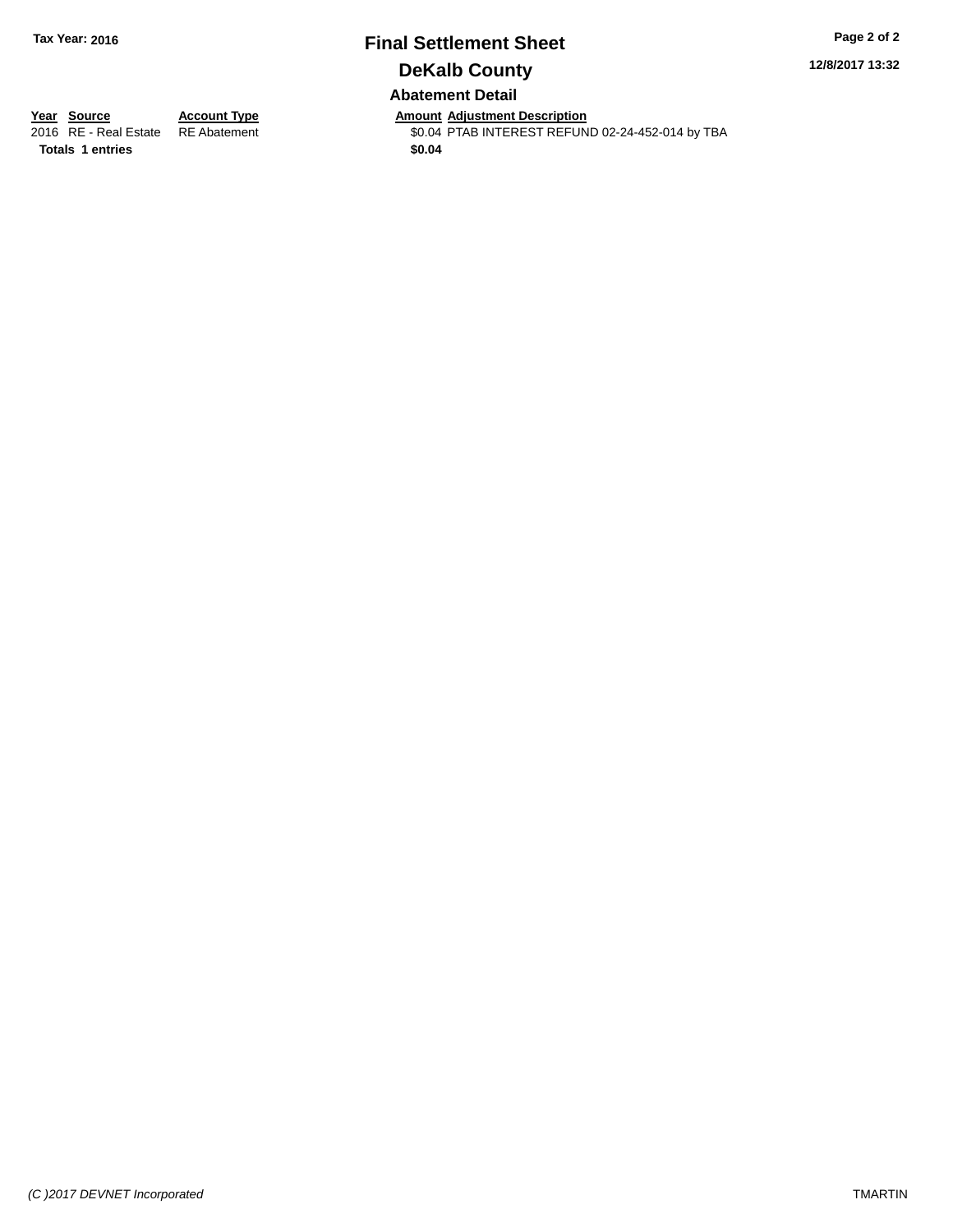**Tax Year: 2016**

# Final Settlement Sheet

## DeKalb County

### Abatement Detail

| Year | Source | Account Type | Amount | Adjustment Description |
|---|---|---|---|---|
| 2016 | RE - Real Estate | RE Abatement | $0.04 | PTAB INTEREST REFUND 02-24-452-014 by TBA |
| **Totals** | **1 entries** | | **$0.04** | |

*(C )2017 DEVNET Incorporated*

TMARTIN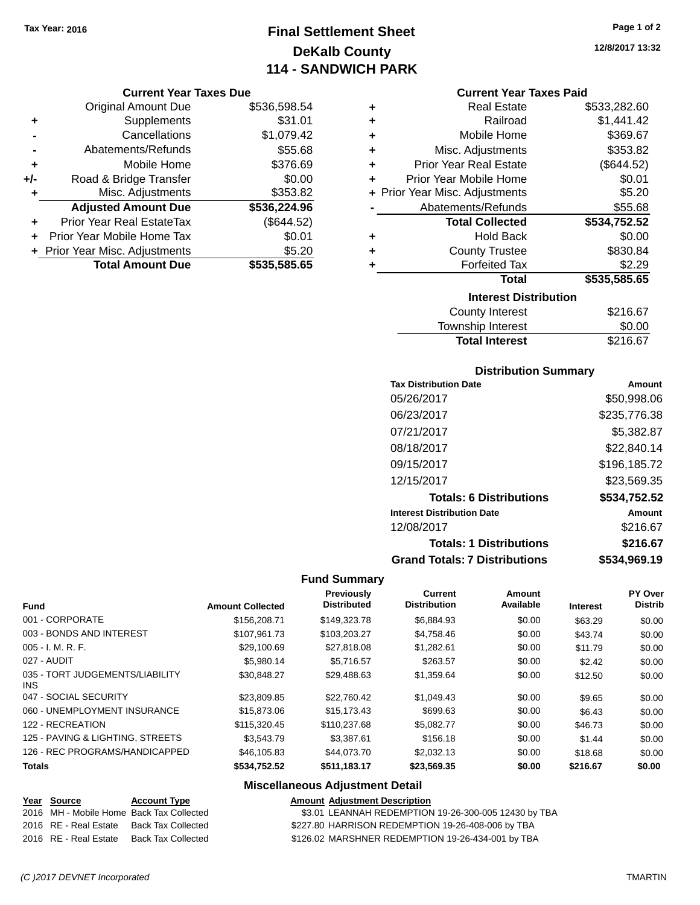Tax Year: 2016

# Final Settlement Sheet
## DeKalb County
## 114 - SANDWICH PARK

12/8/2017 13:32

### Current Year Taxes Due

| | | |
|---|---|---|
| | Original Amount Due | $536,598.54 |
| + | Supplements | $31.01 |
| - | Cancellations | $1,079.42 |
| - | Abatements/Refunds | $55.68 |
| + | Mobile Home | $376.69 |
| +/- | Road & Bridge Transfer | $0.00 |
| + | Misc. Adjustments | $353.82 |
| | **Adjusted Amount Due** | **$536,224.96** |
| + | Prior Year Real EstateTax | ($644.52) |
| + | Prior Year Mobile Home Tax | $0.01 |
| + | Prior Year Misc. Adjustments | $5.20 |
| | **Total Amount Due** | **$535,585.65** |

### Current Year Taxes Paid

| | | |
|---|---|---|
| + | Real Estate | $533,282.60 |
| + | Railroad | $1,441.42 |
| + | Mobile Home | $369.67 |
| + | Misc. Adjustments | $353.82 |
| + | Prior Year Real Estate | ($644.52) |
| + | Prior Year Mobile Home | $0.01 |
| + | Prior Year Misc. Adjustments | $5.20 |
| - | Abatements/Refunds | $55.68 |
| | **Total Collected** | **$534,752.52** |
| + | Hold Back | $0.00 |
| + | County Trustee | $830.84 |
| + | Forfeited Tax | $2.29 |
| | **Total** | **$535,585.65** |

### Interest Distribution

| | |
|---|---|
| County Interest | $216.67 |
| Township Interest | $0.00 |
| **Total Interest** | $216.67 |

### Distribution Summary

| Tax Distribution Date | Amount |
|---|---|
| 05/26/2017 | $50,998.06 |
| 06/23/2017 | $235,776.38 |
| 07/21/2017 | $5,382.87 |
| 08/18/2017 | $22,840.14 |
| 09/15/2017 | $196,185.72 |
| 12/15/2017 | $23,569.35 |
| **Totals: 6 Distributions** | **$534,752.52** |
| **Interest Distribution Date** | **Amount** |
| 12/08/2017 | $216.67 |
| **Totals: 1 Distributions** | **$216.67** |
| **Grand Totals: 7 Distributions** | **$534,969.19** |

### Fund Summary

| Fund | Amount Collected | Previously Distributed | Current Distribution | Amount Available | Interest | PY Over Distrib |
|---|---|---|---|---|---|---|
| 001 - CORPORATE | $156,208.71 | $149,323.78 | $6,884.93 | $0.00 | $63.29 | $0.00 |
| 003 - BONDS AND INTEREST | $107,961.73 | $103,203.27 | $4,758.46 | $0.00 | $43.74 | $0.00 |
| 005 - I. M. R. F. | $29,100.69 | $27,818.08 | $1,282.61 | $0.00 | $11.79 | $0.00 |
| 027 - AUDIT | $5,980.14 | $5,716.57 | $263.57 | $0.00 | $2.42 | $0.00 |
| 035 - TORT JUDGEMENTS/LIABILITY INS | $30,848.27 | $29,488.63 | $1,359.64 | $0.00 | $12.50 | $0.00 |
| 047 - SOCIAL SECURITY | $23,809.85 | $22,760.42 | $1,049.43 | $0.00 | $9.65 | $0.00 |
| 060 - UNEMPLOYMENT INSURANCE | $15,873.06 | $15,173.43 | $699.63 | $0.00 | $6.43 | $0.00 |
| 122 - RECREATION | $115,320.45 | $110,237.68 | $5,082.77 | $0.00 | $46.73 | $0.00 |
| 125 - PAVING & LIGHTING, STREETS | $3,543.79 | $3,387.61 | $156.18 | $0.00 | $1.44 | $0.00 |
| 126 - REC PROGRAMS/HANDICAPPED | $46,105.83 | $44,073.70 | $2,032.13 | $0.00 | $18.68 | $0.00 |
| **Totals** | **$534,752.52** | **$511,183.17** | **$23,569.35** | **$0.00** | **$216.67** | **$0.00** |

### Miscellaneous Adjustment Detail

| Year | Source | Account Type | Amount | Adjustment Description |
|---|---|---|---|---|
| 2016 | MH - Mobile Home | Back Tax Collected | $3.01 | LEANNAH REDEMPTION 19-26-300-005 12430 by TBA |
| 2016 | RE - Real Estate | Back Tax Collected | $227.80 | HARRISON REDEMPTION 19-26-408-006 by TBA |
| 2016 | RE - Real Estate | Back Tax Collected | $126.02 | MARSHNER REDEMPTION 19-26-434-001 by TBA |

(C )2017 DEVNET Incorporated TMARTIN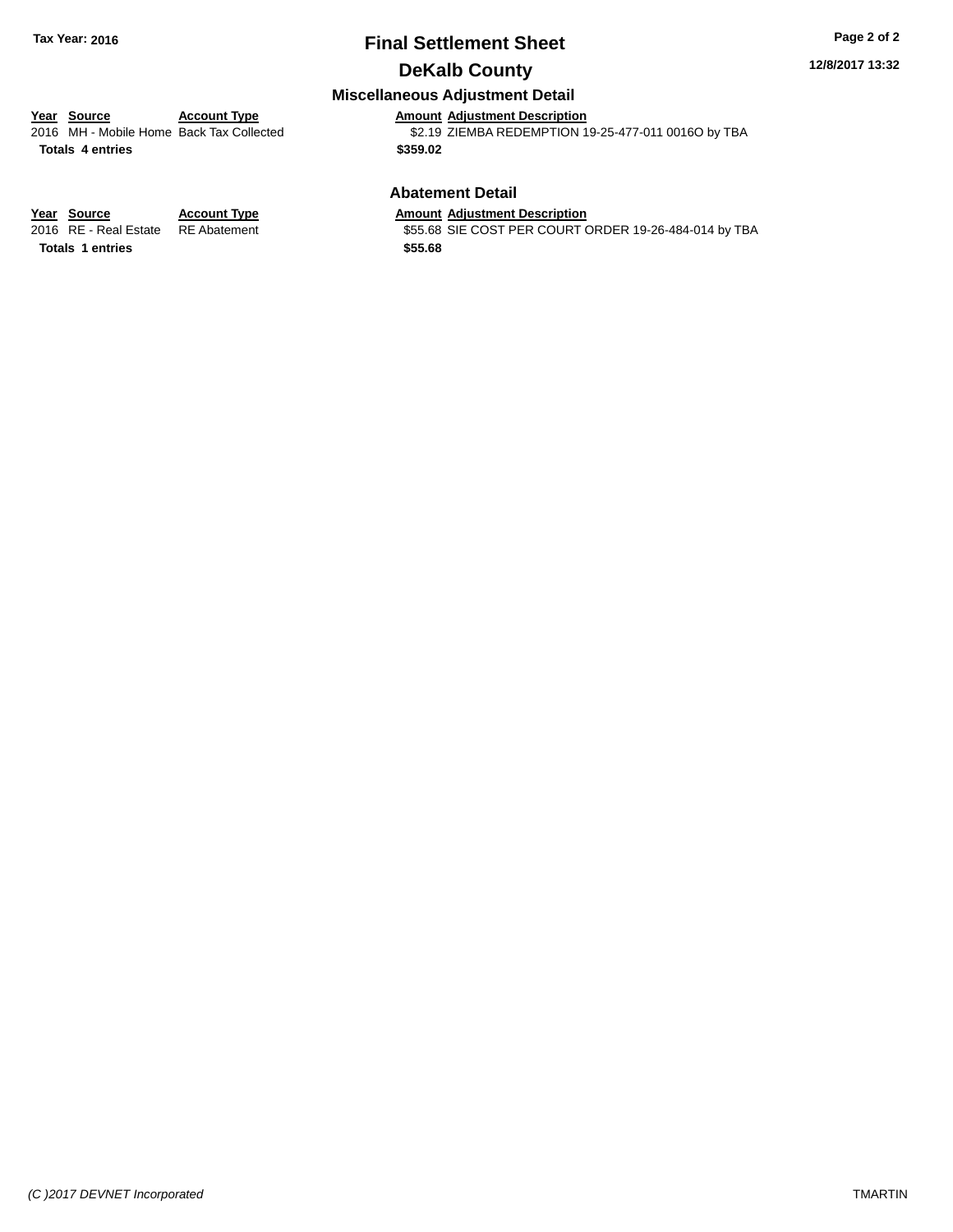## Final Settlement Sheet

## DeKalb County

### Miscellaneous Adjustment Detail

| Year | Source | Account Type | Amount | Adjustment Description |
|---|---|---|---|---|
| 2016 | MH - Mobile Home | Back Tax Collected | $2.19 | ZIEMBA REDEMPTION 19-25-477-011 0016O by TBA |
| **Totals** | **4 entries** | | **$359.02** | |

### Abatement Detail

| Year | Source | Account Type | Amount | Adjustment Description |
|---|---|---|---|---|
| 2016 | RE - Real Estate | RE Abatement | $55.68 | SIE COST PER COURT ORDER 19-26-484-014 by TBA |
| **Totals** | **1 entries** | | **$55.68** | |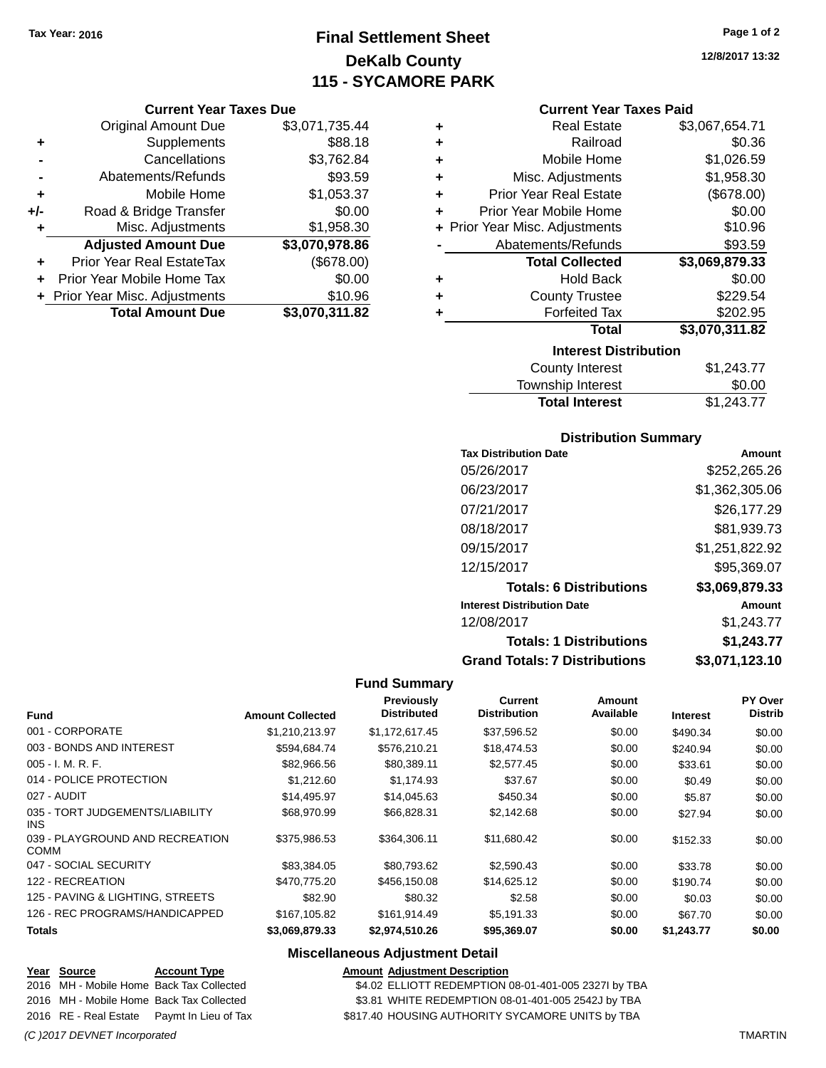Tax Year: 2016

# Final Settlement Sheet
## DeKalb County
## 115 - SYCAMORE PARK

12/8/2017 13:32

### Current Year Taxes Due

| | | |
|---|---|---|
| | Original Amount Due | $3,071,735.44 |
| + | Supplements | $88.18 |
| - | Cancellations | $3,762.84 |
| - | Abatements/Refunds | $93.59 |
| + | Mobile Home | $1,053.37 |
| +/- | Road & Bridge Transfer | $0.00 |
| + | Misc. Adjustments | $1,958.30 |
| | **Adjusted Amount Due** | **$3,070,978.86** |
| + | Prior Year Real EstateTax | ($678.00) |
| + | Prior Year Mobile Home Tax | $0.00 |
| + | Prior Year Misc. Adjustments | $10.96 |
| | **Total Amount Due** | **$3,070,311.82** |

### Current Year Taxes Paid

| | | |
|---|---|---|
| + | Real Estate | $3,067,654.71 |
| + | Railroad | $0.36 |
| + | Mobile Home | $1,026.59 |
| + | Misc. Adjustments | $1,958.30 |
| + | Prior Year Real Estate | ($678.00) |
| + | Prior Year Mobile Home | $0.00 |
| + | Prior Year Misc. Adjustments | $10.96 |
| - | Abatements/Refunds | $93.59 |
| | **Total Collected** | **$3,069,879.33** |
| + | Hold Back | $0.00 |
| + | County Trustee | $229.54 |
| + | Forfeited Tax | $202.95 |
| | **Total** | **$3,070,311.82** |

### Interest Distribution

| | |
|---|---|
| County Interest | $1,243.77 |
| Township Interest | $0.00 |
| **Total Interest** | $1,243.77 |

### Distribution Summary

| Tax Distribution Date | Amount |
|---|---|
| 05/26/2017 | $252,265.26 |
| 06/23/2017 | $1,362,305.06 |
| 07/21/2017 | $26,177.29 |
| 08/18/2017 | $81,939.73 |
| 09/15/2017 | $1,251,822.92 |
| 12/15/2017 | $95,369.07 |
| **Totals: 6 Distributions** | **$3,069,879.33** |
| **Interest Distribution Date** | **Amount** |
| 12/08/2017 | $1,243.77 |
| **Totals: 1 Distributions** | **$1,243.77** |
| **Grand Totals: 7 Distributions** | **$3,071,123.10** |

### Fund Summary

| Fund | Amount Collected | Previously Distributed | Current Distribution | Amount Available | Interest | PY Over Distrib |
|---|---|---|---|---|---|---|
| 001 - CORPORATE | $1,210,213.97 | $1,172,617.45 | $37,596.52 | $0.00 | $490.34 | $0.00 |
| 003 - BONDS AND INTEREST | $594,684.74 | $576,210.21 | $18,474.53 | $0.00 | $240.94 | $0.00 |
| 005 - I. M. R. F. | $82,966.56 | $80,389.11 | $2,577.45 | $0.00 | $33.61 | $0.00 |
| 014 - POLICE PROTECTION | $1,212.60 | $1,174.93 | $37.67 | $0.00 | $0.49 | $0.00 |
| 027 - AUDIT | $14,495.97 | $14,045.63 | $450.34 | $0.00 | $5.87 | $0.00 |
| 035 - TORT JUDGEMENTS/LIABILITY INS | $68,970.99 | $66,828.31 | $2,142.68 | $0.00 | $27.94 | $0.00 |
| 039 - PLAYGROUND AND RECREATION COMM | $375,986.53 | $364,306.11 | $11,680.42 | $0.00 | $152.33 | $0.00 |
| 047 - SOCIAL SECURITY | $83,384.05 | $80,793.62 | $2,590.43 | $0.00 | $33.78 | $0.00 |
| 122 - RECREATION | $470,775.20 | $456,150.08 | $14,625.12 | $0.00 | $190.74 | $0.00 |
| 125 - PAVING & LIGHTING, STREETS | $82.90 | $80.32 | $2.58 | $0.00 | $0.03 | $0.00 |
| 126 - REC PROGRAMS/HANDICAPPED | $167,105.82 | $161,914.49 | $5,191.33 | $0.00 | $67.70 | $0.00 |
| **Totals** | **$3,069,879.33** | **$2,974,510.26** | **$95,369.07** | **$0.00** | **$1,243.77** | **$0.00** |

### Miscellaneous Adjustment Detail

| Year | Source | Account Type | Amount | Adjustment Description |
|---|---|---|---|---|
| 2016 | MH - Mobile Home | Back Tax Collected | $4.02 | ELLIOTT REDEMPTION 08-01-401-005 2327I by TBA |
| 2016 | MH - Mobile Home | Back Tax Collected | $3.81 | WHITE REDEMPTION 08-01-401-005 2542J by TBA |
| 2016 | RE - Real Estate | Paymt In Lieu of Tax | $817.40 | HOUSING AUTHORITY SYCAMORE UNITS by TBA |

*(C )2017 DEVNET Incorporated* TMARTIN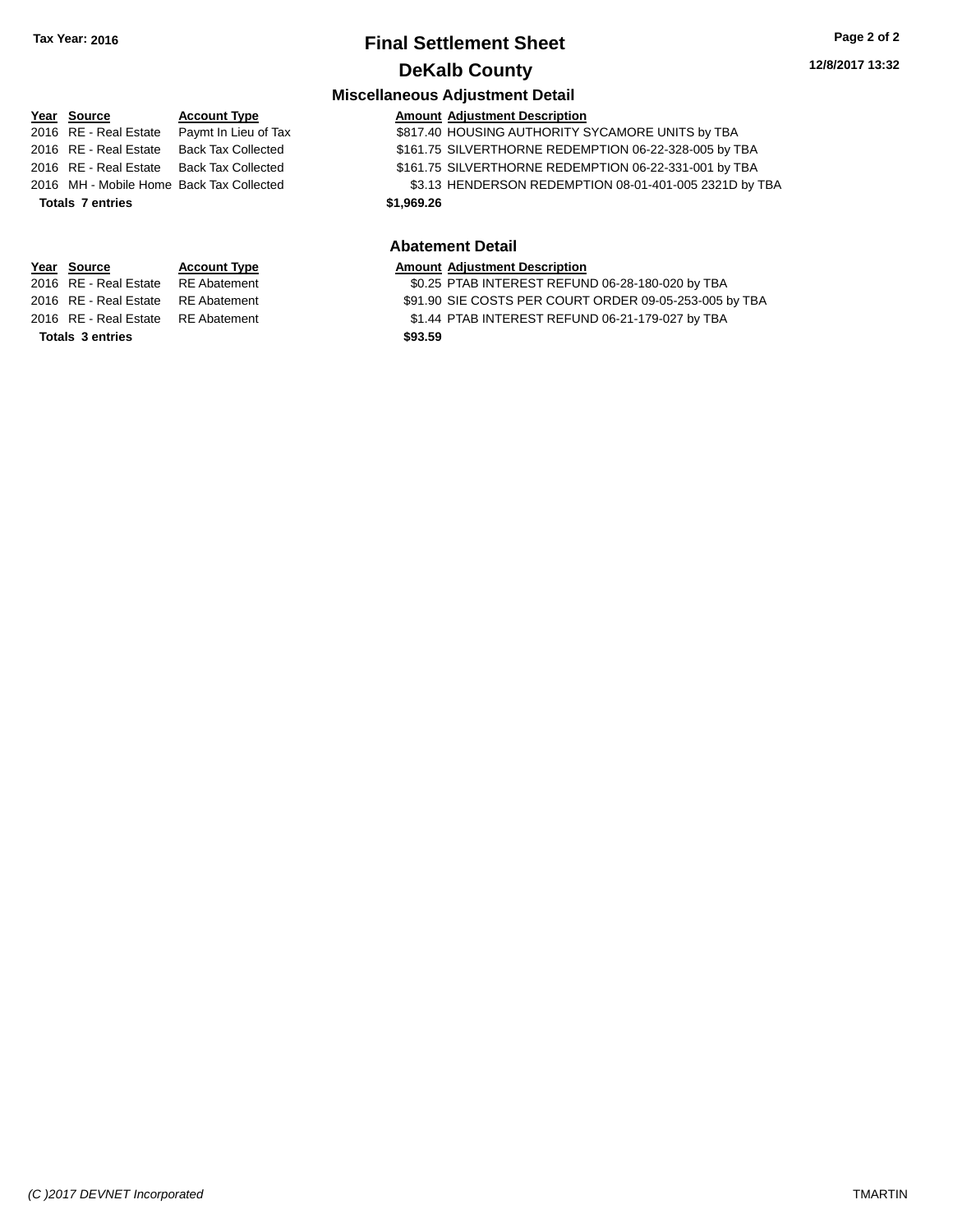**Tax Year: 2016**

# Final Settlement Sheet

## DeKalb County

### Miscellaneous Adjustment Detail

| Year | Source | Account Type | Amount | Adjustment Description |
|---|---|---|---|---|
| 2016 | RE - Real Estate | Paymt In Lieu of Tax | $817.40 | HOUSING AUTHORITY SYCAMORE UNITS by TBA |
| 2016 | RE - Real Estate | Back Tax Collected | $161.75 | SILVERTHORNE REDEMPTION 06-22-328-005 by TBA |
| 2016 | RE - Real Estate | Back Tax Collected | $161.75 | SILVERTHORNE REDEMPTION 06-22-331-001 by TBA |
| 2016 | MH - Mobile Home | Back Tax Collected | $3.13 | HENDERSON REDEMPTION 08-01-401-005 2321D by TBA |
| **Totals** | **7 entries** | | **$1,969.26** | |

### Abatement Detail

| Year | Source | Account Type | Amount | Adjustment Description |
|---|---|---|---|---|
| 2016 | RE - Real Estate | RE Abatement | $0.25 | PTAB INTEREST REFUND 06-28-180-020 by TBA |
| 2016 | RE - Real Estate | RE Abatement | $91.90 | SIE COSTS PER COURT ORDER 09-05-253-005 by TBA |
| 2016 | RE - Real Estate | RE Abatement | $1.44 | PTAB INTEREST REFUND 06-21-179-027 by TBA |
| **Totals** | **3 entries** | | **$93.59** | |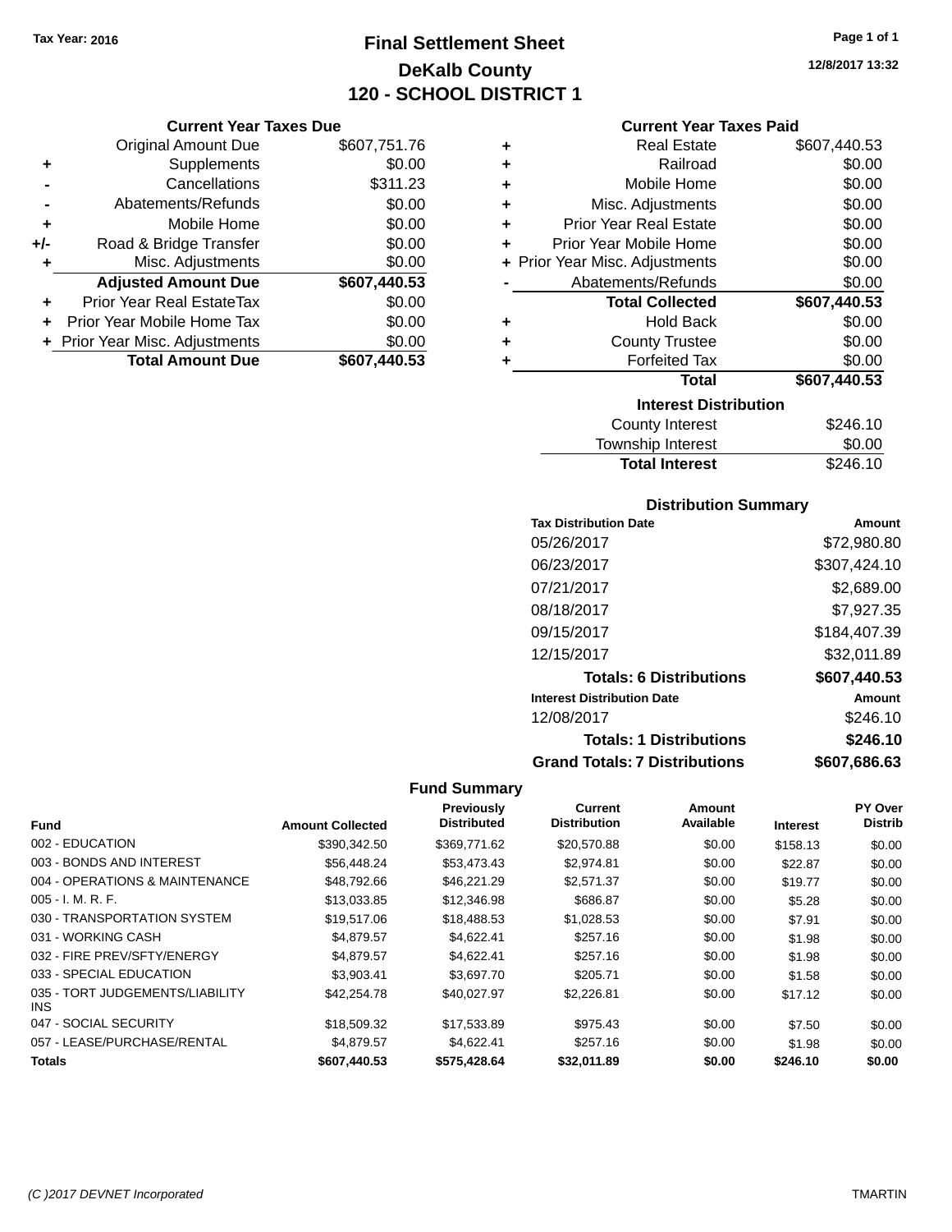Tax Year: 2016

# Final Settlement Sheet

## DeKalb County

## 120 - SCHOOL DISTRICT 1

12/8/2017 13:32

### Current Year Taxes Due

| | | |
|---|---|---|
| | Original Amount Due | $607,751.76 |
| + | Supplements | $0.00 |
| - | Cancellations | $311.23 |
| - | Abatements/Refunds | $0.00 |
| + | Mobile Home | $0.00 |
| +/- | Road & Bridge Transfer | $0.00 |
| + | Misc. Adjustments | $0.00 |
| | **Adjusted Amount Due** | **$607,440.53** |
| + | Prior Year Real EstateTax | $0.00 |
| + | Prior Year Mobile Home Tax | $0.00 |
| + | Prior Year Misc. Adjustments | $0.00 |
| | **Total Amount Due** | **$607,440.53** |

### Current Year Taxes Paid

| | | |
|---|---|---|
| + | Real Estate | $607,440.53 |
| + | Railroad | $0.00 |
| + | Mobile Home | $0.00 |
| + | Misc. Adjustments | $0.00 |
| + | Prior Year Real Estate | $0.00 |
| + | Prior Year Mobile Home | $0.00 |
| + | Prior Year Misc. Adjustments | $0.00 |
| - | Abatements/Refunds | $0.00 |
| | **Total Collected** | **$607,440.53** |
| + | Hold Back | $0.00 |
| + | County Trustee | $0.00 |
| + | Forfeited Tax | $0.00 |
| | **Total** | **$607,440.53** |

### Interest Distribution

| | |
|---|---|
| County Interest | $246.10 |
| Township Interest | $0.00 |
| **Total Interest** | $246.10 |

### Distribution Summary

| Tax Distribution Date | Amount |
|---|---|
| 05/26/2017 | $72,980.80 |
| 06/23/2017 | $307,424.10 |
| 07/21/2017 | $2,689.00 |
| 08/18/2017 | $7,927.35 |
| 09/15/2017 | $184,407.39 |
| 12/15/2017 | $32,011.89 |
| **Totals: 6 Distributions** | **$607,440.53** |
| **Interest Distribution Date** | **Amount** |
| 12/08/2017 | $246.10 |
| **Totals: 1 Distributions** | **$246.10** |
| **Grand Totals: 7 Distributions** | **$607,686.63** |

### Fund Summary

| Fund | Amount Collected | Previously Distributed | Current Distribution | Amount Available | Interest | PY Over Distrib |
|---|---|---|---|---|---|---|
| 002 - EDUCATION | $390,342.50 | $369,771.62 | $20,570.88 | $0.00 | $158.13 | $0.00 |
| 003 - BONDS AND INTEREST | $56,448.24 | $53,473.43 | $2,974.81 | $0.00 | $22.87 | $0.00 |
| 004 - OPERATIONS & MAINTENANCE | $48,792.66 | $46,221.29 | $2,571.37 | $0.00 | $19.77 | $0.00 |
| 005 - I. M. R. F. | $13,033.85 | $12,346.98 | $686.87 | $0.00 | $5.28 | $0.00 |
| 030 - TRANSPORTATION SYSTEM | $19,517.06 | $18,488.53 | $1,028.53 | $0.00 | $7.91 | $0.00 |
| 031 - WORKING CASH | $4,879.57 | $4,622.41 | $257.16 | $0.00 | $1.98 | $0.00 |
| 032 - FIRE PREV/SFTY/ENERGY | $4,879.57 | $4,622.41 | $257.16 | $0.00 | $1.98 | $0.00 |
| 033 - SPECIAL EDUCATION | $3,903.41 | $3,697.70 | $205.71 | $0.00 | $1.58 | $0.00 |
| 035 - TORT JUDGEMENTS/LIABILITY INS | $42,254.78 | $40,027.97 | $2,226.81 | $0.00 | $17.12 | $0.00 |
| 047 - SOCIAL SECURITY | $18,509.32 | $17,533.89 | $975.43 | $0.00 | $7.50 | $0.00 |
| 057 - LEASE/PURCHASE/RENTAL | $4,879.57 | $4,622.41 | $257.16 | $0.00 | $1.98 | $0.00 |
| **Totals** | **$607,440.53** | **$575,428.64** | **$32,011.89** | **$0.00** | **$246.10** | **$0.00** |

(C )2017 DEVNET Incorporated TMARTIN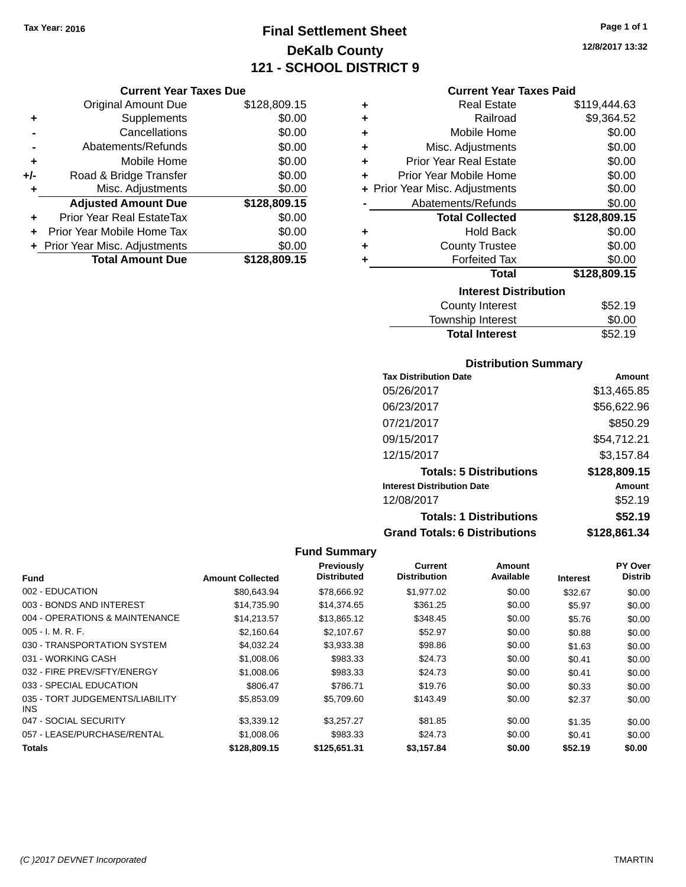**Tax Year: 2016**

# Final Settlement Sheet
## DeKalb County
## 121 - SCHOOL DISTRICT 9

12/8/2017 13:32

### Current Year Taxes Due

| | | |
|---|---|---|
| | Original Amount Due | $128,809.15 |
| + | Supplements | $0.00 |
| - | Cancellations | $0.00 |
| - | Abatements/Refunds | $0.00 |
| + | Mobile Home | $0.00 |
| +/- | Road & Bridge Transfer | $0.00 |
| + | Misc. Adjustments | $0.00 |
| | **Adjusted Amount Due** | **$128,809.15** |
| + | Prior Year Real EstateTax | $0.00 |
| + | Prior Year Mobile Home Tax | $0.00 |
| + | Prior Year Misc. Adjustments | $0.00 |
| | **Total Amount Due** | **$128,809.15** |

### Current Year Taxes Paid

| | | |
|---|---|---|
| + | Real Estate | $119,444.63 |
| + | Railroad | $9,364.52 |
| + | Mobile Home | $0.00 |
| + | Misc. Adjustments | $0.00 |
| + | Prior Year Real Estate | $0.00 |
| + | Prior Year Mobile Home | $0.00 |
| + | Prior Year Misc. Adjustments | $0.00 |
| - | Abatements/Refunds | $0.00 |
| | **Total Collected** | **$128,809.15** |
| + | Hold Back | $0.00 |
| + | County Trustee | $0.00 |
| + | Forfeited Tax | $0.00 |
| | **Total** | **$128,809.15** |

### Interest Distribution

| | |
|---|---|
| County Interest | $52.19 |
| Township Interest | $0.00 |
| **Total Interest** | $52.19 |

### Distribution Summary

| Tax Distribution Date | Amount |
|---|---|
| 05/26/2017 | $13,465.85 |
| 06/23/2017 | $56,622.96 |
| 07/21/2017 | $850.29 |
| 09/15/2017 | $54,712.21 |
| 12/15/2017 | $3,157.84 |
| **Totals: 5 Distributions** | **$128,809.15** |
| **Interest Distribution Date** | **Amount** |
| 12/08/2017 | $52.19 |
| **Totals: 1 Distributions** | **$52.19** |
| **Grand Totals: 6 Distributions** | **$128,861.34** |

### Fund Summary

| Fund | Amount Collected | Previously Distributed | Current Distribution | Amount Available | Interest | PY Over Distrib |
|---|---|---|---|---|---|---|
| 002 - EDUCATION | $80,643.94 | $78,666.92 | $1,977.02 | $0.00 | $32.67 | $0.00 |
| 003 - BONDS AND INTEREST | $14,735.90 | $14,374.65 | $361.25 | $0.00 | $5.97 | $0.00 |
| 004 - OPERATIONS & MAINTENANCE | $14,213.57 | $13,865.12 | $348.45 | $0.00 | $5.76 | $0.00 |
| 005 - I. M. R. F. | $2,160.64 | $2,107.67 | $52.97 | $0.00 | $0.88 | $0.00 |
| 030 - TRANSPORTATION SYSTEM | $4,032.24 | $3,933.38 | $98.86 | $0.00 | $1.63 | $0.00 |
| 031 - WORKING CASH | $1,008.06 | $983.33 | $24.73 | $0.00 | $0.41 | $0.00 |
| 032 - FIRE PREV/SFTY/ENERGY | $1,008.06 | $983.33 | $24.73 | $0.00 | $0.41 | $0.00 |
| 033 - SPECIAL EDUCATION | $806.47 | $786.71 | $19.76 | $0.00 | $0.33 | $0.00 |
| 035 - TORT JUDGEMENTS/LIABILITY INS | $5,853.09 | $5,709.60 | $143.49 | $0.00 | $2.37 | $0.00 |
| 047 - SOCIAL SECURITY | $3,339.12 | $3,257.27 | $81.85 | $0.00 | $1.35 | $0.00 |
| 057 - LEASE/PURCHASE/RENTAL | $1,008.06 | $983.33 | $24.73 | $0.00 | $0.41 | $0.00 |
| **Totals** | **$128,809.15** | **$125,651.31** | **$3,157.84** | **$0.00** | **$52.19** | **$0.00** |

(C )2017 DEVNET Incorporated — TMARTIN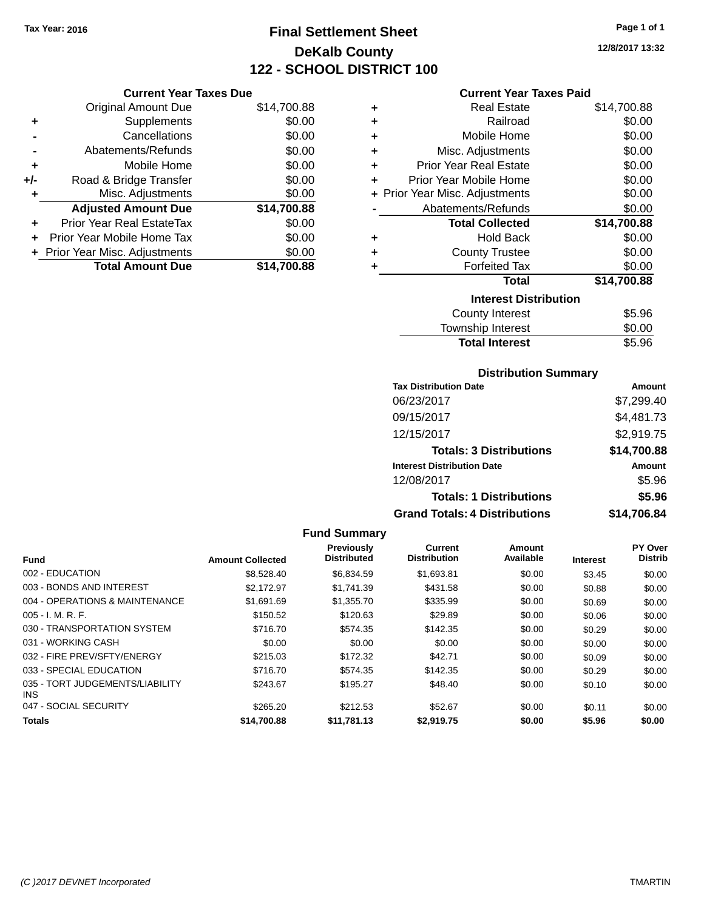Tax Year: 2016

# Final Settlement Sheet
## DeKalb County
## 122 - SCHOOL DISTRICT 100

12/8/2017 13:32

### Current Year Taxes Due

| | | |
|---|---|---|
| | Original Amount Due | $14,700.88 |
| + | Supplements | $0.00 |
| - | Cancellations | $0.00 |
| - | Abatements/Refunds | $0.00 |
| + | Mobile Home | $0.00 |
| +/- | Road & Bridge Transfer | $0.00 |
| + | Misc. Adjustments | $0.00 |
| | **Adjusted Amount Due** | **$14,700.88** |
| + | Prior Year Real EstateTax | $0.00 |
| + | Prior Year Mobile Home Tax | $0.00 |
| + | Prior Year Misc. Adjustments | $0.00 |
| | **Total Amount Due** | **$14,700.88** |

### Current Year Taxes Paid

| | | |
|---|---|---|
| + | Real Estate | $14,700.88 |
| + | Railroad | $0.00 |
| + | Mobile Home | $0.00 |
| + | Misc. Adjustments | $0.00 |
| + | Prior Year Real Estate | $0.00 |
| + | Prior Year Mobile Home | $0.00 |
| + | Prior Year Misc. Adjustments | $0.00 |
| - | Abatements/Refunds | $0.00 |
| | **Total Collected** | **$14,700.88** |
| + | Hold Back | $0.00 |
| + | County Trustee | $0.00 |
| + | Forfeited Tax | $0.00 |
| | **Total** | **$14,700.88** |

### Interest Distribution

| | |
|---|---|
| County Interest | $5.96 |
| Township Interest | $0.00 |
| **Total Interest** | $5.96 |

### Distribution Summary

| Tax Distribution Date | Amount |
|---|---|
| 06/23/2017 | $7,299.40 |
| 09/15/2017 | $4,481.73 |
| 12/15/2017 | $2,919.75 |
| **Totals: 3 Distributions** | **$14,700.88** |
| **Interest Distribution Date** | **Amount** |
| 12/08/2017 | $5.96 |
| **Totals: 1 Distributions** | **$5.96** |
| **Grand Totals: 4 Distributions** | **$14,706.84** |

### Fund Summary

| Fund | Amount Collected | Previously Distributed | Current Distribution | Amount Available | Interest | PY Over Distrib |
|---|---|---|---|---|---|---|
| 002 - EDUCATION | $8,528.40 | $6,834.59 | $1,693.81 | $0.00 | $3.45 | $0.00 |
| 003 - BONDS AND INTEREST | $2,172.97 | $1,741.39 | $431.58 | $0.00 | $0.88 | $0.00 |
| 004 - OPERATIONS & MAINTENANCE | $1,691.69 | $1,355.70 | $335.99 | $0.00 | $0.69 | $0.00 |
| 005 - I. M. R. F. | $150.52 | $120.63 | $29.89 | $0.00 | $0.06 | $0.00 |
| 030 - TRANSPORTATION SYSTEM | $716.70 | $574.35 | $142.35 | $0.00 | $0.29 | $0.00 |
| 031 - WORKING CASH | $0.00 | $0.00 | $0.00 | $0.00 | $0.00 | $0.00 |
| 032 - FIRE PREV/SFTY/ENERGY | $215.03 | $172.32 | $42.71 | $0.00 | $0.09 | $0.00 |
| 033 - SPECIAL EDUCATION | $716.70 | $574.35 | $142.35 | $0.00 | $0.29 | $0.00 |
| 035 - TORT JUDGEMENTS/LIABILITY INS | $243.67 | $195.27 | $48.40 | $0.00 | $0.10 | $0.00 |
| 047 - SOCIAL SECURITY | $265.20 | $212.53 | $52.67 | $0.00 | $0.11 | $0.00 |
| **Totals** | **$14,700.88** | **$11,781.13** | **$2,919.75** | **$0.00** | **$5.96** | **$0.00** |

(C )2017 DEVNET Incorporated TMARTIN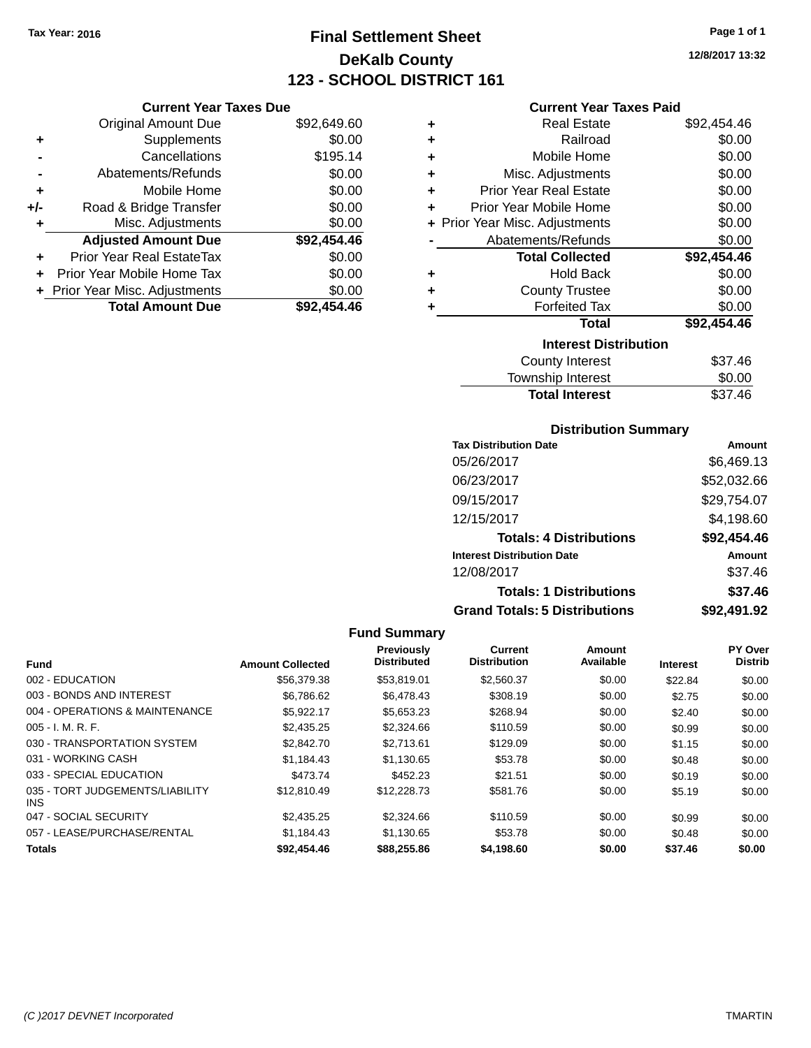Tax Year: 2016

# Final Settlement Sheet

## DeKalb County

## 123 - SCHOOL DISTRICT 161

12/8/2017 13:32

### Current Year Taxes Due

| | | |
|---|---|---|
| | Original Amount Due | $92,649.60 |
| + | Supplements | $0.00 |
| - | Cancellations | $195.14 |
| - | Abatements/Refunds | $0.00 |
| + | Mobile Home | $0.00 |
| +/- | Road & Bridge Transfer | $0.00 |
| + | Misc. Adjustments | $0.00 |
| | **Adjusted Amount Due** | **$92,454.46** |
| + | Prior Year Real EstateTax | $0.00 |
| + | Prior Year Mobile Home Tax | $0.00 |
| + | Prior Year Misc. Adjustments | $0.00 |
| | **Total Amount Due** | **$92,454.46** |

### Current Year Taxes Paid

| | | |
|---|---|---|
| + | Real Estate | $92,454.46 |
| + | Railroad | $0.00 |
| + | Mobile Home | $0.00 |
| + | Misc. Adjustments | $0.00 |
| + | Prior Year Real Estate | $0.00 |
| + | Prior Year Mobile Home | $0.00 |
| + | Prior Year Misc. Adjustments | $0.00 |
| - | Abatements/Refunds | $0.00 |
| | **Total Collected** | **$92,454.46** |
| + | Hold Back | $0.00 |
| + | County Trustee | $0.00 |
| + | Forfeited Tax | $0.00 |
| | **Total** | **$92,454.46** |

### Interest Distribution

| | |
|---|---|
| County Interest | $37.46 |
| Township Interest | $0.00 |
| **Total Interest** | $37.46 |

### Distribution Summary

| Tax Distribution Date | Amount |
|---|---|
| 05/26/2017 | $6,469.13 |
| 06/23/2017 | $52,032.66 |
| 09/15/2017 | $29,754.07 |
| 12/15/2017 | $4,198.60 |
| **Totals: 4 Distributions** | **$92,454.46** |
| **Interest Distribution Date** | **Amount** |
| 12/08/2017 | $37.46 |
| **Totals: 1 Distributions** | **$37.46** |
| **Grand Totals: 5 Distributions** | **$92,491.92** |

### Fund Summary

| Fund | Amount Collected | Previously Distributed | Current Distribution | Amount Available | Interest | PY Over Distrib |
|---|---|---|---|---|---|---|
| 002 - EDUCATION | $56,379.38 | $53,819.01 | $2,560.37 | $0.00 | $22.84 | $0.00 |
| 003 - BONDS AND INTEREST | $6,786.62 | $6,478.43 | $308.19 | $0.00 | $2.75 | $0.00 |
| 004 - OPERATIONS & MAINTENANCE | $5,922.17 | $5,653.23 | $268.94 | $0.00 | $2.40 | $0.00 |
| 005 - I. M. R. F. | $2,435.25 | $2,324.66 | $110.59 | $0.00 | $0.99 | $0.00 |
| 030 - TRANSPORTATION SYSTEM | $2,842.70 | $2,713.61 | $129.09 | $0.00 | $1.15 | $0.00 |
| 031 - WORKING CASH | $1,184.43 | $1,130.65 | $53.78 | $0.00 | $0.48 | $0.00 |
| 033 - SPECIAL EDUCATION | $473.74 | $452.23 | $21.51 | $0.00 | $0.19 | $0.00 |
| 035 - TORT JUDGEMENTS/LIABILITY INS | $12,810.49 | $12,228.73 | $581.76 | $0.00 | $5.19 | $0.00 |
| 047 - SOCIAL SECURITY | $2,435.25 | $2,324.66 | $110.59 | $0.00 | $0.99 | $0.00 |
| 057 - LEASE/PURCHASE/RENTAL | $1,184.43 | $1,130.65 | $53.78 | $0.00 | $0.48 | $0.00 |
| **Totals** | **$92,454.46** | **$88,255.86** | **$4,198.60** | **$0.00** | **$37.46** | **$0.00** |

(C )2017 DEVNET Incorporated TMARTIN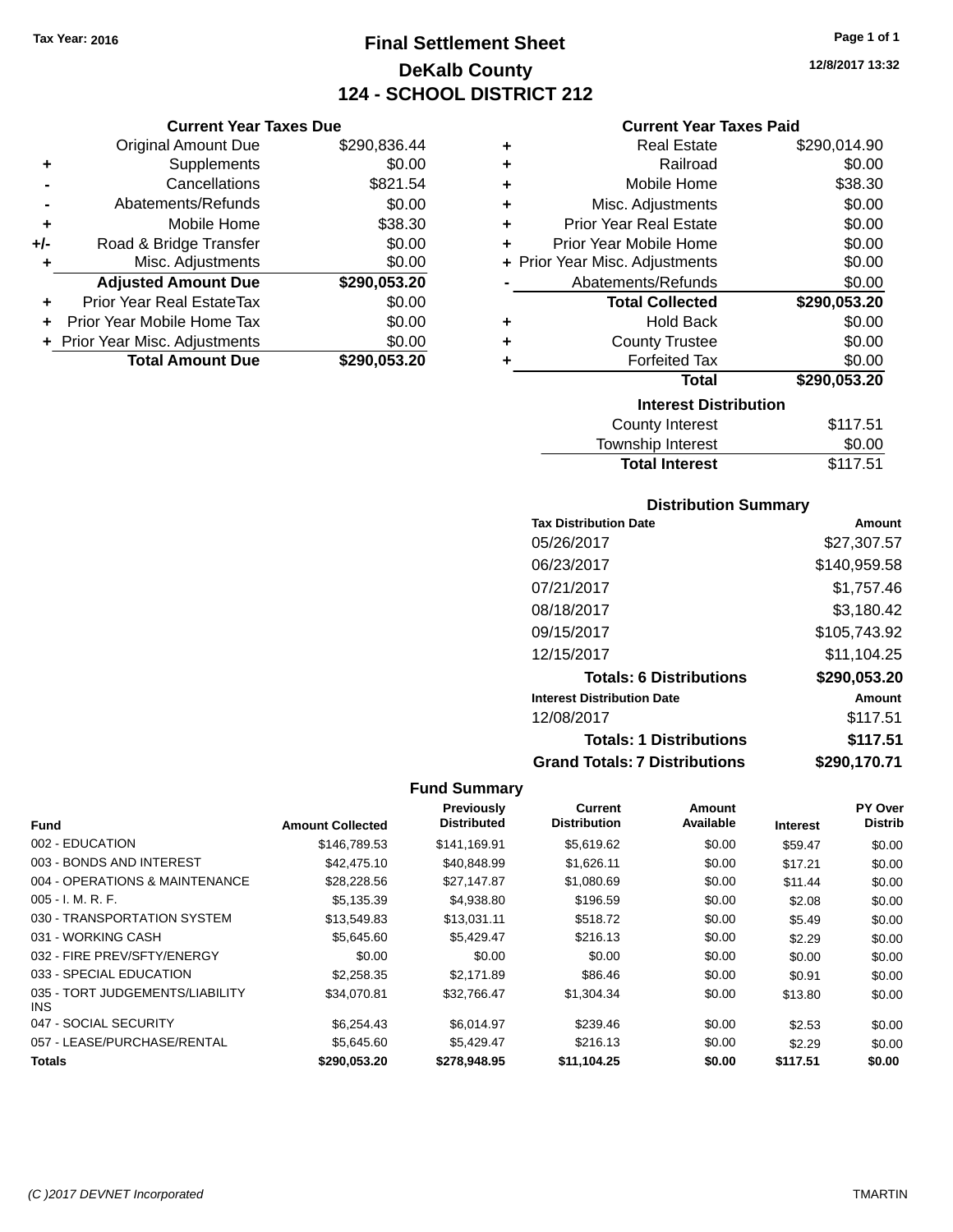Tax Year: 2016

# Final Settlement Sheet

## DeKalb County

## 124 - SCHOOL DISTRICT 212

12/8/2017 13:32

### Current Year Taxes Due

| | | |
|---|---|---|
| | Original Amount Due | $290,836.44 |
| + | Supplements | $0.00 |
| - | Cancellations | $821.54 |
| - | Abatements/Refunds | $0.00 |
| + | Mobile Home | $38.30 |
| +/- | Road & Bridge Transfer | $0.00 |
| + | Misc. Adjustments | $0.00 |
| | **Adjusted Amount Due** | **$290,053.20** |
| + | Prior Year Real EstateTax | $0.00 |
| + | Prior Year Mobile Home Tax | $0.00 |
| + | Prior Year Misc. Adjustments | $0.00 |
| | **Total Amount Due** | **$290,053.20** |

### Current Year Taxes Paid

| | | |
|---|---|---|
| + | Real Estate | $290,014.90 |
| + | Railroad | $0.00 |
| + | Mobile Home | $38.30 |
| + | Misc. Adjustments | $0.00 |
| + | Prior Year Real Estate | $0.00 |
| + | Prior Year Mobile Home | $0.00 |
| + | Prior Year Misc. Adjustments | $0.00 |
| - | Abatements/Refunds | $0.00 |
| | **Total Collected** | **$290,053.20** |
| + | Hold Back | $0.00 |
| + | County Trustee | $0.00 |
| + | Forfeited Tax | $0.00 |
| | **Total** | **$290,053.20** |

### Interest Distribution

| | |
|---|---|
| County Interest | $117.51 |
| Township Interest | $0.00 |
| **Total Interest** | $117.51 |

### Distribution Summary

| Tax Distribution Date | Amount |
|---|---|
| 05/26/2017 | $27,307.57 |
| 06/23/2017 | $140,959.58 |
| 07/21/2017 | $1,757.46 |
| 08/18/2017 | $3,180.42 |
| 09/15/2017 | $105,743.92 |
| 12/15/2017 | $11,104.25 |
| **Totals: 6 Distributions** | **$290,053.20** |
| **Interest Distribution Date** | **Amount** |
| 12/08/2017 | $117.51 |
| **Totals: 1 Distributions** | **$117.51** |
| **Grand Totals: 7 Distributions** | **$290,170.71** |

### Fund Summary

| Fund | Amount Collected | Previously Distributed | Current Distribution | Amount Available | Interest | PY Over Distrib |
|---|---|---|---|---|---|---|
| 002 - EDUCATION | $146,789.53 | $141,169.91 | $5,619.62 | $0.00 | $59.47 | $0.00 |
| 003 - BONDS AND INTEREST | $42,475.10 | $40,848.99 | $1,626.11 | $0.00 | $17.21 | $0.00 |
| 004 - OPERATIONS & MAINTENANCE | $28,228.56 | $27,147.87 | $1,080.69 | $0.00 | $11.44 | $0.00 |
| 005 - I. M. R. F. | $5,135.39 | $4,938.80 | $196.59 | $0.00 | $2.08 | $0.00 |
| 030 - TRANSPORTATION SYSTEM | $13,549.83 | $13,031.11 | $518.72 | $0.00 | $5.49 | $0.00 |
| 031 - WORKING CASH | $5,645.60 | $5,429.47 | $216.13 | $0.00 | $2.29 | $0.00 |
| 032 - FIRE PREV/SFTY/ENERGY | $0.00 | $0.00 | $0.00 | $0.00 | $0.00 | $0.00 |
| 033 - SPECIAL EDUCATION | $2,258.35 | $2,171.89 | $86.46 | $0.00 | $0.91 | $0.00 |
| 035 - TORT JUDGEMENTS/LIABILITY INS | $34,070.81 | $32,766.47 | $1,304.34 | $0.00 | $13.80 | $0.00 |
| 047 - SOCIAL SECURITY | $6,254.43 | $6,014.97 | $239.46 | $0.00 | $2.53 | $0.00 |
| 057 - LEASE/PURCHASE/RENTAL | $5,645.60 | $5,429.47 | $216.13 | $0.00 | $2.29 | $0.00 |
| **Totals** | **$290,053.20** | **$278,948.95** | **$11,104.25** | **$0.00** | **$117.51** | **$0.00** |

(C )2017 DEVNET Incorporated TMARTIN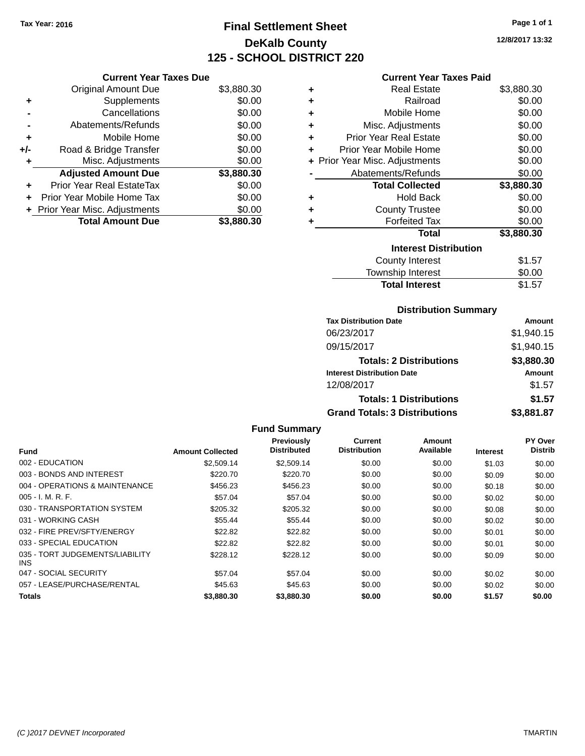Tax Year: 2016

# Final Settlement Sheet

## DeKalb County

## 125 - SCHOOL DISTRICT 220

12/8/2017 13:32

### Current Year Taxes Due

| | | |
|---|---|---|
| | Original Amount Due | $3,880.30 |
| + | Supplements | $0.00 |
| - | Cancellations | $0.00 |
| - | Abatements/Refunds | $0.00 |
| + | Mobile Home | $0.00 |
| +/- | Road & Bridge Transfer | $0.00 |
| + | Misc. Adjustments | $0.00 |
| | **Adjusted Amount Due** | **$3,880.30** |
| + | Prior Year Real EstateTax | $0.00 |
| + | Prior Year Mobile Home Tax | $0.00 |
| + | Prior Year Misc. Adjustments | $0.00 |
| | **Total Amount Due** | **$3,880.30** |

### Current Year Taxes Paid

| | | |
|---|---|---|
| + | Real Estate | $3,880.30 |
| + | Railroad | $0.00 |
| + | Mobile Home | $0.00 |
| + | Misc. Adjustments | $0.00 |
| + | Prior Year Real Estate | $0.00 |
| + | Prior Year Mobile Home | $0.00 |
| + | Prior Year Misc. Adjustments | $0.00 |
| - | Abatements/Refunds | $0.00 |
| | **Total Collected** | **$3,880.30** |
| + | Hold Back | $0.00 |
| + | County Trustee | $0.00 |
| + | Forfeited Tax | $0.00 |
| | **Total** | **$3,880.30** |

### Interest Distribution

| | |
|---|---|
| County Interest | $1.57 |
| Township Interest | $0.00 |
| **Total Interest** | $1.57 |

### Distribution Summary

| Tax Distribution Date | Amount |
|---|---|
| 06/23/2017 | $1,940.15 |
| 09/15/2017 | $1,940.15 |
| **Totals: 2 Distributions** | **$3,880.30** |
| **Interest Distribution Date** | **Amount** |
| 12/08/2017 | $1.57 |
| **Totals: 1 Distributions** | **$1.57** |
| **Grand Totals: 3 Distributions** | **$3,881.87** |

### Fund Summary

| Fund | Amount Collected | Previously Distributed | Current Distribution | Amount Available | Interest | PY Over Distrib |
|---|---|---|---|---|---|---|
| 002 - EDUCATION | $2,509.14 | $2,509.14 | $0.00 | $0.00 | $1.03 | $0.00 |
| 003 - BONDS AND INTEREST | $220.70 | $220.70 | $0.00 | $0.00 | $0.09 | $0.00 |
| 004 - OPERATIONS & MAINTENANCE | $456.23 | $456.23 | $0.00 | $0.00 | $0.18 | $0.00 |
| 005 - I. M. R. F. | $57.04 | $57.04 | $0.00 | $0.00 | $0.02 | $0.00 |
| 030 - TRANSPORTATION SYSTEM | $205.32 | $205.32 | $0.00 | $0.00 | $0.08 | $0.00 |
| 031 - WORKING CASH | $55.44 | $55.44 | $0.00 | $0.00 | $0.02 | $0.00 |
| 032 - FIRE PREV/SFTY/ENERGY | $22.82 | $22.82 | $0.00 | $0.00 | $0.01 | $0.00 |
| 033 - SPECIAL EDUCATION | $22.82 | $22.82 | $0.00 | $0.00 | $0.01 | $0.00 |
| 035 - TORT JUDGEMENTS/LIABILITY INS | $228.12 | $228.12 | $0.00 | $0.00 | $0.09 | $0.00 |
| 047 - SOCIAL SECURITY | $57.04 | $57.04 | $0.00 | $0.00 | $0.02 | $0.00 |
| 057 - LEASE/PURCHASE/RENTAL | $45.63 | $45.63 | $0.00 | $0.00 | $0.02 | $0.00 |
| **Totals** | **$3,880.30** | **$3,880.30** | **$0.00** | **$0.00** | **$1.57** | **$0.00** |

(C )2017 DEVNET Incorporated TMARTIN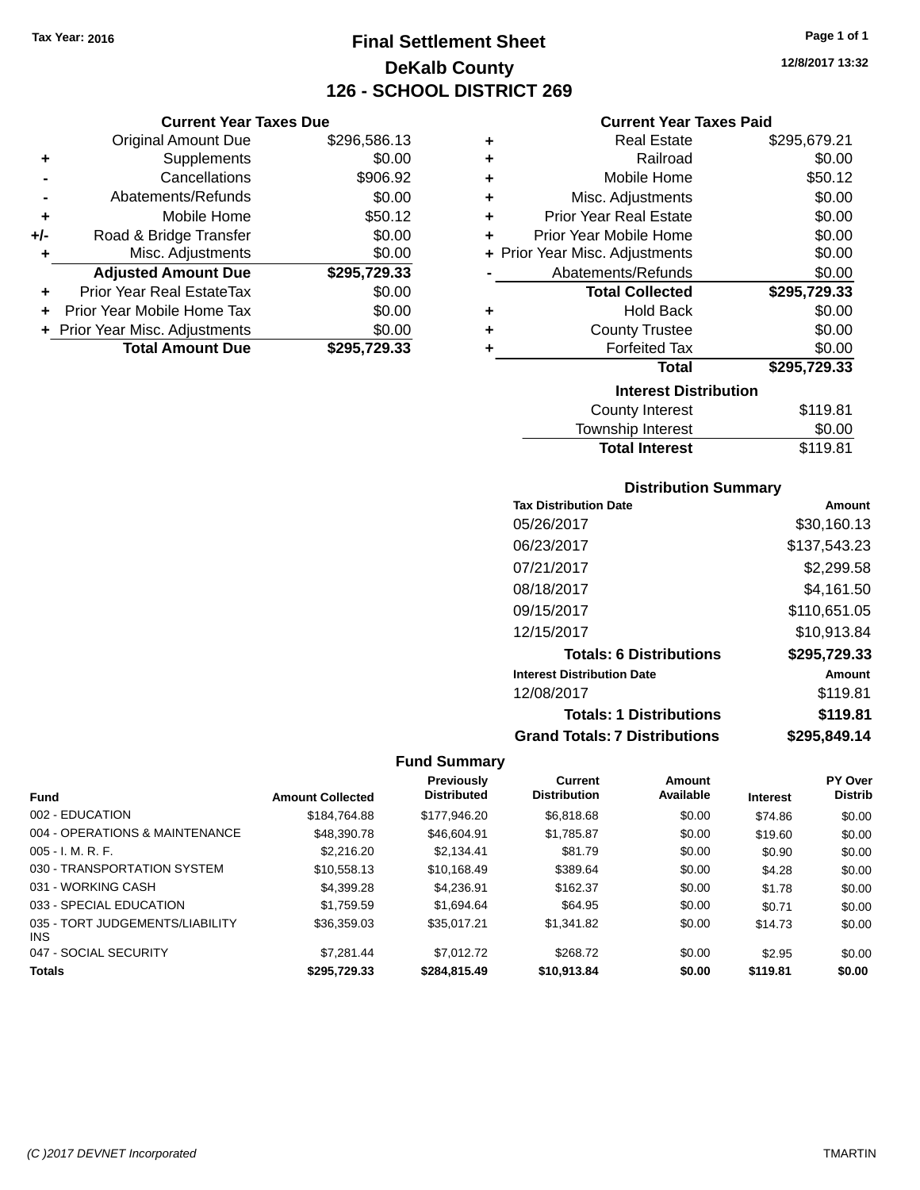Tax Year: 2016

# Final Settlement Sheet

## DeKalb County

## 126 - SCHOOL DISTRICT 269

12/8/2017 13:32

### Current Year Taxes Due

| | | |
|---|---|---|
| | Original Amount Due | $296,586.13 |
| + | Supplements | $0.00 |
| - | Cancellations | $906.92 |
| - | Abatements/Refunds | $0.00 |
| + | Mobile Home | $50.12 |
| +/- | Road & Bridge Transfer | $0.00 |
| + | Misc. Adjustments | $0.00 |
| | **Adjusted Amount Due** | **$295,729.33** |
| + | Prior Year Real EstateTax | $0.00 |
| + | Prior Year Mobile Home Tax | $0.00 |
| + | Prior Year Misc. Adjustments | $0.00 |
| | **Total Amount Due** | **$295,729.33** |

### Current Year Taxes Paid

| | | |
|---|---|---|
| + | Real Estate | $295,679.21 |
| + | Railroad | $0.00 |
| + | Mobile Home | $50.12 |
| + | Misc. Adjustments | $0.00 |
| + | Prior Year Real Estate | $0.00 |
| + | Prior Year Mobile Home | $0.00 |
| + | Prior Year Misc. Adjustments | $0.00 |
| - | Abatements/Refunds | $0.00 |
| | **Total Collected** | **$295,729.33** |
| + | Hold Back | $0.00 |
| + | County Trustee | $0.00 |
| + | Forfeited Tax | $0.00 |
| | **Total** | **$295,729.33** |

### Interest Distribution

| | |
|---|---|
| County Interest | $119.81 |
| Township Interest | $0.00 |
| **Total Interest** | $119.81 |

### Distribution Summary

| Tax Distribution Date | Amount |
|---|---|
| 05/26/2017 | $30,160.13 |
| 06/23/2017 | $137,543.23 |
| 07/21/2017 | $2,299.58 |
| 08/18/2017 | $4,161.50 |
| 09/15/2017 | $110,651.05 |
| 12/15/2017 | $10,913.84 |
| **Totals: 6 Distributions** | **$295,729.33** |
| **Interest Distribution Date** | **Amount** |
| 12/08/2017 | $119.81 |
| **Totals: 1 Distributions** | **$119.81** |
| **Grand Totals: 7 Distributions** | **$295,849.14** |

### Fund Summary

| Fund | Amount Collected | Previously Distributed | Current Distribution | Amount Available | Interest | PY Over Distrib |
|---|---|---|---|---|---|---|
| 002 - EDUCATION | $184,764.88 | $177,946.20 | $6,818.68 | $0.00 | $74.86 | $0.00 |
| 004 - OPERATIONS & MAINTENANCE | $48,390.78 | $46,604.91 | $1,785.87 | $0.00 | $19.60 | $0.00 |
| 005 - I. M. R. F. | $2,216.20 | $2,134.41 | $81.79 | $0.00 | $0.90 | $0.00 |
| 030 - TRANSPORTATION SYSTEM | $10,558.13 | $10,168.49 | $389.64 | $0.00 | $4.28 | $0.00 |
| 031 - WORKING CASH | $4,399.28 | $4,236.91 | $162.37 | $0.00 | $1.78 | $0.00 |
| 033 - SPECIAL EDUCATION | $1,759.59 | $1,694.64 | $64.95 | $0.00 | $0.71 | $0.00 |
| 035 - TORT JUDGEMENTS/LIABILITY INS | $36,359.03 | $35,017.21 | $1,341.82 | $0.00 | $14.73 | $0.00 |
| 047 - SOCIAL SECURITY | $7,281.44 | $7,012.72 | $268.72 | $0.00 | $2.95 | $0.00 |
| **Totals** | **$295,729.33** | **$284,815.49** | **$10,913.84** | **$0.00** | **$119.81** | **$0.00** |

(C )2017 DEVNET Incorporated TMARTIN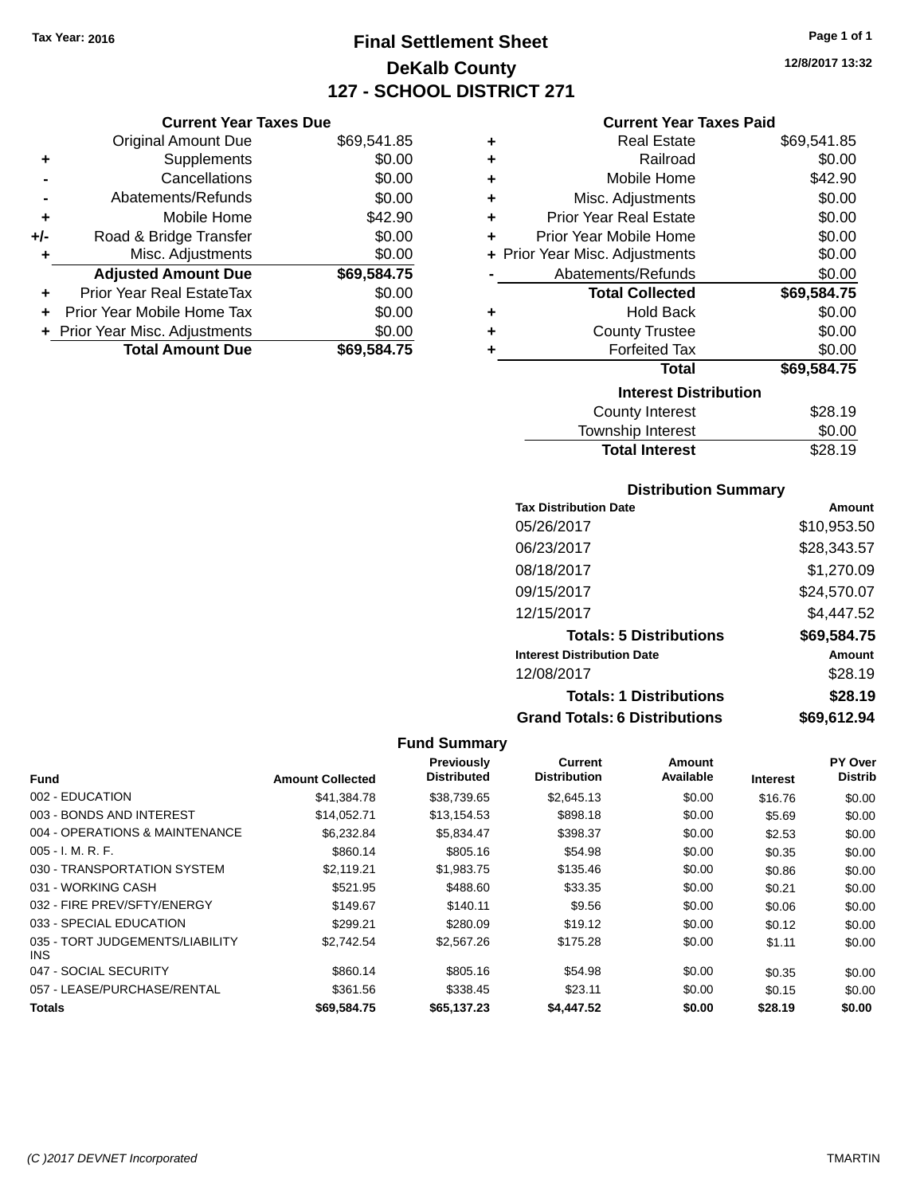Tax Year: 2016

# Final Settlement Sheet

## DeKalb County

## 127 - SCHOOL DISTRICT 271

12/8/2017 13:32

### Current Year Taxes Due

| | | |
|---|---|---|
| | Original Amount Due | $69,541.85 |
| + | Supplements | $0.00 |
| - | Cancellations | $0.00 |
| - | Abatements/Refunds | $0.00 |
| + | Mobile Home | $42.90 |
| +/- | Road & Bridge Transfer | $0.00 |
| + | Misc. Adjustments | $0.00 |
| | **Adjusted Amount Due** | **$69,584.75** |
| + | Prior Year Real EstateTax | $0.00 |
| + | Prior Year Mobile Home Tax | $0.00 |
| + | Prior Year Misc. Adjustments | $0.00 |
| | **Total Amount Due** | **$69,584.75** |

### Current Year Taxes Paid

| | | |
|---|---|---|
| + | Real Estate | $69,541.85 |
| + | Railroad | $0.00 |
| + | Mobile Home | $42.90 |
| + | Misc. Adjustments | $0.00 |
| + | Prior Year Real Estate | $0.00 |
| + | Prior Year Mobile Home | $0.00 |
| + | Prior Year Misc. Adjustments | $0.00 |
| - | Abatements/Refunds | $0.00 |
| | **Total Collected** | **$69,584.75** |
| + | Hold Back | $0.00 |
| + | County Trustee | $0.00 |
| + | Forfeited Tax | $0.00 |
| | **Total** | **$69,584.75** |

### Interest Distribution

| | |
|---|---|
| County Interest | $28.19 |
| Township Interest | $0.00 |
| **Total Interest** | $28.19 |

### Distribution Summary

| Tax Distribution Date | Amount |
|---|---|
| 05/26/2017 | $10,953.50 |
| 06/23/2017 | $28,343.57 |
| 08/18/2017 | $1,270.09 |
| 09/15/2017 | $24,570.07 |
| 12/15/2017 | $4,447.52 |
| **Totals: 5 Distributions** | **$69,584.75** |
| **Interest Distribution Date** | **Amount** |
| 12/08/2017 | $28.19 |
| **Totals: 1 Distributions** | **$28.19** |
| **Grand Totals: 6 Distributions** | **$69,612.94** |

### Fund Summary

| Fund | Amount Collected | Previously Distributed | Current Distribution | Amount Available | Interest | PY Over Distrib |
|---|---|---|---|---|---|---|
| 002 - EDUCATION | $41,384.78 | $38,739.65 | $2,645.13 | $0.00 | $16.76 | $0.00 |
| 003 - BONDS AND INTEREST | $14,052.71 | $13,154.53 | $898.18 | $0.00 | $5.69 | $0.00 |
| 004 - OPERATIONS & MAINTENANCE | $6,232.84 | $5,834.47 | $398.37 | $0.00 | $2.53 | $0.00 |
| 005 - I. M. R. F. | $860.14 | $805.16 | $54.98 | $0.00 | $0.35 | $0.00 |
| 030 - TRANSPORTATION SYSTEM | $2,119.21 | $1,983.75 | $135.46 | $0.00 | $0.86 | $0.00 |
| 031 - WORKING CASH | $521.95 | $488.60 | $33.35 | $0.00 | $0.21 | $0.00 |
| 032 - FIRE PREV/SFTY/ENERGY | $149.67 | $140.11 | $9.56 | $0.00 | $0.06 | $0.00 |
| 033 - SPECIAL EDUCATION | $299.21 | $280.09 | $19.12 | $0.00 | $0.12 | $0.00 |
| 035 - TORT JUDGEMENTS/LIABILITY INS | $2,742.54 | $2,567.26 | $175.28 | $0.00 | $1.11 | $0.00 |
| 047 - SOCIAL SECURITY | $860.14 | $805.16 | $54.98 | $0.00 | $0.35 | $0.00 |
| 057 - LEASE/PURCHASE/RENTAL | $361.56 | $338.45 | $23.11 | $0.00 | $0.15 | $0.00 |
| **Totals** | **$69,584.75** | **$65,137.23** | **$4,447.52** | **$0.00** | **$28.19** | **$0.00** |

(C )2017 DEVNET Incorporated TMARTIN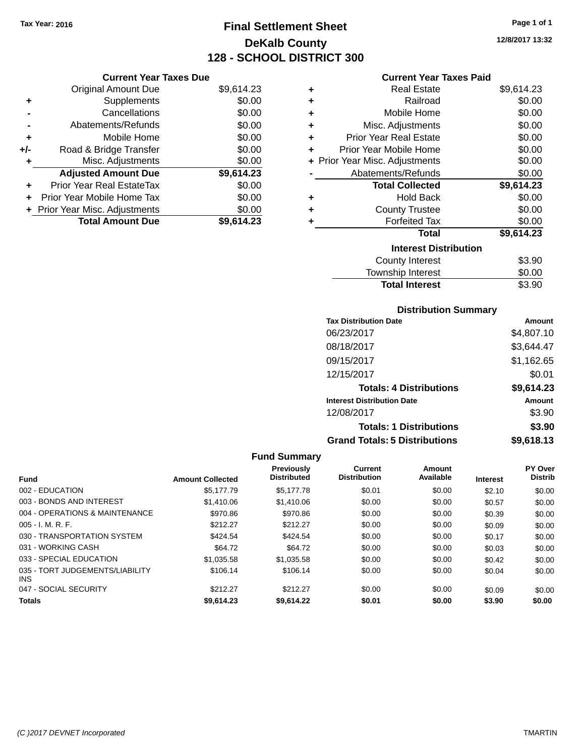Tax Year: 2016

# Final Settlement Sheet
## DeKalb County
## 128 - SCHOOL DISTRICT 300

12/8/2017 13:32

### Current Year Taxes Due

| | | |
|---|---|---|
| | Original Amount Due | $9,614.23 |
| + | Supplements | $0.00 |
| - | Cancellations | $0.00 |
| - | Abatements/Refunds | $0.00 |
| + | Mobile Home | $0.00 |
| +/- | Road & Bridge Transfer | $0.00 |
| + | Misc. Adjustments | $0.00 |
| | **Adjusted Amount Due** | **$9,614.23** |
| + | Prior Year Real EstateTax | $0.00 |
| + | Prior Year Mobile Home Tax | $0.00 |
| + | Prior Year Misc. Adjustments | $0.00 |
| | **Total Amount Due** | **$9,614.23** |

### Current Year Taxes Paid

| | | |
|---|---|---|
| + | Real Estate | $9,614.23 |
| + | Railroad | $0.00 |
| + | Mobile Home | $0.00 |
| + | Misc. Adjustments | $0.00 |
| + | Prior Year Real Estate | $0.00 |
| + | Prior Year Mobile Home | $0.00 |
| + | Prior Year Misc. Adjustments | $0.00 |
| - | Abatements/Refunds | $0.00 |
| | **Total Collected** | **$9,614.23** |
| + | Hold Back | $0.00 |
| + | County Trustee | $0.00 |
| + | Forfeited Tax | $0.00 |
| | **Total** | **$9,614.23** |

### Interest Distribution

| | |
|---|---|
| County Interest | $3.90 |
| Township Interest | $0.00 |
| **Total Interest** | $3.90 |

### Distribution Summary

| Tax Distribution Date | Amount |
|---|---|
| 06/23/2017 | $4,807.10 |
| 08/18/2017 | $3,644.47 |
| 09/15/2017 | $1,162.65 |
| 12/15/2017 | $0.01 |
| **Totals: 4 Distributions** | **$9,614.23** |
| **Interest Distribution Date** | **Amount** |
| 12/08/2017 | $3.90 |
| **Totals: 1 Distributions** | **$3.90** |
| **Grand Totals: 5 Distributions** | **$9,618.13** |

### Fund Summary

| Fund | Amount Collected | Previously Distributed | Current Distribution | Amount Available | Interest | PY Over Distrib |
|---|---|---|---|---|---|---|
| 002 - EDUCATION | $5,177.79 | $5,177.78 | $0.01 | $0.00 | $2.10 | $0.00 |
| 003 - BONDS AND INTEREST | $1,410.06 | $1,410.06 | $0.00 | $0.00 | $0.57 | $0.00 |
| 004 - OPERATIONS & MAINTENANCE | $970.86 | $970.86 | $0.00 | $0.00 | $0.39 | $0.00 |
| 005 - I. M. R. F. | $212.27 | $212.27 | $0.00 | $0.00 | $0.09 | $0.00 |
| 030 - TRANSPORTATION SYSTEM | $424.54 | $424.54 | $0.00 | $0.00 | $0.17 | $0.00 |
| 031 - WORKING CASH | $64.72 | $64.72 | $0.00 | $0.00 | $0.03 | $0.00 |
| 033 - SPECIAL EDUCATION | $1,035.58 | $1,035.58 | $0.00 | $0.00 | $0.42 | $0.00 |
| 035 - TORT JUDGEMENTS/LIABILITY INS | $106.14 | $106.14 | $0.00 | $0.00 | $0.04 | $0.00 |
| 047 - SOCIAL SECURITY | $212.27 | $212.27 | $0.00 | $0.00 | $0.09 | $0.00 |
| **Totals** | **$9,614.23** | **$9,614.22** | **$0.01** | **$0.00** | **$3.90** | **$0.00** |

(C )2017 DEVNET Incorporated — TMARTIN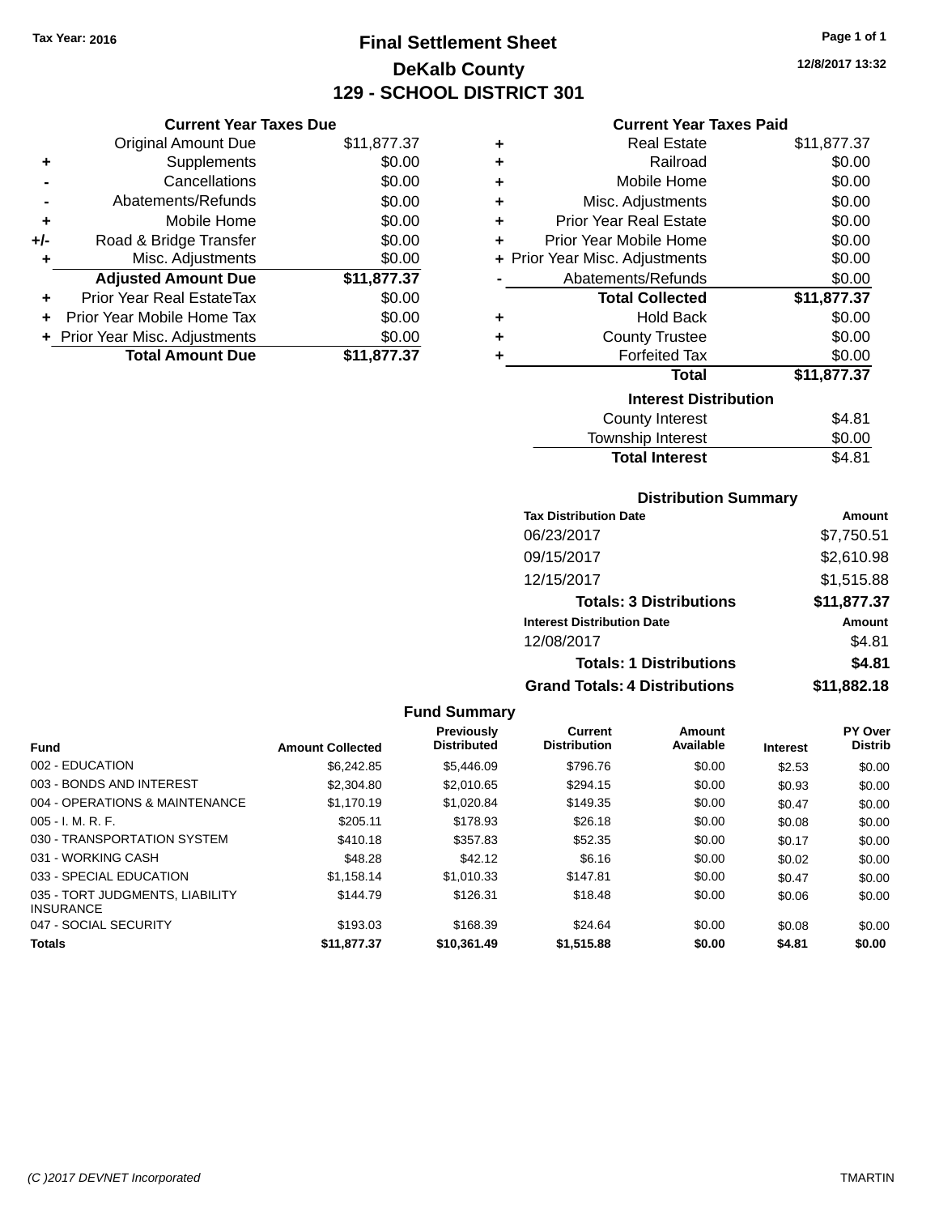Tax Year: 2016

# Final Settlement Sheet
## DeKalb County
## 129 - SCHOOL DISTRICT 301

12/8/2017 13:32

### Current Year Taxes Due

| | | |
|---|---|---|
| | Original Amount Due | $11,877.37 |
| + | Supplements | $0.00 |
| - | Cancellations | $0.00 |
| - | Abatements/Refunds | $0.00 |
| + | Mobile Home | $0.00 |
| +/- | Road & Bridge Transfer | $0.00 |
| + | Misc. Adjustments | $0.00 |
| | **Adjusted Amount Due** | **$11,877.37** |
| + | Prior Year Real EstateTax | $0.00 |
| + | Prior Year Mobile Home Tax | $0.00 |
| + | Prior Year Misc. Adjustments | $0.00 |
| | **Total Amount Due** | **$11,877.37** |

### Current Year Taxes Paid

| | | |
|---|---|---|
| + | Real Estate | $11,877.37 |
| + | Railroad | $0.00 |
| + | Mobile Home | $0.00 |
| + | Misc. Adjustments | $0.00 |
| + | Prior Year Real Estate | $0.00 |
| + | Prior Year Mobile Home | $0.00 |
| + | Prior Year Misc. Adjustments | $0.00 |
| - | Abatements/Refunds | $0.00 |
| | **Total Collected** | **$11,877.37** |
| + | Hold Back | $0.00 |
| + | County Trustee | $0.00 |
| + | Forfeited Tax | $0.00 |
| | **Total** | **$11,877.37** |

### Interest Distribution

| | |
|---|---|
| County Interest | $4.81 |
| Township Interest | $0.00 |
| **Total Interest** | $4.81 |

### Distribution Summary

| Tax Distribution Date | Amount |
|---|---|
| 06/23/2017 | $7,750.51 |
| 09/15/2017 | $2,610.98 |
| 12/15/2017 | $1,515.88 |
| **Totals: 3 Distributions** | **$11,877.37** |
| **Interest Distribution Date** | **Amount** |
| 12/08/2017 | $4.81 |
| **Totals: 1 Distributions** | **$4.81** |
| **Grand Totals: 4 Distributions** | **$11,882.18** |

### Fund Summary

| Fund | Amount Collected | Previously Distributed | Current Distribution | Amount Available | Interest | PY Over Distrib |
|---|---|---|---|---|---|---|
| 002 - EDUCATION | $6,242.85 | $5,446.09 | $796.76 | $0.00 | $2.53 | $0.00 |
| 003 - BONDS AND INTEREST | $2,304.80 | $2,010.65 | $294.15 | $0.00 | $0.93 | $0.00 |
| 004 - OPERATIONS & MAINTENANCE | $1,170.19 | $1,020.84 | $149.35 | $0.00 | $0.47 | $0.00 |
| 005 - I. M. R. F. | $205.11 | $178.93 | $26.18 | $0.00 | $0.08 | $0.00 |
| 030 - TRANSPORTATION SYSTEM | $410.18 | $357.83 | $52.35 | $0.00 | $0.17 | $0.00 |
| 031 - WORKING CASH | $48.28 | $42.12 | $6.16 | $0.00 | $0.02 | $0.00 |
| 033 - SPECIAL EDUCATION | $1,158.14 | $1,010.33 | $147.81 | $0.00 | $0.47 | $0.00 |
| 035 - TORT JUDGMENTS, LIABILITY INSURANCE | $144.79 | $126.31 | $18.48 | $0.00 | $0.06 | $0.00 |
| 047 - SOCIAL SECURITY | $193.03 | $168.39 | $24.64 | $0.00 | $0.08 | $0.00 |
| **Totals** | **$11,877.37** | **$10,361.49** | **$1,515.88** | **$0.00** | **$4.81** | **$0.00** |

(C )2017 DEVNET Incorporated — TMARTIN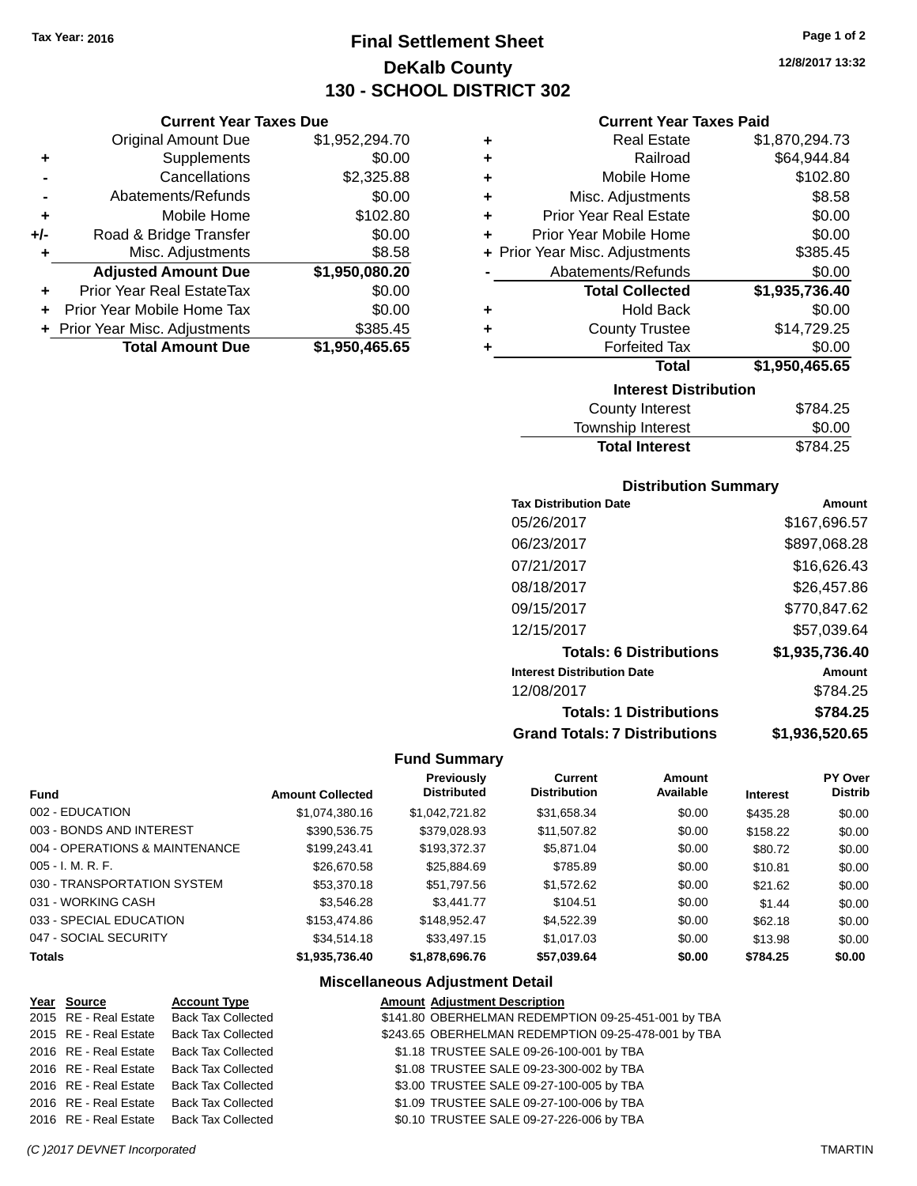Tax Year: 2016

# Final Settlement Sheet

## DeKalb County

## 130 - SCHOOL DISTRICT 302

12/8/2017 13:32

### Current Year Taxes Due

| | | |
|---|---|---|
| | Original Amount Due | $1,952,294.70 |
| + | Supplements | $0.00 |
| - | Cancellations | $2,325.88 |
| - | Abatements/Refunds | $0.00 |
| + | Mobile Home | $102.80 |
| +/- | Road & Bridge Transfer | $0.00 |
| + | Misc. Adjustments | $8.58 |
| | **Adjusted Amount Due** | **$1,950,080.20** |
| + | Prior Year Real EstateTax | $0.00 |
| + | Prior Year Mobile Home Tax | $0.00 |
| + | Prior Year Misc. Adjustments | $385.45 |
| | **Total Amount Due** | **$1,950,465.65** |

### Current Year Taxes Paid

| | | |
|---|---|---|
| + | Real Estate | $1,870,294.73 |
| + | Railroad | $64,944.84 |
| + | Mobile Home | $102.80 |
| + | Misc. Adjustments | $8.58 |
| + | Prior Year Real Estate | $0.00 |
| + | Prior Year Mobile Home | $0.00 |
| + | Prior Year Misc. Adjustments | $385.45 |
| - | Abatements/Refunds | $0.00 |
| | **Total Collected** | **$1,935,736.40** |
| + | Hold Back | $0.00 |
| + | County Trustee | $14,729.25 |
| + | Forfeited Tax | $0.00 |
| | **Total** | **$1,950,465.65** |

### Interest Distribution

| | |
|---|---|
| County Interest | $784.25 |
| Township Interest | $0.00 |
| **Total Interest** | $784.25 |

### Distribution Summary

| Tax Distribution Date | Amount |
|---|---|
| 05/26/2017 | $167,696.57 |
| 06/23/2017 | $897,068.28 |
| 07/21/2017 | $16,626.43 |
| 08/18/2017 | $26,457.86 |
| 09/15/2017 | $770,847.62 |
| 12/15/2017 | $57,039.64 |
| **Totals: 6 Distributions** | **$1,935,736.40** |
| **Interest Distribution Date** | **Amount** |
| 12/08/2017 | $784.25 |
| **Totals: 1 Distributions** | **$784.25** |
| **Grand Totals: 7 Distributions** | **$1,936,520.65** |

### Fund Summary

| Fund | Amount Collected | Previously Distributed | Current Distribution | Amount Available | Interest | PY Over Distrib |
|---|---|---|---|---|---|---|
| 002 - EDUCATION | $1,074,380.16 | $1,042,721.82 | $31,658.34 | $0.00 | $435.28 | $0.00 |
| 003 - BONDS AND INTEREST | $390,536.75 | $379,028.93 | $11,507.82 | $0.00 | $158.22 | $0.00 |
| 004 - OPERATIONS & MAINTENANCE | $199,243.41 | $193,372.37 | $5,871.04 | $0.00 | $80.72 | $0.00 |
| 005 - I. M. R. F. | $26,670.58 | $25,884.69 | $785.89 | $0.00 | $10.81 | $0.00 |
| 030 - TRANSPORTATION SYSTEM | $53,370.18 | $51,797.56 | $1,572.62 | $0.00 | $21.62 | $0.00 |
| 031 - WORKING CASH | $3,546.28 | $3,441.77 | $104.51 | $0.00 | $1.44 | $0.00 |
| 033 - SPECIAL EDUCATION | $153,474.86 | $148,952.47 | $4,522.39 | $0.00 | $62.18 | $0.00 |
| 047 - SOCIAL SECURITY | $34,514.18 | $33,497.15 | $1,017.03 | $0.00 | $13.98 | $0.00 |
| **Totals** | **$1,935,736.40** | **$1,878,696.76** | **$57,039.64** | **$0.00** | **$784.25** | **$0.00** |

### Miscellaneous Adjustment Detail

| Year | Source | Account Type | Amount | Adjustment Description |
|---|---|---|---|---|
| 2015 | RE - Real Estate | Back Tax Collected | $141.80 | OBERHELMAN REDEMPTION 09-25-451-001 by TBA |
| 2015 | RE - Real Estate | Back Tax Collected | $243.65 | OBERHELMAN REDEMPTION 09-25-478-001 by TBA |
| 2016 | RE - Real Estate | Back Tax Collected | $1.18 | TRUSTEE SALE 09-26-100-001 by TBA |
| 2016 | RE - Real Estate | Back Tax Collected | $1.08 | TRUSTEE SALE 09-23-300-002 by TBA |
| 2016 | RE - Real Estate | Back Tax Collected | $3.00 | TRUSTEE SALE 09-27-100-005 by TBA |
| 2016 | RE - Real Estate | Back Tax Collected | $1.09 | TRUSTEE SALE 09-27-100-006 by TBA |
| 2016 | RE - Real Estate | Back Tax Collected | $0.10 | TRUSTEE SALE 09-27-226-006 by TBA |

(C )2017 DEVNET Incorporated TMARTIN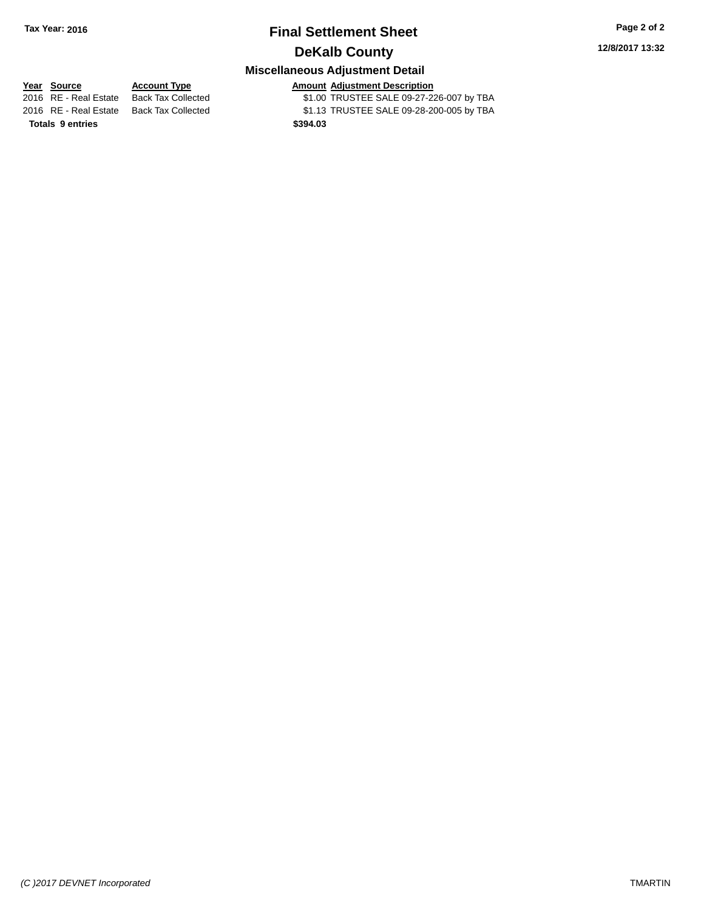## Final Settlement Sheet

## DeKalb County

### Miscellaneous Adjustment Detail

| Year | Source | Account Type | Amount | Adjustment Description |
|---|---|---|---|---|
| 2016 | RE - Real Estate | Back Tax Collected | $1.00 | TRUSTEE SALE 09-27-226-007 by TBA |
| 2016 | RE - Real Estate | Back Tax Collected | $1.13 | TRUSTEE SALE 09-28-200-005 by TBA |
| **Totals 9 entries** | | | **$394.03** | |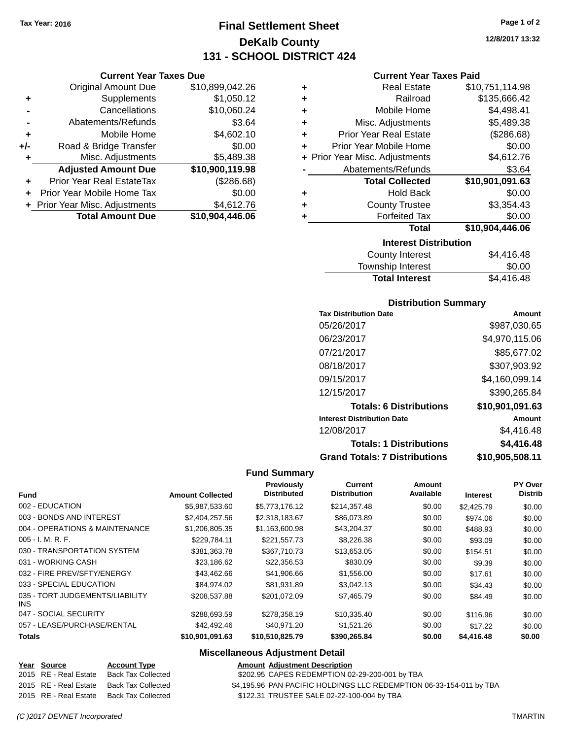Tax Year: 2016

# Final Settlement Sheet

## DeKalb County

## 131 - SCHOOL DISTRICT 424

12/8/2017 13:32

### Current Year Taxes Due

| | | |
|---|---|---|
| | Original Amount Due | $10,899,042.26 |
| + | Supplements | $1,050.12 |
| - | Cancellations | $10,060.24 |
| - | Abatements/Refunds | $3.64 |
| + | Mobile Home | $4,602.10 |
| +/- | Road & Bridge Transfer | $0.00 |
| + | Misc. Adjustments | $5,489.38 |
| | **Adjusted Amount Due** | **$10,900,119.98** |
| + | Prior Year Real EstateTax | ($286.68) |
| + | Prior Year Mobile Home Tax | $0.00 |
| + | Prior Year Misc. Adjustments | $4,612.76 |
| | **Total Amount Due** | **$10,904,446.06** |

### Current Year Taxes Paid

| | | |
|---|---|---|
| + | Real Estate | $10,751,114.98 |
| + | Railroad | $135,666.42 |
| + | Mobile Home | $4,498.41 |
| + | Misc. Adjustments | $5,489.38 |
| + | Prior Year Real Estate | ($286.68) |
| + | Prior Year Mobile Home | $0.00 |
| + | Prior Year Misc. Adjustments | $4,612.76 |
| - | Abatements/Refunds | $3.64 |
| | **Total Collected** | **$10,901,091.63** |
| + | Hold Back | $0.00 |
| + | County Trustee | $3,354.43 |
| + | Forfeited Tax | $0.00 |
| | **Total** | **$10,904,446.06** |

### Interest Distribution

| | |
|---|---|
| County Interest | $4,416.48 |
| Township Interest | $0.00 |
| **Total Interest** | $4,416.48 |

### Distribution Summary

| Tax Distribution Date | Amount |
|---|---|
| 05/26/2017 | $987,030.65 |
| 06/23/2017 | $4,970,115.06 |
| 07/21/2017 | $85,677.02 |
| 08/18/2017 | $307,903.92 |
| 09/15/2017 | $4,160,099.14 |
| 12/15/2017 | $390,265.84 |
| **Totals: 6 Distributions** | **$10,901,091.63** |
| **Interest Distribution Date** | **Amount** |
| 12/08/2017 | $4,416.48 |
| **Totals: 1 Distributions** | **$4,416.48** |
| **Grand Totals: 7 Distributions** | **$10,905,508.11** |

### Fund Summary

| Fund | Amount Collected | Previously Distributed | Current Distribution | Amount Available | Interest | PY Over Distrib |
|---|---|---|---|---|---|---|
| 002 - EDUCATION | $5,987,533.60 | $5,773,176.12 | $214,357.48 | $0.00 | $2,425.79 | $0.00 |
| 003 - BONDS AND INTEREST | $2,404,257.56 | $2,318,183.67 | $86,073.89 | $0.00 | $974.06 | $0.00 |
| 004 - OPERATIONS & MAINTENANCE | $1,206,805.35 | $1,163,600.98 | $43,204.37 | $0.00 | $488.93 | $0.00 |
| 005 - I. M. R. F. | $229,784.11 | $221,557.73 | $8,226.38 | $0.00 | $93.09 | $0.00 |
| 030 - TRANSPORTATION SYSTEM | $381,363.78 | $367,710.73 | $13,653.05 | $0.00 | $154.51 | $0.00 |
| 031 - WORKING CASH | $23,186.62 | $22,356.53 | $830.09 | $0.00 | $9.39 | $0.00 |
| 032 - FIRE PREV/SFTY/ENERGY | $43,462.66 | $41,906.66 | $1,556.00 | $0.00 | $17.61 | $0.00 |
| 033 - SPECIAL EDUCATION | $84,974.02 | $81,931.89 | $3,042.13 | $0.00 | $34.43 | $0.00 |
| 035 - TORT JUDGEMENTS/LIABILITY INS | $208,537.88 | $201,072.09 | $7,465.79 | $0.00 | $84.49 | $0.00 |
| 047 - SOCIAL SECURITY | $288,693.59 | $278,358.19 | $10,335.40 | $0.00 | $116.96 | $0.00 |
| 057 - LEASE/PURCHASE/RENTAL | $42,492.46 | $40,971.20 | $1,521.26 | $0.00 | $17.22 | $0.00 |
| **Totals** | **$10,901,091.63** | **$10,510,825.79** | **$390,265.84** | **$0.00** | **$4,416.48** | **$0.00** |

### Miscellaneous Adjustment Detail

| Year | Source | Account Type | Amount | Adjustment Description |
|---|---|---|---|---|
| 2015 | RE - Real Estate | Back Tax Collected | $202.95 | CAPES REDEMPTION 02-29-200-001 by TBA |
| 2015 | RE - Real Estate | Back Tax Collected | $4,195.96 | PAN PACIFIC HOLDINGS LLC REDEMPTION 06-33-154-011 by TBA |
| 2015 | RE - Real Estate | Back Tax Collected | $122.31 | TRUSTEE SALE 02-22-100-004 by TBA |

(C )2017 DEVNET Incorporated TMARTIN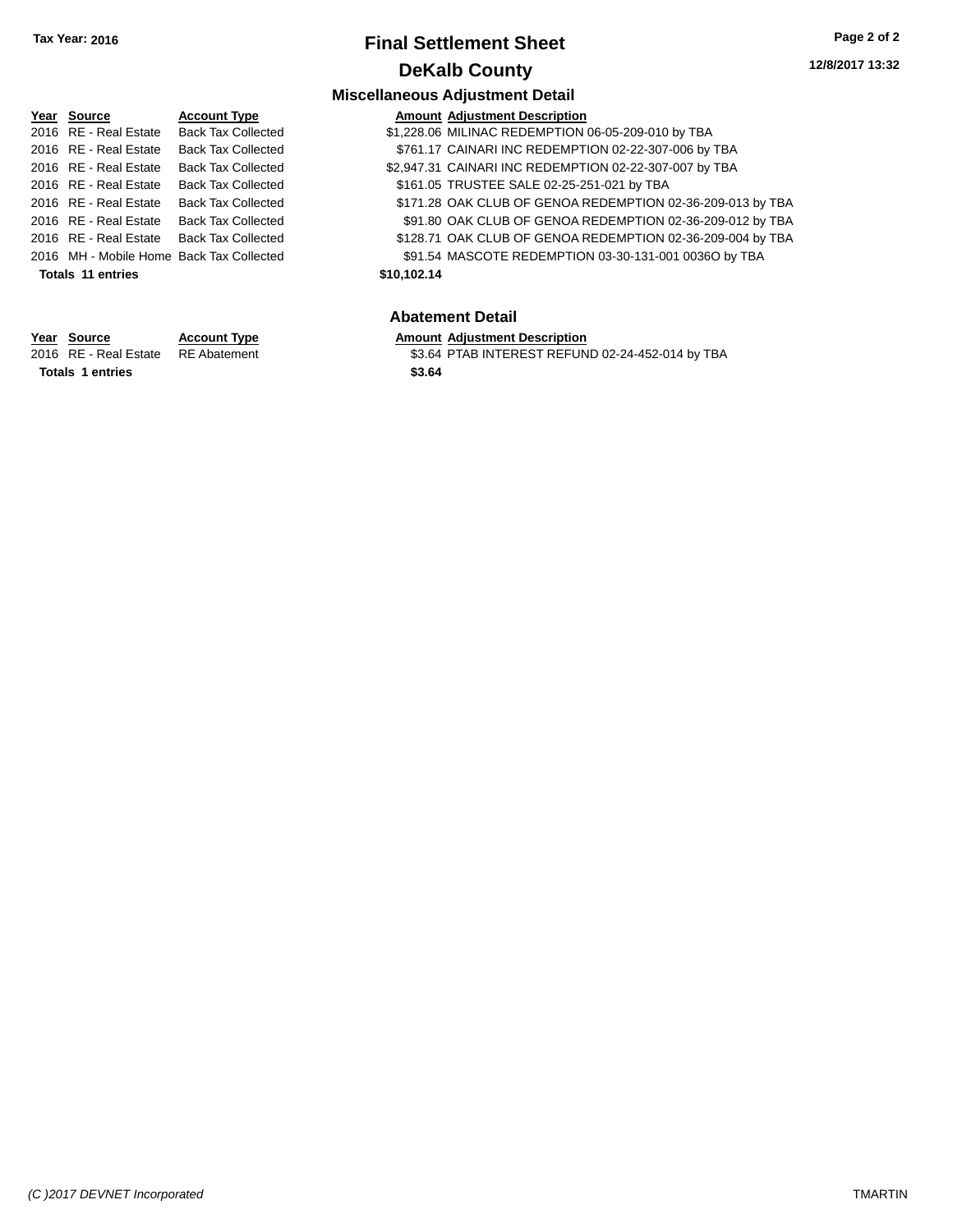**Tax Year: 2016**

# Final Settlement Sheet

## DeKalb County

12/8/2017 13:32

### Miscellaneous Adjustment Detail

| Year | Source | Account Type | Amount | Adjustment Description |
|---|---|---|---|---|
| 2016 | RE - Real Estate | Back Tax Collected | $1,228.06 | MILINAC REDEMPTION 06-05-209-010 by TBA |
| 2016 | RE - Real Estate | Back Tax Collected | $761.17 | CAINARI INC REDEMPTION 02-22-307-006 by TBA |
| 2016 | RE - Real Estate | Back Tax Collected | $2,947.31 | CAINARI INC REDEMPTION 02-22-307-007 by TBA |
| 2016 | RE - Real Estate | Back Tax Collected | $161.05 | TRUSTEE SALE 02-25-251-021 by TBA |
| 2016 | RE - Real Estate | Back Tax Collected | $171.28 | OAK CLUB OF GENOA REDEMPTION 02-36-209-013 by TBA |
| 2016 | RE - Real Estate | Back Tax Collected | $91.80 | OAK CLUB OF GENOA REDEMPTION 02-36-209-012 by TBA |
| 2016 | RE - Real Estate | Back Tax Collected | $128.71 | OAK CLUB OF GENOA REDEMPTION 02-36-209-004 by TBA |
| 2016 | MH - Mobile Home | Back Tax Collected | $91.54 | MASCOTE REDEMPTION 03-30-131-001 0036O by TBA |
| **Totals 11 entries** | | | **$10,102.14** | |

### Abatement Detail

| Year | Source | Account Type | Amount | Adjustment Description |
|---|---|---|---|---|
| 2016 | RE - Real Estate | RE Abatement | $3.64 | PTAB INTEREST REFUND 02-24-452-014 by TBA |
| **Totals 1 entries** | | | **$3.64** | |

*(C )2017 DEVNET Incorporated* TMARTIN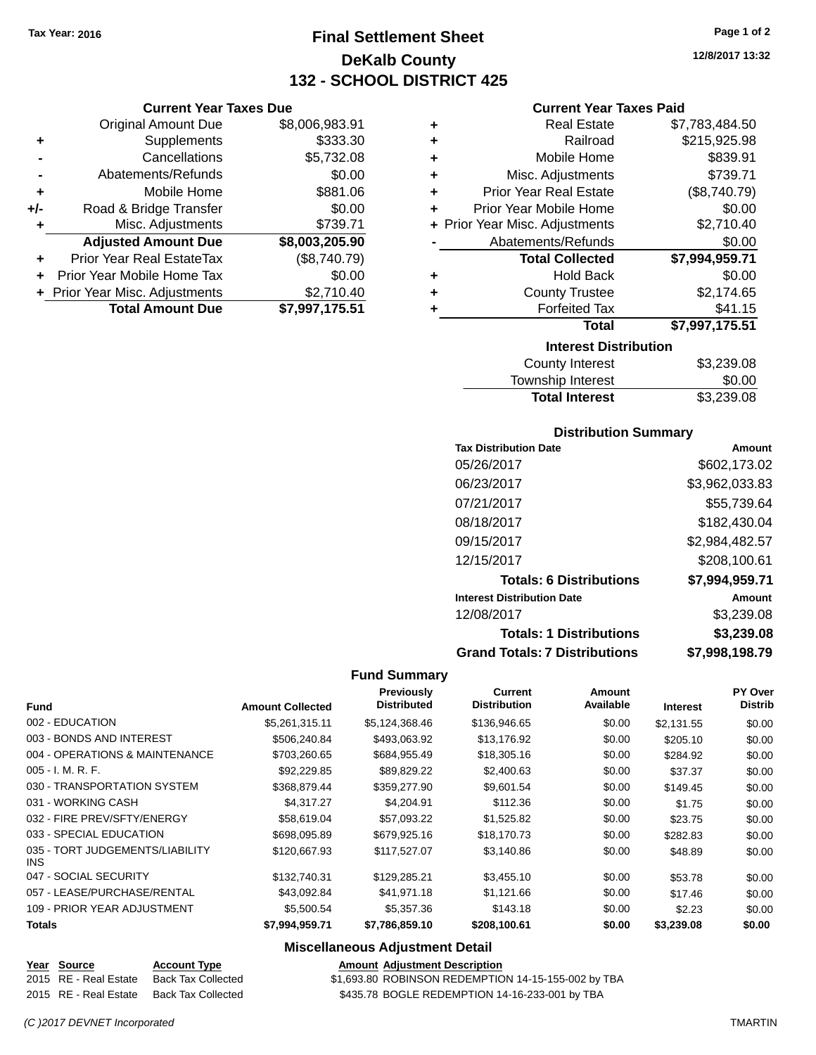Tax Year: 2016

# Final Settlement Sheet

## DeKalb County

## 132 - SCHOOL DISTRICT 425

12/8/2017 13:32

### Current Year Taxes Due

| | | |
|---|---|---|
| | Original Amount Due | $8,006,983.91 |
| + | Supplements | $333.30 |
| - | Cancellations | $5,732.08 |
| - | Abatements/Refunds | $0.00 |
| + | Mobile Home | $881.06 |
| +/- | Road & Bridge Transfer | $0.00 |
| + | Misc. Adjustments | $739.71 |
| | **Adjusted Amount Due** | **$8,003,205.90** |
| + | Prior Year Real EstateTax | ($8,740.79) |
| + | Prior Year Mobile Home Tax | $0.00 |
| + | Prior Year Misc. Adjustments | $2,710.40 |
| | **Total Amount Due** | **$7,997,175.51** |

### Current Year Taxes Paid

| | | |
|---|---|---|
| + | Real Estate | $7,783,484.50 |
| + | Railroad | $215,925.98 |
| + | Mobile Home | $839.91 |
| + | Misc. Adjustments | $739.71 |
| + | Prior Year Real Estate | ($8,740.79) |
| + | Prior Year Mobile Home | $0.00 |
| + | Prior Year Misc. Adjustments | $2,710.40 |
| - | Abatements/Refunds | $0.00 |
| | **Total Collected** | **$7,994,959.71** |
| + | Hold Back | $0.00 |
| + | County Trustee | $2,174.65 |
| + | Forfeited Tax | $41.15 |
| | **Total** | **$7,997,175.51** |

### Interest Distribution

| | |
|---|---|
| County Interest | $3,239.08 |
| Township Interest | $0.00 |
| **Total Interest** | $3,239.08 |

### Distribution Summary

| Tax Distribution Date | Amount |
|---|---|
| 05/26/2017 | $602,173.02 |
| 06/23/2017 | $3,962,033.83 |
| 07/21/2017 | $55,739.64 |
| 08/18/2017 | $182,430.04 |
| 09/15/2017 | $2,984,482.57 |
| 12/15/2017 | $208,100.61 |
| **Totals: 6 Distributions** | **$7,994,959.71** |
| **Interest Distribution Date** | **Amount** |
| 12/08/2017 | $3,239.08 |
| **Totals: 1 Distributions** | **$3,239.08** |
| **Grand Totals: 7 Distributions** | **$7,998,198.79** |

### Fund Summary

| Fund | Amount Collected | Previously Distributed | Current Distribution | Amount Available | Interest | PY Over Distrib |
|---|---|---|---|---|---|---|
| 002 - EDUCATION | $5,261,315.11 | $5,124,368.46 | $136,946.65 | $0.00 | $2,131.55 | $0.00 |
| 003 - BONDS AND INTEREST | $506,240.84 | $493,063.92 | $13,176.92 | $0.00 | $205.10 | $0.00 |
| 004 - OPERATIONS & MAINTENANCE | $703,260.65 | $684,955.49 | $18,305.16 | $0.00 | $284.92 | $0.00 |
| 005 - I. M. R. F. | $92,229.85 | $89,829.22 | $2,400.63 | $0.00 | $37.37 | $0.00 |
| 030 - TRANSPORTATION SYSTEM | $368,879.44 | $359,277.90 | $9,601.54 | $0.00 | $149.45 | $0.00 |
| 031 - WORKING CASH | $4,317.27 | $4,204.91 | $112.36 | $0.00 | $1.75 | $0.00 |
| 032 - FIRE PREV/SFTY/ENERGY | $58,619.04 | $57,093.22 | $1,525.82 | $0.00 | $23.75 | $0.00 |
| 033 - SPECIAL EDUCATION | $698,095.89 | $679,925.16 | $18,170.73 | $0.00 | $282.83 | $0.00 |
| 035 - TORT JUDGEMENTS/LIABILITY INS | $120,667.93 | $117,527.07 | $3,140.86 | $0.00 | $48.89 | $0.00 |
| 047 - SOCIAL SECURITY | $132,740.31 | $129,285.21 | $3,455.10 | $0.00 | $53.78 | $0.00 |
| 057 - LEASE/PURCHASE/RENTAL | $43,092.84 | $41,971.18 | $1,121.66 | $0.00 | $17.46 | $0.00 |
| 109 - PRIOR YEAR ADJUSTMENT | $5,500.54 | $5,357.36 | $143.18 | $0.00 | $2.23 | $0.00 |
| **Totals** | **$7,994,959.71** | **$7,786,859.10** | **$208,100.61** | **$0.00** | **$3,239.08** | **$0.00** |

### Miscellaneous Adjustment Detail

| Year | Source | Account Type | Amount | Adjustment Description |
|---|---|---|---|---|
| 2015 | RE - Real Estate | Back Tax Collected | $1,693.80 | ROBINSON REDEMPTION 14-15-155-002 by TBA |
| 2015 | RE - Real Estate | Back Tax Collected | $435.78 | BOGLE REDEMPTION 14-16-233-001 by TBA |

(C )2017 DEVNET Incorporated TMARTIN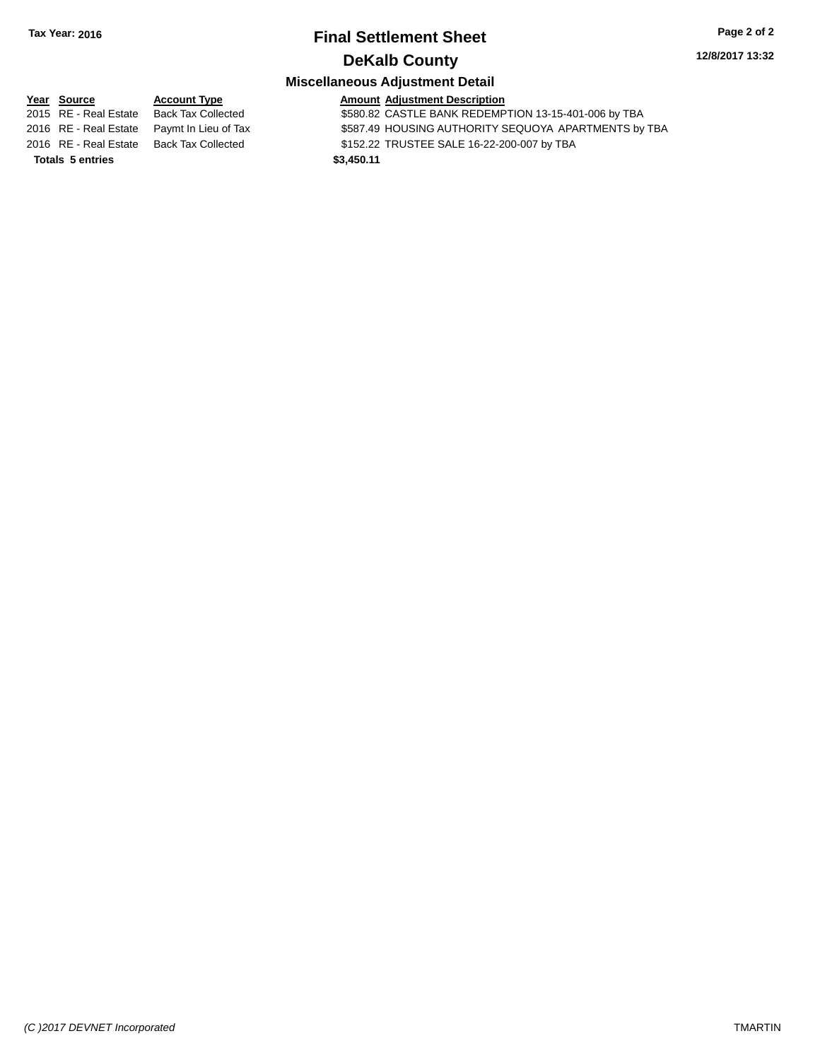Tax Year: 2016

# Final Settlement Sheet

## DeKalb County

### Miscellaneous Adjustment Detail

| Year | Source | Account Type | Amount | Adjustment Description |
|---|---|---|---|---|
| 2015 | RE - Real Estate | Back Tax Collected | $580.82 | CASTLE BANK REDEMPTION 13-15-401-006 by TBA |
| 2016 | RE - Real Estate | Paymt In Lieu of Tax | $587.49 | HOUSING AUTHORITY SEQUOYA APARTMENTS by TBA |
| 2016 | RE - Real Estate | Back Tax Collected | $152.22 | TRUSTEE SALE 16-22-200-007 by TBA |
| **Totals** | **5 entries** | | **$3,450.11** | |

*(C )2017 DEVNET Incorporated* TMARTIN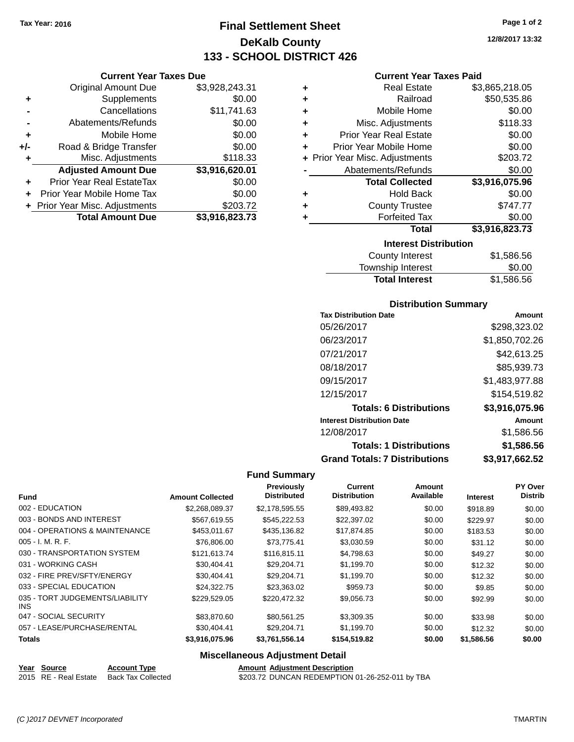Tax Year: 2016

# Final Settlement Sheet
## DeKalb County
## 133 - SCHOOL DISTRICT 426

12/8/2017 13:32

### Current Year Taxes Due

| | | |
|---|---|---|
| | Original Amount Due | $3,928,243.31 |
| + | Supplements | $0.00 |
| - | Cancellations | $11,741.63 |
| - | Abatements/Refunds | $0.00 |
| + | Mobile Home | $0.00 |
| +/- | Road & Bridge Transfer | $0.00 |
| + | Misc. Adjustments | $118.33 |
| | **Adjusted Amount Due** | **$3,916,620.01** |
| + | Prior Year Real EstateTax | $0.00 |
| + | Prior Year Mobile Home Tax | $0.00 |
| + | Prior Year Misc. Adjustments | $203.72 |
| | **Total Amount Due** | **$3,916,823.73** |

### Current Year Taxes Paid

| | | |
|---|---|---|
| + | Real Estate | $3,865,218.05 |
| + | Railroad | $50,535.86 |
| + | Mobile Home | $0.00 |
| + | Misc. Adjustments | $118.33 |
| + | Prior Year Real Estate | $0.00 |
| + | Prior Year Mobile Home | $0.00 |
| + | Prior Year Misc. Adjustments | $203.72 |
| - | Abatements/Refunds | $0.00 |
| | **Total Collected** | **$3,916,075.96** |
| + | Hold Back | $0.00 |
| + | County Trustee | $747.77 |
| + | Forfeited Tax | $0.00 |
| | **Total** | **$3,916,823.73** |

### Interest Distribution

| | |
|---|---|
| County Interest | $1,586.56 |
| Township Interest | $0.00 |
| **Total Interest** | $1,586.56 |

### Distribution Summary

| Tax Distribution Date | Amount |
|---|---|
| 05/26/2017 | $298,323.02 |
| 06/23/2017 | $1,850,702.26 |
| 07/21/2017 | $42,613.25 |
| 08/18/2017 | $85,939.73 |
| 09/15/2017 | $1,483,977.88 |
| 12/15/2017 | $154,519.82 |
| **Totals: 6 Distributions** | **$3,916,075.96** |
| **Interest Distribution Date** | **Amount** |
| 12/08/2017 | $1,586.56 |
| **Totals: 1 Distributions** | **$1,586.56** |
| **Grand Totals: 7 Distributions** | **$3,917,662.52** |

### Fund Summary

| Fund | Amount Collected | Previously Distributed | Current Distribution | Amount Available | Interest | PY Over Distrib |
|---|---|---|---|---|---|---|
| 002 - EDUCATION | $2,268,089.37 | $2,178,595.55 | $89,493.82 | $0.00 | $918.89 | $0.00 |
| 003 - BONDS AND INTEREST | $567,619.55 | $545,222.53 | $22,397.02 | $0.00 | $229.97 | $0.00 |
| 004 - OPERATIONS & MAINTENANCE | $453,011.67 | $435,136.82 | $17,874.85 | $0.00 | $183.53 | $0.00 |
| 005 - I. M. R. F. | $76,806.00 | $73,775.41 | $3,030.59 | $0.00 | $31.12 | $0.00 |
| 030 - TRANSPORTATION SYSTEM | $121,613.74 | $116,815.11 | $4,798.63 | $0.00 | $49.27 | $0.00 |
| 031 - WORKING CASH | $30,404.41 | $29,204.71 | $1,199.70 | $0.00 | $12.32 | $0.00 |
| 032 - FIRE PREV/SFTY/ENERGY | $30,404.41 | $29,204.71 | $1,199.70 | $0.00 | $12.32 | $0.00 |
| 033 - SPECIAL EDUCATION | $24,322.75 | $23,363.02 | $959.73 | $0.00 | $9.85 | $0.00 |
| 035 - TORT JUDGEMENTS/LIABILITY INS | $229,529.05 | $220,472.32 | $9,056.73 | $0.00 | $92.99 | $0.00 |
| 047 - SOCIAL SECURITY | $83,870.60 | $80,561.25 | $3,309.35 | $0.00 | $33.98 | $0.00 |
| 057 - LEASE/PURCHASE/RENTAL | $30,404.41 | $29,204.71 | $1,199.70 | $0.00 | $12.32 | $0.00 |
| **Totals** | **$3,916,075.96** | **$3,761,556.14** | **$154,519.82** | **$0.00** | **$1,586.56** | **$0.00** |

### Miscellaneous Adjustment Detail

| Year | Source | Account Type | Amount | Adjustment Description |
|---|---|---|---|---|
| 2015 | RE - Real Estate | Back Tax Collected | $203.72 | DUNCAN REDEMPTION 01-26-252-011 by TBA |

(C )2017 DEVNET Incorporated — TMARTIN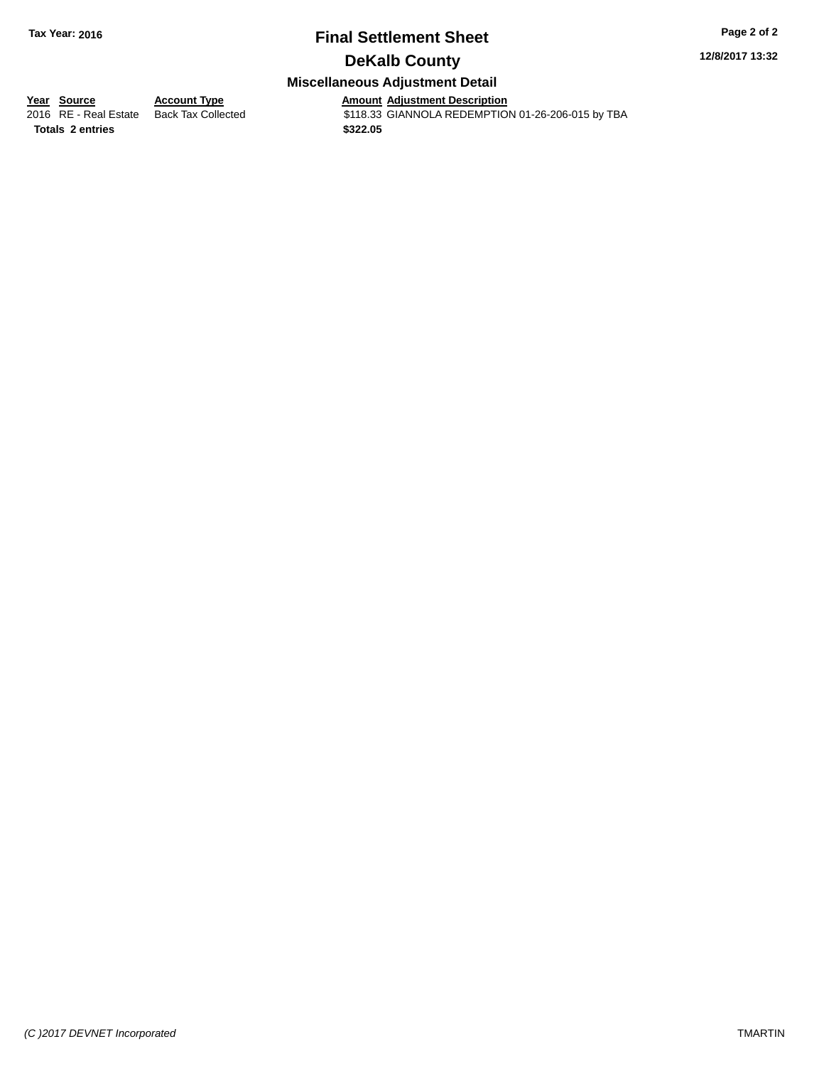## Final Settlement Sheet

## DeKalb County

### Miscellaneous Adjustment Detail

Tax Year: 2016

12/8/2017 13:32

| Year | Source | Account Type | Amount | Adjustment Description |
|---|---|---|---|---|
| 2016 | RE - Real Estate | Back Tax Collected | $118.33 | GIANNOLA REDEMPTION 01-26-206-015 by TBA |
| **Totals** | **2 entries** | | **$322.05** | |

(C )2017 DEVNET Incorporated

TMARTIN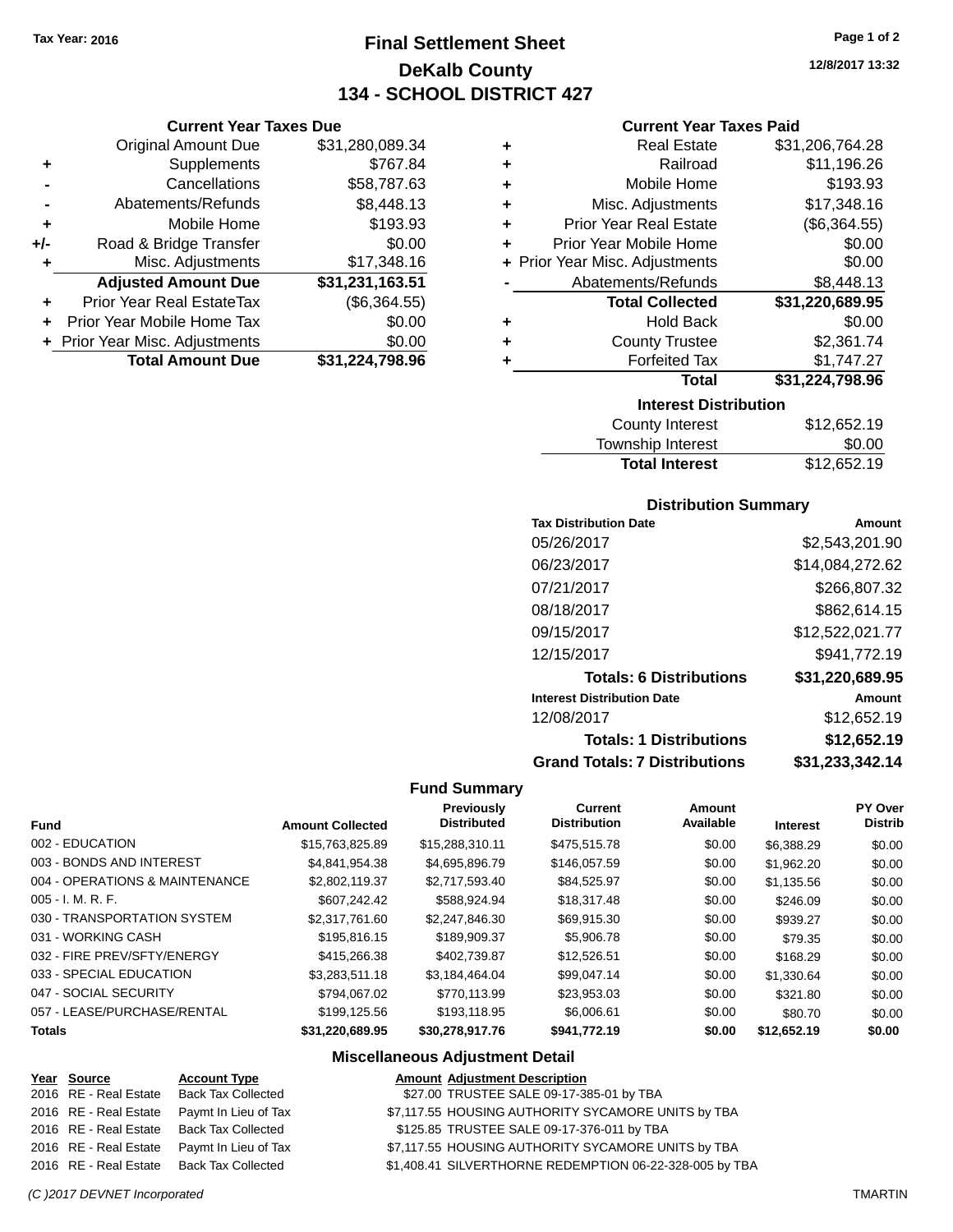Tax Year: 2016

# Final Settlement Sheet
## DeKalb County
## 134 - SCHOOL DISTRICT 427

12/8/2017 13:32

### Current Year Taxes Due

| | | |
|---|---|---|
| | Original Amount Due | $31,280,089.34 |
| + | Supplements | $767.84 |
| - | Cancellations | $58,787.63 |
| - | Abatements/Refunds | $8,448.13 |
| + | Mobile Home | $193.93 |
| +/- | Road & Bridge Transfer | $0.00 |
| + | Misc. Adjustments | $17,348.16 |
| | **Adjusted Amount Due** | **$31,231,163.51** |
| + | Prior Year Real EstateTax | ($6,364.55) |
| + | Prior Year Mobile Home Tax | $0.00 |
| + | Prior Year Misc. Adjustments | $0.00 |
| | **Total Amount Due** | **$31,224,798.96** |

### Current Year Taxes Paid

| | | |
|---|---|---|
| + | Real Estate | $31,206,764.28 |
| + | Railroad | $11,196.26 |
| + | Mobile Home | $193.93 |
| + | Misc. Adjustments | $17,348.16 |
| + | Prior Year Real Estate | ($6,364.55) |
| + | Prior Year Mobile Home | $0.00 |
| + | Prior Year Misc. Adjustments | $0.00 |
| - | Abatements/Refunds | $8,448.13 |
| | **Total Collected** | **$31,220,689.95** |
| + | Hold Back | $0.00 |
| + | County Trustee | $2,361.74 |
| + | Forfeited Tax | $1,747.27 |
| | **Total** | **$31,224,798.96** |

### Interest Distribution

| | |
|---|---|
| County Interest | $12,652.19 |
| Township Interest | $0.00 |
| **Total Interest** | $12,652.19 |

### Distribution Summary

| Tax Distribution Date | Amount |
|---|---|
| 05/26/2017 | $2,543,201.90 |
| 06/23/2017 | $14,084,272.62 |
| 07/21/2017 | $266,807.32 |
| 08/18/2017 | $862,614.15 |
| 09/15/2017 | $12,522,021.77 |
| 12/15/2017 | $941,772.19 |
| **Totals: 6 Distributions** | **$31,220,689.95** |
| **Interest Distribution Date** | **Amount** |
| 12/08/2017 | $12,652.19 |
| **Totals: 1 Distributions** | **$12,652.19** |
| **Grand Totals: 7 Distributions** | **$31,233,342.14** |

### Fund Summary

| Fund | Amount Collected | Previously Distributed | Current Distribution | Amount Available | Interest | PY Over Distrib |
|---|---|---|---|---|---|---|
| 002 - EDUCATION | $15,763,825.89 | $15,288,310.11 | $475,515.78 | $0.00 | $6,388.29 | $0.00 |
| 003 - BONDS AND INTEREST | $4,841,954.38 | $4,695,896.79 | $146,057.59 | $0.00 | $1,962.20 | $0.00 |
| 004 - OPERATIONS & MAINTENANCE | $2,802,119.37 | $2,717,593.40 | $84,525.97 | $0.00 | $1,135.56 | $0.00 |
| 005 - I. M. R. F. | $607,242.42 | $588,924.94 | $18,317.48 | $0.00 | $246.09 | $0.00 |
| 030 - TRANSPORTATION SYSTEM | $2,317,761.60 | $2,247,846.30 | $69,915.30 | $0.00 | $939.27 | $0.00 |
| 031 - WORKING CASH | $195,816.15 | $189,909.37 | $5,906.78 | $0.00 | $79.35 | $0.00 |
| 032 - FIRE PREV/SFTY/ENERGY | $415,266.38 | $402,739.87 | $12,526.51 | $0.00 | $168.29 | $0.00 |
| 033 - SPECIAL EDUCATION | $3,283,511.18 | $3,184,464.04 | $99,047.14 | $0.00 | $1,330.64 | $0.00 |
| 047 - SOCIAL SECURITY | $794,067.02 | $770,113.99 | $23,953.03 | $0.00 | $321.80 | $0.00 |
| 057 - LEASE/PURCHASE/RENTAL | $199,125.56 | $193,118.95 | $6,006.61 | $0.00 | $80.70 | $0.00 |
| **Totals** | **$31,220,689.95** | **$30,278,917.76** | **$941,772.19** | **$0.00** | **$12,652.19** | **$0.00** |

### Miscellaneous Adjustment Detail

| Year | Source | Account Type | Amount | Adjustment Description |
|---|---|---|---|---|
| 2016 | RE - Real Estate | Back Tax Collected | $27.00 | TRUSTEE SALE 09-17-385-01 by TBA |
| 2016 | RE - Real Estate | Paymt In Lieu of Tax | $7,117.55 | HOUSING AUTHORITY SYCAMORE UNITS by TBA |
| 2016 | RE - Real Estate | Back Tax Collected | $125.85 | TRUSTEE SALE 09-17-376-011 by TBA |
| 2016 | RE - Real Estate | Paymt In Lieu of Tax | $7,117.55 | HOUSING AUTHORITY SYCAMORE UNITS by TBA |
| 2016 | RE - Real Estate | Back Tax Collected | $1,408.41 | SILVERTHORNE REDEMPTION 06-22-328-005 by TBA |

(C )2017 DEVNET Incorporated — TMARTIN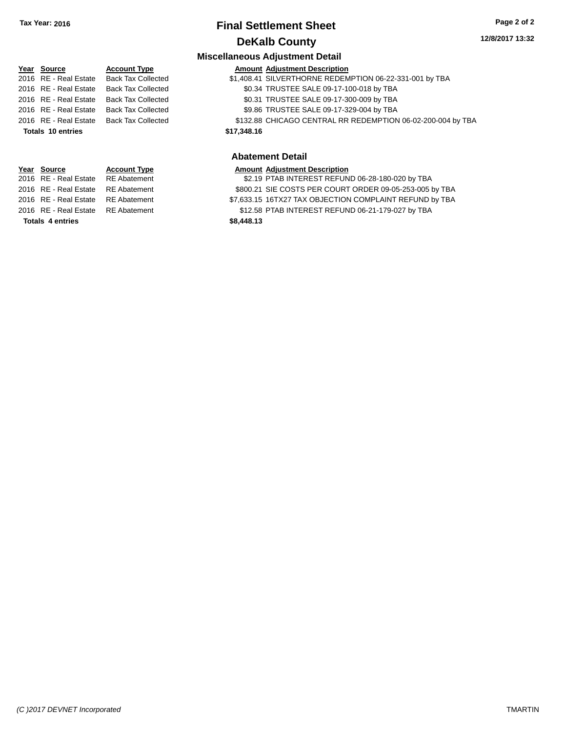## Final Settlement Sheet

## DeKalb County

Tax Year: 2016

12/8/2017 13:32

### Miscellaneous Adjustment Detail

| Year | Source | Account Type | Amount | Adjustment Description |
|---|---|---|---|---|
| 2016 | RE - Real Estate | Back Tax Collected | $1,408.41 | SILVERTHORNE REDEMPTION 06-22-331-001 by TBA |
| 2016 | RE - Real Estate | Back Tax Collected | $0.34 | TRUSTEE SALE 09-17-100-018 by TBA |
| 2016 | RE - Real Estate | Back Tax Collected | $0.31 | TRUSTEE SALE 09-17-300-009 by TBA |
| 2016 | RE - Real Estate | Back Tax Collected | $9.86 | TRUSTEE SALE 09-17-329-004 by TBA |
| 2016 | RE - Real Estate | Back Tax Collected | $132.88 | CHICAGO CENTRAL RR REDEMPTION 06-02-200-004 by TBA |
| **Totals 10 entries** | | | **$17,348.16** | |

### Abatement Detail

| Year | Source | Account Type | Amount | Adjustment Description |
|---|---|---|---|---|
| 2016 | RE - Real Estate | RE Abatement | $2.19 | PTAB INTEREST REFUND 06-28-180-020 by TBA |
| 2016 | RE - Real Estate | RE Abatement | $800.21 | SIE COSTS PER COURT ORDER 09-05-253-005 by TBA |
| 2016 | RE - Real Estate | RE Abatement | $7,633.15 | 16TX27 TAX OBJECTION COMPLAINT REFUND by TBA |
| 2016 | RE - Real Estate | RE Abatement | $12.58 | PTAB INTEREST REFUND 06-21-179-027 by TBA |
| **Totals 4 entries** | | | **$8,448.13** | |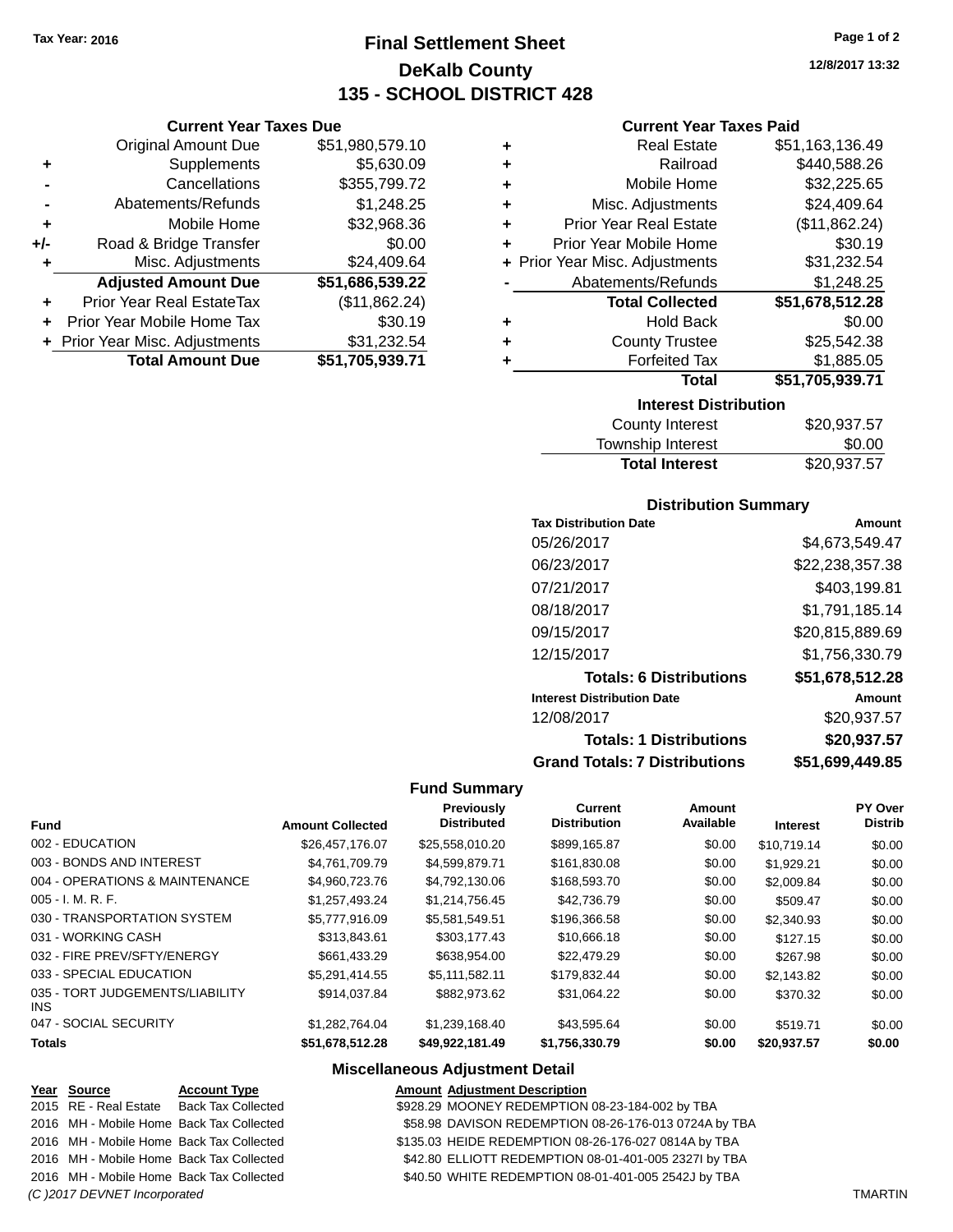Tax Year: 2016

# Final Settlement Sheet

## DeKalb County

## 135 - SCHOOL DISTRICT 428

12/8/2017 13:32

### Current Year Taxes Due

| | | |
|---|---|---|
| | Original Amount Due | $51,980,579.10 |
| + | Supplements | $5,630.09 |
| - | Cancellations | $355,799.72 |
| - | Abatements/Refunds | $1,248.25 |
| + | Mobile Home | $32,968.36 |
| +/- | Road & Bridge Transfer | $0.00 |
| + | Misc. Adjustments | $24,409.64 |
| | **Adjusted Amount Due** | **$51,686,539.22** |
| + | Prior Year Real EstateTax | ($11,862.24) |
| + | Prior Year Mobile Home Tax | $30.19 |
| + | Prior Year Misc. Adjustments | $31,232.54 |
| | **Total Amount Due** | **$51,705,939.71** |

### Current Year Taxes Paid

| | | |
|---|---|---|
| + | Real Estate | $51,163,136.49 |
| + | Railroad | $440,588.26 |
| + | Mobile Home | $32,225.65 |
| + | Misc. Adjustments | $24,409.64 |
| + | Prior Year Real Estate | ($11,862.24) |
| + | Prior Year Mobile Home | $30.19 |
| + | Prior Year Misc. Adjustments | $31,232.54 |
| - | Abatements/Refunds | $1,248.25 |
| | **Total Collected** | **$51,678,512.28** |
| + | Hold Back | $0.00 |
| + | County Trustee | $25,542.38 |
| + | Forfeited Tax | $1,885.05 |
| | **Total** | **$51,705,939.71** |

### Interest Distribution

| | |
|---|---|
| County Interest | $20,937.57 |
| Township Interest | $0.00 |
| **Total Interest** | $20,937.57 |

### Distribution Summary

| Tax Distribution Date | Amount |
|---|---|
| 05/26/2017 | $4,673,549.47 |
| 06/23/2017 | $22,238,357.38 |
| 07/21/2017 | $403,199.81 |
| 08/18/2017 | $1,791,185.14 |
| 09/15/2017 | $20,815,889.69 |
| 12/15/2017 | $1,756,330.79 |
| **Totals: 6 Distributions** | **$51,678,512.28** |
| **Interest Distribution Date** | **Amount** |
| 12/08/2017 | $20,937.57 |
| **Totals: 1 Distributions** | **$20,937.57** |
| **Grand Totals: 7 Distributions** | **$51,699,449.85** |

### Fund Summary

| Fund | Amount Collected | Previously Distributed | Current Distribution | Amount Available | Interest | PY Over Distrib |
|---|---|---|---|---|---|---|
| 002 - EDUCATION | $26,457,176.07 | $25,558,010.20 | $899,165.87 | $0.00 | $10,719.14 | $0.00 |
| 003 - BONDS AND INTEREST | $4,761,709.79 | $4,599,879.71 | $161,830.08 | $0.00 | $1,929.21 | $0.00 |
| 004 - OPERATIONS & MAINTENANCE | $4,960,723.76 | $4,792,130.06 | $168,593.70 | $0.00 | $2,009.84 | $0.00 |
| 005 - I. M. R. F. | $1,257,493.24 | $1,214,756.45 | $42,736.79 | $0.00 | $509.47 | $0.00 |
| 030 - TRANSPORTATION SYSTEM | $5,777,916.09 | $5,581,549.51 | $196,366.58 | $0.00 | $2,340.93 | $0.00 |
| 031 - WORKING CASH | $313,843.61 | $303,177.43 | $10,666.18 | $0.00 | $127.15 | $0.00 |
| 032 - FIRE PREV/SFTY/ENERGY | $661,433.29 | $638,954.00 | $22,479.29 | $0.00 | $267.98 | $0.00 |
| 033 - SPECIAL EDUCATION | $5,291,414.55 | $5,111,582.11 | $179,832.44 | $0.00 | $2,143.82 | $0.00 |
| 035 - TORT JUDGEMENTS/LIABILITY INS | $914,037.84 | $882,973.62 | $31,064.22 | $0.00 | $370.32 | $0.00 |
| 047 - SOCIAL SECURITY | $1,282,764.04 | $1,239,168.40 | $43,595.64 | $0.00 | $519.71 | $0.00 |
| **Totals** | **$51,678,512.28** | **$49,922,181.49** | **$1,756,330.79** | **$0.00** | **$20,937.57** | **$0.00** |

### Miscellaneous Adjustment Detail

| Year | Source | Account Type | Amount | Adjustment Description |
|---|---|---|---|---|
| 2015 | RE - Real Estate | Back Tax Collected | $928.29 | MOONEY REDEMPTION 08-23-184-002 by TBA |
| 2016 | MH - Mobile Home | Back Tax Collected | $58.98 | DAVISON REDEMPTION 08-26-176-013 0724A by TBA |
| 2016 | MH - Mobile Home | Back Tax Collected | $135.03 | HEIDE REDEMPTION 08-26-176-027 0814A by TBA |
| 2016 | MH - Mobile Home | Back Tax Collected | $42.80 | ELLIOTT REDEMPTION 08-01-401-005 2327I by TBA |
| 2016 | MH - Mobile Home | Back Tax Collected | $40.50 | WHITE REDEMPTION 08-01-401-005 2542J by TBA |

*(C )2017 DEVNET Incorporated* TMARTIN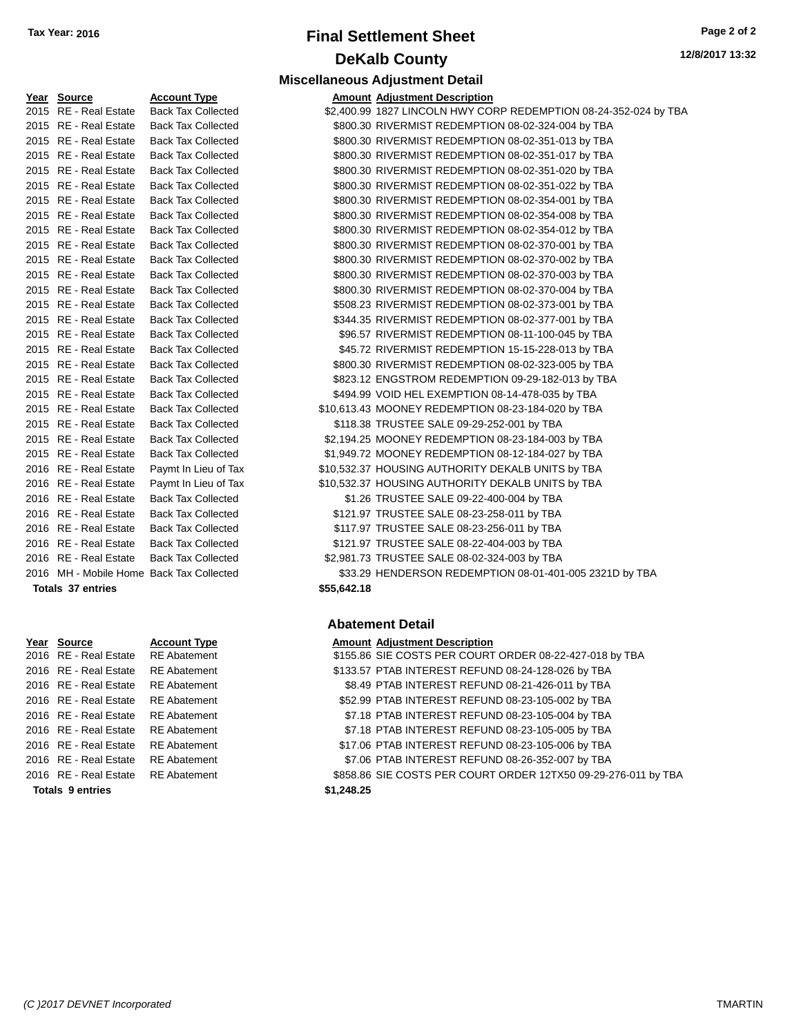Tax Year: 2016

# Final Settlement Sheet

## DeKalb County

12/8/2017 13:32

### Miscellaneous Adjustment Detail

| Year | Source | Account Type | Amount | Adjustment Description |
|---|---|---|---|---|
| 2015 | RE - Real Estate | Back Tax Collected | $2,400.99 | 1827 LINCOLN HWY CORP REDEMPTION 08-24-352-024 by TBA |
| 2015 | RE - Real Estate | Back Tax Collected | $800.30 | RIVERMIST REDEMPTION 08-02-324-004 by TBA |
| 2015 | RE - Real Estate | Back Tax Collected | $800.30 | RIVERMIST REDEMPTION 08-02-351-013 by TBA |
| 2015 | RE - Real Estate | Back Tax Collected | $800.30 | RIVERMIST REDEMPTION 08-02-351-017 by TBA |
| 2015 | RE - Real Estate | Back Tax Collected | $800.30 | RIVERMIST REDEMPTION 08-02-351-020 by TBA |
| 2015 | RE - Real Estate | Back Tax Collected | $800.30 | RIVERMIST REDEMPTION 08-02-351-022 by TBA |
| 2015 | RE - Real Estate | Back Tax Collected | $800.30 | RIVERMIST REDEMPTION 08-02-354-001 by TBA |
| 2015 | RE - Real Estate | Back Tax Collected | $800.30 | RIVERMIST REDEMPTION 08-02-354-008 by TBA |
| 2015 | RE - Real Estate | Back Tax Collected | $800.30 | RIVERMIST REDEMPTION 08-02-354-012 by TBA |
| 2015 | RE - Real Estate | Back Tax Collected | $800.30 | RIVERMIST REDEMPTION 08-02-370-001 by TBA |
| 2015 | RE - Real Estate | Back Tax Collected | $800.30 | RIVERMIST REDEMPTION 08-02-370-002 by TBA |
| 2015 | RE - Real Estate | Back Tax Collected | $800.30 | RIVERMIST REDEMPTION 08-02-370-003 by TBA |
| 2015 | RE - Real Estate | Back Tax Collected | $800.30 | RIVERMIST REDEMPTION 08-02-370-004 by TBA |
| 2015 | RE - Real Estate | Back Tax Collected | $508.23 | RIVERMIST REDEMPTION 08-02-373-001 by TBA |
| 2015 | RE - Real Estate | Back Tax Collected | $344.35 | RIVERMIST REDEMPTION 08-02-377-001 by TBA |
| 2015 | RE - Real Estate | Back Tax Collected | $96.57 | RIVERMIST REDEMPTION 08-11-100-045 by TBA |
| 2015 | RE - Real Estate | Back Tax Collected | $45.72 | RIVERMIST REDEMPTION 15-15-228-013 by TBA |
| 2015 | RE - Real Estate | Back Tax Collected | $800.30 | RIVERMIST REDEMPTION 08-02-323-005 by TBA |
| 2015 | RE - Real Estate | Back Tax Collected | $823.12 | ENGSTROM REDEMPTION 09-29-182-013 by TBA |
| 2015 | RE - Real Estate | Back Tax Collected | $494.99 | VOID HEL EXEMPTION 08-14-478-035 by TBA |
| 2015 | RE - Real Estate | Back Tax Collected | $10,613.43 | MOONEY REDEMPTION 08-23-184-020 by TBA |
| 2015 | RE - Real Estate | Back Tax Collected | $118.38 | TRUSTEE SALE 09-29-252-001 by TBA |
| 2015 | RE - Real Estate | Back Tax Collected | $2,194.25 | MOONEY REDEMPTION 08-23-184-003 by TBA |
| 2015 | RE - Real Estate | Back Tax Collected | $1,949.72 | MOONEY REDEMPTION 08-12-184-027 by TBA |
| 2016 | RE - Real Estate | Paymt In Lieu of Tax | $10,532.37 | HOUSING AUTHORITY DEKALB UNITS by TBA |
| 2016 | RE - Real Estate | Paymt In Lieu of Tax | $10,532.37 | HOUSING AUTHORITY DEKALB UNITS by TBA |
| 2016 | RE - Real Estate | Back Tax Collected | $1.26 | TRUSTEE SALE 09-22-400-004 by TBA |
| 2016 | RE - Real Estate | Back Tax Collected | $121.97 | TRUSTEE SALE 08-23-258-011 by TBA |
| 2016 | RE - Real Estate | Back Tax Collected | $117.97 | TRUSTEE SALE 08-23-256-011 by TBA |
| 2016 | RE - Real Estate | Back Tax Collected | $121.97 | TRUSTEE SALE 08-22-404-003 by TBA |
| 2016 | RE - Real Estate | Back Tax Collected | $2,981.73 | TRUSTEE SALE 08-02-324-003 by TBA |
| 2016 | MH - Mobile Home | Back Tax Collected | $33.29 | HENDERSON REDEMPTION 08-01-401-005 2321D by TBA |
| **Totals 37 entries** | | | **$55,642.18** | |

### Abatement Detail

| Year | Source | Account Type | Amount | Adjustment Description |
|---|---|---|---|---|
| 2016 | RE - Real Estate | RE Abatement | $155.86 | SIE COSTS PER COURT ORDER 08-22-427-018 by TBA |
| 2016 | RE - Real Estate | RE Abatement | $133.57 | PTAB INTEREST REFUND 08-24-128-026 by TBA |
| 2016 | RE - Real Estate | RE Abatement | $8.49 | PTAB INTEREST REFUND 08-21-426-011 by TBA |
| 2016 | RE - Real Estate | RE Abatement | $52.99 | PTAB INTEREST REFUND 08-23-105-002 by TBA |
| 2016 | RE - Real Estate | RE Abatement | $7.18 | PTAB INTEREST REFUND 08-23-105-004 by TBA |
| 2016 | RE - Real Estate | RE Abatement | $7.18 | PTAB INTEREST REFUND 08-23-105-005 by TBA |
| 2016 | RE - Real Estate | RE Abatement | $17.06 | PTAB INTEREST REFUND 08-23-105-006 by TBA |
| 2016 | RE - Real Estate | RE Abatement | $7.06 | PTAB INTEREST REFUND 08-26-352-007 by TBA |
| 2016 | RE - Real Estate | RE Abatement | $858.86 | SIE COSTS PER COURT ORDER 12TX50 09-29-276-011 by TBA |
| **Totals 9 entries** | | | **$1,248.25** | |

*(C )2017 DEVNET Incorporated* TMARTIN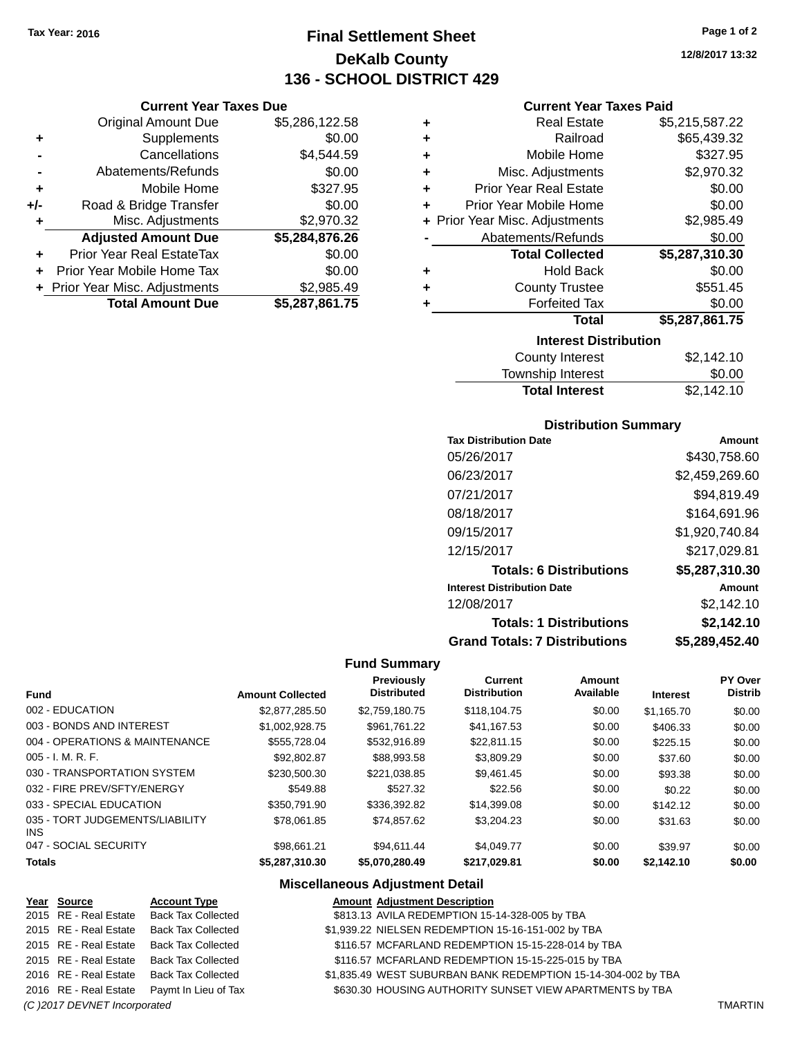Tax Year: 2016

# Final Settlement Sheet

## DeKalb County

## 136 - SCHOOL DISTRICT 429

12/8/2017 13:32

### Current Year Taxes Due

| | | |
|---|---|---|
| | Original Amount Due | $5,286,122.58 |
| + | Supplements | $0.00 |
| - | Cancellations | $4,544.59 |
| - | Abatements/Refunds | $0.00 |
| + | Mobile Home | $327.95 |
| +/- | Road & Bridge Transfer | $0.00 |
| + | Misc. Adjustments | $2,970.32 |
| | **Adjusted Amount Due** | **$5,284,876.26** |
| + | Prior Year Real EstateTax | $0.00 |
| + | Prior Year Mobile Home Tax | $0.00 |
| + | Prior Year Misc. Adjustments | $2,985.49 |
| | **Total Amount Due** | **$5,287,861.75** |

### Current Year Taxes Paid

| | | |
|---|---|---|
| + | Real Estate | $5,215,587.22 |
| + | Railroad | $65,439.32 |
| + | Mobile Home | $327.95 |
| + | Misc. Adjustments | $2,970.32 |
| + | Prior Year Real Estate | $0.00 |
| + | Prior Year Mobile Home | $0.00 |
| + | Prior Year Misc. Adjustments | $2,985.49 |
| - | Abatements/Refunds | $0.00 |
| | **Total Collected** | **$5,287,310.30** |
| + | Hold Back | $0.00 |
| + | County Trustee | $551.45 |
| + | Forfeited Tax | $0.00 |
| | **Total** | **$5,287,861.75** |

### Interest Distribution

| | |
|---|---|
| County Interest | $2,142.10 |
| Township Interest | $0.00 |
| **Total Interest** | $2,142.10 |

### Distribution Summary

| Tax Distribution Date | Amount |
|---|---|
| 05/26/2017 | $430,758.60 |
| 06/23/2017 | $2,459,269.60 |
| 07/21/2017 | $94,819.49 |
| 08/18/2017 | $164,691.96 |
| 09/15/2017 | $1,920,740.84 |
| 12/15/2017 | $217,029.81 |
| **Totals: 6 Distributions** | **$5,287,310.30** |
| **Interest Distribution Date** | **Amount** |
| 12/08/2017 | $2,142.10 |
| **Totals: 1 Distributions** | **$2,142.10** |
| **Grand Totals: 7 Distributions** | **$5,289,452.40** |

### Fund Summary

| Fund | Amount Collected | Previously Distributed | Current Distribution | Amount Available | Interest | PY Over Distrib |
|---|---|---|---|---|---|---|
| 002 - EDUCATION | $2,877,285.50 | $2,759,180.75 | $118,104.75 | $0.00 | $1,165.70 | $0.00 |
| 003 - BONDS AND INTEREST | $1,002,928.75 | $961,761.22 | $41,167.53 | $0.00 | $406.33 | $0.00 |
| 004 - OPERATIONS & MAINTENANCE | $555,728.04 | $532,916.89 | $22,811.15 | $0.00 | $225.15 | $0.00 |
| 005 - I. M. R. F. | $92,802.87 | $88,993.58 | $3,809.29 | $0.00 | $37.60 | $0.00 |
| 030 - TRANSPORTATION SYSTEM | $230,500.30 | $221,038.85 | $9,461.45 | $0.00 | $93.38 | $0.00 |
| 032 - FIRE PREV/SFTY/ENERGY | $549.88 | $527.32 | $22.56 | $0.00 | $0.22 | $0.00 |
| 033 - SPECIAL EDUCATION | $350,791.90 | $336,392.82 | $14,399.08 | $0.00 | $142.12 | $0.00 |
| 035 - TORT JUDGEMENTS/LIABILITY INS | $78,061.85 | $74,857.62 | $3,204.23 | $0.00 | $31.63 | $0.00 |
| 047 - SOCIAL SECURITY | $98,661.21 | $94,611.44 | $4,049.77 | $0.00 | $39.97 | $0.00 |
| **Totals** | **$5,287,310.30** | **$5,070,280.49** | **$217,029.81** | **$0.00** | **$2,142.10** | **$0.00** |

### Miscellaneous Adjustment Detail

| Year | Source | Account Type | Amount | Adjustment Description |
|---|---|---|---|---|
| 2015 | RE - Real Estate | Back Tax Collected | $813.13 | AVILA REDEMPTION 15-14-328-005 by TBA |
| 2015 | RE - Real Estate | Back Tax Collected | $1,939.22 | NIELSEN REDEMPTION 15-16-151-002 by TBA |
| 2015 | RE - Real Estate | Back Tax Collected | $116.57 | MCFARLAND REDEMPTION 15-15-228-014 by TBA |
| 2015 | RE - Real Estate | Back Tax Collected | $116.57 | MCFARLAND REDEMPTION 15-15-225-015 by TBA |
| 2016 | RE - Real Estate | Back Tax Collected | $1,835.49 | WEST SUBURBAN BANK REDEMPTION 15-14-304-002 by TBA |
| 2016 | RE - Real Estate | Paymt In Lieu of Tax | $630.30 | HOUSING AUTHORITY SUNSET VIEW APARTMENTS by TBA |

(C )2017 DEVNET Incorporated TMARTIN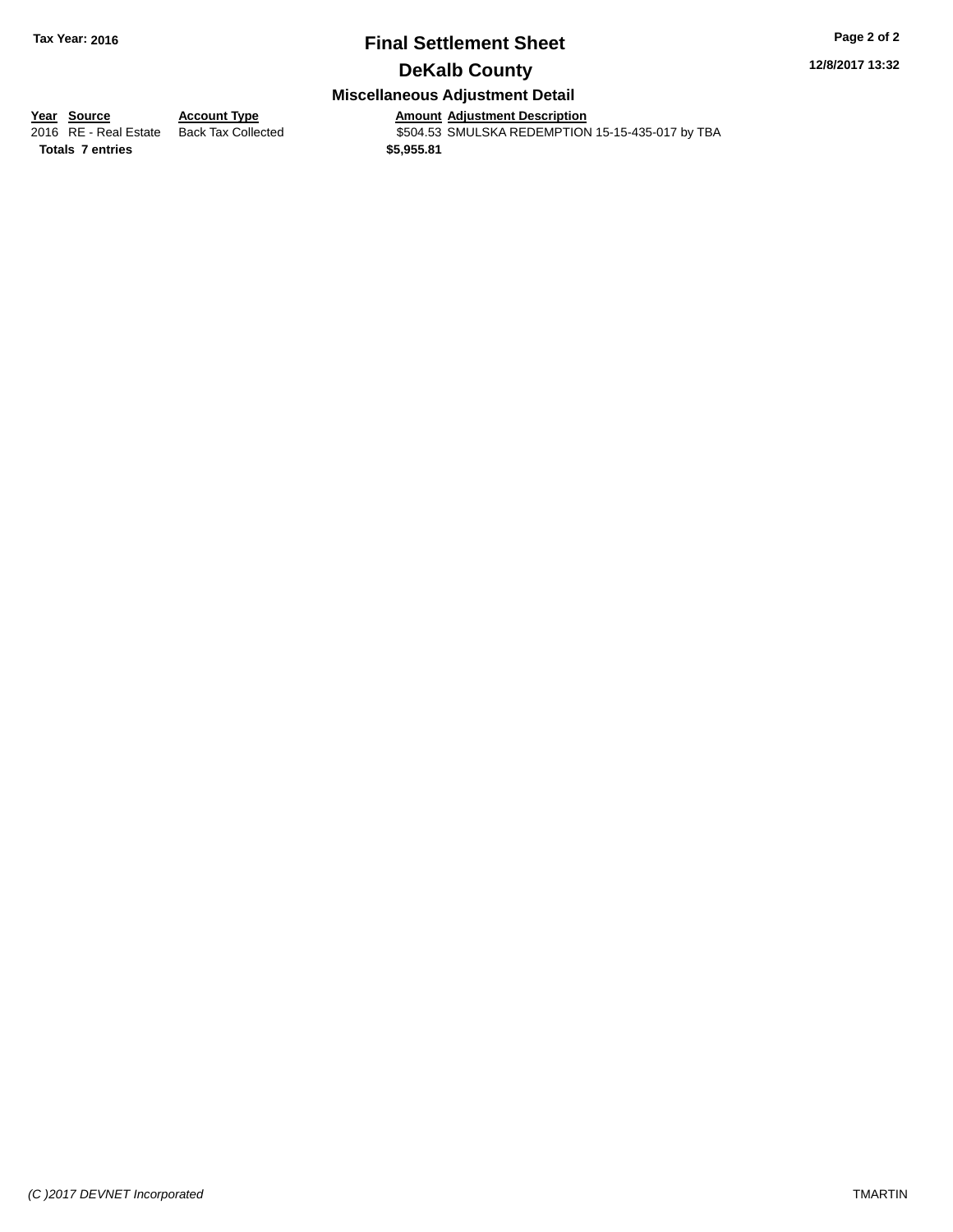**Tax Year: 2016**

# Final Settlement Sheet

## DeKalb County

### Miscellaneous Adjustment Detail

| Year | Source | Account Type | Amount | Adjustment Description |
|---|---|---|---|---|
| 2016 | RE - Real Estate | Back Tax Collected | $504.53 | SMULSKA REDEMPTION 15-15-435-017 by TBA |
| **Totals** | **7 entries** | | **$5,955.81** | |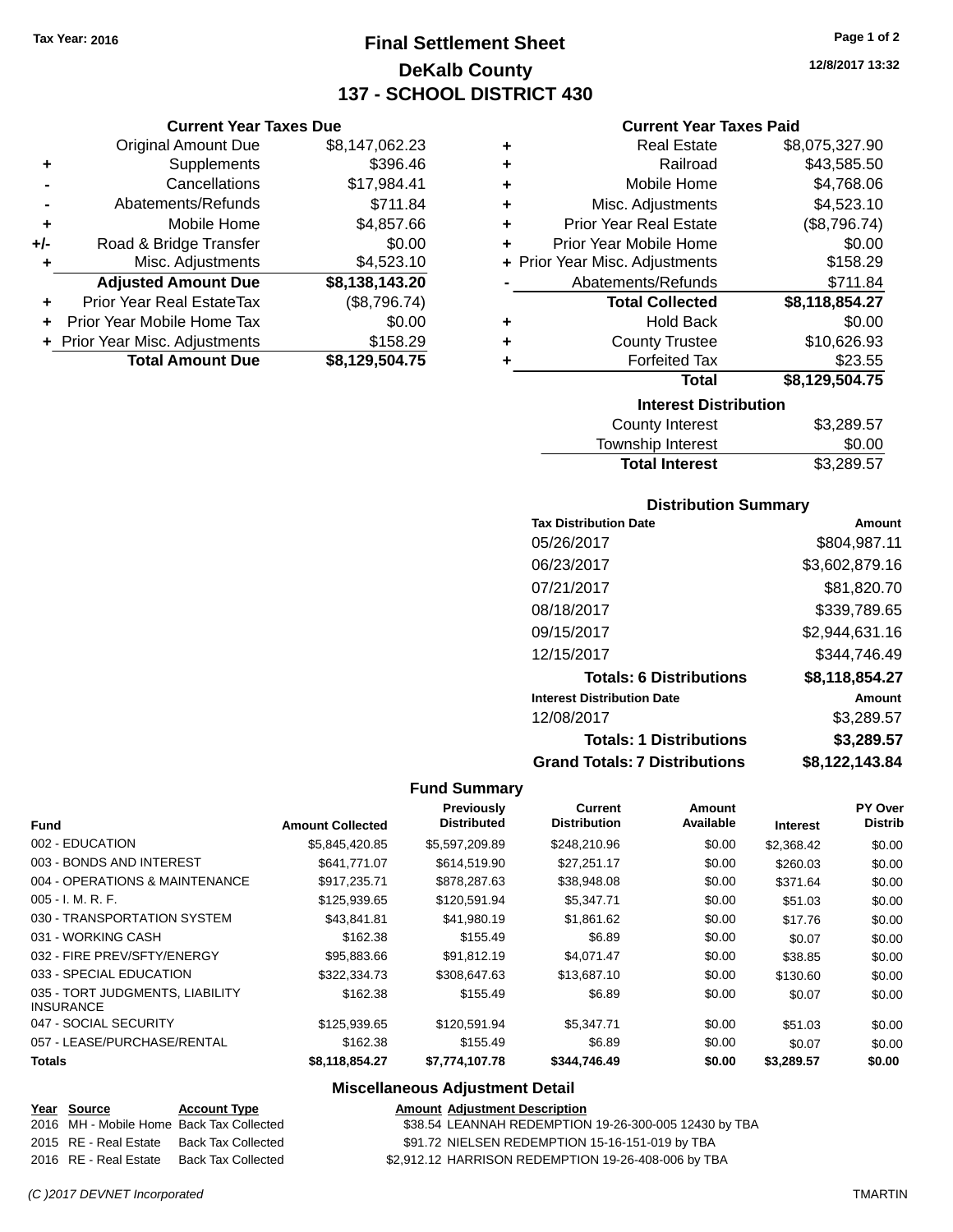Tax Year: 2016

# Final Settlement Sheet

## DeKalb County

## 137 - SCHOOL DISTRICT 430

12/8/2017 13:32

### Current Year Taxes Due

| | | |
|---|---|---|
| | Original Amount Due | $8,147,062.23 |
| + | Supplements | $396.46 |
| - | Cancellations | $17,984.41 |
| - | Abatements/Refunds | $711.84 |
| + | Mobile Home | $4,857.66 |
| +/- | Road & Bridge Transfer | $0.00 |
| + | Misc. Adjustments | $4,523.10 |
| | **Adjusted Amount Due** | **$8,138,143.20** |
| + | Prior Year Real EstateTax | ($8,796.74) |
| + | Prior Year Mobile Home Tax | $0.00 |
| + | Prior Year Misc. Adjustments | $158.29 |
| | **Total Amount Due** | **$8,129,504.75** |

### Current Year Taxes Paid

| | | |
|---|---|---|
| + | Real Estate | $8,075,327.90 |
| + | Railroad | $43,585.50 |
| + | Mobile Home | $4,768.06 |
| + | Misc. Adjustments | $4,523.10 |
| + | Prior Year Real Estate | ($8,796.74) |
| + | Prior Year Mobile Home | $0.00 |
| + | Prior Year Misc. Adjustments | $158.29 |
| - | Abatements/Refunds | $711.84 |
| | **Total Collected** | **$8,118,854.27** |
| + | Hold Back | $0.00 |
| + | County Trustee | $10,626.93 |
| + | Forfeited Tax | $23.55 |
| | **Total** | **$8,129,504.75** |

### Interest Distribution

| | |
|---|---|
| County Interest | $3,289.57 |
| Township Interest | $0.00 |
| **Total Interest** | $3,289.57 |

### Distribution Summary

| Tax Distribution Date | Amount |
|---|---|
| 05/26/2017 | $804,987.11 |
| 06/23/2017 | $3,602,879.16 |
| 07/21/2017 | $81,820.70 |
| 08/18/2017 | $339,789.65 |
| 09/15/2017 | $2,944,631.16 |
| 12/15/2017 | $344,746.49 |
| **Totals: 6 Distributions** | **$8,118,854.27** |
| **Interest Distribution Date** | **Amount** |
| 12/08/2017 | $3,289.57 |
| **Totals: 1 Distributions** | **$3,289.57** |
| **Grand Totals: 7 Distributions** | **$8,122,143.84** |

### Fund Summary

| Fund | Amount Collected | Previously Distributed | Current Distribution | Amount Available | Interest | PY Over Distrib |
|---|---|---|---|---|---|---|
| 002 - EDUCATION | $5,845,420.85 | $5,597,209.89 | $248,210.96 | $0.00 | $2,368.42 | $0.00 |
| 003 - BONDS AND INTEREST | $641,771.07 | $614,519.90 | $27,251.17 | $0.00 | $260.03 | $0.00 |
| 004 - OPERATIONS & MAINTENANCE | $917,235.71 | $878,287.63 | $38,948.08 | $0.00 | $371.64 | $0.00 |
| 005 - I. M. R. F. | $125,939.65 | $120,591.94 | $5,347.71 | $0.00 | $51.03 | $0.00 |
| 030 - TRANSPORTATION SYSTEM | $43,841.81 | $41,980.19 | $1,861.62 | $0.00 | $17.76 | $0.00 |
| 031 - WORKING CASH | $162.38 | $155.49 | $6.89 | $0.00 | $0.07 | $0.00 |
| 032 - FIRE PREV/SFTY/ENERGY | $95,883.66 | $91,812.19 | $4,071.47 | $0.00 | $38.85 | $0.00 |
| 033 - SPECIAL EDUCATION | $322,334.73 | $308,647.63 | $13,687.10 | $0.00 | $130.60 | $0.00 |
| 035 - TORT JUDGMENTS, LIABILITY INSURANCE | $162.38 | $155.49 | $6.89 | $0.00 | $0.07 | $0.00 |
| 047 - SOCIAL SECURITY | $125,939.65 | $120,591.94 | $5,347.71 | $0.00 | $51.03 | $0.00 |
| 057 - LEASE/PURCHASE/RENTAL | $162.38 | $155.49 | $6.89 | $0.00 | $0.07 | $0.00 |
| **Totals** | **$8,118,854.27** | **$7,774,107.78** | **$344,746.49** | **$0.00** | **$3,289.57** | **$0.00** |

### Miscellaneous Adjustment Detail

| Year | Source | Account Type | Amount | Adjustment Description |
|---|---|---|---|---|
| 2016 | MH - Mobile Home | Back Tax Collected | $38.54 | LEANNAH REDEMPTION 19-26-300-005 12430 by TBA |
| 2015 | RE - Real Estate | Back Tax Collected | $91.72 | NIELSEN REDEMPTION 15-16-151-019 by TBA |
| 2016 | RE - Real Estate | Back Tax Collected | $2,912.12 | HARRISON REDEMPTION 19-26-408-006 by TBA |

(C )2017 DEVNET Incorporated TMARTIN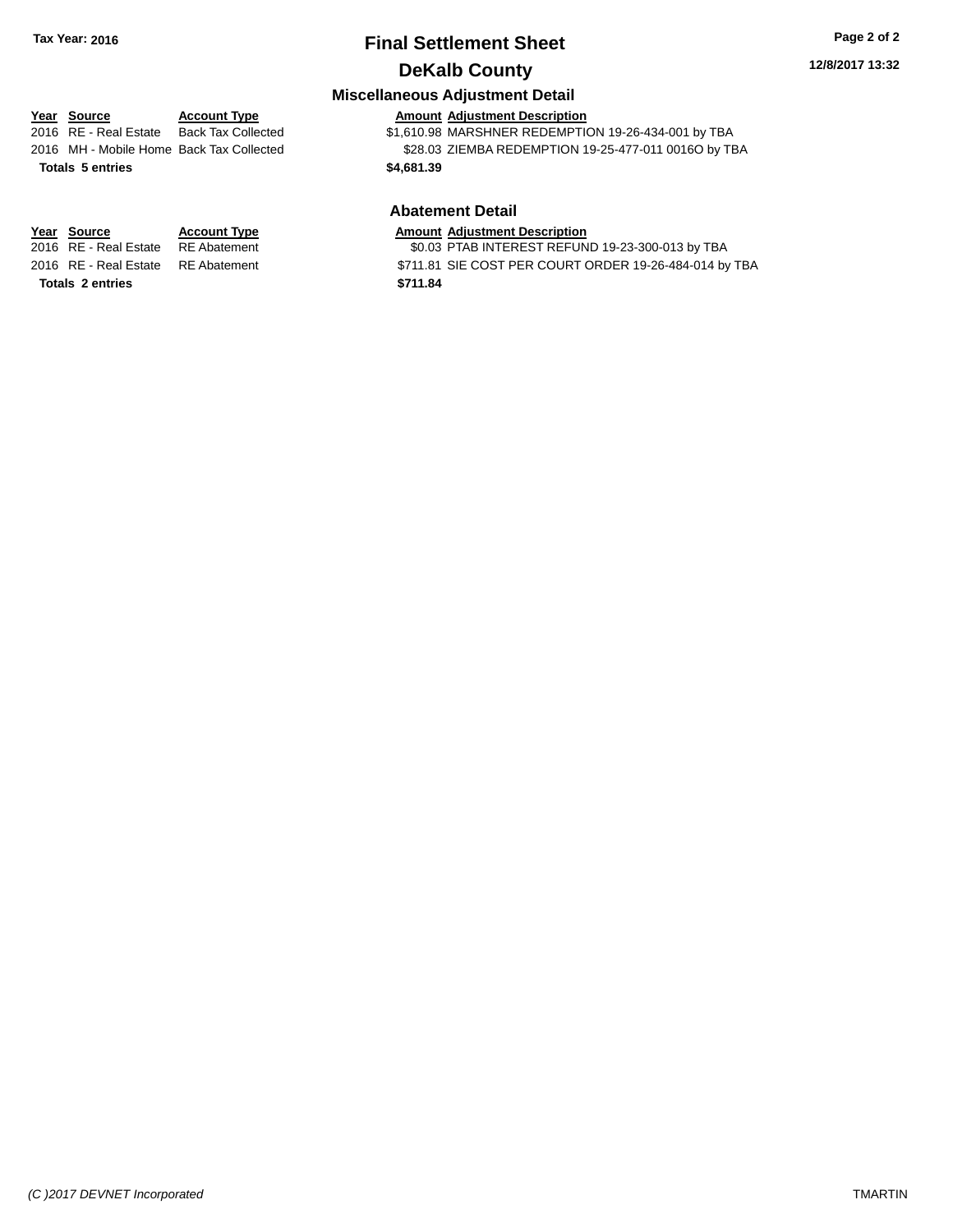**Tax Year: 2016**

# Final Settlement Sheet

## DeKalb County

### Miscellaneous Adjustment Detail

| Year | Source | Account Type | Amount | Adjustment Description |
|---|---|---|---|---|
| 2016 | RE - Real Estate | Back Tax Collected | $1,610.98 | MARSHNER REDEMPTION 19-26-434-001 by TBA |
| 2016 | MH - Mobile Home | Back Tax Collected | $28.03 | ZIEMBA REDEMPTION 19-25-477-011 0016O by TBA |
| **Totals** | **5 entries** | | **$4,681.39** | |

### Abatement Detail

| Year | Source | Account Type | Amount | Adjustment Description |
|---|---|---|---|---|
| 2016 | RE - Real Estate | RE Abatement | $0.03 | PTAB INTEREST REFUND 19-23-300-013 by TBA |
| 2016 | RE - Real Estate | RE Abatement | $711.81 | SIE COST PER COURT ORDER 19-26-484-014 by TBA |
| **Totals** | **2 entries** | | **$711.84** | |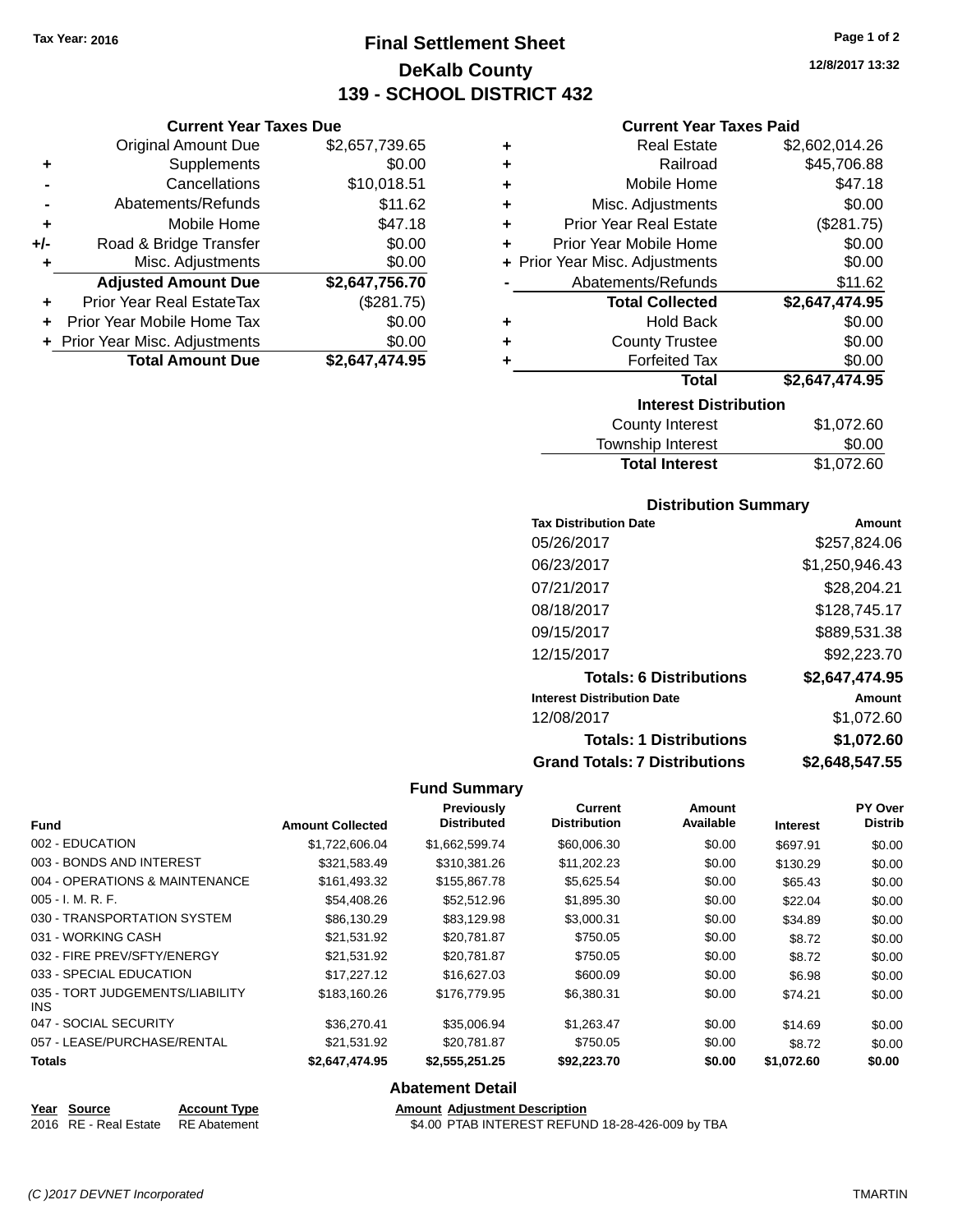Tax Year: 2016

# Final Settlement Sheet

## DeKalb County

## 139 - SCHOOL DISTRICT 432

12/8/2017 13:32

### Current Year Taxes Due

| | | |
|---|---|---|
| | Original Amount Due | $2,657,739.65 |
| + | Supplements | $0.00 |
| - | Cancellations | $10,018.51 |
| - | Abatements/Refunds | $11.62 |
| + | Mobile Home | $47.18 |
| +/- | Road & Bridge Transfer | $0.00 |
| + | Misc. Adjustments | $0.00 |
| | **Adjusted Amount Due** | **$2,647,756.70** |
| + | Prior Year Real EstateTax | ($281.75) |
| + | Prior Year Mobile Home Tax | $0.00 |
| + | Prior Year Misc. Adjustments | $0.00 |
| | **Total Amount Due** | **$2,647,474.95** |

### Current Year Taxes Paid

| | | |
|---|---|---|
| + | Real Estate | $2,602,014.26 |
| + | Railroad | $45,706.88 |
| + | Mobile Home | $47.18 |
| + | Misc. Adjustments | $0.00 |
| + | Prior Year Real Estate | ($281.75) |
| + | Prior Year Mobile Home | $0.00 |
| + | Prior Year Misc. Adjustments | $0.00 |
| - | Abatements/Refunds | $11.62 |
| | **Total Collected** | **$2,647,474.95** |
| + | Hold Back | $0.00 |
| + | County Trustee | $0.00 |
| + | Forfeited Tax | $0.00 |
| | **Total** | **$2,647,474.95** |

### Interest Distribution

| | |
|---|---|
| County Interest | $1,072.60 |
| Township Interest | $0.00 |
| **Total Interest** | $1,072.60 |

### Distribution Summary

| Tax Distribution Date | Amount |
|---|---|
| 05/26/2017 | $257,824.06 |
| 06/23/2017 | $1,250,946.43 |
| 07/21/2017 | $28,204.21 |
| 08/18/2017 | $128,745.17 |
| 09/15/2017 | $889,531.38 |
| 12/15/2017 | $92,223.70 |
| **Totals: 6 Distributions** | **$2,647,474.95** |
| **Interest Distribution Date** | **Amount** |
| 12/08/2017 | $1,072.60 |
| **Totals: 1 Distributions** | **$1,072.60** |
| **Grand Totals: 7 Distributions** | **$2,648,547.55** |

### Fund Summary

| Fund | Amount Collected | Previously Distributed | Current Distribution | Amount Available | Interest | PY Over Distrib |
|---|---|---|---|---|---|---|
| 002 - EDUCATION | $1,722,606.04 | $1,662,599.74 | $60,006.30 | $0.00 | $697.91 | $0.00 |
| 003 - BONDS AND INTEREST | $321,583.49 | $310,381.26 | $11,202.23 | $0.00 | $130.29 | $0.00 |
| 004 - OPERATIONS & MAINTENANCE | $161,493.32 | $155,867.78 | $5,625.54 | $0.00 | $65.43 | $0.00 |
| 005 - I. M. R. F. | $54,408.26 | $52,512.96 | $1,895.30 | $0.00 | $22.04 | $0.00 |
| 030 - TRANSPORTATION SYSTEM | $86,130.29 | $83,129.98 | $3,000.31 | $0.00 | $34.89 | $0.00 |
| 031 - WORKING CASH | $21,531.92 | $20,781.87 | $750.05 | $0.00 | $8.72 | $0.00 |
| 032 - FIRE PREV/SFTY/ENERGY | $21,531.92 | $20,781.87 | $750.05 | $0.00 | $8.72 | $0.00 |
| 033 - SPECIAL EDUCATION | $17,227.12 | $16,627.03 | $600.09 | $0.00 | $6.98 | $0.00 |
| 035 - TORT JUDGEMENTS/LIABILITY INS | $183,160.26 | $176,779.95 | $6,380.31 | $0.00 | $74.21 | $0.00 |
| 047 - SOCIAL SECURITY | $36,270.41 | $35,006.94 | $1,263.47 | $0.00 | $14.69 | $0.00 |
| 057 - LEASE/PURCHASE/RENTAL | $21,531.92 | $20,781.87 | $750.05 | $0.00 | $8.72 | $0.00 |
| **Totals** | **$2,647,474.95** | **$2,555,251.25** | **$92,223.70** | **$0.00** | **$1,072.60** | **$0.00** |

### Abatement Detail

| Year | Source | Account Type | Amount | Adjustment Description |
|---|---|---|---|---|
| 2016 | RE - Real Estate | RE Abatement | $4.00 | PTAB INTEREST REFUND 18-28-426-009 by TBA |

(C )2017 DEVNET Incorporated TMARTIN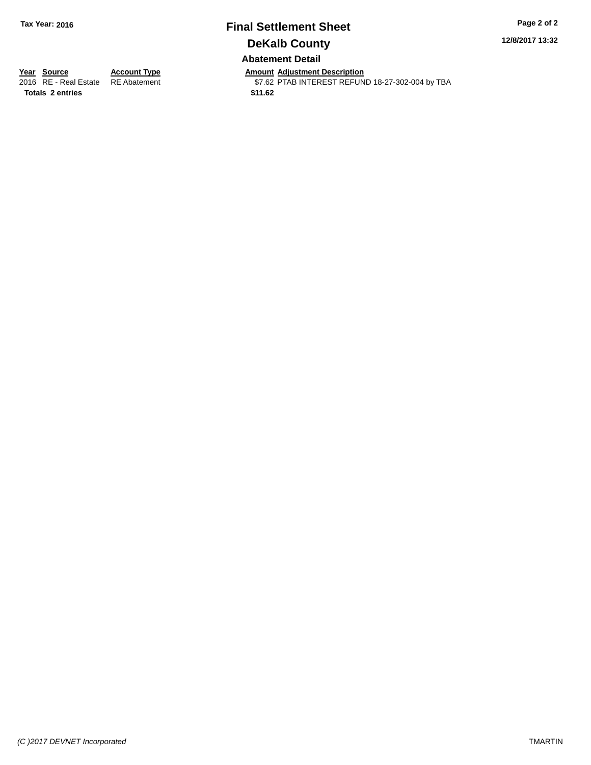**Tax Year: 2016**

# Final Settlement Sheet

## DeKalb County

12/8/2017 13:32

### Abatement Detail

| Year | Source | Account Type | Amount | Adjustment Description |
|---|---|---|---|---|
| 2016 | RE - Real Estate | RE Abatement | $7.62 | PTAB INTEREST REFUND 18-27-302-004 by TBA |
| **Totals** | **2 entries** | | **$11.62** | |

*(C )2017 DEVNET Incorporated* TMARTIN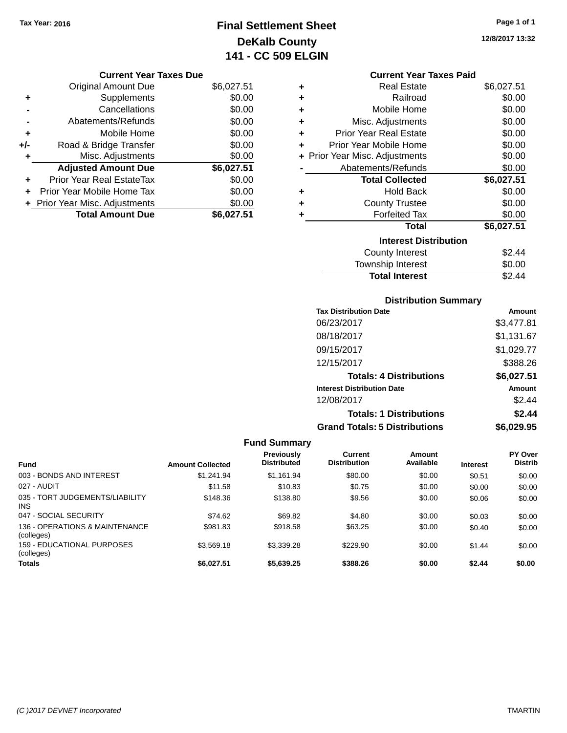Tax Year: 2016

# Final Settlement Sheet
## DeKalb County
## 141 - CC 509 ELGIN

12/8/2017 13:32

### Current Year Taxes Due

| | | |
|---|---|---|
| | Original Amount Due | $6,027.51 |
| + | Supplements | $0.00 |
| - | Cancellations | $0.00 |
| - | Abatements/Refunds | $0.00 |
| + | Mobile Home | $0.00 |
| +/- | Road & Bridge Transfer | $0.00 |
| + | Misc. Adjustments | $0.00 |
| | **Adjusted Amount Due** | **$6,027.51** |
| + | Prior Year Real EstateTax | $0.00 |
| + | Prior Year Mobile Home Tax | $0.00 |
| + | Prior Year Misc. Adjustments | $0.00 |
| | **Total Amount Due** | **$6,027.51** |

### Current Year Taxes Paid

| | | |
|---|---|---|
| + | Real Estate | $6,027.51 |
| + | Railroad | $0.00 |
| + | Mobile Home | $0.00 |
| + | Misc. Adjustments | $0.00 |
| + | Prior Year Real Estate | $0.00 |
| + | Prior Year Mobile Home | $0.00 |
| + | Prior Year Misc. Adjustments | $0.00 |
| - | Abatements/Refunds | $0.00 |
| | **Total Collected** | **$6,027.51** |
| + | Hold Back | $0.00 |
| + | County Trustee | $0.00 |
| + | Forfeited Tax | $0.00 |
| | **Total** | **$6,027.51** |

### Interest Distribution

| | |
|---|---|
| County Interest | $2.44 |
| Township Interest | $0.00 |
| **Total Interest** | $2.44 |

### Distribution Summary

| Tax Distribution Date | Amount |
|---|---|
| 06/23/2017 | $3,477.81 |
| 08/18/2017 | $1,131.67 |
| 09/15/2017 | $1,029.77 |
| 12/15/2017 | $388.26 |
| **Totals: 4 Distributions** | **$6,027.51** |
| **Interest Distribution Date** | **Amount** |
| 12/08/2017 | $2.44 |
| **Totals: 1 Distributions** | **$2.44** |
| **Grand Totals: 5 Distributions** | **$6,029.95** |

### Fund Summary

| Fund | Amount Collected | Previously Distributed | Current Distribution | Amount Available | Interest | PY Over Distrib |
|---|---|---|---|---|---|---|
| 003 - BONDS AND INTEREST | $1,241.94 | $1,161.94 | $80.00 | $0.00 | $0.51 | $0.00 |
| 027 - AUDIT | $11.58 | $10.83 | $0.75 | $0.00 | $0.00 | $0.00 |
| 035 - TORT JUDGEMENTS/LIABILITY INS | $148.36 | $138.80 | $9.56 | $0.00 | $0.06 | $0.00 |
| 047 - SOCIAL SECURITY | $74.62 | $69.82 | $4.80 | $0.00 | $0.03 | $0.00 |
| 136 - OPERATIONS & MAINTENANCE (colleges) | $981.83 | $918.58 | $63.25 | $0.00 | $0.40 | $0.00 |
| 159 - EDUCATIONAL PURPOSES (colleges) | $3,569.18 | $3,339.28 | $229.90 | $0.00 | $1.44 | $0.00 |
| **Totals** | **$6,027.51** | **$5,639.25** | **$388.26** | **$0.00** | **$2.44** | **$0.00** |

(C )2017 DEVNET Incorporated TMARTIN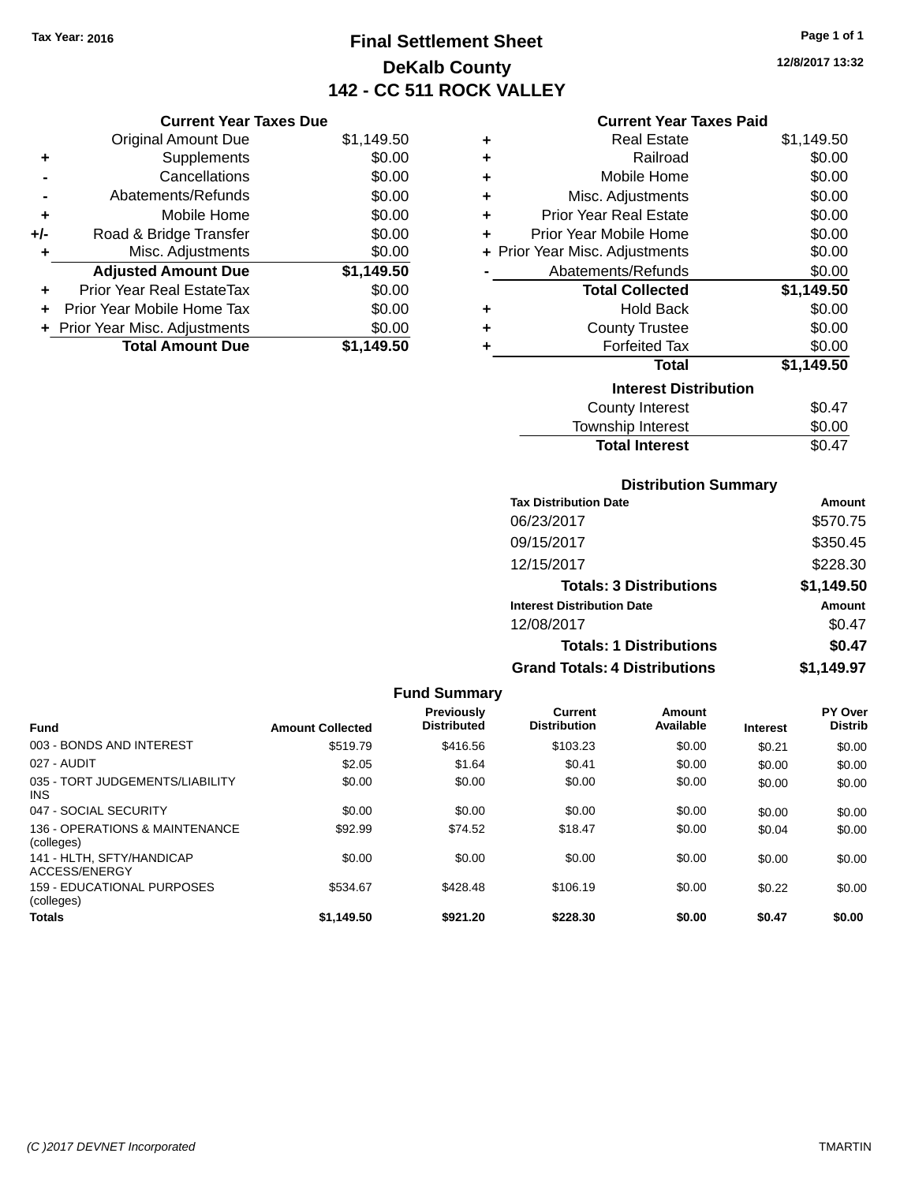Tax Year: 2016

# Final Settlement Sheet
## DeKalb County
## 142 - CC 511 ROCK VALLEY

12/8/2017 13:32

### Current Year Taxes Due

| | | |
|---|---|---|
| | Original Amount Due | $1,149.50 |
| + | Supplements | $0.00 |
| - | Cancellations | $0.00 |
| - | Abatements/Refunds | $0.00 |
| + | Mobile Home | $0.00 |
| +/- | Road & Bridge Transfer | $0.00 |
| + | Misc. Adjustments | $0.00 |
| | **Adjusted Amount Due** | **$1,149.50** |
| + | Prior Year Real EstateTax | $0.00 |
| + | Prior Year Mobile Home Tax | $0.00 |
| + | Prior Year Misc. Adjustments | $0.00 |
| | **Total Amount Due** | **$1,149.50** |

### Current Year Taxes Paid

| | | |
|---|---|---|
| + | Real Estate | $1,149.50 |
| + | Railroad | $0.00 |
| + | Mobile Home | $0.00 |
| + | Misc. Adjustments | $0.00 |
| + | Prior Year Real Estate | $0.00 |
| + | Prior Year Mobile Home | $0.00 |
| + | Prior Year Misc. Adjustments | $0.00 |
| - | Abatements/Refunds | $0.00 |
| | **Total Collected** | **$1,149.50** |
| + | Hold Back | $0.00 |
| + | County Trustee | $0.00 |
| + | Forfeited Tax | $0.00 |
| | **Total** | **$1,149.50** |

### Interest Distribution

| | |
|---|---|
| County Interest | $0.47 |
| Township Interest | $0.00 |
| **Total Interest** | $0.47 |

### Distribution Summary

| Tax Distribution Date | Amount |
|---|---|
| 06/23/2017 | $570.75 |
| 09/15/2017 | $350.45 |
| 12/15/2017 | $228.30 |
| **Totals: 3 Distributions** | **$1,149.50** |
| **Interest Distribution Date** | **Amount** |
| 12/08/2017 | $0.47 |
| **Totals: 1 Distributions** | **$0.47** |
| **Grand Totals: 4 Distributions** | **$1,149.97** |

### Fund Summary

| Fund | Amount Collected | Previously Distributed | Current Distribution | Amount Available | Interest | PY Over Distrib |
|---|---|---|---|---|---|---|
| 003 - BONDS AND INTEREST | $519.79 | $416.56 | $103.23 | $0.00 | $0.21 | $0.00 |
| 027 - AUDIT | $2.05 | $1.64 | $0.41 | $0.00 | $0.00 | $0.00 |
| 035 - TORT JUDGEMENTS/LIABILITY INS | $0.00 | $0.00 | $0.00 | $0.00 | $0.00 | $0.00 |
| 047 - SOCIAL SECURITY | $0.00 | $0.00 | $0.00 | $0.00 | $0.00 | $0.00 |
| 136 - OPERATIONS & MAINTENANCE (colleges) | $92.99 | $74.52 | $18.47 | $0.00 | $0.04 | $0.00 |
| 141 - HLTH, SFTY/HANDICAP ACCESS/ENERGY | $0.00 | $0.00 | $0.00 | $0.00 | $0.00 | $0.00 |
| 159 - EDUCATIONAL PURPOSES (colleges) | $534.67 | $428.48 | $106.19 | $0.00 | $0.22 | $0.00 |
| **Totals** | **$1,149.50** | **$921.20** | **$228.30** | **$0.00** | **$0.47** | **$0.00** |

(C )2017 DEVNET Incorporated — TMARTIN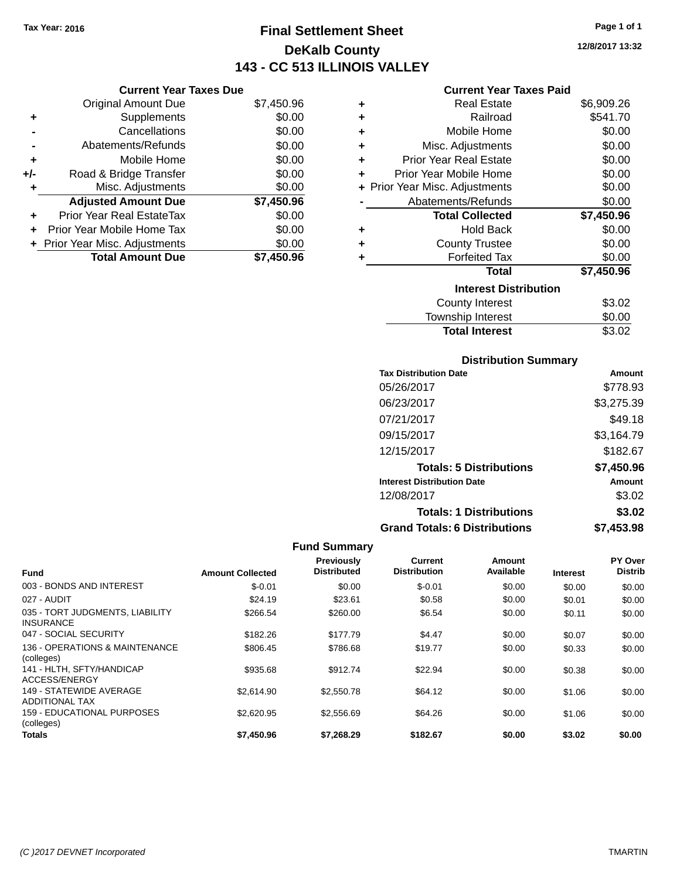Tax Year: 2016

# Final Settlement Sheet

## DeKalb County

## 143 - CC 513 ILLINOIS VALLEY

12/8/2017 13:32

### Current Year Taxes Due

| | | |
|---|---|---|
| | Original Amount Due | $7,450.96 |
| + | Supplements | $0.00 |
| - | Cancellations | $0.00 |
| - | Abatements/Refunds | $0.00 |
| + | Mobile Home | $0.00 |
| +/- | Road & Bridge Transfer | $0.00 |
| + | Misc. Adjustments | $0.00 |
| | **Adjusted Amount Due** | **$7,450.96** |
| + | Prior Year Real EstateTax | $0.00 |
| + | Prior Year Mobile Home Tax | $0.00 |
| + | Prior Year Misc. Adjustments | $0.00 |
| | **Total Amount Due** | **$7,450.96** |

### Current Year Taxes Paid

| | | |
|---|---|---|
| + | Real Estate | $6,909.26 |
| + | Railroad | $541.70 |
| + | Mobile Home | $0.00 |
| + | Misc. Adjustments | $0.00 |
| + | Prior Year Real Estate | $0.00 |
| + | Prior Year Mobile Home | $0.00 |
| + | Prior Year Misc. Adjustments | $0.00 |
| - | Abatements/Refunds | $0.00 |
| | **Total Collected** | **$7,450.96** |
| + | Hold Back | $0.00 |
| + | County Trustee | $0.00 |
| + | Forfeited Tax | $0.00 |
| | **Total** | **$7,450.96** |

### Interest Distribution

| | |
|---|---|
| County Interest | $3.02 |
| Township Interest | $0.00 |
| **Total Interest** | $3.02 |

### Distribution Summary

| Tax Distribution Date | Amount |
|---|---|
| 05/26/2017 | $778.93 |
| 06/23/2017 | $3,275.39 |
| 07/21/2017 | $49.18 |
| 09/15/2017 | $3,164.79 |
| 12/15/2017 | $182.67 |
| **Totals: 5 Distributions** | **$7,450.96** |
| **Interest Distribution Date** | **Amount** |
| 12/08/2017 | $3.02 |
| **Totals: 1 Distributions** | **$3.02** |
| **Grand Totals: 6 Distributions** | **$7,453.98** |

### Fund Summary

| Fund | Amount Collected | Previously Distributed | Current Distribution | Amount Available | Interest | PY Over Distrib |
|---|---|---|---|---|---|---|
| 003 - BONDS AND INTEREST | $-0.01 | $0.00 | $-0.01 | $0.00 | $0.00 | $0.00 |
| 027 - AUDIT | $24.19 | $23.61 | $0.58 | $0.00 | $0.01 | $0.00 |
| 035 - TORT JUDGMENTS, LIABILITY INSURANCE | $266.54 | $260.00 | $6.54 | $0.00 | $0.11 | $0.00 |
| 047 - SOCIAL SECURITY | $182.26 | $177.79 | $4.47 | $0.00 | $0.07 | $0.00 |
| 136 - OPERATIONS & MAINTENANCE (colleges) | $806.45 | $786.68 | $19.77 | $0.00 | $0.33 | $0.00 |
| 141 - HLTH, SFTY/HANDICAP ACCESS/ENERGY | $935.68 | $912.74 | $22.94 | $0.00 | $0.38 | $0.00 |
| 149 - STATEWIDE AVERAGE ADDITIONAL TAX | $2,614.90 | $2,550.78 | $64.12 | $0.00 | $1.06 | $0.00 |
| 159 - EDUCATIONAL PURPOSES (colleges) | $2,620.95 | $2,556.69 | $64.26 | $0.00 | $1.06 | $0.00 |
| **Totals** | **$7,450.96** | **$7,268.29** | **$182.67** | **$0.00** | **$3.02** | **$0.00** |

(C )2017 DEVNET Incorporated TMARTIN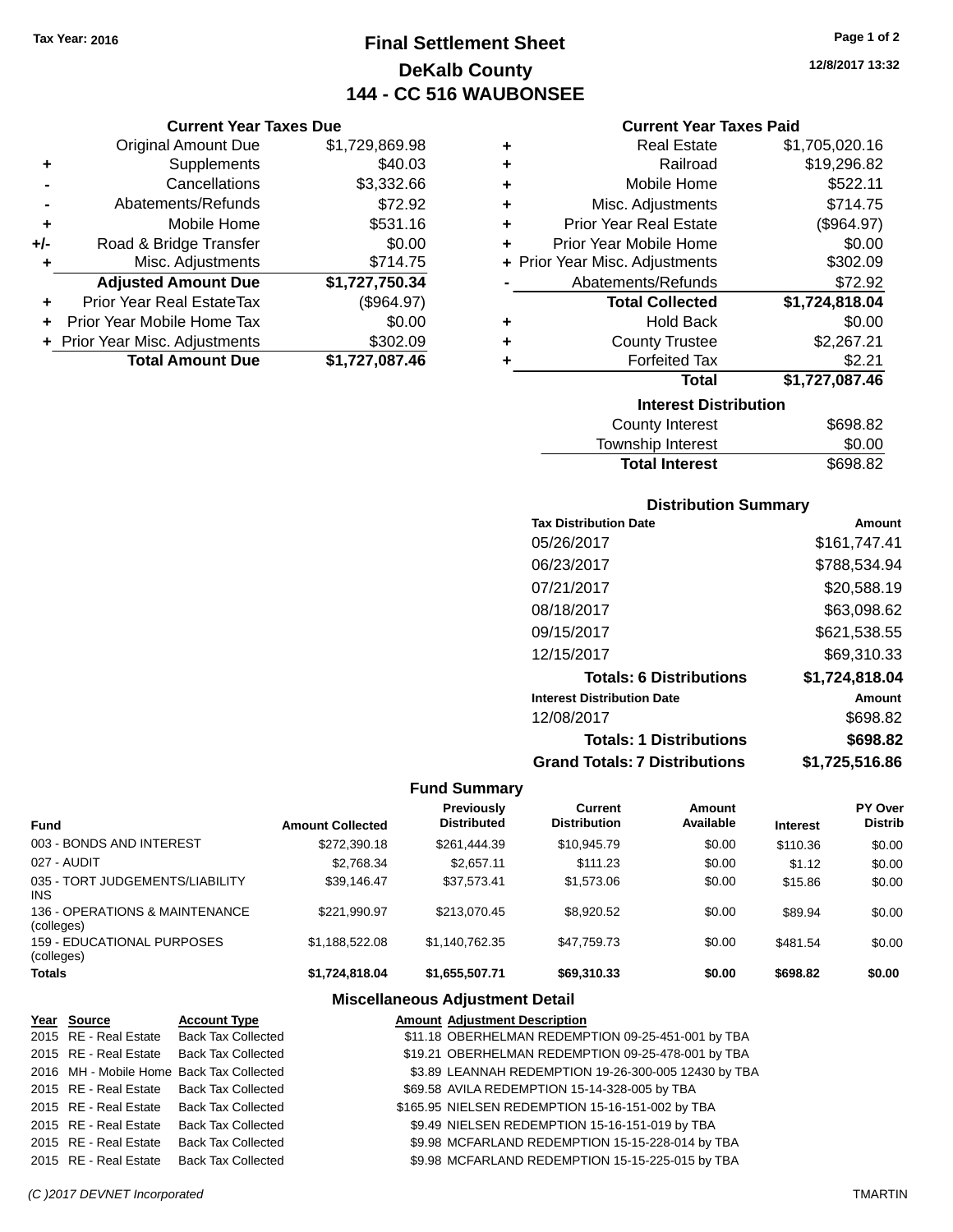Tax Year: 2016

# Final Settlement Sheet
## DeKalb County
## 144 - CC 516 WAUBONSEE

12/8/2017 13:32

### Current Year Taxes Due

| | | |
|---|---|---|
| | Original Amount Due | $1,729,869.98 |
| + | Supplements | $40.03 |
| - | Cancellations | $3,332.66 |
| - | Abatements/Refunds | $72.92 |
| + | Mobile Home | $531.16 |
| +/- | Road & Bridge Transfer | $0.00 |
| + | Misc. Adjustments | $714.75 |
| | **Adjusted Amount Due** | **$1,727,750.34** |
| + | Prior Year Real EstateTax | ($964.97) |
| + | Prior Year Mobile Home Tax | $0.00 |
| + | Prior Year Misc. Adjustments | $302.09 |
| | **Total Amount Due** | **$1,727,087.46** |

### Current Year Taxes Paid

| | | |
|---|---|---|
| + | Real Estate | $1,705,020.16 |
| + | Railroad | $19,296.82 |
| + | Mobile Home | $522.11 |
| + | Misc. Adjustments | $714.75 |
| + | Prior Year Real Estate | ($964.97) |
| + | Prior Year Mobile Home | $0.00 |
| + | Prior Year Misc. Adjustments | $302.09 |
| - | Abatements/Refunds | $72.92 |
| | **Total Collected** | **$1,724,818.04** |
| + | Hold Back | $0.00 |
| + | County Trustee | $2,267.21 |
| + | Forfeited Tax | $2.21 |
| | **Total** | **$1,727,087.46** |

### Interest Distribution

| | |
|---|---|
| County Interest | $698.82 |
| Township Interest | $0.00 |
| **Total Interest** | $698.82 |

### Distribution Summary

| Tax Distribution Date | Amount |
|---|---|
| 05/26/2017 | $161,747.41 |
| 06/23/2017 | $788,534.94 |
| 07/21/2017 | $20,588.19 |
| 08/18/2017 | $63,098.62 |
| 09/15/2017 | $621,538.55 |
| 12/15/2017 | $69,310.33 |
| **Totals: 6 Distributions** | **$1,724,818.04** |
| **Interest Distribution Date** | **Amount** |
| 12/08/2017 | $698.82 |
| **Totals: 1 Distributions** | **$698.82** |
| **Grand Totals: 7 Distributions** | **$1,725,516.86** |

### Fund Summary

| Fund | Amount Collected | Previously Distributed | Current Distribution | Amount Available | Interest | PY Over Distrib |
|---|---|---|---|---|---|---|
| 003 - BONDS AND INTEREST | $272,390.18 | $261,444.39 | $10,945.79 | $0.00 | $110.36 | $0.00 |
| 027 - AUDIT | $2,768.34 | $2,657.11 | $111.23 | $0.00 | $1.12 | $0.00 |
| 035 - TORT JUDGEMENTS/LIABILITY INS | $39,146.47 | $37,573.41 | $1,573.06 | $0.00 | $15.86 | $0.00 |
| 136 - OPERATIONS & MAINTENANCE (colleges) | $221,990.97 | $213,070.45 | $8,920.52 | $0.00 | $89.94 | $0.00 |
| 159 - EDUCATIONAL PURPOSES (colleges) | $1,188,522.08 | $1,140,762.35 | $47,759.73 | $0.00 | $481.54 | $0.00 |
| **Totals** | **$1,724,818.04** | **$1,655,507.71** | **$69,310.33** | **$0.00** | **$698.82** | **$0.00** |

### Miscellaneous Adjustment Detail

| Year | Source | Account Type | Amount | Adjustment Description |
|---|---|---|---|---|
| 2015 | RE - Real Estate | Back Tax Collected | $11.18 | OBERHELMAN REDEMPTION 09-25-451-001 by TBA |
| 2015 | RE - Real Estate | Back Tax Collected | $19.21 | OBERHELMAN REDEMPTION 09-25-478-001 by TBA |
| 2016 | MH - Mobile Home | Back Tax Collected | $3.89 | LEANNAH REDEMPTION 19-26-300-005 12430 by TBA |
| 2015 | RE - Real Estate | Back Tax Collected | $69.58 | AVILA REDEMPTION 15-14-328-005 by TBA |
| 2015 | RE - Real Estate | Back Tax Collected | $165.95 | NIELSEN REDEMPTION 15-16-151-002 by TBA |
| 2015 | RE - Real Estate | Back Tax Collected | $9.49 | NIELSEN REDEMPTION 15-16-151-019 by TBA |
| 2015 | RE - Real Estate | Back Tax Collected | $9.98 | MCFARLAND REDEMPTION 15-15-228-014 by TBA |
| 2015 | RE - Real Estate | Back Tax Collected | $9.98 | MCFARLAND REDEMPTION 15-15-225-015 by TBA |

(C )2017 DEVNET Incorporated TMARTIN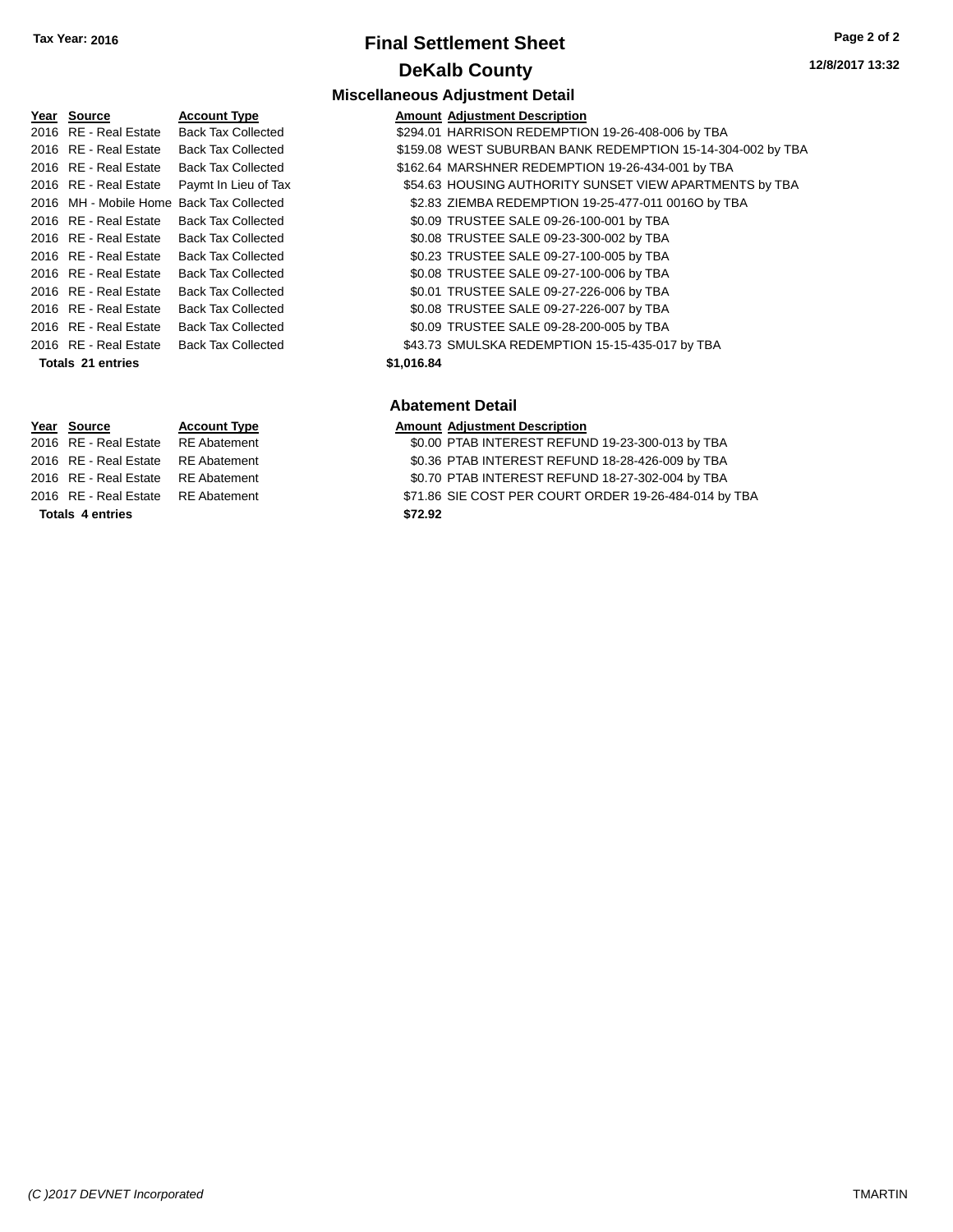Tax Year: 2016

# Final Settlement Sheet

## DeKalb County

12/8/2017 13:32

### Miscellaneous Adjustment Detail

| Year | Source | Account Type | Amount | Adjustment Description |
|---|---|---|---|---|
| 2016 | RE - Real Estate | Back Tax Collected | $294.01 | HARRISON REDEMPTION 19-26-408-006 by TBA |
| 2016 | RE - Real Estate | Back Tax Collected | $159.08 | WEST SUBURBAN BANK REDEMPTION 15-14-304-002 by TBA |
| 2016 | RE - Real Estate | Back Tax Collected | $162.64 | MARSHNER REDEMPTION 19-26-434-001 by TBA |
| 2016 | RE - Real Estate | Paymt In Lieu of Tax | $54.63 | HOUSING AUTHORITY SUNSET VIEW APARTMENTS by TBA |
| 2016 | MH - Mobile Home | Back Tax Collected | $2.83 | ZIEMBA REDEMPTION 19-25-477-011 0016O by TBA |
| 2016 | RE - Real Estate | Back Tax Collected | $0.09 | TRUSTEE SALE 09-26-100-001 by TBA |
| 2016 | RE - Real Estate | Back Tax Collected | $0.08 | TRUSTEE SALE 09-23-300-002 by TBA |
| 2016 | RE - Real Estate | Back Tax Collected | $0.23 | TRUSTEE SALE 09-27-100-005 by TBA |
| 2016 | RE - Real Estate | Back Tax Collected | $0.08 | TRUSTEE SALE 09-27-100-006 by TBA |
| 2016 | RE - Real Estate | Back Tax Collected | $0.01 | TRUSTEE SALE 09-27-226-006 by TBA |
| 2016 | RE - Real Estate | Back Tax Collected | $0.08 | TRUSTEE SALE 09-27-226-007 by TBA |
| 2016 | RE - Real Estate | Back Tax Collected | $0.09 | TRUSTEE SALE 09-28-200-005 by TBA |
| 2016 | RE - Real Estate | Back Tax Collected | $43.73 | SMULSKA REDEMPTION 15-15-435-017 by TBA |
| **Totals 21 entries** | | | **$1,016.84** | |

### Abatement Detail

| Year | Source | Account Type | Amount | Adjustment Description |
|---|---|---|---|---|
| 2016 | RE - Real Estate | RE Abatement | $0.00 | PTAB INTEREST REFUND 19-23-300-013 by TBA |
| 2016 | RE - Real Estate | RE Abatement | $0.36 | PTAB INTEREST REFUND 18-28-426-009 by TBA |
| 2016 | RE - Real Estate | RE Abatement | $0.70 | PTAB INTEREST REFUND 18-27-302-004 by TBA |
| 2016 | RE - Real Estate | RE Abatement | $71.86 | SIE COST PER COURT ORDER 19-26-484-014 by TBA |
| **Totals 4 entries** | | | **$72.92** | |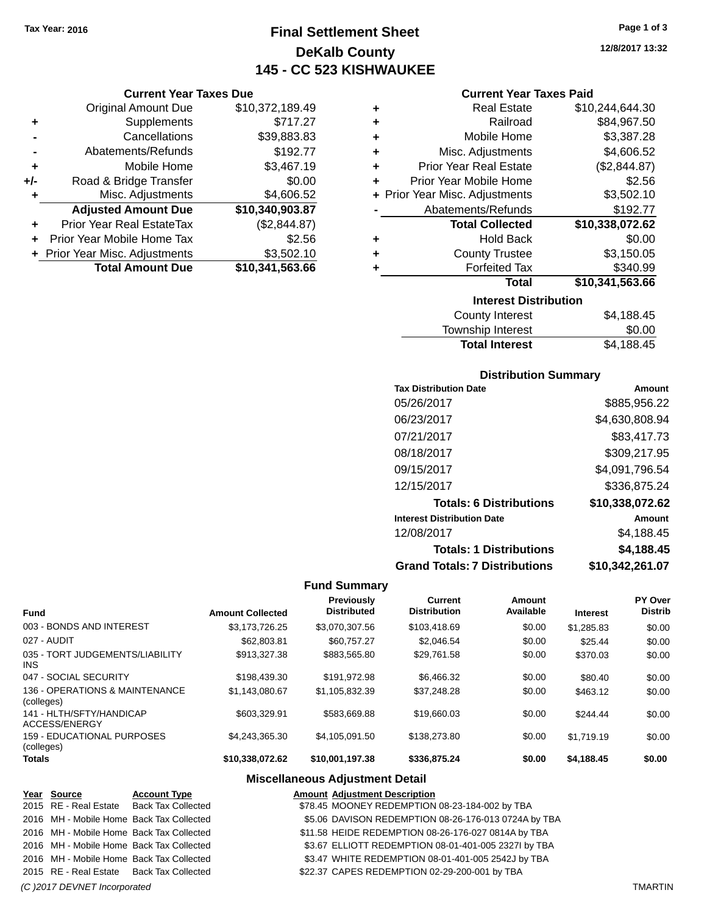Tax Year: 2016

# Final Settlement Sheet
## DeKalb County
## 145 - CC 523 KISHWAUKEE

12/8/2017 13:32

### Current Year Taxes Due

| | | |
|---|---|---|
| | Original Amount Due | $10,372,189.49 |
| + | Supplements | $717.27 |
| - | Cancellations | $39,883.83 |
| - | Abatements/Refunds | $192.77 |
| + | Mobile Home | $3,467.19 |
| +/- | Road & Bridge Transfer | $0.00 |
| + | Misc. Adjustments | $4,606.52 |
| | **Adjusted Amount Due** | **$10,340,903.87** |
| + | Prior Year Real EstateTax | ($2,844.87) |
| + | Prior Year Mobile Home Tax | $2.56 |
| + | Prior Year Misc. Adjustments | $3,502.10 |
| | **Total Amount Due** | **$10,341,563.66** |

### Current Year Taxes Paid

| | | |
|---|---|---|
| + | Real Estate | $10,244,644.30 |
| + | Railroad | $84,967.50 |
| + | Mobile Home | $3,387.28 |
| + | Misc. Adjustments | $4,606.52 |
| + | Prior Year Real Estate | ($2,844.87) |
| + | Prior Year Mobile Home | $2.56 |
| + | Prior Year Misc. Adjustments | $3,502.10 |
| - | Abatements/Refunds | $192.77 |
| | **Total Collected** | **$10,338,072.62** |
| + | Hold Back | $0.00 |
| + | County Trustee | $3,150.05 |
| + | Forfeited Tax | $340.99 |
| | **Total** | **$10,341,563.66** |

### Interest Distribution

| | |
|---|---|
| County Interest | $4,188.45 |
| Township Interest | $0.00 |
| **Total Interest** | $4,188.45 |

### Distribution Summary

| Tax Distribution Date | Amount |
|---|---|
| 05/26/2017 | $885,956.22 |
| 06/23/2017 | $4,630,808.94 |
| 07/21/2017 | $83,417.73 |
| 08/18/2017 | $309,217.95 |
| 09/15/2017 | $4,091,796.54 |
| 12/15/2017 | $336,875.24 |
| **Totals: 6 Distributions** | **$10,338,072.62** |
| **Interest Distribution Date** | **Amount** |
| 12/08/2017 | $4,188.45 |
| **Totals: 1 Distributions** | **$4,188.45** |
| **Grand Totals: 7 Distributions** | **$10,342,261.07** |

### Fund Summary

| Fund | Amount Collected | Previously Distributed | Current Distribution | Amount Available | Interest | PY Over Distrib |
|---|---|---|---|---|---|---|
| 003 - BONDS AND INTEREST | $3,173,726.25 | $3,070,307.56 | $103,418.69 | $0.00 | $1,285.83 | $0.00 |
| 027 - AUDIT | $62,803.81 | $60,757.27 | $2,046.54 | $0.00 | $25.44 | $0.00 |
| 035 - TORT JUDGEMENTS/LIABILITY INS | $913,327.38 | $883,565.80 | $29,761.58 | $0.00 | $370.03 | $0.00 |
| 047 - SOCIAL SECURITY | $198,439.30 | $191,972.98 | $6,466.32 | $0.00 | $80.40 | $0.00 |
| 136 - OPERATIONS & MAINTENANCE (colleges) | $1,143,080.67 | $1,105,832.39 | $37,248.28 | $0.00 | $463.12 | $0.00 |
| 141 - HLTH/SFTY/HANDICAP ACCESS/ENERGY | $603,329.91 | $583,669.88 | $19,660.03 | $0.00 | $244.44 | $0.00 |
| 159 - EDUCATIONAL PURPOSES (colleges) | $4,243,365.30 | $4,105,091.50 | $138,273.80 | $0.00 | $1,719.19 | $0.00 |
| **Totals** | **$10,338,072.62** | **$10,001,197.38** | **$336,875.24** | **$0.00** | **$4,188.45** | **$0.00** |

### Miscellaneous Adjustment Detail

| Year | Source | Account Type | Amount | Adjustment Description |
|---|---|---|---|---|
| 2015 | RE - Real Estate | Back Tax Collected | $78.45 | MOONEY REDEMPTION 08-23-184-002 by TBA |
| 2016 | MH - Mobile Home | Back Tax Collected | $5.06 | DAVISON REDEMPTION 08-26-176-013 0724A by TBA |
| 2016 | MH - Mobile Home | Back Tax Collected | $11.58 | HEIDE REDEMPTION 08-26-176-027 0814A by TBA |
| 2016 | MH - Mobile Home | Back Tax Collected | $3.67 | ELLIOTT REDEMPTION 08-01-401-005 2327I by TBA |
| 2016 | MH - Mobile Home | Back Tax Collected | $3.47 | WHITE REDEMPTION 08-01-401-005 2542J by TBA |
| 2015 | RE - Real Estate | Back Tax Collected | $22.37 | CAPES REDEMPTION 02-29-200-001 by TBA |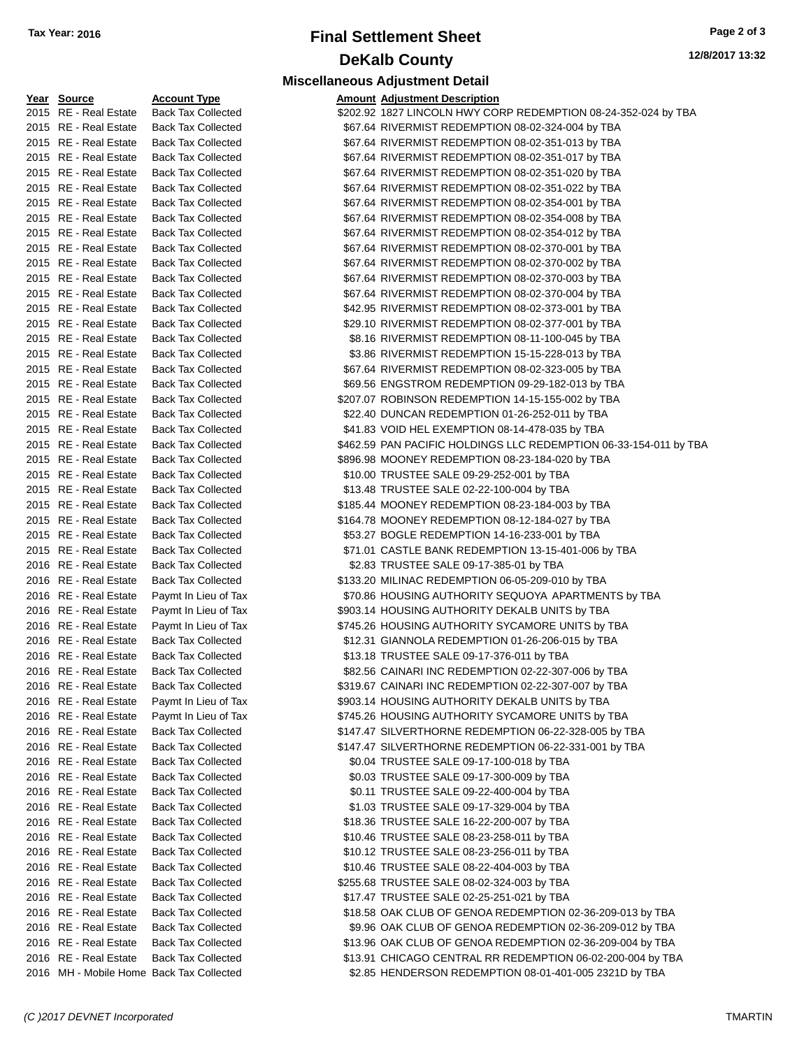# Final Settlement Sheet

## DeKalb County

Tax Year: 2016

12/8/2017 13:32

### Miscellaneous Adjustment Detail

| Year | Source | Account Type | Amount | Adjustment Description |
|---|---|---|---|---|
| 2015 | RE - Real Estate | Back Tax Collected | $202.92 | 1827 LINCOLN HWY CORP REDEMPTION 08-24-352-024 by TBA |
| 2015 | RE - Real Estate | Back Tax Collected | $67.64 | RIVERMIST REDEMPTION 08-02-324-004 by TBA |
| 2015 | RE - Real Estate | Back Tax Collected | $67.64 | RIVERMIST REDEMPTION 08-02-351-013 by TBA |
| 2015 | RE - Real Estate | Back Tax Collected | $67.64 | RIVERMIST REDEMPTION 08-02-351-017 by TBA |
| 2015 | RE - Real Estate | Back Tax Collected | $67.64 | RIVERMIST REDEMPTION 08-02-351-020 by TBA |
| 2015 | RE - Real Estate | Back Tax Collected | $67.64 | RIVERMIST REDEMPTION 08-02-351-022 by TBA |
| 2015 | RE - Real Estate | Back Tax Collected | $67.64 | RIVERMIST REDEMPTION 08-02-354-001 by TBA |
| 2015 | RE - Real Estate | Back Tax Collected | $67.64 | RIVERMIST REDEMPTION 08-02-354-008 by TBA |
| 2015 | RE - Real Estate | Back Tax Collected | $67.64 | RIVERMIST REDEMPTION 08-02-354-012 by TBA |
| 2015 | RE - Real Estate | Back Tax Collected | $67.64 | RIVERMIST REDEMPTION 08-02-370-001 by TBA |
| 2015 | RE - Real Estate | Back Tax Collected | $67.64 | RIVERMIST REDEMPTION 08-02-370-002 by TBA |
| 2015 | RE - Real Estate | Back Tax Collected | $67.64 | RIVERMIST REDEMPTION 08-02-370-003 by TBA |
| 2015 | RE - Real Estate | Back Tax Collected | $67.64 | RIVERMIST REDEMPTION 08-02-370-004 by TBA |
| 2015 | RE - Real Estate | Back Tax Collected | $42.95 | RIVERMIST REDEMPTION 08-02-373-001 by TBA |
| 2015 | RE - Real Estate | Back Tax Collected | $29.10 | RIVERMIST REDEMPTION 08-02-377-001 by TBA |
| 2015 | RE - Real Estate | Back Tax Collected | $8.16 | RIVERMIST REDEMPTION 08-11-100-045 by TBA |
| 2015 | RE - Real Estate | Back Tax Collected | $3.86 | RIVERMIST REDEMPTION 15-15-228-013 by TBA |
| 2015 | RE - Real Estate | Back Tax Collected | $67.64 | RIVERMIST REDEMPTION 08-02-323-005 by TBA |
| 2015 | RE - Real Estate | Back Tax Collected | $69.56 | ENGSTROM REDEMPTION 09-29-182-013 by TBA |
| 2015 | RE - Real Estate | Back Tax Collected | $207.07 | ROBINSON REDEMPTION 14-15-155-002 by TBA |
| 2015 | RE - Real Estate | Back Tax Collected | $22.40 | DUNCAN REDEMPTION 01-26-252-011 by TBA |
| 2015 | RE - Real Estate | Back Tax Collected | $41.83 | VOID HEL EXEMPTION 08-14-478-035 by TBA |
| 2015 | RE - Real Estate | Back Tax Collected | $462.59 | PAN PACIFIC HOLDINGS LLC REDEMPTION 06-33-154-011 by TBA |
| 2015 | RE - Real Estate | Back Tax Collected | $896.98 | MOONEY REDEMPTION 08-23-184-020 by TBA |
| 2015 | RE - Real Estate | Back Tax Collected | $10.00 | TRUSTEE SALE 09-29-252-001 by TBA |
| 2015 | RE - Real Estate | Back Tax Collected | $13.48 | TRUSTEE SALE 02-22-100-004 by TBA |
| 2015 | RE - Real Estate | Back Tax Collected | $185.44 | MOONEY REDEMPTION 08-23-184-003 by TBA |
| 2015 | RE - Real Estate | Back Tax Collected | $164.78 | MOONEY REDEMPTION 08-12-184-027 by TBA |
| 2015 | RE - Real Estate | Back Tax Collected | $53.27 | BOGLE REDEMPTION 14-16-233-001 by TBA |
| 2015 | RE - Real Estate | Back Tax Collected | $71.01 | CASTLE BANK REDEMPTION 13-15-401-006 by TBA |
| 2016 | RE - Real Estate | Back Tax Collected | $2.83 | TRUSTEE SALE 09-17-385-01 by TBA |
| 2016 | RE - Real Estate | Back Tax Collected | $133.20 | MILINAC REDEMPTION 06-05-209-010 by TBA |
| 2016 | RE - Real Estate | Paymt In Lieu of Tax | $70.86 | HOUSING AUTHORITY SEQUOYA APARTMENTS by TBA |
| 2016 | RE - Real Estate | Paymt In Lieu of Tax | $903.14 | HOUSING AUTHORITY DEKALB UNITS by TBA |
| 2016 | RE - Real Estate | Paymt In Lieu of Tax | $745.26 | HOUSING AUTHORITY SYCAMORE UNITS by TBA |
| 2016 | RE - Real Estate | Back Tax Collected | $12.31 | GIANNOLA REDEMPTION 01-26-206-015 by TBA |
| 2016 | RE - Real Estate | Back Tax Collected | $13.18 | TRUSTEE SALE 09-17-376-011 by TBA |
| 2016 | RE - Real Estate | Back Tax Collected | $82.56 | CAINARI INC REDEMPTION 02-22-307-006 by TBA |
| 2016 | RE - Real Estate | Back Tax Collected | $319.67 | CAINARI INC REDEMPTION 02-22-307-007 by TBA |
| 2016 | RE - Real Estate | Paymt In Lieu of Tax | $903.14 | HOUSING AUTHORITY DEKALB UNITS by TBA |
| 2016 | RE - Real Estate | Paymt In Lieu of Tax | $745.26 | HOUSING AUTHORITY SYCAMORE UNITS by TBA |
| 2016 | RE - Real Estate | Back Tax Collected | $147.47 | SILVERTHORNE REDEMPTION 06-22-328-005 by TBA |
| 2016 | RE - Real Estate | Back Tax Collected | $147.47 | SILVERTHORNE REDEMPTION 06-22-331-001 by TBA |
| 2016 | RE - Real Estate | Back Tax Collected | $0.04 | TRUSTEE SALE 09-17-100-018 by TBA |
| 2016 | RE - Real Estate | Back Tax Collected | $0.03 | TRUSTEE SALE 09-17-300-009 by TBA |
| 2016 | RE - Real Estate | Back Tax Collected | $0.11 | TRUSTEE SALE 09-22-400-004 by TBA |
| 2016 | RE - Real Estate | Back Tax Collected | $1.03 | TRUSTEE SALE 09-17-329-004 by TBA |
| 2016 | RE - Real Estate | Back Tax Collected | $18.36 | TRUSTEE SALE 16-22-200-007 by TBA |
| 2016 | RE - Real Estate | Back Tax Collected | $10.46 | TRUSTEE SALE 08-23-258-011 by TBA |
| 2016 | RE - Real Estate | Back Tax Collected | $10.12 | TRUSTEE SALE 08-23-256-011 by TBA |
| 2016 | RE - Real Estate | Back Tax Collected | $10.46 | TRUSTEE SALE 08-22-404-003 by TBA |
| 2016 | RE - Real Estate | Back Tax Collected | $255.68 | TRUSTEE SALE 08-02-324-003 by TBA |
| 2016 | RE - Real Estate | Back Tax Collected | $17.47 | TRUSTEE SALE 02-25-251-021 by TBA |
| 2016 | RE - Real Estate | Back Tax Collected | $18.58 | OAK CLUB OF GENOA REDEMPTION 02-36-209-013 by TBA |
| 2016 | RE - Real Estate | Back Tax Collected | $9.96 | OAK CLUB OF GENOA REDEMPTION 02-36-209-012 by TBA |
| 2016 | RE - Real Estate | Back Tax Collected | $13.96 | OAK CLUB OF GENOA REDEMPTION 02-36-209-004 by TBA |
| 2016 | RE - Real Estate | Back Tax Collected | $13.91 | CHICAGO CENTRAL RR REDEMPTION 06-02-200-004 by TBA |
| 2016 | MH - Mobile Home | Back Tax Collected | $2.85 | HENDERSON REDEMPTION 08-01-401-005 2321D by TBA |

(C )2017 DEVNET Incorporated TMARTIN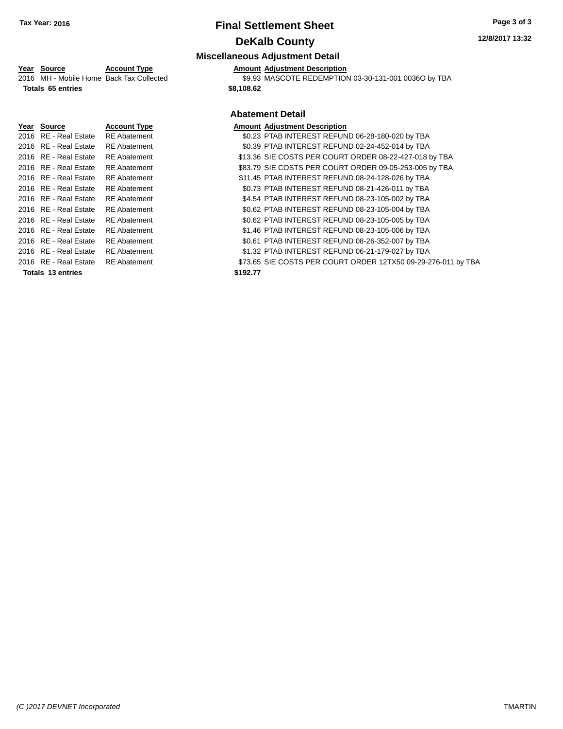# Final Settlement Sheet

## DeKalb County

### Miscellaneous Adjustment Detail

| Year | Source | Account Type | Amount | Adjustment Description |
|---|---|---|---|---|
| 2016 | MH - Mobile Home | Back Tax Collected | $9.93 | MASCOTE REDEMPTION 03-30-131-001 0036O by TBA |
| **Totals 65 entries** | | | **$8,108.62** | |

### Abatement Detail

| Year | Source | Account Type | Amount | Adjustment Description |
|---|---|---|---|---|
| 2016 | RE - Real Estate | RE Abatement | $0.23 | PTAB INTEREST REFUND 06-28-180-020 by TBA |
| 2016 | RE - Real Estate | RE Abatement | $0.39 | PTAB INTEREST REFUND 02-24-452-014 by TBA |
| 2016 | RE - Real Estate | RE Abatement | $13.36 | SIE COSTS PER COURT ORDER 08-22-427-018 by TBA |
| 2016 | RE - Real Estate | RE Abatement | $83.79 | SIE COSTS PER COURT ORDER 09-05-253-005 by TBA |
| 2016 | RE - Real Estate | RE Abatement | $11.45 | PTAB INTEREST REFUND 08-24-128-026 by TBA |
| 2016 | RE - Real Estate | RE Abatement | $0.73 | PTAB INTEREST REFUND 08-21-426-011 by TBA |
| 2016 | RE - Real Estate | RE Abatement | $4.54 | PTAB INTEREST REFUND 08-23-105-002 by TBA |
| 2016 | RE - Real Estate | RE Abatement | $0.62 | PTAB INTEREST REFUND 08-23-105-004 by TBA |
| 2016 | RE - Real Estate | RE Abatement | $0.62 | PTAB INTEREST REFUND 08-23-105-005 by TBA |
| 2016 | RE - Real Estate | RE Abatement | $1.46 | PTAB INTEREST REFUND 08-23-105-006 by TBA |
| 2016 | RE - Real Estate | RE Abatement | $0.61 | PTAB INTEREST REFUND 08-26-352-007 by TBA |
| 2016 | RE - Real Estate | RE Abatement | $1.32 | PTAB INTEREST REFUND 06-21-179-027 by TBA |
| 2016 | RE - Real Estate | RE Abatement | $73.65 | SIE COSTS PER COURT ORDER 12TX50 09-29-276-011 by TBA |
| **Totals 13 entries** | | | **$192.77** | |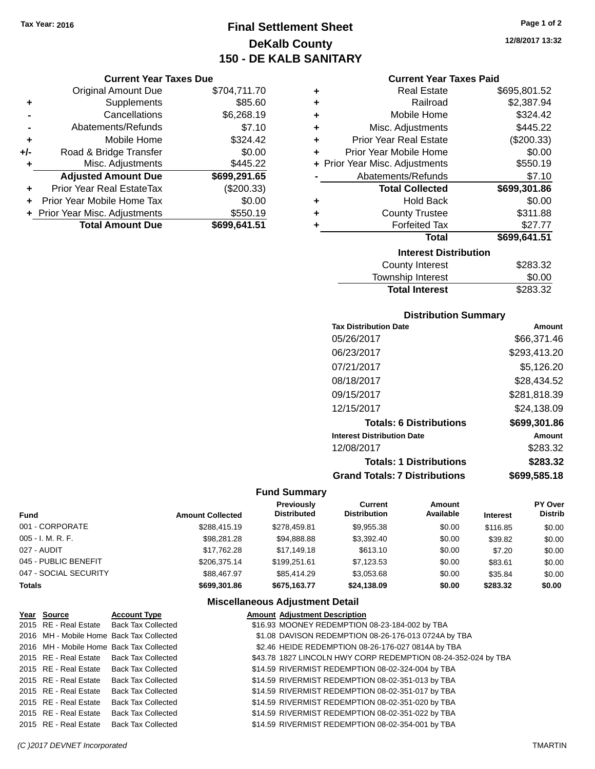Tax Year: 2016

# Final Settlement Sheet
## DeKalb County
## 150 - DE KALB SANITARY

12/8/2017 13:32

### Current Year Taxes Due

| | | |
|---|---|---|
| | Original Amount Due | $704,711.70 |
| + | Supplements | $85.60 |
| - | Cancellations | $6,268.19 |
| - | Abatements/Refunds | $7.10 |
| + | Mobile Home | $324.42 |
| +/- | Road & Bridge Transfer | $0.00 |
| + | Misc. Adjustments | $445.22 |
| | **Adjusted Amount Due** | **$699,291.65** |
| + | Prior Year Real EstateTax | ($200.33) |
| + | Prior Year Mobile Home Tax | $0.00 |
| + | Prior Year Misc. Adjustments | $550.19 |
| | **Total Amount Due** | **$699,641.51** |

### Current Year Taxes Paid

| | | |
|---|---|---|
| + | Real Estate | $695,801.52 |
| + | Railroad | $2,387.94 |
| + | Mobile Home | $324.42 |
| + | Misc. Adjustments | $445.22 |
| + | Prior Year Real Estate | ($200.33) |
| + | Prior Year Mobile Home | $0.00 |
| + | Prior Year Misc. Adjustments | $550.19 |
| - | Abatements/Refunds | $7.10 |
| | **Total Collected** | **$699,301.86** |
| + | Hold Back | $0.00 |
| + | County Trustee | $311.88 |
| + | Forfeited Tax | $27.77 |
| | **Total** | **$699,641.51** |

### Interest Distribution

| | |
|---|---|
| County Interest | $283.32 |
| Township Interest | $0.00 |
| **Total Interest** | $283.32 |

### Distribution Summary

| Tax Distribution Date | Amount |
|---|---|
| 05/26/2017 | $66,371.46 |
| 06/23/2017 | $293,413.20 |
| 07/21/2017 | $5,126.20 |
| 08/18/2017 | $28,434.52 |
| 09/15/2017 | $281,818.39 |
| 12/15/2017 | $24,138.09 |
| **Totals: 6 Distributions** | **$699,301.86** |
| **Interest Distribution Date** | **Amount** |
| 12/08/2017 | $283.32 |
| **Totals: 1 Distributions** | **$283.32** |
| **Grand Totals: 7 Distributions** | **$699,585.18** |

### Fund Summary

| Fund | Amount Collected | Previously Distributed | Current Distribution | Amount Available | Interest | PY Over Distrib |
|---|---|---|---|---|---|---|
| 001 - CORPORATE | $288,415.19 | $278,459.81 | $9,955.38 | $0.00 | $116.85 | $0.00 |
| 005 - I. M. R. F. | $98,281.28 | $94,888.88 | $3,392.40 | $0.00 | $39.82 | $0.00 |
| 027 - AUDIT | $17,762.28 | $17,149.18 | $613.10 | $0.00 | $7.20 | $0.00 |
| 045 - PUBLIC BENEFIT | $206,375.14 | $199,251.61 | $7,123.53 | $0.00 | $83.61 | $0.00 |
| 047 - SOCIAL SECURITY | $88,467.97 | $85,414.29 | $3,053.68 | $0.00 | $35.84 | $0.00 |
| **Totals** | **$699,301.86** | **$675,163.77** | **$24,138.09** | **$0.00** | **$283.32** | **$0.00** |

### Miscellaneous Adjustment Detail

| Year | Source | Account Type | Amount | Adjustment Description |
|---|---|---|---|---|
| 2015 | RE - Real Estate | Back Tax Collected | $16.93 | MOONEY REDEMPTION 08-23-184-002 by TBA |
| 2016 | MH - Mobile Home | Back Tax Collected | $1.08 | DAVISON REDEMPTION 08-26-176-013 0724A by TBA |
| 2016 | MH - Mobile Home | Back Tax Collected | $2.46 | HEIDE REDEMPTION 08-26-176-027 0814A by TBA |
| 2015 | RE - Real Estate | Back Tax Collected | $43.78 | 1827 LINCOLN HWY CORP REDEMPTION 08-24-352-024 by TBA |
| 2015 | RE - Real Estate | Back Tax Collected | $14.59 | RIVERMIST REDEMPTION 08-02-324-004 by TBA |
| 2015 | RE - Real Estate | Back Tax Collected | $14.59 | RIVERMIST REDEMPTION 08-02-351-013 by TBA |
| 2015 | RE - Real Estate | Back Tax Collected | $14.59 | RIVERMIST REDEMPTION 08-02-351-017 by TBA |
| 2015 | RE - Real Estate | Back Tax Collected | $14.59 | RIVERMIST REDEMPTION 08-02-351-020 by TBA |
| 2015 | RE - Real Estate | Back Tax Collected | $14.59 | RIVERMIST REDEMPTION 08-02-351-022 by TBA |
| 2015 | RE - Real Estate | Back Tax Collected | $14.59 | RIVERMIST REDEMPTION 08-02-354-001 by TBA |

(C )2017 DEVNET Incorporated TMARTIN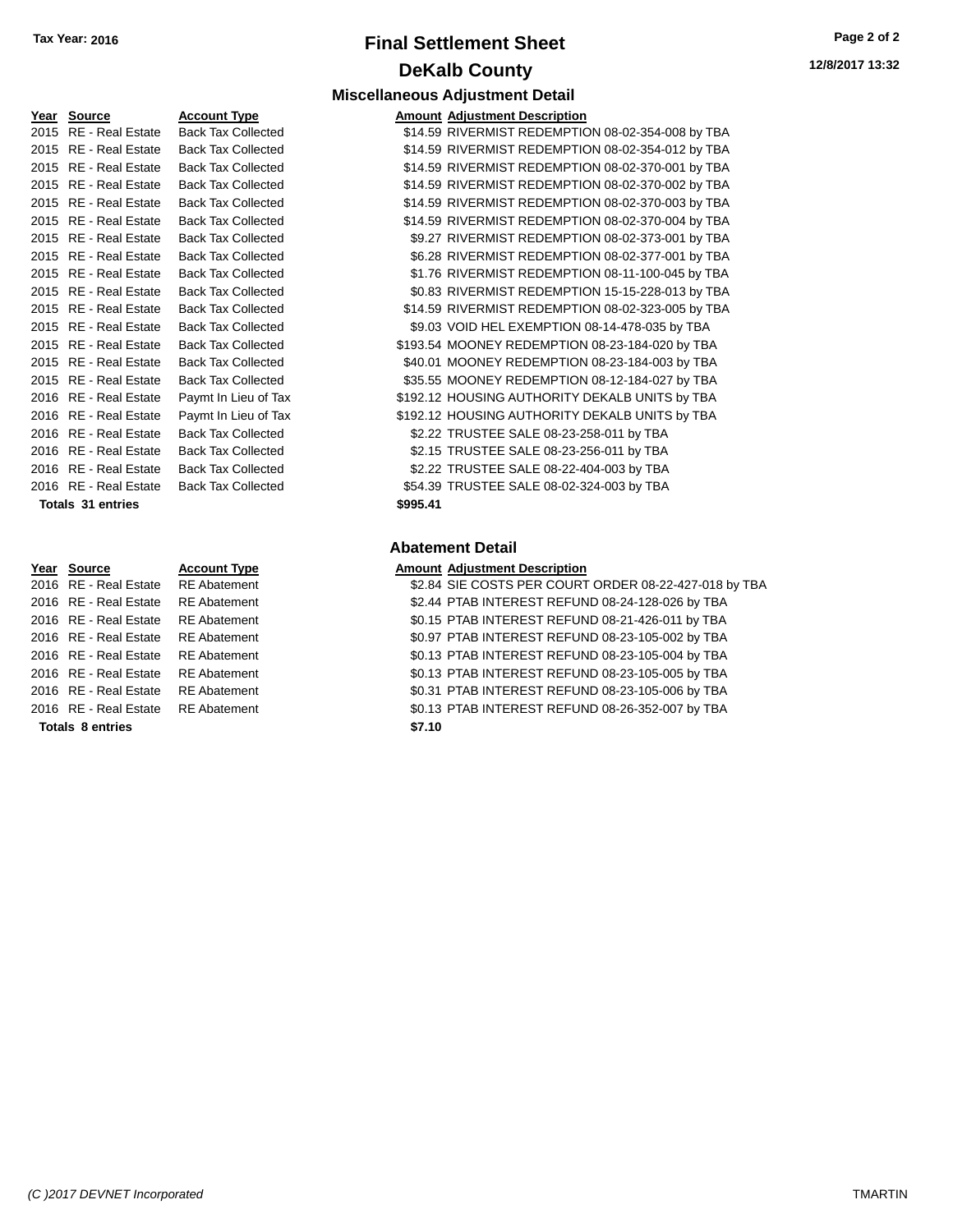Tax Year: 2016

# Final Settlement Sheet

## DeKalb County

### Miscellaneous Adjustment Detail

| Year | Source | Account Type | Amount | Adjustment Description |
|---|---|---|---|---|
| 2015 | RE - Real Estate | Back Tax Collected | $14.59 | RIVERMIST REDEMPTION 08-02-354-008 by TBA |
| 2015 | RE - Real Estate | Back Tax Collected | $14.59 | RIVERMIST REDEMPTION 08-02-354-012 by TBA |
| 2015 | RE - Real Estate | Back Tax Collected | $14.59 | RIVERMIST REDEMPTION 08-02-370-001 by TBA |
| 2015 | RE - Real Estate | Back Tax Collected | $14.59 | RIVERMIST REDEMPTION 08-02-370-002 by TBA |
| 2015 | RE - Real Estate | Back Tax Collected | $14.59 | RIVERMIST REDEMPTION 08-02-370-003 by TBA |
| 2015 | RE - Real Estate | Back Tax Collected | $14.59 | RIVERMIST REDEMPTION 08-02-370-004 by TBA |
| 2015 | RE - Real Estate | Back Tax Collected | $9.27 | RIVERMIST REDEMPTION 08-02-373-001 by TBA |
| 2015 | RE - Real Estate | Back Tax Collected | $6.28 | RIVERMIST REDEMPTION 08-02-377-001 by TBA |
| 2015 | RE - Real Estate | Back Tax Collected | $1.76 | RIVERMIST REDEMPTION 08-11-100-045 by TBA |
| 2015 | RE - Real Estate | Back Tax Collected | $0.83 | RIVERMIST REDEMPTION 15-15-228-013 by TBA |
| 2015 | RE - Real Estate | Back Tax Collected | $14.59 | RIVERMIST REDEMPTION 08-02-323-005 by TBA |
| 2015 | RE - Real Estate | Back Tax Collected | $9.03 | VOID HEL EXEMPTION 08-14-478-035 by TBA |
| 2015 | RE - Real Estate | Back Tax Collected | $193.54 | MOONEY REDEMPTION 08-23-184-020 by TBA |
| 2015 | RE - Real Estate | Back Tax Collected | $40.01 | MOONEY REDEMPTION 08-23-184-003 by TBA |
| 2015 | RE - Real Estate | Back Tax Collected | $35.55 | MOONEY REDEMPTION 08-12-184-027 by TBA |
| 2016 | RE - Real Estate | Paymt In Lieu of Tax | $192.12 | HOUSING AUTHORITY DEKALB UNITS by TBA |
| 2016 | RE - Real Estate | Paymt In Lieu of Tax | $192.12 | HOUSING AUTHORITY DEKALB UNITS by TBA |
| 2016 | RE - Real Estate | Back Tax Collected | $2.22 | TRUSTEE SALE 08-23-258-011 by TBA |
| 2016 | RE - Real Estate | Back Tax Collected | $2.15 | TRUSTEE SALE 08-23-256-011 by TBA |
| 2016 | RE - Real Estate | Back Tax Collected | $2.22 | TRUSTEE SALE 08-22-404-003 by TBA |
| 2016 | RE - Real Estate | Back Tax Collected | $54.39 | TRUSTEE SALE 08-02-324-003 by TBA |
| **Totals 31 entries** | | | **$995.41** | |

### Abatement Detail

| Year | Source | Account Type | Amount | Adjustment Description |
|---|---|---|---|---|
| 2016 | RE - Real Estate | RE Abatement | $2.84 | SIE COSTS PER COURT ORDER 08-22-427-018 by TBA |
| 2016 | RE - Real Estate | RE Abatement | $2.44 | PTAB INTEREST REFUND 08-24-128-026 by TBA |
| 2016 | RE - Real Estate | RE Abatement | $0.15 | PTAB INTEREST REFUND 08-21-426-011 by TBA |
| 2016 | RE - Real Estate | RE Abatement | $0.97 | PTAB INTEREST REFUND 08-23-105-002 by TBA |
| 2016 | RE - Real Estate | RE Abatement | $0.13 | PTAB INTEREST REFUND 08-23-105-004 by TBA |
| 2016 | RE - Real Estate | RE Abatement | $0.13 | PTAB INTEREST REFUND 08-23-105-005 by TBA |
| 2016 | RE - Real Estate | RE Abatement | $0.31 | PTAB INTEREST REFUND 08-23-105-006 by TBA |
| 2016 | RE - Real Estate | RE Abatement | $0.13 | PTAB INTEREST REFUND 08-26-352-007 by TBA |
| **Totals 8 entries** | | | **$7.10** | |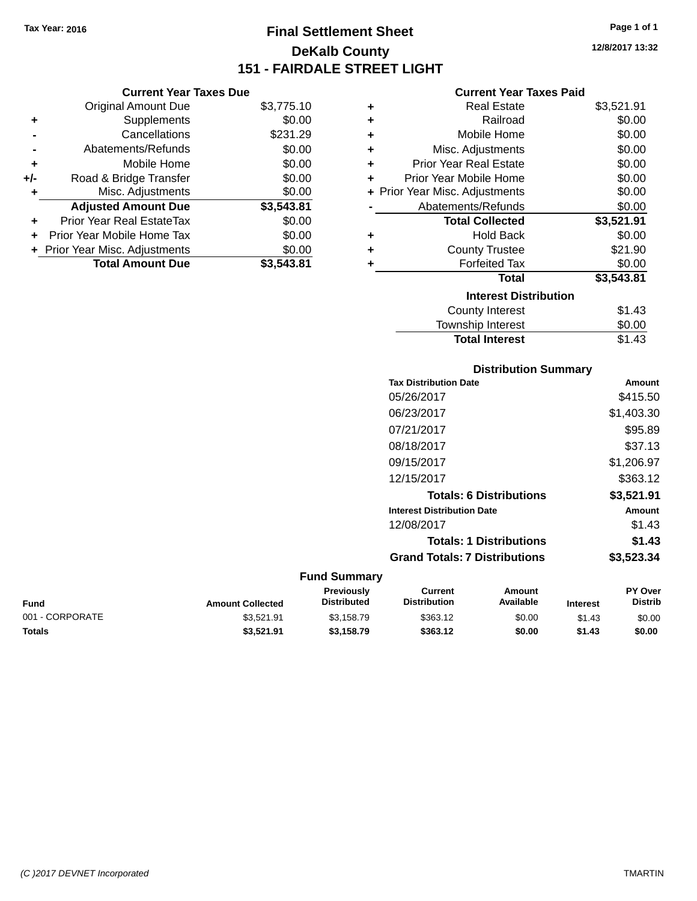Tax Year: 2016

# Final Settlement Sheet
## DeKalb County
## 151 - FAIRDALE STREET LIGHT

12/8/2017 13:32

### Current Year Taxes Due

| | | |
|---|---|---|
| | Original Amount Due | $3,775.10 |
| + | Supplements | $0.00 |
| - | Cancellations | $231.29 |
| - | Abatements/Refunds | $0.00 |
| + | Mobile Home | $0.00 |
| +/- | Road & Bridge Transfer | $0.00 |
| + | Misc. Adjustments | $0.00 |
| | **Adjusted Amount Due** | **$3,543.81** |
| + | Prior Year Real EstateTax | $0.00 |
| + | Prior Year Mobile Home Tax | $0.00 |
| + | Prior Year Misc. Adjustments | $0.00 |
| | **Total Amount Due** | **$3,543.81** |

### Current Year Taxes Paid

| | | |
|---|---|---|
| + | Real Estate | $3,521.91 |
| + | Railroad | $0.00 |
| + | Mobile Home | $0.00 |
| + | Misc. Adjustments | $0.00 |
| + | Prior Year Real Estate | $0.00 |
| + | Prior Year Mobile Home | $0.00 |
| + | Prior Year Misc. Adjustments | $0.00 |
| - | Abatements/Refunds | $0.00 |
| | **Total Collected** | **$3,521.91** |
| + | Hold Back | $0.00 |
| + | County Trustee | $21.90 |
| + | Forfeited Tax | $0.00 |
| | **Total** | **$3,543.81** |

### Interest Distribution

| | |
|---|---|
| County Interest | $1.43 |
| Township Interest | $0.00 |
| **Total Interest** | $1.43 |

### Distribution Summary

| Tax Distribution Date | Amount |
|---|---|
| 05/26/2017 | $415.50 |
| 06/23/2017 | $1,403.30 |
| 07/21/2017 | $95.89 |
| 08/18/2017 | $37.13 |
| 09/15/2017 | $1,206.97 |
| 12/15/2017 | $363.12 |
| **Totals: 6 Distributions** | **$3,521.91** |
| **Interest Distribution Date** | **Amount** |
| 12/08/2017 | $1.43 |
| **Totals: 1 Distributions** | **$1.43** |
| **Grand Totals: 7 Distributions** | **$3,523.34** |

### Fund Summary

| Fund | Amount Collected | Previously Distributed | Current Distribution | Amount Available | Interest | PY Over Distrib |
|---|---|---|---|---|---|---|
| 001 - CORPORATE | $3,521.91 | $3,158.79 | $363.12 | $0.00 | $1.43 | $0.00 |
| **Totals** | **$3,521.91** | **$3,158.79** | **$363.12** | **$0.00** | **$1.43** | **$0.00** |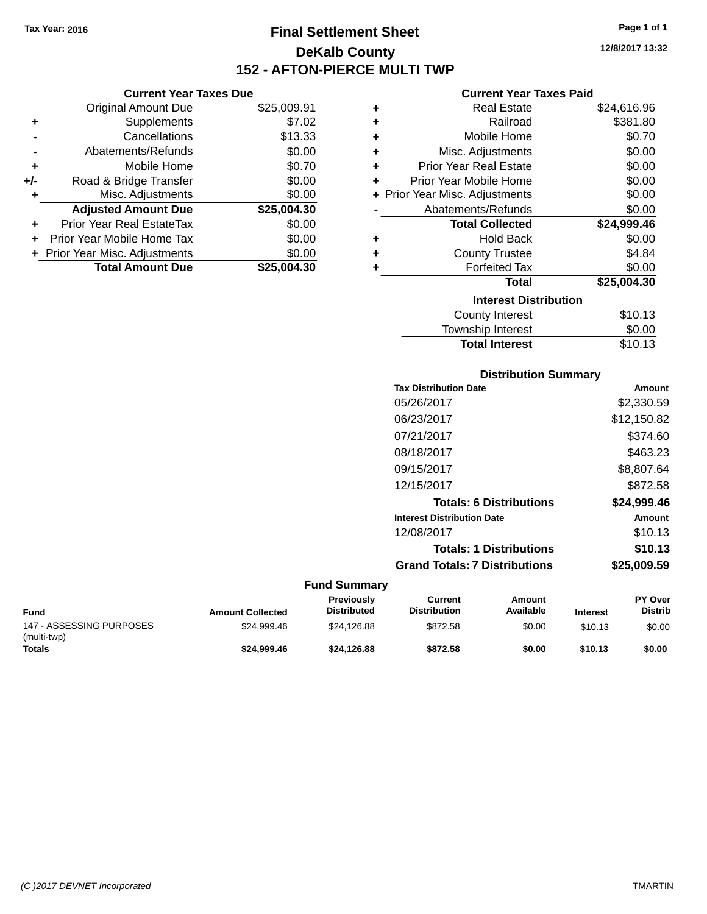Tax Year: 2016

# Final Settlement Sheet

## DeKalb County

## 152 - AFTON-PIERCE MULTI TWP

12/8/2017 13:32

### Current Year Taxes Due

| | | |
|---|---|---|
| | Original Amount Due | $25,009.91 |
| + | Supplements | $7.02 |
| - | Cancellations | $13.33 |
| - | Abatements/Refunds | $0.00 |
| + | Mobile Home | $0.70 |
| +/- | Road & Bridge Transfer | $0.00 |
| + | Misc. Adjustments | $0.00 |
| | **Adjusted Amount Due** | **$25,004.30** |
| + | Prior Year Real EstateTax | $0.00 |
| + | Prior Year Mobile Home Tax | $0.00 |
| + | Prior Year Misc. Adjustments | $0.00 |
| | **Total Amount Due** | **$25,004.30** |

### Current Year Taxes Paid

| | | |
|---|---|---|
| + | Real Estate | $24,616.96 |
| + | Railroad | $381.80 |
| + | Mobile Home | $0.70 |
| + | Misc. Adjustments | $0.00 |
| + | Prior Year Real Estate | $0.00 |
| + | Prior Year Mobile Home | $0.00 |
| + | Prior Year Misc. Adjustments | $0.00 |
| - | Abatements/Refunds | $0.00 |
| | **Total Collected** | **$24,999.46** |
| + | Hold Back | $0.00 |
| + | County Trustee | $4.84 |
| + | Forfeited Tax | $0.00 |
| | **Total** | **$25,004.30** |

### Interest Distribution

| | |
|---|---|
| County Interest | $10.13 |
| Township Interest | $0.00 |
| **Total Interest** | $10.13 |

### Distribution Summary

| Tax Distribution Date | Amount |
|---|---|
| 05/26/2017 | $2,330.59 |
| 06/23/2017 | $12,150.82 |
| 07/21/2017 | $374.60 |
| 08/18/2017 | $463.23 |
| 09/15/2017 | $8,807.64 |
| 12/15/2017 | $872.58 |
| **Totals: 6 Distributions** | **$24,999.46** |
| **Interest Distribution Date** | **Amount** |
| 12/08/2017 | $10.13 |
| **Totals: 1 Distributions** | **$10.13** |
| **Grand Totals: 7 Distributions** | **$25,009.59** |

### Fund Summary

| Fund | Amount Collected | Previously Distributed | Current Distribution | Amount Available | Interest | PY Over Distrib |
|---|---|---|---|---|---|---|
| 147 - ASSESSING PURPOSES (multi-twp) | $24,999.46 | $24,126.88 | $872.58 | $0.00 | $10.13 | $0.00 |
| **Totals** | **$24,999.46** | **$24,126.88** | **$872.58** | **$0.00** | **$10.13** | **$0.00** |

(C )2017 DEVNET Incorporated — TMARTIN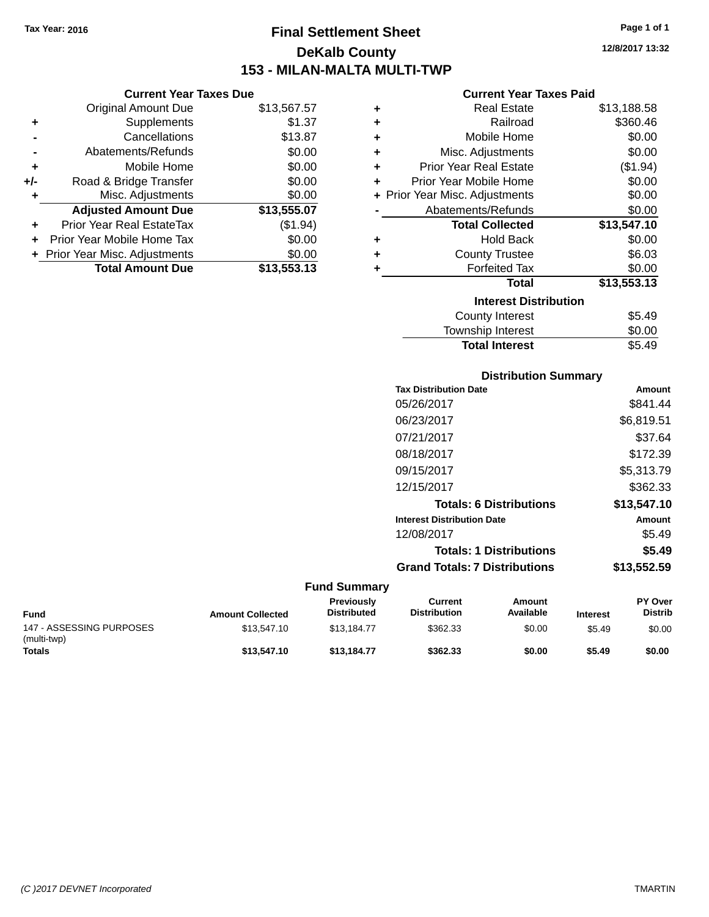Tax Year: 2016

# Final Settlement Sheet

## DeKalb County

## 153 - MILAN-MALTA MULTI-TWP

12/8/2017 13:32

### Current Year Taxes Due

| | | |
|---|---|---|
| | Original Amount Due | $13,567.57 |
| + | Supplements | $1.37 |
| - | Cancellations | $13.87 |
| - | Abatements/Refunds | $0.00 |
| + | Mobile Home | $0.00 |
| +/- | Road & Bridge Transfer | $0.00 |
| + | Misc. Adjustments | $0.00 |
| | **Adjusted Amount Due** | **$13,555.07** |
| + | Prior Year Real EstateTax | ($1.94) |
| + | Prior Year Mobile Home Tax | $0.00 |
| + | Prior Year Misc. Adjustments | $0.00 |
| | **Total Amount Due** | **$13,553.13** |

### Current Year Taxes Paid

| | | |
|---|---|---|
| + | Real Estate | $13,188.58 |
| + | Railroad | $360.46 |
| + | Mobile Home | $0.00 |
| + | Misc. Adjustments | $0.00 |
| + | Prior Year Real Estate | ($1.94) |
| + | Prior Year Mobile Home | $0.00 |
| + | Prior Year Misc. Adjustments | $0.00 |
| - | Abatements/Refunds | $0.00 |
| | **Total Collected** | **$13,547.10** |
| + | Hold Back | $0.00 |
| + | County Trustee | $6.03 |
| + | Forfeited Tax | $0.00 |
| | **Total** | **$13,553.13** |

### Interest Distribution

| | |
|---|---|
| County Interest | $5.49 |
| Township Interest | $0.00 |
| **Total Interest** | $5.49 |

### Distribution Summary

| Tax Distribution Date | Amount |
|---|---|
| 05/26/2017 | $841.44 |
| 06/23/2017 | $6,819.51 |
| 07/21/2017 | $37.64 |
| 08/18/2017 | $172.39 |
| 09/15/2017 | $5,313.79 |
| 12/15/2017 | $362.33 |
| **Totals: 6 Distributions** | **$13,547.10** |
| **Interest Distribution Date** | **Amount** |
| 12/08/2017 | $5.49 |
| **Totals: 1 Distributions** | **$5.49** |
| **Grand Totals: 7 Distributions** | **$13,552.59** |

### Fund Summary

| Fund | Amount Collected | Previously Distributed | Current Distribution | Amount Available | Interest | PY Over Distrib |
|---|---|---|---|---|---|---|
| 147 - ASSESSING PURPOSES (multi-twp) | $13,547.10 | $13,184.77 | $362.33 | $0.00 | $5.49 | $0.00 |
| **Totals** | **$13,547.10** | **$13,184.77** | **$362.33** | **$0.00** | **$5.49** | **$0.00** |

(C )2017 DEVNET Incorporated TMARTIN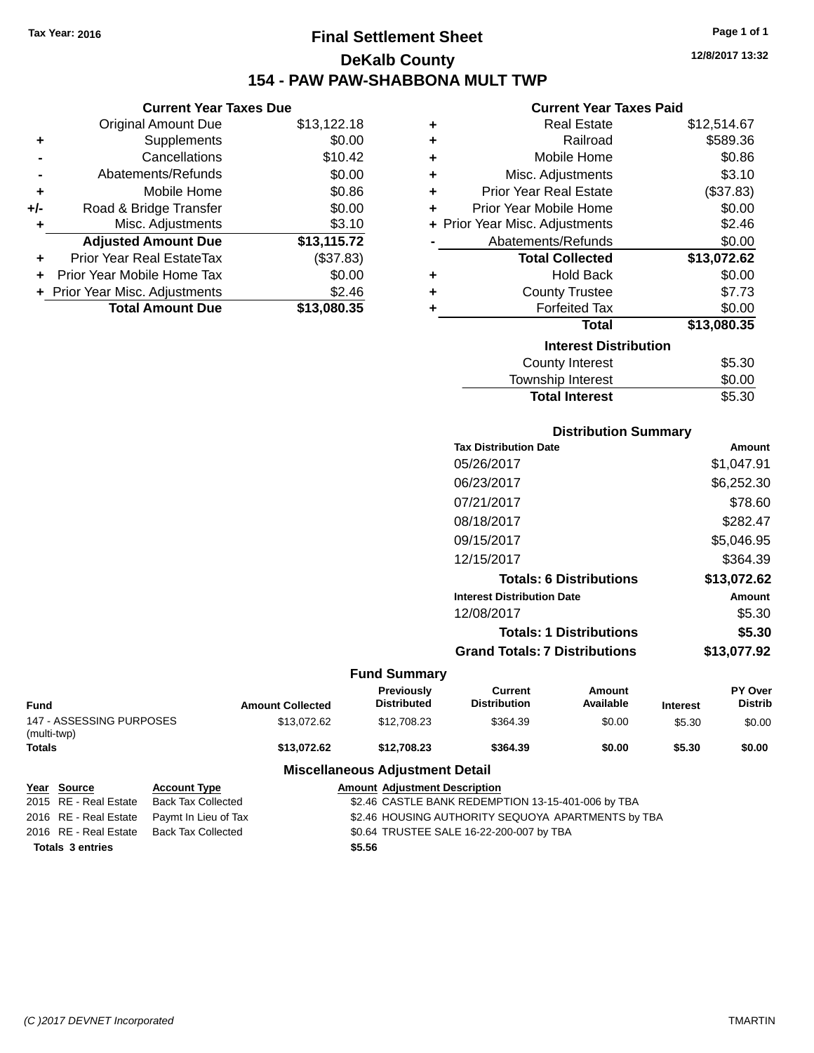Tax Year: 2016

# Final Settlement Sheet

## DeKalb County

## 154 - PAW PAW-SHABBONA MULT TWP

12/8/2017 13:32

### Current Year Taxes Due

| | | |
|---|---|---|
| | Original Amount Due | $13,122.18 |
| + | Supplements | $0.00 |
| - | Cancellations | $10.42 |
| - | Abatements/Refunds | $0.00 |
| + | Mobile Home | $0.86 |
| +/- | Road & Bridge Transfer | $0.00 |
| + | Misc. Adjustments | $3.10 |
| | **Adjusted Amount Due** | **$13,115.72** |
| + | Prior Year Real EstateTax | ($37.83) |
| + | Prior Year Mobile Home Tax | $0.00 |
| + | Prior Year Misc. Adjustments | $2.46 |
| | **Total Amount Due** | **$13,080.35** |

### Current Year Taxes Paid

| | | |
|---|---|---|
| + | Real Estate | $12,514.67 |
| + | Railroad | $589.36 |
| + | Mobile Home | $0.86 |
| + | Misc. Adjustments | $3.10 |
| + | Prior Year Real Estate | ($37.83) |
| + | Prior Year Mobile Home | $0.00 |
| + | Prior Year Misc. Adjustments | $2.46 |
| - | Abatements/Refunds | $0.00 |
| | **Total Collected** | **$13,072.62** |
| + | Hold Back | $0.00 |
| + | County Trustee | $7.73 |
| + | Forfeited Tax | $0.00 |
| | **Total** | **$13,080.35** |

### Interest Distribution

| | |
|---|---|
| County Interest | $5.30 |
| Township Interest | $0.00 |
| **Total Interest** | $5.30 |

### Distribution Summary

| Tax Distribution Date | Amount |
|---|---|
| 05/26/2017 | $1,047.91 |
| 06/23/2017 | $6,252.30 |
| 07/21/2017 | $78.60 |
| 08/18/2017 | $282.47 |
| 09/15/2017 | $5,046.95 |
| 12/15/2017 | $364.39 |
| **Totals: 6 Distributions** | **$13,072.62** |
| **Interest Distribution Date** | **Amount** |
| 12/08/2017 | $5.30 |
| **Totals: 1 Distributions** | **$5.30** |
| **Grand Totals: 7 Distributions** | **$13,077.92** |

### Fund Summary

| Fund | Amount Collected | Previously Distributed | Current Distribution | Amount Available | Interest | PY Over Distrib |
|---|---|---|---|---|---|---|
| 147 - ASSESSING PURPOSES (multi-twp) | $13,072.62 | $12,708.23 | $364.39 | $0.00 | $5.30 | $0.00 |
| **Totals** | **$13,072.62** | **$12,708.23** | **$364.39** | **$0.00** | **$5.30** | **$0.00** |

### Miscellaneous Adjustment Detail

| Year | Source | Account Type | Amount | Adjustment Description |
|---|---|---|---|---|
| 2015 | RE - Real Estate | Back Tax Collected | $2.46 | CASTLE BANK REDEMPTION 13-15-401-006 by TBA |
| 2016 | RE - Real Estate | Paymt In Lieu of Tax | $2.46 | HOUSING AUTHORITY SEQUOYA APARTMENTS by TBA |
| 2016 | RE - Real Estate | Back Tax Collected | $0.64 | TRUSTEE SALE 16-22-200-007 by TBA |
| **Totals** | **3 entries** | | **$5.56** | |

(C )2017 DEVNET Incorporated TMARTIN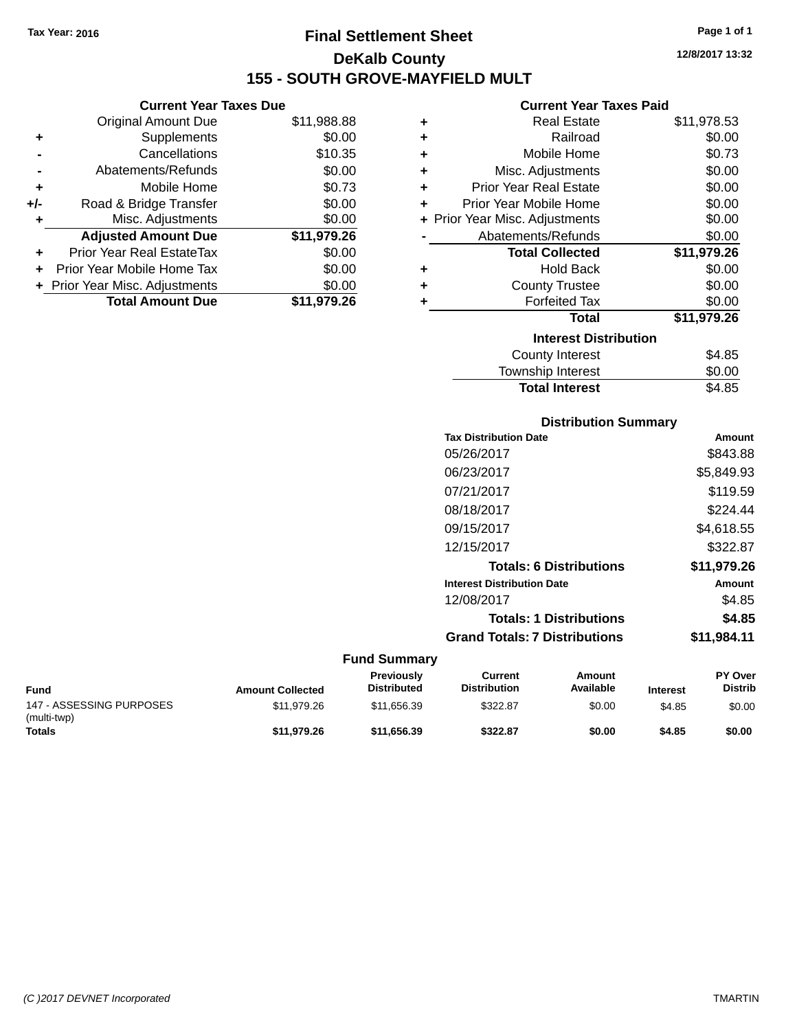Tax Year: 2016

# Final Settlement Sheet

## DeKalb County

## 155 - SOUTH GROVE-MAYFIELD MULT

12/8/2017 13:32

### Current Year Taxes Due

| | | |
|---|---|---|
| | Original Amount Due | $11,988.88 |
| + | Supplements | $0.00 |
| - | Cancellations | $10.35 |
| - | Abatements/Refunds | $0.00 |
| + | Mobile Home | $0.73 |
| +/- | Road & Bridge Transfer | $0.00 |
| + | Misc. Adjustments | $0.00 |
| | **Adjusted Amount Due** | **$11,979.26** |
| + | Prior Year Real EstateTax | $0.00 |
| + | Prior Year Mobile Home Tax | $0.00 |
| + | Prior Year Misc. Adjustments | $0.00 |
| | **Total Amount Due** | **$11,979.26** |

### Current Year Taxes Paid

| | | |
|---|---|---|
| + | Real Estate | $11,978.53 |
| + | Railroad | $0.00 |
| + | Mobile Home | $0.73 |
| + | Misc. Adjustments | $0.00 |
| + | Prior Year Real Estate | $0.00 |
| + | Prior Year Mobile Home | $0.00 |
| + | Prior Year Misc. Adjustments | $0.00 |
| - | Abatements/Refunds | $0.00 |
| | **Total Collected** | **$11,979.26** |
| + | Hold Back | $0.00 |
| + | County Trustee | $0.00 |
| + | Forfeited Tax | $0.00 |
| | **Total** | **$11,979.26** |

### Interest Distribution

| | |
|---|---|
| County Interest | $4.85 |
| Township Interest | $0.00 |
| **Total Interest** | $4.85 |

### Distribution Summary

| Tax Distribution Date | Amount |
|---|---|
| 05/26/2017 | $843.88 |
| 06/23/2017 | $5,849.93 |
| 07/21/2017 | $119.59 |
| 08/18/2017 | $224.44 |
| 09/15/2017 | $4,618.55 |
| 12/15/2017 | $322.87 |
| **Totals: 6 Distributions** | **$11,979.26** |
| **Interest Distribution Date** | **Amount** |
| 12/08/2017 | $4.85 |
| **Totals: 1 Distributions** | **$4.85** |
| **Grand Totals: 7 Distributions** | **$11,984.11** |

### Fund Summary

| Fund | Amount Collected | Previously Distributed | Current Distribution | Amount Available | Interest | PY Over Distrib |
|---|---|---|---|---|---|---|
| 147 - ASSESSING PURPOSES (multi-twp) | $11,979.26 | $11,656.39 | $322.87 | $0.00 | $4.85 | $0.00 |
| **Totals** | **$11,979.26** | **$11,656.39** | **$322.87** | **$0.00** | **$4.85** | **$0.00** |

(C )2017 DEVNET Incorporated TMARTIN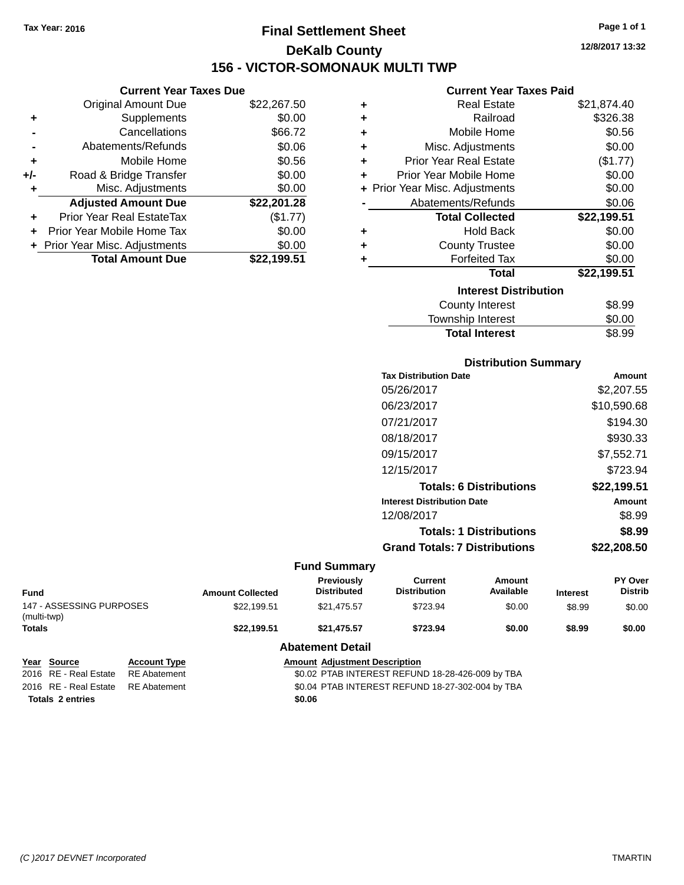Tax Year: 2016

# Final Settlement Sheet

## DeKalb County

## 156 - VICTOR-SOMONAUK MULTI TWP

12/8/2017 13:32

### Current Year Taxes Due

| | | |
|---|---|---|
| | Original Amount Due | $22,267.50 |
| + | Supplements | $0.00 |
| - | Cancellations | $66.72 |
| - | Abatements/Refunds | $0.06 |
| + | Mobile Home | $0.56 |
| +/- | Road & Bridge Transfer | $0.00 |
| + | Misc. Adjustments | $0.00 |
| | **Adjusted Amount Due** | **$22,201.28** |
| + | Prior Year Real EstateTax | ($1.77) |
| + | Prior Year Mobile Home Tax | $0.00 |
| + | Prior Year Misc. Adjustments | $0.00 |
| | **Total Amount Due** | **$22,199.51** |

### Current Year Taxes Paid

| | | |
|---|---|---|
| + | Real Estate | $21,874.40 |
| + | Railroad | $326.38 |
| + | Mobile Home | $0.56 |
| + | Misc. Adjustments | $0.00 |
| + | Prior Year Real Estate | ($1.77) |
| + | Prior Year Mobile Home | $0.00 |
| + | Prior Year Misc. Adjustments | $0.00 |
| - | Abatements/Refunds | $0.06 |
| | **Total Collected** | **$22,199.51** |
| + | Hold Back | $0.00 |
| + | County Trustee | $0.00 |
| + | Forfeited Tax | $0.00 |
| | **Total** | **$22,199.51** |

### Interest Distribution

| | |
|---|---|
| County Interest | $8.99 |
| Township Interest | $0.00 |
| **Total Interest** | $8.99 |

### Distribution Summary

| Tax Distribution Date | Amount |
|---|---|
| 05/26/2017 | $2,207.55 |
| 06/23/2017 | $10,590.68 |
| 07/21/2017 | $194.30 |
| 08/18/2017 | $930.33 |
| 09/15/2017 | $7,552.71 |
| 12/15/2017 | $723.94 |
| **Totals: 6 Distributions** | **$22,199.51** |
| **Interest Distribution Date** | **Amount** |
| 12/08/2017 | $8.99 |
| **Totals: 1 Distributions** | **$8.99** |
| **Grand Totals: 7 Distributions** | **$22,208.50** |

### Fund Summary

| Fund | Amount Collected | Previously Distributed | Current Distribution | Amount Available | Interest | PY Over Distrib |
|---|---|---|---|---|---|---|
| 147 - ASSESSING PURPOSES (multi-twp) | $22,199.51 | $21,475.57 | $723.94 | $0.00 | $8.99 | $0.00 |
| **Totals** | **$22,199.51** | **$21,475.57** | **$723.94** | **$0.00** | **$8.99** | **$0.00** |

### Abatement Detail

| Year | Source | Account Type | Amount | Adjustment Description |
|---|---|---|---|---|
| 2016 | RE - Real Estate | RE Abatement | $0.02 | PTAB INTEREST REFUND 18-28-426-009 by TBA |
| 2016 | RE - Real Estate | RE Abatement | $0.04 | PTAB INTEREST REFUND 18-27-302-004 by TBA |
| **Totals 2 entries** | | | **$0.06** | |

(C )2017 DEVNET Incorporated TMARTIN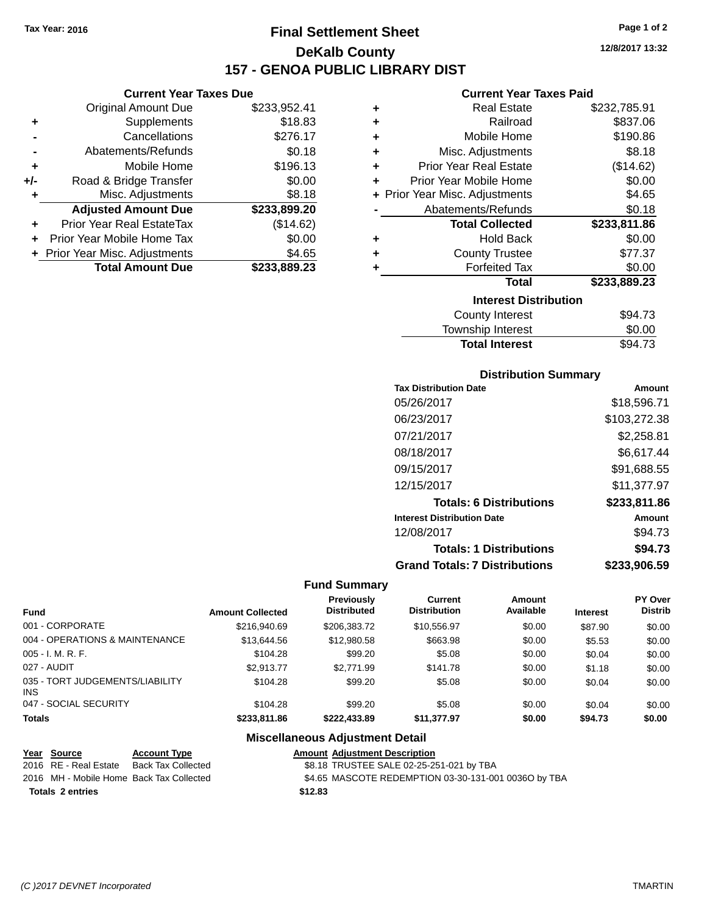Tax Year: 2016

# Final Settlement Sheet

## DeKalb County

## 157 - GENOA PUBLIC LIBRARY DIST

12/8/2017 13:32

### Current Year Taxes Due

| | | |
|---|---|---|
| | Original Amount Due | $233,952.41 |
| + | Supplements | $18.83 |
| - | Cancellations | $276.17 |
| - | Abatements/Refunds | $0.18 |
| + | Mobile Home | $196.13 |
| +/- | Road & Bridge Transfer | $0.00 |
| + | Misc. Adjustments | $8.18 |
| | **Adjusted Amount Due** | **$233,899.20** |
| + | Prior Year Real EstateTax | ($14.62) |
| + | Prior Year Mobile Home Tax | $0.00 |
| + | Prior Year Misc. Adjustments | $4.65 |
| | **Total Amount Due** | **$233,889.23** |

### Current Year Taxes Paid

| | | |
|---|---|---|
| + | Real Estate | $232,785.91 |
| + | Railroad | $837.06 |
| + | Mobile Home | $190.86 |
| + | Misc. Adjustments | $8.18 |
| + | Prior Year Real Estate | ($14.62) |
| + | Prior Year Mobile Home | $0.00 |
| + | Prior Year Misc. Adjustments | $4.65 |
| - | Abatements/Refunds | $0.18 |
| | **Total Collected** | **$233,811.86** |
| + | Hold Back | $0.00 |
| + | County Trustee | $77.37 |
| + | Forfeited Tax | $0.00 |
| | **Total** | **$233,889.23** |

### Interest Distribution

| | |
|---|---|
| County Interest | $94.73 |
| Township Interest | $0.00 |
| **Total Interest** | $94.73 |

### Distribution Summary

| Tax Distribution Date | Amount |
|---|---|
| 05/26/2017 | $18,596.71 |
| 06/23/2017 | $103,272.38 |
| 07/21/2017 | $2,258.81 |
| 08/18/2017 | $6,617.44 |
| 09/15/2017 | $91,688.55 |
| 12/15/2017 | $11,377.97 |
| **Totals: 6 Distributions** | **$233,811.86** |
| **Interest Distribution Date** | **Amount** |
| 12/08/2017 | $94.73 |
| **Totals: 1 Distributions** | **$94.73** |
| **Grand Totals: 7 Distributions** | **$233,906.59** |

### Fund Summary

| Fund | Amount Collected | Previously Distributed | Current Distribution | Amount Available | Interest | PY Over Distrib |
|---|---|---|---|---|---|---|
| 001 - CORPORATE | $216,940.69 | $206,383.72 | $10,556.97 | $0.00 | $87.90 | $0.00 |
| 004 - OPERATIONS & MAINTENANCE | $13,644.56 | $12,980.58 | $663.98 | $0.00 | $5.53 | $0.00 |
| 005 - I. M. R. F. | $104.28 | $99.20 | $5.08 | $0.00 | $0.04 | $0.00 |
| 027 - AUDIT | $2,913.77 | $2,771.99 | $141.78 | $0.00 | $1.18 | $0.00 |
| 035 - TORT JUDGEMENTS/LIABILITY INS | $104.28 | $99.20 | $5.08 | $0.00 | $0.04 | $0.00 |
| 047 - SOCIAL SECURITY | $104.28 | $99.20 | $5.08 | $0.00 | $0.04 | $0.00 |
| **Totals** | **$233,811.86** | **$222,433.89** | **$11,377.97** | **$0.00** | **$94.73** | **$0.00** |

### Miscellaneous Adjustment Detail

| Year | Source | Account Type | Amount | Adjustment Description |
|---|---|---|---|---|
| 2016 | RE - Real Estate | Back Tax Collected | $8.18 | TRUSTEE SALE 02-25-251-021 by TBA |
| 2016 | MH - Mobile Home | Back Tax Collected | $4.65 | MASCOTE REDEMPTION 03-30-131-001 0036O by TBA |
| **Totals** | **2 entries** | | **$12.83** | |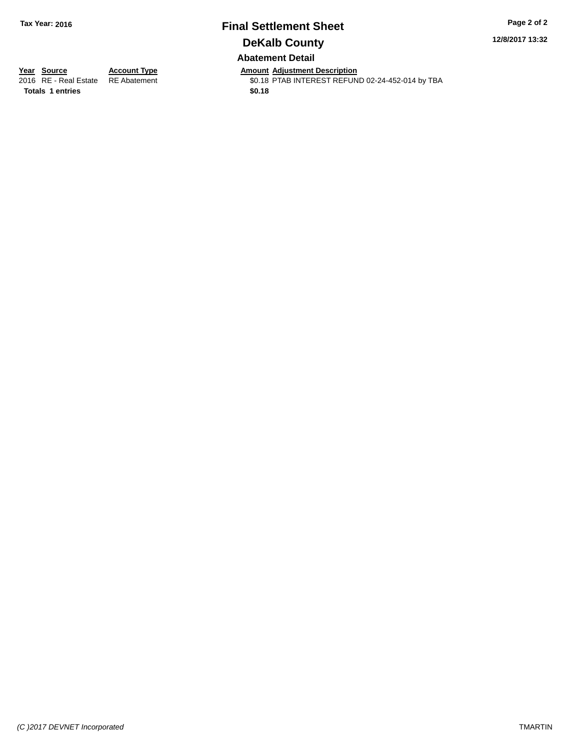Tax Year: 2016

# Final Settlement Sheet

## DeKalb County

12/8/2017 13:32

### Abatement Detail

| Year | Source | Account Type | Amount | Adjustment Description |
|---|---|---|---|---|
| 2016 | RE - Real Estate | RE Abatement | $0.18 | PTAB INTEREST REFUND 02-24-452-014 by TBA |
| **Totals** | **1 entries** | | **$0.18** | |

(C )2017 DEVNET Incorporated

TMARTIN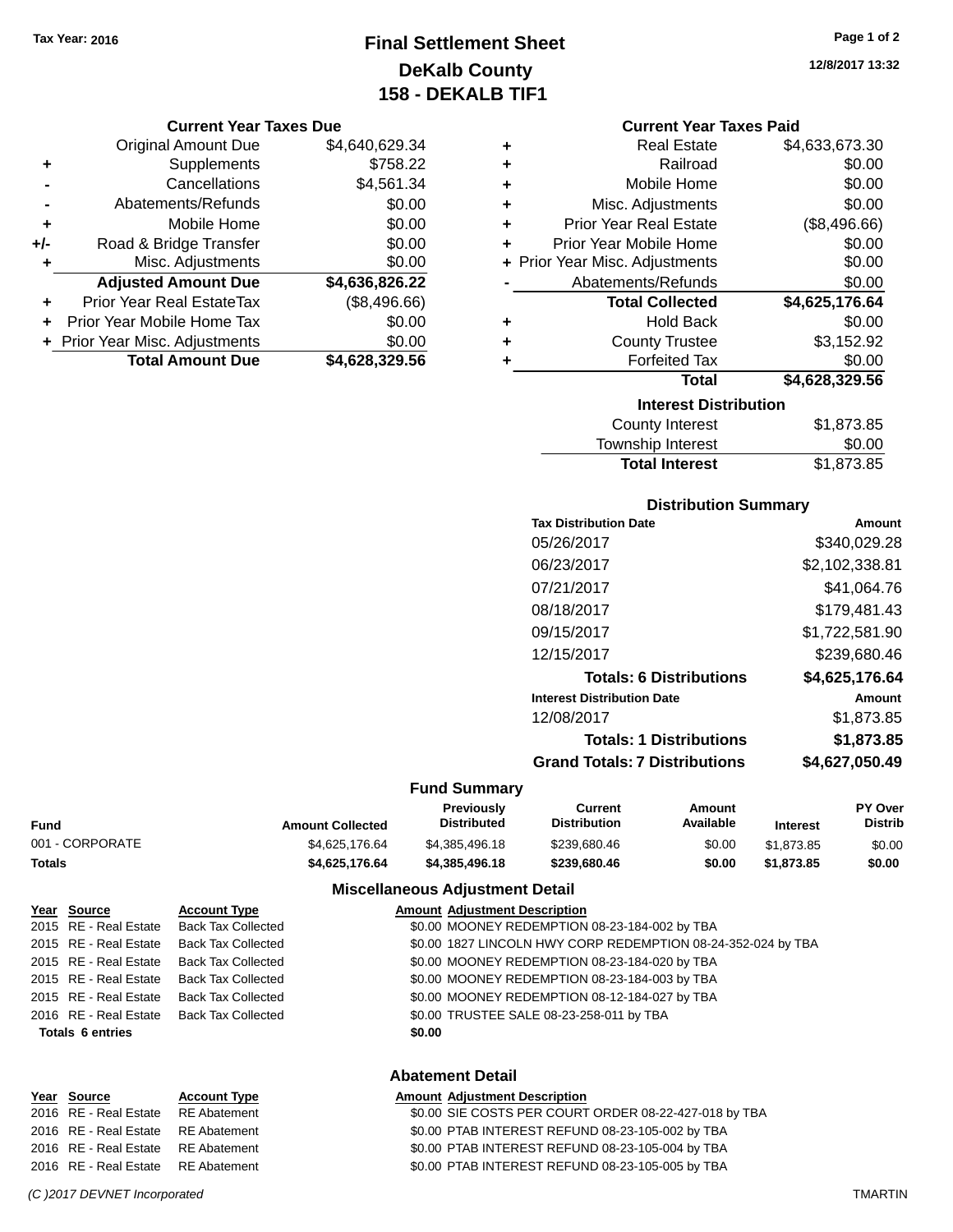Tax Year: 2016

# Final Settlement Sheet
## DeKalb County
## 158 - DEKALB TIF1

12/8/2017 13:32

### Current Year Taxes Due

| | | |
|---|---|---|
| | Original Amount Due | $4,640,629.34 |
| + | Supplements | $758.22 |
| - | Cancellations | $4,561.34 |
| - | Abatements/Refunds | $0.00 |
| + | Mobile Home | $0.00 |
| +/- | Road & Bridge Transfer | $0.00 |
| + | Misc. Adjustments | $0.00 |
| | **Adjusted Amount Due** | **$4,636,826.22** |
| + | Prior Year Real EstateTax | ($8,496.66) |
| + | Prior Year Mobile Home Tax | $0.00 |
| + | Prior Year Misc. Adjustments | $0.00 |
| | **Total Amount Due** | **$4,628,329.56** |

### Current Year Taxes Paid

| | | |
|---|---|---|
| + | Real Estate | $4,633,673.30 |
| + | Railroad | $0.00 |
| + | Mobile Home | $0.00 |
| + | Misc. Adjustments | $0.00 |
| + | Prior Year Real Estate | ($8,496.66) |
| + | Prior Year Mobile Home | $0.00 |
| + | Prior Year Misc. Adjustments | $0.00 |
| - | Abatements/Refunds | $0.00 |
| | **Total Collected** | **$4,625,176.64** |
| + | Hold Back | $0.00 |
| + | County Trustee | $3,152.92 |
| + | Forfeited Tax | $0.00 |
| | **Total** | **$4,628,329.56** |

### Interest Distribution

| | |
|---|---|
| County Interest | $1,873.85 |
| Township Interest | $0.00 |
| **Total Interest** | $1,873.85 |

### Distribution Summary

| Tax Distribution Date | Amount |
|---|---|
| 05/26/2017 | $340,029.28 |
| 06/23/2017 | $2,102,338.81 |
| 07/21/2017 | $41,064.76 |
| 08/18/2017 | $179,481.43 |
| 09/15/2017 | $1,722,581.90 |
| 12/15/2017 | $239,680.46 |
| **Totals: 6 Distributions** | **$4,625,176.64** |
| **Interest Distribution Date** | **Amount** |
| 12/08/2017 | $1,873.85 |
| **Totals: 1 Distributions** | **$1,873.85** |
| **Grand Totals: 7 Distributions** | **$4,627,050.49** |

### Fund Summary

| Fund | Amount Collected | Previously Distributed | Current Distribution | Amount Available | Interest | PY Over Distrib |
|---|---|---|---|---|---|---|
| 001 - CORPORATE | $4,625,176.64 | $4,385,496.18 | $239,680.46 | $0.00 | $1,873.85 | $0.00 |
| **Totals** | **$4,625,176.64** | **$4,385,496.18** | **$239,680.46** | **$0.00** | **$1,873.85** | **$0.00** |

### Miscellaneous Adjustment Detail

| Year | Source | Account Type | Amount | Adjustment Description |
|---|---|---|---|---|
| 2015 | RE - Real Estate | Back Tax Collected | $0.00 | MOONEY REDEMPTION 08-23-184-002 by TBA |
| 2015 | RE - Real Estate | Back Tax Collected | $0.00 | 1827 LINCOLN HWY CORP REDEMPTION 08-24-352-024 by TBA |
| 2015 | RE - Real Estate | Back Tax Collected | $0.00 | MOONEY REDEMPTION 08-23-184-020 by TBA |
| 2015 | RE - Real Estate | Back Tax Collected | $0.00 | MOONEY REDEMPTION 08-23-184-003 by TBA |
| 2015 | RE - Real Estate | Back Tax Collected | $0.00 | MOONEY REDEMPTION 08-12-184-027 by TBA |
| 2016 | RE - Real Estate | Back Tax Collected | $0.00 | TRUSTEE SALE 08-23-258-011 by TBA |
| **Totals 6 entries** | | | **$0.00** | |

### Abatement Detail

| Year | Source | Account Type | Amount | Adjustment Description |
|---|---|---|---|---|
| 2016 | RE - Real Estate | RE Abatement | $0.00 | SIE COSTS PER COURT ORDER 08-22-427-018 by TBA |
| 2016 | RE - Real Estate | RE Abatement | $0.00 | PTAB INTEREST REFUND 08-23-105-002 by TBA |
| 2016 | RE - Real Estate | RE Abatement | $0.00 | PTAB INTEREST REFUND 08-23-105-004 by TBA |
| 2016 | RE - Real Estate | RE Abatement | $0.00 | PTAB INTEREST REFUND 08-23-105-005 by TBA |

(C )2017 DEVNET Incorporated TMARTIN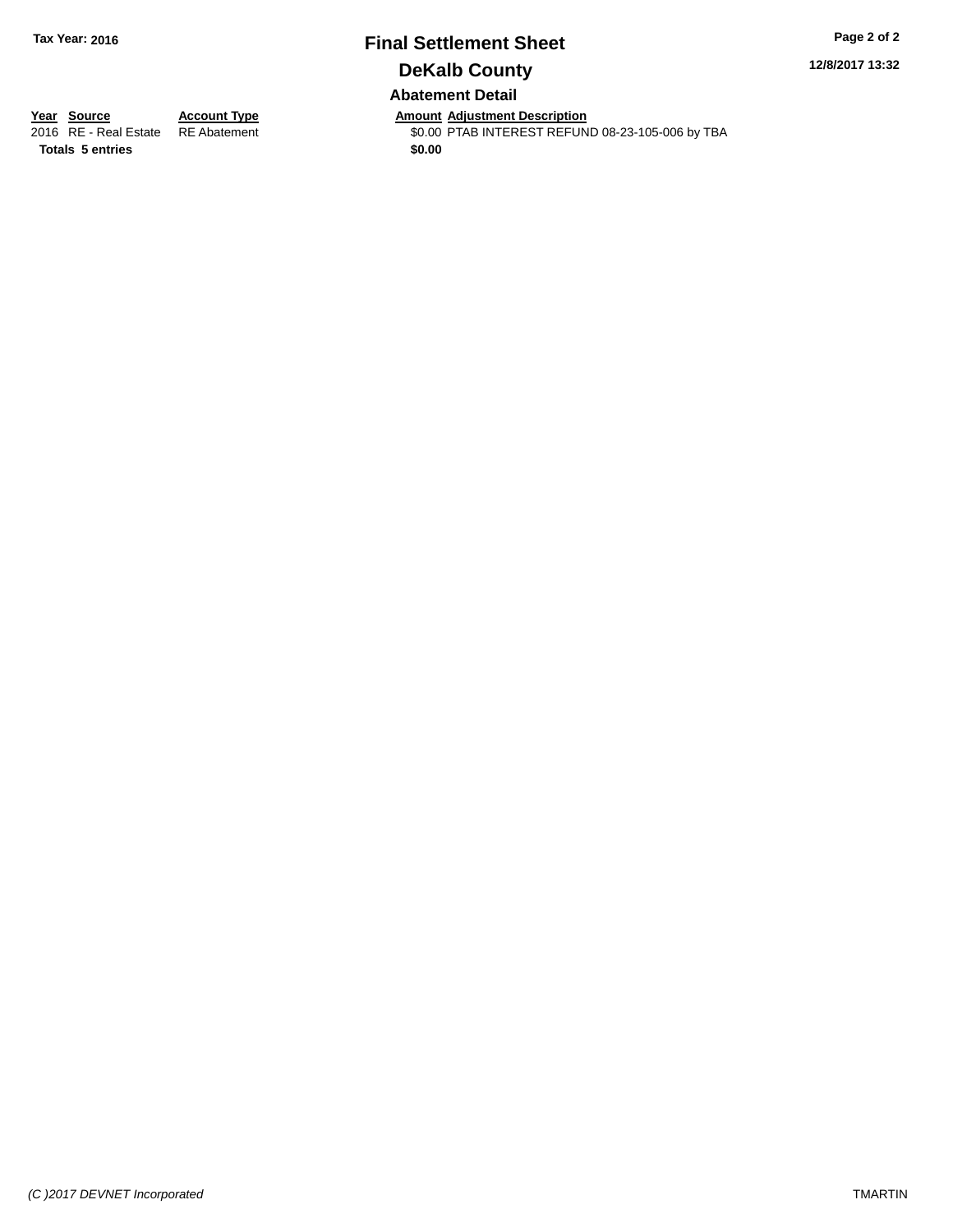**Tax Year: 2016**

# Final Settlement Sheet

## DeKalb County

**12/8/2017 13:32**

### Abatement Detail

| Year | Source | Account Type | Amount | Adjustment Description |
|---|---|---|---|---|
| 2016 | RE - Real Estate | RE Abatement | $0.00 | PTAB INTEREST REFUND 08-23-105-006 by TBA |
| **Totals** | **5 entries** | | **$0.00** | |

*(C )2017 DEVNET Incorporated*

TMARTIN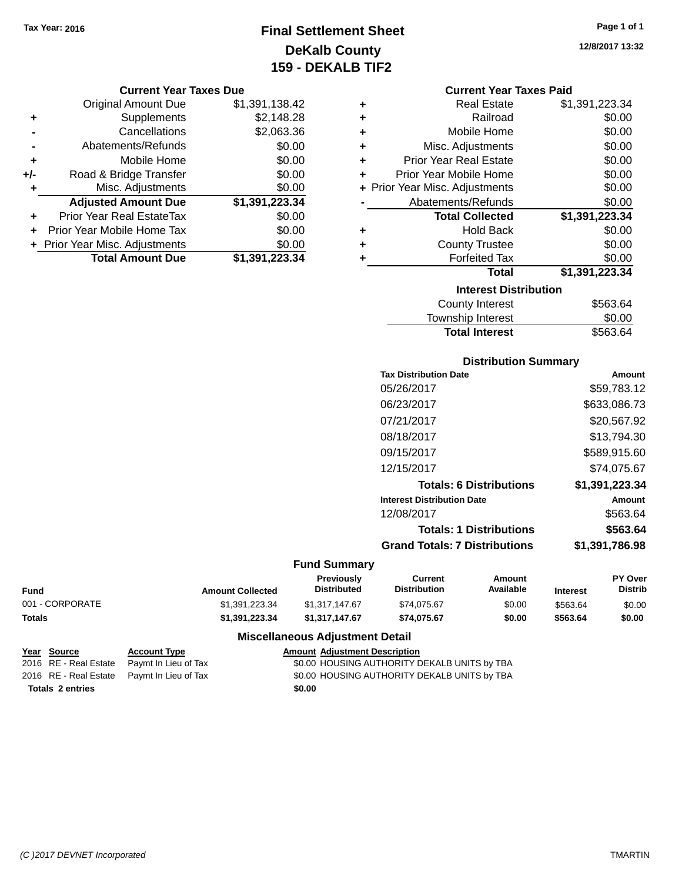Tax Year: 2016

# Final Settlement Sheet
## DeKalb County
## 159 - DEKALB TIF2

12/8/2017 13:32

### Current Year Taxes Due

| | | |
|---|---|---|
| | Original Amount Due | $1,391,138.42 |
| + | Supplements | $2,148.28 |
| - | Cancellations | $2,063.36 |
| - | Abatements/Refunds | $0.00 |
| + | Mobile Home | $0.00 |
| +/- | Road & Bridge Transfer | $0.00 |
| + | Misc. Adjustments | $0.00 |
| | **Adjusted Amount Due** | **$1,391,223.34** |
| + | Prior Year Real EstateTax | $0.00 |
| + | Prior Year Mobile Home Tax | $0.00 |
| + | Prior Year Misc. Adjustments | $0.00 |
| | **Total Amount Due** | **$1,391,223.34** |

### Current Year Taxes Paid

| | | |
|---|---|---|
| + | Real Estate | $1,391,223.34 |
| + | Railroad | $0.00 |
| + | Mobile Home | $0.00 |
| + | Misc. Adjustments | $0.00 |
| + | Prior Year Real Estate | $0.00 |
| + | Prior Year Mobile Home | $0.00 |
| + | Prior Year Misc. Adjustments | $0.00 |
| - | Abatements/Refunds | $0.00 |
| | **Total Collected** | **$1,391,223.34** |
| + | Hold Back | $0.00 |
| + | County Trustee | $0.00 |
| + | Forfeited Tax | $0.00 |
| | **Total** | **$1,391,223.34** |

### Interest Distribution

| | |
|---|---|
| County Interest | $563.64 |
| Township Interest | $0.00 |
| **Total Interest** | $563.64 |

### Distribution Summary

| Tax Distribution Date | Amount |
|---|---|
| 05/26/2017 | $59,783.12 |
| 06/23/2017 | $633,086.73 |
| 07/21/2017 | $20,567.92 |
| 08/18/2017 | $13,794.30 |
| 09/15/2017 | $589,915.60 |
| 12/15/2017 | $74,075.67 |
| **Totals: 6 Distributions** | **$1,391,223.34** |
| **Interest Distribution Date** | **Amount** |
| 12/08/2017 | $563.64 |
| **Totals: 1 Distributions** | **$563.64** |
| **Grand Totals: 7 Distributions** | **$1,391,786.98** |

### Fund Summary

| Fund | Amount Collected | Previously Distributed | Current Distribution | Amount Available | Interest | PY Over Distrib |
|---|---|---|---|---|---|---|
| 001 - CORPORATE | $1,391,223.34 | $1,317,147.67 | $74,075.67 | $0.00 | $563.64 | $0.00 |
| **Totals** | **$1,391,223.34** | **$1,317,147.67** | **$74,075.67** | **$0.00** | **$563.64** | **$0.00** |

### Miscellaneous Adjustment Detail

| Year | Source | Account Type | Amount | Adjustment Description |
|---|---|---|---|---|
| 2016 | RE - Real Estate | Paymt In Lieu of Tax | $0.00 | HOUSING AUTHORITY DEKALB UNITS by TBA |
| 2016 | RE - Real Estate | Paymt In Lieu of Tax | $0.00 | HOUSING AUTHORITY DEKALB UNITS by TBA |
| **Totals** | **2 entries** | | **$0.00** | |

(C )2017 DEVNET Incorporated TMARTIN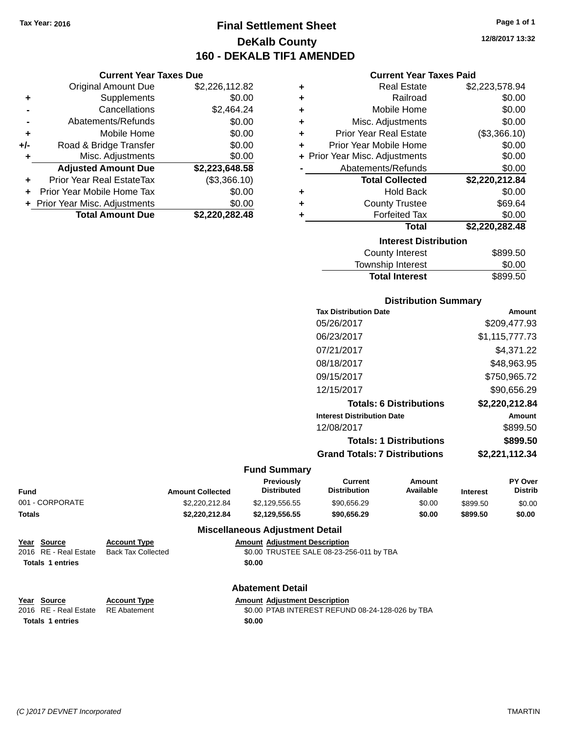Tax Year: 2016

# Final Settlement Sheet

## DeKalb County

## 160 - DEKALB TIF1 AMENDED

12/8/2017 13:32

### Current Year Taxes Due

| | | |
|---|---|---|
| | Original Amount Due | $2,226,112.82 |
| + | Supplements | $0.00 |
| - | Cancellations | $2,464.24 |
| - | Abatements/Refunds | $0.00 |
| + | Mobile Home | $0.00 |
| +/- | Road & Bridge Transfer | $0.00 |
| + | Misc. Adjustments | $0.00 |
| | **Adjusted Amount Due** | **$2,223,648.58** |
| + | Prior Year Real EstateTax | ($3,366.10) |
| + | Prior Year Mobile Home Tax | $0.00 |
| + | Prior Year Misc. Adjustments | $0.00 |
| | **Total Amount Due** | **$2,220,282.48** |

### Current Year Taxes Paid

| | | |
|---|---|---|
| + | Real Estate | $2,223,578.94 |
| + | Railroad | $0.00 |
| + | Mobile Home | $0.00 |
| + | Misc. Adjustments | $0.00 |
| + | Prior Year Real Estate | ($3,366.10) |
| + | Prior Year Mobile Home | $0.00 |
| + | Prior Year Misc. Adjustments | $0.00 |
| - | Abatements/Refunds | $0.00 |
| | **Total Collected** | **$2,220,212.84** |
| + | Hold Back | $0.00 |
| + | County Trustee | $69.64 |
| + | Forfeited Tax | $0.00 |
| | **Total** | **$2,220,282.48** |

### Interest Distribution

| | |
|---|---|
| County Interest | $899.50 |
| Township Interest | $0.00 |
| **Total Interest** | $899.50 |

### Distribution Summary

| Tax Distribution Date | Amount |
|---|---|
| 05/26/2017 | $209,477.93 |
| 06/23/2017 | $1,115,777.73 |
| 07/21/2017 | $4,371.22 |
| 08/18/2017 | $48,963.95 |
| 09/15/2017 | $750,965.72 |
| 12/15/2017 | $90,656.29 |
| **Totals: 6 Distributions** | **$2,220,212.84** |
| **Interest Distribution Date** | **Amount** |
| 12/08/2017 | $899.50 |
| **Totals: 1 Distributions** | **$899.50** |
| **Grand Totals: 7 Distributions** | **$2,221,112.34** |

### Fund Summary

| Fund | Amount Collected | Previously Distributed | Current Distribution | Amount Available | Interest | PY Over Distrib |
|---|---|---|---|---|---|---|
| 001 - CORPORATE | $2,220,212.84 | $2,129,556.55 | $90,656.29 | $0.00 | $899.50 | $0.00 |
| **Totals** | **$2,220,212.84** | **$2,129,556.55** | **$90,656.29** | **$0.00** | **$899.50** | **$0.00** |

### Miscellaneous Adjustment Detail

| Year | Source | Account Type | Amount | Adjustment Description |
|---|---|---|---|---|
| 2016 | RE - Real Estate | Back Tax Collected | $0.00 | TRUSTEE SALE 08-23-256-011 by TBA |
| **Totals 1 entries** | | | **$0.00** | |

### Abatement Detail

| Year | Source | Account Type | Amount | Adjustment Description |
|---|---|---|---|---|
| 2016 | RE - Real Estate | RE Abatement | $0.00 | PTAB INTEREST REFUND 08-24-128-026 by TBA |
| **Totals 1 entries** | | | **$0.00** | |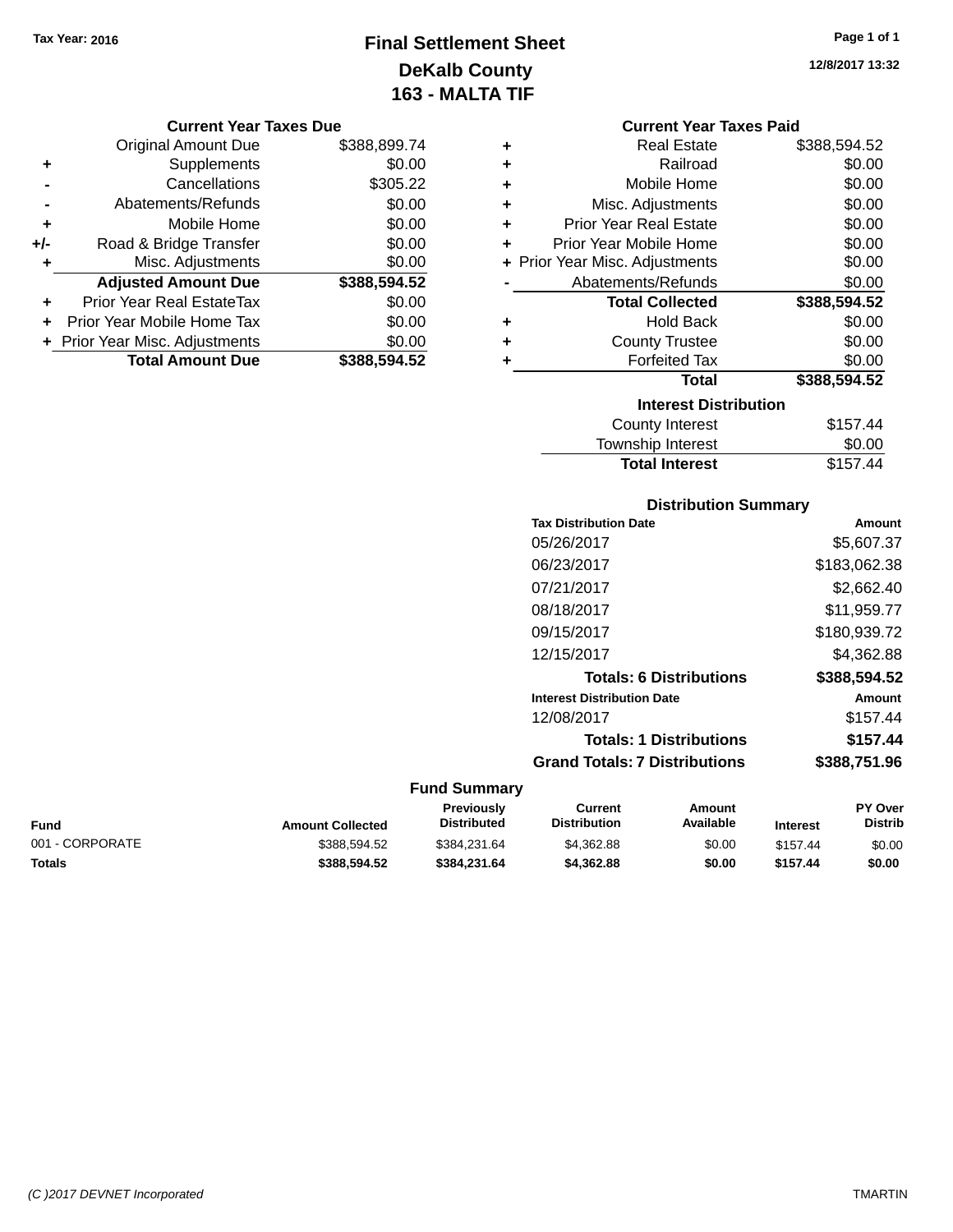Tax Year: 2016

# Final Settlement Sheet
## DeKalb County
## 163 - MALTA TIF

12/8/2017 13:32

### Current Year Taxes Due

| | | |
|---|---|---|
| | Original Amount Due | $388,899.74 |
| + | Supplements | $0.00 |
| - | Cancellations | $305.22 |
| - | Abatements/Refunds | $0.00 |
| + | Mobile Home | $0.00 |
| +/- | Road & Bridge Transfer | $0.00 |
| + | Misc. Adjustments | $0.00 |
| | **Adjusted Amount Due** | **$388,594.52** |
| + | Prior Year Real EstateTax | $0.00 |
| + | Prior Year Mobile Home Tax | $0.00 |
| + | Prior Year Misc. Adjustments | $0.00 |
| | **Total Amount Due** | **$388,594.52** |

### Current Year Taxes Paid

| | | |
|---|---|---|
| + | Real Estate | $388,594.52 |
| + | Railroad | $0.00 |
| + | Mobile Home | $0.00 |
| + | Misc. Adjustments | $0.00 |
| + | Prior Year Real Estate | $0.00 |
| + | Prior Year Mobile Home | $0.00 |
| + | Prior Year Misc. Adjustments | $0.00 |
| - | Abatements/Refunds | $0.00 |
| | **Total Collected** | **$388,594.52** |
| + | Hold Back | $0.00 |
| + | County Trustee | $0.00 |
| + | Forfeited Tax | $0.00 |
| | **Total** | **$388,594.52** |

### Interest Distribution

| | |
|---|---|
| County Interest | $157.44 |
| Township Interest | $0.00 |
| **Total Interest** | $157.44 |

### Distribution Summary

| Tax Distribution Date | Amount |
|---|---|
| 05/26/2017 | $5,607.37 |
| 06/23/2017 | $183,062.38 |
| 07/21/2017 | $2,662.40 |
| 08/18/2017 | $11,959.77 |
| 09/15/2017 | $180,939.72 |
| 12/15/2017 | $4,362.88 |
| **Totals: 6 Distributions** | **$388,594.52** |
| **Interest Distribution Date** | **Amount** |
| 12/08/2017 | $157.44 |
| **Totals: 1 Distributions** | **$157.44** |
| **Grand Totals: 7 Distributions** | **$388,751.96** |

### Fund Summary

| Fund | Amount Collected | Previously Distributed | Current Distribution | Amount Available | Interest | PY Over Distrib |
|---|---|---|---|---|---|---|
| 001 - CORPORATE | $388,594.52 | $384,231.64 | $4,362.88 | $0.00 | $157.44 | $0.00 |
| **Totals** | **$388,594.52** | **$384,231.64** | **$4,362.88** | **$0.00** | **$157.44** | **$0.00** |

(C )2017 DEVNET Incorporated TMARTIN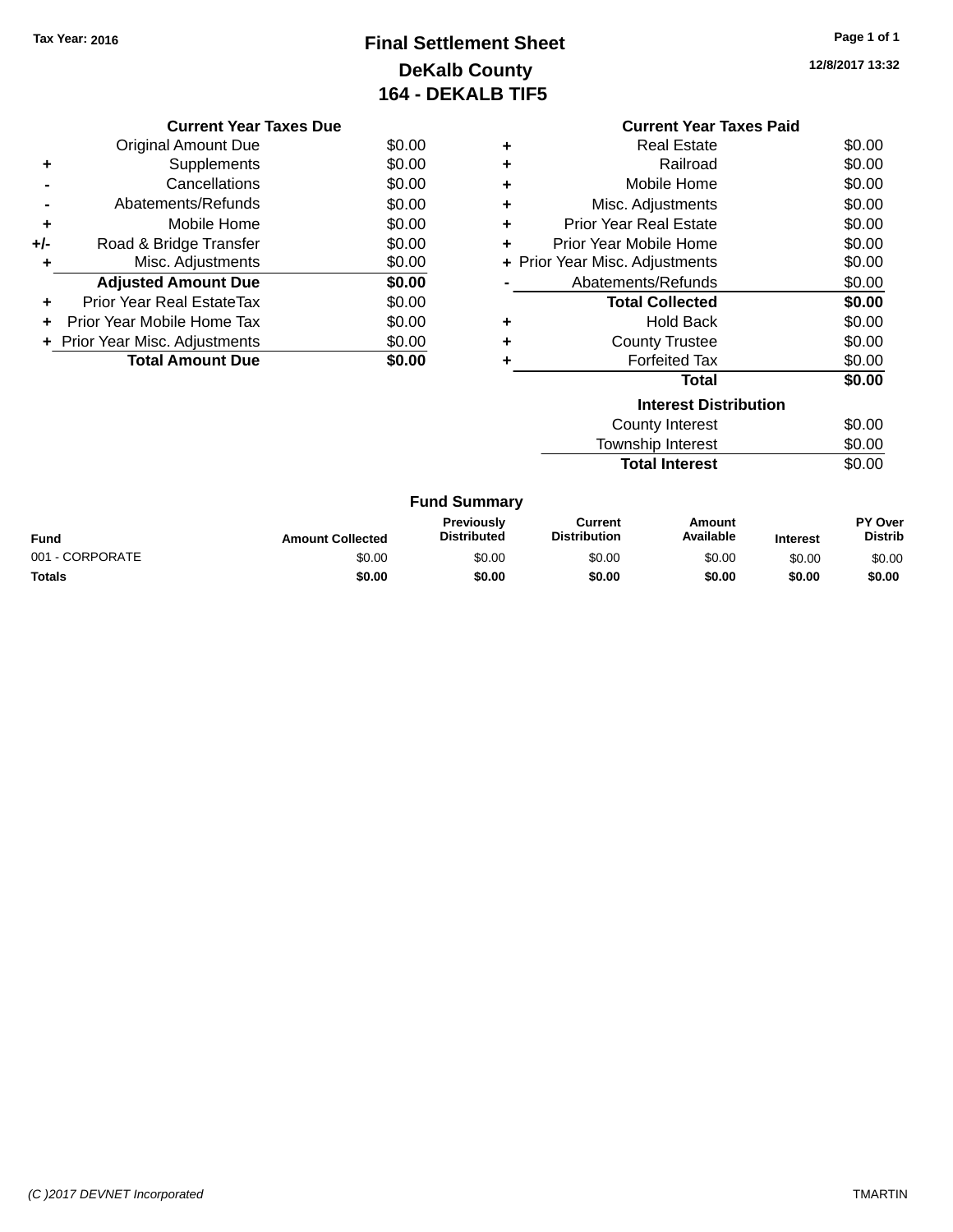Tax Year: 2016

# Final Settlement Sheet

## DeKalb County

## 164 - DEKALB TIF5

12/8/2017 13:32

### Current Year Taxes Due

| | | |
|---|---|---|
| | Original Amount Due | $0.00 |
| + | Supplements | $0.00 |
| - | Cancellations | $0.00 |
| - | Abatements/Refunds | $0.00 |
| + | Mobile Home | $0.00 |
| +/- | Road & Bridge Transfer | $0.00 |
| + | Misc. Adjustments | $0.00 |
| | **Adjusted Amount Due** | **$0.00** |
| + | Prior Year Real EstateTax | $0.00 |
| + | Prior Year Mobile Home Tax | $0.00 |
| + | Prior Year Misc. Adjustments | $0.00 |
| | **Total Amount Due** | **$0.00** |

### Current Year Taxes Paid

| | | |
|---|---|---|
| + | Real Estate | $0.00 |
| + | Railroad | $0.00 |
| + | Mobile Home | $0.00 |
| + | Misc. Adjustments | $0.00 |
| + | Prior Year Real Estate | $0.00 |
| + | Prior Year Mobile Home | $0.00 |
| + | Prior Year Misc. Adjustments | $0.00 |
| - | Abatements/Refunds | $0.00 |
| | **Total Collected** | **$0.00** |
| + | Hold Back | $0.00 |
| + | County Trustee | $0.00 |
| + | Forfeited Tax | $0.00 |
| | **Total** | **$0.00** |

### Interest Distribution

| | |
|---|---|
| County Interest | $0.00 |
| Township Interest | $0.00 |
| **Total Interest** | $0.00 |

### Fund Summary

| Fund | Amount Collected | Previously Distributed | Current Distribution | Amount Available | Interest | PY Over Distrib |
|---|---|---|---|---|---|---|
| 001 - CORPORATE | $0.00 | $0.00 | $0.00 | $0.00 | $0.00 | $0.00 |
| **Totals** | **$0.00** | **$0.00** | **$0.00** | **$0.00** | **$0.00** | **$0.00** |

(C )2017 DEVNET Incorporated

TMARTIN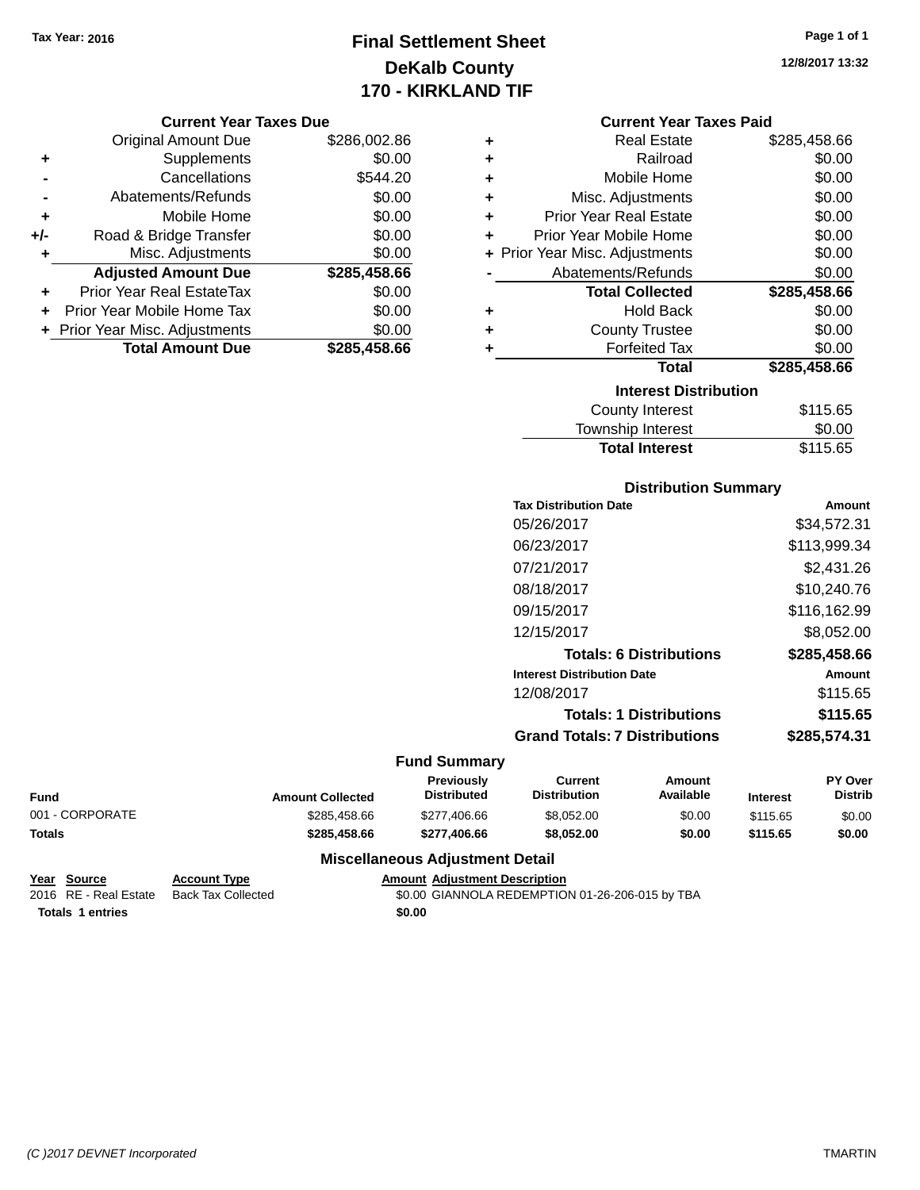Tax Year: 2016

# Final Settlement Sheet
## DeKalb County
## 170 - KIRKLAND TIF

12/8/2017 13:32

### Current Year Taxes Due

| | | |
|---|---|---|
| | Original Amount Due | $286,002.86 |
| + | Supplements | $0.00 |
| - | Cancellations | $544.20 |
| - | Abatements/Refunds | $0.00 |
| + | Mobile Home | $0.00 |
| +/- | Road & Bridge Transfer | $0.00 |
| + | Misc. Adjustments | $0.00 |
| | **Adjusted Amount Due** | **$285,458.66** |
| + | Prior Year Real EstateTax | $0.00 |
| + | Prior Year Mobile Home Tax | $0.00 |
| + | Prior Year Misc. Adjustments | $0.00 |
| | **Total Amount Due** | **$285,458.66** |

### Current Year Taxes Paid

| | | |
|---|---|---|
| + | Real Estate | $285,458.66 |
| + | Railroad | $0.00 |
| + | Mobile Home | $0.00 |
| + | Misc. Adjustments | $0.00 |
| + | Prior Year Real Estate | $0.00 |
| + | Prior Year Mobile Home | $0.00 |
| + | Prior Year Misc. Adjustments | $0.00 |
| - | Abatements/Refunds | $0.00 |
| | **Total Collected** | **$285,458.66** |
| + | Hold Back | $0.00 |
| + | County Trustee | $0.00 |
| + | Forfeited Tax | $0.00 |
| | **Total** | **$285,458.66** |

### Interest Distribution

| | |
|---|---|
| County Interest | $115.65 |
| Township Interest | $0.00 |
| **Total Interest** | $115.65 |

### Distribution Summary

| Tax Distribution Date | Amount |
|---|---|
| 05/26/2017 | $34,572.31 |
| 06/23/2017 | $113,999.34 |
| 07/21/2017 | $2,431.26 |
| 08/18/2017 | $10,240.76 |
| 09/15/2017 | $116,162.99 |
| 12/15/2017 | $8,052.00 |
| **Totals: 6 Distributions** | **$285,458.66** |

| Interest Distribution Date | Amount |
|---|---|
| 12/08/2017 | $115.65 |
| **Totals: 1 Distributions** | **$115.65** |
| **Grand Totals: 7 Distributions** | **$285,574.31** |

### Fund Summary

| Fund | Amount Collected | Previously Distributed | Current Distribution | Amount Available | Interest | PY Over Distrib |
|---|---|---|---|---|---|---|
| 001 - CORPORATE | $285,458.66 | $277,406.66 | $8,052.00 | $0.00 | $115.65 | $0.00 |
| **Totals** | **$285,458.66** | **$277,406.66** | **$8,052.00** | **$0.00** | **$115.65** | **$0.00** |

### Miscellaneous Adjustment Detail

| Year | Source | Account Type | Amount | Adjustment Description |
|---|---|---|---|---|
| 2016 | RE - Real Estate | Back Tax Collected | $0.00 | GIANNOLA REDEMPTION 01-26-206-015 by TBA |
| **Totals** | **1 entries** | | **$0.00** | |

(C )2017 DEVNET Incorporated TMARTIN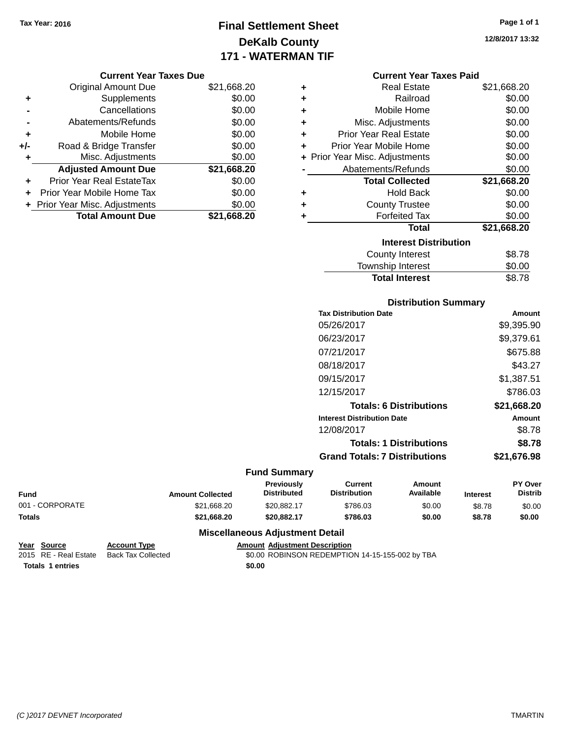Tax Year: 2016

# Final Settlement Sheet
## DeKalb County
## 171 - WATERMAN TIF

12/8/2017 13:32

### Current Year Taxes Due

| | | |
|---|---|---|
| | Original Amount Due | $21,668.20 |
| + | Supplements | $0.00 |
| - | Cancellations | $0.00 |
| - | Abatements/Refunds | $0.00 |
| + | Mobile Home | $0.00 |
| +/- | Road & Bridge Transfer | $0.00 |
| + | Misc. Adjustments | $0.00 |
| | **Adjusted Amount Due** | **$21,668.20** |
| + | Prior Year Real EstateTax | $0.00 |
| + | Prior Year Mobile Home Tax | $0.00 |
| + | Prior Year Misc. Adjustments | $0.00 |
| | **Total Amount Due** | **$21,668.20** |

### Current Year Taxes Paid

| | | |
|---|---|---|
| + | Real Estate | $21,668.20 |
| + | Railroad | $0.00 |
| + | Mobile Home | $0.00 |
| + | Misc. Adjustments | $0.00 |
| + | Prior Year Real Estate | $0.00 |
| + | Prior Year Mobile Home | $0.00 |
| + | Prior Year Misc. Adjustments | $0.00 |
| - | Abatements/Refunds | $0.00 |
| | **Total Collected** | **$21,668.20** |
| + | Hold Back | $0.00 |
| + | County Trustee | $0.00 |
| + | Forfeited Tax | $0.00 |
| | **Total** | **$21,668.20** |

### Interest Distribution

| | |
|---|---|
| County Interest | $8.78 |
| Township Interest | $0.00 |
| **Total Interest** | $8.78 |

### Distribution Summary

| Tax Distribution Date | Amount |
|---|---|
| 05/26/2017 | $9,395.90 |
| 06/23/2017 | $9,379.61 |
| 07/21/2017 | $675.88 |
| 08/18/2017 | $43.27 |
| 09/15/2017 | $1,387.51 |
| 12/15/2017 | $786.03 |
| **Totals: 6 Distributions** | **$21,668.20** |
| **Interest Distribution Date** | **Amount** |
| 12/08/2017 | $8.78 |
| **Totals: 1 Distributions** | **$8.78** |
| **Grand Totals: 7 Distributions** | **$21,676.98** |

### Fund Summary

| Fund | Amount Collected | Previously Distributed | Current Distribution | Amount Available | Interest | PY Over Distrib |
|---|---|---|---|---|---|---|
| 001 - CORPORATE | $21,668.20 | $20,882.17 | $786.03 | $0.00 | $8.78 | $0.00 |
| **Totals** | **$21,668.20** | **$20,882.17** | **$786.03** | **$0.00** | **$8.78** | **$0.00** |

### Miscellaneous Adjustment Detail

| Year | Source | Account Type | Amount | Adjustment Description |
|---|---|---|---|---|
| 2015 | RE - Real Estate | Back Tax Collected | $0.00 | ROBINSON REDEMPTION 14-15-155-002 by TBA |
| **Totals** | **1 entries** | | **$0.00** | |

(C )2017 DEVNET Incorporated TMARTIN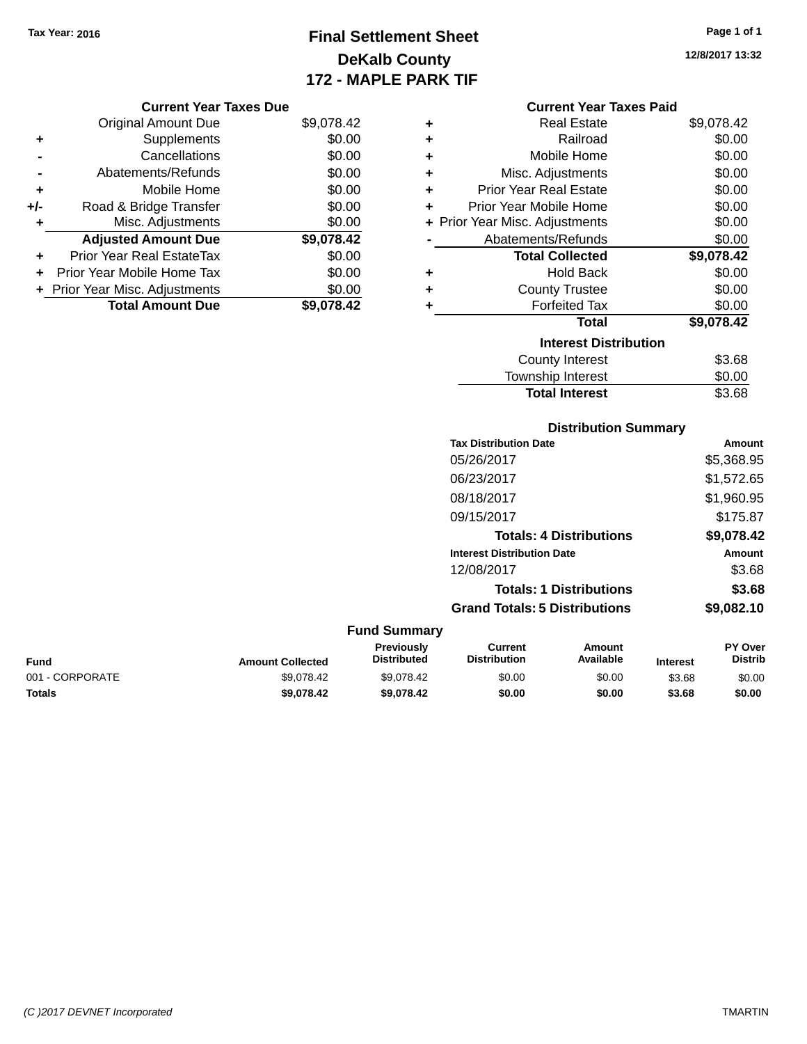Tax Year: 2016

# Final Settlement Sheet
## DeKalb County
## 172 - MAPLE PARK TIF

12/8/2017 13:32

### Current Year Taxes Due

| | | |
|---|---|---|
| | Original Amount Due | $9,078.42 |
| + | Supplements | $0.00 |
| - | Cancellations | $0.00 |
| - | Abatements/Refunds | $0.00 |
| + | Mobile Home | $0.00 |
| +/- | Road & Bridge Transfer | $0.00 |
| + | Misc. Adjustments | $0.00 |
| | **Adjusted Amount Due** | **$9,078.42** |
| + | Prior Year Real EstateTax | $0.00 |
| + | Prior Year Mobile Home Tax | $0.00 |
| + | Prior Year Misc. Adjustments | $0.00 |
| | **Total Amount Due** | **$9,078.42** |

### Current Year Taxes Paid

| | | |
|---|---|---|
| + | Real Estate | $9,078.42 |
| + | Railroad | $0.00 |
| + | Mobile Home | $0.00 |
| + | Misc. Adjustments | $0.00 |
| + | Prior Year Real Estate | $0.00 |
| + | Prior Year Mobile Home | $0.00 |
| + | Prior Year Misc. Adjustments | $0.00 |
| - | Abatements/Refunds | $0.00 |
| | **Total Collected** | **$9,078.42** |
| + | Hold Back | $0.00 |
| + | County Trustee | $0.00 |
| + | Forfeited Tax | $0.00 |
| | **Total** | **$9,078.42** |

### Interest Distribution

| | |
|---|---|
| County Interest | $3.68 |
| Township Interest | $0.00 |
| **Total Interest** | $3.68 |

### Distribution Summary

| Tax Distribution Date | Amount |
|---|---|
| 05/26/2017 | $5,368.95 |
| 06/23/2017 | $1,572.65 |
| 08/18/2017 | $1,960.95 |
| 09/15/2017 | $175.87 |
| **Totals: 4 Distributions** | **$9,078.42** |
| **Interest Distribution Date** | **Amount** |
| 12/08/2017 | $3.68 |
| **Totals: 1 Distributions** | **$3.68** |
| **Grand Totals: 5 Distributions** | **$9,082.10** |

### Fund Summary

| Fund | Amount Collected | Previously Distributed | Current Distribution | Amount Available | Interest | PY Over Distrib |
|---|---|---|---|---|---|---|
| 001 - CORPORATE | $9,078.42 | $9,078.42 | $0.00 | $0.00 | $3.68 | $0.00 |
| **Totals** | **$9,078.42** | **$9,078.42** | **$0.00** | **$0.00** | **$3.68** | **$0.00** |

(C )2017 DEVNET Incorporated TMARTIN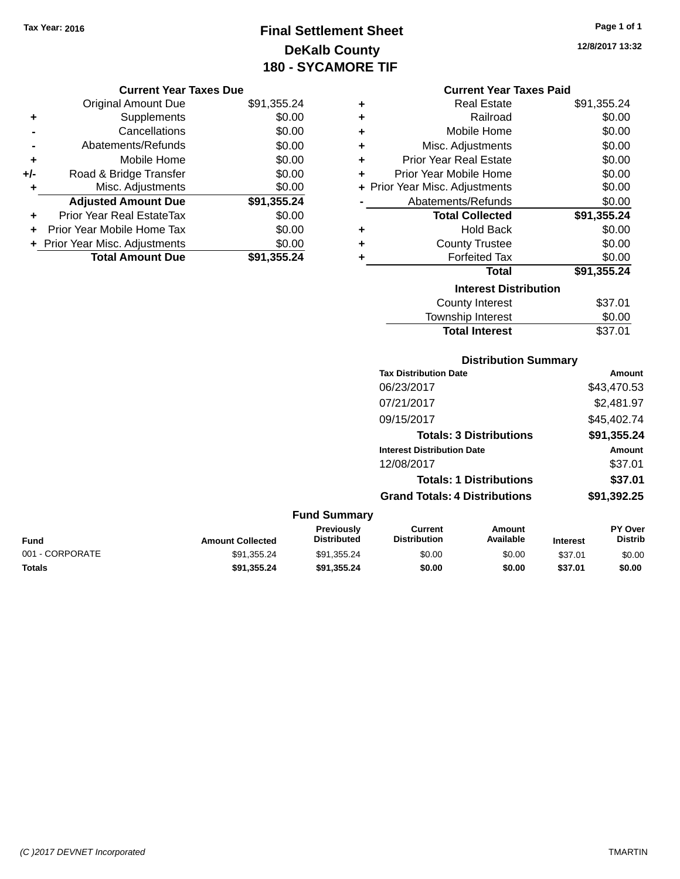Tax Year: 2016

# Final Settlement Sheet
## DeKalb County
## 180 - SYCAMORE TIF

12/8/2017 13:32

### Current Year Taxes Due

| | | |
|---|---|---|
| | Original Amount Due | $91,355.24 |
| + | Supplements | $0.00 |
| - | Cancellations | $0.00 |
| - | Abatements/Refunds | $0.00 |
| + | Mobile Home | $0.00 |
| +/- | Road & Bridge Transfer | $0.00 |
| + | Misc. Adjustments | $0.00 |
| | **Adjusted Amount Due** | **$91,355.24** |
| + | Prior Year Real EstateTax | $0.00 |
| + | Prior Year Mobile Home Tax | $0.00 |
| + | Prior Year Misc. Adjustments | $0.00 |
| | **Total Amount Due** | **$91,355.24** |

### Current Year Taxes Paid

| | | |
|---|---|---|
| + | Real Estate | $91,355.24 |
| + | Railroad | $0.00 |
| + | Mobile Home | $0.00 |
| + | Misc. Adjustments | $0.00 |
| + | Prior Year Real Estate | $0.00 |
| + | Prior Year Mobile Home | $0.00 |
| + | Prior Year Misc. Adjustments | $0.00 |
| - | Abatements/Refunds | $0.00 |
| | **Total Collected** | **$91,355.24** |
| + | Hold Back | $0.00 |
| + | County Trustee | $0.00 |
| + | Forfeited Tax | $0.00 |
| | **Total** | **$91,355.24** |

### Interest Distribution

| | |
|---|---|
| County Interest | $37.01 |
| Township Interest | $0.00 |
| **Total Interest** | $37.01 |

### Distribution Summary

| Tax Distribution Date | Amount |
|---|---|
| 06/23/2017 | $43,470.53 |
| 07/21/2017 | $2,481.97 |
| 09/15/2017 | $45,402.74 |
| **Totals: 3 Distributions** | **$91,355.24** |

| Interest Distribution Date | Amount |
|---|---|
| 12/08/2017 | $37.01 |
| **Totals: 1 Distributions** | **$37.01** |
| **Grand Totals: 4 Distributions** | **$91,392.25** |

### Fund Summary

| Fund | Amount Collected | Previously Distributed | Current Distribution | Amount Available | Interest | PY Over Distrib |
|---|---|---|---|---|---|---|
| 001 - CORPORATE | $91,355.24 | $91,355.24 | $0.00 | $0.00 | $37.01 | $0.00 |
| **Totals** | **$91,355.24** | **$91,355.24** | **$0.00** | **$0.00** | **$37.01** | **$0.00** |

(C )2017 DEVNET Incorporated TMARTIN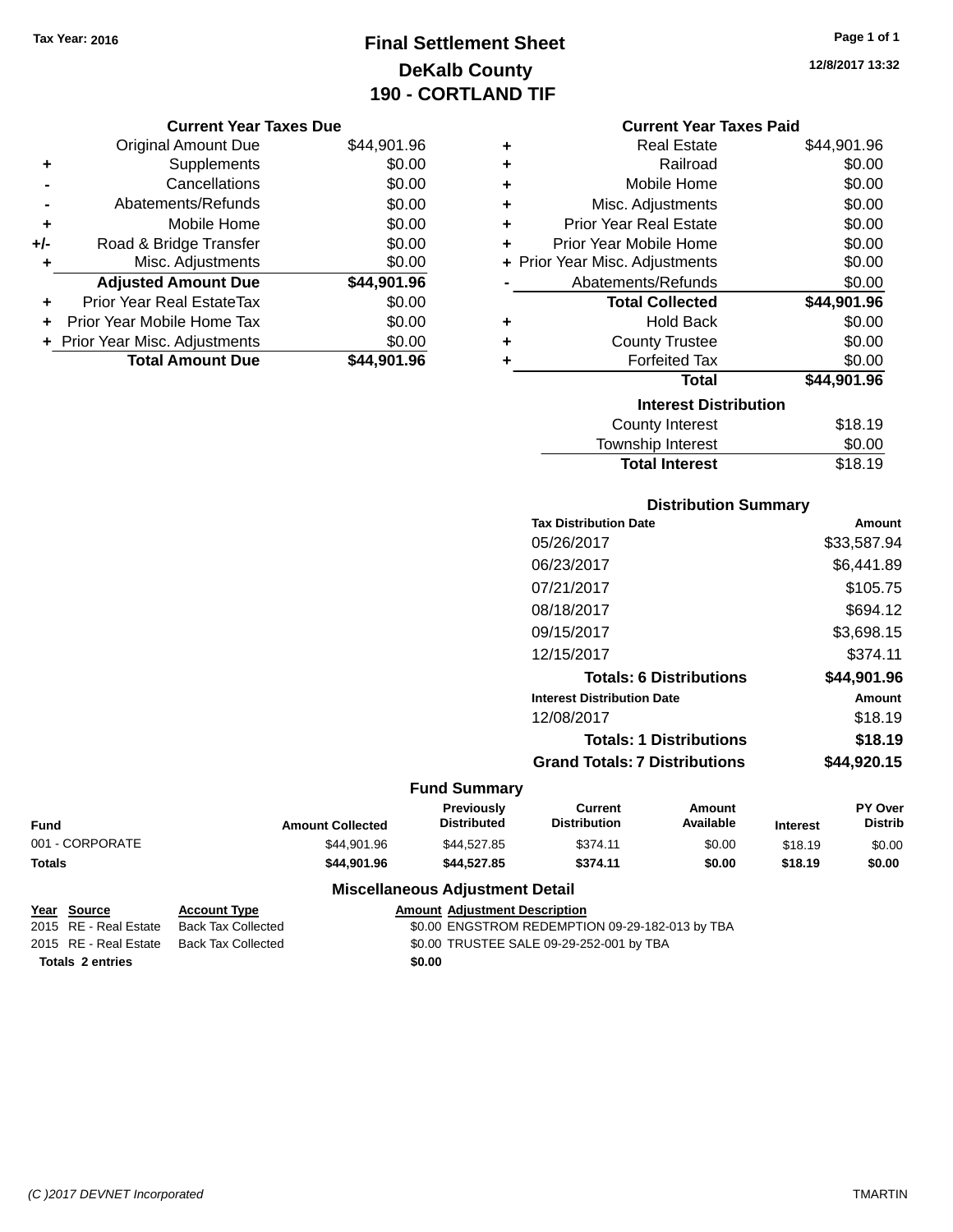Tax Year: 2016

# Final Settlement Sheet
## DeKalb County
## 190 - CORTLAND TIF

12/8/2017 13:32

### Current Year Taxes Due

| | | |
|---|---|---|
| | Original Amount Due | $44,901.96 |
| + | Supplements | $0.00 |
| - | Cancellations | $0.00 |
| - | Abatements/Refunds | $0.00 |
| + | Mobile Home | $0.00 |
| +/- | Road & Bridge Transfer | $0.00 |
| + | Misc. Adjustments | $0.00 |
| | **Adjusted Amount Due** | **$44,901.96** |
| + | Prior Year Real EstateTax | $0.00 |
| + | Prior Year Mobile Home Tax | $0.00 |
| + | Prior Year Misc. Adjustments | $0.00 |
| | **Total Amount Due** | **$44,901.96** |

### Current Year Taxes Paid

| | | |
|---|---|---|
| + | Real Estate | $44,901.96 |
| + | Railroad | $0.00 |
| + | Mobile Home | $0.00 |
| + | Misc. Adjustments | $0.00 |
| + | Prior Year Real Estate | $0.00 |
| + | Prior Year Mobile Home | $0.00 |
| + | Prior Year Misc. Adjustments | $0.00 |
| - | Abatements/Refunds | $0.00 |
| | **Total Collected** | **$44,901.96** |
| + | Hold Back | $0.00 |
| + | County Trustee | $0.00 |
| + | Forfeited Tax | $0.00 |
| | **Total** | **$44,901.96** |

### Interest Distribution

| | |
|---|---|
| County Interest | $18.19 |
| Township Interest | $0.00 |
| **Total Interest** | **$18.19** |

### Distribution Summary

| Tax Distribution Date | Amount |
|---|---|
| 05/26/2017 | $33,587.94 |
| 06/23/2017 | $6,441.89 |
| 07/21/2017 | $105.75 |
| 08/18/2017 | $694.12 |
| 09/15/2017 | $3,698.15 |
| 12/15/2017 | $374.11 |
| **Totals: 6 Distributions** | **$44,901.96** |
| **Interest Distribution Date** | **Amount** |
| 12/08/2017 | $18.19 |
| **Totals: 1 Distributions** | **$18.19** |
| **Grand Totals: 7 Distributions** | **$44,920.15** |

### Fund Summary

| Fund | Amount Collected | Previously Distributed | Current Distribution | Amount Available | Interest | PY Over Distrib |
|---|---|---|---|---|---|---|
| 001 - CORPORATE | $44,901.96 | $44,527.85 | $374.11 | $0.00 | $18.19 | $0.00 |
| **Totals** | **$44,901.96** | **$44,527.85** | **$374.11** | **$0.00** | **$18.19** | **$0.00** |

### Miscellaneous Adjustment Detail

| Year | Source | Account Type | Amount | Adjustment Description |
|---|---|---|---|---|
| 2015 | RE - Real Estate | Back Tax Collected | $0.00 | ENGSTROM REDEMPTION 09-29-182-013 by TBA |
| 2015 | RE - Real Estate | Back Tax Collected | $0.00 | TRUSTEE SALE 09-29-252-001 by TBA |
| **Totals** | **2 entries** | | **$0.00** | |

(C )2017 DEVNET Incorporated — TMARTIN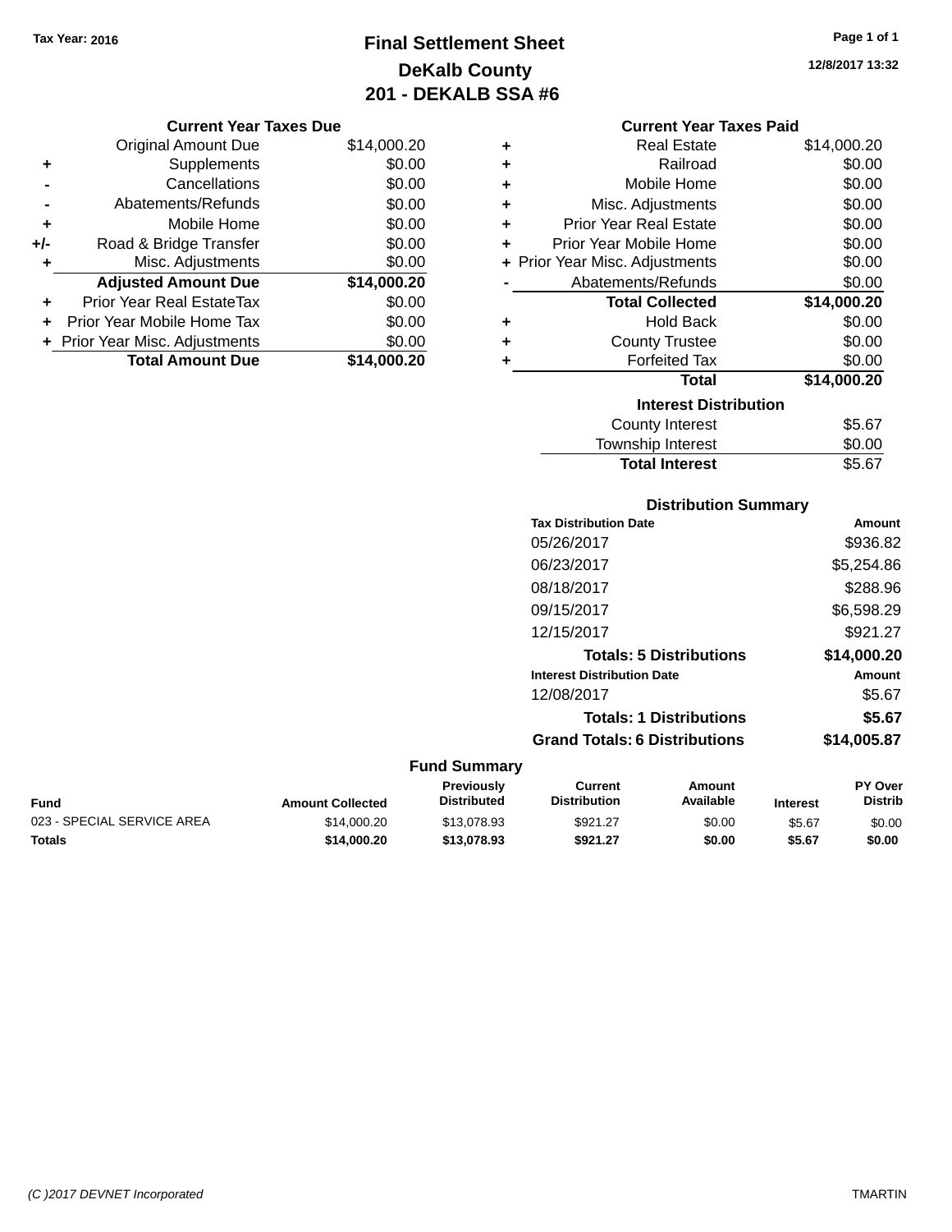Tax Year: 2016

# Final Settlement Sheet
## DeKalb County
## 201 - DEKALB SSA #6

12/8/2017 13:32

### Current Year Taxes Due

| | | |
|---|---|---|
| | Original Amount Due | $14,000.20 |
| + | Supplements | $0.00 |
| - | Cancellations | $0.00 |
| - | Abatements/Refunds | $0.00 |
| + | Mobile Home | $0.00 |
| +/- | Road & Bridge Transfer | $0.00 |
| + | Misc. Adjustments | $0.00 |
| | **Adjusted Amount Due** | **$14,000.20** |
| + | Prior Year Real EstateTax | $0.00 |
| + | Prior Year Mobile Home Tax | $0.00 |
| + | Prior Year Misc. Adjustments | $0.00 |
| | **Total Amount Due** | **$14,000.20** |

### Current Year Taxes Paid

| | | |
|---|---|---|
| + | Real Estate | $14,000.20 |
| + | Railroad | $0.00 |
| + | Mobile Home | $0.00 |
| + | Misc. Adjustments | $0.00 |
| + | Prior Year Real Estate | $0.00 |
| + | Prior Year Mobile Home | $0.00 |
| + | Prior Year Misc. Adjustments | $0.00 |
| - | Abatements/Refunds | $0.00 |
| | **Total Collected** | **$14,000.20** |
| + | Hold Back | $0.00 |
| + | County Trustee | $0.00 |
| + | Forfeited Tax | $0.00 |
| | **Total** | **$14,000.20** |

### Interest Distribution

| | |
|---|---|
| County Interest | $5.67 |
| Township Interest | $0.00 |
| **Total Interest** | **$5.67** |

### Distribution Summary

| Tax Distribution Date | Amount |
|---|---|
| 05/26/2017 | $936.82 |
| 06/23/2017 | $5,254.86 |
| 08/18/2017 | $288.96 |
| 09/15/2017 | $6,598.29 |
| 12/15/2017 | $921.27 |
| **Totals: 5 Distributions** | **$14,000.20** |

| Interest Distribution Date | Amount |
|---|---|
| 12/08/2017 | $5.67 |
| **Totals: 1 Distributions** | **$5.67** |
| **Grand Totals: 6 Distributions** | **$14,005.87** |

### Fund Summary

| Fund | Amount Collected | Previously Distributed | Current Distribution | Amount Available | Interest | PY Over Distrib |
|---|---|---|---|---|---|---|
| 023 - SPECIAL SERVICE AREA | $14,000.20 | $13,078.93 | $921.27 | $0.00 | $5.67 | $0.00 |
| **Totals** | **$14,000.20** | **$13,078.93** | **$921.27** | **$0.00** | **$5.67** | **$0.00** |

(C )2017 DEVNET Incorporated TMARTIN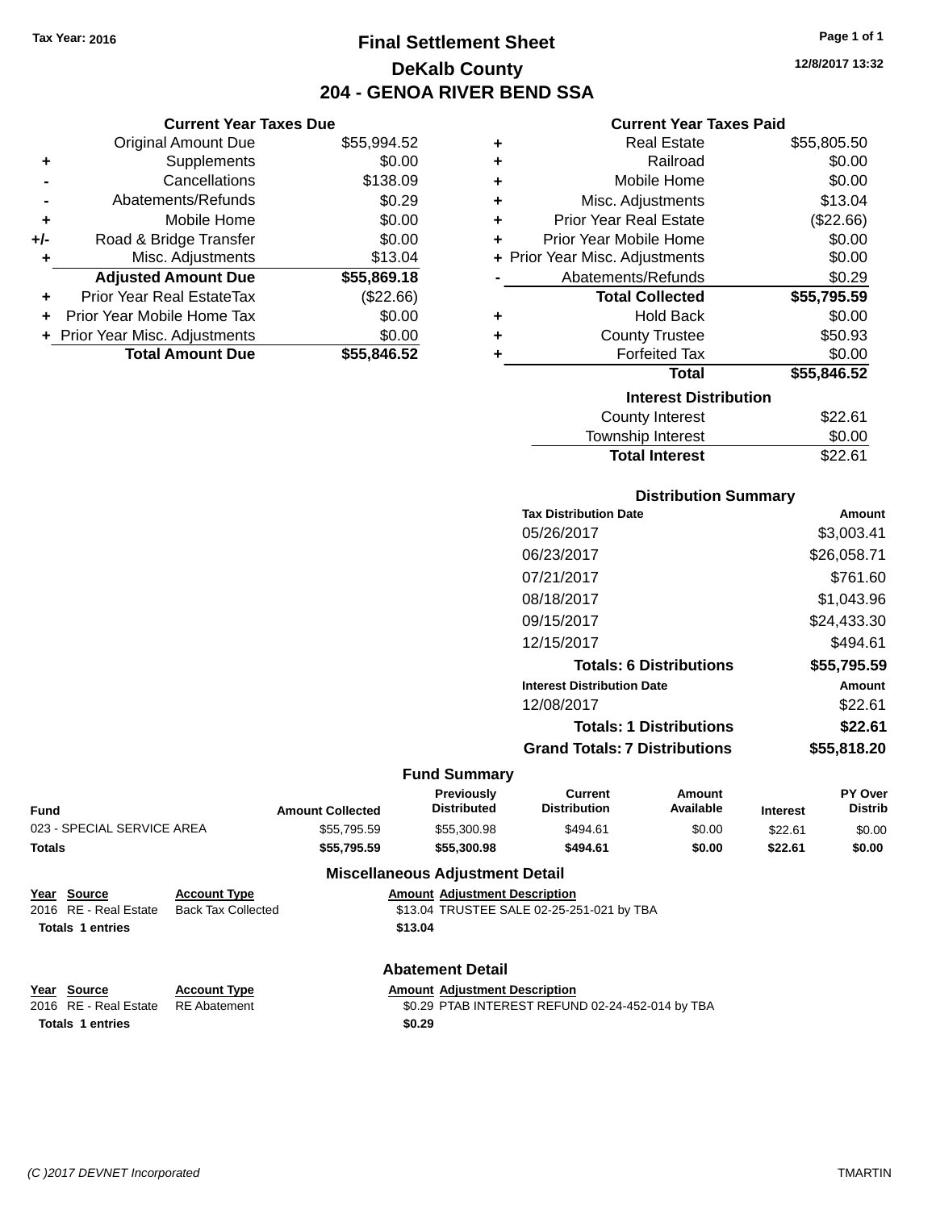Tax Year: 2016

# Final Settlement Sheet

## DeKalb County

## 204 - GENOA RIVER BEND SSA

12/8/2017 13:32

### Current Year Taxes Due

| | | |
|---|---|---|
| | Original Amount Due | $55,994.52 |
| + | Supplements | $0.00 |
| - | Cancellations | $138.09 |
| - | Abatements/Refunds | $0.29 |
| + | Mobile Home | $0.00 |
| +/- | Road & Bridge Transfer | $0.00 |
| + | Misc. Adjustments | $13.04 |
| | **Adjusted Amount Due** | **$55,869.18** |
| + | Prior Year Real EstateTax | ($22.66) |
| + | Prior Year Mobile Home Tax | $0.00 |
| + | Prior Year Misc. Adjustments | $0.00 |
| | **Total Amount Due** | **$55,846.52** |

### Current Year Taxes Paid

| | | |
|---|---|---|
| + | Real Estate | $55,805.50 |
| + | Railroad | $0.00 |
| + | Mobile Home | $0.00 |
| + | Misc. Adjustments | $13.04 |
| + | Prior Year Real Estate | ($22.66) |
| + | Prior Year Mobile Home | $0.00 |
| + | Prior Year Misc. Adjustments | $0.00 |
| - | Abatements/Refunds | $0.29 |
| | **Total Collected** | **$55,795.59** |
| + | Hold Back | $0.00 |
| + | County Trustee | $50.93 |
| + | Forfeited Tax | $0.00 |
| | **Total** | **$55,846.52** |

### Interest Distribution

| | |
|---|---|
| County Interest | $22.61 |
| Township Interest | $0.00 |
| **Total Interest** | $22.61 |

### Distribution Summary

| Tax Distribution Date | Amount |
|---|---|
| 05/26/2017 | $3,003.41 |
| 06/23/2017 | $26,058.71 |
| 07/21/2017 | $761.60 |
| 08/18/2017 | $1,043.96 |
| 09/15/2017 | $24,433.30 |
| 12/15/2017 | $494.61 |
| **Totals: 6 Distributions** | **$55,795.59** |
| **Interest Distribution Date** | **Amount** |
| 12/08/2017 | $22.61 |
| **Totals: 1 Distributions** | **$22.61** |
| **Grand Totals: 7 Distributions** | **$55,818.20** |

### Fund Summary

| Fund | Amount Collected | Previously Distributed | Current Distribution | Amount Available | Interest | PY Over Distrib |
|---|---|---|---|---|---|---|
| 023 - SPECIAL SERVICE AREA | $55,795.59 | $55,300.98 | $494.61 | $0.00 | $22.61 | $0.00 |
| **Totals** | **$55,795.59** | **$55,300.98** | **$494.61** | **$0.00** | **$22.61** | **$0.00** |

### Miscellaneous Adjustment Detail

| Year | Source | Account Type | Amount | Adjustment Description |
|---|---|---|---|---|
| 2016 | RE - Real Estate | Back Tax Collected | $13.04 | TRUSTEE SALE 02-25-251-021 by TBA |
| **Totals** | **1 entries** | | **$13.04** | |

### Abatement Detail

| Year | Source | Account Type | Amount | Adjustment Description |
|---|---|---|---|---|
| 2016 | RE - Real Estate | RE Abatement | $0.29 | PTAB INTEREST REFUND 02-24-452-014 by TBA |
| **Totals** | **1 entries** | | **$0.29** | |

(C )2017 DEVNET Incorporated TMARTIN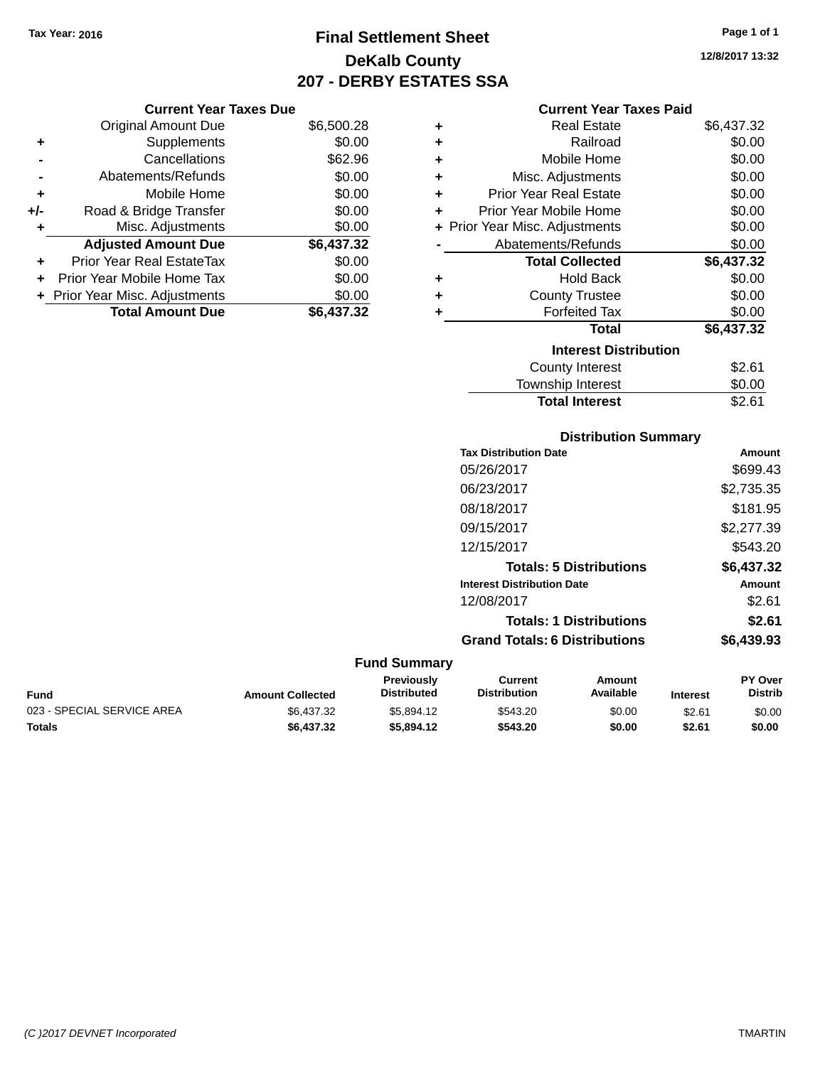Tax Year: 2016

# Final Settlement Sheet

## DeKalb County

## 207 - DERBY ESTATES SSA

12/8/2017 13:32

### Current Year Taxes Due

| | | |
|---|---|---|
| | Original Amount Due | $6,500.28 |
| + | Supplements | $0.00 |
| - | Cancellations | $62.96 |
| - | Abatements/Refunds | $0.00 |
| + | Mobile Home | $0.00 |
| +/- | Road & Bridge Transfer | $0.00 |
| + | Misc. Adjustments | $0.00 |
| | **Adjusted Amount Due** | **$6,437.32** |
| + | Prior Year Real EstateTax | $0.00 |
| + | Prior Year Mobile Home Tax | $0.00 |
| + | Prior Year Misc. Adjustments | $0.00 |
| | **Total Amount Due** | **$6,437.32** |

### Current Year Taxes Paid

| | | |
|---|---|---|
| + | Real Estate | $6,437.32 |
| + | Railroad | $0.00 |
| + | Mobile Home | $0.00 |
| + | Misc. Adjustments | $0.00 |
| + | Prior Year Real Estate | $0.00 |
| + | Prior Year Mobile Home | $0.00 |
| + | Prior Year Misc. Adjustments | $0.00 |
| - | Abatements/Refunds | $0.00 |
| | **Total Collected** | **$6,437.32** |
| + | Hold Back | $0.00 |
| + | County Trustee | $0.00 |
| + | Forfeited Tax | $0.00 |
| | **Total** | **$6,437.32** |

### Interest Distribution

| | |
|---|---|
| County Interest | $2.61 |
| Township Interest | $0.00 |
| **Total Interest** | $2.61 |

### Distribution Summary

| Tax Distribution Date | Amount |
|---|---|
| 05/26/2017 | $699.43 |
| 06/23/2017 | $2,735.35 |
| 08/18/2017 | $181.95 |
| 09/15/2017 | $2,277.39 |
| 12/15/2017 | $543.20 |
| **Totals: 5 Distributions** | **$6,437.32** |

| Interest Distribution Date | Amount |
|---|---|
| 12/08/2017 | $2.61 |
| **Totals: 1 Distributions** | **$2.61** |
| **Grand Totals: 6 Distributions** | **$6,439.93** |

### Fund Summary

| Fund | Amount Collected | Previously Distributed | Current Distribution | Amount Available | Interest | PY Over Distrib |
|---|---|---|---|---|---|---|
| 023 - SPECIAL SERVICE AREA | $6,437.32 | $5,894.12 | $543.20 | $0.00 | $2.61 | $0.00 |
| **Totals** | **$6,437.32** | **$5,894.12** | **$543.20** | **$0.00** | **$2.61** | **$0.00** |

(C )2017 DEVNET Incorporated TMARTIN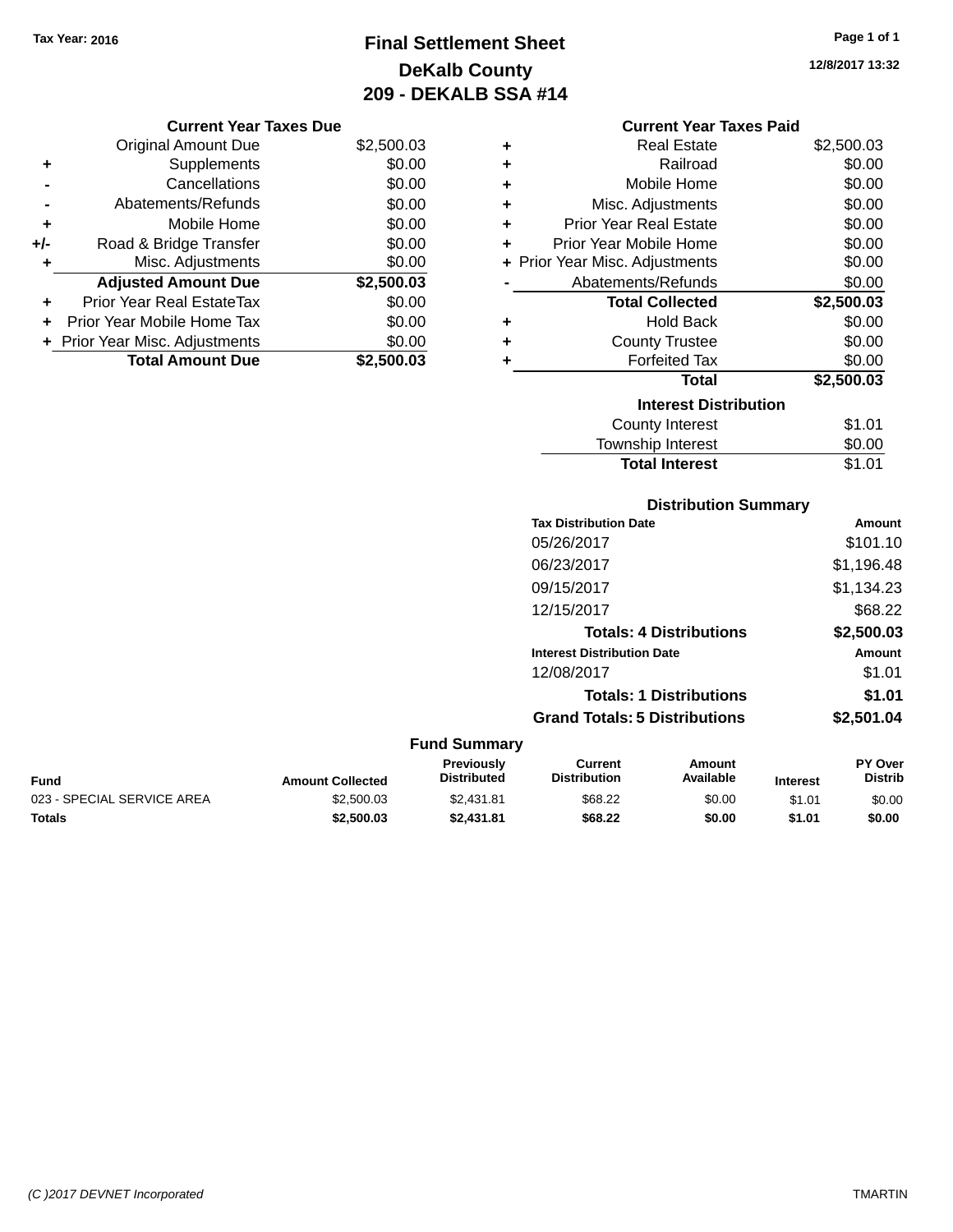**Tax Year: 2016**

# Final Settlement Sheet
## DeKalb County
## 209 - DEKALB SSA #14

12/8/2017 13:32

### Current Year Taxes Due

| | | Amount |
|---|---|---|
| | Original Amount Due | $2,500.03 |
| + | Supplements | $0.00 |
| - | Cancellations | $0.00 |
| - | Abatements/Refunds | $0.00 |
| + | Mobile Home | $0.00 |
| +/- | Road & Bridge Transfer | $0.00 |
| + | Misc. Adjustments | $0.00 |
| | **Adjusted Amount Due** | **$2,500.03** |
| + | Prior Year Real EstateTax | $0.00 |
| + | Prior Year Mobile Home Tax | $0.00 |
| + | Prior Year Misc. Adjustments | $0.00 |
| | **Total Amount Due** | **$2,500.03** |

### Current Year Taxes Paid

| | | Amount |
|---|---|---|
| + | Real Estate | $2,500.03 |
| + | Railroad | $0.00 |
| + | Mobile Home | $0.00 |
| + | Misc. Adjustments | $0.00 |
| + | Prior Year Real Estate | $0.00 |
| + | Prior Year Mobile Home | $0.00 |
| + | Prior Year Misc. Adjustments | $0.00 |
| - | Abatements/Refunds | $0.00 |
| | **Total Collected** | **$2,500.03** |
| + | Hold Back | $0.00 |
| + | County Trustee | $0.00 |
| + | Forfeited Tax | $0.00 |
| | **Total** | **$2,500.03** |

### Interest Distribution

| | Amount |
|---|---|
| County Interest | $1.01 |
| Township Interest | $0.00 |
| **Total Interest** | $1.01 |

### Distribution Summary

| Tax Distribution Date | Amount |
|---|---|
| 05/26/2017 | $101.10 |
| 06/23/2017 | $1,196.48 |
| 09/15/2017 | $1,134.23 |
| 12/15/2017 | $68.22 |
| **Totals: 4 Distributions** | **$2,500.03** |

| Interest Distribution Date | Amount |
|---|---|
| 12/08/2017 | $1.01 |
| **Totals: 1 Distributions** | **$1.01** |
| **Grand Totals: 5 Distributions** | **$2,501.04** |

### Fund Summary

| Fund | Amount Collected | Previously Distributed | Current Distribution | Amount Available | Interest | PY Over Distrib |
|---|---|---|---|---|---|---|
| 023 - SPECIAL SERVICE AREA | $2,500.03 | $2,431.81 | $68.22 | $0.00 | $1.01 | $0.00 |
| **Totals** | **$2,500.03** | **$2,431.81** | **$68.22** | **$0.00** | **$1.01** | **$0.00** |

(C )2017 DEVNET Incorporated — TMARTIN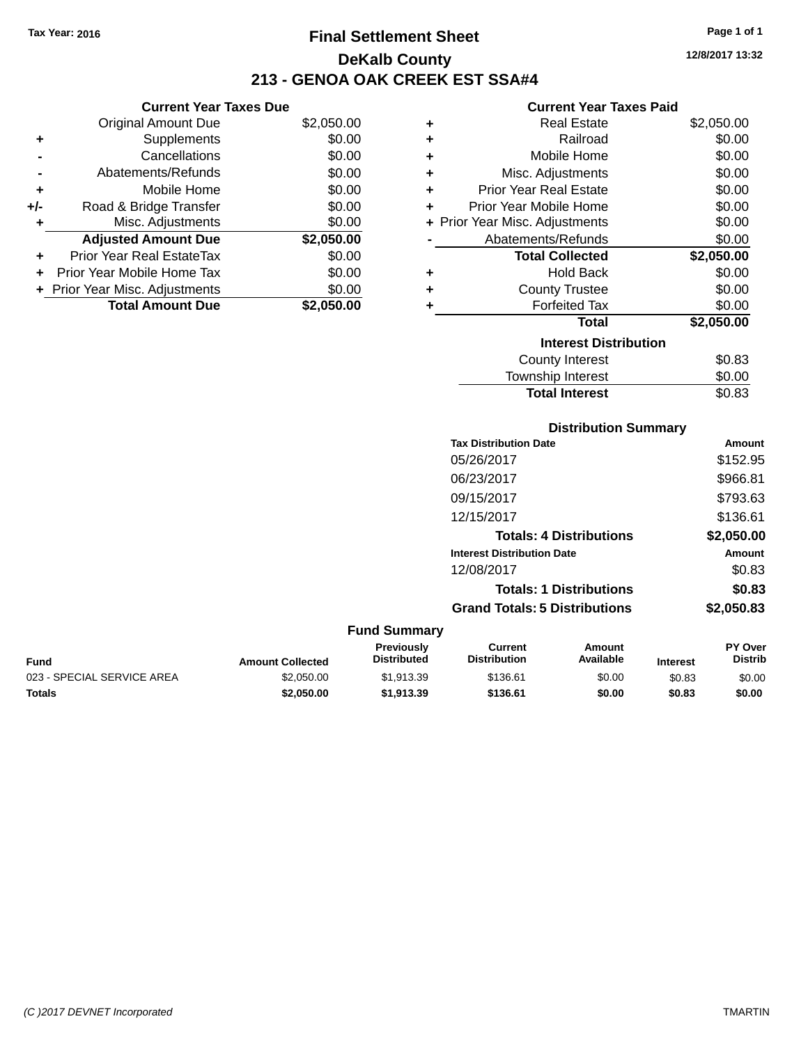Tax Year: 2016

# Final Settlement Sheet

## DeKalb County

## 213 - GENOA OAK CREEK EST SSA#4

12/8/2017 13:32

### Current Year Taxes Due

| | | |
|---|---|---|
| | Original Amount Due | $2,050.00 |
| + | Supplements | $0.00 |
| - | Cancellations | $0.00 |
| - | Abatements/Refunds | $0.00 |
| + | Mobile Home | $0.00 |
| +/- | Road & Bridge Transfer | $0.00 |
| + | Misc. Adjustments | $0.00 |
| | **Adjusted Amount Due** | **$2,050.00** |
| + | Prior Year Real EstateTax | $0.00 |
| + | Prior Year Mobile Home Tax | $0.00 |
| + | Prior Year Misc. Adjustments | $0.00 |
| | **Total Amount Due** | **$2,050.00** |

### Current Year Taxes Paid

| | | |
|---|---|---|
| + | Real Estate | $2,050.00 |
| + | Railroad | $0.00 |
| + | Mobile Home | $0.00 |
| + | Misc. Adjustments | $0.00 |
| + | Prior Year Real Estate | $0.00 |
| + | Prior Year Mobile Home | $0.00 |
| + | Prior Year Misc. Adjustments | $0.00 |
| - | Abatements/Refunds | $0.00 |
| | **Total Collected** | **$2,050.00** |
| + | Hold Back | $0.00 |
| + | County Trustee | $0.00 |
| + | Forfeited Tax | $0.00 |
| | **Total** | **$2,050.00** |

### Interest Distribution

| | |
|---|---|
| County Interest | $0.83 |
| Township Interest | $0.00 |
| **Total Interest** | $0.83 |

### Distribution Summary

| Tax Distribution Date | Amount |
|---|---|
| 05/26/2017 | $152.95 |
| 06/23/2017 | $966.81 |
| 09/15/2017 | $793.63 |
| 12/15/2017 | $136.61 |
| **Totals: 4 Distributions** | **$2,050.00** |

| Interest Distribution Date | Amount |
|---|---|
| 12/08/2017 | $0.83 |
| **Totals: 1 Distributions** | **$0.83** |
| **Grand Totals: 5 Distributions** | **$2,050.83** |

### Fund Summary

| Fund | Amount Collected | Previously Distributed | Current Distribution | Amount Available | Interest | PY Over Distrib |
|---|---|---|---|---|---|---|
| 023 - SPECIAL SERVICE AREA | $2,050.00 | $1,913.39 | $136.61 | $0.00 | $0.83 | $0.00 |
| **Totals** | **$2,050.00** | **$1,913.39** | **$136.61** | **$0.00** | **$0.83** | **$0.00** |

(C )2017 DEVNET Incorporated — TMARTIN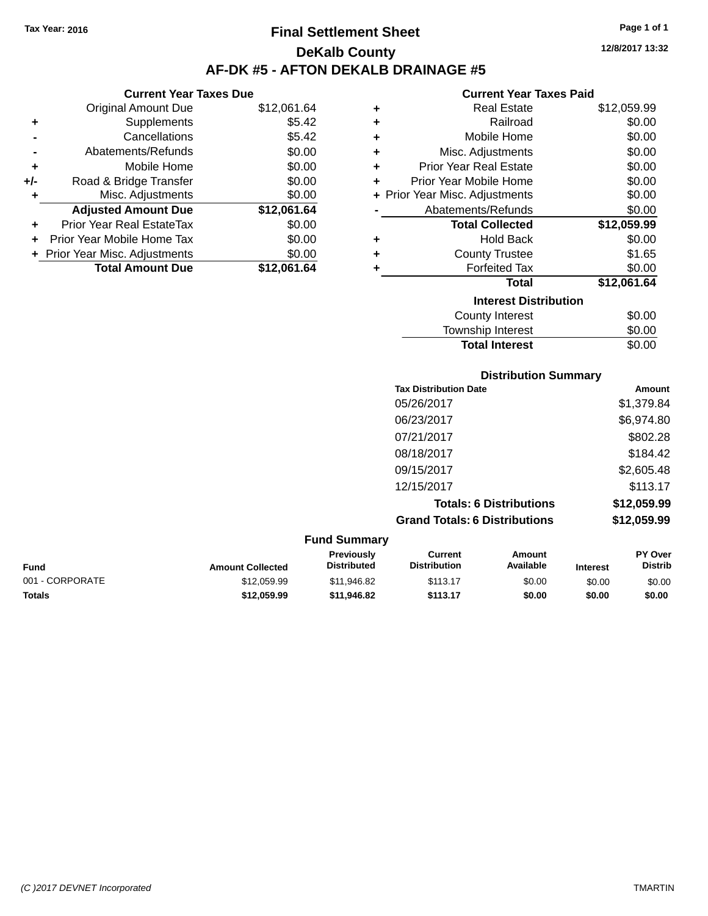Tax Year: 2016

# Final Settlement Sheet

## DeKalb County

## AF-DK #5 - AFTON DEKALB DRAINAGE #5

12/8/2017 13:32

### Current Year Taxes Due

| | | |
|---|---|---|
| | Original Amount Due | $12,061.64 |
| + | Supplements | $5.42 |
| - | Cancellations | $5.42 |
| - | Abatements/Refunds | $0.00 |
| + | Mobile Home | $0.00 |
| +/- | Road & Bridge Transfer | $0.00 |
| + | Misc. Adjustments | $0.00 |
| | **Adjusted Amount Due** | **$12,061.64** |
| + | Prior Year Real EstateTax | $0.00 |
| + | Prior Year Mobile Home Tax | $0.00 |
| + | Prior Year Misc. Adjustments | $0.00 |
| | **Total Amount Due** | **$12,061.64** |

### Current Year Taxes Paid

| | | |
|---|---|---|
| + | Real Estate | $12,059.99 |
| + | Railroad | $0.00 |
| + | Mobile Home | $0.00 |
| + | Misc. Adjustments | $0.00 |
| + | Prior Year Real Estate | $0.00 |
| + | Prior Year Mobile Home | $0.00 |
| + | Prior Year Misc. Adjustments | $0.00 |
| - | Abatements/Refunds | $0.00 |
| | **Total Collected** | **$12,059.99** |
| + | Hold Back | $0.00 |
| + | County Trustee | $1.65 |
| + | Forfeited Tax | $0.00 |
| | **Total** | **$12,061.64** |

### Interest Distribution

| | |
|---|---|
| County Interest | $0.00 |
| Township Interest | $0.00 |
| **Total Interest** | $0.00 |

### Distribution Summary

| Tax Distribution Date | Amount |
|---|---|
| 05/26/2017 | $1,379.84 |
| 06/23/2017 | $6,974.80 |
| 07/21/2017 | $802.28 |
| 08/18/2017 | $184.42 |
| 09/15/2017 | $2,605.48 |
| 12/15/2017 | $113.17 |
| **Totals: 6 Distributions** | **$12,059.99** |
| **Grand Totals: 6 Distributions** | **$12,059.99** |

### Fund Summary

| Fund | Amount Collected | Previously Distributed | Current Distribution | Amount Available | Interest | PY Over Distrib |
|---|---|---|---|---|---|---|
| 001 - CORPORATE | $12,059.99 | $11,946.82 | $113.17 | $0.00 | $0.00 | $0.00 |
| **Totals** | **$12,059.99** | **$11,946.82** | **$113.17** | **$0.00** | **$0.00** | **$0.00** |

(C )2017 DEVNET Incorporated TMARTIN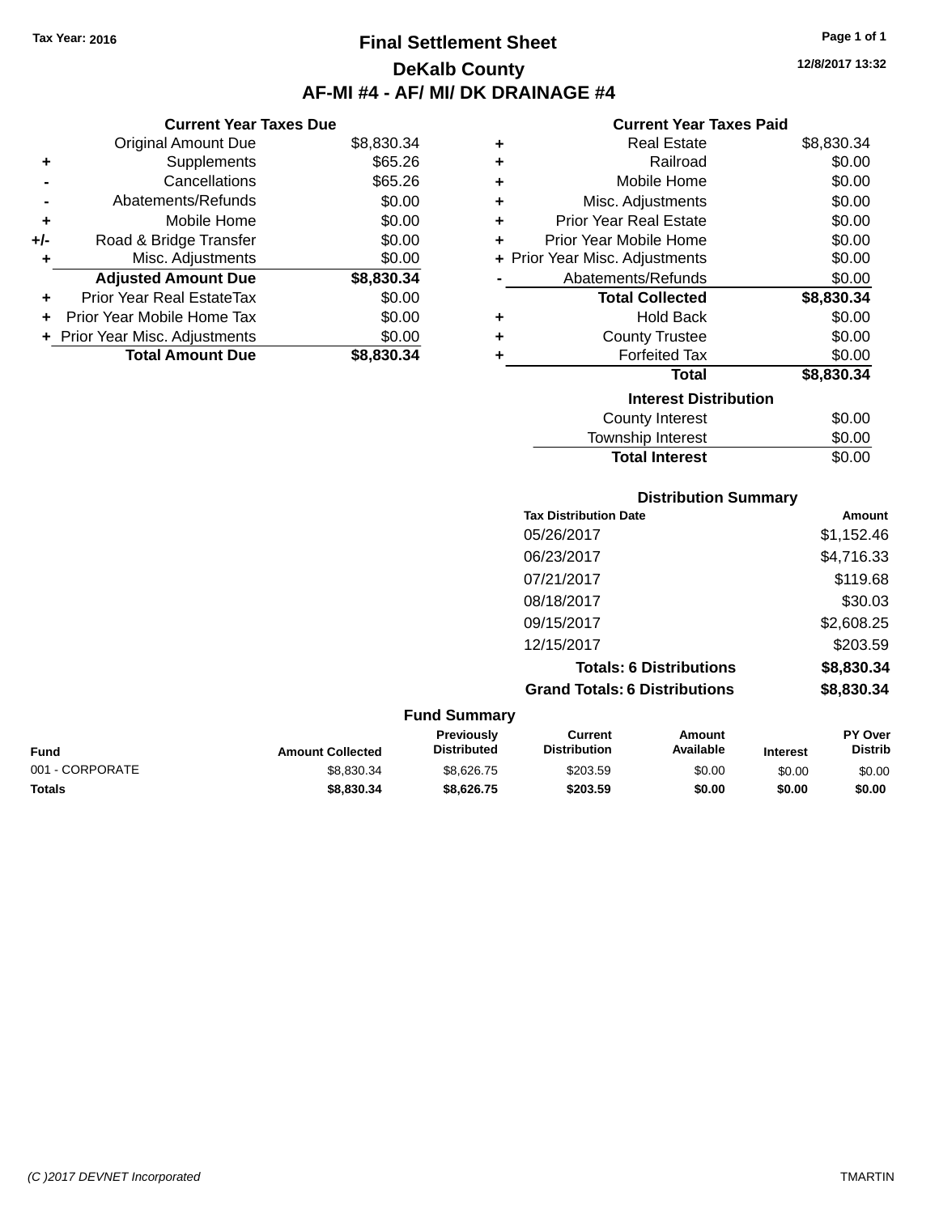Tax Year: 2016

# Final Settlement Sheet

## DeKalb County

## AF-MI #4 - AF/ MI/ DK DRAINAGE #4

12/8/2017 13:32

### Current Year Taxes Due

| | | |
|---|---|---|
| | Original Amount Due | $8,830.34 |
| + | Supplements | $65.26 |
| - | Cancellations | $65.26 |
| - | Abatements/Refunds | $0.00 |
| + | Mobile Home | $0.00 |
| +/- | Road & Bridge Transfer | $0.00 |
| + | Misc. Adjustments | $0.00 |
| | **Adjusted Amount Due** | **$8,830.34** |
| + | Prior Year Real EstateTax | $0.00 |
| + | Prior Year Mobile Home Tax | $0.00 |
| + | Prior Year Misc. Adjustments | $0.00 |
| | **Total Amount Due** | **$8,830.34** |

### Current Year Taxes Paid

| | | |
|---|---|---|
| + | Real Estate | $8,830.34 |
| + | Railroad | $0.00 |
| + | Mobile Home | $0.00 |
| + | Misc. Adjustments | $0.00 |
| + | Prior Year Real Estate | $0.00 |
| + | Prior Year Mobile Home | $0.00 |
| + | Prior Year Misc. Adjustments | $0.00 |
| - | Abatements/Refunds | $0.00 |
| | **Total Collected** | **$8,830.34** |
| + | Hold Back | $0.00 |
| + | County Trustee | $0.00 |
| + | Forfeited Tax | $0.00 |
| | **Total** | **$8,830.34** |

### Interest Distribution

| | |
|---|---|
| County Interest | $0.00 |
| Township Interest | $0.00 |
| **Total Interest** | $0.00 |

### Distribution Summary

| Tax Distribution Date | Amount |
|---|---|
| 05/26/2017 | $1,152.46 |
| 06/23/2017 | $4,716.33 |
| 07/21/2017 | $119.68 |
| 08/18/2017 | $30.03 |
| 09/15/2017 | $2,608.25 |
| 12/15/2017 | $203.59 |
| **Totals: 6 Distributions** | **$8,830.34** |
| **Grand Totals: 6 Distributions** | **$8,830.34** |

### Fund Summary

| Fund | Amount Collected | Previously Distributed | Current Distribution | Amount Available | Interest | PY Over Distrib |
|---|---|---|---|---|---|---|
| 001 - CORPORATE | $8,830.34 | $8,626.75 | $203.59 | $0.00 | $0.00 | $0.00 |
| **Totals** | **$8,830.34** | **$8,626.75** | **$203.59** | **$0.00** | **$0.00** | **$0.00** |

(C )2017 DEVNET Incorporated TMARTIN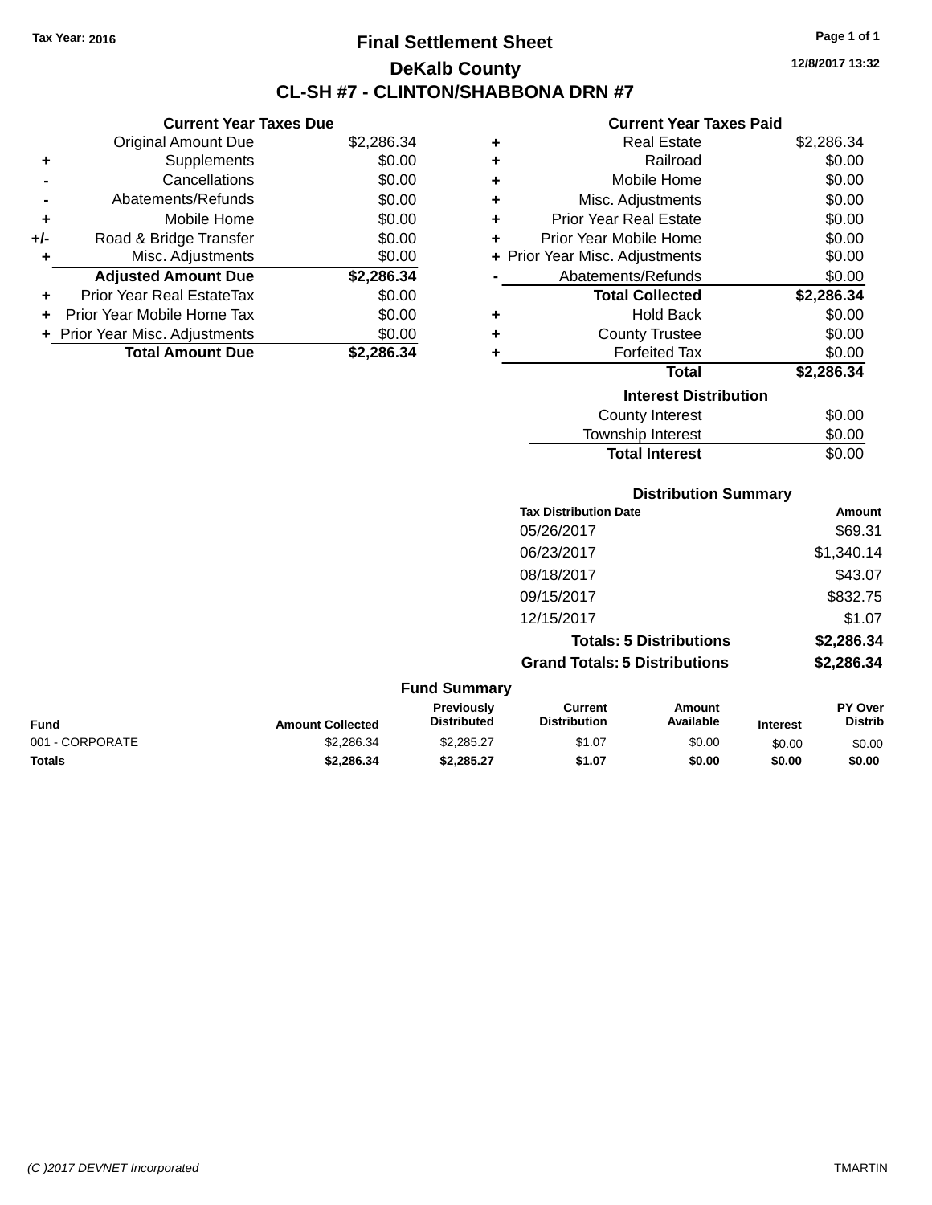Tax Year: 2016

# Final Settlement Sheet

## DeKalb County

## CL-SH #7 - CLINTON/SHABBONA DRN #7

12/8/2017 13:32

### Current Year Taxes Due

| | | |
|---|---|---|
| | Original Amount Due | $2,286.34 |
| + | Supplements | $0.00 |
| - | Cancellations | $0.00 |
| - | Abatements/Refunds | $0.00 |
| + | Mobile Home | $0.00 |
| +/- | Road & Bridge Transfer | $0.00 |
| + | Misc. Adjustments | $0.00 |
| | **Adjusted Amount Due** | **$2,286.34** |
| + | Prior Year Real EstateTax | $0.00 |
| + | Prior Year Mobile Home Tax | $0.00 |
| + | Prior Year Misc. Adjustments | $0.00 |
| | **Total Amount Due** | **$2,286.34** |

### Current Year Taxes Paid

| | | |
|---|---|---|
| + | Real Estate | $2,286.34 |
| + | Railroad | $0.00 |
| + | Mobile Home | $0.00 |
| + | Misc. Adjustments | $0.00 |
| + | Prior Year Real Estate | $0.00 |
| + | Prior Year Mobile Home | $0.00 |
| + | Prior Year Misc. Adjustments | $0.00 |
| - | Abatements/Refunds | $0.00 |
| | **Total Collected** | **$2,286.34** |
| + | Hold Back | $0.00 |
| + | County Trustee | $0.00 |
| + | Forfeited Tax | $0.00 |
| | **Total** | **$2,286.34** |

### Interest Distribution

| | |
|---|---|
| County Interest | $0.00 |
| Township Interest | $0.00 |
| **Total Interest** | $0.00 |

### Distribution Summary

| Tax Distribution Date | Amount |
|---|---|
| 05/26/2017 | $69.31 |
| 06/23/2017 | $1,340.14 |
| 08/18/2017 | $43.07 |
| 09/15/2017 | $832.75 |
| 12/15/2017 | $1.07 |
| **Totals: 5 Distributions** | **$2,286.34** |
| **Grand Totals: 5 Distributions** | **$2,286.34** |

### Fund Summary

| Fund | Amount Collected | Previously Distributed | Current Distribution | Amount Available | Interest | PY Over Distrib |
|---|---|---|---|---|---|---|
| 001 - CORPORATE | $2,286.34 | $2,285.27 | $1.07 | $0.00 | $0.00 | $0.00 |
| **Totals** | **$2,286.34** | **$2,285.27** | **$1.07** | **$0.00** | **$0.00** | **$0.00** |

(C )2017 DEVNET Incorporated TMARTIN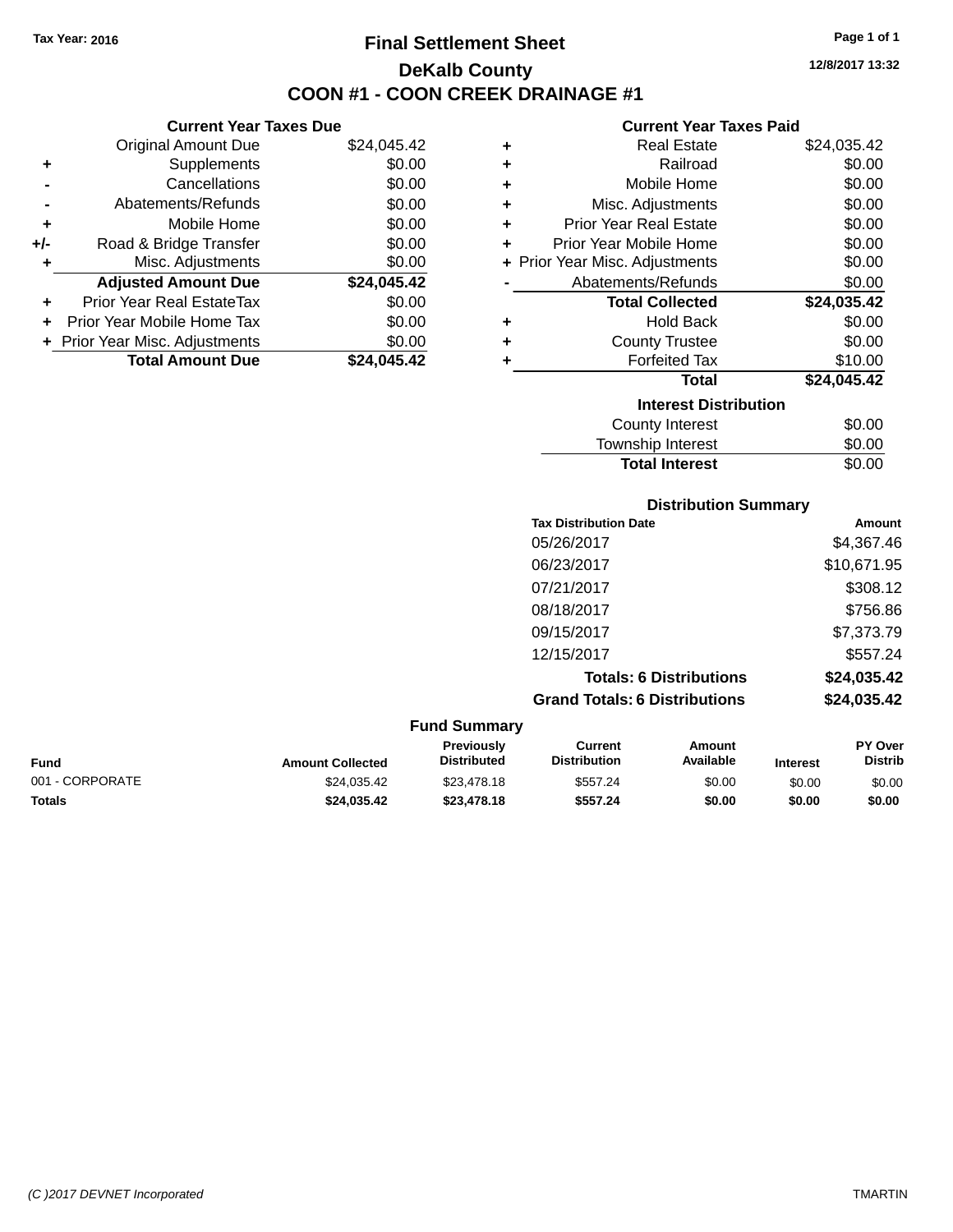Tax Year: 2016

# Final Settlement Sheet

## DeKalb County

## COON #1 - COON CREEK DRAINAGE #1

12/8/2017 13:32

### Current Year Taxes Due

| | | |
|---|---|---|
| | Original Amount Due | $24,045.42 |
| + | Supplements | $0.00 |
| - | Cancellations | $0.00 |
| - | Abatements/Refunds | $0.00 |
| + | Mobile Home | $0.00 |
| +/- | Road & Bridge Transfer | $0.00 |
| + | Misc. Adjustments | $0.00 |
| | **Adjusted Amount Due** | **$24,045.42** |
| + | Prior Year Real EstateTax | $0.00 |
| + | Prior Year Mobile Home Tax | $0.00 |
| + | Prior Year Misc. Adjustments | $0.00 |
| | **Total Amount Due** | **$24,045.42** |

### Current Year Taxes Paid

| | | |
|---|---|---|
| + | Real Estate | $24,035.42 |
| + | Railroad | $0.00 |
| + | Mobile Home | $0.00 |
| + | Misc. Adjustments | $0.00 |
| + | Prior Year Real Estate | $0.00 |
| + | Prior Year Mobile Home | $0.00 |
| + | Prior Year Misc. Adjustments | $0.00 |
| - | Abatements/Refunds | $0.00 |
| | **Total Collected** | **$24,035.42** |
| + | Hold Back | $0.00 |
| + | County Trustee | $0.00 |
| + | Forfeited Tax | $10.00 |
| | **Total** | **$24,045.42** |

### Interest Distribution

| | |
|---|---|
| County Interest | $0.00 |
| Township Interest | $0.00 |
| **Total Interest** | $0.00 |

### Distribution Summary

| Tax Distribution Date | Amount |
|---|---|
| 05/26/2017 | $4,367.46 |
| 06/23/2017 | $10,671.95 |
| 07/21/2017 | $308.12 |
| 08/18/2017 | $756.86 |
| 09/15/2017 | $7,373.79 |
| 12/15/2017 | $557.24 |
| **Totals: 6 Distributions** | **$24,035.42** |
| **Grand Totals: 6 Distributions** | **$24,035.42** |

### Fund Summary

| Fund | Amount Collected | Previously Distributed | Current Distribution | Amount Available | Interest | PY Over Distrib |
|---|---|---|---|---|---|---|
| 001 - CORPORATE | $24,035.42 | $23,478.18 | $557.24 | $0.00 | $0.00 | $0.00 |
| **Totals** | **$24,035.42** | **$23,478.18** | **$557.24** | **$0.00** | **$0.00** | **$0.00** |

(C )2017 DEVNET Incorporated TMARTIN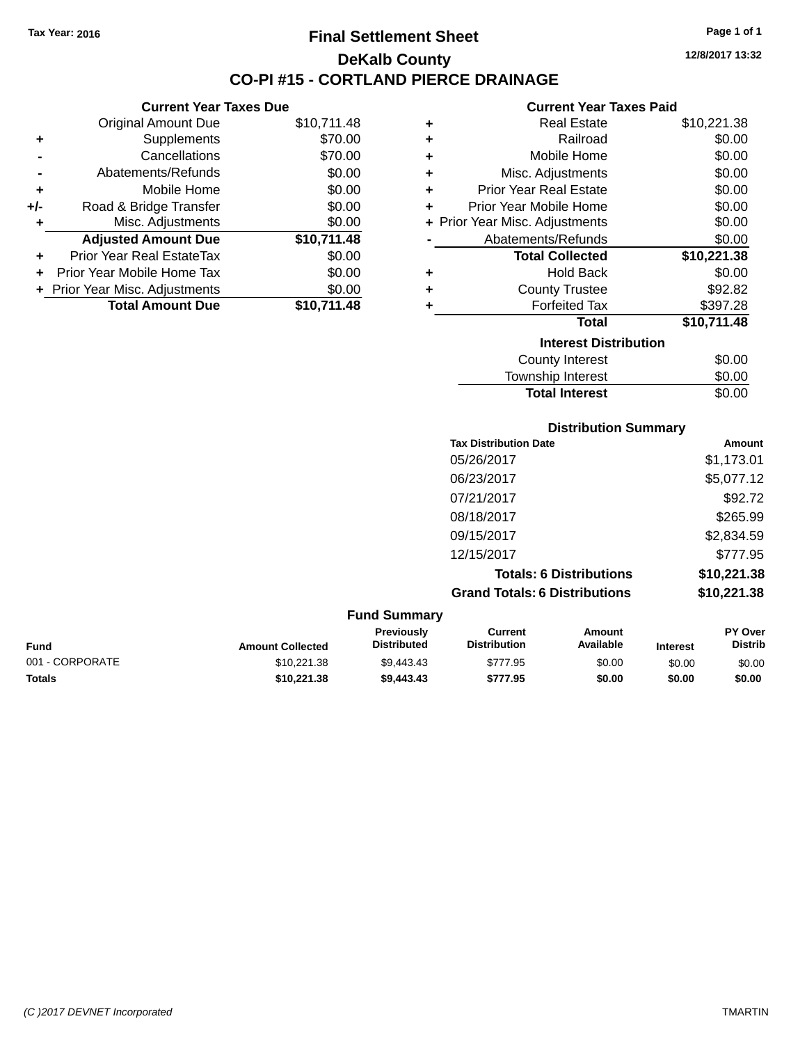Tax Year: 2016

# Final Settlement Sheet

## DeKalb County

## CO-PI #15 - CORTLAND PIERCE DRAINAGE

12/8/2017 13:32

### Current Year Taxes Due

| | | |
|---|---|---|
| | Original Amount Due | $10,711.48 |
| + | Supplements | $70.00 |
| - | Cancellations | $70.00 |
| - | Abatements/Refunds | $0.00 |
| + | Mobile Home | $0.00 |
| +/- | Road & Bridge Transfer | $0.00 |
| + | Misc. Adjustments | $0.00 |
| | **Adjusted Amount Due** | **$10,711.48** |
| + | Prior Year Real EstateTax | $0.00 |
| + | Prior Year Mobile Home Tax | $0.00 |
| + | Prior Year Misc. Adjustments | $0.00 |
| | **Total Amount Due** | **$10,711.48** |

### Current Year Taxes Paid

| | | |
|---|---|---|
| + | Real Estate | $10,221.38 |
| + | Railroad | $0.00 |
| + | Mobile Home | $0.00 |
| + | Misc. Adjustments | $0.00 |
| + | Prior Year Real Estate | $0.00 |
| + | Prior Year Mobile Home | $0.00 |
| + | Prior Year Misc. Adjustments | $0.00 |
| - | Abatements/Refunds | $0.00 |
| | **Total Collected** | **$10,221.38** |
| + | Hold Back | $0.00 |
| + | County Trustee | $92.82 |
| + | Forfeited Tax | $397.28 |
| | **Total** | **$10,711.48** |

### Interest Distribution

| | |
|---|---|
| County Interest | $0.00 |
| Township Interest | $0.00 |
| **Total Interest** | $0.00 |

### Distribution Summary

| Tax Distribution Date | Amount |
|---|---|
| 05/26/2017 | $1,173.01 |
| 06/23/2017 | $5,077.12 |
| 07/21/2017 | $92.72 |
| 08/18/2017 | $265.99 |
| 09/15/2017 | $2,834.59 |
| 12/15/2017 | $777.95 |
| **Totals: 6 Distributions** | **$10,221.38** |
| **Grand Totals: 6 Distributions** | **$10,221.38** |

### Fund Summary

| Fund | Amount Collected | Previously Distributed | Current Distribution | Amount Available | Interest | PY Over Distrib |
|---|---|---|---|---|---|---|
| 001 - CORPORATE | $10,221.38 | $9,443.43 | $777.95 | $0.00 | $0.00 | $0.00 |
| **Totals** | **$10,221.38** | **$9,443.43** | **$777.95** | **$0.00** | **$0.00** | **$0.00** |

(C )2017 DEVNET Incorporated — TMARTIN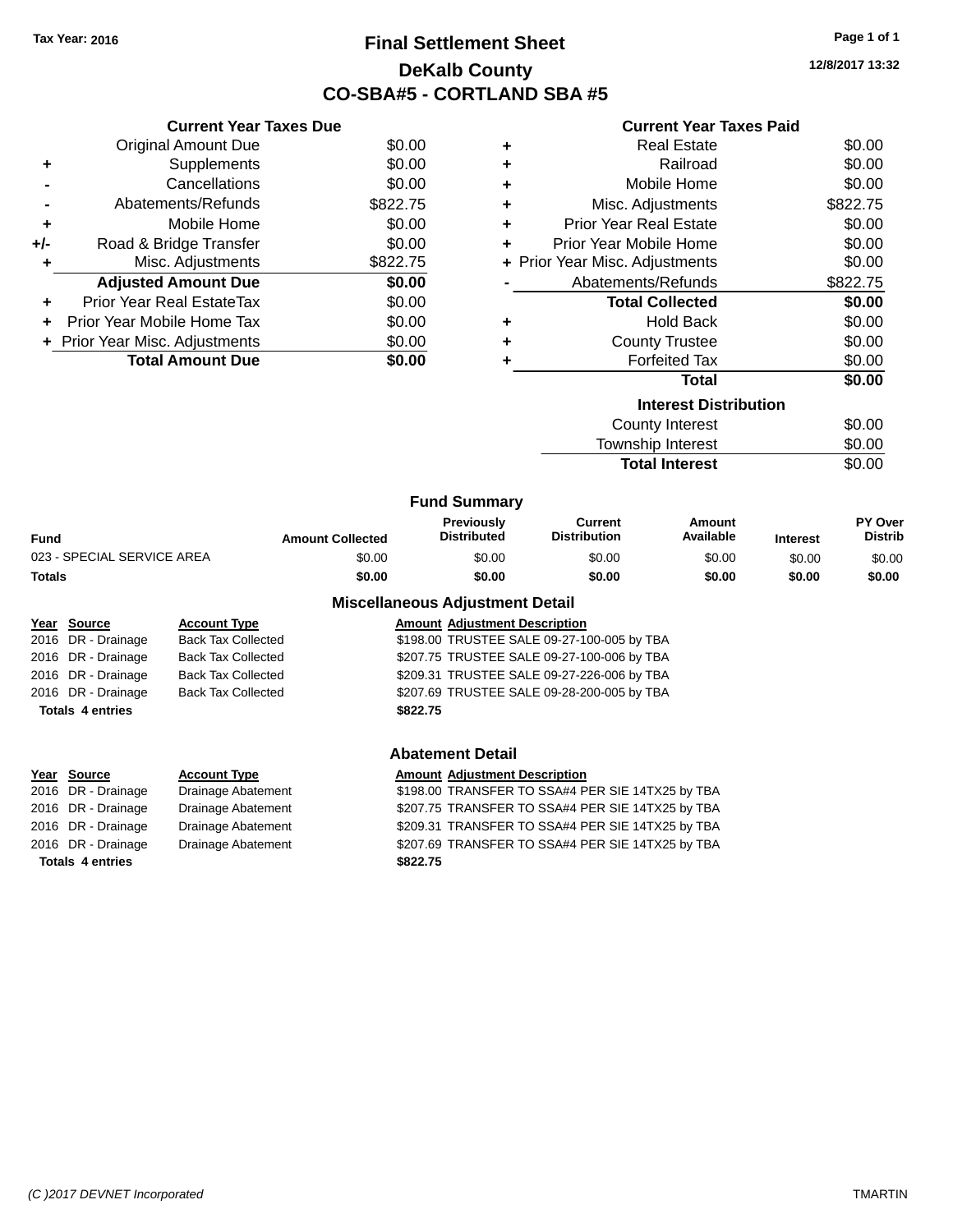Tax Year: 2016

# Final Settlement Sheet

## DeKalb County

## CO-SBA#5 - CORTLAND SBA #5

12/8/2017 13:32

### Current Year Taxes Due

| | | |
|---|---|---|
| | Original Amount Due | $0.00 |
| + | Supplements | $0.00 |
| - | Cancellations | $0.00 |
| - | Abatements/Refunds | $822.75 |
| + | Mobile Home | $0.00 |
| +/- | Road & Bridge Transfer | $0.00 |
| + | Misc. Adjustments | $822.75 |
| | **Adjusted Amount Due** | **$0.00** |
| + | Prior Year Real EstateTax | $0.00 |
| + | Prior Year Mobile Home Tax | $0.00 |
| + | Prior Year Misc. Adjustments | $0.00 |
| | **Total Amount Due** | **$0.00** |

### Current Year Taxes Paid

| | | |
|---|---|---|
| + | Real Estate | $0.00 |
| + | Railroad | $0.00 |
| + | Mobile Home | $0.00 |
| + | Misc. Adjustments | $822.75 |
| + | Prior Year Real Estate | $0.00 |
| + | Prior Year Mobile Home | $0.00 |
| + | Prior Year Misc. Adjustments | $0.00 |
| - | Abatements/Refunds | $822.75 |
| | **Total Collected** | **$0.00** |
| + | Hold Back | $0.00 |
| + | County Trustee | $0.00 |
| + | Forfeited Tax | $0.00 |
| | **Total** | **$0.00** |

### Interest Distribution

| | |
|---|---|
| County Interest | $0.00 |
| Township Interest | $0.00 |
| **Total Interest** | $0.00 |

### Fund Summary

| Fund | Amount Collected | Previously Distributed | Current Distribution | Amount Available | Interest | PY Over Distrib |
|---|---|---|---|---|---|---|
| 023 - SPECIAL SERVICE AREA | $0.00 | $0.00 | $0.00 | $0.00 | $0.00 | $0.00 |
| **Totals** | **$0.00** | **$0.00** | **$0.00** | **$0.00** | **$0.00** | **$0.00** |

### Miscellaneous Adjustment Detail

| Year | Source | Account Type | Amount | Adjustment Description |
|---|---|---|---|---|
| 2016 | DR - Drainage | Back Tax Collected | $198.00 | TRUSTEE SALE 09-27-100-005 by TBA |
| 2016 | DR - Drainage | Back Tax Collected | $207.75 | TRUSTEE SALE 09-27-100-006 by TBA |
| 2016 | DR - Drainage | Back Tax Collected | $209.31 | TRUSTEE SALE 09-27-226-006 by TBA |
| 2016 | DR - Drainage | Back Tax Collected | $207.69 | TRUSTEE SALE 09-28-200-005 by TBA |
| **Totals 4 entries** | | | **$822.75** | |

### Abatement Detail

| Year | Source | Account Type | Amount | Adjustment Description |
|---|---|---|---|---|
| 2016 | DR - Drainage | Drainage Abatement | $198.00 | TRANSFER TO SSA#4 PER SIE 14TX25 by TBA |
| 2016 | DR - Drainage | Drainage Abatement | $207.75 | TRANSFER TO SSA#4 PER SIE 14TX25 by TBA |
| 2016 | DR - Drainage | Drainage Abatement | $209.31 | TRANSFER TO SSA#4 PER SIE 14TX25 by TBA |
| 2016 | DR - Drainage | Drainage Abatement | $207.69 | TRANSFER TO SSA#4 PER SIE 14TX25 by TBA |
| **Totals 4 entries** | | | **$822.75** | |

(C )2017 DEVNET Incorporated TMARTIN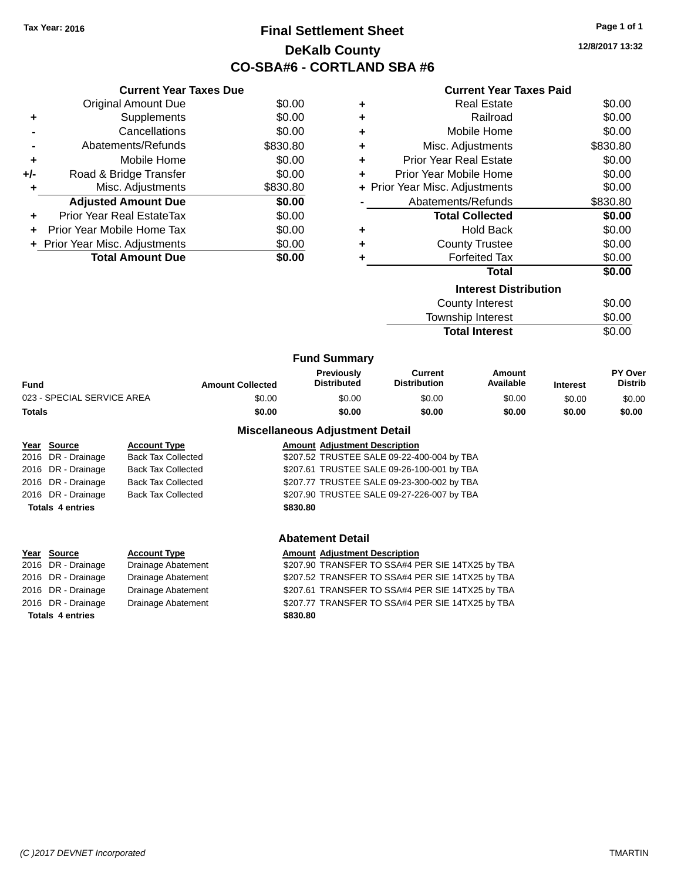Tax Year: 2016

# Final Settlement Sheet
## DeKalb County
## CO-SBA#6 - CORTLAND SBA #6

12/8/2017 13:32

### Current Year Taxes Due

| | | |
|---|---|---|
| | Original Amount Due | $0.00 |
| + | Supplements | $0.00 |
| - | Cancellations | $0.00 |
| - | Abatements/Refunds | $830.80 |
| + | Mobile Home | $0.00 |
| +/- | Road & Bridge Transfer | $0.00 |
| + | Misc. Adjustments | $830.80 |
| | **Adjusted Amount Due** | **$0.00** |
| + | Prior Year Real EstateTax | $0.00 |
| + | Prior Year Mobile Home Tax | $0.00 |
| + | Prior Year Misc. Adjustments | $0.00 |
| | **Total Amount Due** | **$0.00** |

### Current Year Taxes Paid

| | | |
|---|---|---|
| + | Real Estate | $0.00 |
| + | Railroad | $0.00 |
| + | Mobile Home | $0.00 |
| + | Misc. Adjustments | $830.80 |
| + | Prior Year Real Estate | $0.00 |
| + | Prior Year Mobile Home | $0.00 |
| + | Prior Year Misc. Adjustments | $0.00 |
| - | Abatements/Refunds | $830.80 |
| | **Total Collected** | **$0.00** |
| + | Hold Back | $0.00 |
| + | County Trustee | $0.00 |
| + | Forfeited Tax | $0.00 |
| | **Total** | **$0.00** |

### Interest Distribution

| | |
|---|---|
| County Interest | $0.00 |
| Township Interest | $0.00 |
| **Total Interest** | $0.00 |

### Fund Summary

| Fund | Amount Collected | Previously Distributed | Current Distribution | Amount Available | Interest | PY Over Distrib |
|---|---|---|---|---|---|---|
| 023 - SPECIAL SERVICE AREA | $0.00 | $0.00 | $0.00 | $0.00 | $0.00 | $0.00 |
| **Totals** | **$0.00** | **$0.00** | **$0.00** | **$0.00** | **$0.00** | **$0.00** |

### Miscellaneous Adjustment Detail

| Year | Source | Account Type | Amount | Adjustment Description |
|---|---|---|---|---|
| 2016 | DR - Drainage | Back Tax Collected | $207.52 | TRUSTEE SALE 09-22-400-004 by TBA |
| 2016 | DR - Drainage | Back Tax Collected | $207.61 | TRUSTEE SALE 09-26-100-001 by TBA |
| 2016 | DR - Drainage | Back Tax Collected | $207.77 | TRUSTEE SALE 09-23-300-002 by TBA |
| 2016 | DR - Drainage | Back Tax Collected | $207.90 | TRUSTEE SALE 09-27-226-007 by TBA |
| **Totals 4 entries** | | | **$830.80** | |

### Abatement Detail

| Year | Source | Account Type | Amount | Adjustment Description |
|---|---|---|---|---|
| 2016 | DR - Drainage | Drainage Abatement | $207.90 | TRANSFER TO SSA#4 PER SIE 14TX25 by TBA |
| 2016 | DR - Drainage | Drainage Abatement | $207.52 | TRANSFER TO SSA#4 PER SIE 14TX25 by TBA |
| 2016 | DR - Drainage | Drainage Abatement | $207.61 | TRANSFER TO SSA#4 PER SIE 14TX25 by TBA |
| 2016 | DR - Drainage | Drainage Abatement | $207.77 | TRANSFER TO SSA#4 PER SIE 14TX25 by TBA |
| **Totals 4 entries** | | | **$830.80** | |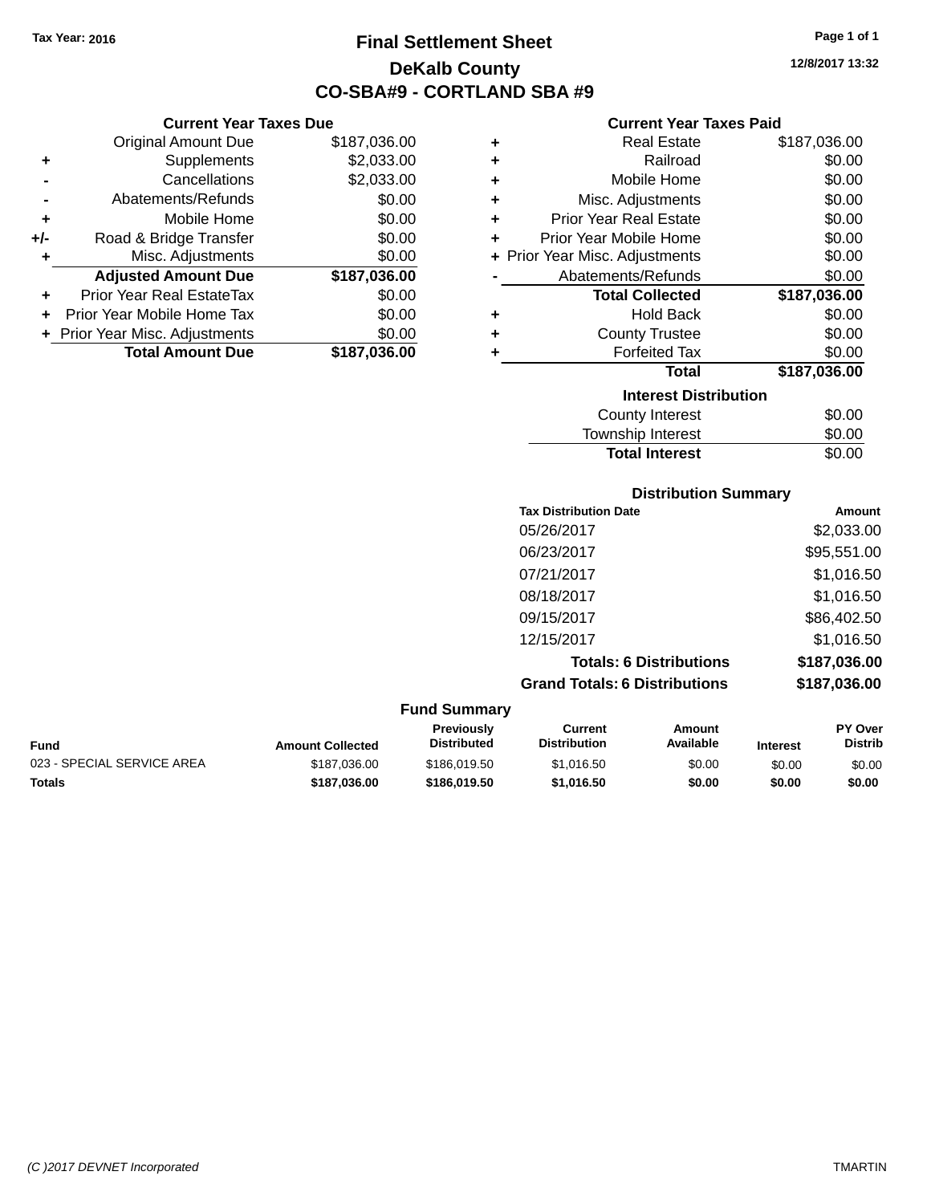Tax Year: 2016

# Final Settlement Sheet

## DeKalb County

## CO-SBA#9 - CORTLAND SBA #9

12/8/2017 13:32

### Current Year Taxes Due

| | | |
|---|---|---|
| | Original Amount Due | $187,036.00 |
| + | Supplements | $2,033.00 |
| - | Cancellations | $2,033.00 |
| - | Abatements/Refunds | $0.00 |
| + | Mobile Home | $0.00 |
| +/- | Road & Bridge Transfer | $0.00 |
| + | Misc. Adjustments | $0.00 |
| | **Adjusted Amount Due** | **$187,036.00** |
| + | Prior Year Real EstateTax | $0.00 |
| + | Prior Year Mobile Home Tax | $0.00 |
| + | Prior Year Misc. Adjustments | $0.00 |
| | **Total Amount Due** | **$187,036.00** |

### Current Year Taxes Paid

| | | |
|---|---|---|
| + | Real Estate | $187,036.00 |
| + | Railroad | $0.00 |
| + | Mobile Home | $0.00 |
| + | Misc. Adjustments | $0.00 |
| + | Prior Year Real Estate | $0.00 |
| + | Prior Year Mobile Home | $0.00 |
| + | Prior Year Misc. Adjustments | $0.00 |
| - | Abatements/Refunds | $0.00 |
| | **Total Collected** | **$187,036.00** |
| + | Hold Back | $0.00 |
| + | County Trustee | $0.00 |
| + | Forfeited Tax | $0.00 |
| | **Total** | **$187,036.00** |

### Interest Distribution

| | |
|---|---|
| County Interest | $0.00 |
| Township Interest | $0.00 |
| **Total Interest** | $0.00 |

### Distribution Summary

| Tax Distribution Date | Amount |
|---|---|
| 05/26/2017 | $2,033.00 |
| 06/23/2017 | $95,551.00 |
| 07/21/2017 | $1,016.50 |
| 08/18/2017 | $1,016.50 |
| 09/15/2017 | $86,402.50 |
| 12/15/2017 | $1,016.50 |
| **Totals: 6 Distributions** | **$187,036.00** |
| **Grand Totals: 6 Distributions** | **$187,036.00** |

### Fund Summary

| Fund | Amount Collected | Previously Distributed | Current Distribution | Amount Available | Interest | PY Over Distrib |
|---|---|---|---|---|---|---|
| 023 - SPECIAL SERVICE AREA | $187,036.00 | $186,019.50 | $1,016.50 | $0.00 | $0.00 | $0.00 |
| **Totals** | **$187,036.00** | **$186,019.50** | **$1,016.50** | **$0.00** | **$0.00** | **$0.00** |

(C )2017 DEVNET Incorporated TMARTIN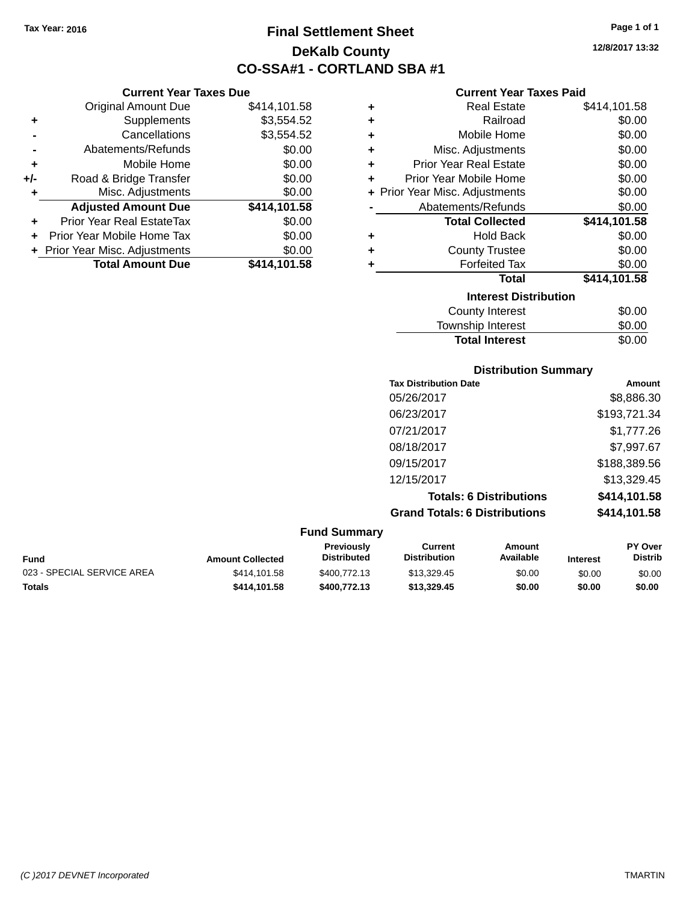Tax Year: 2016

# Final Settlement Sheet
## DeKalb County
## CO-SSA#1 - CORTLAND SBA #1

12/8/2017 13:32

### Current Year Taxes Due

| | | |
|---|---|---|
| | Original Amount Due | $414,101.58 |
| + | Supplements | $3,554.52 |
| - | Cancellations | $3,554.52 |
| - | Abatements/Refunds | $0.00 |
| + | Mobile Home | $0.00 |
| +/- | Road & Bridge Transfer | $0.00 |
| + | Misc. Adjustments | $0.00 |
| | **Adjusted Amount Due** | **$414,101.58** |
| + | Prior Year Real EstateTax | $0.00 |
| + | Prior Year Mobile Home Tax | $0.00 |
| + | Prior Year Misc. Adjustments | $0.00 |
| | **Total Amount Due** | **$414,101.58** |

### Current Year Taxes Paid

| | | |
|---|---|---|
| + | Real Estate | $414,101.58 |
| + | Railroad | $0.00 |
| + | Mobile Home | $0.00 |
| + | Misc. Adjustments | $0.00 |
| + | Prior Year Real Estate | $0.00 |
| + | Prior Year Mobile Home | $0.00 |
| + | Prior Year Misc. Adjustments | $0.00 |
| - | Abatements/Refunds | $0.00 |
| | **Total Collected** | **$414,101.58** |
| + | Hold Back | $0.00 |
| + | County Trustee | $0.00 |
| + | Forfeited Tax | $0.00 |
| | **Total** | **$414,101.58** |

### Interest Distribution

| | |
|---|---|
| County Interest | $0.00 |
| Township Interest | $0.00 |
| **Total Interest** | $0.00 |

### Distribution Summary

| Tax Distribution Date | Amount |
|---|---|
| 05/26/2017 | $8,886.30 |
| 06/23/2017 | $193,721.34 |
| 07/21/2017 | $1,777.26 |
| 08/18/2017 | $7,997.67 |
| 09/15/2017 | $188,389.56 |
| 12/15/2017 | $13,329.45 |
| **Totals: 6 Distributions** | **$414,101.58** |
| **Grand Totals: 6 Distributions** | **$414,101.58** |

### Fund Summary

| Fund | Amount Collected | Previously Distributed | Current Distribution | Amount Available | Interest | PY Over Distrib |
|---|---|---|---|---|---|---|
| 023 - SPECIAL SERVICE AREA | $414,101.58 | $400,772.13 | $13,329.45 | $0.00 | $0.00 | $0.00 |
| **Totals** | **$414,101.58** | **$400,772.13** | **$13,329.45** | **$0.00** | **$0.00** | **$0.00** |

(C )2017 DEVNET Incorporated TMARTIN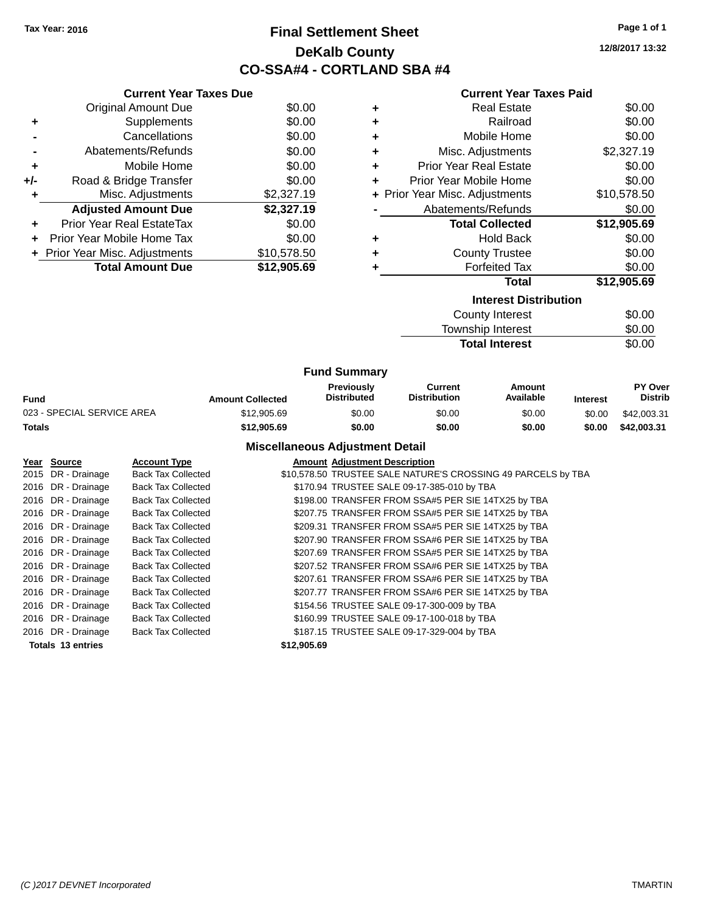Tax Year: 2016

# Final Settlement Sheet

## DeKalb County

## CO-SSA#4 - CORTLAND SBA #4

12/8/2017 13:32

### Current Year Taxes Due

| | | |
|---|---|---|
| | Original Amount Due | $0.00 |
| + | Supplements | $0.00 |
| - | Cancellations | $0.00 |
| - | Abatements/Refunds | $0.00 |
| + | Mobile Home | $0.00 |
| +/- | Road & Bridge Transfer | $0.00 |
| + | Misc. Adjustments | $2,327.19 |
| | **Adjusted Amount Due** | **$2,327.19** |
| + | Prior Year Real EstateTax | $0.00 |
| + | Prior Year Mobile Home Tax | $0.00 |
| + | Prior Year Misc. Adjustments | $10,578.50 |
| | **Total Amount Due** | **$12,905.69** |

### Current Year Taxes Paid

| | | |
|---|---|---|
| + | Real Estate | $0.00 |
| + | Railroad | $0.00 |
| + | Mobile Home | $0.00 |
| + | Misc. Adjustments | $2,327.19 |
| + | Prior Year Real Estate | $0.00 |
| + | Prior Year Mobile Home | $0.00 |
| + | Prior Year Misc. Adjustments | $10,578.50 |
| - | Abatements/Refunds | $0.00 |
| | **Total Collected** | **$12,905.69** |
| + | Hold Back | $0.00 |
| + | County Trustee | $0.00 |
| + | Forfeited Tax | $0.00 |
| | **Total** | **$12,905.69** |

### Interest Distribution

| | |
|---|---|
| County Interest | $0.00 |
| Township Interest | $0.00 |
| **Total Interest** | $0.00 |

### Fund Summary

| Fund | Amount Collected | Previously Distributed | Current Distribution | Amount Available | Interest | PY Over Distrib |
|---|---|---|---|---|---|---|
| 023 - SPECIAL SERVICE AREA | $12,905.69 | $0.00 | $0.00 | $0.00 | $0.00 | $42,003.31 |
| **Totals** | **$12,905.69** | **$0.00** | **$0.00** | **$0.00** | **$0.00** | **$42,003.31** |

### Miscellaneous Adjustment Detail

| Year | Source | Account Type | Amount | Adjustment Description |
|---|---|---|---|---|
| 2015 | DR - Drainage | Back Tax Collected | $10,578.50 | TRUSTEE SALE NATURE'S CROSSING 49 PARCELS by TBA |
| 2016 | DR - Drainage | Back Tax Collected | $170.94 | TRUSTEE SALE 09-17-385-010 by TBA |
| 2016 | DR - Drainage | Back Tax Collected | $198.00 | TRANSFER FROM SSA#5 PER SIE 14TX25 by TBA |
| 2016 | DR - Drainage | Back Tax Collected | $207.75 | TRANSFER FROM SSA#5 PER SIE 14TX25 by TBA |
| 2016 | DR - Drainage | Back Tax Collected | $209.31 | TRANSFER FROM SSA#5 PER SIE 14TX25 by TBA |
| 2016 | DR - Drainage | Back Tax Collected | $207.90 | TRANSFER FROM SSA#6 PER SIE 14TX25 by TBA |
| 2016 | DR - Drainage | Back Tax Collected | $207.69 | TRANSFER FROM SSA#5 PER SIE 14TX25 by TBA |
| 2016 | DR - Drainage | Back Tax Collected | $207.52 | TRANSFER FROM SSA#6 PER SIE 14TX25 by TBA |
| 2016 | DR - Drainage | Back Tax Collected | $207.61 | TRANSFER FROM SSA#6 PER SIE 14TX25 by TBA |
| 2016 | DR - Drainage | Back Tax Collected | $207.77 | TRANSFER FROM SSA#6 PER SIE 14TX25 by TBA |
| 2016 | DR - Drainage | Back Tax Collected | $154.56 | TRUSTEE SALE 09-17-300-009 by TBA |
| 2016 | DR - Drainage | Back Tax Collected | $160.99 | TRUSTEE SALE 09-17-100-018 by TBA |
| 2016 | DR - Drainage | Back Tax Collected | $187.15 | TRUSTEE SALE 09-17-329-004 by TBA |
| **Totals 13 entries** | | | **$12,905.69** | |

(C )2017 DEVNET Incorporated TMARTIN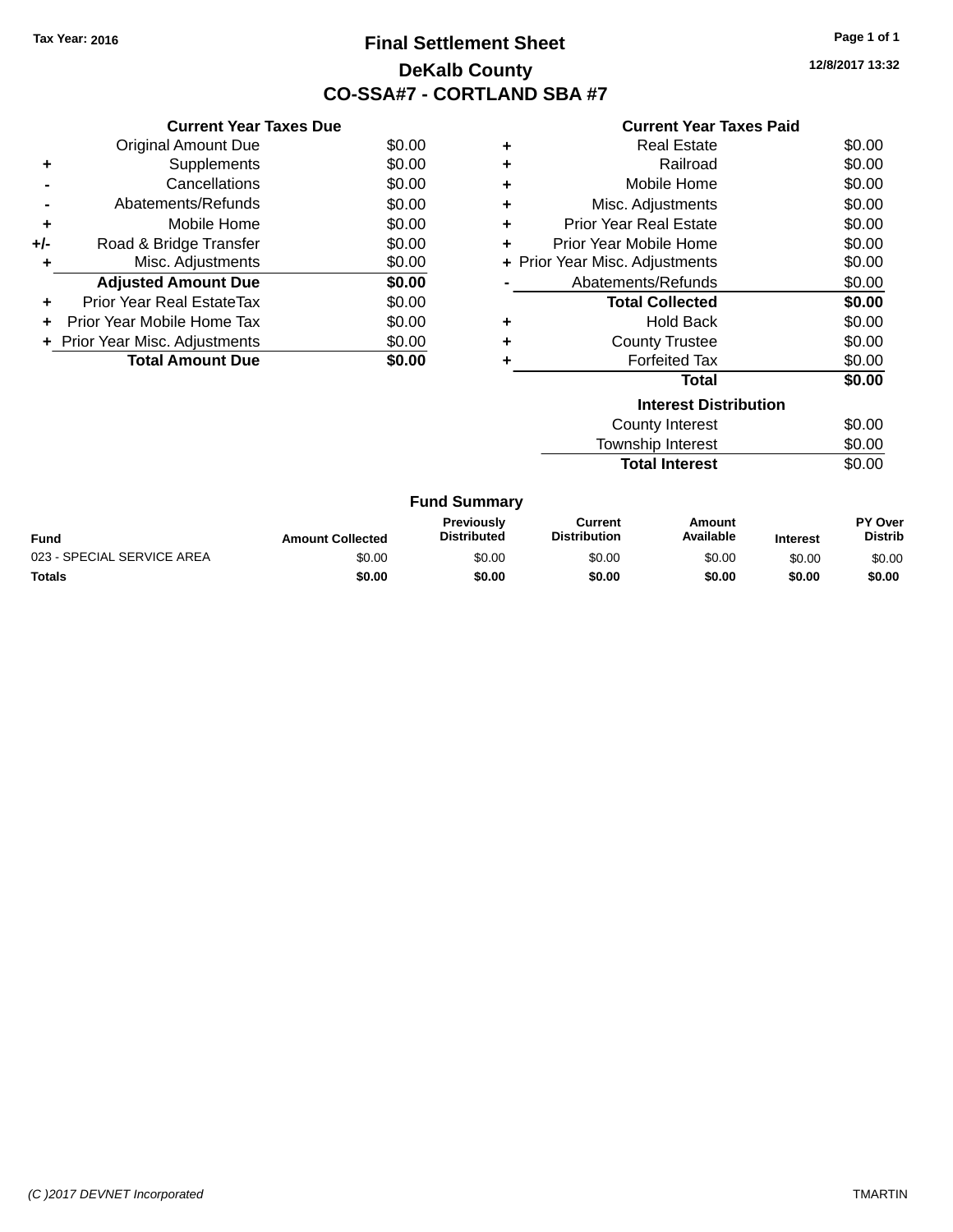Tax Year: 2016

# Final Settlement Sheet

## DeKalb County

## CO-SSA#7 - CORTLAND SBA #7

12/8/2017 13:32

### Current Year Taxes Due

| | | |
|---|---|---|
| | Original Amount Due | $0.00 |
| + | Supplements | $0.00 |
| - | Cancellations | $0.00 |
| - | Abatements/Refunds | $0.00 |
| + | Mobile Home | $0.00 |
| +/- | Road & Bridge Transfer | $0.00 |
| + | Misc. Adjustments | $0.00 |
| | **Adjusted Amount Due** | **$0.00** |
| + | Prior Year Real EstateTax | $0.00 |
| + | Prior Year Mobile Home Tax | $0.00 |
| + | Prior Year Misc. Adjustments | $0.00 |
| | **Total Amount Due** | **$0.00** |

### Current Year Taxes Paid

| | | |
|---|---|---|
| + | Real Estate | $0.00 |
| + | Railroad | $0.00 |
| + | Mobile Home | $0.00 |
| + | Misc. Adjustments | $0.00 |
| + | Prior Year Real Estate | $0.00 |
| + | Prior Year Mobile Home | $0.00 |
| + | Prior Year Misc. Adjustments | $0.00 |
| - | Abatements/Refunds | $0.00 |
| | **Total Collected** | **$0.00** |
| + | Hold Back | $0.00 |
| + | County Trustee | $0.00 |
| + | Forfeited Tax | $0.00 |
| | **Total** | **$0.00** |

### Interest Distribution

| | |
|---|---|
| County Interest | $0.00 |
| Township Interest | $0.00 |
| **Total Interest** | $0.00 |

### Fund Summary

| Fund | Amount Collected | Previously Distributed | Current Distribution | Amount Available | Interest | PY Over Distrib |
|---|---|---|---|---|---|---|
| 023 - SPECIAL SERVICE AREA | $0.00 | $0.00 | $0.00 | $0.00 | $0.00 | $0.00 |
| **Totals** | **$0.00** | **$0.00** | **$0.00** | **$0.00** | **$0.00** | **$0.00** |

(C )2017 DEVNET Incorporated TMARTIN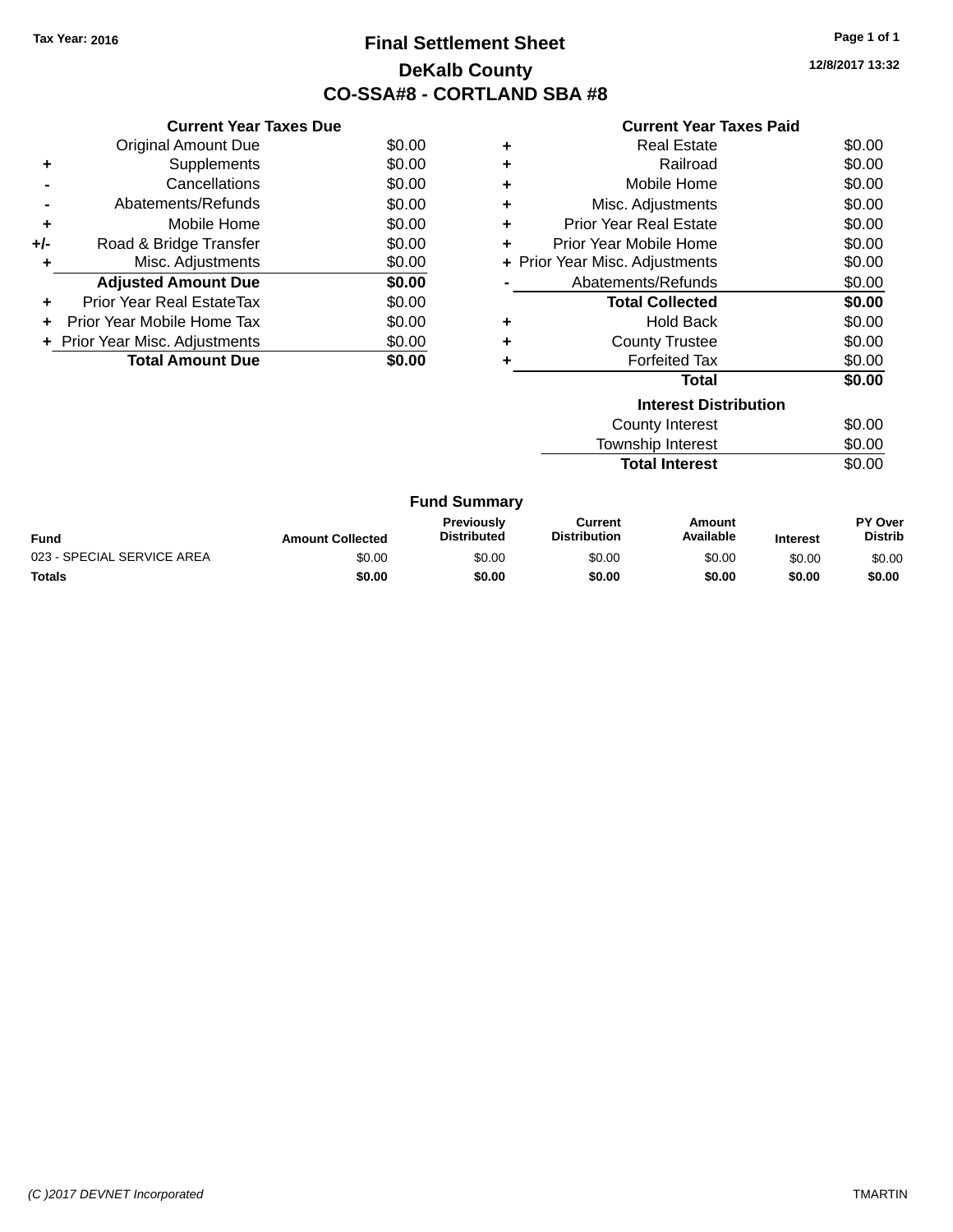Tax Year: 2016

# Final Settlement Sheet

## DeKalb County

## CO-SSA#8 - CORTLAND SBA #8

12/8/2017 13:32

### Current Year Taxes Due

| | | |
|---|---|---|
| | Original Amount Due | $0.00 |
| + | Supplements | $0.00 |
| - | Cancellations | $0.00 |
| - | Abatements/Refunds | $0.00 |
| + | Mobile Home | $0.00 |
| +/- | Road & Bridge Transfer | $0.00 |
| + | Misc. Adjustments | $0.00 |
| | **Adjusted Amount Due** | **$0.00** |
| + | Prior Year Real EstateTax | $0.00 |
| + | Prior Year Mobile Home Tax | $0.00 |
| + | Prior Year Misc. Adjustments | $0.00 |
| | **Total Amount Due** | **$0.00** |

### Current Year Taxes Paid

| | | |
|---|---|---|
| + | Real Estate | $0.00 |
| + | Railroad | $0.00 |
| + | Mobile Home | $0.00 |
| + | Misc. Adjustments | $0.00 |
| + | Prior Year Real Estate | $0.00 |
| + | Prior Year Mobile Home | $0.00 |
| + | Prior Year Misc. Adjustments | $0.00 |
| - | Abatements/Refunds | $0.00 |
| | **Total Collected** | **$0.00** |
| + | Hold Back | $0.00 |
| + | County Trustee | $0.00 |
| + | Forfeited Tax | $0.00 |
| | **Total** | **$0.00** |

### Interest Distribution

| | |
|---|---|
| County Interest | $0.00 |
| Township Interest | $0.00 |
| **Total Interest** | $0.00 |

### Fund Summary

| Fund | Amount Collected | Previously Distributed | Current Distribution | Amount Available | Interest | PY Over Distrib |
|---|---|---|---|---|---|---|
| 023 - SPECIAL SERVICE AREA | $0.00 | $0.00 | $0.00 | $0.00 | $0.00 | $0.00 |
| **Totals** | **$0.00** | **$0.00** | **$0.00** | **$0.00** | **$0.00** | **$0.00** |

(C )2017 DEVNET Incorporated TMARTIN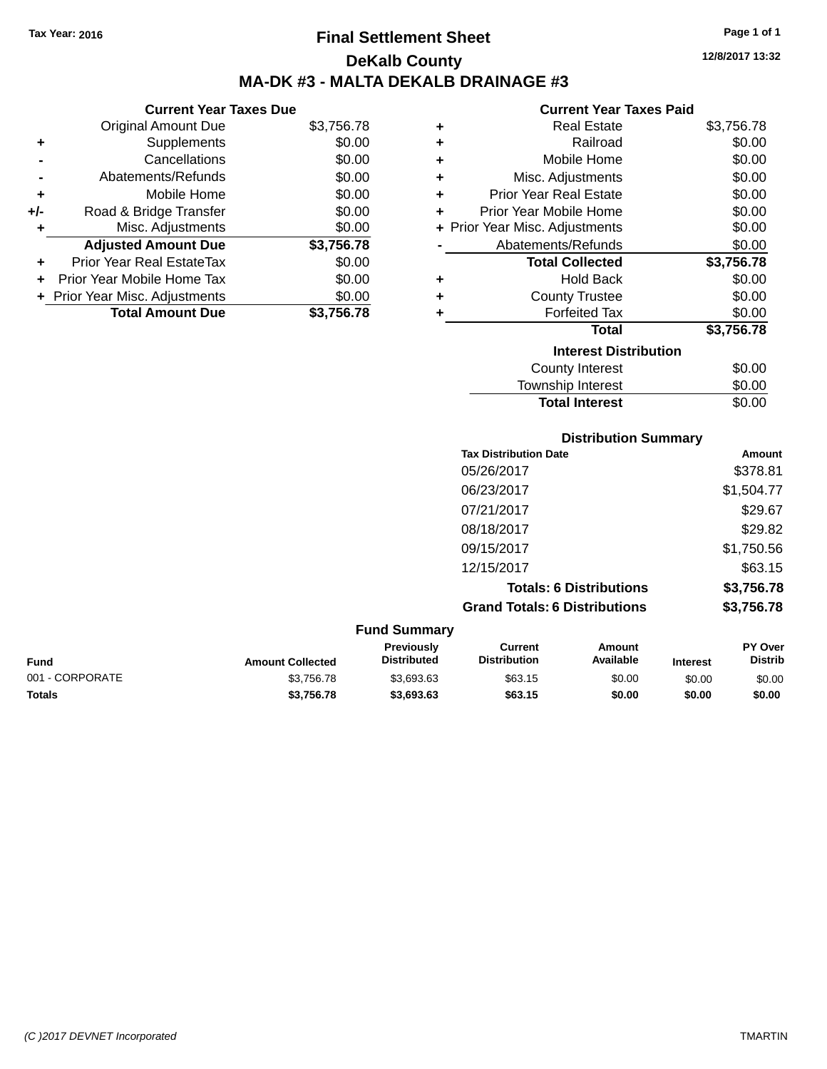Tax Year: 2016

# Final Settlement Sheet

## DeKalb County

## MA-DK #3 - MALTA DEKALB DRAINAGE #3

12/8/2017 13:32

### Current Year Taxes Due

| | | |
|---|---|---|
| | Original Amount Due | $3,756.78 |
| + | Supplements | $0.00 |
| - | Cancellations | $0.00 |
| - | Abatements/Refunds | $0.00 |
| + | Mobile Home | $0.00 |
| +/- | Road & Bridge Transfer | $0.00 |
| + | Misc. Adjustments | $0.00 |
| | **Adjusted Amount Due** | **$3,756.78** |
| + | Prior Year Real EstateTax | $0.00 |
| + | Prior Year Mobile Home Tax | $0.00 |
| + | Prior Year Misc. Adjustments | $0.00 |
| | **Total Amount Due** | **$3,756.78** |

### Current Year Taxes Paid

| | | |
|---|---|---|
| + | Real Estate | $3,756.78 |
| + | Railroad | $0.00 |
| + | Mobile Home | $0.00 |
| + | Misc. Adjustments | $0.00 |
| + | Prior Year Real Estate | $0.00 |
| + | Prior Year Mobile Home | $0.00 |
| + | Prior Year Misc. Adjustments | $0.00 |
| - | Abatements/Refunds | $0.00 |
| | **Total Collected** | **$3,756.78** |
| + | Hold Back | $0.00 |
| + | County Trustee | $0.00 |
| + | Forfeited Tax | $0.00 |
| | **Total** | **$3,756.78** |

### Interest Distribution

| | |
|---|---|
| County Interest | $0.00 |
| Township Interest | $0.00 |
| **Total Interest** | $0.00 |

### Distribution Summary

| Tax Distribution Date | Amount |
|---|---|
| 05/26/2017 | $378.81 |
| 06/23/2017 | $1,504.77 |
| 07/21/2017 | $29.67 |
| 08/18/2017 | $29.82 |
| 09/15/2017 | $1,750.56 |
| 12/15/2017 | $63.15 |
| **Totals: 6 Distributions** | **$3,756.78** |
| **Grand Totals: 6 Distributions** | **$3,756.78** |

### Fund Summary

| Fund | Amount Collected | Previously Distributed | Current Distribution | Amount Available | Interest | PY Over Distrib |
|---|---|---|---|---|---|---|
| 001 - CORPORATE | $3,756.78 | $3,693.63 | $63.15 | $0.00 | $0.00 | $0.00 |
| **Totals** | **$3,756.78** | **$3,693.63** | **$63.15** | **$0.00** | **$0.00** | **$0.00** |

(C )2017 DEVNET Incorporated TMARTIN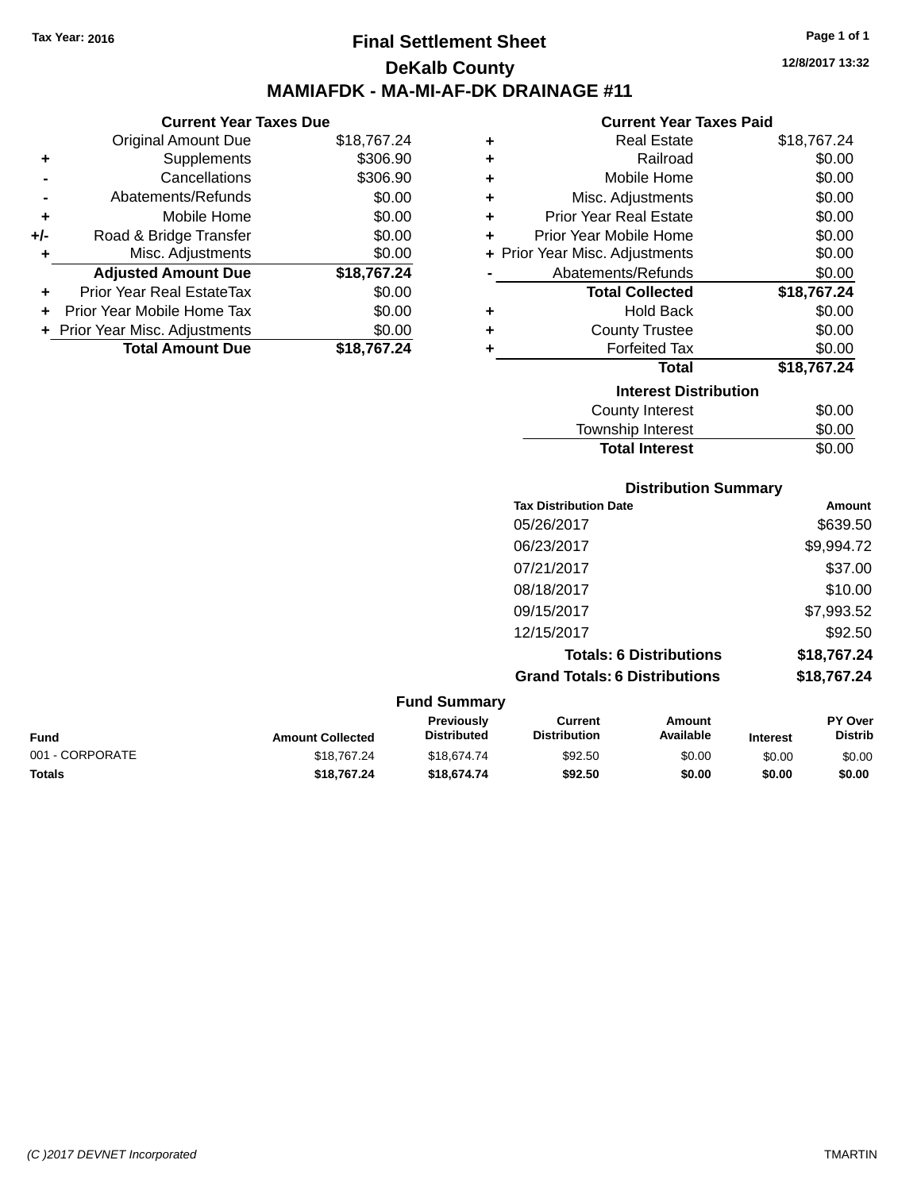Tax Year: 2016

# Final Settlement Sheet

## DeKalb County

## MAMIAFDK - MA-MI-AF-DK DRAINAGE #11

12/8/2017 13:32

### Current Year Taxes Due

| | | Amount |
|---|---|---|
| | Original Amount Due | $18,767.24 |
| + | Supplements | $306.90 |
| - | Cancellations | $306.90 |
| - | Abatements/Refunds | $0.00 |
| + | Mobile Home | $0.00 |
| +/- | Road & Bridge Transfer | $0.00 |
| + | Misc. Adjustments | $0.00 |
| | **Adjusted Amount Due** | **$18,767.24** |
| + | Prior Year Real EstateTax | $0.00 |
| + | Prior Year Mobile Home Tax | $0.00 |
| + | Prior Year Misc. Adjustments | $0.00 |
| | **Total Amount Due** | **$18,767.24** |

### Current Year Taxes Paid

| | | Amount |
|---|---|---|
| + | Real Estate | $18,767.24 |
| + | Railroad | $0.00 |
| + | Mobile Home | $0.00 |
| + | Misc. Adjustments | $0.00 |
| + | Prior Year Real Estate | $0.00 |
| + | Prior Year Mobile Home | $0.00 |
| + | Prior Year Misc. Adjustments | $0.00 |
| - | Abatements/Refunds | $0.00 |
| | **Total Collected** | **$18,767.24** |
| + | Hold Back | $0.00 |
| + | County Trustee | $0.00 |
| + | Forfeited Tax | $0.00 |
| | **Total** | **$18,767.24** |

### Interest Distribution

| | Amount |
|---|---|
| County Interest | $0.00 |
| Township Interest | $0.00 |
| **Total Interest** | $0.00 |

### Distribution Summary

| Tax Distribution Date | Amount |
|---|---|
| 05/26/2017 | $639.50 |
| 06/23/2017 | $9,994.72 |
| 07/21/2017 | $37.00 |
| 08/18/2017 | $10.00 |
| 09/15/2017 | $7,993.52 |
| 12/15/2017 | $92.50 |
| **Totals: 6 Distributions** | **$18,767.24** |
| **Grand Totals: 6 Distributions** | **$18,767.24** |

### Fund Summary

| Fund | Amount Collected | Previously Distributed | Current Distribution | Amount Available | Interest | PY Over Distrib |
|---|---|---|---|---|---|---|
| 001 - CORPORATE | $18,767.24 | $18,674.74 | $92.50 | $0.00 | $0.00 | $0.00 |
| **Totals** | **$18,767.24** | **$18,674.74** | **$92.50** | **$0.00** | **$0.00** | **$0.00** |

(C )2017 DEVNET Incorporated — TMARTIN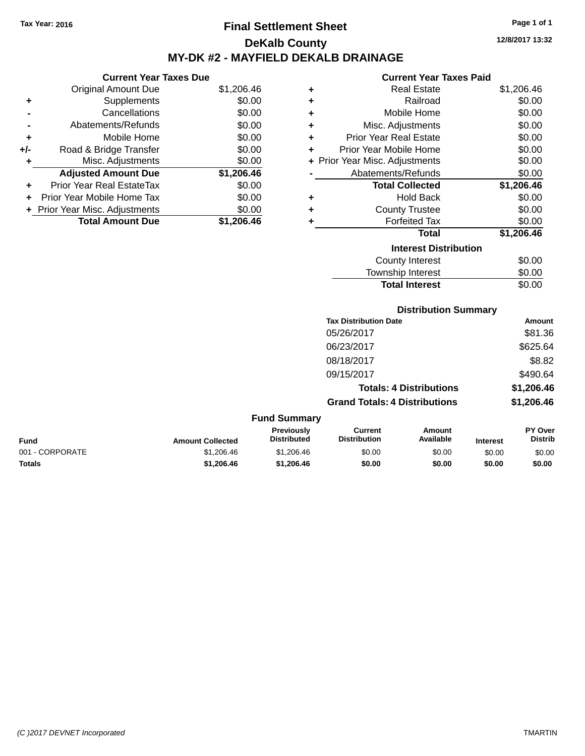Tax Year: 2016

# Final Settlement Sheet

## DeKalb County

## MY-DK #2 - MAYFIELD DEKALB DRAINAGE

12/8/2017 13:32

### Current Year Taxes Due

| | | |
|---|---|---|
| | Original Amount Due | $1,206.46 |
| + | Supplements | $0.00 |
| - | Cancellations | $0.00 |
| - | Abatements/Refunds | $0.00 |
| + | Mobile Home | $0.00 |
| +/- | Road & Bridge Transfer | $0.00 |
| + | Misc. Adjustments | $0.00 |
| | **Adjusted Amount Due** | **$1,206.46** |
| + | Prior Year Real EstateTax | $0.00 |
| + | Prior Year Mobile Home Tax | $0.00 |
| + | Prior Year Misc. Adjustments | $0.00 |
| | **Total Amount Due** | **$1,206.46** |

### Current Year Taxes Paid

| | | |
|---|---|---|
| + | Real Estate | $1,206.46 |
| + | Railroad | $0.00 |
| + | Mobile Home | $0.00 |
| + | Misc. Adjustments | $0.00 |
| + | Prior Year Real Estate | $0.00 |
| + | Prior Year Mobile Home | $0.00 |
| + | Prior Year Misc. Adjustments | $0.00 |
| - | Abatements/Refunds | $0.00 |
| | **Total Collected** | **$1,206.46** |
| + | Hold Back | $0.00 |
| + | County Trustee | $0.00 |
| + | Forfeited Tax | $0.00 |
| | **Total** | **$1,206.46** |

### Interest Distribution

| | |
|---|---|
| County Interest | $0.00 |
| Township Interest | $0.00 |
| **Total Interest** | $0.00 |

### Distribution Summary

| Tax Distribution Date | Amount |
|---|---|
| 05/26/2017 | $81.36 |
| 06/23/2017 | $625.64 |
| 08/18/2017 | $8.82 |
| 09/15/2017 | $490.64 |
| **Totals: 4 Distributions** | **$1,206.46** |
| **Grand Totals: 4 Distributions** | **$1,206.46** |

### Fund Summary

| Fund | Amount Collected | Previously Distributed | Current Distribution | Amount Available | Interest | PY Over Distrib |
|---|---|---|---|---|---|---|
| 001 - CORPORATE | $1,206.46 | $1,206.46 | $0.00 | $0.00 | $0.00 | $0.00 |
| **Totals** | **$1,206.46** | **$1,206.46** | **$0.00** | **$0.00** | **$0.00** | **$0.00** |

(C )2017 DEVNET Incorporated

TMARTIN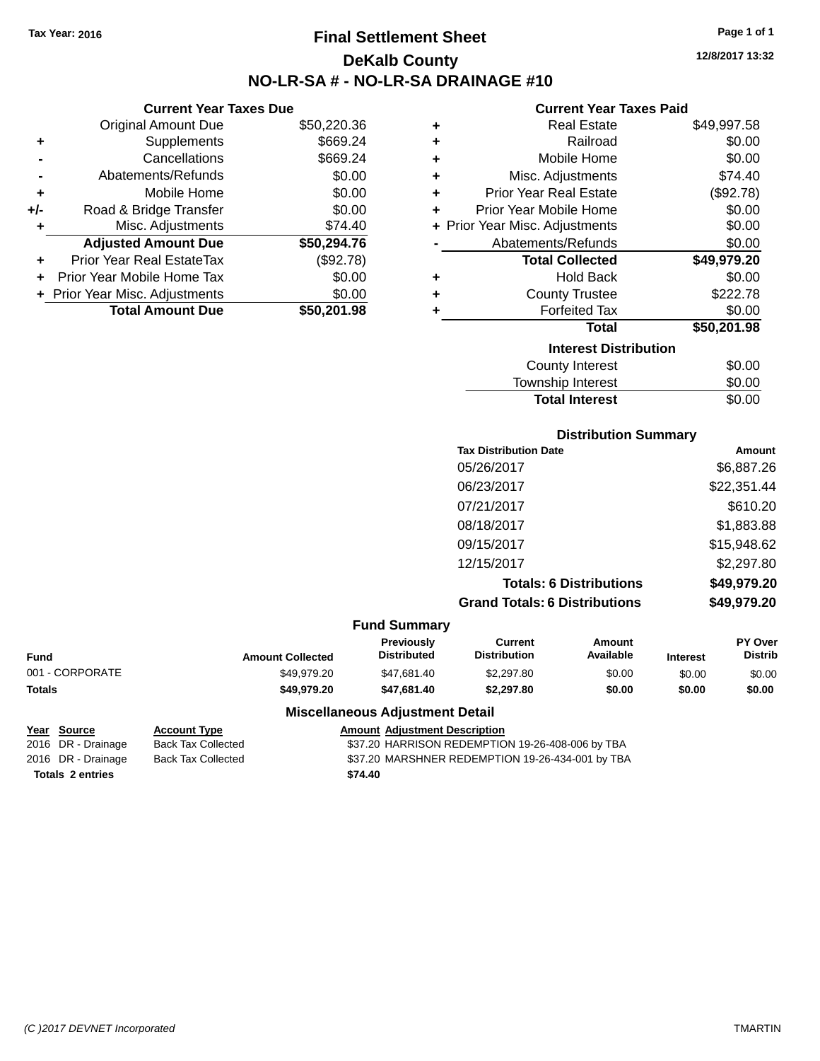Tax Year: 2016

# Final Settlement Sheet

## DeKalb County

## NO-LR-SA # - NO-LR-SA DRAINAGE #10

12/8/2017 13:32

### Current Year Taxes Due

| | | |
|---|---|---|
| | Original Amount Due | $50,220.36 |
| + | Supplements | $669.24 |
| - | Cancellations | $669.24 |
| - | Abatements/Refunds | $0.00 |
| + | Mobile Home | $0.00 |
| +/- | Road & Bridge Transfer | $0.00 |
| + | Misc. Adjustments | $74.40 |
| | **Adjusted Amount Due** | **$50,294.76** |
| + | Prior Year Real EstateTax | ($92.78) |
| + | Prior Year Mobile Home Tax | $0.00 |
| + | Prior Year Misc. Adjustments | $0.00 |
| | **Total Amount Due** | **$50,201.98** |

### Current Year Taxes Paid

| | | |
|---|---|---|
| + | Real Estate | $49,997.58 |
| + | Railroad | $0.00 |
| + | Mobile Home | $0.00 |
| + | Misc. Adjustments | $74.40 |
| + | Prior Year Real Estate | ($92.78) |
| + | Prior Year Mobile Home | $0.00 |
| + | Prior Year Misc. Adjustments | $0.00 |
| - | Abatements/Refunds | $0.00 |
| | **Total Collected** | **$49,979.20** |
| + | Hold Back | $0.00 |
| + | County Trustee | $222.78 |
| + | Forfeited Tax | $0.00 |
| | **Total** | **$50,201.98** |

### Interest Distribution

| | |
|---|---|
| County Interest | $0.00 |
| Township Interest | $0.00 |
| **Total Interest** | $0.00 |

### Distribution Summary

| Tax Distribution Date | Amount |
|---|---|
| 05/26/2017 | $6,887.26 |
| 06/23/2017 | $22,351.44 |
| 07/21/2017 | $610.20 |
| 08/18/2017 | $1,883.88 |
| 09/15/2017 | $15,948.62 |
| 12/15/2017 | $2,297.80 |
| **Totals: 6 Distributions** | **$49,979.20** |
| **Grand Totals: 6 Distributions** | **$49,979.20** |

### Fund Summary

| Fund | Amount Collected | Previously Distributed | Current Distribution | Amount Available | Interest | PY Over Distrib |
|---|---|---|---|---|---|---|
| 001 - CORPORATE | $49,979.20 | $47,681.40 | $2,297.80 | $0.00 | $0.00 | $0.00 |
| **Totals** | **$49,979.20** | **$47,681.40** | **$2,297.80** | **$0.00** | **$0.00** | **$0.00** |

### Miscellaneous Adjustment Detail

| Year | Source | Account Type | Amount | Adjustment Description |
|---|---|---|---|---|
| 2016 | DR - Drainage | Back Tax Collected | $37.20 | HARRISON REDEMPTION 19-26-408-006 by TBA |
| 2016 | DR - Drainage | Back Tax Collected | $37.20 | MARSHNER REDEMPTION 19-26-434-001 by TBA |
| **Totals 2 entries** | | | **$74.40** | |

(C )2017 DEVNET Incorporated TMARTIN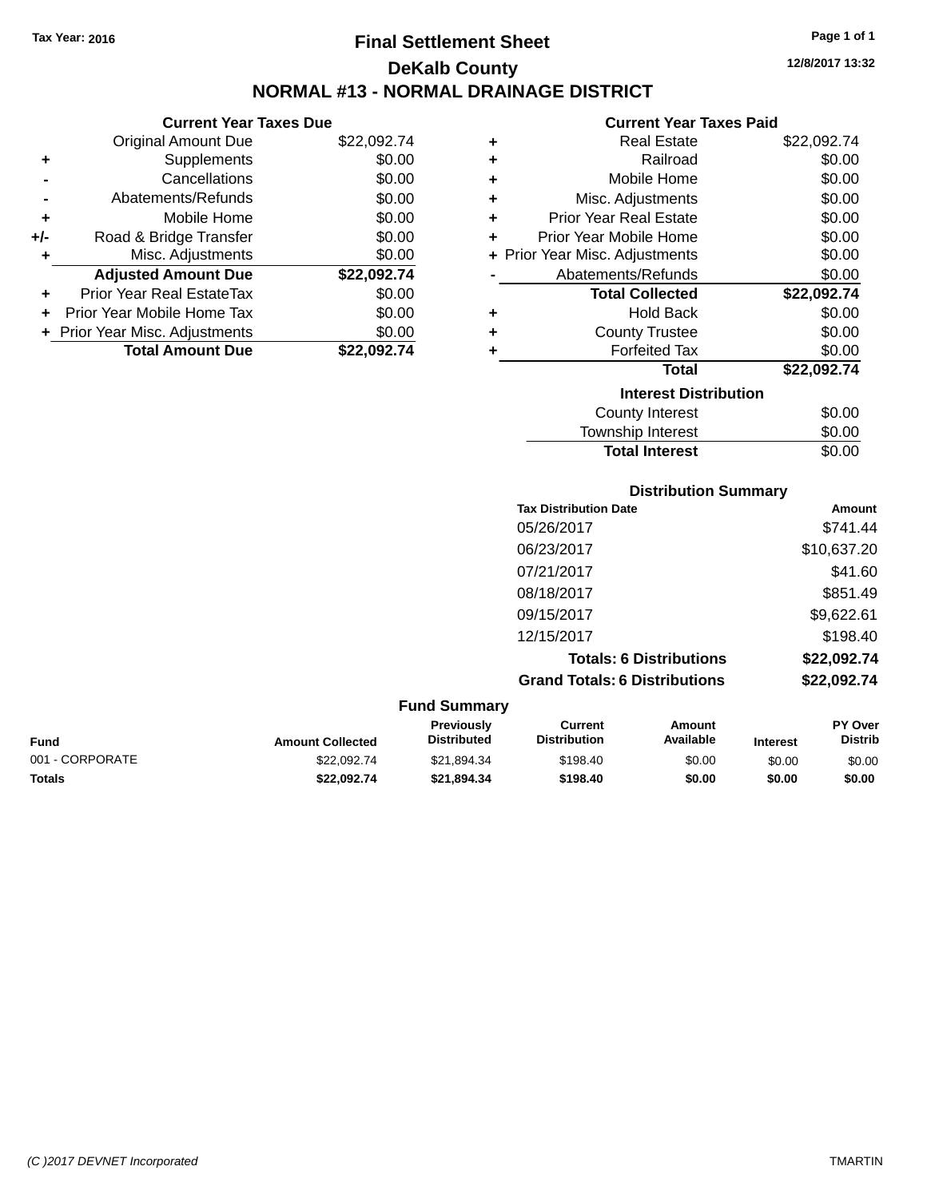Tax Year: 2016

# Final Settlement Sheet

## DeKalb County

## NORMAL #13 - NORMAL DRAINAGE DISTRICT

12/8/2017 13:32

### Current Year Taxes Due

| | | |
|---|---|---|
| | Original Amount Due | $22,092.74 |
| + | Supplements | $0.00 |
| - | Cancellations | $0.00 |
| - | Abatements/Refunds | $0.00 |
| + | Mobile Home | $0.00 |
| +/- | Road & Bridge Transfer | $0.00 |
| + | Misc. Adjustments | $0.00 |
| | **Adjusted Amount Due** | **$22,092.74** |
| + | Prior Year Real EstateTax | $0.00 |
| + | Prior Year Mobile Home Tax | $0.00 |
| + | Prior Year Misc. Adjustments | $0.00 |
| | **Total Amount Due** | **$22,092.74** |

### Current Year Taxes Paid

| | | |
|---|---|---|
| + | Real Estate | $22,092.74 |
| + | Railroad | $0.00 |
| + | Mobile Home | $0.00 |
| + | Misc. Adjustments | $0.00 |
| + | Prior Year Real Estate | $0.00 |
| + | Prior Year Mobile Home | $0.00 |
| + | Prior Year Misc. Adjustments | $0.00 |
| - | Abatements/Refunds | $0.00 |
| | **Total Collected** | **$22,092.74** |
| + | Hold Back | $0.00 |
| + | County Trustee | $0.00 |
| + | Forfeited Tax | $0.00 |
| | **Total** | **$22,092.74** |

### Interest Distribution

| | |
|---|---|
| County Interest | $0.00 |
| Township Interest | $0.00 |
| **Total Interest** | $0.00 |

### Distribution Summary

| Tax Distribution Date | Amount |
|---|---|
| 05/26/2017 | $741.44 |
| 06/23/2017 | $10,637.20 |
| 07/21/2017 | $41.60 |
| 08/18/2017 | $851.49 |
| 09/15/2017 | $9,622.61 |
| 12/15/2017 | $198.40 |
| **Totals: 6 Distributions** | **$22,092.74** |
| **Grand Totals: 6 Distributions** | **$22,092.74** |

### Fund Summary

| Fund | Amount Collected | Previously Distributed | Current Distribution | Amount Available | Interest | PY Over Distrib |
|---|---|---|---|---|---|---|
| 001 - CORPORATE | $22,092.74 | $21,894.34 | $198.40 | $0.00 | $0.00 | $0.00 |
| **Totals** | **$22,092.74** | **$21,894.34** | **$198.40** | **$0.00** | **$0.00** | **$0.00** |

*(C )2017 DEVNET Incorporated* TMARTIN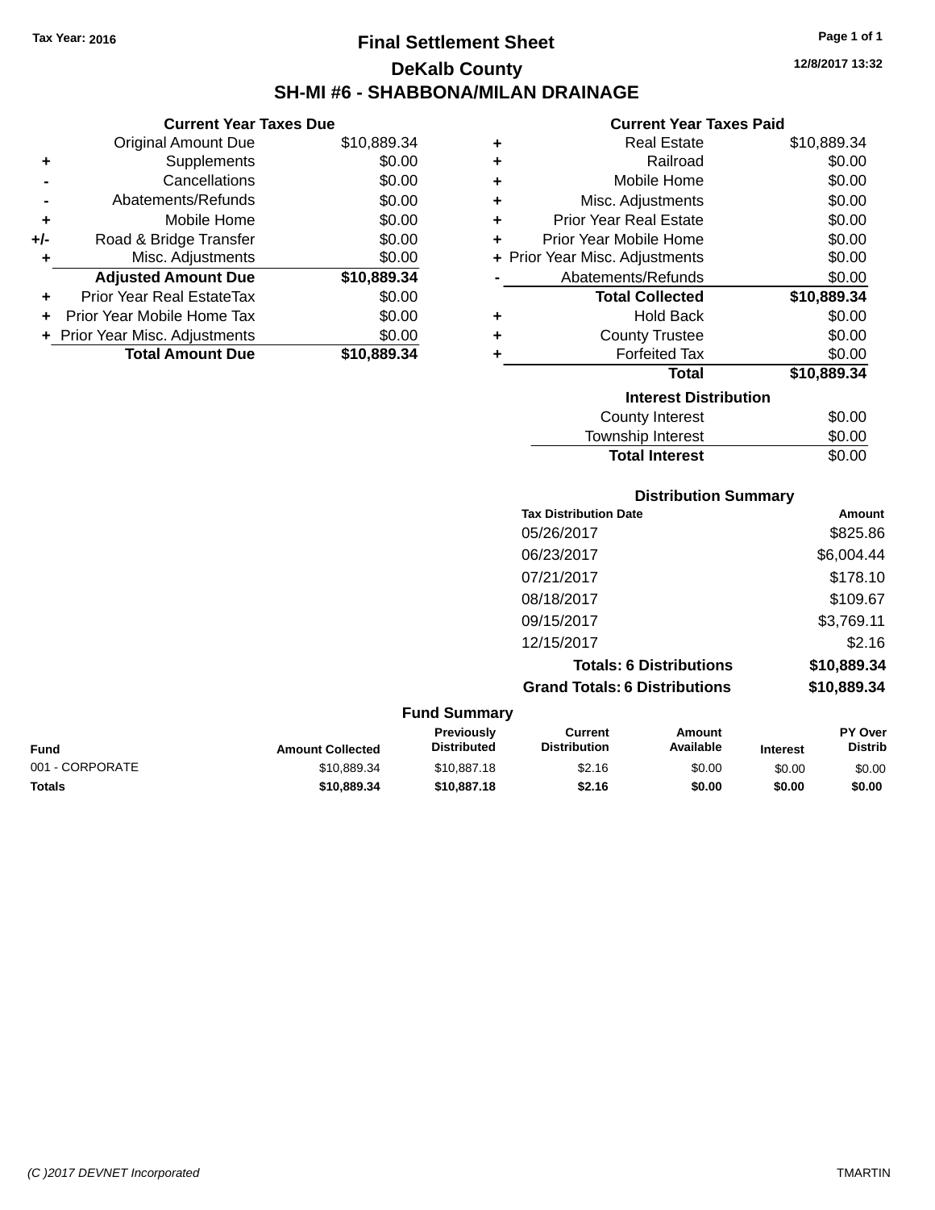Tax Year: 2016

# Final Settlement Sheet

## DeKalb County

## SH-MI #6 - SHABBONA/MILAN DRAINAGE

12/8/2017 13:32

### Current Year Taxes Due

| | | |
|---|---|---|
| | Original Amount Due | $10,889.34 |
| + | Supplements | $0.00 |
| - | Cancellations | $0.00 |
| - | Abatements/Refunds | $0.00 |
| + | Mobile Home | $0.00 |
| +/- | Road & Bridge Transfer | $0.00 |
| + | Misc. Adjustments | $0.00 |
| | **Adjusted Amount Due** | **$10,889.34** |
| + | Prior Year Real EstateTax | $0.00 |
| + | Prior Year Mobile Home Tax | $0.00 |
| + | Prior Year Misc. Adjustments | $0.00 |
| | **Total Amount Due** | **$10,889.34** |

### Current Year Taxes Paid

| | | |
|---|---|---|
| + | Real Estate | $10,889.34 |
| + | Railroad | $0.00 |
| + | Mobile Home | $0.00 |
| + | Misc. Adjustments | $0.00 |
| + | Prior Year Real Estate | $0.00 |
| + | Prior Year Mobile Home | $0.00 |
| + | Prior Year Misc. Adjustments | $0.00 |
| - | Abatements/Refunds | $0.00 |
| | **Total Collected** | **$10,889.34** |
| + | Hold Back | $0.00 |
| + | County Trustee | $0.00 |
| + | Forfeited Tax | $0.00 |
| | **Total** | **$10,889.34** |

### Interest Distribution

| | |
|---|---|
| County Interest | $0.00 |
| Township Interest | $0.00 |
| **Total Interest** | $0.00 |

### Distribution Summary

| Tax Distribution Date | Amount |
|---|---|
| 05/26/2017 | $825.86 |
| 06/23/2017 | $6,004.44 |
| 07/21/2017 | $178.10 |
| 08/18/2017 | $109.67 |
| 09/15/2017 | $3,769.11 |
| 12/15/2017 | $2.16 |
| **Totals: 6 Distributions** | **$10,889.34** |
| **Grand Totals: 6 Distributions** | **$10,889.34** |

### Fund Summary

| Fund | Amount Collected | Previously Distributed | Current Distribution | Amount Available | Interest | PY Over Distrib |
|---|---|---|---|---|---|---|
| 001 - CORPORATE | $10,889.34 | $10,887.18 | $2.16 | $0.00 | $0.00 | $0.00 |
| **Totals** | **$10,889.34** | **$10,887.18** | **$2.16** | **$0.00** | **$0.00** | **$0.00** |

(C )2017 DEVNET Incorporated TMARTIN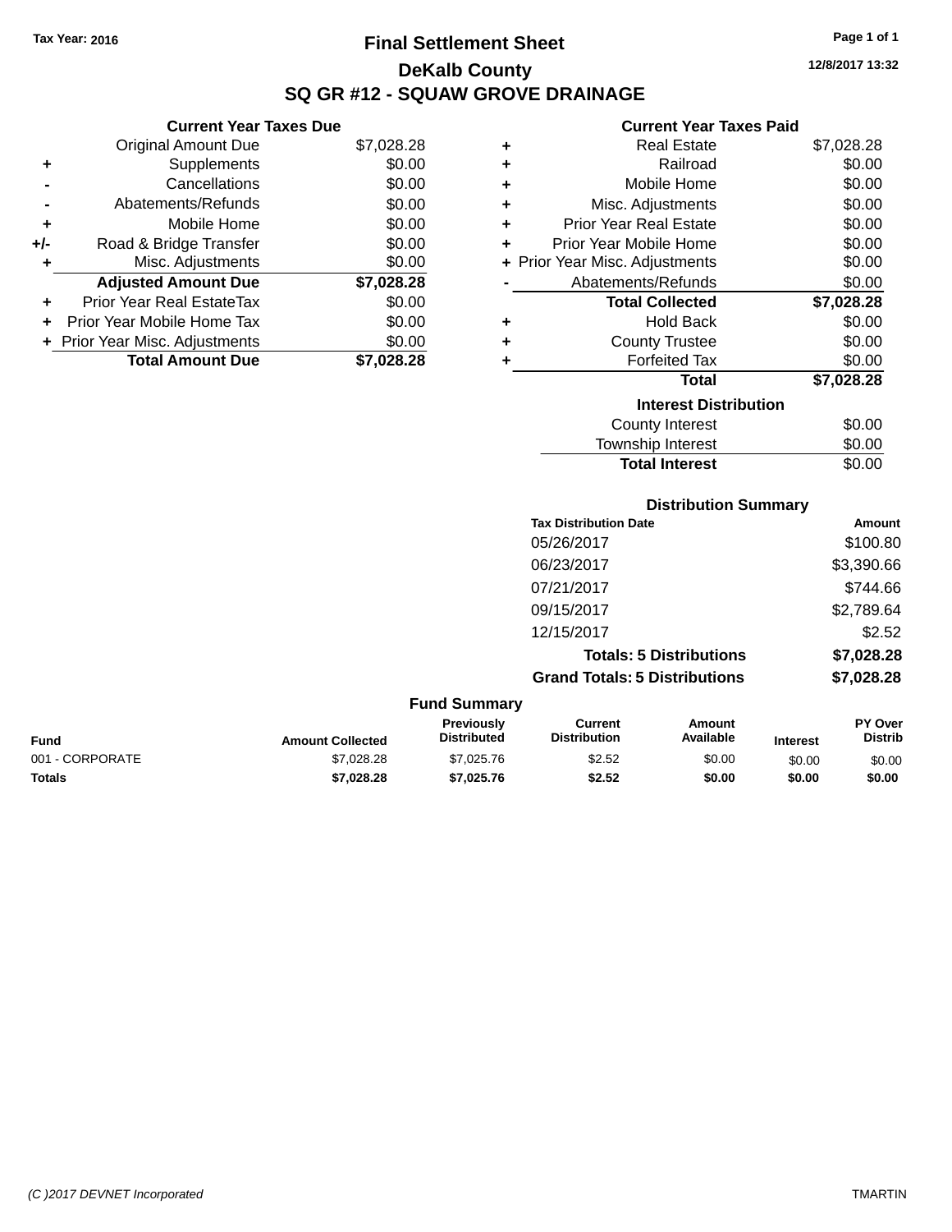Tax Year: 2016

# Final Settlement Sheet

## DeKalb County

## SQ GR #12 - SQUAW GROVE DRAINAGE

12/8/2017 13:32

### Current Year Taxes Due

| | | |
|---|---|---|
| | Original Amount Due | $7,028.28 |
| + | Supplements | $0.00 |
| - | Cancellations | $0.00 |
| - | Abatements/Refunds | $0.00 |
| + | Mobile Home | $0.00 |
| +/- | Road & Bridge Transfer | $0.00 |
| + | Misc. Adjustments | $0.00 |
| | **Adjusted Amount Due** | **$7,028.28** |
| + | Prior Year Real EstateTax | $0.00 |
| + | Prior Year Mobile Home Tax | $0.00 |
| + | Prior Year Misc. Adjustments | $0.00 |
| | **Total Amount Due** | **$7,028.28** |

### Current Year Taxes Paid

| | | |
|---|---|---|
| + | Real Estate | $7,028.28 |
| + | Railroad | $0.00 |
| + | Mobile Home | $0.00 |
| + | Misc. Adjustments | $0.00 |
| + | Prior Year Real Estate | $0.00 |
| + | Prior Year Mobile Home | $0.00 |
| + | Prior Year Misc. Adjustments | $0.00 |
| - | Abatements/Refunds | $0.00 |
| | **Total Collected** | **$7,028.28** |
| + | Hold Back | $0.00 |
| + | County Trustee | $0.00 |
| + | Forfeited Tax | $0.00 |
| | **Total** | **$7,028.28** |

### Interest Distribution

| | |
|---|---|
| County Interest | $0.00 |
| Township Interest | $0.00 |
| **Total Interest** | $0.00 |

### Distribution Summary

| Tax Distribution Date | Amount |
|---|---|
| 05/26/2017 | $100.80 |
| 06/23/2017 | $3,390.66 |
| 07/21/2017 | $744.66 |
| 09/15/2017 | $2,789.64 |
| 12/15/2017 | $2.52 |
| **Totals: 5 Distributions** | **$7,028.28** |
| **Grand Totals: 5 Distributions** | **$7,028.28** |

### Fund Summary

| Fund | Amount Collected | Previously Distributed | Current Distribution | Amount Available | Interest | PY Over Distrib |
|---|---|---|---|---|---|---|
| 001 - CORPORATE | $7,028.28 | $7,025.76 | $2.52 | $0.00 | $0.00 | $0.00 |
| **Totals** | **$7,028.28** | **$7,025.76** | **$2.52** | **$0.00** | **$0.00** | **$0.00** |

(C )2017 DEVNET Incorporated TMARTIN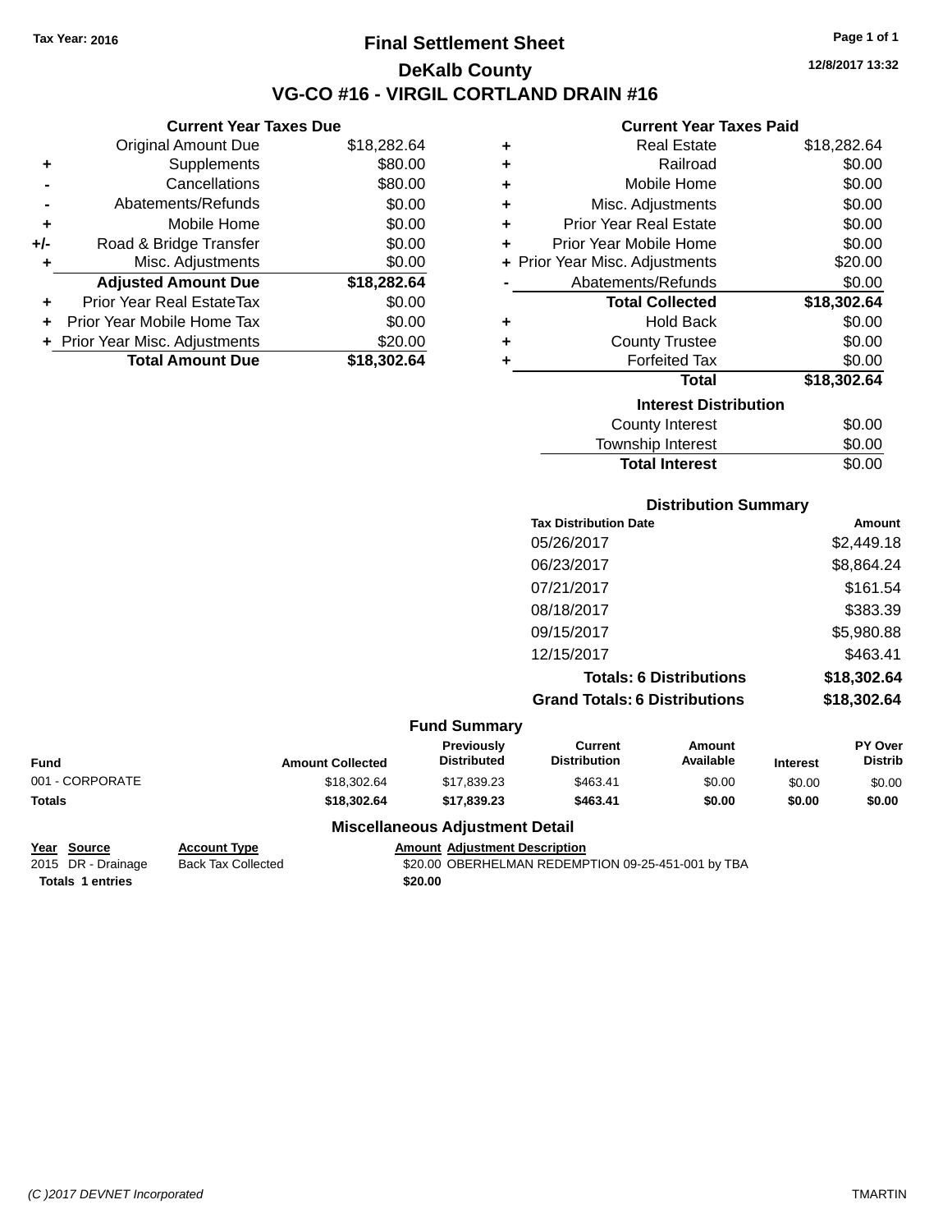Tax Year: 2016

# Final Settlement Sheet

## DeKalb County

## VG-CO #16 - VIRGIL CORTLAND DRAIN #16

12/8/2017 13:32

### Current Year Taxes Due

| | | |
|---|---|---|
| | Original Amount Due | $18,282.64 |
| + | Supplements | $80.00 |
| - | Cancellations | $80.00 |
| - | Abatements/Refunds | $0.00 |
| + | Mobile Home | $0.00 |
| +/- | Road & Bridge Transfer | $0.00 |
| + | Misc. Adjustments | $0.00 |
| | **Adjusted Amount Due** | **$18,282.64** |
| + | Prior Year Real EstateTax | $0.00 |
| + | Prior Year Mobile Home Tax | $0.00 |
| + | Prior Year Misc. Adjustments | $20.00 |
| | **Total Amount Due** | **$18,302.64** |

### Current Year Taxes Paid

| | | |
|---|---|---|
| + | Real Estate | $18,282.64 |
| + | Railroad | $0.00 |
| + | Mobile Home | $0.00 |
| + | Misc. Adjustments | $0.00 |
| + | Prior Year Real Estate | $0.00 |
| + | Prior Year Mobile Home | $0.00 |
| + | Prior Year Misc. Adjustments | $20.00 |
| - | Abatements/Refunds | $0.00 |
| | **Total Collected** | **$18,302.64** |
| + | Hold Back | $0.00 |
| + | County Trustee | $0.00 |
| + | Forfeited Tax | $0.00 |
| | **Total** | **$18,302.64** |

### Interest Distribution

| | |
|---|---|
| County Interest | $0.00 |
| Township Interest | $0.00 |
| **Total Interest** | $0.00 |

### Distribution Summary

| Tax Distribution Date | Amount |
|---|---|
| 05/26/2017 | $2,449.18 |
| 06/23/2017 | $8,864.24 |
| 07/21/2017 | $161.54 |
| 08/18/2017 | $383.39 |
| 09/15/2017 | $5,980.88 |
| 12/15/2017 | $463.41 |
| **Totals: 6 Distributions** | **$18,302.64** |
| **Grand Totals: 6 Distributions** | **$18,302.64** |

### Fund Summary

| Fund | Amount Collected | Previously Distributed | Current Distribution | Amount Available | Interest | PY Over Distrib |
|---|---|---|---|---|---|---|
| 001 - CORPORATE | $18,302.64 | $17,839.23 | $463.41 | $0.00 | $0.00 | $0.00 |
| **Totals** | **$18,302.64** | **$17,839.23** | **$463.41** | **$0.00** | **$0.00** | **$0.00** |

### Miscellaneous Adjustment Detail

| Year | Source | Account Type | Amount | Adjustment Description |
|---|---|---|---|---|
| 2015 | DR - Drainage | Back Tax Collected | $20.00 | OBERHELMAN REDEMPTION 09-25-451-001 by TBA |
| **Totals** | **1 entries** | | **$20.00** | |

(C )2017 DEVNET Incorporated TMARTIN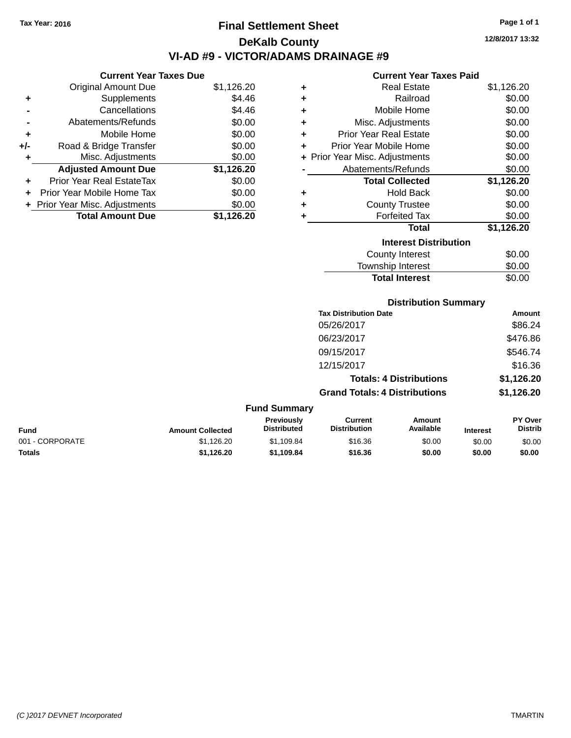Tax Year: 2016

# Final Settlement Sheet

## DeKalb County

## VI-AD #9 - VICTOR/ADAMS DRAINAGE #9

12/8/2017 13:32

### Current Year Taxes Due

| | | |
|---|---|---|
| | Original Amount Due | $1,126.20 |
| + | Supplements | $4.46 |
| - | Cancellations | $4.46 |
| - | Abatements/Refunds | $0.00 |
| + | Mobile Home | $0.00 |
| +/- | Road & Bridge Transfer | $0.00 |
| + | Misc. Adjustments | $0.00 |
| | **Adjusted Amount Due** | **$1,126.20** |
| + | Prior Year Real EstateTax | $0.00 |
| + | Prior Year Mobile Home Tax | $0.00 |
| + | Prior Year Misc. Adjustments | $0.00 |
| | **Total Amount Due** | **$1,126.20** |

### Current Year Taxes Paid

| | | |
|---|---|---|
| + | Real Estate | $1,126.20 |
| + | Railroad | $0.00 |
| + | Mobile Home | $0.00 |
| + | Misc. Adjustments | $0.00 |
| + | Prior Year Real Estate | $0.00 |
| + | Prior Year Mobile Home | $0.00 |
| + | Prior Year Misc. Adjustments | $0.00 |
| - | Abatements/Refunds | $0.00 |
| | **Total Collected** | **$1,126.20** |
| + | Hold Back | $0.00 |
| + | County Trustee | $0.00 |
| + | Forfeited Tax | $0.00 |
| | **Total** | **$1,126.20** |

### Interest Distribution

| | |
|---|---|
| County Interest | $0.00 |
| Township Interest | $0.00 |
| **Total Interest** | $0.00 |

### Distribution Summary

| Tax Distribution Date | Amount |
|---|---|
| 05/26/2017 | $86.24 |
| 06/23/2017 | $476.86 |
| 09/15/2017 | $546.74 |
| 12/15/2017 | $16.36 |
| **Totals: 4 Distributions** | **$1,126.20** |
| **Grand Totals: 4 Distributions** | **$1,126.20** |

### Fund Summary

| Fund | Amount Collected | Previously Distributed | Current Distribution | Amount Available | Interest | PY Over Distrib |
|---|---|---|---|---|---|---|
| 001 - CORPORATE | $1,126.20 | $1,109.84 | $16.36 | $0.00 | $0.00 | $0.00 |
| **Totals** | **$1,126.20** | **$1,109.84** | **$16.36** | **$0.00** | **$0.00** | **$0.00** |

(C )2017 DEVNET Incorporated — TMARTIN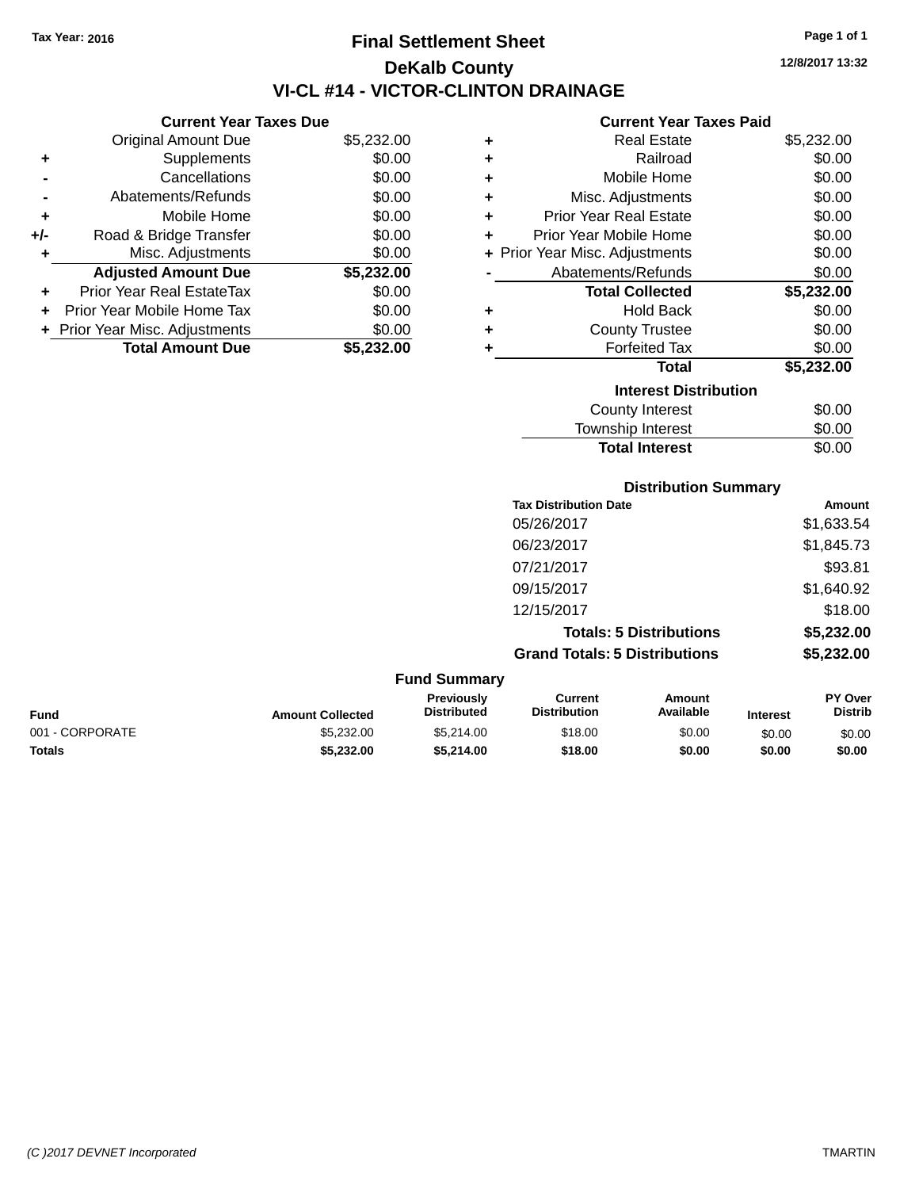Tax Year: 2016

# Final Settlement Sheet

## DeKalb County

## VI-CL #14 - VICTOR-CLINTON DRAINAGE

12/8/2017 13:32

### Current Year Taxes Due

| | | |
|---|---|---|
| | Original Amount Due | $5,232.00 |
| + | Supplements | $0.00 |
| - | Cancellations | $0.00 |
| - | Abatements/Refunds | $0.00 |
| + | Mobile Home | $0.00 |
| +/- | Road & Bridge Transfer | $0.00 |
| + | Misc. Adjustments | $0.00 |
| | **Adjusted Amount Due** | **$5,232.00** |
| + | Prior Year Real EstateTax | $0.00 |
| + | Prior Year Mobile Home Tax | $0.00 |
| + | Prior Year Misc. Adjustments | $0.00 |
| | **Total Amount Due** | **$5,232.00** |

### Current Year Taxes Paid

| | | |
|---|---|---|
| + | Real Estate | $5,232.00 |
| + | Railroad | $0.00 |
| + | Mobile Home | $0.00 |
| + | Misc. Adjustments | $0.00 |
| + | Prior Year Real Estate | $0.00 |
| + | Prior Year Mobile Home | $0.00 |
| + | Prior Year Misc. Adjustments | $0.00 |
| - | Abatements/Refunds | $0.00 |
| | **Total Collected** | **$5,232.00** |
| + | Hold Back | $0.00 |
| + | County Trustee | $0.00 |
| + | Forfeited Tax | $0.00 |
| | **Total** | **$5,232.00** |

### Interest Distribution

| | |
|---|---|
| County Interest | $0.00 |
| Township Interest | $0.00 |
| **Total Interest** | $0.00 |

### Distribution Summary

| Tax Distribution Date | Amount |
|---|---|
| 05/26/2017 | $1,633.54 |
| 06/23/2017 | $1,845.73 |
| 07/21/2017 | $93.81 |
| 09/15/2017 | $1,640.92 |
| 12/15/2017 | $18.00 |
| **Totals: 5 Distributions** | **$5,232.00** |
| **Grand Totals: 5 Distributions** | **$5,232.00** |

### Fund Summary

| Fund | Amount Collected | Previously Distributed | Current Distribution | Amount Available | Interest | PY Over Distrib |
|---|---|---|---|---|---|---|
| 001 - CORPORATE | $5,232.00 | $5,214.00 | $18.00 | $0.00 | $0.00 | $0.00 |
| **Totals** | **$5,232.00** | **$5,214.00** | **$18.00** | **$0.00** | **$0.00** | **$0.00** |

(C )2017 DEVNET Incorporated

TMARTIN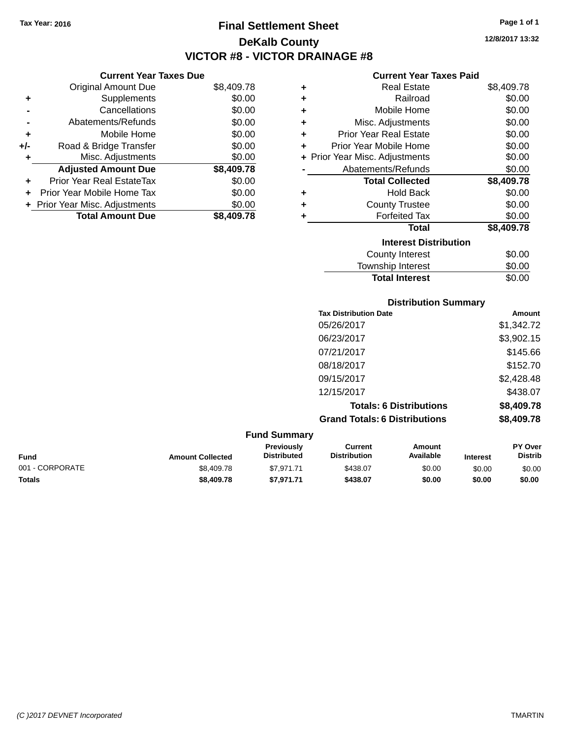Tax Year: 2016

# Final Settlement Sheet

## DeKalb County

## VICTOR #8 - VICTOR DRAINAGE #8

12/8/2017 13:32

### Current Year Taxes Due

| | | |
|---|---|---|
| | Original Amount Due | $8,409.78 |
| + | Supplements | $0.00 |
| - | Cancellations | $0.00 |
| - | Abatements/Refunds | $0.00 |
| + | Mobile Home | $0.00 |
| +/- | Road & Bridge Transfer | $0.00 |
| + | Misc. Adjustments | $0.00 |
| | **Adjusted Amount Due** | **$8,409.78** |
| + | Prior Year Real EstateTax | $0.00 |
| + | Prior Year Mobile Home Tax | $0.00 |
| + | Prior Year Misc. Adjustments | $0.00 |
| | **Total Amount Due** | **$8,409.78** |

### Current Year Taxes Paid

| | | |
|---|---|---|
| + | Real Estate | $8,409.78 |
| + | Railroad | $0.00 |
| + | Mobile Home | $0.00 |
| + | Misc. Adjustments | $0.00 |
| + | Prior Year Real Estate | $0.00 |
| + | Prior Year Mobile Home | $0.00 |
| + | Prior Year Misc. Adjustments | $0.00 |
| - | Abatements/Refunds | $0.00 |
| | **Total Collected** | **$8,409.78** |
| + | Hold Back | $0.00 |
| + | County Trustee | $0.00 |
| + | Forfeited Tax | $0.00 |
| | **Total** | **$8,409.78** |

### Interest Distribution

| | |
|---|---|
| County Interest | $0.00 |
| Township Interest | $0.00 |
| **Total Interest** | $0.00 |

### Distribution Summary

| Tax Distribution Date | Amount |
|---|---|
| 05/26/2017 | $1,342.72 |
| 06/23/2017 | $3,902.15 |
| 07/21/2017 | $145.66 |
| 08/18/2017 | $152.70 |
| 09/15/2017 | $2,428.48 |
| 12/15/2017 | $438.07 |
| **Totals: 6 Distributions** | **$8,409.78** |
| **Grand Totals: 6 Distributions** | **$8,409.78** |

### Fund Summary

| Fund | Amount Collected | Previously Distributed | Current Distribution | Amount Available | Interest | PY Over Distrib |
|---|---|---|---|---|---|---|
| 001 - CORPORATE | $8,409.78 | $7,971.71 | $438.07 | $0.00 | $0.00 | $0.00 |
| **Totals** | **$8,409.78** | **$7,971.71** | **$438.07** | **$0.00** | **$0.00** | **$0.00** |

(C )2017 DEVNET Incorporated

TMARTIN